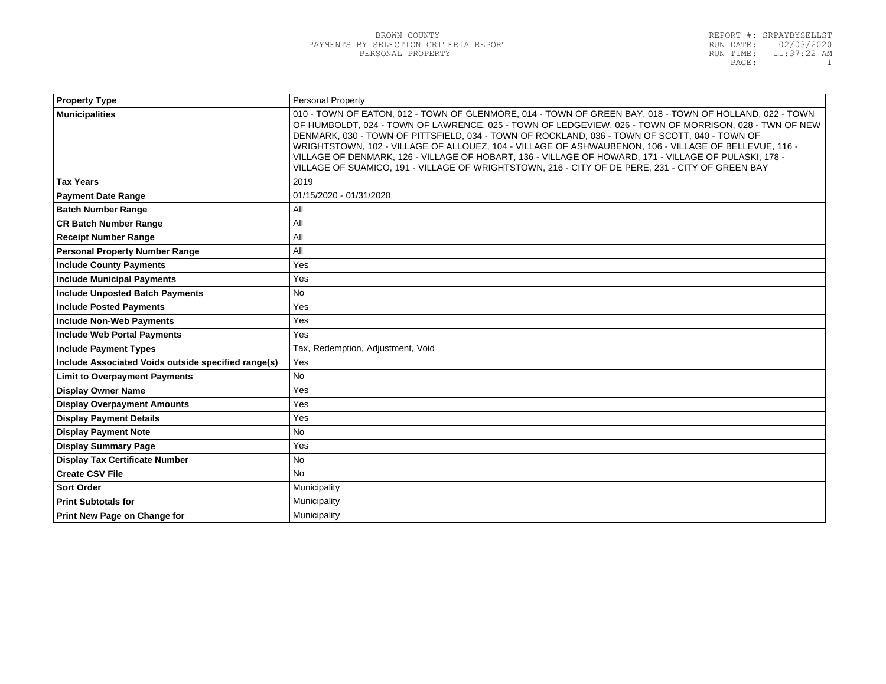BROWN COUNTY
PAYMENTS BY SELECTION CRITERIA REPORT
PERSONAL PROPERTY

REPORT #: SRPAYBYSELLST
RUN DATE: 02/03/2020
RUN TIME: 11:37:22 AM

| Property Type | Personal Property |
|---|---|
| Municipalities | 010 - TOWN OF EATON, 012 - TOWN OF GLENMORE, 014 - TOWN OF GREEN BAY, 018 - TOWN OF HOLLAND, 022 - TOWN OF HUMBOLDT, 024 - TOWN OF LAWRENCE, 025 - TOWN OF LEDGEVIEW, 026 - TOWN OF MORRISON, 028 - TWN OF NEW DENMARK, 030 - TOWN OF PITTSFIELD, 034 - TOWN OF ROCKLAND, 036 - TOWN OF SCOTT, 040 - TOWN OF WRIGHTSTOWN, 102 - VILLAGE OF ALLOUEZ, 104 - VILLAGE OF ASHWAUBENON, 106 - VILLAGE OF BELLEVUE, 116 - VILLAGE OF DENMARK, 126 - VILLAGE OF HOBART, 136 - VILLAGE OF HOWARD, 171 - VILLAGE OF PULASKI, 178 - VILLAGE OF SUAMICO, 191 - VILLAGE OF WRIGHTSTOWN, 216 - CITY OF DE PERE, 231 - CITY OF GREEN BAY |
| Tax Years | 2019 |
| Payment Date Range | 01/15/2020 - 01/31/2020 |
| Batch Number Range | All |
| CR Batch Number Range | All |
| Receipt Number Range | All |
| Personal Property Number Range | All |
| Include County Payments | Yes |
| Include Municipal Payments | Yes |
| Include Unposted Batch Payments | No |
| Include Posted Payments | Yes |
| Include Non-Web Payments | Yes |
| Include Web Portal Payments | Yes |
| Include Payment Types | Tax, Redemption, Adjustment, Void |
| Include Associated Voids outside specified range(s) | Yes |
| Limit to Overpayment Payments | No |
| Display Owner Name | Yes |
| Display Overpayment Amounts | Yes |
| Display Payment Details | Yes |
| Display Payment Note | No |
| Display Summary Page | Yes |
| Display Tax Certificate Number | No |
| Create CSV File | No |
| Sort Order | Municipality |
| Print Subtotals for | Municipality |
| Print New Page on Change for | Municipality |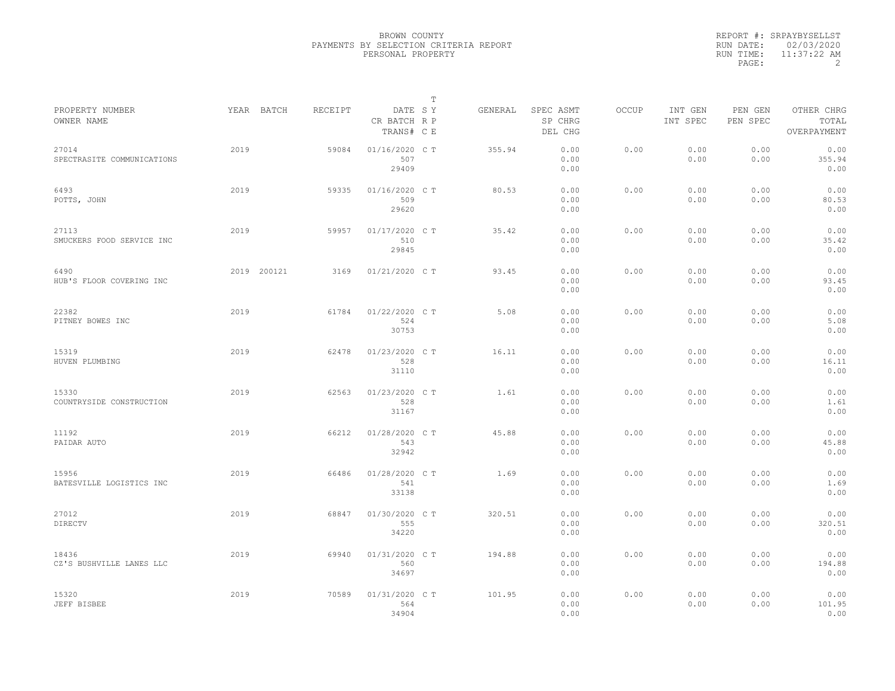BROWN COUNTY
PAYMENTS BY SELECTION CRITERIA REPORT
PERSONAL PROPERTY

REPORT #: SRPAYBYSELLST
RUN DATE: 02/03/2020
RUN TIME: 11:37:22 AM

| PROPERTY NUMBER<br>OWNER NAME | YEAR | BATCH | RECEIPT | DATE<br>CR BATCH<br>TRANS# | T<br>S Y<br>R P<br>C E | GENERAL | SPEC ASMT<br>SP CHRG<br>DEL CHG | OCCUP | INT GEN<br>INT SPEC | PEN GEN<br>PEN SPEC | OTHER CHRG<br>TOTAL<br>OVERPAYMENT |
|---|---|---|---|---|---|---|---|---|---|---|---|
| 27014<br>SPECTRASITE COMMUNICATIONS | 2019 | | 59084 | 01/16/2020<br>507<br>29409 | C T | 355.94 | 0.00<br>0.00<br>0.00 | 0.00 | 0.00<br>0.00 | 0.00<br>0.00 | 0.00<br>355.94<br>0.00 |
| 6493<br>POTTS, JOHN | 2019 | | 59335 | 01/16/2020<br>509<br>29620 | C T | 80.53 | 0.00<br>0.00<br>0.00 | 0.00 | 0.00<br>0.00 | 0.00<br>0.00 | 0.00<br>80.53<br>0.00 |
| 27113<br>SMUCKERS FOOD SERVICE INC | 2019 | | 59957 | 01/17/2020<br>510<br>29845 | C T | 35.42 | 0.00<br>0.00<br>0.00 | 0.00 | 0.00<br>0.00 | 0.00<br>0.00 | 0.00<br>35.42<br>0.00 |
| 6490<br>HUB'S FLOOR COVERING INC | 2019 | 200121 | 3169 | 01/21/2020 | C T | 93.45 | 0.00<br>0.00<br>0.00 | 0.00 | 0.00<br>0.00 | 0.00<br>0.00 | 0.00<br>93.45<br>0.00 |
| 22382<br>PITNEY BOWES INC | 2019 | | 61784 | 01/22/2020<br>524<br>30753 | C T | 5.08 | 0.00<br>0.00<br>0.00 | 0.00 | 0.00<br>0.00 | 0.00<br>0.00 | 0.00<br>5.08<br>0.00 |
| 15319<br>HUVEN PLUMBING | 2019 | | 62478 | 01/23/2020<br>528<br>31110 | C T | 16.11 | 0.00<br>0.00<br>0.00 | 0.00 | 0.00<br>0.00 | 0.00<br>0.00 | 0.00<br>16.11<br>0.00 |
| 15330<br>COUNTRYSIDE CONSTRUCTION | 2019 | | 62563 | 01/23/2020<br>528<br>31167 | C T | 1.61 | 0.00<br>0.00<br>0.00 | 0.00 | 0.00<br>0.00 | 0.00<br>0.00 | 0.00<br>1.61<br>0.00 |
| 11192<br>PAIDAR AUTO | 2019 | | 66212 | 01/28/2020<br>543<br>32942 | C T | 45.88 | 0.00<br>0.00<br>0.00 | 0.00 | 0.00<br>0.00 | 0.00<br>0.00 | 0.00<br>45.88<br>0.00 |
| 15956<br>BATESVILLE LOGISTICS INC | 2019 | | 66486 | 01/28/2020<br>541<br>33138 | C T | 1.69 | 0.00<br>0.00<br>0.00 | 0.00 | 0.00<br>0.00 | 0.00<br>0.00 | 0.00<br>1.69<br>0.00 |
| 27012<br>DIRECTV | 2019 | | 68847 | 01/30/2020<br>555<br>34220 | C T | 320.51 | 0.00<br>0.00<br>0.00 | 0.00 | 0.00<br>0.00 | 0.00<br>0.00 | 0.00<br>320.51<br>0.00 |
| 18436<br>CZ'S BUSHVILLE LANES LLC | 2019 | | 69940 | 01/31/2020<br>560<br>34697 | C T | 194.88 | 0.00<br>0.00<br>0.00 | 0.00 | 0.00<br>0.00 | 0.00<br>0.00 | 0.00<br>194.88<br>0.00 |
| 15320<br>JEFF BISBEE | 2019 | | 70589 | 01/31/2020<br>564<br>34904 | C T | 101.95 | 0.00<br>0.00<br>0.00 | 0.00 | 0.00<br>0.00 | 0.00<br>0.00 | 0.00<br>101.95<br>0.00 |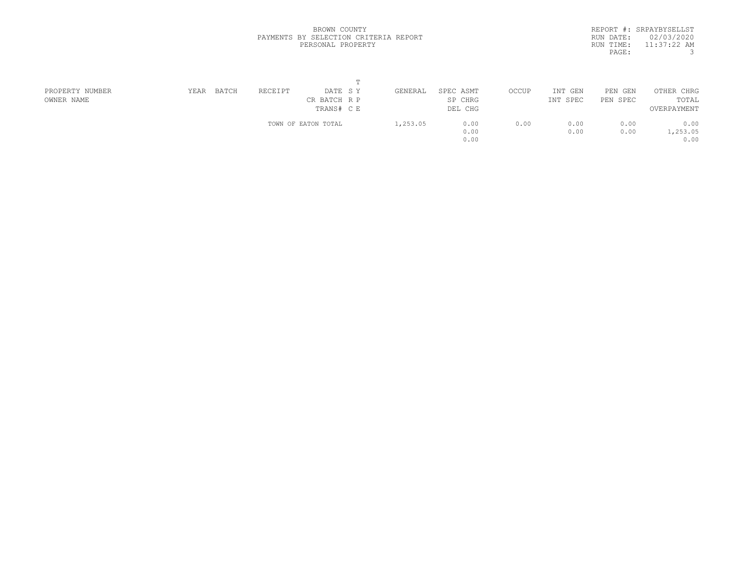BROWN COUNTY
PAYMENTS BY SELECTION CRITERIA REPORT
PERSONAL PROPERTY

REPORT #: SRPAYBYSELLST
RUN DATE: 02/03/2020
RUN TIME: 11:37:22 AM

| PROPERTY NUMBER / OWNER NAME | YEAR | BATCH | RECEIPT | DATE / CR BATCH / TRANS# | T SY RP CE | GENERAL | SPEC ASMT / SP CHRG / DEL CHG | OCCUP | INT GEN / INT SPEC | PEN GEN / PEN SPEC | OTHER CHRG / TOTAL / OVERPAYMENT |
|---|---|---|---|---|---|---|---|---|---|---|---|
| | | | TOWN OF EATON TOTAL | | | 1,253.05 | 0.00 | 0.00 | 0.00 | 0.00 | 0.00 |
| | | | | | | | 0.00 | | 0.00 | 0.00 | 1,253.05 |
| | | | | | | | 0.00 | | | | 0.00 |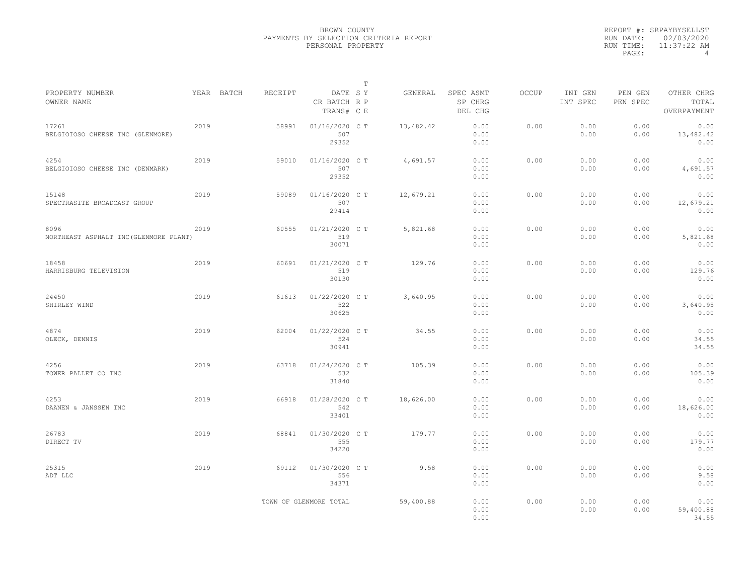BROWN COUNTY
PAYMENTS BY SELECTION CRITERIA REPORT
PERSONAL PROPERTY

REPORT #: SRPAYBYSELLST
RUN DATE: 02/03/2020
RUN TIME: 11:37:22 AM

| PROPERTY NUMBER / OWNER NAME | YEAR | BATCH | RECEIPT | DATE / CR BATCH / TRANS# | SY | T RP | GENERAL | SPEC ASMT / SP CHRG / DEL CHG | OCCUP | INT GEN / INT SPEC | PEN GEN / PEN SPEC | OTHER CHRG / TOTAL / OVERPAYMENT |
|---|---|---|---|---|---|---|---|---|---|---|---|---|
| 17261 BELGIOIOSO CHEESE INC (GLENMORE) | 2019 | | 58991 | 01/16/2020 507 29352 | C | T | 13,482.42 | 0.00 0.00 0.00 | 0.00 | 0.00 0.00 | 0.00 0.00 | 0.00 13,482.42 0.00 |
| 4254 BELGIOIOSO CHEESE INC (DENMARK) | 2019 | | 59010 | 01/16/2020 507 29352 | C | T | 4,691.57 | 0.00 0.00 0.00 | 0.00 | 0.00 0.00 | 0.00 0.00 | 0.00 4,691.57 0.00 |
| 15148 SPECTRASITE BROADCAST GROUP | 2019 | | 59089 | 01/16/2020 507 29414 | C | T | 12,679.21 | 0.00 0.00 0.00 | 0.00 | 0.00 0.00 | 0.00 0.00 | 0.00 12,679.21 0.00 |
| 8096 NORTHEAST ASPHALT INC(GLENMORE PLANT) | 2019 | | 60555 | 01/21/2020 519 30071 | C | T | 5,821.68 | 0.00 0.00 0.00 | 0.00 | 0.00 0.00 | 0.00 0.00 | 0.00 5,821.68 0.00 |
| 18458 HARRISBURG TELEVISION | 2019 | | 60691 | 01/21/2020 519 30130 | C | T | 129.76 | 0.00 0.00 0.00 | 0.00 | 0.00 0.00 | 0.00 0.00 | 0.00 129.76 0.00 |
| 24450 SHIRLEY WIND | 2019 | | 61613 | 01/22/2020 522 30625 | C | T | 3,640.95 | 0.00 0.00 0.00 | 0.00 | 0.00 0.00 | 0.00 0.00 | 0.00 3,640.95 0.00 |
| 4874 OLECK, DENNIS | 2019 | | 62004 | 01/22/2020 524 30941 | C | T | 34.55 | 0.00 0.00 0.00 | 0.00 | 0.00 0.00 | 0.00 0.00 | 0.00 34.55 34.55 |
| 4256 TOWER PALLET CO INC | 2019 | | 63718 | 01/24/2020 532 31840 | C | T | 105.39 | 0.00 0.00 0.00 | 0.00 | 0.00 0.00 | 0.00 0.00 | 0.00 105.39 0.00 |
| 4253 DAANEN & JANSSEN INC | 2019 | | 66918 | 01/28/2020 542 33401 | C | T | 18,626.00 | 0.00 0.00 0.00 | 0.00 | 0.00 0.00 | 0.00 0.00 | 0.00 18,626.00 0.00 |
| 26783 DIRECT TV | 2019 | | 68841 | 01/30/2020 555 34220 | C | T | 179.77 | 0.00 0.00 0.00 | 0.00 | 0.00 0.00 | 0.00 0.00 | 0.00 179.77 0.00 |
| 25315 ADT LLC | 2019 | | 69112 | 01/30/2020 556 34371 | C | T | 9.58 | 0.00 0.00 0.00 | 0.00 | 0.00 0.00 | 0.00 0.00 | 0.00 9.58 0.00 |
| | | | TOWN OF GLENMORE TOTAL | | | | 59,400.88 | 0.00 0.00 0.00 | 0.00 | 0.00 0.00 | 0.00 0.00 | 0.00 59,400.88 34.55 |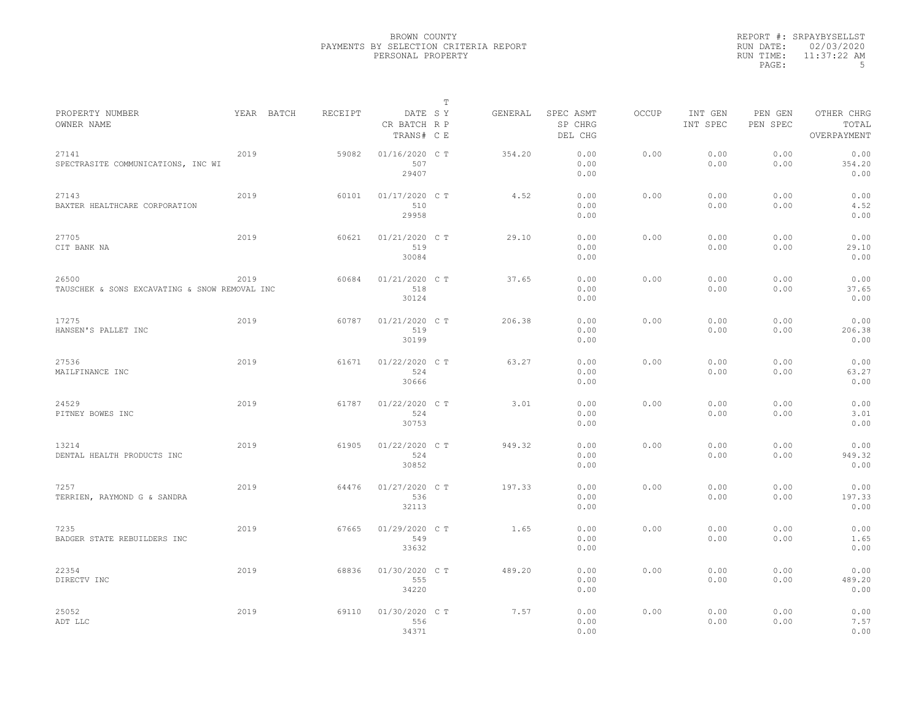BROWN COUNTY
PAYMENTS BY SELECTION CRITERIA REPORT
PERSONAL PROPERTY

REPORT #: SRPAYBYSELLST
RUN DATE: 02/03/2020
RUN TIME: 11:37:22 AM

| PROPERTY NUMBER / OWNER NAME | YEAR | BATCH | RECEIPT | DATE / CR BATCH / TRANS# | T SY RP CE | GENERAL | SPEC ASMT / SP CHRG / DEL CHG | OCCUP | INT GEN / INT SPEC | PEN GEN / PEN SPEC | OTHER CHRG / TOTAL / OVERPAYMENT |
|---|---|---|---|---|---|---|---|---|---|---|---|
| 27141 SPECTRASITE COMMUNICATIONS, INC WI | 2019 | | 59082 | 01/16/2020 507 29407 | C T | 354.20 | 0.00 0.00 0.00 | 0.00 | 0.00 0.00 | 0.00 0.00 | 0.00 354.20 0.00 |
| 27143 BAXTER HEALTHCARE CORPORATION | 2019 | | 60101 | 01/17/2020 510 29958 | C T | 4.52 | 0.00 0.00 0.00 | 0.00 | 0.00 0.00 | 0.00 0.00 | 0.00 4.52 0.00 |
| 27705 CIT BANK NA | 2019 | | 60621 | 01/21/2020 519 30084 | C T | 29.10 | 0.00 0.00 0.00 | 0.00 | 0.00 0.00 | 0.00 0.00 | 0.00 29.10 0.00 |
| 26500 TAUSCHEK & SONS EXCAVATING & SNOW REMOVAL INC | 2019 | | 60684 | 01/21/2020 518 30124 | C T | 37.65 | 0.00 0.00 0.00 | 0.00 | 0.00 0.00 | 0.00 0.00 | 0.00 37.65 0.00 |
| 17275 HANSEN'S PALLET INC | 2019 | | 60787 | 01/21/2020 519 30199 | C T | 206.38 | 0.00 0.00 0.00 | 0.00 | 0.00 0.00 | 0.00 0.00 | 0.00 206.38 0.00 |
| 27536 MAILFINANCE INC | 2019 | | 61671 | 01/22/2020 524 30666 | C T | 63.27 | 0.00 0.00 0.00 | 0.00 | 0.00 0.00 | 0.00 0.00 | 0.00 63.27 0.00 |
| 24529 PITNEY BOWES INC | 2019 | | 61787 | 01/22/2020 524 30753 | C T | 3.01 | 0.00 0.00 0.00 | 0.00 | 0.00 0.00 | 0.00 0.00 | 0.00 3.01 0.00 |
| 13214 DENTAL HEALTH PRODUCTS INC | 2019 | | 61905 | 01/22/2020 524 30852 | C T | 949.32 | 0.00 0.00 0.00 | 0.00 | 0.00 0.00 | 0.00 0.00 | 0.00 949.32 0.00 |
| 7257 TERRIEN, RAYMOND G & SANDRA | 2019 | | 64476 | 01/27/2020 536 32113 | C T | 197.33 | 0.00 0.00 0.00 | 0.00 | 0.00 0.00 | 0.00 0.00 | 0.00 197.33 0.00 |
| 7235 BADGER STATE REBUILDERS INC | 2019 | | 67665 | 01/29/2020 549 33632 | C T | 1.65 | 0.00 0.00 0.00 | 0.00 | 0.00 0.00 | 0.00 0.00 | 0.00 1.65 0.00 |
| 22354 DIRECTV INC | 2019 | | 68836 | 01/30/2020 555 34220 | C T | 489.20 | 0.00 0.00 0.00 | 0.00 | 0.00 0.00 | 0.00 0.00 | 0.00 489.20 0.00 |
| 25052 ADT LLC | 2019 | | 69110 | 01/30/2020 556 34371 | C T | 7.57 | 0.00 0.00 0.00 | 0.00 | 0.00 0.00 | 0.00 0.00 | 0.00 7.57 0.00 |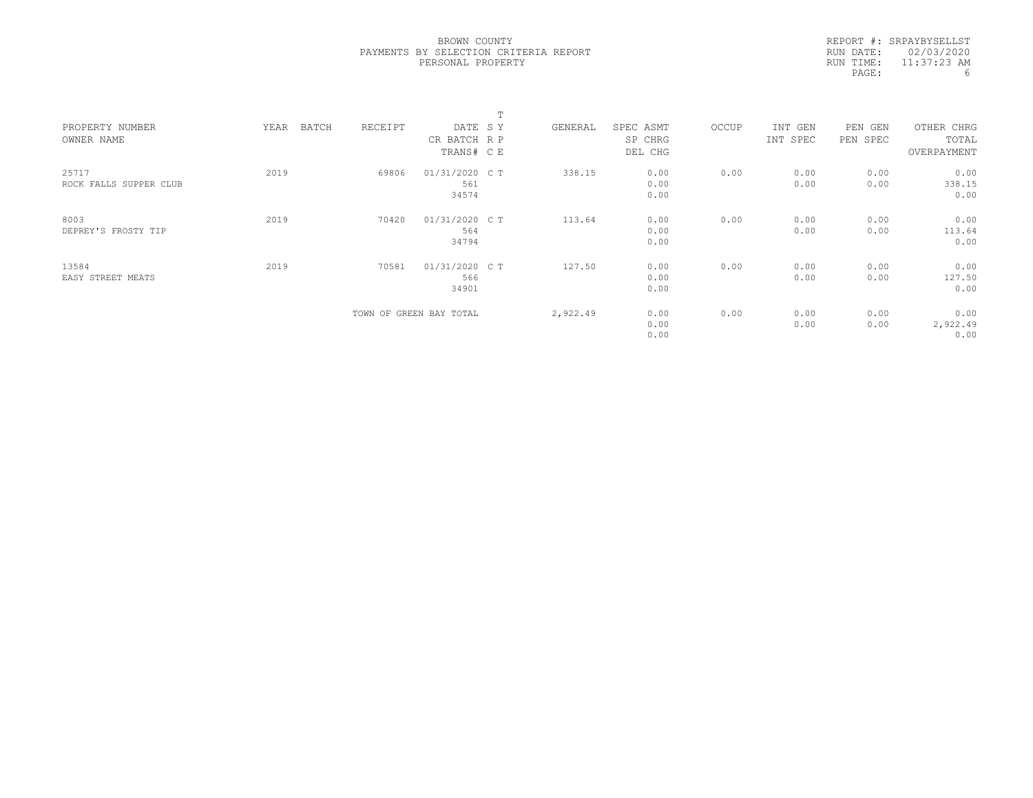BROWN COUNTY
PAYMENTS BY SELECTION CRITERIA REPORT
PERSONAL PROPERTY

REPORT #: SRPAYBYSELLST
RUN DATE: 02/03/2020
RUN TIME: 11:37:23 AM

| PROPERTY NUMBER / OWNER NAME | YEAR | BATCH | RECEIPT | DATE / CR BATCH / TRANS# | T S Y R P C E | GENERAL | SPEC ASMT / SP CHRG / DEL CHG | OCCUP | INT GEN / INT SPEC | PEN GEN / PEN SPEC | OTHER CHRG / TOTAL / OVERPAYMENT |
|---|---|---|---|---|---|---|---|---|---|---|---|
| 25717 / ROCK FALLS SUPPER CLUB | 2019 | | 69806 | 01/31/2020 / 561 / 34574 | C T | 338.15 | 0.00 / 0.00 / 0.00 | 0.00 | 0.00 / 0.00 | 0.00 / 0.00 | 0.00 / 338.15 / 0.00 |
| 8003 / DEPREY'S FROSTY TIP | 2019 | | 70420 | 01/31/2020 / 564 / 34794 | C T | 113.64 | 0.00 / 0.00 / 0.00 | 0.00 | 0.00 / 0.00 | 0.00 / 0.00 | 0.00 / 113.64 / 0.00 |
| 13584 / EASY STREET MEATS | 2019 | | 70581 | 01/31/2020 / 566 / 34901 | C T | 127.50 | 0.00 / 0.00 / 0.00 | 0.00 | 0.00 / 0.00 | 0.00 / 0.00 | 0.00 / 127.50 / 0.00 |
| | | | TOWN OF GREEN BAY TOTAL | | | 2,922.49 | 0.00 / 0.00 / 0.00 | 0.00 | 0.00 / 0.00 | 0.00 / 0.00 | 0.00 / 2,922.49 / 0.00 |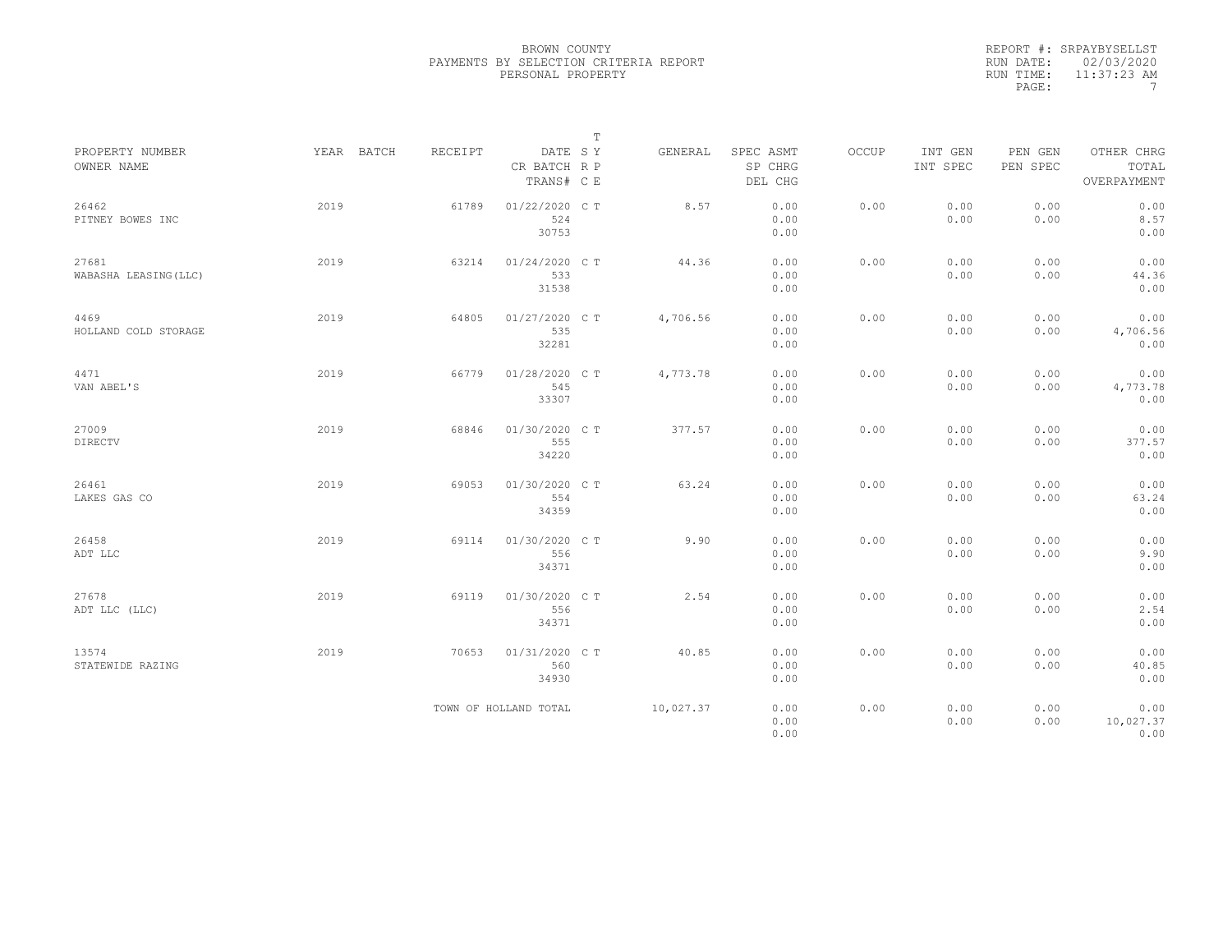BROWN COUNTY
PAYMENTS BY SELECTION CRITERIA REPORT
PERSONAL PROPERTY

REPORT #: SRPAYBYSELLST
RUN DATE: 02/03/2020
RUN TIME: 11:37:23 AM

| PROPERTY NUMBER<br>OWNER NAME | YEAR | BATCH | RECEIPT | DATE<br>CR BATCH<br>TRANS# | T<br>S Y<br>R P<br>C E | GENERAL | SPEC ASMT<br>SP CHRG<br>DEL CHG | OCCUP | INT GEN<br>INT SPEC | PEN GEN<br>PEN SPEC | OTHER CHRG<br>TOTAL<br>OVERPAYMENT |
|---|---|---|---|---|---|---|---|---|---|---|---|
| 26462<br>PITNEY BOWES INC | 2019 | | 61789 | 01/22/2020<br>524<br>30753 | C T | 8.57 | 0.00<br>0.00<br>0.00 | 0.00 | 0.00<br>0.00 | 0.00<br>0.00 | 0.00<br>8.57<br>0.00 |
| 27681<br>WABASHA LEASING(LLC) | 2019 | | 63214 | 01/24/2020<br>533<br>31538 | C T | 44.36 | 0.00<br>0.00<br>0.00 | 0.00 | 0.00<br>0.00 | 0.00<br>0.00 | 0.00<br>44.36<br>0.00 |
| 4469<br>HOLLAND COLD STORAGE | 2019 | | 64805 | 01/27/2020<br>535<br>32281 | C T | 4,706.56 | 0.00<br>0.00<br>0.00 | 0.00 | 0.00<br>0.00 | 0.00<br>0.00 | 0.00<br>4,706.56<br>0.00 |
| 4471<br>VAN ABEL'S | 2019 | | 66779 | 01/28/2020<br>545<br>33307 | C T | 4,773.78 | 0.00<br>0.00<br>0.00 | 0.00 | 0.00<br>0.00 | 0.00<br>0.00 | 0.00<br>4,773.78<br>0.00 |
| 27009<br>DIRECTV | 2019 | | 68846 | 01/30/2020<br>555<br>34220 | C T | 377.57 | 0.00<br>0.00<br>0.00 | 0.00 | 0.00<br>0.00 | 0.00<br>0.00 | 0.00<br>377.57<br>0.00 |
| 26461<br>LAKES GAS CO | 2019 | | 69053 | 01/30/2020<br>554<br>34359 | C T | 63.24 | 0.00<br>0.00<br>0.00 | 0.00 | 0.00<br>0.00 | 0.00<br>0.00 | 0.00<br>63.24<br>0.00 |
| 26458<br>ADT LLC | 2019 | | 69114 | 01/30/2020<br>556<br>34371 | C T | 9.90 | 0.00<br>0.00<br>0.00 | 0.00 | 0.00<br>0.00 | 0.00<br>0.00 | 0.00<br>9.90<br>0.00 |
| 27678<br>ADT LLC (LLC) | 2019 | | 69119 | 01/30/2020<br>556<br>34371 | C T | 2.54 | 0.00<br>0.00<br>0.00 | 0.00 | 0.00<br>0.00 | 0.00<br>0.00 | 0.00<br>2.54<br>0.00 |
| 13574<br>STATEWIDE RAZING | 2019 | | 70653 | 01/31/2020<br>560<br>34930 | C T | 40.85 | 0.00<br>0.00<br>0.00 | 0.00 | 0.00<br>0.00 | 0.00<br>0.00 | 0.00<br>40.85<br>0.00 |
| | | | TOWN OF HOLLAND TOTAL | | | 10,027.37 | 0.00<br>0.00<br>0.00 | 0.00 | 0.00<br>0.00 | 0.00<br>0.00 | 0.00<br>10,027.37<br>0.00 |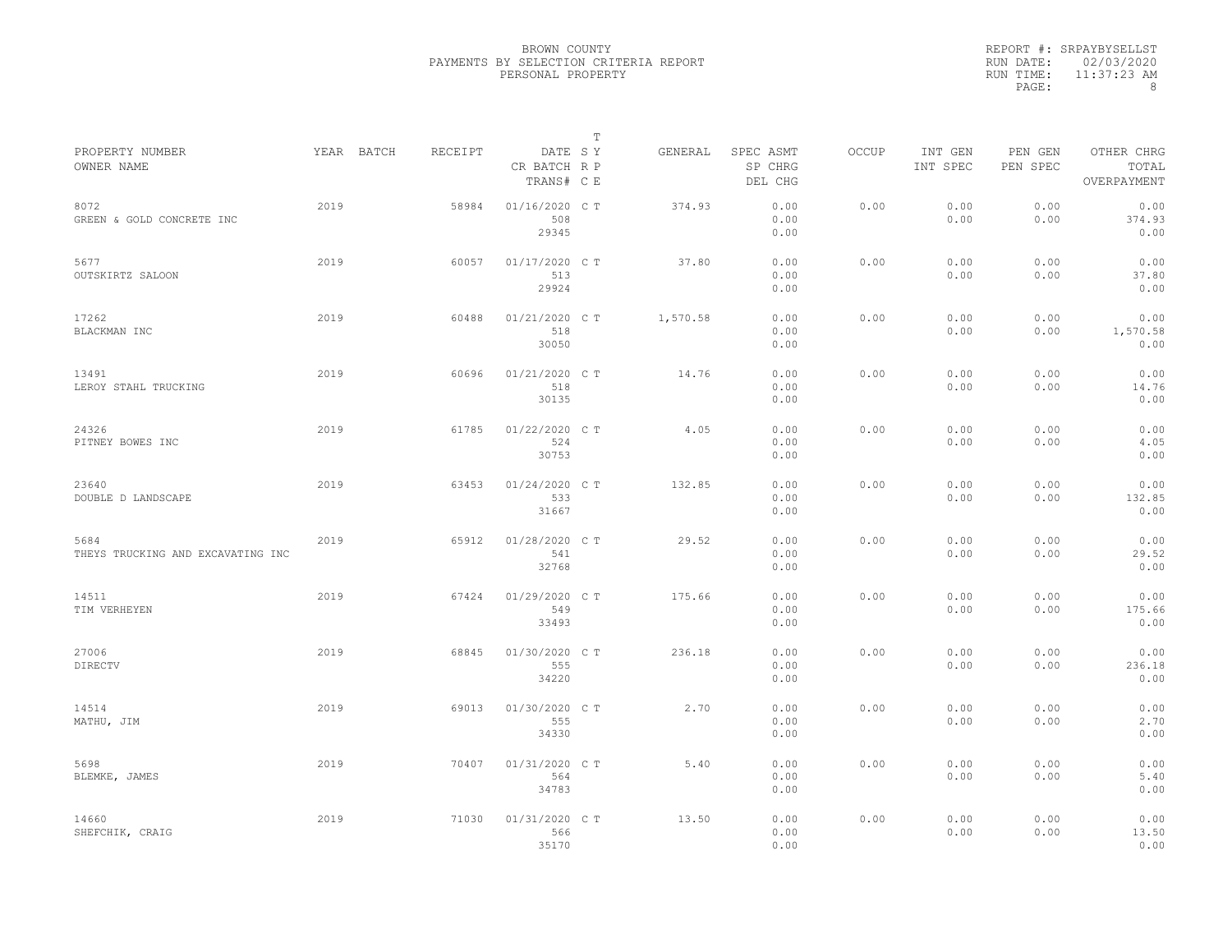BROWN COUNTY
PAYMENTS BY SELECTION CRITERIA REPORT
PERSONAL PROPERTY

REPORT #: SRPAYBYSELLST
RUN DATE: 02/03/2020
RUN TIME: 11:37:23 AM

| PROPERTY NUMBER / OWNER NAME | YEAR | BATCH | RECEIPT | DATE / CR BATCH / TRANS# | T S Y / R P / C E | GENERAL | SPEC ASMT / SP CHRG / DEL CHG | OCCUP | INT GEN / INT SPEC | PEN GEN / PEN SPEC | OTHER CHRG / TOTAL / OVERPAYMENT |
|---|---|---|---|---|---|---|---|---|---|---|---|
| 8072 GREEN & GOLD CONCRETE INC | 2019 | | 58984 | 01/16/2020 508 29345 | C T | 374.93 | 0.00 0.00 0.00 | 0.00 | 0.00 0.00 | 0.00 0.00 | 0.00 374.93 0.00 |
| 5677 OUTSKIRTZ SALOON | 2019 | | 60057 | 01/17/2020 513 29924 | C T | 37.80 | 0.00 0.00 0.00 | 0.00 | 0.00 0.00 | 0.00 0.00 | 0.00 37.80 0.00 |
| 17262 BLACKMAN INC | 2019 | | 60488 | 01/21/2020 518 30050 | C T | 1,570.58 | 0.00 0.00 0.00 | 0.00 | 0.00 0.00 | 0.00 0.00 | 0.00 1,570.58 0.00 |
| 13491 LEROY STAHL TRUCKING | 2019 | | 60696 | 01/21/2020 518 30135 | C T | 14.76 | 0.00 0.00 0.00 | 0.00 | 0.00 0.00 | 0.00 0.00 | 0.00 14.76 0.00 |
| 24326 PITNEY BOWES INC | 2019 | | 61785 | 01/22/2020 524 30753 | C T | 4.05 | 0.00 0.00 0.00 | 0.00 | 0.00 0.00 | 0.00 0.00 | 0.00 4.05 0.00 |
| 23640 DOUBLE D LANDSCAPE | 2019 | | 63453 | 01/24/2020 533 31667 | C T | 132.85 | 0.00 0.00 0.00 | 0.00 | 0.00 0.00 | 0.00 0.00 | 0.00 132.85 0.00 |
| 5684 THEYS TRUCKING AND EXCAVATING INC | 2019 | | 65912 | 01/28/2020 541 32768 | C T | 29.52 | 0.00 0.00 0.00 | 0.00 | 0.00 0.00 | 0.00 0.00 | 0.00 29.52 0.00 |
| 14511 TIM VERHEYEN | 2019 | | 67424 | 01/29/2020 549 33493 | C T | 175.66 | 0.00 0.00 0.00 | 0.00 | 0.00 0.00 | 0.00 0.00 | 0.00 175.66 0.00 |
| 27006 DIRECTV | 2019 | | 68845 | 01/30/2020 555 34220 | C T | 236.18 | 0.00 0.00 0.00 | 0.00 | 0.00 0.00 | 0.00 0.00 | 0.00 236.18 0.00 |
| 14514 MATHU, JIM | 2019 | | 69013 | 01/30/2020 555 34330 | C T | 2.70 | 0.00 0.00 0.00 | 0.00 | 0.00 0.00 | 0.00 0.00 | 0.00 2.70 0.00 |
| 5698 BLEMKE, JAMES | 2019 | | 70407 | 01/31/2020 564 34783 | C T | 5.40 | 0.00 0.00 0.00 | 0.00 | 0.00 0.00 | 0.00 0.00 | 0.00 5.40 0.00 |
| 14660 SHEFCHIK, CRAIG | 2019 | | 71030 | 01/31/2020 566 35170 | C T | 13.50 | 0.00 0.00 0.00 | 0.00 | 0.00 0.00 | 0.00 0.00 | 0.00 13.50 0.00 |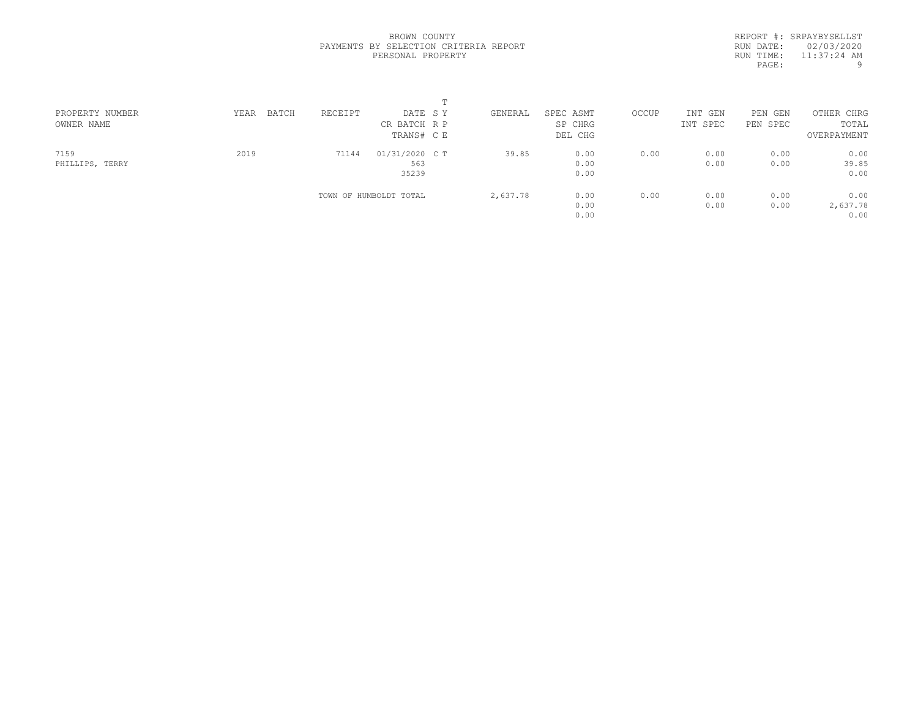BROWN COUNTY
PAYMENTS BY SELECTION CRITERIA REPORT
PERSONAL PROPERTY

REPORT #: SRPAYBYSELLST
RUN DATE: 02/03/2020
RUN TIME: 11:37:24 AM
PAGE: 9

| PROPERTY NUMBER<br>OWNER NAME | YEAR | BATCH | RECEIPT | DATE<br>CR BATCH<br>TRANS# | T<br>S Y<br>R P<br>C E | GENERAL | SPEC ASMT<br>SP CHRG<br>DEL CHG | OCCUP | INT GEN<br>INT SPEC | PEN GEN<br>PEN SPEC | OTHER CHRG<br>TOTAL<br>OVERPAYMENT |
|---|---|---|---|---|---|---|---|---|---|---|---|
| 7159<br>PHILLIPS, TERRY | 2019 | | 71144 | 01/31/2020<br>563<br>35239 | C T | 39.85 | 0.00<br>0.00<br>0.00 | 0.00 | 0.00<br>0.00 | 0.00<br>0.00 | 0.00<br>39.85<br>0.00 |
| | | | TOWN OF HUMBOLDT TOTAL | | | 2,637.78 | 0.00<br>0.00<br>0.00 | 0.00 | 0.00<br>0.00 | 0.00<br>0.00 | 0.00<br>2,637.78<br>0.00 |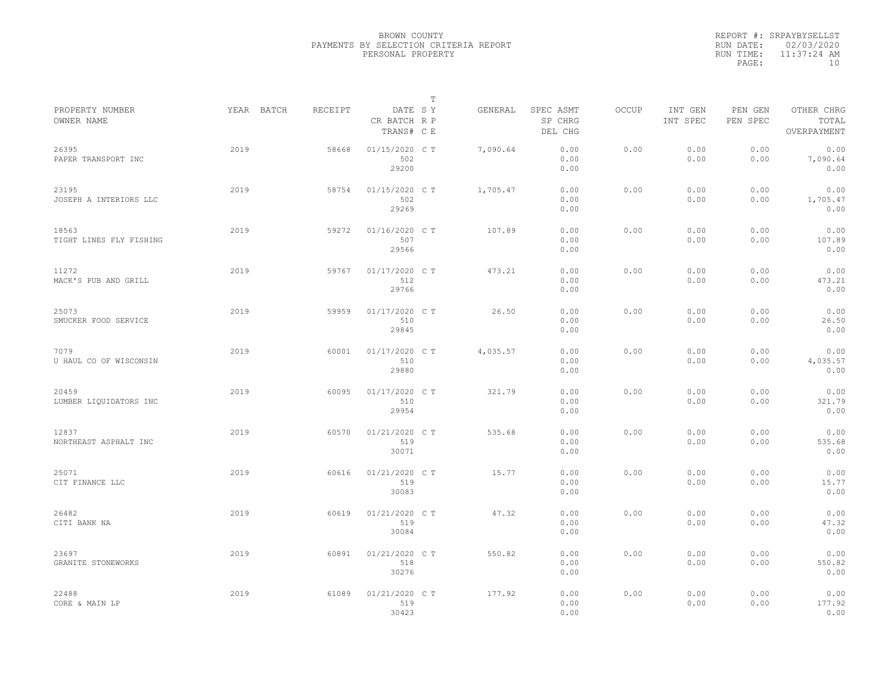BROWN COUNTY
PAYMENTS BY SELECTION CRITERIA REPORT
PERSONAL PROPERTY

REPORT #: SRPAYBYSELLST
RUN DATE: 02/03/2020
RUN TIME: 11:37:24 AM

| PROPERTY NUMBER<br>OWNER NAME | YEAR | BATCH | RECEIPT | DATE<br>CR BATCH<br>TRANS# | T<br>S Y<br>R P<br>C E | GENERAL | SPEC ASMT<br>SP CHRG<br>DEL CHG | OCCUP | INT GEN<br>INT SPEC | PEN GEN<br>PEN SPEC | OTHER CHRG<br>TOTAL<br>OVERPAYMENT |
|---|---|---|---|---|---|---|---|---|---|---|---|
| 26395<br>PAPER TRANSPORT INC | 2019 | | 58668 | 01/15/2020<br>502<br>29200 | C T | 7,090.64 | 0.00<br>0.00<br>0.00 | 0.00 | 0.00<br>0.00 | 0.00<br>0.00 | 0.00<br>7,090.64<br>0.00 |
| 23195<br>JOSEPH A INTERIORS LLC | 2019 | | 58754 | 01/15/2020<br>502<br>29269 | C T | 1,705.47 | 0.00<br>0.00<br>0.00 | 0.00 | 0.00<br>0.00 | 0.00<br>0.00 | 0.00<br>1,705.47<br>0.00 |
| 18563<br>TIGHT LINES FLY FISHING | 2019 | | 59272 | 01/16/2020<br>507<br>29566 | C T | 107.89 | 0.00<br>0.00<br>0.00 | 0.00 | 0.00<br>0.00 | 0.00<br>0.00 | 0.00<br>107.89<br>0.00 |
| 11272<br>MACK'S PUB AND GRILL | 2019 | | 59767 | 01/17/2020<br>512<br>29766 | C T | 473.21 | 0.00<br>0.00<br>0.00 | 0.00 | 0.00<br>0.00 | 0.00<br>0.00 | 0.00<br>473.21<br>0.00 |
| 25073<br>SMUCKER FOOD SERVICE | 2019 | | 59959 | 01/17/2020<br>510<br>29845 | C T | 26.50 | 0.00<br>0.00<br>0.00 | 0.00 | 0.00<br>0.00 | 0.00<br>0.00 | 0.00<br>26.50<br>0.00 |
| 7079<br>U HAUL CO OF WISCONSIN | 2019 | | 60001 | 01/17/2020<br>510<br>29880 | C T | 4,035.57 | 0.00<br>0.00<br>0.00 | 0.00 | 0.00<br>0.00 | 0.00<br>0.00 | 0.00<br>4,035.57<br>0.00 |
| 20459<br>LUMBER LIQUIDATORS INC | 2019 | | 60095 | 01/17/2020<br>510<br>29954 | C T | 321.79 | 0.00<br>0.00<br>0.00 | 0.00 | 0.00<br>0.00 | 0.00<br>0.00 | 0.00<br>321.79<br>0.00 |
| 12837<br>NORTHEAST ASPHALT INC | 2019 | | 60570 | 01/21/2020<br>519<br>30071 | C T | 535.68 | 0.00<br>0.00<br>0.00 | 0.00 | 0.00<br>0.00 | 0.00<br>0.00 | 0.00<br>535.68<br>0.00 |
| 25071<br>CIT FINANCE LLC | 2019 | | 60616 | 01/21/2020<br>519<br>30083 | C T | 15.77 | 0.00<br>0.00<br>0.00 | 0.00 | 0.00<br>0.00 | 0.00<br>0.00 | 0.00<br>15.77<br>0.00 |
| 26482<br>CITI BANK NA | 2019 | | 60619 | 01/21/2020<br>519<br>30084 | C T | 47.32 | 0.00<br>0.00<br>0.00 | 0.00 | 0.00<br>0.00 | 0.00<br>0.00 | 0.00<br>47.32<br>0.00 |
| 23697<br>GRANITE STONEWORKS | 2019 | | 60891 | 01/21/2020<br>518<br>30276 | C T | 550.82 | 0.00<br>0.00<br>0.00 | 0.00 | 0.00<br>0.00 | 0.00<br>0.00 | 0.00<br>550.82<br>0.00 |
| 22488<br>CORE & MAIN LP | 2019 | | 61089 | 01/21/2020<br>519<br>30423 | C T | 177.92 | 0.00<br>0.00<br>0.00 | 0.00 | 0.00<br>0.00 | 0.00<br>0.00 | 0.00<br>177.92<br>0.00 |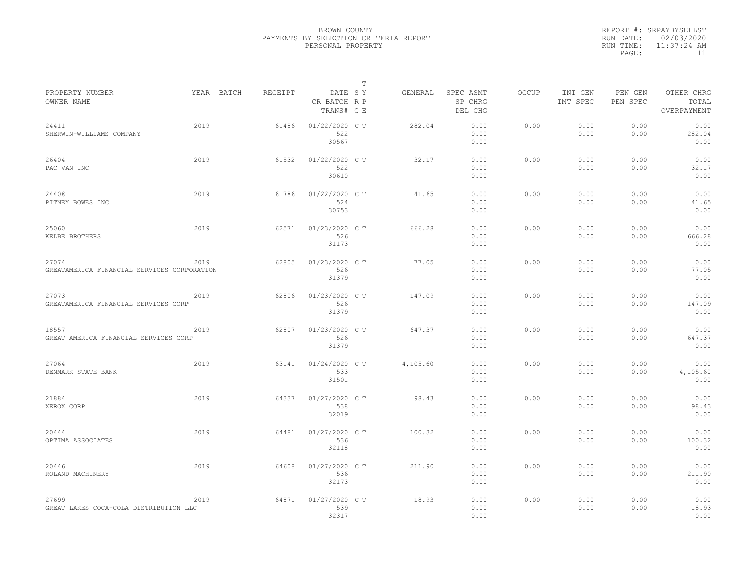BROWN COUNTY
PAYMENTS BY SELECTION CRITERIA REPORT
PERSONAL PROPERTY

REPORT #: SRPAYBYSELLST
RUN DATE: 02/03/2020
RUN TIME: 11:37:24 AM

| PROPERTY NUMBER / OWNER NAME | YEAR | BATCH | RECEIPT | DATE / CR BATCH / TRANS# | T SY RP CE | GENERAL | SPEC ASMT / SP CHRG / DEL CHG | OCCUP | INT GEN / INT SPEC | PEN GEN / PEN SPEC | OTHER CHRG / TOTAL / OVERPAYMENT |
|---|---|---|---|---|---|---|---|---|---|---|---|
| 24411 SHERWIN-WILLIAMS COMPANY | 2019 | | 61486 | 01/22/2020 522 30567 | C T | 282.04 | 0.00 0.00 0.00 | 0.00 | 0.00 0.00 | 0.00 0.00 | 0.00 282.04 0.00 |
| 26404 PAC VAN INC | 2019 | | 61532 | 01/22/2020 522 30610 | C T | 32.17 | 0.00 0.00 0.00 | 0.00 | 0.00 0.00 | 0.00 0.00 | 0.00 32.17 0.00 |
| 24408 PITNEY BOWES INC | 2019 | | 61786 | 01/22/2020 524 30753 | C T | 41.65 | 0.00 0.00 0.00 | 0.00 | 0.00 0.00 | 0.00 0.00 | 0.00 41.65 0.00 |
| 25060 KELBE BROTHERS | 2019 | | 62571 | 01/23/2020 526 31173 | C T | 666.28 | 0.00 0.00 0.00 | 0.00 | 0.00 0.00 | 0.00 0.00 | 0.00 666.28 0.00 |
| 27074 GREATAMERICA FINANCIAL SERVICES CORPORATION | 2019 | | 62805 | 01/23/2020 526 31379 | C T | 77.05 | 0.00 0.00 0.00 | 0.00 | 0.00 0.00 | 0.00 0.00 | 0.00 77.05 0.00 |
| 27073 GREATAMERICA FINANCIAL SERVICES CORP | 2019 | | 62806 | 01/23/2020 526 31379 | C T | 147.09 | 0.00 0.00 0.00 | 0.00 | 0.00 0.00 | 0.00 0.00 | 0.00 147.09 0.00 |
| 18557 GREAT AMERICA FINANCIAL SERVICES CORP | 2019 | | 62807 | 01/23/2020 526 31379 | C T | 647.37 | 0.00 0.00 0.00 | 0.00 | 0.00 0.00 | 0.00 0.00 | 0.00 647.37 0.00 |
| 27064 DENMARK STATE BANK | 2019 | | 63141 | 01/24/2020 533 31501 | C T | 4,105.60 | 0.00 0.00 0.00 | 0.00 | 0.00 0.00 | 0.00 0.00 | 0.00 4,105.60 0.00 |
| 21884 XEROX CORP | 2019 | | 64337 | 01/27/2020 538 32019 | C T | 98.43 | 0.00 0.00 0.00 | 0.00 | 0.00 0.00 | 0.00 0.00 | 0.00 98.43 0.00 |
| 20444 OPTIMA ASSOCIATES | 2019 | | 64481 | 01/27/2020 536 32118 | C T | 100.32 | 0.00 0.00 0.00 | 0.00 | 0.00 0.00 | 0.00 0.00 | 0.00 100.32 0.00 |
| 20446 ROLAND MACHINERY | 2019 | | 64608 | 01/27/2020 536 32173 | C T | 211.90 | 0.00 0.00 0.00 | 0.00 | 0.00 0.00 | 0.00 0.00 | 0.00 211.90 0.00 |
| 27699 GREAT LAKES COCA-COLA DISTRIBUTION LLC | 2019 | | 64871 | 01/27/2020 539 32317 | C T | 18.93 | 0.00 0.00 0.00 | 0.00 | 0.00 0.00 | 0.00 0.00 | 0.00 18.93 0.00 |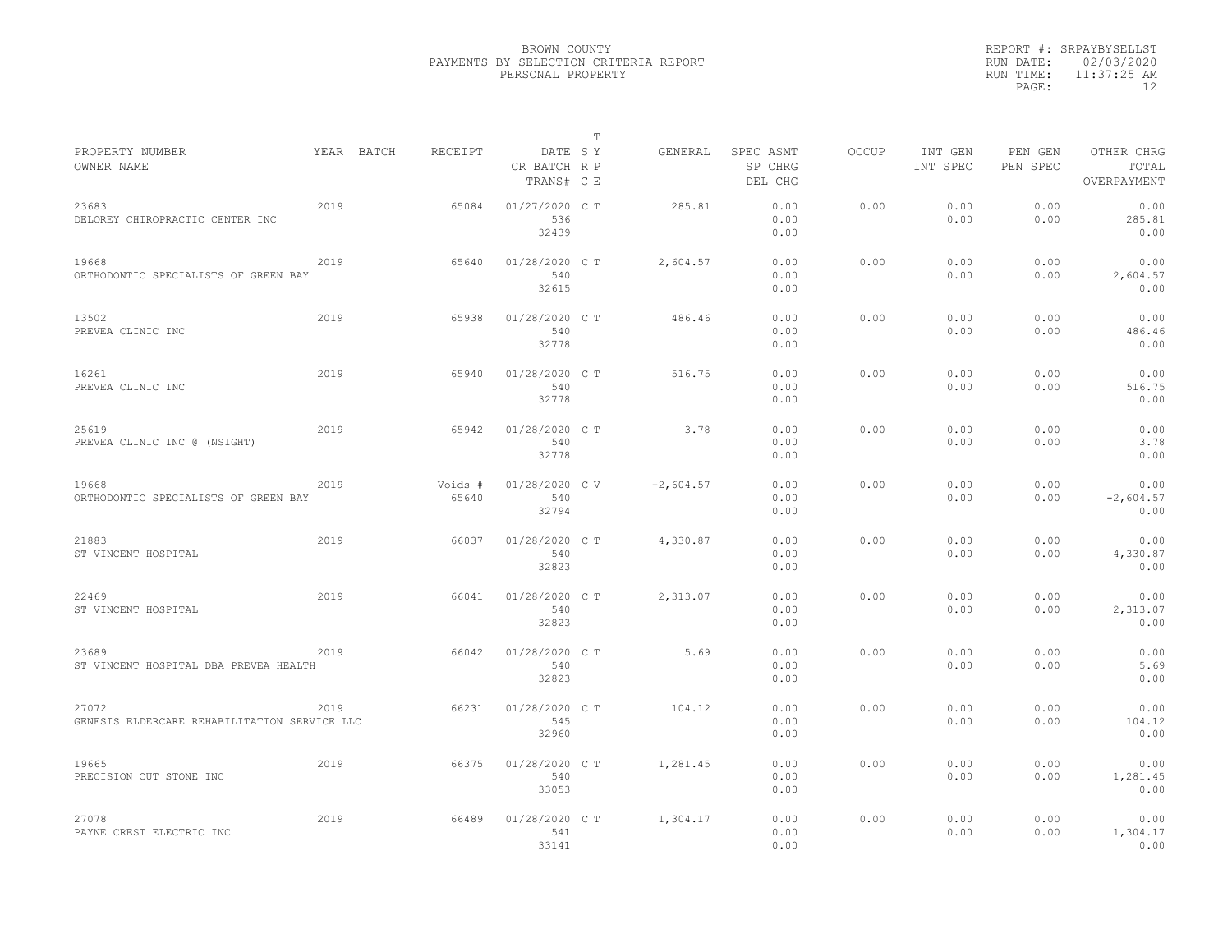BROWN COUNTY
PAYMENTS BY SELECTION CRITERIA REPORT
PERSONAL PROPERTY

REPORT #: SRPAYBYSELLST
RUN DATE: 02/03/2020
RUN TIME: 11:37:25 AM

| PROPERTY NUMBER<br>OWNER NAME | YEAR | BATCH | RECEIPT | DATE<br>CR BATCH<br>TRANS# | T<br>S Y<br>R P<br>C E | GENERAL | SPEC ASMT<br>SP CHRG<br>DEL CHG | OCCUP | INT GEN<br>INT SPEC | PEN GEN<br>PEN SPEC | OTHER CHRG<br>TOTAL<br>OVERPAYMENT |
|---|---|---|---|---|---|---|---|---|---|---|---|
| 23683<br>DELOREY CHIROPRACTIC CENTER INC | 2019 | | 65084 | 01/27/2020<br>536<br>32439 | C T | 285.81 | 0.00<br>0.00<br>0.00 | 0.00 | 0.00<br>0.00 | 0.00<br>0.00 | 0.00<br>285.81<br>0.00 |
| 19668<br>ORTHODONTIC SPECIALISTS OF GREEN BAY | 2019 | | 65640 | 01/28/2020<br>540<br>32615 | C T | 2,604.57 | 0.00<br>0.00<br>0.00 | 0.00 | 0.00<br>0.00 | 0.00<br>0.00 | 0.00<br>2,604.57<br>0.00 |
| 13502<br>PREVEA CLINIC INC | 2019 | | 65938 | 01/28/2020<br>540<br>32778 | C T | 486.46 | 0.00<br>0.00<br>0.00 | 0.00 | 0.00<br>0.00 | 0.00<br>0.00 | 0.00<br>486.46<br>0.00 |
| 16261<br>PREVEA CLINIC INC | 2019 | | 65940 | 01/28/2020<br>540<br>32778 | C T | 516.75 | 0.00<br>0.00<br>0.00 | 0.00 | 0.00<br>0.00 | 0.00<br>0.00 | 0.00<br>516.75<br>0.00 |
| 25619<br>PREVEA CLINIC INC @ (NSIGHT) | 2019 | | 65942 | 01/28/2020<br>540<br>32778 | C T | 3.78 | 0.00<br>0.00<br>0.00 | 0.00 | 0.00<br>0.00 | 0.00<br>0.00 | 0.00<br>3.78<br>0.00 |
| 19668<br>ORTHODONTIC SPECIALISTS OF GREEN BAY | 2019 | | Voids #<br>65640 | 01/28/2020<br>540<br>32794 | C V | -2,604.57 | 0.00<br>0.00<br>0.00 | 0.00 | 0.00<br>0.00 | 0.00<br>0.00 | 0.00<br>-2,604.57<br>0.00 |
| 21883<br>ST VINCENT HOSPITAL | 2019 | | 66037 | 01/28/2020<br>540<br>32823 | C T | 4,330.87 | 0.00<br>0.00<br>0.00 | 0.00 | 0.00<br>0.00 | 0.00<br>0.00 | 0.00<br>4,330.87<br>0.00 |
| 22469<br>ST VINCENT HOSPITAL | 2019 | | 66041 | 01/28/2020<br>540<br>32823 | C T | 2,313.07 | 0.00<br>0.00<br>0.00 | 0.00 | 0.00<br>0.00 | 0.00<br>0.00 | 0.00<br>2,313.07<br>0.00 |
| 23689<br>ST VINCENT HOSPITAL DBA PREVEA HEALTH | 2019 | | 66042 | 01/28/2020<br>540<br>32823 | C T | 5.69 | 0.00<br>0.00<br>0.00 | 0.00 | 0.00<br>0.00 | 0.00<br>0.00 | 0.00<br>5.69<br>0.00 |
| 27072<br>GENESIS ELDERCARE REHABILITATION SERVICE LLC | 2019 | | 66231 | 01/28/2020<br>545<br>32960 | C T | 104.12 | 0.00<br>0.00<br>0.00 | 0.00 | 0.00<br>0.00 | 0.00<br>0.00 | 0.00<br>104.12<br>0.00 |
| 19665<br>PRECISION CUT STONE INC | 2019 | | 66375 | 01/28/2020<br>540<br>33053 | C T | 1,281.45 | 0.00<br>0.00<br>0.00 | 0.00 | 0.00<br>0.00 | 0.00<br>0.00 | 0.00<br>1,281.45<br>0.00 |
| 27078<br>PAYNE CREST ELECTRIC INC | 2019 | | 66489 | 01/28/2020<br>541<br>33141 | C T | 1,304.17 | 0.00<br>0.00<br>0.00 | 0.00 | 0.00<br>0.00 | 0.00<br>0.00 | 0.00<br>1,304.17<br>0.00 |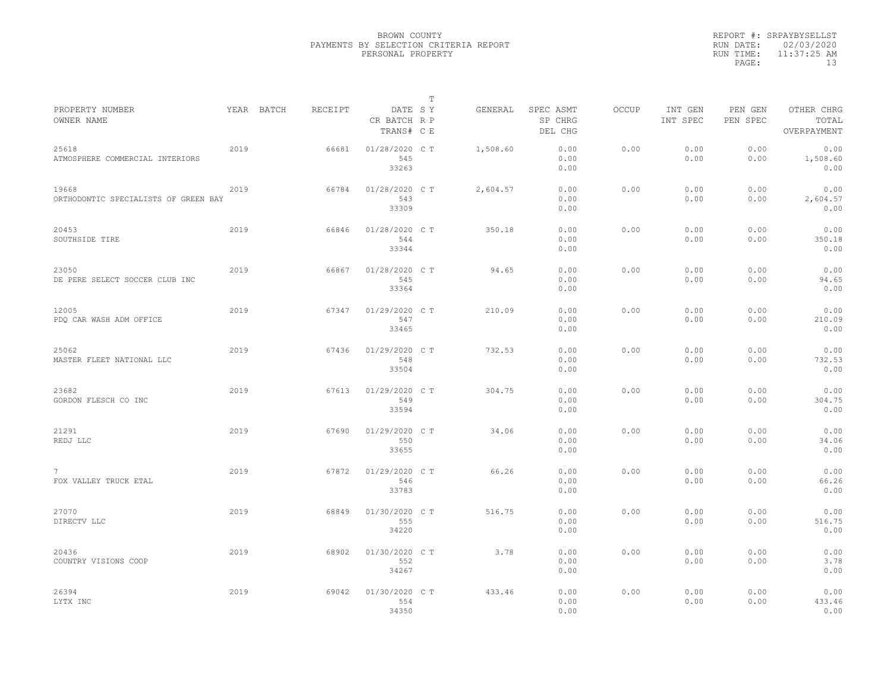BROWN COUNTY
PAYMENTS BY SELECTION CRITERIA REPORT
PERSONAL PROPERTY

REPORT #: SRPAYBYSELLST
RUN DATE: 02/03/2020
RUN TIME: 11:37:25 AM

| PROPERTY NUMBER<br>OWNER NAME | YEAR | BATCH | RECEIPT | DATE<br>CR BATCH<br>TRANS# | T<br>S Y<br>R P<br>C E | GENERAL | SPEC ASMT<br>SP CHRG<br>DEL CHG | OCCUP | INT GEN<br>INT SPEC | PEN GEN<br>PEN SPEC | OTHER CHRG<br>TOTAL<br>OVERPAYMENT |
|---|---|---|---|---|---|---|---|---|---|---|---|
| 25618<br>ATMOSPHERE COMMERCIAL INTERIORS | 2019 | | 66681 | 01/28/2020<br>545<br>33263 | C T | 1,508.60 | 0.00<br>0.00<br>0.00 | 0.00 | 0.00<br>0.00 | 0.00<br>0.00 | 0.00<br>1,508.60<br>0.00 |
| 19668<br>ORTHODONTIC SPECIALISTS OF GREEN BAY | 2019 | | 66784 | 01/28/2020<br>543<br>33309 | C T | 2,604.57 | 0.00<br>0.00<br>0.00 | 0.00 | 0.00<br>0.00 | 0.00<br>0.00 | 0.00<br>2,604.57<br>0.00 |
| 20453<br>SOUTHSIDE TIRE | 2019 | | 66846 | 01/28/2020<br>544<br>33344 | C T | 350.18 | 0.00<br>0.00<br>0.00 | 0.00 | 0.00<br>0.00 | 0.00<br>0.00 | 0.00<br>350.18<br>0.00 |
| 23050<br>DE PERE SELECT SOCCER CLUB INC | 2019 | | 66867 | 01/28/2020<br>545<br>33364 | C T | 94.65 | 0.00<br>0.00<br>0.00 | 0.00 | 0.00<br>0.00 | 0.00<br>0.00 | 0.00<br>94.65<br>0.00 |
| 12005<br>PDQ CAR WASH ADM OFFICE | 2019 | | 67347 | 01/29/2020<br>547<br>33465 | C T | 210.09 | 0.00<br>0.00<br>0.00 | 0.00 | 0.00<br>0.00 | 0.00<br>0.00 | 0.00<br>210.09<br>0.00 |
| 25062<br>MASTER FLEET NATIONAL LLC | 2019 | | 67436 | 01/29/2020<br>548<br>33504 | C T | 732.53 | 0.00<br>0.00<br>0.00 | 0.00 | 0.00<br>0.00 | 0.00<br>0.00 | 0.00<br>732.53<br>0.00 |
| 23682<br>GORDON FLESCH CO INC | 2019 | | 67613 | 01/29/2020<br>549<br>33594 | C T | 304.75 | 0.00<br>0.00<br>0.00 | 0.00 | 0.00<br>0.00 | 0.00<br>0.00 | 0.00<br>304.75<br>0.00 |
| 21291<br>REDJ LLC | 2019 | | 67690 | 01/29/2020<br>550<br>33655 | C T | 34.06 | 0.00<br>0.00<br>0.00 | 0.00 | 0.00<br>0.00 | 0.00<br>0.00 | 0.00<br>34.06<br>0.00 |
| 7<br>FOX VALLEY TRUCK ETAL | 2019 | | 67872 | 01/29/2020<br>546<br>33783 | C T | 66.26 | 0.00<br>0.00<br>0.00 | 0.00 | 0.00<br>0.00 | 0.00<br>0.00 | 0.00<br>66.26<br>0.00 |
| 27070<br>DIRECTV LLC | 2019 | | 68849 | 01/30/2020<br>555<br>34220 | C T | 516.75 | 0.00<br>0.00<br>0.00 | 0.00 | 0.00<br>0.00 | 0.00<br>0.00 | 0.00<br>516.75<br>0.00 |
| 20436<br>COUNTRY VISIONS COOP | 2019 | | 68902 | 01/30/2020<br>552<br>34267 | C T | 3.78 | 0.00<br>0.00<br>0.00 | 0.00 | 0.00<br>0.00 | 0.00<br>0.00 | 0.00<br>3.78<br>0.00 |
| 26394<br>LYTX INC | 2019 | | 69042 | 01/30/2020<br>554<br>34350 | C T | 433.46 | 0.00<br>0.00<br>0.00 | 0.00 | 0.00<br>0.00 | 0.00<br>0.00 | 0.00<br>433.46<br>0.00 |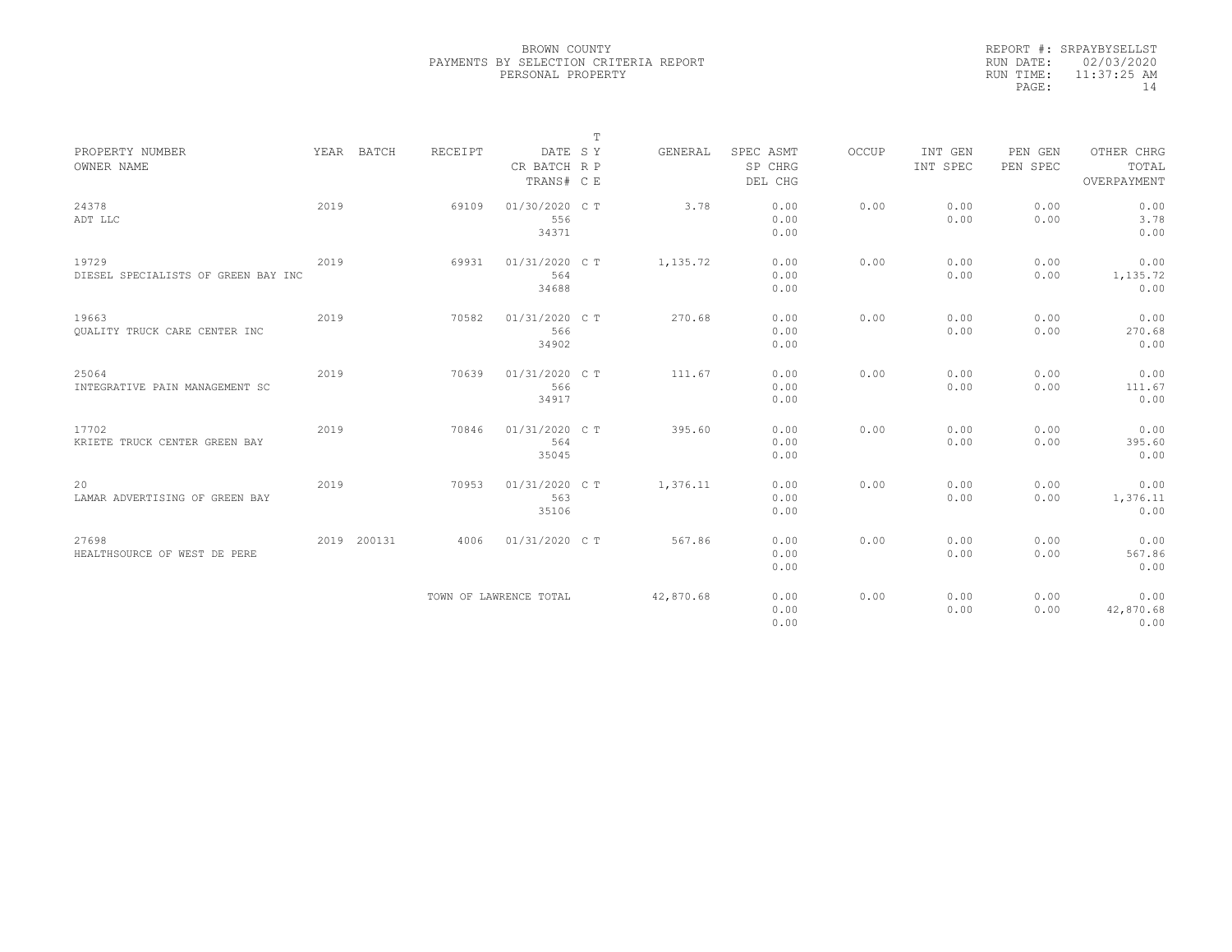BROWN COUNTY
PAYMENTS BY SELECTION CRITERIA REPORT
PERSONAL PROPERTY

REPORT #: SRPAYBYSELLST
RUN DATE: 02/03/2020
RUN TIME: 11:37:25 AM

| PROPERTY NUMBER / OWNER NAME | YEAR | BATCH | RECEIPT | DATE / CR BATCH / TRANS# | T SY / RP / CE | GENERAL | SPEC ASMT / SP CHRG / DEL CHG | OCCUP | INT GEN / INT SPEC | PEN GEN / PEN SPEC | OTHER CHRG / TOTAL / OVERPAYMENT |
|---|---|---|---|---|---|---|---|---|---|---|---|
| 24378 / ADT LLC | 2019 | | 69109 | 01/30/2020 / 556 / 34371 | C T | 3.78 | 0.00 / 0.00 / 0.00 | 0.00 | 0.00 / 0.00 | 0.00 / 0.00 | 0.00 / 3.78 / 0.00 |
| 19729 / DIESEL SPECIALISTS OF GREEN BAY INC | 2019 | | 69931 | 01/31/2020 / 564 / 34688 | C T | 1,135.72 | 0.00 / 0.00 / 0.00 | 0.00 | 0.00 / 0.00 | 0.00 / 0.00 | 0.00 / 1,135.72 / 0.00 |
| 19663 / QUALITY TRUCK CARE CENTER INC | 2019 | | 70582 | 01/31/2020 / 566 / 34902 | C T | 270.68 | 0.00 / 0.00 / 0.00 | 0.00 | 0.00 / 0.00 | 0.00 / 0.00 | 0.00 / 270.68 / 0.00 |
| 25064 / INTEGRATIVE PAIN MANAGEMENT SC | 2019 | | 70639 | 01/31/2020 / 566 / 34917 | C T | 111.67 | 0.00 / 0.00 / 0.00 | 0.00 | 0.00 / 0.00 | 0.00 / 0.00 | 0.00 / 111.67 / 0.00 |
| 17702 / KRIETE TRUCK CENTER GREEN BAY | 2019 | | 70846 | 01/31/2020 / 564 / 35045 | C T | 395.60 | 0.00 / 0.00 / 0.00 | 0.00 | 0.00 / 0.00 | 0.00 / 0.00 | 0.00 / 395.60 / 0.00 |
| 20 / LAMAR ADVERTISING OF GREEN BAY | 2019 | | 70953 | 01/31/2020 / 563 / 35106 | C T | 1,376.11 | 0.00 / 0.00 / 0.00 | 0.00 | 0.00 / 0.00 | 0.00 / 0.00 | 0.00 / 1,376.11 / 0.00 |
| 27698 / HEALTHSOURCE OF WEST DE PERE | 2019 | 200131 | 4006 | 01/31/2020 | C T | 567.86 | 0.00 / 0.00 / 0.00 | 0.00 | 0.00 / 0.00 | 0.00 / 0.00 | 0.00 / 567.86 / 0.00 |
| | | | TOWN OF LAWRENCE TOTAL | | | 42,870.68 | 0.00 / 0.00 / 0.00 | 0.00 | 0.00 / 0.00 | 0.00 / 0.00 | 0.00 / 42,870.68 / 0.00 |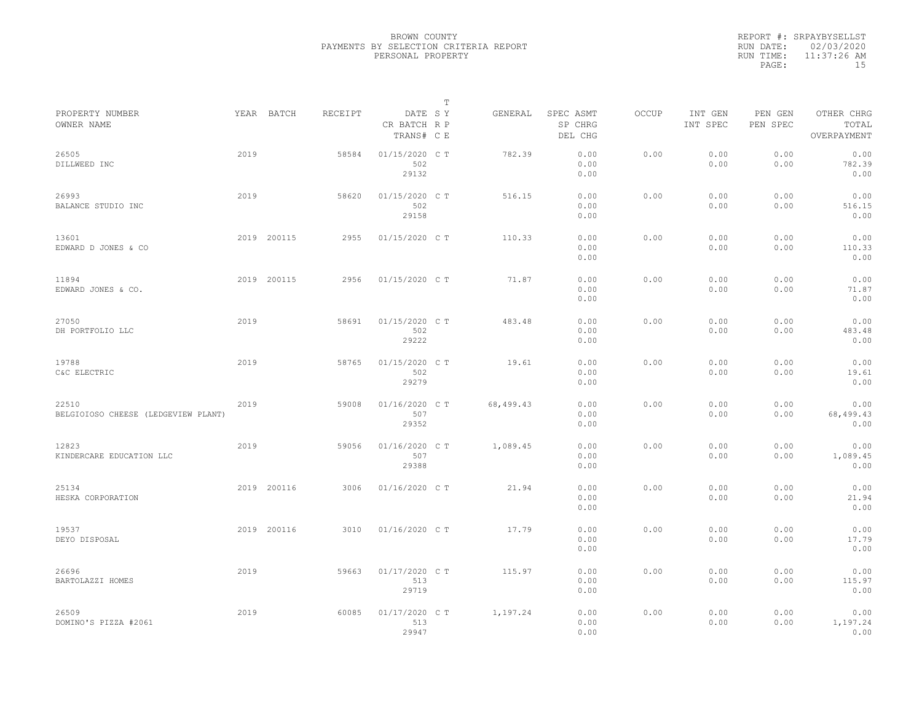BROWN COUNTY
PAYMENTS BY SELECTION CRITERIA REPORT
PERSONAL PROPERTY

REPORT #: SRPAYBYSELLST
RUN DATE: 02/03/2020
RUN TIME: 11:37:26 AM

| PROPERTY NUMBER<br>OWNER NAME | YEAR | BATCH | RECEIPT | DATE<br>CR BATCH<br>TRANS# | T S Y<br>R P<br>C E | GENERAL | SPEC ASMT<br>SP CHRG<br>DEL CHG | OCCUP | INT GEN<br>INT SPEC | PEN GEN<br>PEN SPEC | OTHER CHRG<br>TOTAL<br>OVERPAYMENT |
|---|---|---|---|---|---|---|---|---|---|---|---|
| 26505<br>DILLWEED INC | 2019 | | 58584 | 01/15/2020<br>502<br>29132 | C T | 782.39 | 0.00<br>0.00<br>0.00 | 0.00 | 0.00<br>0.00 | 0.00<br>0.00 | 0.00<br>782.39<br>0.00 |
| 26993<br>BALANCE STUDIO INC | 2019 | | 58620 | 01/15/2020<br>502<br>29158 | C T | 516.15 | 0.00<br>0.00<br>0.00 | 0.00 | 0.00<br>0.00 | 0.00<br>0.00 | 0.00<br>516.15<br>0.00 |
| 13601<br>EDWARD D JONES & CO | 2019 | 200115 | 2955 | 01/15/2020 | C T | 110.33 | 0.00<br>0.00<br>0.00 | 0.00 | 0.00<br>0.00 | 0.00<br>0.00 | 0.00<br>110.33<br>0.00 |
| 11894<br>EDWARD JONES & CO. | 2019 | 200115 | 2956 | 01/15/2020 | C T | 71.87 | 0.00<br>0.00<br>0.00 | 0.00 | 0.00<br>0.00 | 0.00<br>0.00 | 0.00<br>71.87<br>0.00 |
| 27050<br>DH PORTFOLIO LLC | 2019 | | 58691 | 01/15/2020<br>502<br>29222 | C T | 483.48 | 0.00<br>0.00<br>0.00 | 0.00 | 0.00<br>0.00 | 0.00<br>0.00 | 0.00<br>483.48<br>0.00 |
| 19788<br>C&C ELECTRIC | 2019 | | 58765 | 01/15/2020<br>502<br>29279 | C T | 19.61 | 0.00<br>0.00<br>0.00 | 0.00 | 0.00<br>0.00 | 0.00<br>0.00 | 0.00<br>19.61<br>0.00 |
| 22510<br>BELGIOIOSO CHEESE (LEDGEVIEW PLANT) | 2019 | | 59008 | 01/16/2020<br>507<br>29352 | C T | 68,499.43 | 0.00<br>0.00<br>0.00 | 0.00 | 0.00<br>0.00 | 0.00<br>0.00 | 0.00<br>68,499.43<br>0.00 |
| 12823<br>KINDERCARE EDUCATION LLC | 2019 | | 59056 | 01/16/2020<br>507<br>29388 | C T | 1,089.45 | 0.00<br>0.00<br>0.00 | 0.00 | 0.00<br>0.00 | 0.00<br>0.00 | 0.00<br>1,089.45<br>0.00 |
| 25134<br>HESKA CORPORATION | 2019 | 200116 | 3006 | 01/16/2020 | C T | 21.94 | 0.00<br>0.00<br>0.00 | 0.00 | 0.00<br>0.00 | 0.00<br>0.00 | 0.00<br>21.94<br>0.00 |
| 19537<br>DEYO DISPOSAL | 2019 | 200116 | 3010 | 01/16/2020 | C T | 17.79 | 0.00<br>0.00<br>0.00 | 0.00 | 0.00<br>0.00 | 0.00<br>0.00 | 0.00<br>17.79<br>0.00 |
| 26696<br>BARTOLAZZI HOMES | 2019 | | 59663 | 01/17/2020<br>513<br>29719 | C T | 115.97 | 0.00<br>0.00<br>0.00 | 0.00 | 0.00<br>0.00 | 0.00<br>0.00 | 0.00<br>115.97<br>0.00 |
| 26509<br>DOMINO'S PIZZA #2061 | 2019 | | 60085 | 01/17/2020<br>513<br>29947 | C T | 1,197.24 | 0.00<br>0.00<br>0.00 | 0.00 | 0.00<br>0.00 | 0.00<br>0.00 | 0.00<br>1,197.24<br>0.00 |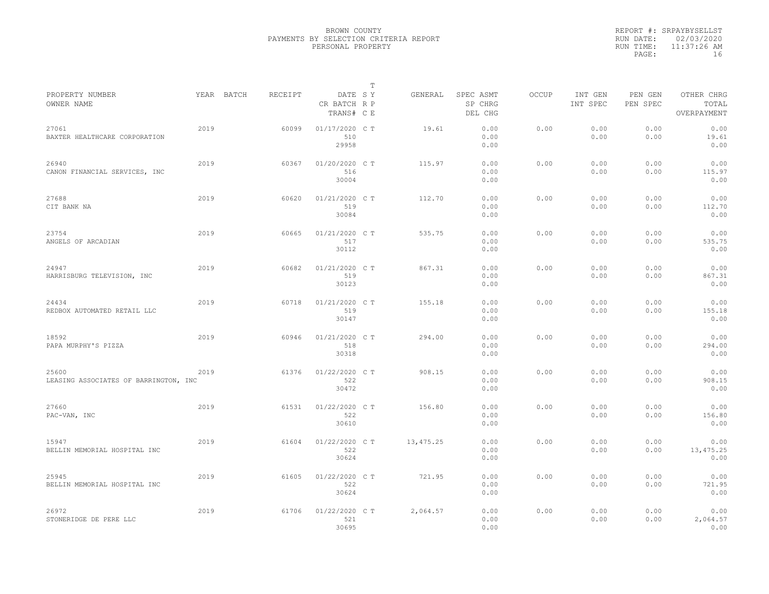BROWN COUNTY
PAYMENTS BY SELECTION CRITERIA REPORT
PERSONAL PROPERTY

REPORT #: SRPAYBYSELLST
RUN DATE: 02/03/2020
RUN TIME: 11:37:26 AM

| PROPERTY NUMBER<br>OWNER NAME | YEAR | BATCH | RECEIPT | DATE<br>CR BATCH<br>TRANS# | T<br>S Y<br>R P<br>C E | GENERAL | SPEC ASMT<br>SP CHRG<br>DEL CHG | OCCUP | INT GEN<br>INT SPEC | PEN GEN<br>PEN SPEC | OTHER CHRG<br>TOTAL<br>OVERPAYMENT |
|---|---|---|---|---|---|---|---|---|---|---|---|
| 27061<br>BAXTER HEALTHCARE CORPORATION | 2019 | | 60099 | 01/17/2020<br>510<br>29958 | C T | 19.61 | 0.00<br>0.00<br>0.00 | 0.00 | 0.00<br>0.00 | 0.00<br>0.00 | 0.00<br>19.61<br>0.00 |
| 26940<br>CANON FINANCIAL SERVICES, INC | 2019 | | 60367 | 01/20/2020<br>516<br>30004 | C T | 115.97 | 0.00<br>0.00<br>0.00 | 0.00 | 0.00<br>0.00 | 0.00<br>0.00 | 0.00<br>115.97<br>0.00 |
| 27688<br>CIT BANK NA | 2019 | | 60620 | 01/21/2020<br>519<br>30084 | C T | 112.70 | 0.00<br>0.00<br>0.00 | 0.00 | 0.00<br>0.00 | 0.00<br>0.00 | 0.00<br>112.70<br>0.00 |
| 23754<br>ANGELS OF ARCADIAN | 2019 | | 60665 | 01/21/2020<br>517<br>30112 | C T | 535.75 | 0.00<br>0.00<br>0.00 | 0.00 | 0.00<br>0.00 | 0.00<br>0.00 | 0.00<br>535.75<br>0.00 |
| 24947<br>HARRISBURG TELEVISION, INC | 2019 | | 60682 | 01/21/2020<br>519<br>30123 | C T | 867.31 | 0.00<br>0.00<br>0.00 | 0.00 | 0.00<br>0.00 | 0.00<br>0.00 | 0.00<br>867.31<br>0.00 |
| 24434<br>REDBOX AUTOMATED RETAIL LLC | 2019 | | 60718 | 01/21/2020<br>519<br>30147 | C T | 155.18 | 0.00<br>0.00<br>0.00 | 0.00 | 0.00<br>0.00 | 0.00<br>0.00 | 0.00<br>155.18<br>0.00 |
| 18592<br>PAPA MURPHY'S PIZZA | 2019 | | 60946 | 01/21/2020<br>518<br>30318 | C T | 294.00 | 0.00<br>0.00<br>0.00 | 0.00 | 0.00<br>0.00 | 0.00<br>0.00 | 0.00<br>294.00<br>0.00 |
| 25600<br>LEASING ASSOCIATES OF BARRINGTON, INC | 2019 | | 61376 | 01/22/2020<br>522<br>30472 | C T | 908.15 | 0.00<br>0.00<br>0.00 | 0.00 | 0.00<br>0.00 | 0.00<br>0.00 | 0.00<br>908.15<br>0.00 |
| 27660<br>PAC-VAN, INC | 2019 | | 61531 | 01/22/2020<br>522<br>30610 | C T | 156.80 | 0.00<br>0.00<br>0.00 | 0.00 | 0.00<br>0.00 | 0.00<br>0.00 | 0.00<br>156.80<br>0.00 |
| 15947<br>BELLIN MEMORIAL HOSPITAL INC | 2019 | | 61604 | 01/22/2020<br>522<br>30624 | C T | 13,475.25 | 0.00<br>0.00<br>0.00 | 0.00 | 0.00<br>0.00 | 0.00<br>0.00 | 0.00<br>13,475.25<br>0.00 |
| 25945<br>BELLIN MEMORIAL HOSPITAL INC | 2019 | | 61605 | 01/22/2020<br>522<br>30624 | C T | 721.95 | 0.00<br>0.00<br>0.00 | 0.00 | 0.00<br>0.00 | 0.00<br>0.00 | 0.00<br>721.95<br>0.00 |
| 26972<br>STONERIDGE DE PERE LLC | 2019 | | 61706 | 01/22/2020<br>521<br>30695 | C T | 2,064.57 | 0.00<br>0.00<br>0.00 | 0.00 | 0.00<br>0.00 | 0.00<br>0.00 | 0.00<br>2,064.57<br>0.00 |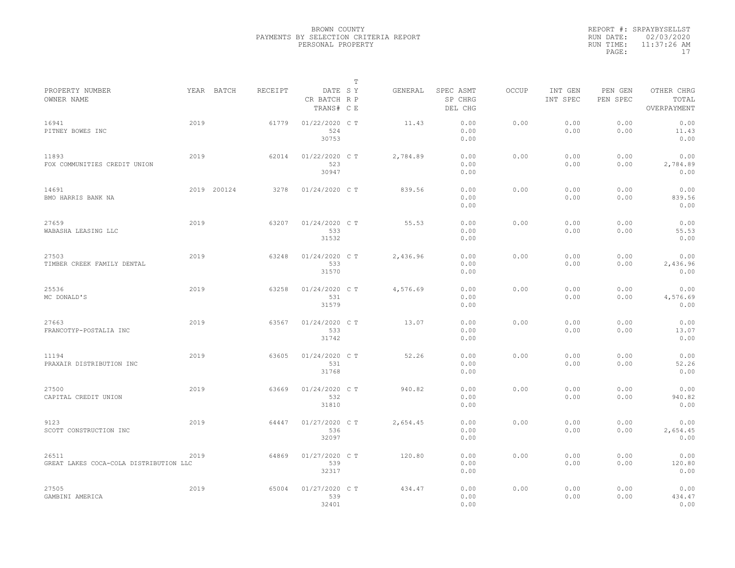BROWN COUNTY
PAYMENTS BY SELECTION CRITERIA REPORT
PERSONAL PROPERTY

REPORT #: SRPAYBYSELLST
RUN DATE: 02/03/2020
RUN TIME: 11:37:26 AM

| PROPERTY NUMBER<br>OWNER NAME | YEAR | BATCH | RECEIPT | DATE<br>CR BATCH<br>TRANS# | T<br>S Y<br>R P<br>C E | GENERAL | SPEC ASMT<br>SP CHRG<br>DEL CHG | OCCUP | INT GEN<br>INT SPEC | PEN GEN<br>PEN SPEC | OTHER CHRG<br>TOTAL<br>OVERPAYMENT |
|---|---|---|---|---|---|---|---|---|---|---|---|
| 16941<br>PITNEY BOWES INC | 2019 | | 61779 | 01/22/2020<br>524<br>30753 | C T | 11.43 | 0.00<br>0.00<br>0.00 | 0.00 | 0.00<br>0.00 | 0.00<br>0.00 | 0.00<br>11.43<br>0.00 |
| 11893<br>FOX COMMUNITIES CREDIT UNION | 2019 | | 62014 | 01/22/2020<br>523<br>30947 | C T | 2,784.89 | 0.00<br>0.00<br>0.00 | 0.00 | 0.00<br>0.00 | 0.00<br>0.00 | 0.00<br>2,784.89<br>0.00 |
| 14691<br>BMO HARRIS BANK NA | 2019 | 200124 | 3278 | 01/24/2020 | C T | 839.56 | 0.00<br>0.00<br>0.00 | 0.00 | 0.00<br>0.00 | 0.00<br>0.00 | 0.00<br>839.56<br>0.00 |
| 27659<br>WABASHA LEASING LLC | 2019 | | 63207 | 01/24/2020<br>533<br>31532 | C T | 55.53 | 0.00<br>0.00<br>0.00 | 0.00 | 0.00<br>0.00 | 0.00<br>0.00 | 0.00<br>55.53<br>0.00 |
| 27503<br>TIMBER CREEK FAMILY DENTAL | 2019 | | 63248 | 01/24/2020<br>533<br>31570 | C T | 2,436.96 | 0.00<br>0.00<br>0.00 | 0.00 | 0.00<br>0.00 | 0.00<br>0.00 | 0.00<br>2,436.96<br>0.00 |
| 25536<br>MC DONALD'S | 2019 | | 63258 | 01/24/2020<br>531<br>31579 | C T | 4,576.69 | 0.00<br>0.00<br>0.00 | 0.00 | 0.00<br>0.00 | 0.00<br>0.00 | 0.00<br>4,576.69<br>0.00 |
| 27663<br>FRANCOTYP-POSTALIA INC | 2019 | | 63567 | 01/24/2020<br>533<br>31742 | C T | 13.07 | 0.00<br>0.00<br>0.00 | 0.00 | 0.00<br>0.00 | 0.00<br>0.00 | 0.00<br>13.07<br>0.00 |
| 11194<br>PRAXAIR DISTRIBUTION INC | 2019 | | 63605 | 01/24/2020<br>531<br>31768 | C T | 52.26 | 0.00<br>0.00<br>0.00 | 0.00 | 0.00<br>0.00 | 0.00<br>0.00 | 0.00<br>52.26<br>0.00 |
| 27500<br>CAPITAL CREDIT UNION | 2019 | | 63669 | 01/24/2020<br>532<br>31810 | C T | 940.82 | 0.00<br>0.00<br>0.00 | 0.00 | 0.00<br>0.00 | 0.00<br>0.00 | 0.00<br>940.82<br>0.00 |
| 9123<br>SCOTT CONSTRUCTION INC | 2019 | | 64447 | 01/27/2020<br>536<br>32097 | C T | 2,654.45 | 0.00<br>0.00<br>0.00 | 0.00 | 0.00<br>0.00 | 0.00<br>0.00 | 0.00<br>2,654.45<br>0.00 |
| 26511<br>GREAT LAKES COCA-COLA DISTRIBUTION LLC | 2019 | | 64869 | 01/27/2020<br>539<br>32317 | C T | 120.80 | 0.00<br>0.00<br>0.00 | 0.00 | 0.00<br>0.00 | 0.00<br>0.00 | 0.00<br>120.80<br>0.00 |
| 27505<br>GAMBINI AMERICA | 2019 | | 65004 | 01/27/2020<br>539<br>32401 | C T | 434.47 | 0.00<br>0.00<br>0.00 | 0.00 | 0.00<br>0.00 | 0.00<br>0.00 | 0.00<br>434.47<br>0.00 |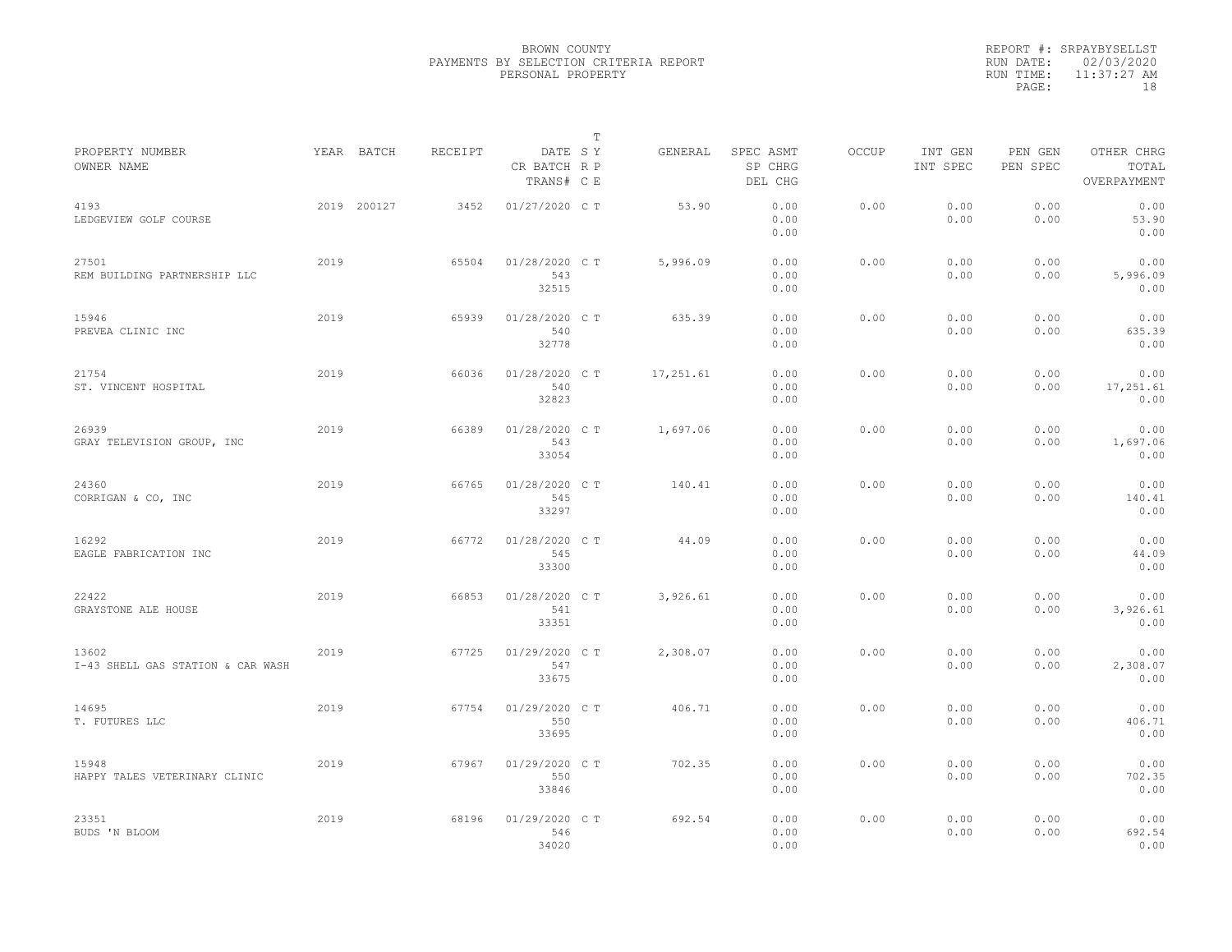BROWN COUNTY
PAYMENTS BY SELECTION CRITERIA REPORT
PERSONAL PROPERTY

REPORT #: SRPAYBYSELLST
RUN DATE: 02/03/2020
RUN TIME: 11:37:27 AM

| PROPERTY NUMBER<br>OWNER NAME | YEAR | BATCH | RECEIPT | DATE<br>CR BATCH<br>TRANS# | T<br>S Y<br>R P<br>C E | GENERAL | SPEC ASMT<br>SP CHRG<br>DEL CHG | OCCUP | INT GEN<br>INT SPEC | PEN GEN<br>PEN SPEC | OTHER CHRG<br>TOTAL<br>OVERPAYMENT |
|---|---|---|---|---|---|---|---|---|---|---|---|
| 4193<br>LEDGEVIEW GOLF COURSE | 2019 | 200127 | 3452 | 01/27/2020 | C T | 53.90 | 0.00<br>0.00<br>0.00 | 0.00 | 0.00<br>0.00 | 0.00<br>0.00 | 0.00<br>53.90<br>0.00 |
| 27501<br>REM BUILDING PARTNERSHIP LLC | 2019 | | 65504 | 01/28/2020<br>543<br>32515 | C T | 5,996.09 | 0.00<br>0.00<br>0.00 | 0.00 | 0.00<br>0.00 | 0.00<br>0.00 | 0.00<br>5,996.09<br>0.00 |
| 15946<br>PREVEA CLINIC INC | 2019 | | 65939 | 01/28/2020<br>540<br>32778 | C T | 635.39 | 0.00<br>0.00<br>0.00 | 0.00 | 0.00<br>0.00 | 0.00<br>0.00 | 0.00<br>635.39<br>0.00 |
| 21754<br>ST. VINCENT HOSPITAL | 2019 | | 66036 | 01/28/2020<br>540<br>32823 | C T | 17,251.61 | 0.00<br>0.00<br>0.00 | 0.00 | 0.00<br>0.00 | 0.00<br>0.00 | 0.00<br>17,251.61<br>0.00 |
| 26939<br>GRAY TELEVISION GROUP, INC | 2019 | | 66389 | 01/28/2020<br>543<br>33054 | C T | 1,697.06 | 0.00<br>0.00<br>0.00 | 0.00 | 0.00<br>0.00 | 0.00<br>0.00 | 0.00<br>1,697.06<br>0.00 |
| 24360<br>CORRIGAN & CO, INC | 2019 | | 66765 | 01/28/2020<br>545<br>33297 | C T | 140.41 | 0.00<br>0.00<br>0.00 | 0.00 | 0.00<br>0.00 | 0.00<br>0.00 | 0.00<br>140.41<br>0.00 |
| 16292<br>EAGLE FABRICATION INC | 2019 | | 66772 | 01/28/2020<br>545<br>33300 | C T | 44.09 | 0.00<br>0.00<br>0.00 | 0.00 | 0.00<br>0.00 | 0.00<br>0.00 | 0.00<br>44.09<br>0.00 |
| 22422<br>GRAYSTONE ALE HOUSE | 2019 | | 66853 | 01/28/2020<br>541<br>33351 | C T | 3,926.61 | 0.00<br>0.00<br>0.00 | 0.00 | 0.00<br>0.00 | 0.00<br>0.00 | 0.00<br>3,926.61<br>0.00 |
| 13602<br>I-43 SHELL GAS STATION & CAR WASH | 2019 | | 67725 | 01/29/2020<br>547<br>33675 | C T | 2,308.07 | 0.00<br>0.00<br>0.00 | 0.00 | 0.00<br>0.00 | 0.00<br>0.00 | 0.00<br>2,308.07<br>0.00 |
| 14695<br>T. FUTURES LLC | 2019 | | 67754 | 01/29/2020<br>550<br>33695 | C T | 406.71 | 0.00<br>0.00<br>0.00 | 0.00 | 0.00<br>0.00 | 0.00<br>0.00 | 0.00<br>406.71<br>0.00 |
| 15948<br>HAPPY TALES VETERINARY CLINIC | 2019 | | 67967 | 01/29/2020<br>550<br>33846 | C T | 702.35 | 0.00<br>0.00<br>0.00 | 0.00 | 0.00<br>0.00 | 0.00<br>0.00 | 0.00<br>702.35<br>0.00 |
| 23351<br>BUDS 'N BLOOM | 2019 | | 68196 | 01/29/2020<br>546<br>34020 | C T | 692.54 | 0.00<br>0.00<br>0.00 | 0.00 | 0.00<br>0.00 | 0.00<br>0.00 | 0.00<br>692.54<br>0.00 |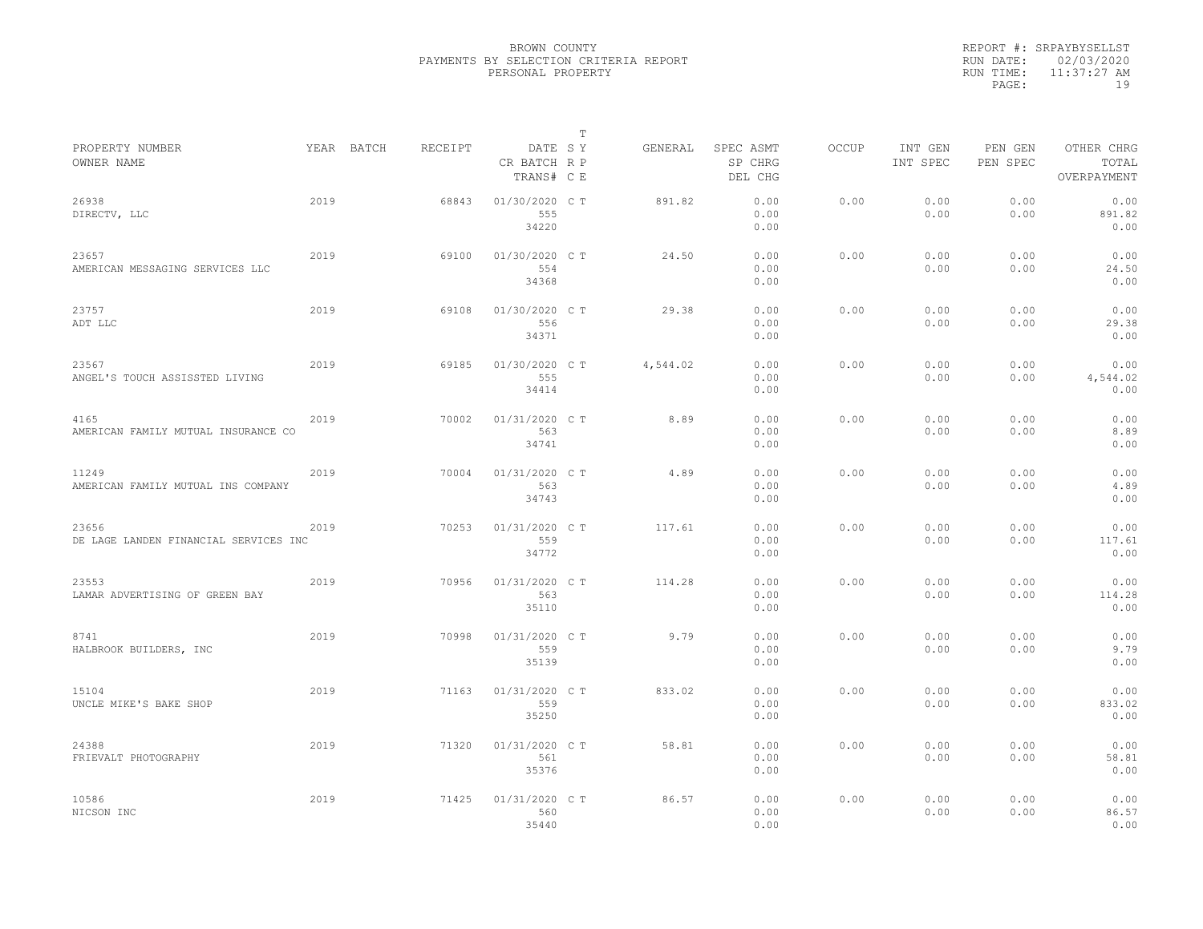BROWN COUNTY
PAYMENTS BY SELECTION CRITERIA REPORT
PERSONAL PROPERTY

REPORT #: SRPAYBYSELLST
RUN DATE: 02/03/2020
RUN TIME: 11:37:27 AM

| PROPERTY NUMBER<br>OWNER NAME | YEAR | BATCH | RECEIPT | DATE<br>CR BATCH<br>TRANS# | T S Y R P C E | GENERAL | SPEC ASMT<br>SP CHRG<br>DEL CHG | OCCUP | INT GEN<br>INT SPEC | PEN GEN<br>PEN SPEC | OTHER CHRG<br>TOTAL<br>OVERPAYMENT |
|---|---|---|---|---|---|---|---|---|---|---|---|
| 26938<br>DIRECTV, LLC | 2019 | | 68843 | 01/30/2020<br>555<br>34220 | C T | 891.82 | 0.00<br>0.00<br>0.00 | 0.00 | 0.00<br>0.00 | 0.00<br>0.00 | 0.00<br>891.82<br>0.00 |
| 23657<br>AMERICAN MESSAGING SERVICES LLC | 2019 | | 69100 | 01/30/2020<br>554<br>34368 | C T | 24.50 | 0.00<br>0.00<br>0.00 | 0.00 | 0.00<br>0.00 | 0.00<br>0.00 | 0.00<br>24.50<br>0.00 |
| 23757<br>ADT LLC | 2019 | | 69108 | 01/30/2020<br>556<br>34371 | C T | 29.38 | 0.00<br>0.00<br>0.00 | 0.00 | 0.00<br>0.00 | 0.00<br>0.00 | 0.00<br>29.38<br>0.00 |
| 23567<br>ANGEL'S TOUCH ASSISSTED LIVING | 2019 | | 69185 | 01/30/2020<br>555<br>34414 | C T | 4,544.02 | 0.00<br>0.00<br>0.00 | 0.00 | 0.00<br>0.00 | 0.00<br>0.00 | 0.00<br>4,544.02<br>0.00 |
| 4165<br>AMERICAN FAMILY MUTUAL INSURANCE CO | 2019 | | 70002 | 01/31/2020<br>563<br>34741 | C T | 8.89 | 0.00<br>0.00<br>0.00 | 0.00 | 0.00<br>0.00 | 0.00<br>0.00 | 0.00<br>8.89<br>0.00 |
| 11249<br>AMERICAN FAMILY MUTUAL INS COMPANY | 2019 | | 70004 | 01/31/2020<br>563<br>34743 | C T | 4.89 | 0.00<br>0.00<br>0.00 | 0.00 | 0.00<br>0.00 | 0.00<br>0.00 | 0.00<br>4.89<br>0.00 |
| 23656<br>DE LAGE LANDEN FINANCIAL SERVICES INC | 2019 | | 70253 | 01/31/2020<br>559<br>34772 | C T | 117.61 | 0.00<br>0.00<br>0.00 | 0.00 | 0.00<br>0.00 | 0.00<br>0.00 | 0.00<br>117.61<br>0.00 |
| 23553<br>LAMAR ADVERTISING OF GREEN BAY | 2019 | | 70956 | 01/31/2020<br>563<br>35110 | C T | 114.28 | 0.00<br>0.00<br>0.00 | 0.00 | 0.00<br>0.00 | 0.00<br>0.00 | 0.00<br>114.28<br>0.00 |
| 8741<br>HALBROOK BUILDERS, INC | 2019 | | 70998 | 01/31/2020<br>559<br>35139 | C T | 9.79 | 0.00<br>0.00<br>0.00 | 0.00 | 0.00<br>0.00 | 0.00<br>0.00 | 0.00<br>9.79<br>0.00 |
| 15104<br>UNCLE MIKE'S BAKE SHOP | 2019 | | 71163 | 01/31/2020<br>559<br>35250 | C T | 833.02 | 0.00<br>0.00<br>0.00 | 0.00 | 0.00<br>0.00 | 0.00<br>0.00 | 0.00<br>833.02<br>0.00 |
| 24388<br>FRIEVALT PHOTOGRAPHY | 2019 | | 71320 | 01/31/2020<br>561<br>35376 | C T | 58.81 | 0.00<br>0.00<br>0.00 | 0.00 | 0.00<br>0.00 | 0.00<br>0.00 | 0.00<br>58.81<br>0.00 |
| 10586<br>NICSON INC | 2019 | | 71425 | 01/31/2020<br>560<br>35440 | C T | 86.57 | 0.00<br>0.00<br>0.00 | 0.00 | 0.00<br>0.00 | 0.00<br>0.00 | 0.00<br>86.57<br>0.00 |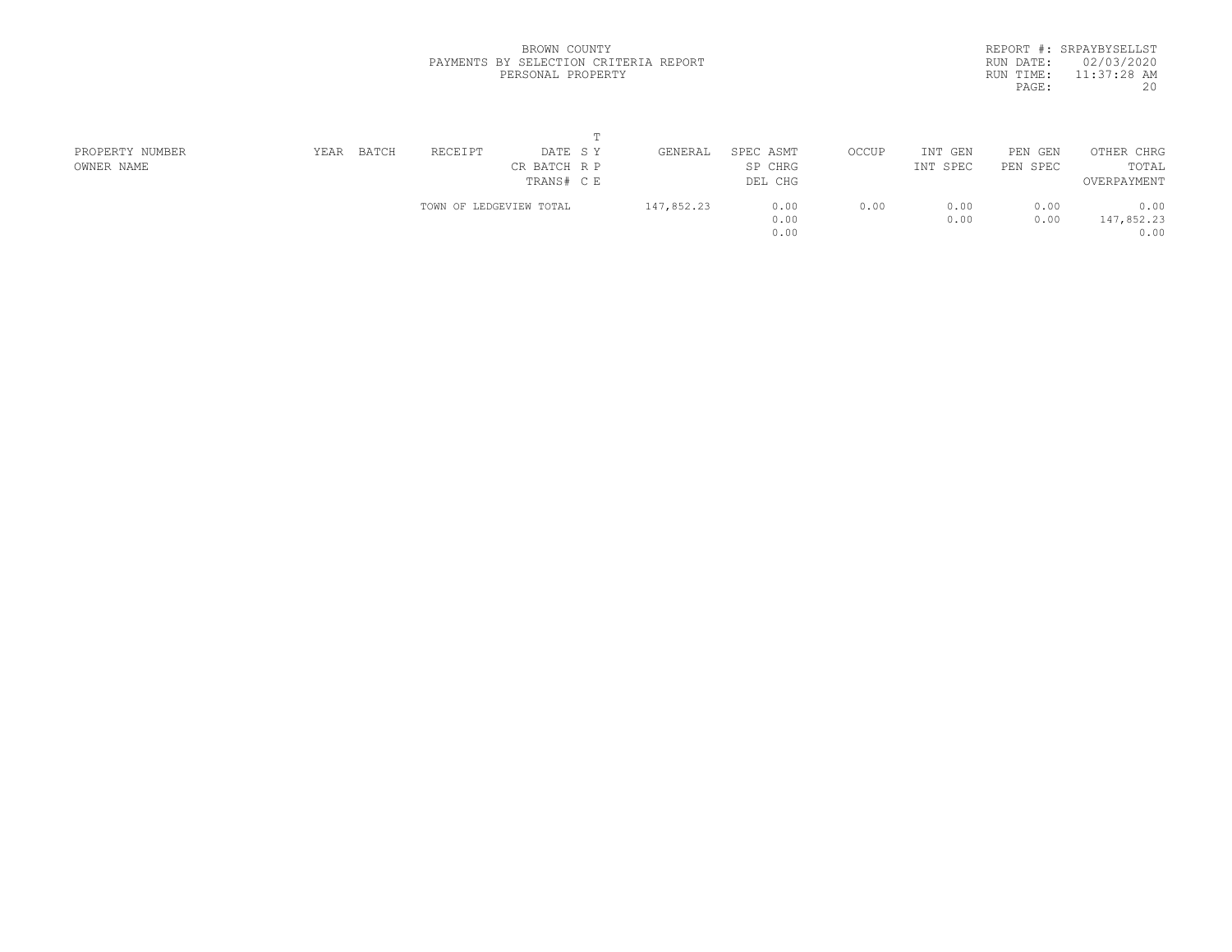BROWN COUNTY
PAYMENTS BY SELECTION CRITERIA REPORT
PERSONAL PROPERTY

REPORT #: SRPAYBYSELLST
RUN DATE: 02/03/2020
RUN TIME: 11:37:28 AM

| PROPERTY NUMBER<br>OWNER NAME | YEAR | BATCH | RECEIPT | DATE<br>CR BATCH<br>TRANS# | T<br>S Y<br>R P<br>C E | GENERAL | SPEC ASMT<br>SP CHRG<br>DEL CHG | OCCUP | INT GEN<br>INT SPEC | PEN GEN<br>PEN SPEC | OTHER CHRG<br>TOTAL<br>OVERPAYMENT |
|---|---|---|---|---|---|---|---|---|---|---|---|
| | | | TOWN OF LEDGEVIEW TOTAL | | | 147,852.23 | 0.00<br>0.00<br>0.00 | 0.00 | 0.00<br>0.00 | 0.00<br>0.00 | 0.00<br>147,852.23<br>0.00 |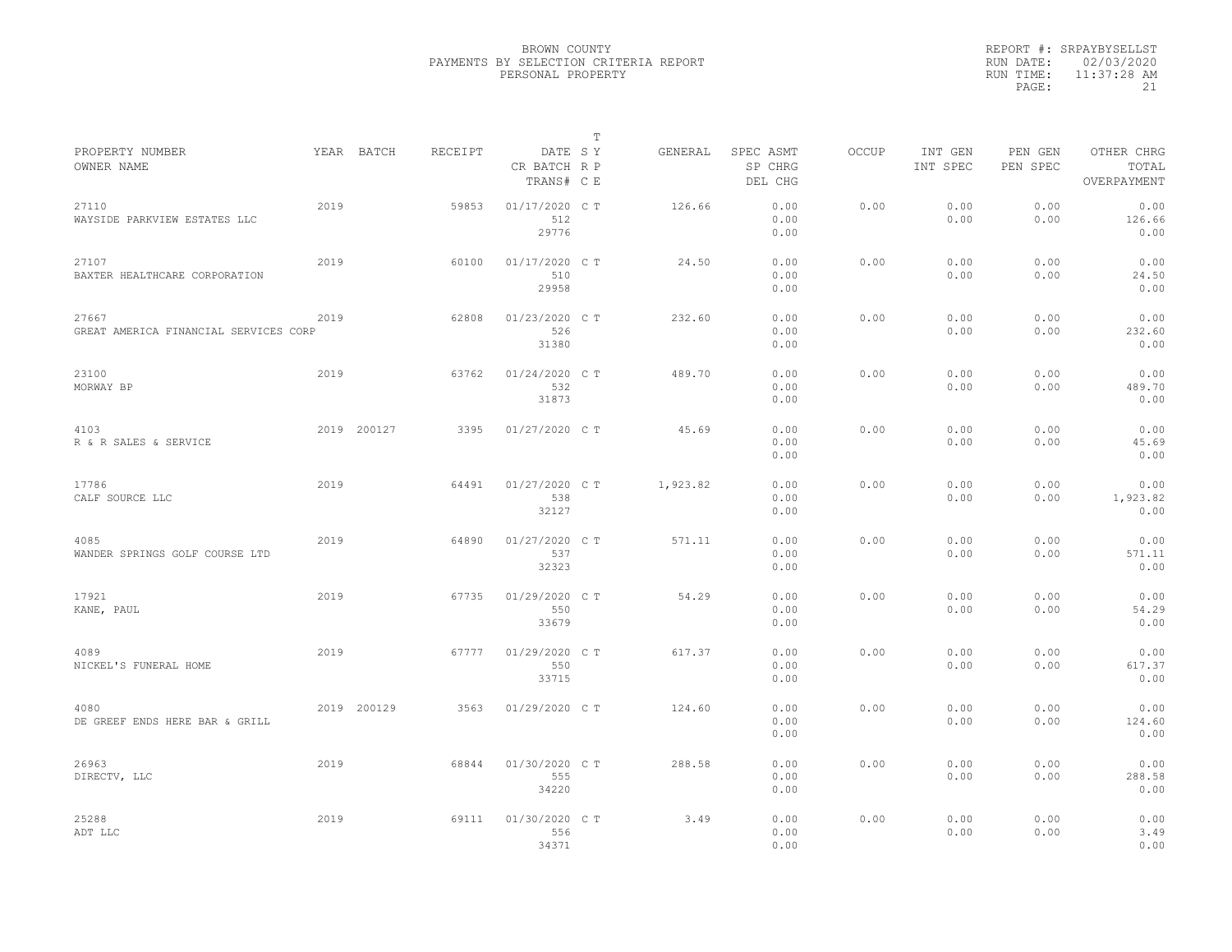BROWN COUNTY
PAYMENTS BY SELECTION CRITERIA REPORT
PERSONAL PROPERTY

REPORT #: SRPAYBYSELLST
RUN DATE: 02/03/2020
RUN TIME: 11:37:28 AM

| PROPERTY NUMBER<br>OWNER NAME | YEAR | BATCH | RECEIPT | DATE<br>CR BATCH<br>TRANS# | T<br>S Y<br>R P<br>C E | GENERAL | SPEC ASMT<br>SP CHRG<br>DEL CHG | OCCUP | INT GEN<br>INT SPEC | PEN GEN<br>PEN SPEC | OTHER CHRG<br>TOTAL<br>OVERPAYMENT |
|---|---|---|---|---|---|---|---|---|---|---|---|
| 27110<br>WAYSIDE PARKVIEW ESTATES LLC | 2019 | | 59853 | 01/17/2020<br>512<br>29776 | C T | 126.66 | 0.00<br>0.00<br>0.00 | 0.00 | 0.00<br>0.00 | 0.00<br>0.00 | 0.00<br>126.66<br>0.00 |
| 27107<br>BAXTER HEALTHCARE CORPORATION | 2019 | | 60100 | 01/17/2020<br>510<br>29958 | C T | 24.50 | 0.00<br>0.00<br>0.00 | 0.00 | 0.00<br>0.00 | 0.00<br>0.00 | 0.00<br>24.50<br>0.00 |
| 27667<br>GREAT AMERICA FINANCIAL SERVICES CORP | 2019 | | 62808 | 01/23/2020<br>526<br>31380 | C T | 232.60 | 0.00<br>0.00<br>0.00 | 0.00 | 0.00<br>0.00 | 0.00<br>0.00 | 0.00<br>232.60<br>0.00 |
| 23100<br>MORWAY BP | 2019 | | 63762 | 01/24/2020<br>532<br>31873 | C T | 489.70 | 0.00<br>0.00<br>0.00 | 0.00 | 0.00<br>0.00 | 0.00<br>0.00 | 0.00<br>489.70<br>0.00 |
| 4103<br>R & R SALES & SERVICE | 2019 | 200127 | 3395 | 01/27/2020 | C T | 45.69 | 0.00<br>0.00<br>0.00 | 0.00 | 0.00<br>0.00 | 0.00<br>0.00 | 0.00<br>45.69<br>0.00 |
| 17786<br>CALF SOURCE LLC | 2019 | | 64491 | 01/27/2020<br>538<br>32127 | C T | 1,923.82 | 0.00<br>0.00<br>0.00 | 0.00 | 0.00<br>0.00 | 0.00<br>0.00 | 0.00<br>1,923.82<br>0.00 |
| 4085<br>WANDER SPRINGS GOLF COURSE LTD | 2019 | | 64890 | 01/27/2020<br>537<br>32323 | C T | 571.11 | 0.00<br>0.00<br>0.00 | 0.00 | 0.00<br>0.00 | 0.00<br>0.00 | 0.00<br>571.11<br>0.00 |
| 17921<br>KANE, PAUL | 2019 | | 67735 | 01/29/2020<br>550<br>33679 | C T | 54.29 | 0.00<br>0.00<br>0.00 | 0.00 | 0.00<br>0.00 | 0.00<br>0.00 | 0.00<br>54.29<br>0.00 |
| 4089<br>NICKEL'S FUNERAL HOME | 2019 | | 67777 | 01/29/2020<br>550<br>33715 | C T | 617.37 | 0.00<br>0.00<br>0.00 | 0.00 | 0.00<br>0.00 | 0.00<br>0.00 | 0.00<br>617.37<br>0.00 |
| 4080<br>DE GREEF ENDS HERE BAR & GRILL | 2019 | 200129 | 3563 | 01/29/2020 | C T | 124.60 | 0.00<br>0.00<br>0.00 | 0.00 | 0.00<br>0.00 | 0.00<br>0.00 | 0.00<br>124.60<br>0.00 |
| 26963<br>DIRECTV, LLC | 2019 | | 68844 | 01/30/2020<br>555<br>34220 | C T | 288.58 | 0.00<br>0.00<br>0.00 | 0.00 | 0.00<br>0.00 | 0.00<br>0.00 | 0.00<br>288.58<br>0.00 |
| 25288<br>ADT LLC | 2019 | | 69111 | 01/30/2020<br>556<br>34371 | C T | 3.49 | 0.00<br>0.00<br>0.00 | 0.00 | 0.00<br>0.00 | 0.00<br>0.00 | 0.00<br>3.49<br>0.00 |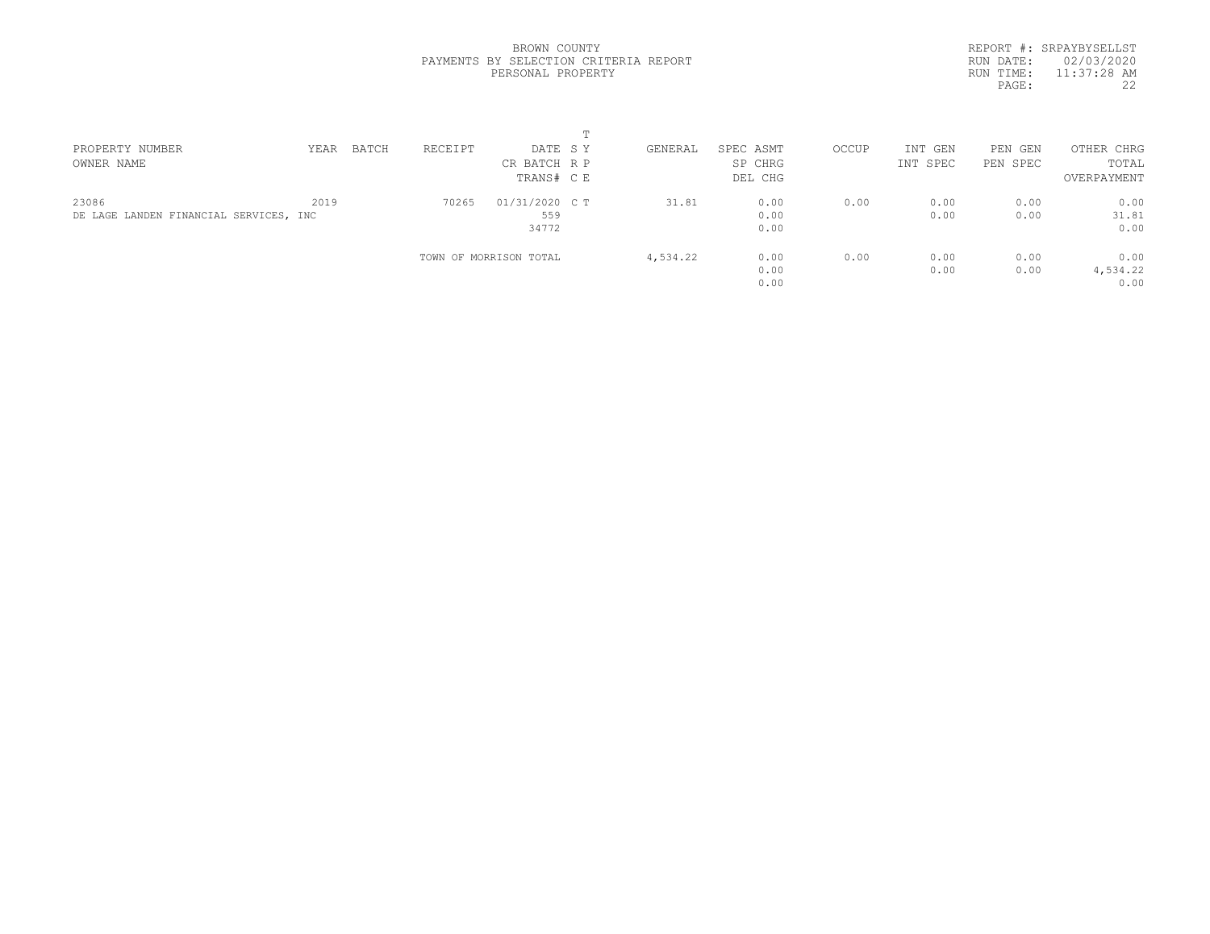BROWN COUNTY
PAYMENTS BY SELECTION CRITERIA REPORT
PERSONAL PROPERTY

REPORT #: SRPAYBYSELLST
RUN DATE: 02/03/2020
RUN TIME: 11:37:28 AM

| PROPERTY NUMBER<br>OWNER NAME | YEAR | BATCH | RECEIPT | DATE<br>CR BATCH<br>TRANS# | T<br>S Y<br>R P<br>C E | GENERAL | SPEC ASMT<br>SP CHRG<br>DEL CHG | OCCUP | INT GEN<br>INT SPEC | PEN GEN<br>PEN SPEC | OTHER CHRG<br>TOTAL<br>OVERPAYMENT |
|---|---|---|---|---|---|---|---|---|---|---|---|
| 23086<br>DE LAGE LANDEN FINANCIAL SERVICES, INC | 2019 | | 70265 | 01/31/2020<br>559<br>34772 | C T | 31.81 | 0.00<br>0.00<br>0.00 | 0.00 | 0.00<br>0.00 | 0.00<br>0.00 | 0.00<br>31.81<br>0.00 |
| | | | TOWN OF MORRISON TOTAL | | | 4,534.22 | 0.00<br>0.00<br>0.00 | 0.00 | 0.00<br>0.00 | 0.00<br>0.00 | 0.00<br>4,534.22<br>0.00 |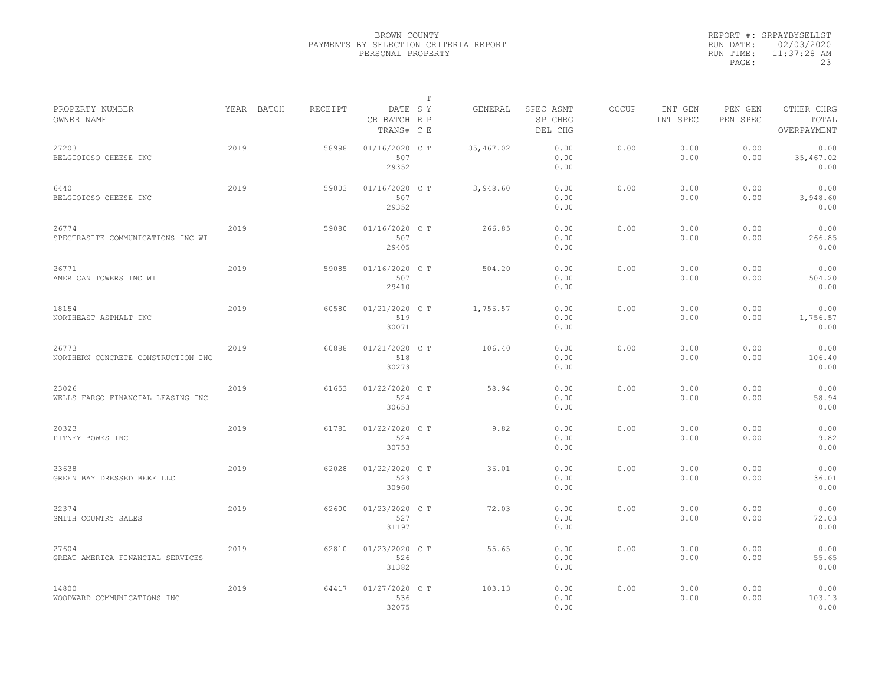BROWN COUNTY
PAYMENTS BY SELECTION CRITERIA REPORT
PERSONAL PROPERTY

REPORT #: SRPAYBYSELLST
RUN DATE: 02/03/2020
RUN TIME: 11:37:28 AM

| PROPERTY NUMBER<br>OWNER NAME | YEAR | BATCH | RECEIPT | DATE<br>CR BATCH<br>TRANS# | T<br>S Y<br>R P<br>C E | GENERAL | SPEC ASMT<br>SP CHRG<br>DEL CHG | OCCUP | INT GEN<br>INT SPEC | PEN GEN<br>PEN SPEC | OTHER CHRG<br>TOTAL<br>OVERPAYMENT |
|---|---|---|---|---|---|---|---|---|---|---|---|
| 27203<br>BELGIOIOSO CHEESE INC | 2019 | | 58998 | 01/16/2020<br>507<br>29352 | C T | 35,467.02 | 0.00<br>0.00<br>0.00 | 0.00 | 0.00<br>0.00 | 0.00<br>0.00 | 0.00<br>35,467.02<br>0.00 |
| 6440<br>BELGIOIOSO CHEESE INC | 2019 | | 59003 | 01/16/2020<br>507<br>29352 | C T | 3,948.60 | 0.00<br>0.00<br>0.00 | 0.00 | 0.00<br>0.00 | 0.00<br>0.00 | 0.00<br>3,948.60<br>0.00 |
| 26774<br>SPECTRASITE COMMUNICATIONS INC WI | 2019 | | 59080 | 01/16/2020<br>507<br>29405 | C T | 266.85 | 0.00<br>0.00<br>0.00 | 0.00 | 0.00<br>0.00 | 0.00<br>0.00 | 0.00<br>266.85<br>0.00 |
| 26771<br>AMERICAN TOWERS INC WI | 2019 | | 59085 | 01/16/2020<br>507<br>29410 | C T | 504.20 | 0.00<br>0.00<br>0.00 | 0.00 | 0.00<br>0.00 | 0.00<br>0.00 | 0.00<br>504.20<br>0.00 |
| 18154<br>NORTHEAST ASPHALT INC | 2019 | | 60580 | 01/21/2020<br>519<br>30071 | C T | 1,756.57 | 0.00<br>0.00<br>0.00 | 0.00 | 0.00<br>0.00 | 0.00<br>0.00 | 0.00<br>1,756.57<br>0.00 |
| 26773<br>NORTHERN CONCRETE CONSTRUCTION INC | 2019 | | 60888 | 01/21/2020<br>518<br>30273 | C T | 106.40 | 0.00<br>0.00<br>0.00 | 0.00 | 0.00<br>0.00 | 0.00<br>0.00 | 0.00<br>106.40<br>0.00 |
| 23026<br>WELLS FARGO FINANCIAL LEASING INC | 2019 | | 61653 | 01/22/2020<br>524<br>30653 | C T | 58.94 | 0.00<br>0.00<br>0.00 | 0.00 | 0.00<br>0.00 | 0.00<br>0.00 | 0.00<br>58.94<br>0.00 |
| 20323<br>PITNEY BOWES INC | 2019 | | 61781 | 01/22/2020<br>524<br>30753 | C T | 9.82 | 0.00<br>0.00<br>0.00 | 0.00 | 0.00<br>0.00 | 0.00<br>0.00 | 0.00<br>9.82<br>0.00 |
| 23638<br>GREEN BAY DRESSED BEEF LLC | 2019 | | 62028 | 01/22/2020<br>523<br>30960 | C T | 36.01 | 0.00<br>0.00<br>0.00 | 0.00 | 0.00<br>0.00 | 0.00<br>0.00 | 0.00<br>36.01<br>0.00 |
| 22374<br>SMITH COUNTRY SALES | 2019 | | 62600 | 01/23/2020<br>527<br>31197 | C T | 72.03 | 0.00<br>0.00<br>0.00 | 0.00 | 0.00<br>0.00 | 0.00<br>0.00 | 0.00<br>72.03<br>0.00 |
| 27604<br>GREAT AMERICA FINANCIAL SERVICES | 2019 | | 62810 | 01/23/2020<br>526<br>31382 | C T | 55.65 | 0.00<br>0.00<br>0.00 | 0.00 | 0.00<br>0.00 | 0.00<br>0.00 | 0.00<br>55.65<br>0.00 |
| 14800<br>WOODWARD COMMUNICATIONS INC | 2019 | | 64417 | 01/27/2020<br>536<br>32075 | C T | 103.13 | 0.00<br>0.00<br>0.00 | 0.00 | 0.00<br>0.00 | 0.00<br>0.00 | 0.00<br>103.13<br>0.00 |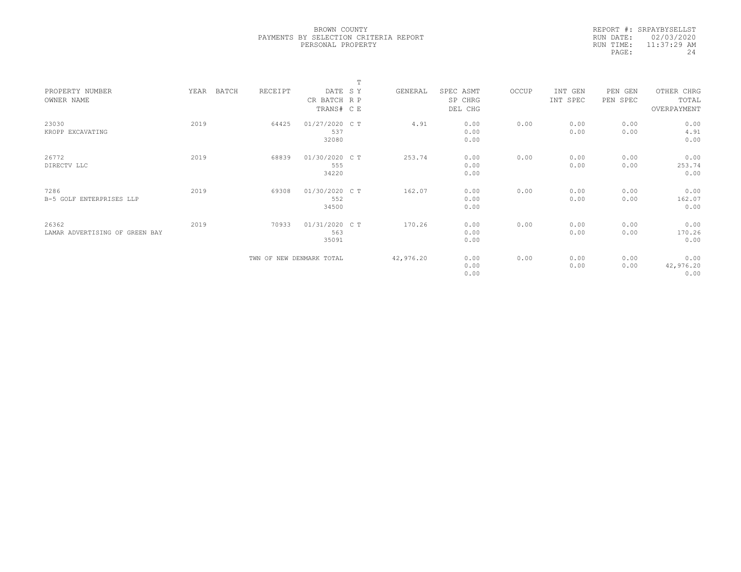BROWN COUNTY
PAYMENTS BY SELECTION CRITERIA REPORT
PERSONAL PROPERTY

REPORT #: SRPAYBYSELLST
RUN DATE: 02/03/2020
RUN TIME: 11:37:29 AM

| PROPERTY NUMBER<br>OWNER NAME | YEAR | BATCH | RECEIPT | DATE<br>CR BATCH<br>TRANS# | T<br>S Y<br>R P<br>C E | GENERAL | SPEC ASMT<br>SP CHRG<br>DEL CHG | OCCUP | INT GEN<br>INT SPEC | PEN GEN<br>PEN SPEC | OTHER CHRG<br>TOTAL<br>OVERPAYMENT |
|---|---|---|---|---|---|---|---|---|---|---|---|
| 23030<br>KROPP EXCAVATING | 2019 | | 64425 | 01/27/2020<br>537<br>32080 | C T | 4.91 | 0.00<br>0.00<br>0.00 | 0.00 | 0.00<br>0.00 | 0.00<br>0.00 | 0.00<br>4.91<br>0.00 |
| 26772<br>DIRECTV LLC | 2019 | | 68839 | 01/30/2020<br>555<br>34220 | C T | 253.74 | 0.00<br>0.00<br>0.00 | 0.00 | 0.00<br>0.00 | 0.00<br>0.00 | 0.00<br>253.74<br>0.00 |
| 7286<br>B-5 GOLF ENTERPRISES LLP | 2019 | | 69308 | 01/30/2020<br>552<br>34500 | C T | 162.07 | 0.00<br>0.00<br>0.00 | 0.00 | 0.00<br>0.00 | 0.00<br>0.00 | 0.00<br>162.07<br>0.00 |
| 26362<br>LAMAR ADVERTISING OF GREEN BAY | 2019 | | 70933 | 01/31/2020<br>563<br>35091 | C T | 170.26 | 0.00<br>0.00<br>0.00 | 0.00 | 0.00<br>0.00 | 0.00<br>0.00 | 0.00<br>170.26<br>0.00 |
| | | | TWN OF NEW DENMARK TOTAL | | | 42,976.20 | 0.00<br>0.00<br>0.00 | 0.00 | 0.00<br>0.00 | 0.00<br>0.00 | 0.00<br>42,976.20<br>0.00 |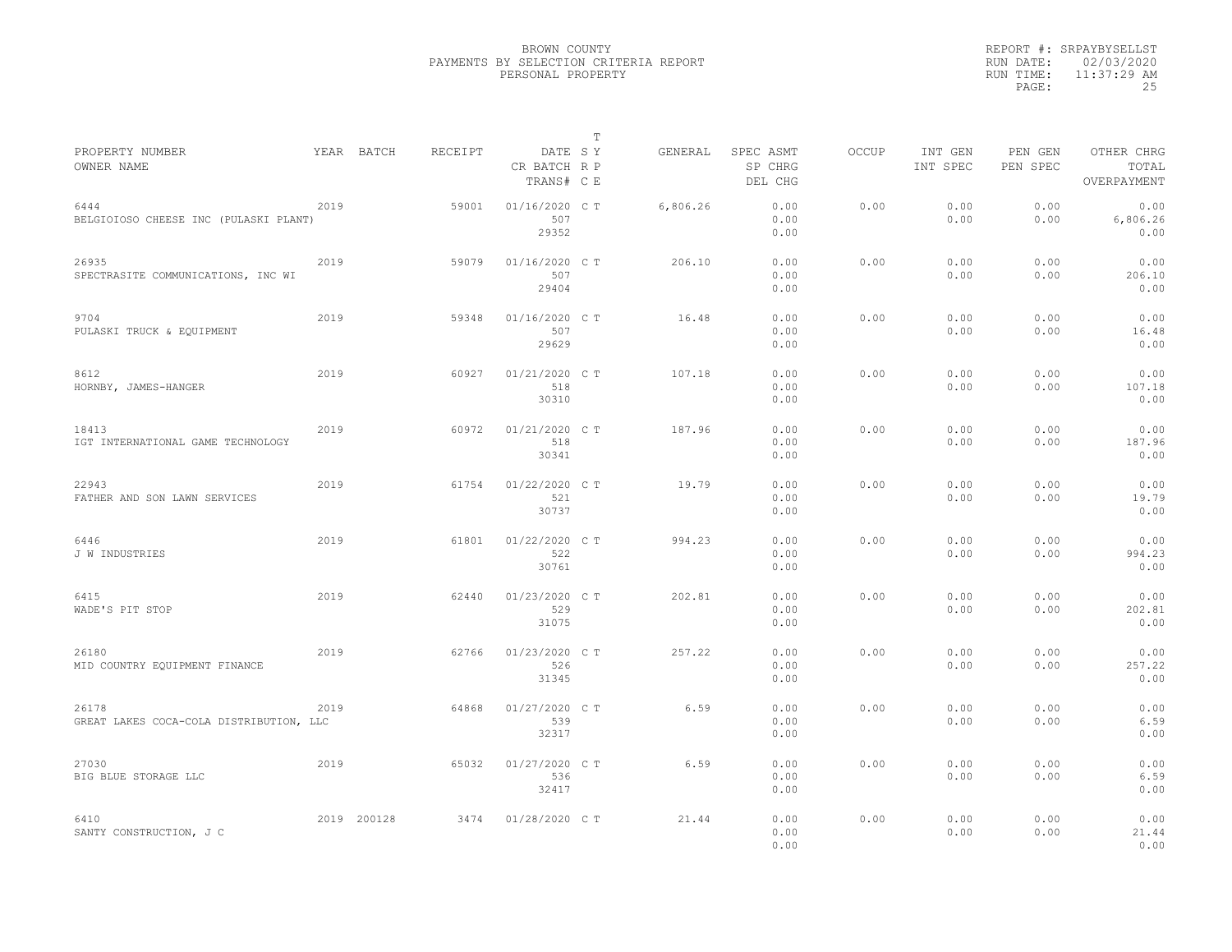BROWN COUNTY
PAYMENTS BY SELECTION CRITERIA REPORT
PERSONAL PROPERTY

REPORT #: SRPAYBYSELLST
RUN DATE: 02/03/2020
RUN TIME: 11:37:29 AM
PAGE: 25

| PROPERTY NUMBER / OWNER NAME | YEAR | BATCH | RECEIPT | DATE / CR BATCH / TRANS# | T SY / RP / CE | GENERAL | SPEC ASMT / SP CHRG / DEL CHG | OCCUP | INT GEN / INT SPEC | PEN GEN / PEN SPEC | OTHER CHRG / TOTAL / OVERPAYMENT |
|---|---|---|---|---|---|---|---|---|---|---|---|
| 6444 / BELGIOIOSO CHEESE INC (PULASKI PLANT) | 2019 | | 59001 | 01/16/2020 / 507 / 29352 | C T | 6,806.26 | 0.00 / 0.00 / 0.00 | 0.00 | 0.00 / 0.00 | 0.00 / 0.00 | 0.00 / 6,806.26 / 0.00 |
| 26935 / SPECTRASITE COMMUNICATIONS, INC WI | 2019 | | 59079 | 01/16/2020 / 507 / 29404 | C T | 206.10 | 0.00 / 0.00 / 0.00 | 0.00 | 0.00 / 0.00 | 0.00 / 0.00 | 0.00 / 206.10 / 0.00 |
| 9704 / PULASKI TRUCK & EQUIPMENT | 2019 | | 59348 | 01/16/2020 / 507 / 29629 | C T | 16.48 | 0.00 / 0.00 / 0.00 | 0.00 | 0.00 / 0.00 | 0.00 / 0.00 | 0.00 / 16.48 / 0.00 |
| 8612 / HORNBY, JAMES-HANGER | 2019 | | 60927 | 01/21/2020 / 518 / 30310 | C T | 107.18 | 0.00 / 0.00 / 0.00 | 0.00 | 0.00 / 0.00 | 0.00 / 0.00 | 0.00 / 107.18 / 0.00 |
| 18413 / IGT INTERNATIONAL GAME TECHNOLOGY | 2019 | | 60972 | 01/21/2020 / 518 / 30341 | C T | 187.96 | 0.00 / 0.00 / 0.00 | 0.00 | 0.00 / 0.00 | 0.00 / 0.00 | 0.00 / 187.96 / 0.00 |
| 22943 / FATHER AND SON LAWN SERVICES | 2019 | | 61754 | 01/22/2020 / 521 / 30737 | C T | 19.79 | 0.00 / 0.00 / 0.00 | 0.00 | 0.00 / 0.00 | 0.00 / 0.00 | 0.00 / 19.79 / 0.00 |
| 6446 / J W INDUSTRIES | 2019 | | 61801 | 01/22/2020 / 522 / 30761 | C T | 994.23 | 0.00 / 0.00 / 0.00 | 0.00 | 0.00 / 0.00 | 0.00 / 0.00 | 0.00 / 994.23 / 0.00 |
| 6415 / WADE'S PIT STOP | 2019 | | 62440 | 01/23/2020 / 529 / 31075 | C T | 202.81 | 0.00 / 0.00 / 0.00 | 0.00 | 0.00 / 0.00 | 0.00 / 0.00 | 0.00 / 202.81 / 0.00 |
| 26180 / MID COUNTRY EQUIPMENT FINANCE | 2019 | | 62766 | 01/23/2020 / 526 / 31345 | C T | 257.22 | 0.00 / 0.00 / 0.00 | 0.00 | 0.00 / 0.00 | 0.00 / 0.00 | 0.00 / 257.22 / 0.00 |
| 26178 / GREAT LAKES COCA-COLA DISTRIBUTION, LLC | 2019 | | 64868 | 01/27/2020 / 539 / 32317 | C T | 6.59 | 0.00 / 0.00 / 0.00 | 0.00 | 0.00 / 0.00 | 0.00 / 0.00 | 0.00 / 6.59 / 0.00 |
| 27030 / BIG BLUE STORAGE LLC | 2019 | | 65032 | 01/27/2020 / 536 / 32417 | C T | 6.59 | 0.00 / 0.00 / 0.00 | 0.00 | 0.00 / 0.00 | 0.00 / 0.00 | 0.00 / 6.59 / 0.00 |
| 6410 / SANTY CONSTRUCTION, J C | 2019 | 200128 | 3474 | 01/28/2020 | C T | 21.44 | 0.00 / 0.00 / 0.00 | 0.00 | 0.00 / 0.00 | 0.00 / 0.00 | 0.00 / 21.44 / 0.00 |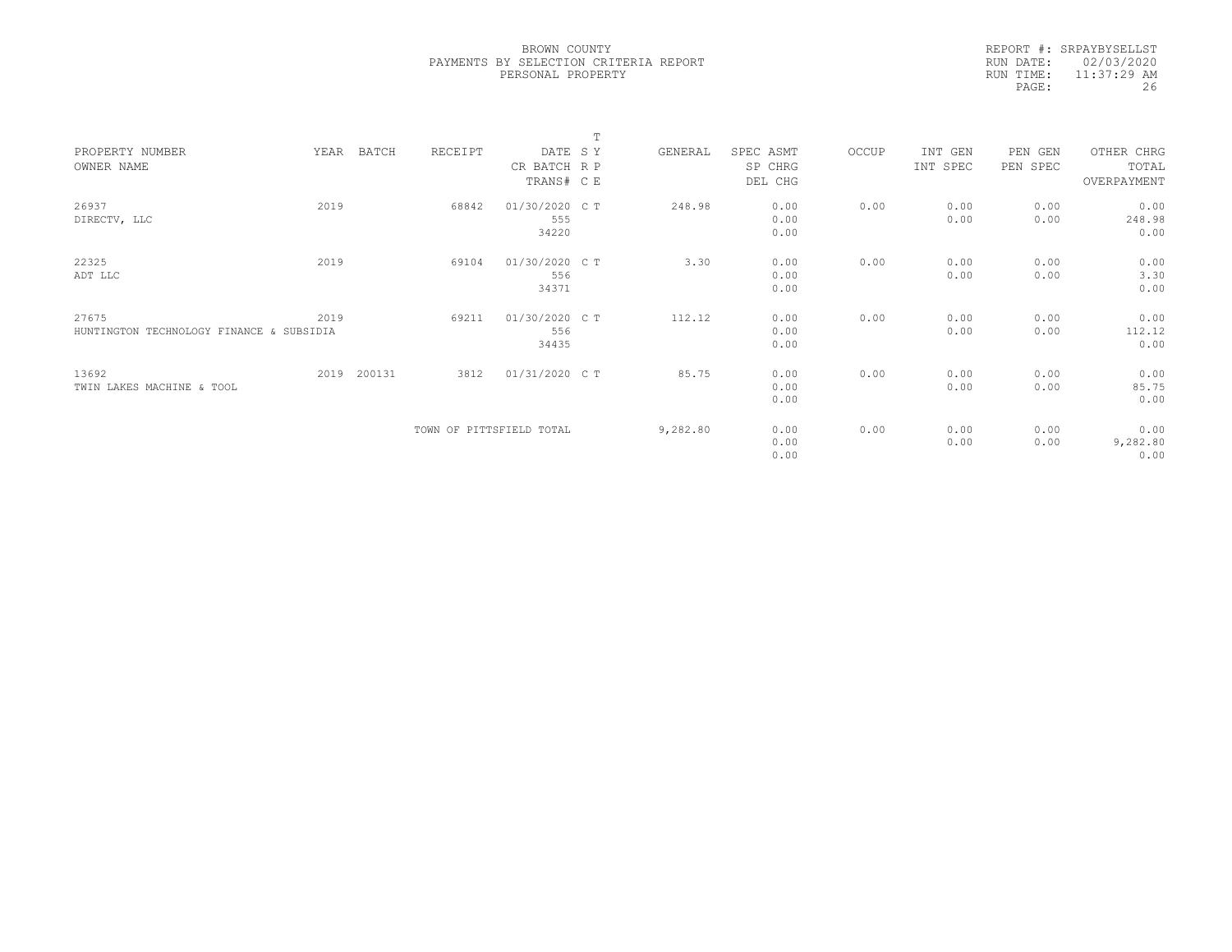BROWN COUNTY
PAYMENTS BY SELECTION CRITERIA REPORT
PERSONAL PROPERTY

REPORT #: SRPAYBYSELLST
RUN DATE: 02/03/2020
RUN TIME: 11:37:29 AM

| PROPERTY NUMBER<br>OWNER NAME | YEAR | BATCH | RECEIPT | DATE<br>CR BATCH<br>TRANS# | T<br>S Y<br>R P<br>C E | GENERAL | SPEC ASMT<br>SP CHRG<br>DEL CHG | OCCUP | INT GEN<br>INT SPEC | PEN GEN<br>PEN SPEC | OTHER CHRG<br>TOTAL<br>OVERPAYMENT |
|---|---|---|---|---|---|---|---|---|---|---|---|
| 26937<br>DIRECTV, LLC | 2019 | | 68842 | 01/30/2020<br>555<br>34220 | C T | 248.98 | 0.00<br>0.00<br>0.00 | 0.00 | 0.00<br>0.00 | 0.00<br>0.00 | 0.00<br>248.98<br>0.00 |
| 22325<br>ADT LLC | 2019 | | 69104 | 01/30/2020<br>556<br>34371 | C T | 3.30 | 0.00<br>0.00<br>0.00 | 0.00 | 0.00<br>0.00 | 0.00<br>0.00 | 0.00<br>3.30<br>0.00 |
| 27675<br>HUNTINGTON TECHNOLOGY FINANCE & SUBSIDIA | 2019 | | 69211 | 01/30/2020<br>556<br>34435 | C T | 112.12 | 0.00<br>0.00<br>0.00 | 0.00 | 0.00<br>0.00 | 0.00<br>0.00 | 0.00<br>112.12<br>0.00 |
| 13692<br>TWIN LAKES MACHINE & TOOL | 2019 | 200131 | 3812 | 01/31/2020 | C T | 85.75 | 0.00<br>0.00<br>0.00 | 0.00 | 0.00<br>0.00 | 0.00<br>0.00 | 0.00<br>85.75<br>0.00 |
| | | | TOWN OF PITTSFIELD TOTAL | | | 9,282.80 | 0.00<br>0.00<br>0.00 | 0.00 | 0.00<br>0.00 | 0.00<br>0.00 | 0.00<br>9,282.80<br>0.00 |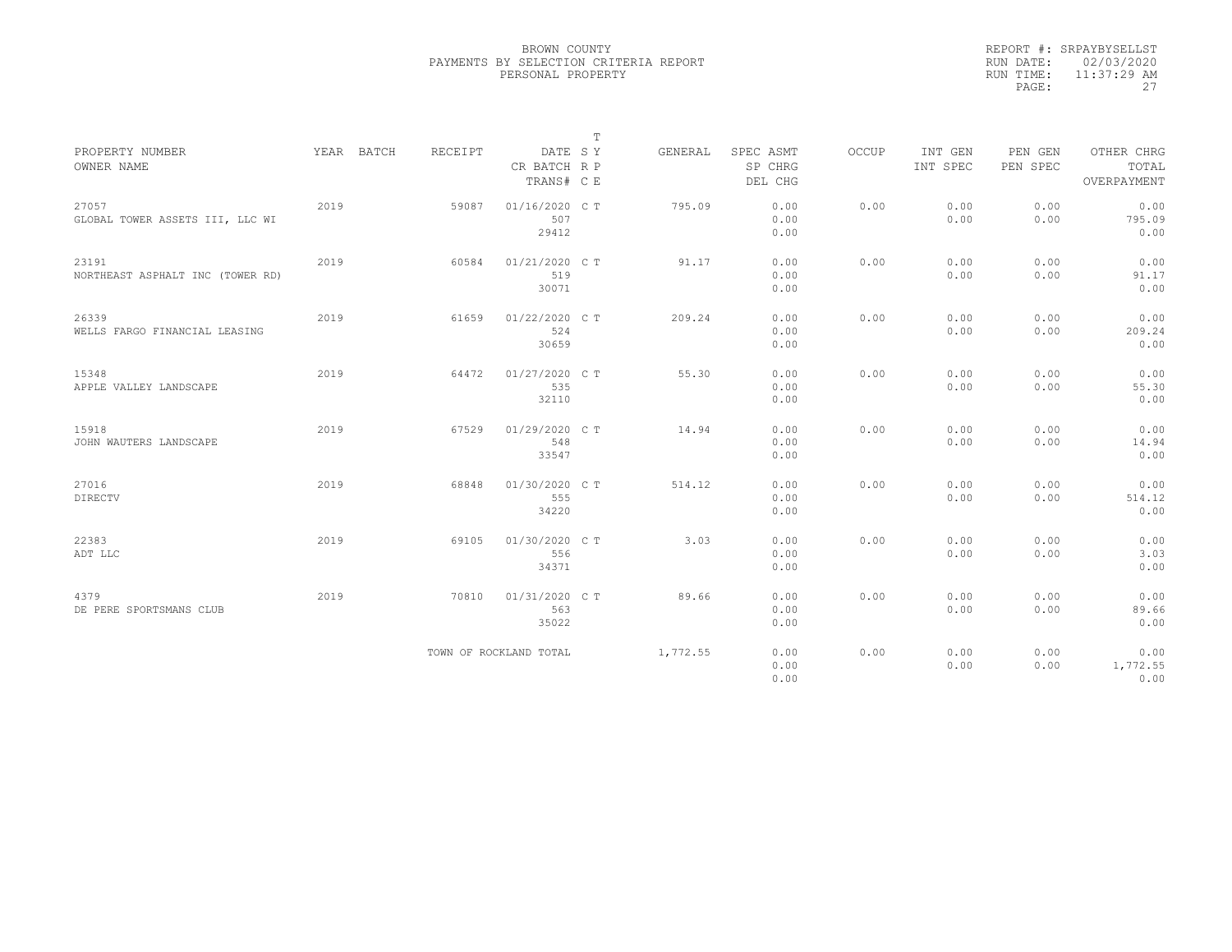BROWN COUNTY
PAYMENTS BY SELECTION CRITERIA REPORT
PERSONAL PROPERTY

REPORT #: SRPAYBYSELLST
RUN DATE: 02/03/2020
RUN TIME: 11:37:29 AM

| PROPERTY NUMBER<br>OWNER NAME | YEAR | BATCH | RECEIPT | DATE<br>CR BATCH<br>TRANS# | T<br>S Y<br>R P<br>C E | GENERAL | SPEC ASMT<br>SP CHRG<br>DEL CHG | OCCUP | INT GEN<br>INT SPEC | PEN GEN<br>PEN SPEC | OTHER CHRG<br>TOTAL<br>OVERPAYMENT |
|---|---|---|---|---|---|---|---|---|---|---|---|
| 27057<br>GLOBAL TOWER ASSETS III, LLC WI | 2019 | | 59087 | 01/16/2020<br>507<br>29412 | C T | 795.09 | 0.00<br>0.00<br>0.00 | 0.00 | 0.00<br>0.00 | 0.00<br>0.00 | 0.00<br>795.09<br>0.00 |
| 23191<br>NORTHEAST ASPHALT INC (TOWER RD) | 2019 | | 60584 | 01/21/2020<br>519<br>30071 | C T | 91.17 | 0.00<br>0.00<br>0.00 | 0.00 | 0.00<br>0.00 | 0.00<br>0.00 | 0.00<br>91.17<br>0.00 |
| 26339<br>WELLS FARGO FINANCIAL LEASING | 2019 | | 61659 | 01/22/2020<br>524<br>30659 | C T | 209.24 | 0.00<br>0.00<br>0.00 | 0.00 | 0.00<br>0.00 | 0.00<br>0.00 | 0.00<br>209.24<br>0.00 |
| 15348<br>APPLE VALLEY LANDSCAPE | 2019 | | 64472 | 01/27/2020<br>535<br>32110 | C T | 55.30 | 0.00<br>0.00<br>0.00 | 0.00 | 0.00<br>0.00 | 0.00<br>0.00 | 0.00<br>55.30<br>0.00 |
| 15918<br>JOHN WAUTERS LANDSCAPE | 2019 | | 67529 | 01/29/2020<br>548<br>33547 | C T | 14.94 | 0.00<br>0.00<br>0.00 | 0.00 | 0.00<br>0.00 | 0.00<br>0.00 | 0.00<br>14.94<br>0.00 |
| 27016<br>DIRECTV | 2019 | | 68848 | 01/30/2020<br>555<br>34220 | C T | 514.12 | 0.00<br>0.00<br>0.00 | 0.00 | 0.00<br>0.00 | 0.00<br>0.00 | 0.00<br>514.12<br>0.00 |
| 22383<br>ADT LLC | 2019 | | 69105 | 01/30/2020<br>556<br>34371 | C T | 3.03 | 0.00<br>0.00<br>0.00 | 0.00 | 0.00<br>0.00 | 0.00<br>0.00 | 0.00<br>3.03<br>0.00 |
| 4379<br>DE PERE SPORTSMANS CLUB | 2019 | | 70810 | 01/31/2020<br>563<br>35022 | C T | 89.66 | 0.00<br>0.00<br>0.00 | 0.00 | 0.00<br>0.00 | 0.00<br>0.00 | 0.00<br>89.66<br>0.00 |
| | | | TOWN OF ROCKLAND TOTAL | | | 1,772.55 | 0.00<br>0.00<br>0.00 | 0.00 | 0.00<br>0.00 | 0.00<br>0.00 | 0.00<br>1,772.55<br>0.00 |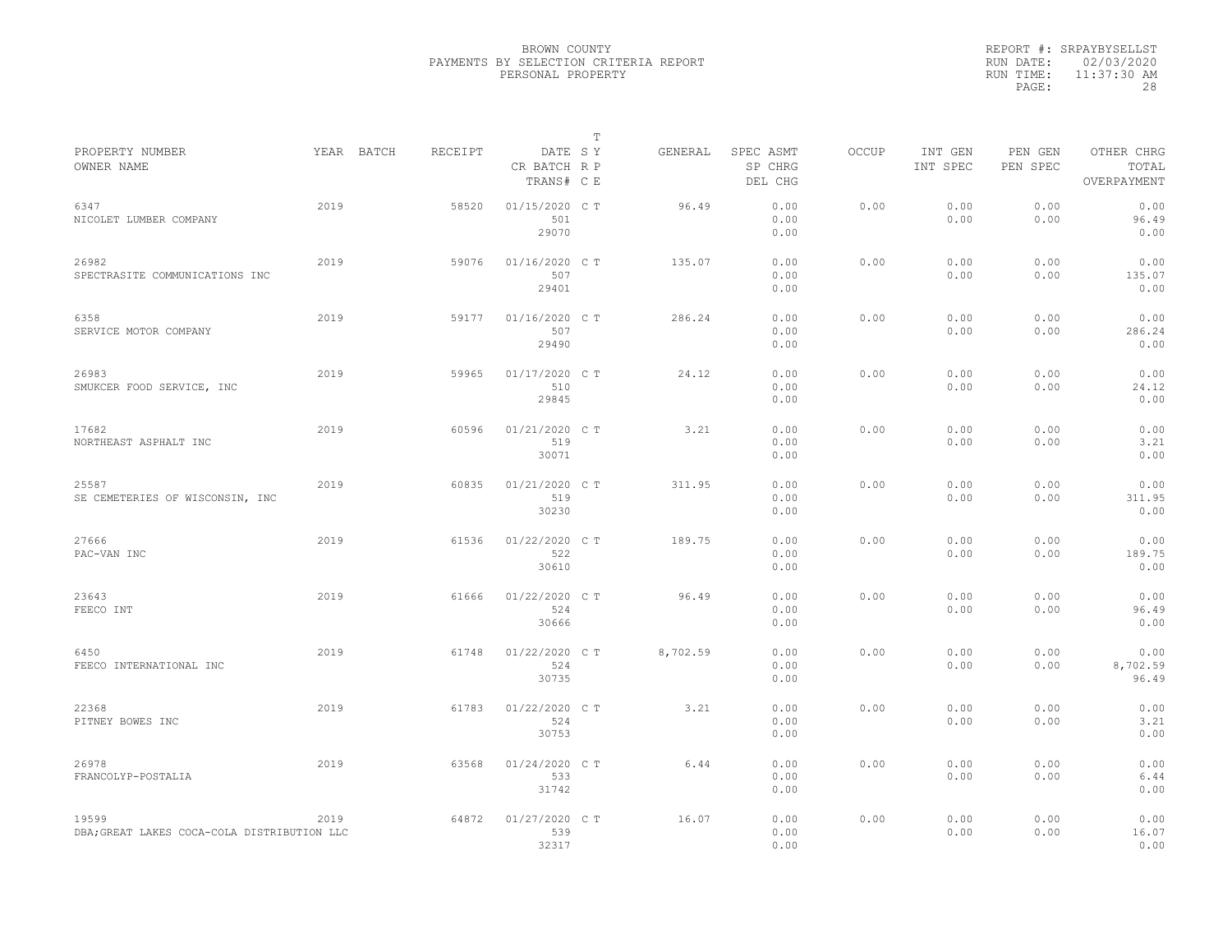BROWN COUNTY
PAYMENTS BY SELECTION CRITERIA REPORT
PERSONAL PROPERTY

REPORT #: SRPAYBYSELLST
RUN DATE: 02/03/2020
RUN TIME: 11:37:30 AM

| PROPERTY NUMBER / OWNER NAME | YEAR | BATCH | RECEIPT | DATE / CR BATCH / TRANS# | T SY / RP / CE | GENERAL | SPEC ASMT / SP CHRG / DEL CHG | OCCUP | INT GEN / INT SPEC | PEN GEN / PEN SPEC | OTHER CHRG / TOTAL / OVERPAYMENT |
|---|---|---|---|---|---|---|---|---|---|---|---|
| 6347 NICOLET LUMBER COMPANY | 2019 | | 58520 | 01/15/2020 501 29070 | C T | 96.49 | 0.00 0.00 0.00 | 0.00 | 0.00 0.00 | 0.00 0.00 | 0.00 96.49 0.00 |
| 26982 SPECTRASITE COMMUNICATIONS INC | 2019 | | 59076 | 01/16/2020 507 29401 | C T | 135.07 | 0.00 0.00 0.00 | 0.00 | 0.00 0.00 | 0.00 0.00 | 0.00 135.07 0.00 |
| 6358 SERVICE MOTOR COMPANY | 2019 | | 59177 | 01/16/2020 507 29490 | C T | 286.24 | 0.00 0.00 0.00 | 0.00 | 0.00 0.00 | 0.00 0.00 | 0.00 286.24 0.00 |
| 26983 SMUKCER FOOD SERVICE, INC | 2019 | | 59965 | 01/17/2020 510 29845 | C T | 24.12 | 0.00 0.00 0.00 | 0.00 | 0.00 0.00 | 0.00 0.00 | 0.00 24.12 0.00 |
| 17682 NORTHEAST ASPHALT INC | 2019 | | 60596 | 01/21/2020 519 30071 | C T | 3.21 | 0.00 0.00 0.00 | 0.00 | 0.00 0.00 | 0.00 0.00 | 0.00 3.21 0.00 |
| 25587 SE CEMETERIES OF WISCONSIN, INC | 2019 | | 60835 | 01/21/2020 519 30230 | C T | 311.95 | 0.00 0.00 0.00 | 0.00 | 0.00 0.00 | 0.00 0.00 | 0.00 311.95 0.00 |
| 27666 PAC-VAN INC | 2019 | | 61536 | 01/22/2020 522 30610 | C T | 189.75 | 0.00 0.00 0.00 | 0.00 | 0.00 0.00 | 0.00 0.00 | 0.00 189.75 0.00 |
| 23643 FEECO INT | 2019 | | 61666 | 01/22/2020 524 30666 | C T | 96.49 | 0.00 0.00 0.00 | 0.00 | 0.00 0.00 | 0.00 0.00 | 0.00 96.49 0.00 |
| 6450 FEECO INTERNATIONAL INC | 2019 | | 61748 | 01/22/2020 524 30735 | C T | 8,702.59 | 0.00 0.00 0.00 | 0.00 | 0.00 0.00 | 0.00 0.00 | 0.00 8,702.59 96.49 |
| 22368 PITNEY BOWES INC | 2019 | | 61783 | 01/22/2020 524 30753 | C T | 3.21 | 0.00 0.00 0.00 | 0.00 | 0.00 0.00 | 0.00 0.00 | 0.00 3.21 0.00 |
| 26978 FRANCOLYP-POSTALIA | 2019 | | 63568 | 01/24/2020 533 31742 | C T | 6.44 | 0.00 0.00 0.00 | 0.00 | 0.00 0.00 | 0.00 0.00 | 0.00 6.44 0.00 |
| 19599 DBA;GREAT LAKES COCA-COLA DISTRIBUTION LLC | 2019 | | 64872 | 01/27/2020 539 32317 | C T | 16.07 | 0.00 0.00 0.00 | 0.00 | 0.00 0.00 | 0.00 0.00 | 0.00 16.07 0.00 |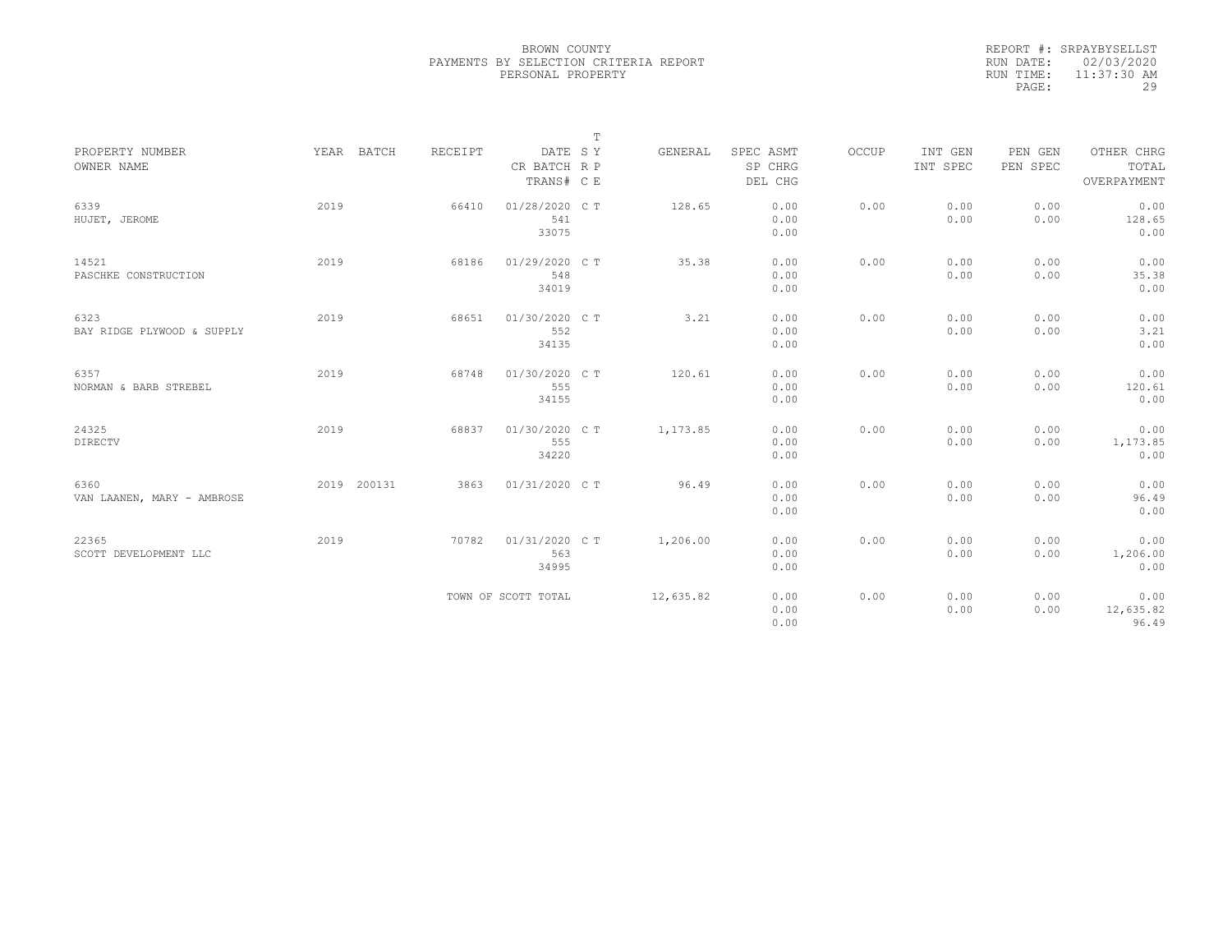BROWN COUNTY
PAYMENTS BY SELECTION CRITERIA REPORT
PERSONAL PROPERTY

REPORT #: SRPAYBYSELLST
RUN DATE: 02/03/2020
RUN TIME: 11:37:30 AM
PAGE: 29

| PROPERTY NUMBER<br>OWNER NAME | YEAR | BATCH | RECEIPT | DATE<br>CR BATCH<br>TRANS# | T SY RP CE | GENERAL | SPEC ASMT<br>SP CHRG<br>DEL CHG | OCCUP | INT GEN<br>INT SPEC | PEN GEN<br>PEN SPEC | OTHER CHRG<br>TOTAL<br>OVERPAYMENT |
|---|---|---|---|---|---|---|---|---|---|---|---|
| 6339<br>HUJET, JEROME | 2019 | | 66410 | 01/28/2020<br>541<br>33075 | C T | 128.65 | 0.00<br>0.00<br>0.00 | 0.00 | 0.00<br>0.00 | 0.00<br>0.00 | 0.00<br>128.65<br>0.00 |
| 14521<br>PASCHKE CONSTRUCTION | 2019 | | 68186 | 01/29/2020<br>548<br>34019 | C T | 35.38 | 0.00<br>0.00<br>0.00 | 0.00 | 0.00<br>0.00 | 0.00<br>0.00 | 0.00<br>35.38<br>0.00 |
| 6323<br>BAY RIDGE PLYWOOD & SUPPLY | 2019 | | 68651 | 01/30/2020<br>552<br>34135 | C T | 3.21 | 0.00<br>0.00<br>0.00 | 0.00 | 0.00<br>0.00 | 0.00<br>0.00 | 0.00<br>3.21<br>0.00 |
| 6357<br>NORMAN & BARB STREBEL | 2019 | | 68748 | 01/30/2020<br>555<br>34155 | C T | 120.61 | 0.00<br>0.00<br>0.00 | 0.00 | 0.00<br>0.00 | 0.00<br>0.00 | 0.00<br>120.61<br>0.00 |
| 24325<br>DIRECTV | 2019 | | 68837 | 01/30/2020<br>555<br>34220 | C T | 1,173.85 | 0.00<br>0.00<br>0.00 | 0.00 | 0.00<br>0.00 | 0.00<br>0.00 | 0.00<br>1,173.85<br>0.00 |
| 6360<br>VAN LAANEN, MARY - AMBROSE | 2019 | 200131 | 3863 | 01/31/2020 | C T | 96.49 | 0.00<br>0.00<br>0.00 | 0.00 | 0.00<br>0.00 | 0.00<br>0.00 | 0.00<br>96.49<br>0.00 |
| 22365<br>SCOTT DEVELOPMENT LLC | 2019 | | 70782 | 01/31/2020<br>563<br>34995 | C T | 1,206.00 | 0.00<br>0.00<br>0.00 | 0.00 | 0.00<br>0.00 | 0.00<br>0.00 | 0.00<br>1,206.00<br>0.00 |
| | | | TOWN OF SCOTT TOTAL | | | 12,635.82 | 0.00<br>0.00<br>0.00 | 0.00 | 0.00<br>0.00 | 0.00<br>0.00 | 0.00<br>12,635.82<br>96.49 |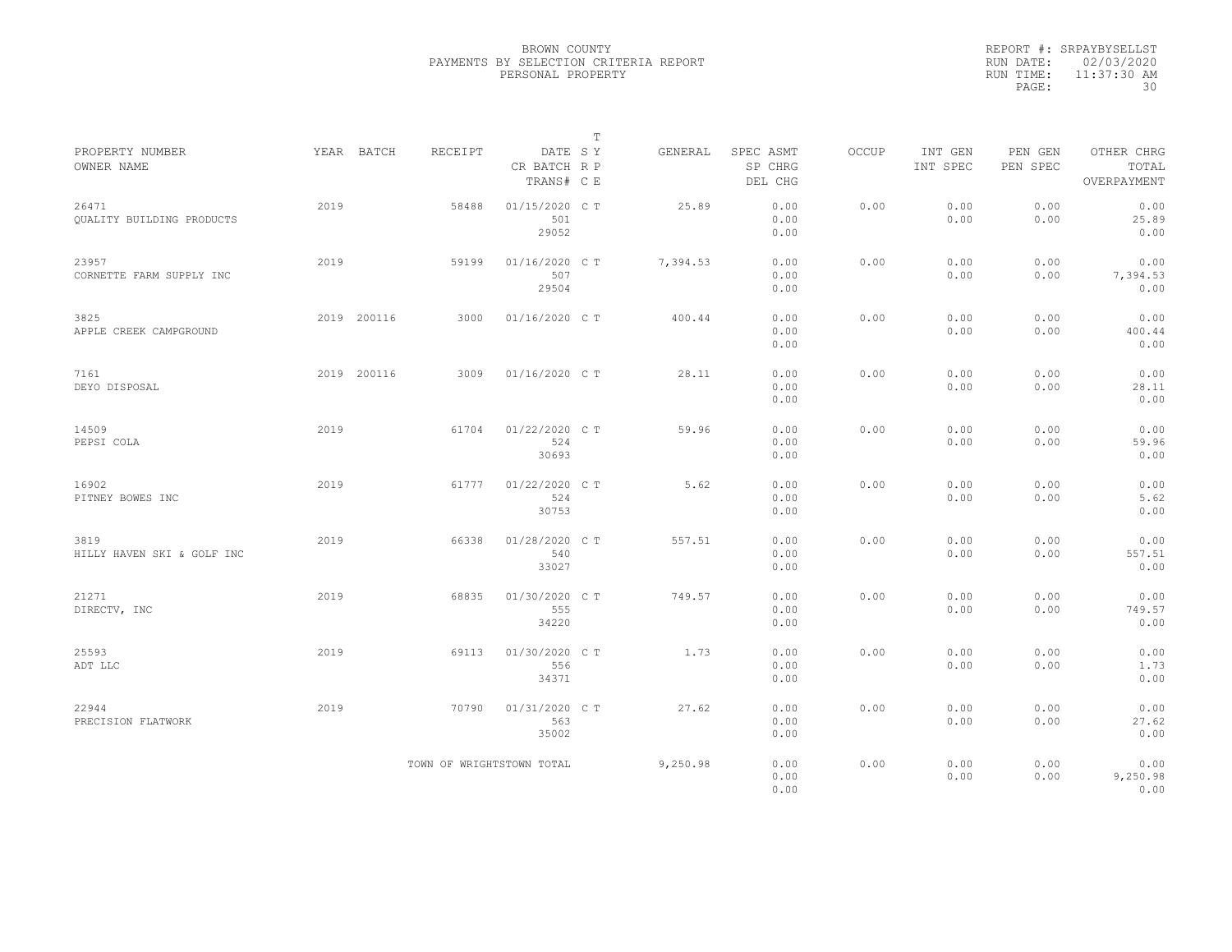BROWN COUNTY
PAYMENTS BY SELECTION CRITERIA REPORT
PERSONAL PROPERTY

REPORT #: SRPAYBYSELLST
RUN DATE: 02/03/2020
RUN TIME: 11:37:30 AM
PAGE: 30

| PROPERTY NUMBER<br>OWNER NAME | YEAR | BATCH | RECEIPT | DATE<br>CR BATCH<br>TRANS# | T<br>S Y<br>R P<br>C E | GENERAL | SPEC ASMT<br>SP CHRG<br>DEL CHG | OCCUP | INT GEN<br>INT SPEC | PEN GEN<br>PEN SPEC | OTHER CHRG<br>TOTAL<br>OVERPAYMENT |
|---|---|---|---|---|---|---|---|---|---|---|---|
| 26471<br>QUALITY BUILDING PRODUCTS | 2019 | | 58488 | 01/15/2020<br>501<br>29052 | C T | 25.89 | 0.00<br>0.00<br>0.00 | 0.00 | 0.00<br>0.00 | 0.00<br>0.00 | 0.00<br>25.89<br>0.00 |
| 23957<br>CORNETTE FARM SUPPLY INC | 2019 | | 59199 | 01/16/2020<br>507<br>29504 | C T | 7,394.53 | 0.00<br>0.00<br>0.00 | 0.00 | 0.00<br>0.00 | 0.00<br>0.00 | 0.00<br>7,394.53<br>0.00 |
| 3825<br>APPLE CREEK CAMPGROUND | 2019 | 200116 | 3000 | 01/16/2020 | C T | 400.44 | 0.00<br>0.00<br>0.00 | 0.00 | 0.00<br>0.00 | 0.00<br>0.00 | 0.00<br>400.44<br>0.00 |
| 7161<br>DEYO DISPOSAL | 2019 | 200116 | 3009 | 01/16/2020 | C T | 28.11 | 0.00<br>0.00<br>0.00 | 0.00 | 0.00<br>0.00 | 0.00<br>0.00 | 0.00<br>28.11<br>0.00 |
| 14509<br>PEPSI COLA | 2019 | | 61704 | 01/22/2020<br>524<br>30693 | C T | 59.96 | 0.00<br>0.00<br>0.00 | 0.00 | 0.00<br>0.00 | 0.00<br>0.00 | 0.00<br>59.96<br>0.00 |
| 16902<br>PITNEY BOWES INC | 2019 | | 61777 | 01/22/2020<br>524<br>30753 | C T | 5.62 | 0.00<br>0.00<br>0.00 | 0.00 | 0.00<br>0.00 | 0.00<br>0.00 | 0.00<br>5.62<br>0.00 |
| 3819<br>HILLY HAVEN SKI & GOLF INC | 2019 | | 66338 | 01/28/2020<br>540<br>33027 | C T | 557.51 | 0.00<br>0.00<br>0.00 | 0.00 | 0.00<br>0.00 | 0.00<br>0.00 | 0.00<br>557.51<br>0.00 |
| 21271<br>DIRECTV, INC | 2019 | | 68835 | 01/30/2020<br>555<br>34220 | C T | 749.57 | 0.00<br>0.00<br>0.00 | 0.00 | 0.00<br>0.00 | 0.00<br>0.00 | 0.00<br>749.57<br>0.00 |
| 25593<br>ADT LLC | 2019 | | 69113 | 01/30/2020<br>556<br>34371 | C T | 1.73 | 0.00<br>0.00<br>0.00 | 0.00 | 0.00<br>0.00 | 0.00<br>0.00 | 0.00<br>1.73<br>0.00 |
| 22944<br>PRECISION FLATWORK | 2019 | | 70790 | 01/31/2020<br>563<br>35002 | C T | 27.62 | 0.00<br>0.00<br>0.00 | 0.00 | 0.00<br>0.00 | 0.00<br>0.00 | 0.00<br>27.62<br>0.00 |
| | | | TOWN OF WRIGHTSTOWN TOTAL | | | 9,250.98 | 0.00<br>0.00<br>0.00 | 0.00 | 0.00<br>0.00 | 0.00<br>0.00 | 0.00<br>9,250.98<br>0.00 |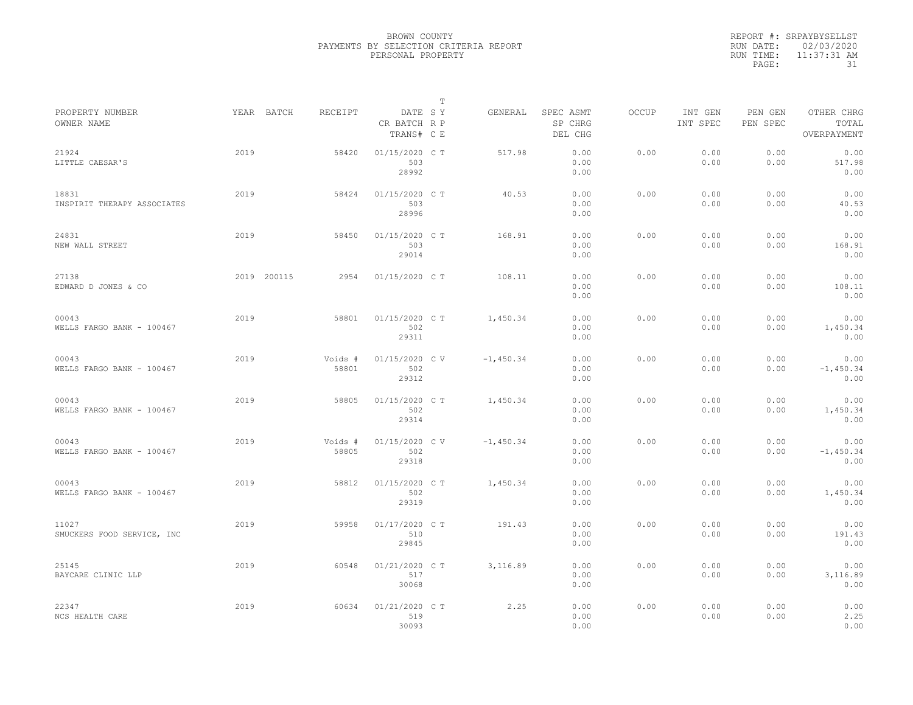BROWN COUNTY
PAYMENTS BY SELECTION CRITERIA REPORT
PERSONAL PROPERTY

REPORT #: SRPAYBYSELLST
RUN DATE: 02/03/2020
RUN TIME: 11:37:31 AM

| PROPERTY NUMBER / OWNER NAME | YEAR | BATCH | RECEIPT | DATE / CR BATCH / TRANS# | T S Y R P C E | GENERAL | SPEC ASMT / SP CHRG / DEL CHG | OCCUP | INT GEN / INT SPEC | PEN GEN / PEN SPEC | OTHER CHRG / TOTAL / OVERPAYMENT |
|---|---|---|---|---|---|---|---|---|---|---|---|
| 21924 LITTLE CAESAR'S | 2019 | | 58420 | 01/15/2020 503 28992 | C T | 517.98 | 0.00 0.00 0.00 | 0.00 | 0.00 0.00 | 0.00 0.00 | 0.00 517.98 0.00 |
| 18831 INSPIRIT THERAPY ASSOCIATES | 2019 | | 58424 | 01/15/2020 503 28996 | C T | 40.53 | 0.00 0.00 0.00 | 0.00 | 0.00 0.00 | 0.00 0.00 | 0.00 40.53 0.00 |
| 24831 NEW WALL STREET | 2019 | | 58450 | 01/15/2020 503 29014 | C T | 168.91 | 0.00 0.00 0.00 | 0.00 | 0.00 0.00 | 0.00 0.00 | 0.00 168.91 0.00 |
| 27138 EDWARD D JONES & CO | 2019 | 200115 | 2954 | 01/15/2020 | C T | 108.11 | 0.00 0.00 0.00 | 0.00 | 0.00 0.00 | 0.00 0.00 | 0.00 108.11 0.00 |
| 00043 WELLS FARGO BANK - 100467 | 2019 | | 58801 | 01/15/2020 502 29311 | C T | 1,450.34 | 0.00 0.00 0.00 | 0.00 | 0.00 0.00 | 0.00 0.00 | 0.00 1,450.34 0.00 |
| 00043 WELLS FARGO BANK - 100467 | 2019 | | Voids # 58801 | 01/15/2020 502 29312 | C V | -1,450.34 | 0.00 0.00 0.00 | 0.00 | 0.00 0.00 | 0.00 0.00 | 0.00 -1,450.34 0.00 |
| 00043 WELLS FARGO BANK - 100467 | 2019 | | 58805 | 01/15/2020 502 29314 | C T | 1,450.34 | 0.00 0.00 0.00 | 0.00 | 0.00 0.00 | 0.00 0.00 | 0.00 1,450.34 0.00 |
| 00043 WELLS FARGO BANK - 100467 | 2019 | | Voids # 58805 | 01/15/2020 502 29318 | C V | -1,450.34 | 0.00 0.00 0.00 | 0.00 | 0.00 0.00 | 0.00 0.00 | 0.00 -1,450.34 0.00 |
| 00043 WELLS FARGO BANK - 100467 | 2019 | | 58812 | 01/15/2020 502 29319 | C T | 1,450.34 | 0.00 0.00 0.00 | 0.00 | 0.00 0.00 | 0.00 0.00 | 0.00 1,450.34 0.00 |
| 11027 SMUCKERS FOOD SERVICE, INC | 2019 | | 59958 | 01/17/2020 510 29845 | C T | 191.43 | 0.00 0.00 0.00 | 0.00 | 0.00 0.00 | 0.00 0.00 | 0.00 191.43 0.00 |
| 25145 BAYCARE CLINIC LLP | 2019 | | 60548 | 01/21/2020 517 30068 | C T | 3,116.89 | 0.00 0.00 0.00 | 0.00 | 0.00 0.00 | 0.00 0.00 | 0.00 3,116.89 0.00 |
| 22347 NCS HEALTH CARE | 2019 | | 60634 | 01/21/2020 519 30093 | C T | 2.25 | 0.00 0.00 0.00 | 0.00 | 0.00 0.00 | 0.00 0.00 | 0.00 2.25 0.00 |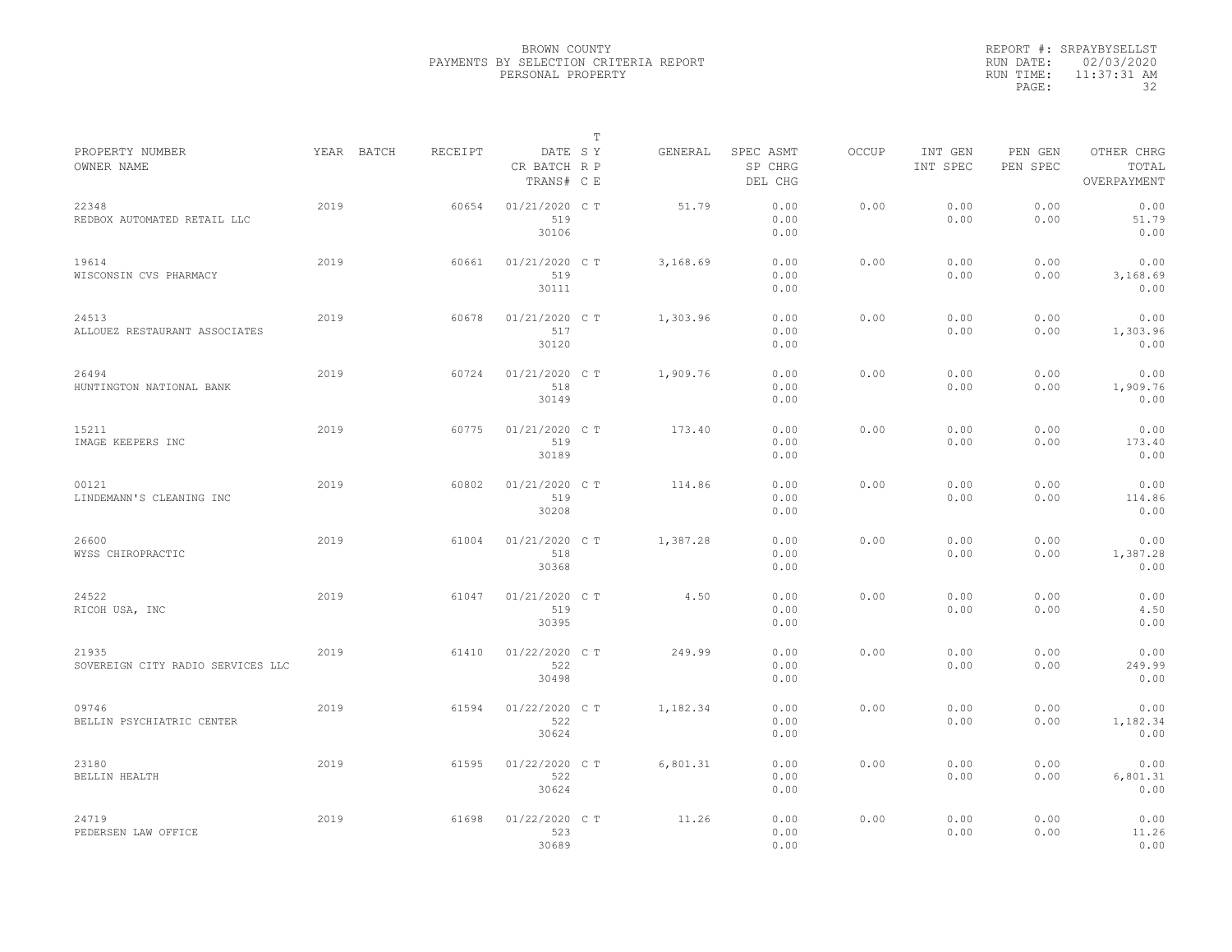BROWN COUNTY
PAYMENTS BY SELECTION CRITERIA REPORT
PERSONAL PROPERTY

REPORT #: SRPAYBYSELLST
RUN DATE: 02/03/2020
RUN TIME: 11:37:31 AM

| PROPERTY NUMBER<br>OWNER NAME | YEAR | BATCH | RECEIPT | DATE<br>CR BATCH<br>TRANS# | T<br>S Y<br>R P<br>C E | GENERAL | SPEC ASMT<br>SP CHRG<br>DEL CHG | OCCUP | INT GEN<br>INT SPEC | PEN GEN<br>PEN SPEC | OTHER CHRG<br>TOTAL<br>OVERPAYMENT |
|---|---|---|---|---|---|---|---|---|---|---|---|
| 22348<br>REDBOX AUTOMATED RETAIL LLC | 2019 | | 60654 | 01/21/2020<br>519<br>30106 | C T | 51.79 | 0.00<br>0.00<br>0.00 | 0.00 | 0.00<br>0.00 | 0.00<br>0.00 | 0.00<br>51.79<br>0.00 |
| 19614<br>WISCONSIN CVS PHARMACY | 2019 | | 60661 | 01/21/2020<br>519<br>30111 | C T | 3,168.69 | 0.00<br>0.00<br>0.00 | 0.00 | 0.00<br>0.00 | 0.00<br>0.00 | 0.00<br>3,168.69<br>0.00 |
| 24513<br>ALLOUEZ RESTAURANT ASSOCIATES | 2019 | | 60678 | 01/21/2020<br>517<br>30120 | C T | 1,303.96 | 0.00<br>0.00<br>0.00 | 0.00 | 0.00<br>0.00 | 0.00<br>0.00 | 0.00<br>1,303.96<br>0.00 |
| 26494<br>HUNTINGTON NATIONAL BANK | 2019 | | 60724 | 01/21/2020<br>518<br>30149 | C T | 1,909.76 | 0.00<br>0.00<br>0.00 | 0.00 | 0.00<br>0.00 | 0.00<br>0.00 | 0.00<br>1,909.76<br>0.00 |
| 15211<br>IMAGE KEEPERS INC | 2019 | | 60775 | 01/21/2020<br>519<br>30189 | C T | 173.40 | 0.00<br>0.00<br>0.00 | 0.00 | 0.00<br>0.00 | 0.00<br>0.00 | 0.00<br>173.40<br>0.00 |
| 00121<br>LINDEMANN'S CLEANING INC | 2019 | | 60802 | 01/21/2020<br>519<br>30208 | C T | 114.86 | 0.00<br>0.00<br>0.00 | 0.00 | 0.00<br>0.00 | 0.00<br>0.00 | 0.00<br>114.86<br>0.00 |
| 26600<br>WYSS CHIROPRACTIC | 2019 | | 61004 | 01/21/2020<br>518<br>30368 | C T | 1,387.28 | 0.00<br>0.00<br>0.00 | 0.00 | 0.00<br>0.00 | 0.00<br>0.00 | 0.00<br>1,387.28<br>0.00 |
| 24522<br>RICOH USA, INC | 2019 | | 61047 | 01/21/2020<br>519<br>30395 | C T | 4.50 | 0.00<br>0.00<br>0.00 | 0.00 | 0.00<br>0.00 | 0.00<br>0.00 | 0.00<br>4.50<br>0.00 |
| 21935<br>SOVEREIGN CITY RADIO SERVICES LLC | 2019 | | 61410 | 01/22/2020<br>522<br>30498 | C T | 249.99 | 0.00<br>0.00<br>0.00 | 0.00 | 0.00<br>0.00 | 0.00<br>0.00 | 0.00<br>249.99<br>0.00 |
| 09746<br>BELLIN PSYCHIATRIC CENTER | 2019 | | 61594 | 01/22/2020<br>522<br>30624 | C T | 1,182.34 | 0.00<br>0.00<br>0.00 | 0.00 | 0.00<br>0.00 | 0.00<br>0.00 | 0.00<br>1,182.34<br>0.00 |
| 23180<br>BELLIN HEALTH | 2019 | | 61595 | 01/22/2020<br>522<br>30624 | C T | 6,801.31 | 0.00<br>0.00<br>0.00 | 0.00 | 0.00<br>0.00 | 0.00<br>0.00 | 0.00<br>6,801.31<br>0.00 |
| 24719<br>PEDERSEN LAW OFFICE | 2019 | | 61698 | 01/22/2020<br>523<br>30689 | C T | 11.26 | 0.00<br>0.00<br>0.00 | 0.00 | 0.00<br>0.00 | 0.00<br>0.00 | 0.00<br>11.26<br>0.00 |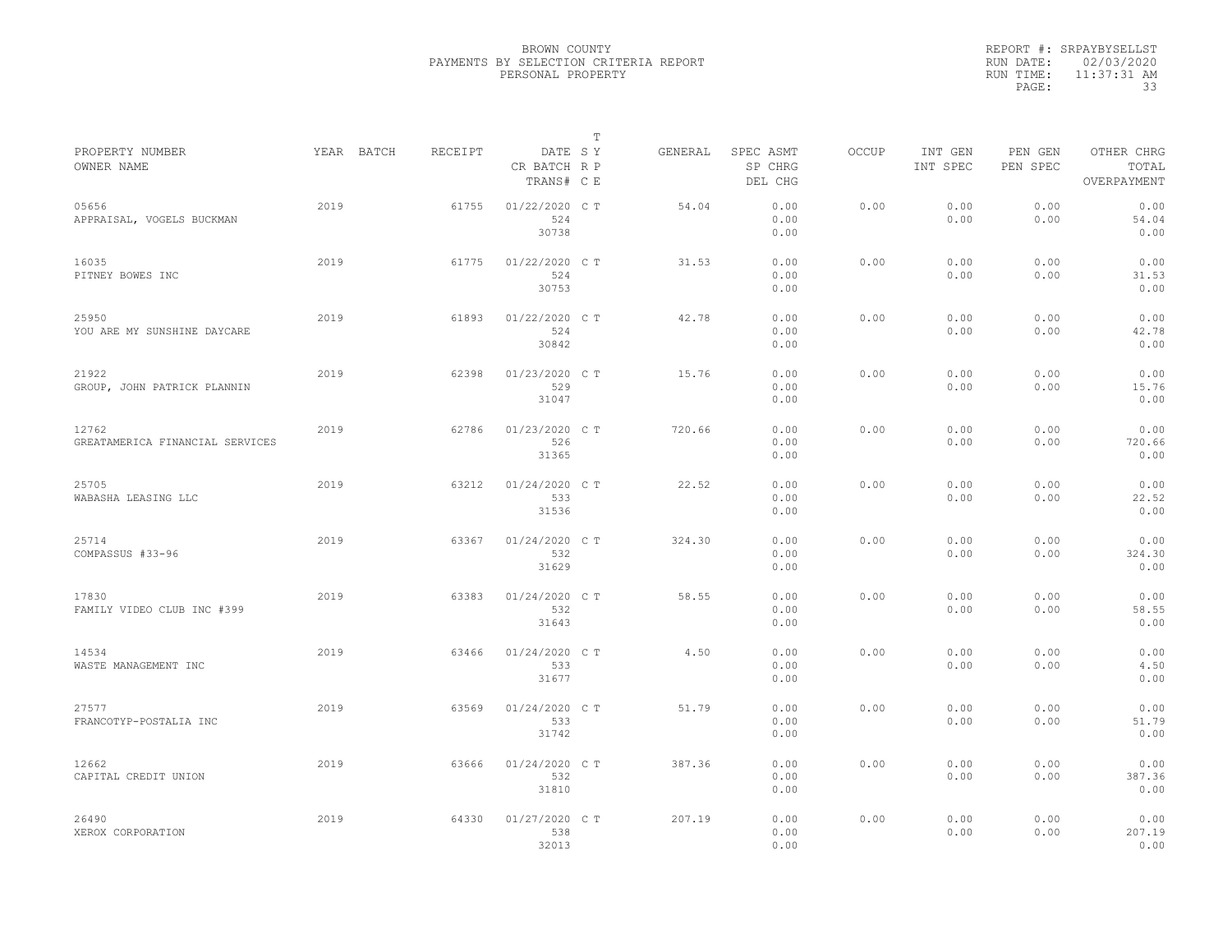BROWN COUNTY
PAYMENTS BY SELECTION CRITERIA REPORT
PERSONAL PROPERTY

REPORT #: SRPAYBYSELLST
RUN DATE: 02/03/2020
RUN TIME: 11:37:31 AM
PAGE: 33

| PROPERTY NUMBER / OWNER NAME | YEAR | BATCH | RECEIPT | DATE / CR BATCH / TRANS# | T SY RP CE | GENERAL | SPEC ASMT / SP CHRG / DEL CHG | OCCUP | INT GEN / INT SPEC | PEN GEN / PEN SPEC | OTHER CHRG / TOTAL / OVERPAYMENT |
|---|---|---|---|---|---|---|---|---|---|---|---|
| 05656 APPRAISAL, VOGELS BUCKMAN | 2019 | | 61755 | 01/22/2020 524 30738 | C T | 54.04 | 0.00 0.00 0.00 | 0.00 | 0.00 0.00 | 0.00 0.00 | 0.00 54.04 0.00 |
| 16035 PITNEY BOWES INC | 2019 | | 61775 | 01/22/2020 524 30753 | C T | 31.53 | 0.00 0.00 0.00 | 0.00 | 0.00 0.00 | 0.00 0.00 | 0.00 31.53 0.00 |
| 25950 YOU ARE MY SUNSHINE DAYCARE | 2019 | | 61893 | 01/22/2020 524 30842 | C T | 42.78 | 0.00 0.00 0.00 | 0.00 | 0.00 0.00 | 0.00 0.00 | 0.00 42.78 0.00 |
| 21922 GROUP, JOHN PATRICK PLANNIN | 2019 | | 62398 | 01/23/2020 529 31047 | C T | 15.76 | 0.00 0.00 0.00 | 0.00 | 0.00 0.00 | 0.00 0.00 | 0.00 15.76 0.00 |
| 12762 GREATAMERICA FINANCIAL SERVICES | 2019 | | 62786 | 01/23/2020 526 31365 | C T | 720.66 | 0.00 0.00 0.00 | 0.00 | 0.00 0.00 | 0.00 0.00 | 0.00 720.66 0.00 |
| 25705 WABASHA LEASING LLC | 2019 | | 63212 | 01/24/2020 533 31536 | C T | 22.52 | 0.00 0.00 0.00 | 0.00 | 0.00 0.00 | 0.00 0.00 | 0.00 22.52 0.00 |
| 25714 COMPASSUS #33-96 | 2019 | | 63367 | 01/24/2020 532 31629 | C T | 324.30 | 0.00 0.00 0.00 | 0.00 | 0.00 0.00 | 0.00 0.00 | 0.00 324.30 0.00 |
| 17830 FAMILY VIDEO CLUB INC #399 | 2019 | | 63383 | 01/24/2020 532 31643 | C T | 58.55 | 0.00 0.00 0.00 | 0.00 | 0.00 0.00 | 0.00 0.00 | 0.00 58.55 0.00 |
| 14534 WASTE MANAGEMENT INC | 2019 | | 63466 | 01/24/2020 533 31677 | C T | 4.50 | 0.00 0.00 0.00 | 0.00 | 0.00 0.00 | 0.00 0.00 | 0.00 4.50 0.00 |
| 27577 FRANCOTYP-POSTALIA INC | 2019 | | 63569 | 01/24/2020 533 31742 | C T | 51.79 | 0.00 0.00 0.00 | 0.00 | 0.00 0.00 | 0.00 0.00 | 0.00 51.79 0.00 |
| 12662 CAPITAL CREDIT UNION | 2019 | | 63666 | 01/24/2020 532 31810 | C T | 387.36 | 0.00 0.00 0.00 | 0.00 | 0.00 0.00 | 0.00 0.00 | 0.00 387.36 0.00 |
| 26490 XEROX CORPORATION | 2019 | | 64330 | 01/27/2020 538 32013 | C T | 207.19 | 0.00 0.00 0.00 | 0.00 | 0.00 0.00 | 0.00 0.00 | 0.00 207.19 0.00 |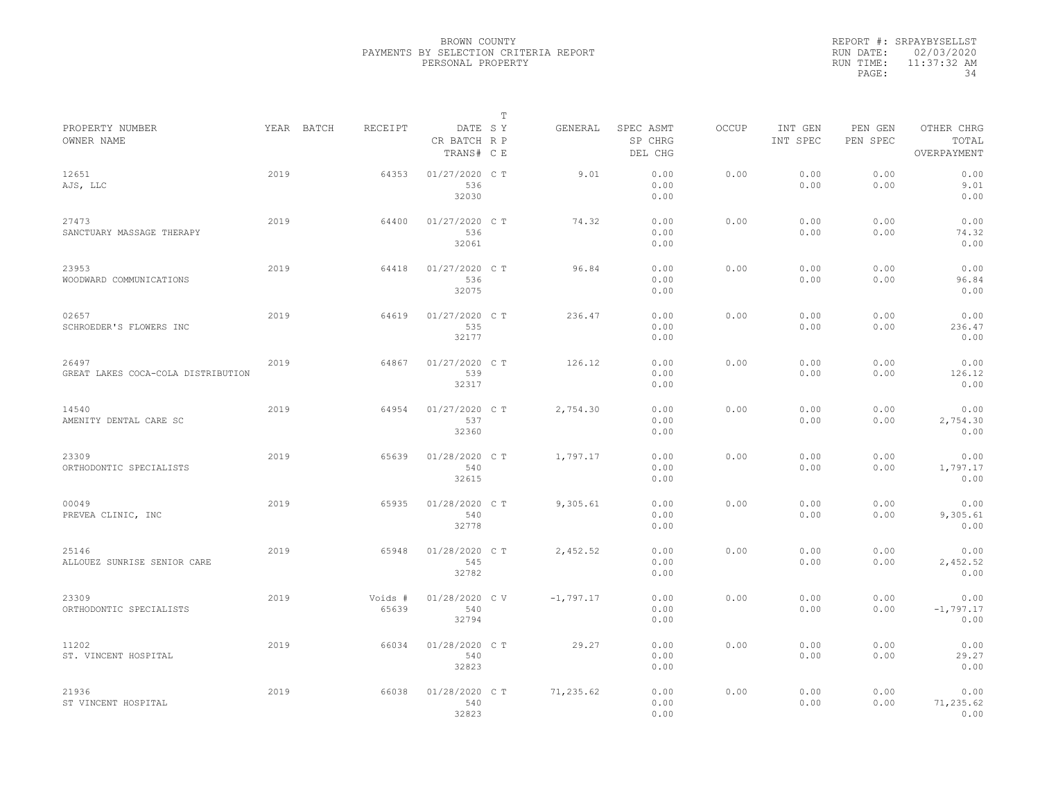BROWN COUNTY
PAYMENTS BY SELECTION CRITERIA REPORT
PERSONAL PROPERTY

REPORT #: SRPAYBYSELLST
RUN DATE: 02/03/2020
RUN TIME: 11:37:32 AM

| PROPERTY NUMBER / OWNER NAME | YEAR | BATCH | RECEIPT | DATE / CR BATCH / TRANS# | T S Y R P C E | GENERAL | SPEC ASMT / SP CHRG / DEL CHG | OCCUP | INT GEN / INT SPEC | PEN GEN / PEN SPEC | OTHER CHRG / TOTAL / OVERPAYMENT |
|---|---|---|---|---|---|---|---|---|---|---|---|
| 12651 AJS, LLC | 2019 | | 64353 | 01/27/2020 536 32030 | C T | 9.01 | 0.00 0.00 0.00 | 0.00 | 0.00 0.00 | 0.00 0.00 | 0.00 9.01 0.00 |
| 27473 SANCTUARY MASSAGE THERAPY | 2019 | | 64400 | 01/27/2020 536 32061 | C T | 74.32 | 0.00 0.00 0.00 | 0.00 | 0.00 0.00 | 0.00 0.00 | 0.00 74.32 0.00 |
| 23953 WOODWARD COMMUNICATIONS | 2019 | | 64418 | 01/27/2020 536 32075 | C T | 96.84 | 0.00 0.00 0.00 | 0.00 | 0.00 0.00 | 0.00 0.00 | 0.00 96.84 0.00 |
| 02657 SCHROEDER'S FLOWERS INC | 2019 | | 64619 | 01/27/2020 535 32177 | C T | 236.47 | 0.00 0.00 0.00 | 0.00 | 0.00 0.00 | 0.00 0.00 | 0.00 236.47 0.00 |
| 26497 GREAT LAKES COCA-COLA DISTRIBUTION | 2019 | | 64867 | 01/27/2020 539 32317 | C T | 126.12 | 0.00 0.00 0.00 | 0.00 | 0.00 0.00 | 0.00 0.00 | 0.00 126.12 0.00 |
| 14540 AMENITY DENTAL CARE SC | 2019 | | 64954 | 01/27/2020 537 32360 | C T | 2,754.30 | 0.00 0.00 0.00 | 0.00 | 0.00 0.00 | 0.00 0.00 | 0.00 2,754.30 0.00 |
| 23309 ORTHODONTIC SPECIALISTS | 2019 | | 65639 | 01/28/2020 540 32615 | C T | 1,797.17 | 0.00 0.00 0.00 | 0.00 | 0.00 0.00 | 0.00 0.00 | 0.00 1,797.17 0.00 |
| 00049 PREVEA CLINIC, INC | 2019 | | 65935 | 01/28/2020 540 32778 | C T | 9,305.61 | 0.00 0.00 0.00 | 0.00 | 0.00 0.00 | 0.00 0.00 | 0.00 9,305.61 0.00 |
| 25146 ALLOUEZ SUNRISE SENIOR CARE | 2019 | | 65948 | 01/28/2020 545 32782 | C T | 2,452.52 | 0.00 0.00 0.00 | 0.00 | 0.00 0.00 | 0.00 0.00 | 0.00 2,452.52 0.00 |
| 23309 ORTHODONTIC SPECIALISTS | 2019 | | Voids # 65639 | 01/28/2020 540 32794 | C V | -1,797.17 | 0.00 0.00 0.00 | 0.00 | 0.00 0.00 | 0.00 0.00 | 0.00 -1,797.17 0.00 |
| 11202 ST. VINCENT HOSPITAL | 2019 | | 66034 | 01/28/2020 540 32823 | C T | 29.27 | 0.00 0.00 0.00 | 0.00 | 0.00 0.00 | 0.00 0.00 | 0.00 29.27 0.00 |
| 21936 ST VINCENT HOSPITAL | 2019 | | 66038 | 01/28/2020 540 32823 | C T | 71,235.62 | 0.00 0.00 0.00 | 0.00 | 0.00 0.00 | 0.00 0.00 | 0.00 71,235.62 0.00 |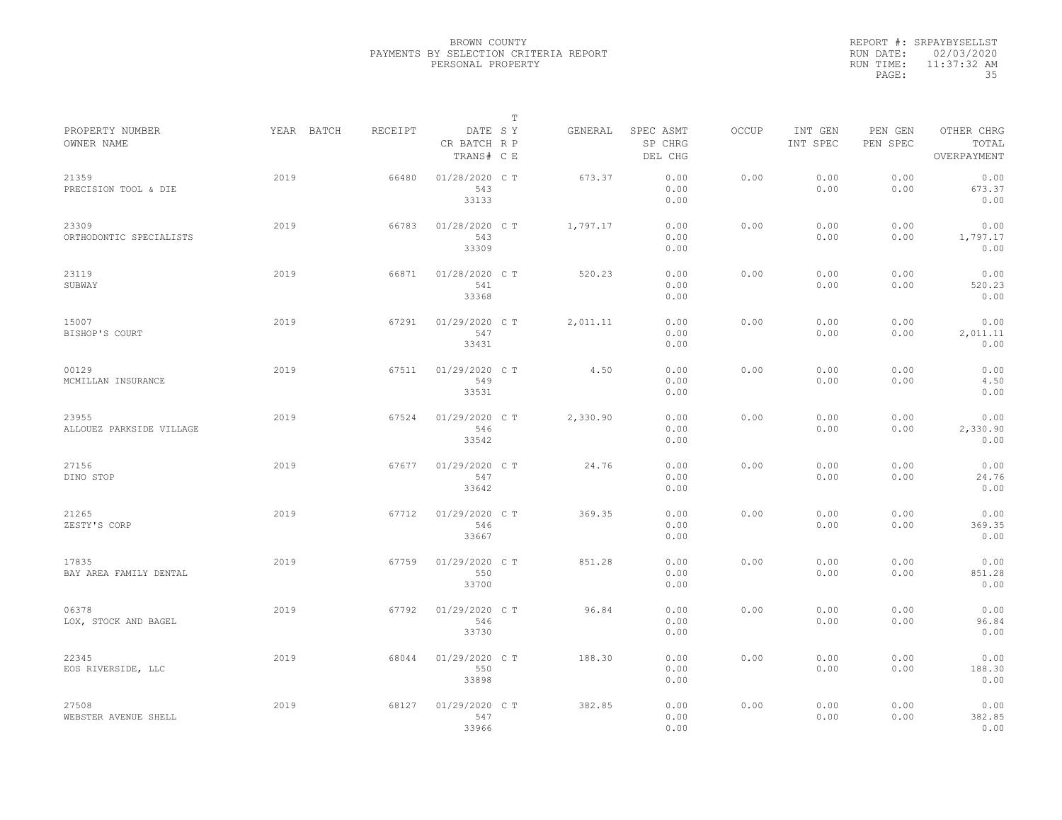BROWN COUNTY
PAYMENTS BY SELECTION CRITERIA REPORT
PERSONAL PROPERTY

REPORT #: SRPAYBYSELLST
RUN DATE: 02/03/2020
RUN TIME: 11:37:32 AM

| PROPERTY NUMBER<br>OWNER NAME | YEAR | BATCH | RECEIPT | DATE<br>CR BATCH<br>TRANS# | T<br>S Y<br>R P<br>C E | GENERAL | SPEC ASMT<br>SP CHRG<br>DEL CHG | OCCUP | INT GEN<br>INT SPEC | PEN GEN<br>PEN SPEC | OTHER CHRG<br>TOTAL<br>OVERPAYMENT |
|---|---|---|---|---|---|---|---|---|---|---|---|
| 21359<br>PRECISION TOOL & DIE | 2019 | | 66480 | 01/28/2020<br>543<br>33133 | C T | 673.37 | 0.00<br>0.00<br>0.00 | 0.00 | 0.00<br>0.00 | 0.00<br>0.00 | 0.00<br>673.37<br>0.00 |
| 23309<br>ORTHODONTIC SPECIALISTS | 2019 | | 66783 | 01/28/2020<br>543<br>33309 | C T | 1,797.17 | 0.00<br>0.00<br>0.00 | 0.00 | 0.00<br>0.00 | 0.00<br>0.00 | 0.00<br>1,797.17<br>0.00 |
| 23119<br>SUBWAY | 2019 | | 66871 | 01/28/2020<br>541<br>33368 | C T | 520.23 | 0.00<br>0.00<br>0.00 | 0.00 | 0.00<br>0.00 | 0.00<br>0.00 | 0.00<br>520.23<br>0.00 |
| 15007<br>BISHOP'S COURT | 2019 | | 67291 | 01/29/2020<br>547<br>33431 | C T | 2,011.11 | 0.00<br>0.00<br>0.00 | 0.00 | 0.00<br>0.00 | 0.00<br>0.00 | 0.00<br>2,011.11<br>0.00 |
| 00129<br>MCMILLAN INSURANCE | 2019 | | 67511 | 01/29/2020<br>549<br>33531 | C T | 4.50 | 0.00<br>0.00<br>0.00 | 0.00 | 0.00<br>0.00 | 0.00<br>0.00 | 0.00<br>4.50<br>0.00 |
| 23955<br>ALLOUEZ PARKSIDE VILLAGE | 2019 | | 67524 | 01/29/2020<br>546<br>33542 | C T | 2,330.90 | 0.00<br>0.00<br>0.00 | 0.00 | 0.00<br>0.00 | 0.00<br>0.00 | 0.00<br>2,330.90<br>0.00 |
| 27156<br>DINO STOP | 2019 | | 67677 | 01/29/2020<br>547<br>33642 | C T | 24.76 | 0.00<br>0.00<br>0.00 | 0.00 | 0.00<br>0.00 | 0.00<br>0.00 | 0.00<br>24.76<br>0.00 |
| 21265<br>ZESTY'S CORP | 2019 | | 67712 | 01/29/2020<br>546<br>33667 | C T | 369.35 | 0.00<br>0.00<br>0.00 | 0.00 | 0.00<br>0.00 | 0.00<br>0.00 | 0.00<br>369.35<br>0.00 |
| 17835<br>BAY AREA FAMILY DENTAL | 2019 | | 67759 | 01/29/2020<br>550<br>33700 | C T | 851.28 | 0.00<br>0.00<br>0.00 | 0.00 | 0.00<br>0.00 | 0.00<br>0.00 | 0.00<br>851.28<br>0.00 |
| 06378<br>LOX, STOCK AND BAGEL | 2019 | | 67792 | 01/29/2020<br>546<br>33730 | C T | 96.84 | 0.00<br>0.00<br>0.00 | 0.00 | 0.00<br>0.00 | 0.00<br>0.00 | 0.00<br>96.84<br>0.00 |
| 22345<br>EOS RIVERSIDE, LLC | 2019 | | 68044 | 01/29/2020<br>550<br>33898 | C T | 188.30 | 0.00<br>0.00<br>0.00 | 0.00 | 0.00<br>0.00 | 0.00<br>0.00 | 0.00<br>188.30<br>0.00 |
| 27508<br>WEBSTER AVENUE SHELL | 2019 | | 68127 | 01/29/2020<br>547<br>33966 | C T | 382.85 | 0.00<br>0.00<br>0.00 | 0.00 | 0.00<br>0.00 | 0.00<br>0.00 | 0.00<br>382.85<br>0.00 |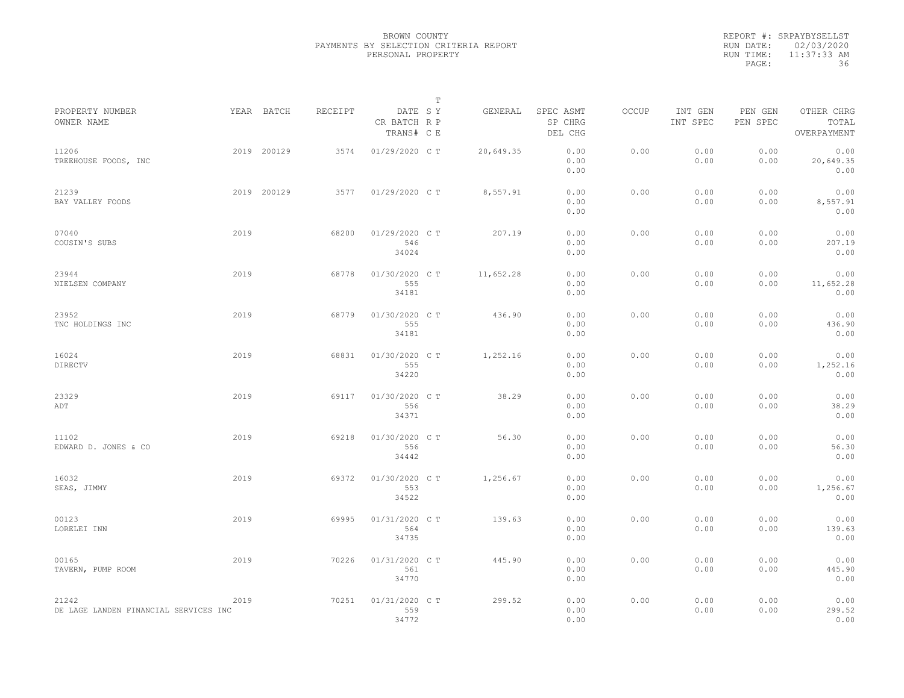BROWN COUNTY
PAYMENTS BY SELECTION CRITERIA REPORT
PERSONAL PROPERTY

REPORT #: SRPAYBYSELLST
RUN DATE: 02/03/2020
RUN TIME: 11:37:33 AM

| PROPERTY NUMBER / OWNER NAME | YEAR | BATCH | RECEIPT | DATE / CR BATCH / TRANS# | T SY RP CE | GENERAL | SPEC ASMT / SP CHRG / DEL CHG | OCCUP | INT GEN / INT SPEC | PEN GEN / PEN SPEC | OTHER CHRG / TOTAL / OVERPAYMENT |
|---|---|---|---|---|---|---|---|---|---|---|---|
| 11206 TREEHOUSE FOODS, INC | 2019 | 200129 | 3574 | 01/29/2020 | C T | 20,649.35 | 0.00 0.00 0.00 | 0.00 | 0.00 0.00 | 0.00 0.00 | 0.00 20,649.35 0.00 |
| 21239 BAY VALLEY FOODS | 2019 | 200129 | 3577 | 01/29/2020 | C T | 8,557.91 | 0.00 0.00 0.00 | 0.00 | 0.00 0.00 | 0.00 0.00 | 0.00 8,557.91 0.00 |
| 07040 COUSIN'S SUBS | 2019 | | 68200 | 01/29/2020 546 34024 | C T | 207.19 | 0.00 0.00 0.00 | 0.00 | 0.00 0.00 | 0.00 0.00 | 0.00 207.19 0.00 |
| 23944 NIELSEN COMPANY | 2019 | | 68778 | 01/30/2020 555 34181 | C T | 11,652.28 | 0.00 0.00 0.00 | 0.00 | 0.00 0.00 | 0.00 0.00 | 0.00 11,652.28 0.00 |
| 23952 TNC HOLDINGS INC | 2019 | | 68779 | 01/30/2020 555 34181 | C T | 436.90 | 0.00 0.00 0.00 | 0.00 | 0.00 0.00 | 0.00 0.00 | 0.00 436.90 0.00 |
| 16024 DIRECTV | 2019 | | 68831 | 01/30/2020 555 34220 | C T | 1,252.16 | 0.00 0.00 0.00 | 0.00 | 0.00 0.00 | 0.00 0.00 | 0.00 1,252.16 0.00 |
| 23329 ADT | 2019 | | 69117 | 01/30/2020 556 34371 | C T | 38.29 | 0.00 0.00 0.00 | 0.00 | 0.00 0.00 | 0.00 0.00 | 0.00 38.29 0.00 |
| 11102 EDWARD D. JONES & CO | 2019 | | 69218 | 01/30/2020 556 34442 | C T | 56.30 | 0.00 0.00 0.00 | 0.00 | 0.00 0.00 | 0.00 0.00 | 0.00 56.30 0.00 |
| 16032 SEAS, JIMMY | 2019 | | 69372 | 01/30/2020 553 34522 | C T | 1,256.67 | 0.00 0.00 0.00 | 0.00 | 0.00 0.00 | 0.00 0.00 | 0.00 1,256.67 0.00 |
| 00123 LORELEI INN | 2019 | | 69995 | 01/31/2020 564 34735 | C T | 139.63 | 0.00 0.00 0.00 | 0.00 | 0.00 0.00 | 0.00 0.00 | 0.00 139.63 0.00 |
| 00165 TAVERN, PUMP ROOM | 2019 | | 70226 | 01/31/2020 561 34770 | C T | 445.90 | 0.00 0.00 0.00 | 0.00 | 0.00 0.00 | 0.00 0.00 | 0.00 445.90 0.00 |
| 21242 DE LAGE LANDEN FINANCIAL SERVICES INC | 2019 | | 70251 | 01/31/2020 559 34772 | C T | 299.52 | 0.00 0.00 0.00 | 0.00 | 0.00 0.00 | 0.00 0.00 | 0.00 299.52 0.00 |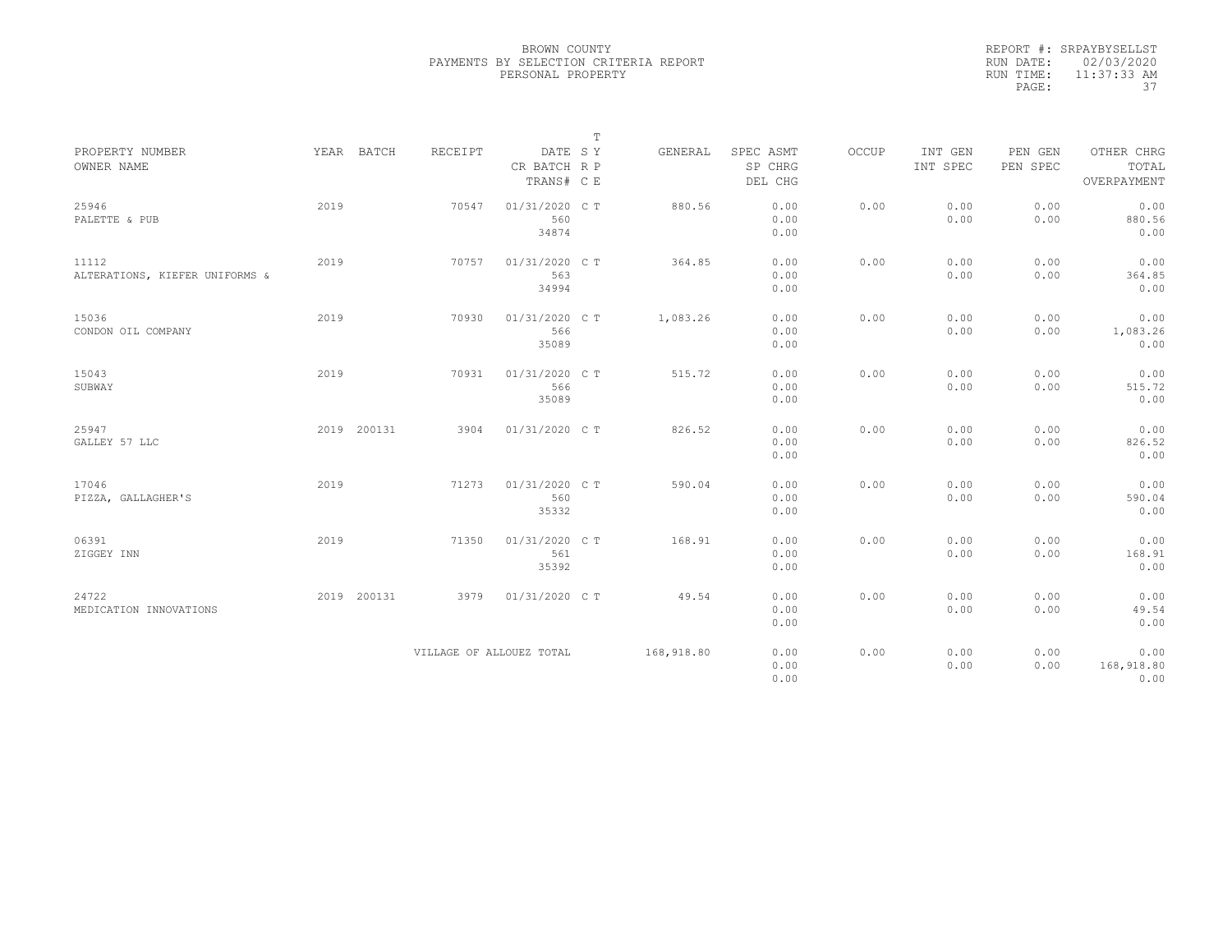BROWN COUNTY
PAYMENTS BY SELECTION CRITERIA REPORT
PERSONAL PROPERTY

REPORT #: SRPAYBYSELLST
RUN DATE: 02/03/2020
RUN TIME: 11:37:33 AM

| PROPERTY NUMBER<br>OWNER NAME | YEAR | BATCH | RECEIPT | DATE<br>CR BATCH<br>TRANS# | T S Y<br>R P<br>C E | GENERAL | SPEC ASMT<br>SP CHRG<br>DEL CHG | OCCUP | INT GEN<br>INT SPEC | PEN GEN<br>PEN SPEC | OTHER CHRG<br>TOTAL<br>OVERPAYMENT |
|---|---|---|---|---|---|---|---|---|---|---|---|
| 25946<br>PALETTE & PUB | 2019 | | 70547 | 01/31/2020<br>560<br>34874 | C T | 880.56 | 0.00<br>0.00<br>0.00 | 0.00 | 0.00<br>0.00 | 0.00<br>0.00 | 0.00<br>880.56<br>0.00 |
| 11112<br>ALTERATIONS, KIEFER UNIFORMS & | 2019 | | 70757 | 01/31/2020<br>563<br>34994 | C T | 364.85 | 0.00<br>0.00<br>0.00 | 0.00 | 0.00<br>0.00 | 0.00<br>0.00 | 0.00<br>364.85<br>0.00 |
| 15036<br>CONDON OIL COMPANY | 2019 | | 70930 | 01/31/2020<br>566<br>35089 | C T | 1,083.26 | 0.00<br>0.00<br>0.00 | 0.00 | 0.00<br>0.00 | 0.00<br>0.00 | 0.00<br>1,083.26<br>0.00 |
| 15043<br>SUBWAY | 2019 | | 70931 | 01/31/2020<br>566<br>35089 | C T | 515.72 | 0.00<br>0.00<br>0.00 | 0.00 | 0.00<br>0.00 | 0.00<br>0.00 | 0.00<br>515.72<br>0.00 |
| 25947<br>GALLEY 57 LLC | 2019 | 200131 | 3904 | 01/31/2020 | C T | 826.52 | 0.00<br>0.00<br>0.00 | 0.00 | 0.00<br>0.00 | 0.00<br>0.00 | 0.00<br>826.52<br>0.00 |
| 17046<br>PIZZA, GALLAGHER'S | 2019 | | 71273 | 01/31/2020<br>560<br>35332 | C T | 590.04 | 0.00<br>0.00<br>0.00 | 0.00 | 0.00<br>0.00 | 0.00<br>0.00 | 0.00<br>590.04<br>0.00 |
| 06391<br>ZIGGEY INN | 2019 | | 71350 | 01/31/2020<br>561<br>35392 | C T | 168.91 | 0.00<br>0.00<br>0.00 | 0.00 | 0.00<br>0.00 | 0.00<br>0.00 | 0.00<br>168.91<br>0.00 |
| 24722<br>MEDICATION INNOVATIONS | 2019 | 200131 | 3979 | 01/31/2020 | C T | 49.54 | 0.00<br>0.00<br>0.00 | 0.00 | 0.00<br>0.00 | 0.00<br>0.00 | 0.00<br>49.54<br>0.00 |
| | | | VILLAGE OF ALLOUEZ TOTAL | | | 168,918.80 | 0.00<br>0.00<br>0.00 | 0.00 | 0.00<br>0.00 | 0.00<br>0.00 | 0.00<br>168,918.80<br>0.00 |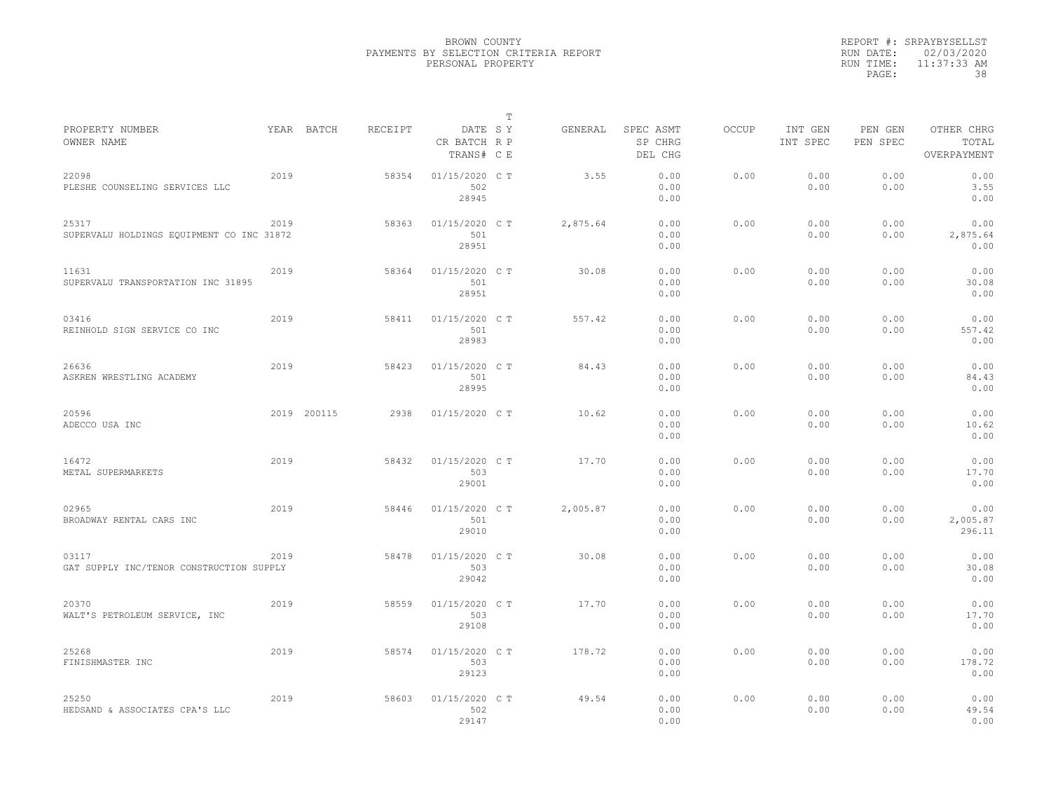BROWN COUNTY
PAYMENTS BY SELECTION CRITERIA REPORT
PERSONAL PROPERTY

REPORT #: SRPAYBYSELLST
RUN DATE: 02/03/2020
RUN TIME: 11:37:33 AM

| PROPERTY NUMBER<br>OWNER NAME | YEAR | BATCH | RECEIPT | DATE<br>CR BATCH<br>TRANS# | T<br>S Y<br>R P<br>C E | GENERAL | SPEC ASMT<br>SP CHRG<br>DEL CHG | OCCUP | INT GEN<br>INT SPEC | PEN GEN<br>PEN SPEC | OTHER CHRG<br>TOTAL<br>OVERPAYMENT |
|---|---|---|---|---|---|---|---|---|---|---|---|
| 22098<br>PLESHE COUNSELING SERVICES LLC | 2019 | | 58354 | 01/15/2020<br>502<br>28945 | C T | 3.55 | 0.00<br>0.00<br>0.00 | 0.00 | 0.00<br>0.00 | 0.00<br>0.00 | 0.00<br>3.55<br>0.00 |
| 25317<br>SUPERVALU HOLDINGS EQUIPMENT CO INC 31872 | 2019 | | 58363 | 01/15/2020<br>501<br>28951 | C T | 2,875.64 | 0.00<br>0.00<br>0.00 | 0.00 | 0.00<br>0.00 | 0.00<br>0.00 | 0.00<br>2,875.64<br>0.00 |
| 11631<br>SUPERVALU TRANSPORTATION INC 31895 | 2019 | | 58364 | 01/15/2020<br>501<br>28951 | C T | 30.08 | 0.00<br>0.00<br>0.00 | 0.00 | 0.00<br>0.00 | 0.00<br>0.00 | 0.00<br>30.08<br>0.00 |
| 03416<br>REINHOLD SIGN SERVICE CO INC | 2019 | | 58411 | 01/15/2020<br>501<br>28983 | C T | 557.42 | 0.00<br>0.00<br>0.00 | 0.00 | 0.00<br>0.00 | 0.00<br>0.00 | 0.00<br>557.42<br>0.00 |
| 26636<br>ASKREN WRESTLING ACADEMY | 2019 | | 58423 | 01/15/2020<br>501<br>28995 | C T | 84.43 | 0.00<br>0.00<br>0.00 | 0.00 | 0.00<br>0.00 | 0.00<br>0.00 | 0.00<br>84.43<br>0.00 |
| 20596<br>ADECCO USA INC | 2019 | 200115 | 2938 | 01/15/2020 | C T | 10.62 | 0.00<br>0.00<br>0.00 | 0.00 | 0.00<br>0.00 | 0.00<br>0.00 | 0.00<br>10.62<br>0.00 |
| 16472<br>METAL SUPERMARKETS | 2019 | | 58432 | 01/15/2020<br>503<br>29001 | C T | 17.70 | 0.00<br>0.00<br>0.00 | 0.00 | 0.00<br>0.00 | 0.00<br>0.00 | 0.00<br>17.70<br>0.00 |
| 02965<br>BROADWAY RENTAL CARS INC | 2019 | | 58446 | 01/15/2020<br>501<br>29010 | C T | 2,005.87 | 0.00<br>0.00<br>0.00 | 0.00 | 0.00<br>0.00 | 0.00<br>0.00 | 0.00<br>2,005.87<br>296.11 |
| 03117<br>GAT SUPPLY INC/TENOR CONSTRUCTION SUPPLY | 2019 | | 58478 | 01/15/2020<br>503<br>29042 | C T | 30.08 | 0.00<br>0.00<br>0.00 | 0.00 | 0.00<br>0.00 | 0.00<br>0.00 | 0.00<br>30.08<br>0.00 |
| 20370<br>WALT'S PETROLEUM SERVICE, INC | 2019 | | 58559 | 01/15/2020<br>503<br>29108 | C T | 17.70 | 0.00<br>0.00<br>0.00 | 0.00 | 0.00<br>0.00 | 0.00<br>0.00 | 0.00<br>17.70<br>0.00 |
| 25268<br>FINISHMASTER INC | 2019 | | 58574 | 01/15/2020<br>503<br>29123 | C T | 178.72 | 0.00<br>0.00<br>0.00 | 0.00 | 0.00<br>0.00 | 0.00<br>0.00 | 0.00<br>178.72<br>0.00 |
| 25250<br>HEDSAND & ASSOCIATES CPA'S LLC | 2019 | | 58603 | 01/15/2020<br>502<br>29147 | C T | 49.54 | 0.00<br>0.00<br>0.00 | 0.00 | 0.00<br>0.00 | 0.00<br>0.00 | 0.00<br>49.54<br>0.00 |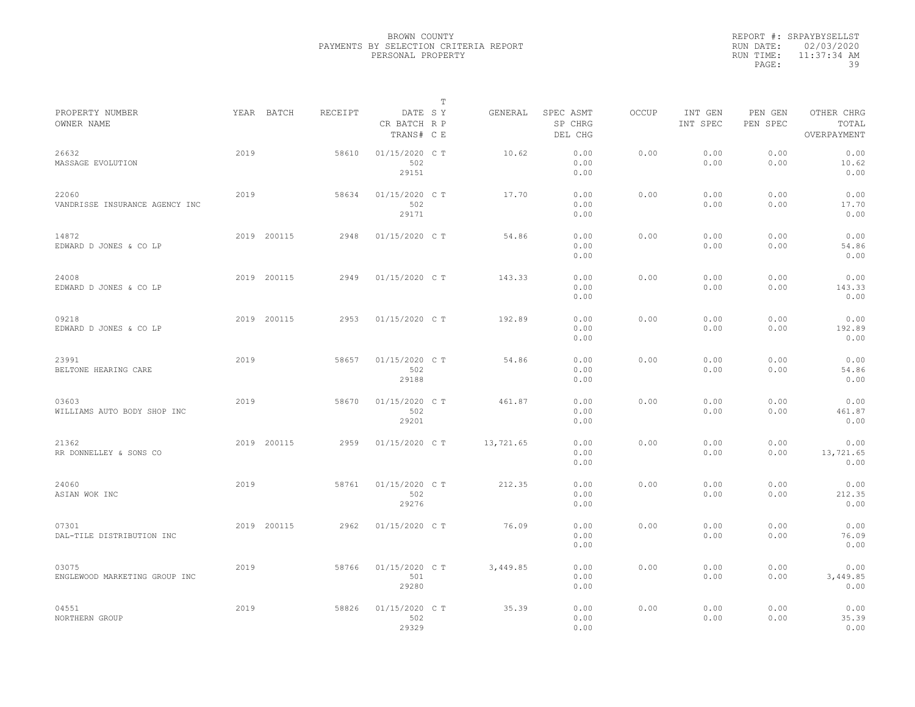BROWN COUNTY
PAYMENTS BY SELECTION CRITERIA REPORT
PERSONAL PROPERTY

REPORT #: SRPAYBYSELLST
RUN DATE: 02/03/2020
RUN TIME: 11:37:34 AM

| PROPERTY NUMBER<br>OWNER NAME | YEAR | BATCH | RECEIPT | DATE<br>CR BATCH<br>TRANS# | T<br>S Y<br>R P<br>C E | GENERAL | SPEC ASMT<br>SP CHRG<br>DEL CHG | OCCUP | INT GEN<br>INT SPEC | PEN GEN<br>PEN SPEC | OTHER CHRG<br>TOTAL<br>OVERPAYMENT |
|---|---|---|---|---|---|---|---|---|---|---|---|
| 26632<br>MASSAGE EVOLUTION | 2019 | | 58610 | 01/15/2020<br>502<br>29151 | C T | 10.62 | 0.00<br>0.00<br>0.00 | 0.00 | 0.00<br>0.00 | 0.00<br>0.00 | 0.00<br>10.62<br>0.00 |
| 22060<br>VANDRISSE INSURANCE AGENCY INC | 2019 | | 58634 | 01/15/2020<br>502<br>29171 | C T | 17.70 | 0.00<br>0.00<br>0.00 | 0.00 | 0.00<br>0.00 | 0.00<br>0.00 | 0.00<br>17.70<br>0.00 |
| 14872<br>EDWARD D JONES & CO LP | 2019 | 200115 | 2948 | 01/15/2020 | C T | 54.86 | 0.00<br>0.00<br>0.00 | 0.00 | 0.00<br>0.00 | 0.00<br>0.00 | 0.00<br>54.86<br>0.00 |
| 24008<br>EDWARD D JONES & CO LP | 2019 | 200115 | 2949 | 01/15/2020 | C T | 143.33 | 0.00<br>0.00<br>0.00 | 0.00 | 0.00<br>0.00 | 0.00<br>0.00 | 0.00<br>143.33<br>0.00 |
| 09218<br>EDWARD D JONES & CO LP | 2019 | 200115 | 2953 | 01/15/2020 | C T | 192.89 | 0.00<br>0.00<br>0.00 | 0.00 | 0.00<br>0.00 | 0.00<br>0.00 | 0.00<br>192.89<br>0.00 |
| 23991<br>BELTONE HEARING CARE | 2019 | | 58657 | 01/15/2020<br>502<br>29188 | C T | 54.86 | 0.00<br>0.00<br>0.00 | 0.00 | 0.00<br>0.00 | 0.00<br>0.00 | 0.00<br>54.86<br>0.00 |
| 03603<br>WILLIAMS AUTO BODY SHOP INC | 2019 | | 58670 | 01/15/2020<br>502<br>29201 | C T | 461.87 | 0.00<br>0.00<br>0.00 | 0.00 | 0.00<br>0.00 | 0.00<br>0.00 | 0.00<br>461.87<br>0.00 |
| 21362<br>RR DONNELLEY & SONS CO | 2019 | 200115 | 2959 | 01/15/2020 | C T | 13,721.65 | 0.00<br>0.00<br>0.00 | 0.00 | 0.00<br>0.00 | 0.00<br>0.00 | 0.00<br>13,721.65<br>0.00 |
| 24060<br>ASIAN WOK INC | 2019 | | 58761 | 01/15/2020<br>502<br>29276 | C T | 212.35 | 0.00<br>0.00<br>0.00 | 0.00 | 0.00<br>0.00 | 0.00<br>0.00 | 0.00<br>212.35<br>0.00 |
| 07301<br>DAL-TILE DISTRIBUTION INC | 2019 | 200115 | 2962 | 01/15/2020 | C T | 76.09 | 0.00<br>0.00<br>0.00 | 0.00 | 0.00<br>0.00 | 0.00<br>0.00 | 0.00<br>76.09<br>0.00 |
| 03075<br>ENGLEWOOD MARKETING GROUP INC | 2019 | | 58766 | 01/15/2020<br>501<br>29280 | C T | 3,449.85 | 0.00<br>0.00<br>0.00 | 0.00 | 0.00<br>0.00 | 0.00<br>0.00 | 0.00<br>3,449.85<br>0.00 |
| 04551<br>NORTHERN GROUP | 2019 | | 58826 | 01/15/2020<br>502<br>29329 | C T | 35.39 | 0.00<br>0.00<br>0.00 | 0.00 | 0.00<br>0.00 | 0.00<br>0.00 | 0.00<br>35.39<br>0.00 |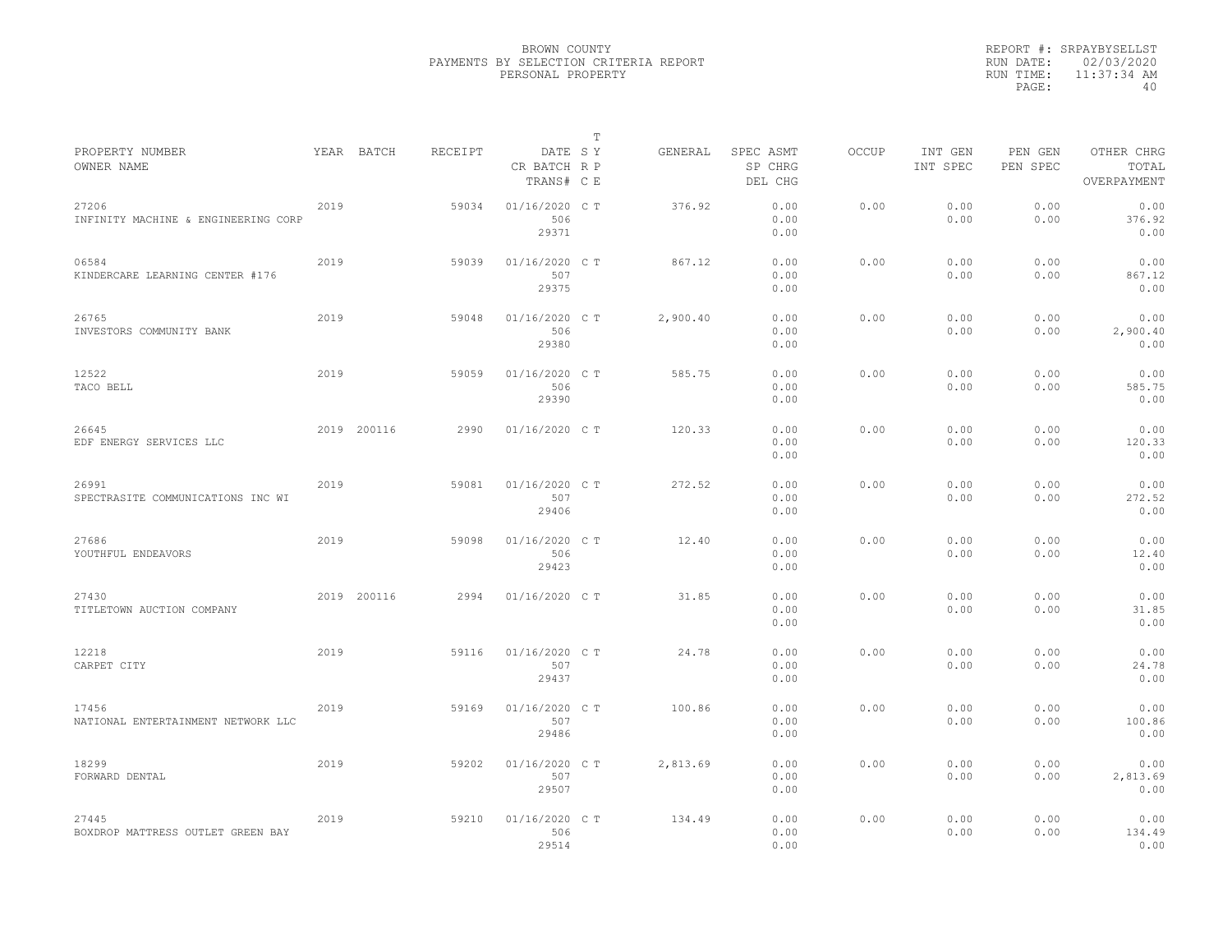BROWN COUNTY
PAYMENTS BY SELECTION CRITERIA REPORT
PERSONAL PROPERTY

REPORT #: SRPAYBYSELLST
RUN DATE: 02/03/2020
RUN TIME: 11:37:34 AM

| PROPERTY NUMBER / OWNER NAME | YEAR | BATCH | RECEIPT | DATE / CR BATCH / TRANS# | T SY RP CE | GENERAL | SPEC ASMT / SP CHRG / DEL CHG | OCCUP | INT GEN / INT SPEC | PEN GEN / PEN SPEC | OTHER CHRG / TOTAL / OVERPAYMENT |
|---|---|---|---|---|---|---|---|---|---|---|---|
| 27206 INFINITY MACHINE & ENGINEERING CORP | 2019 | | 59034 | 01/16/2020 506 29371 | C T | 376.92 | 0.00 0.00 0.00 | 0.00 | 0.00 0.00 | 0.00 0.00 | 0.00 376.92 0.00 |
| 06584 KINDERCARE LEARNING CENTER #176 | 2019 | | 59039 | 01/16/2020 507 29375 | C T | 867.12 | 0.00 0.00 0.00 | 0.00 | 0.00 0.00 | 0.00 0.00 | 0.00 867.12 0.00 |
| 26765 INVESTORS COMMUNITY BANK | 2019 | | 59048 | 01/16/2020 506 29380 | C T | 2,900.40 | 0.00 0.00 0.00 | 0.00 | 0.00 0.00 | 0.00 0.00 | 0.00 2,900.40 0.00 |
| 12522 TACO BELL | 2019 | | 59059 | 01/16/2020 506 29390 | C T | 585.75 | 0.00 0.00 0.00 | 0.00 | 0.00 0.00 | 0.00 0.00 | 0.00 585.75 0.00 |
| 26645 EDF ENERGY SERVICES LLC | 2019 | 200116 | 2990 | 01/16/2020 | C T | 120.33 | 0.00 0.00 0.00 | 0.00 | 0.00 0.00 | 0.00 0.00 | 0.00 120.33 0.00 |
| 26991 SPECTRASITE COMMUNICATIONS INC WI | 2019 | | 59081 | 01/16/2020 507 29406 | C T | 272.52 | 0.00 0.00 0.00 | 0.00 | 0.00 0.00 | 0.00 0.00 | 0.00 272.52 0.00 |
| 27686 YOUTHFUL ENDEAVORS | 2019 | | 59098 | 01/16/2020 506 29423 | C T | 12.40 | 0.00 0.00 0.00 | 0.00 | 0.00 0.00 | 0.00 0.00 | 0.00 12.40 0.00 |
| 27430 TITLETOWN AUCTION COMPANY | 2019 | 200116 | 2994 | 01/16/2020 | C T | 31.85 | 0.00 0.00 0.00 | 0.00 | 0.00 0.00 | 0.00 0.00 | 0.00 31.85 0.00 |
| 12218 CARPET CITY | 2019 | | 59116 | 01/16/2020 507 29437 | C T | 24.78 | 0.00 0.00 0.00 | 0.00 | 0.00 0.00 | 0.00 0.00 | 0.00 24.78 0.00 |
| 17456 NATIONAL ENTERTAINMENT NETWORK LLC | 2019 | | 59169 | 01/16/2020 507 29486 | C T | 100.86 | 0.00 0.00 0.00 | 0.00 | 0.00 0.00 | 0.00 0.00 | 0.00 100.86 0.00 |
| 18299 FORWARD DENTAL | 2019 | | 59202 | 01/16/2020 507 29507 | C T | 2,813.69 | 0.00 0.00 0.00 | 0.00 | 0.00 0.00 | 0.00 0.00 | 0.00 2,813.69 0.00 |
| 27445 BOXDROP MATTRESS OUTLET GREEN BAY | 2019 | | 59210 | 01/16/2020 506 29514 | C T | 134.49 | 0.00 0.00 0.00 | 0.00 | 0.00 0.00 | 0.00 0.00 | 0.00 134.49 0.00 |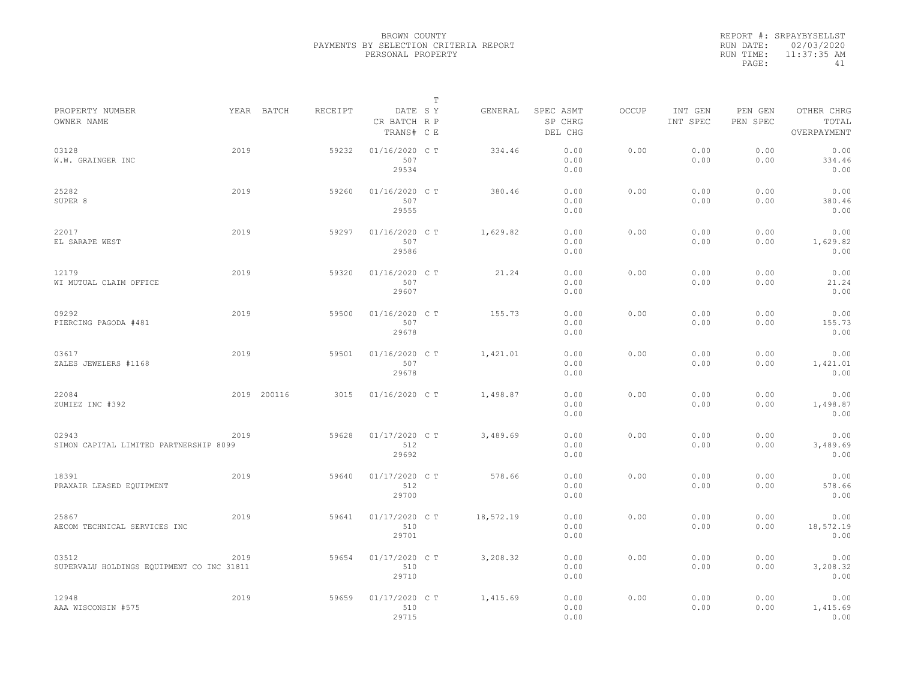BROWN COUNTY
PAYMENTS BY SELECTION CRITERIA REPORT
PERSONAL PROPERTY

REPORT #: SRPAYBYSELLST
RUN DATE: 02/03/2020
RUN TIME: 11:37:35 AM

| PROPERTY NUMBER / OWNER NAME | YEAR | BATCH | RECEIPT | DATE / CR BATCH / TRANS# | T S/Y R/P C/E | GENERAL | SPEC ASMT / SP CHRG / DEL CHG | OCCUP | INT GEN / INT SPEC | PEN GEN / PEN SPEC | OTHER CHRG / TOTAL / OVERPAYMENT |
|---|---|---|---|---|---|---|---|---|---|---|---|
| 03128 W.W. GRAINGER INC | 2019 | | 59232 | 01/16/2020 507 29534 | C T | 334.46 | 0.00 0.00 0.00 | 0.00 | 0.00 0.00 | 0.00 0.00 | 0.00 334.46 0.00 |
| 25282 SUPER 8 | 2019 | | 59260 | 01/16/2020 507 29555 | C T | 380.46 | 0.00 0.00 0.00 | 0.00 | 0.00 0.00 | 0.00 0.00 | 0.00 380.46 0.00 |
| 22017 EL SARAPE WEST | 2019 | | 59297 | 01/16/2020 507 29586 | C T | 1,629.82 | 0.00 0.00 0.00 | 0.00 | 0.00 0.00 | 0.00 0.00 | 0.00 1,629.82 0.00 |
| 12179 WI MUTUAL CLAIM OFFICE | 2019 | | 59320 | 01/16/2020 507 29607 | C T | 21.24 | 0.00 0.00 0.00 | 0.00 | 0.00 0.00 | 0.00 0.00 | 0.00 21.24 0.00 |
| 09292 PIERCING PAGODA #481 | 2019 | | 59500 | 01/16/2020 507 29678 | C T | 155.73 | 0.00 0.00 0.00 | 0.00 | 0.00 0.00 | 0.00 0.00 | 0.00 155.73 0.00 |
| 03617 ZALES JEWELERS #1168 | 2019 | | 59501 | 01/16/2020 507 29678 | C T | 1,421.01 | 0.00 0.00 0.00 | 0.00 | 0.00 0.00 | 0.00 0.00 | 0.00 1,421.01 0.00 |
| 22084 ZUMIEZ INC #392 | 2019 | 200116 | 3015 | 01/16/2020 | C T | 1,498.87 | 0.00 0.00 0.00 | 0.00 | 0.00 0.00 | 0.00 0.00 | 0.00 1,498.87 0.00 |
| 02943 SIMON CAPITAL LIMITED PARTNERSHIP 8099 | 2019 | | 59628 | 01/17/2020 512 29692 | C T | 3,489.69 | 0.00 0.00 0.00 | 0.00 | 0.00 0.00 | 0.00 0.00 | 0.00 3,489.69 0.00 |
| 18391 PRAXAIR LEASED EQUIPMENT | 2019 | | 59640 | 01/17/2020 512 29700 | C T | 578.66 | 0.00 0.00 0.00 | 0.00 | 0.00 0.00 | 0.00 0.00 | 0.00 578.66 0.00 |
| 25867 AECOM TECHNICAL SERVICES INC | 2019 | | 59641 | 01/17/2020 510 29701 | C T | 18,572.19 | 0.00 0.00 0.00 | 0.00 | 0.00 0.00 | 0.00 0.00 | 0.00 18,572.19 0.00 |
| 03512 SUPERVALU HOLDINGS EQUIPMENT CO INC 31811 | 2019 | | 59654 | 01/17/2020 510 29710 | C T | 3,208.32 | 0.00 0.00 0.00 | 0.00 | 0.00 0.00 | 0.00 0.00 | 0.00 3,208.32 0.00 |
| 12948 AAA WISCONSIN #575 | 2019 | | 59659 | 01/17/2020 510 29715 | C T | 1,415.69 | 0.00 0.00 0.00 | 0.00 | 0.00 0.00 | 0.00 0.00 | 0.00 1,415.69 0.00 |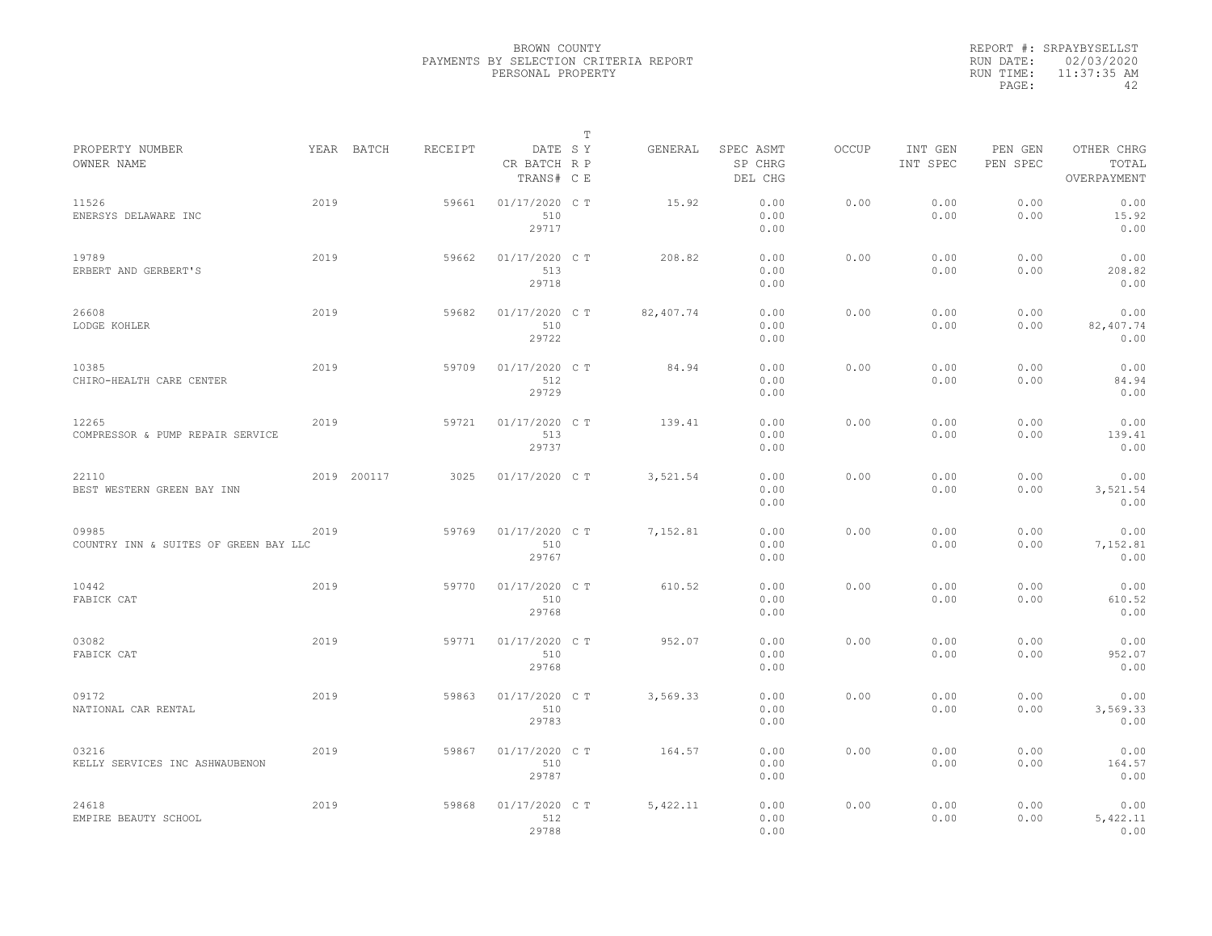BROWN COUNTY
PAYMENTS BY SELECTION CRITERIA REPORT
PERSONAL PROPERTY

REPORT #: SRPAYBYSELLST
RUN DATE: 02/03/2020
RUN TIME: 11:37:35 AM

| PROPERTY NUMBER<br>OWNER NAME | YEAR | BATCH | RECEIPT | DATE<br>CR BATCH<br>TRANS# | T<br>S Y<br>R P<br>C E | GENERAL | SPEC ASMT<br>SP CHRG<br>DEL CHG | OCCUP | INT GEN<br>INT SPEC | PEN GEN<br>PEN SPEC | OTHER CHRG<br>TOTAL<br>OVERPAYMENT |
|---|---|---|---|---|---|---|---|---|---|---|---|
| 11526<br>ENERSYS DELAWARE INC | 2019 | | 59661 | 01/17/2020<br>510<br>29717 | C T | 15.92 | 0.00<br>0.00<br>0.00 | 0.00 | 0.00<br>0.00 | 0.00<br>0.00 | 0.00<br>15.92<br>0.00 |
| 19789<br>ERBERT AND GERBERT'S | 2019 | | 59662 | 01/17/2020<br>513<br>29718 | C T | 208.82 | 0.00<br>0.00<br>0.00 | 0.00 | 0.00<br>0.00 | 0.00<br>0.00 | 0.00<br>208.82<br>0.00 |
| 26608<br>LODGE KOHLER | 2019 | | 59682 | 01/17/2020<br>510<br>29722 | C T | 82,407.74 | 0.00<br>0.00<br>0.00 | 0.00 | 0.00<br>0.00 | 0.00<br>0.00 | 0.00<br>82,407.74<br>0.00 |
| 10385<br>CHIRO-HEALTH CARE CENTER | 2019 | | 59709 | 01/17/2020<br>512<br>29729 | C T | 84.94 | 0.00<br>0.00<br>0.00 | 0.00 | 0.00<br>0.00 | 0.00<br>0.00 | 0.00<br>84.94<br>0.00 |
| 12265<br>COMPRESSOR & PUMP REPAIR SERVICE | 2019 | | 59721 | 01/17/2020<br>513<br>29737 | C T | 139.41 | 0.00<br>0.00<br>0.00 | 0.00 | 0.00<br>0.00 | 0.00<br>0.00 | 0.00<br>139.41<br>0.00 |
| 22110<br>BEST WESTERN GREEN BAY INN | 2019 | 200117 | 3025 | 01/17/2020 | C T | 3,521.54 | 0.00<br>0.00<br>0.00 | 0.00 | 0.00<br>0.00 | 0.00<br>0.00 | 0.00<br>3,521.54<br>0.00 |
| 09985<br>COUNTRY INN & SUITES OF GREEN BAY LLC | 2019 | | 59769 | 01/17/2020<br>510<br>29767 | C T | 7,152.81 | 0.00<br>0.00<br>0.00 | 0.00 | 0.00<br>0.00 | 0.00<br>0.00 | 0.00<br>7,152.81<br>0.00 |
| 10442<br>FABICK CAT | 2019 | | 59770 | 01/17/2020<br>510<br>29768 | C T | 610.52 | 0.00<br>0.00<br>0.00 | 0.00 | 0.00<br>0.00 | 0.00<br>0.00 | 0.00<br>610.52<br>0.00 |
| 03082<br>FABICK CAT | 2019 | | 59771 | 01/17/2020<br>510<br>29768 | C T | 952.07 | 0.00<br>0.00<br>0.00 | 0.00 | 0.00<br>0.00 | 0.00<br>0.00 | 0.00<br>952.07<br>0.00 |
| 09172<br>NATIONAL CAR RENTAL | 2019 | | 59863 | 01/17/2020<br>510<br>29783 | C T | 3,569.33 | 0.00<br>0.00<br>0.00 | 0.00 | 0.00<br>0.00 | 0.00<br>0.00 | 0.00<br>3,569.33<br>0.00 |
| 03216<br>KELLY SERVICES INC ASHWAUBENON | 2019 | | 59867 | 01/17/2020<br>510<br>29787 | C T | 164.57 | 0.00<br>0.00<br>0.00 | 0.00 | 0.00<br>0.00 | 0.00<br>0.00 | 0.00<br>164.57<br>0.00 |
| 24618<br>EMPIRE BEAUTY SCHOOL | 2019 | | 59868 | 01/17/2020<br>512<br>29788 | C T | 5,422.11 | 0.00<br>0.00<br>0.00 | 0.00 | 0.00<br>0.00 | 0.00<br>0.00 | 0.00<br>5,422.11<br>0.00 |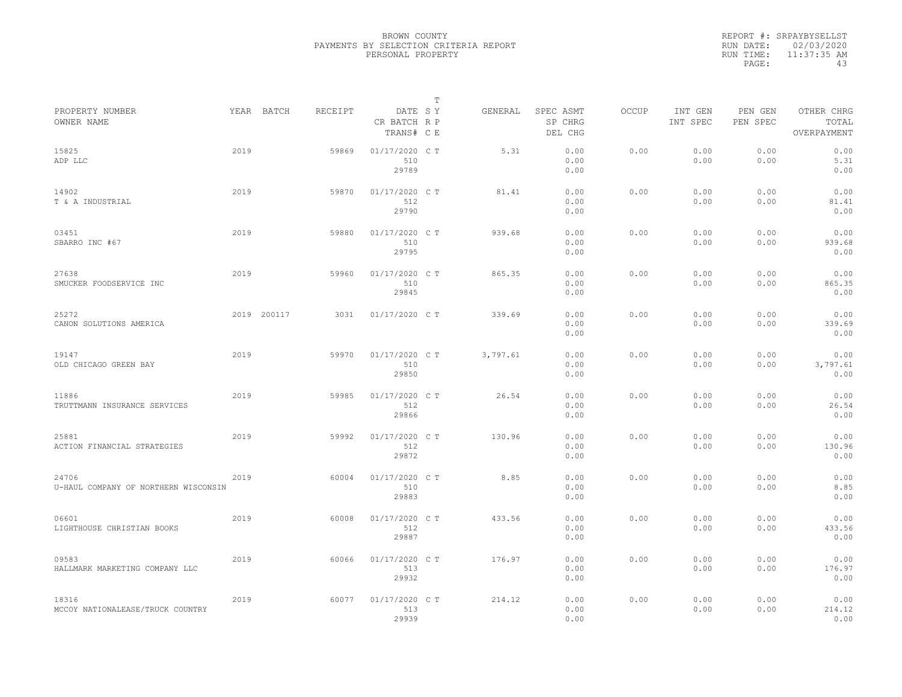BROWN COUNTY
PAYMENTS BY SELECTION CRITERIA REPORT
PERSONAL PROPERTY

REPORT #: SRPAYBYSELLST
RUN DATE: 02/03/2020
RUN TIME: 11:37:35 AM
PAGE: 43

| PROPERTY NUMBER<br>OWNER NAME | YEAR | BATCH | RECEIPT | DATE<br>CR BATCH<br>TRANS# | T<br>S Y<br>R P<br>C E | GENERAL | SPEC ASMT<br>SP CHRG<br>DEL CHG | OCCUP | INT GEN<br>INT SPEC | PEN GEN<br>PEN SPEC | OTHER CHRG<br>TOTAL<br>OVERPAYMENT |
|---|---|---|---|---|---|---|---|---|---|---|---|
| 15825<br>ADP LLC | 2019 | | 59869 | 01/17/2020<br>510<br>29789 | C T | 5.31 | 0.00<br>0.00<br>0.00 | 0.00 | 0.00<br>0.00 | 0.00<br>0.00 | 0.00<br>5.31<br>0.00 |
| 14902<br>T & A INDUSTRIAL | 2019 | | 59870 | 01/17/2020<br>512<br>29790 | C T | 81.41 | 0.00<br>0.00<br>0.00 | 0.00 | 0.00<br>0.00 | 0.00<br>0.00 | 0.00<br>81.41<br>0.00 |
| 03451<br>SBARRO INC #67 | 2019 | | 59880 | 01/17/2020<br>510<br>29795 | C T | 939.68 | 0.00<br>0.00<br>0.00 | 0.00 | 0.00<br>0.00 | 0.00<br>0.00 | 0.00<br>939.68<br>0.00 |
| 27638<br>SMUCKER FOODSERVICE INC | 2019 | | 59960 | 01/17/2020<br>510<br>29845 | C T | 865.35 | 0.00<br>0.00<br>0.00 | 0.00 | 0.00<br>0.00 | 0.00<br>0.00 | 0.00<br>865.35<br>0.00 |
| 25272<br>CANON SOLUTIONS AMERICA | 2019 | 200117 | 3031 | 01/17/2020 | C T | 339.69 | 0.00<br>0.00<br>0.00 | 0.00 | 0.00<br>0.00 | 0.00<br>0.00 | 0.00<br>339.69<br>0.00 |
| 19147<br>OLD CHICAGO GREEN BAY | 2019 | | 59970 | 01/17/2020<br>510<br>29850 | C T | 3,797.61 | 0.00<br>0.00<br>0.00 | 0.00 | 0.00<br>0.00 | 0.00<br>0.00 | 0.00<br>3,797.61<br>0.00 |
| 11886<br>TRUTTMANN INSURANCE SERVICES | 2019 | | 59985 | 01/17/2020<br>512<br>29866 | C T | 26.54 | 0.00<br>0.00<br>0.00 | 0.00 | 0.00<br>0.00 | 0.00<br>0.00 | 0.00<br>26.54<br>0.00 |
| 25881<br>ACTION FINANCIAL STRATEGIES | 2019 | | 59992 | 01/17/2020<br>512<br>29872 | C T | 130.96 | 0.00<br>0.00<br>0.00 | 0.00 | 0.00<br>0.00 | 0.00<br>0.00 | 0.00<br>130.96<br>0.00 |
| 24706<br>U-HAUL COMPANY OF NORTHERN WISCONSIN | 2019 | | 60004 | 01/17/2020<br>510<br>29883 | C T | 8.85 | 0.00<br>0.00<br>0.00 | 0.00 | 0.00<br>0.00 | 0.00<br>0.00 | 0.00<br>8.85<br>0.00 |
| 06601<br>LIGHTHOUSE CHRISTIAN BOOKS | 2019 | | 60008 | 01/17/2020<br>512<br>29887 | C T | 433.56 | 0.00<br>0.00<br>0.00 | 0.00 | 0.00<br>0.00 | 0.00<br>0.00 | 0.00<br>433.56<br>0.00 |
| 09583<br>HALLMARK MARKETING COMPANY LLC | 2019 | | 60066 | 01/17/2020<br>513<br>29932 | C T | 176.97 | 0.00<br>0.00<br>0.00 | 0.00 | 0.00<br>0.00 | 0.00<br>0.00 | 0.00<br>176.97<br>0.00 |
| 18316<br>MCCOY NATIONALEASE/TRUCK COUNTRY | 2019 | | 60077 | 01/17/2020<br>513<br>29939 | C T | 214.12 | 0.00<br>0.00<br>0.00 | 0.00 | 0.00<br>0.00 | 0.00<br>0.00 | 0.00<br>214.12<br>0.00 |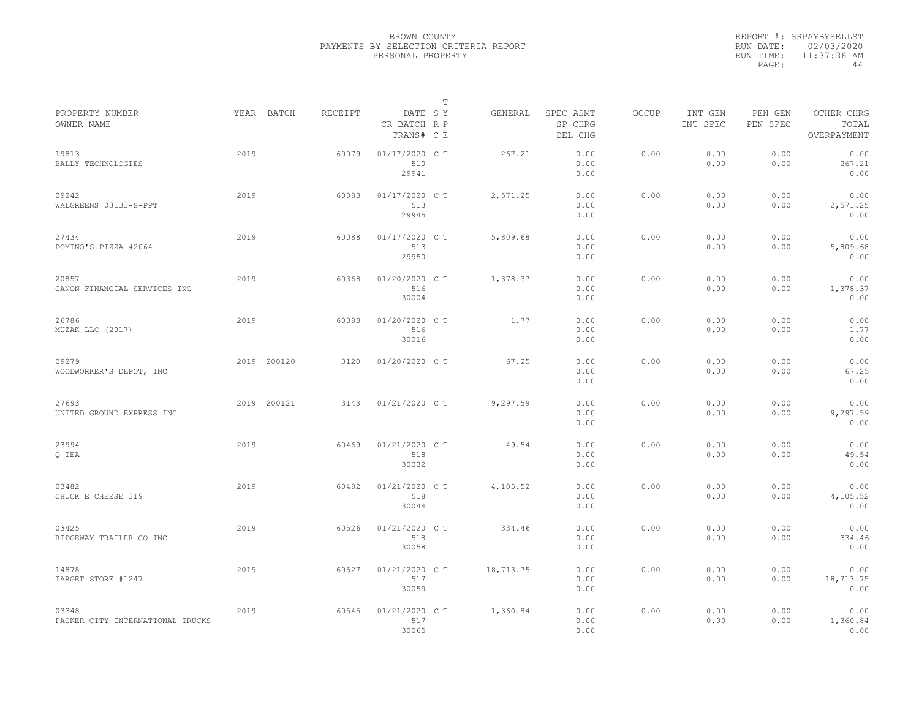BROWN COUNTY
PAYMENTS BY SELECTION CRITERIA REPORT
PERSONAL PROPERTY

REPORT #: SRPAYBYSELLST
RUN DATE: 02/03/2020
RUN TIME: 11:37:36 AM

| PROPERTY NUMBER / OWNER NAME | YEAR | BATCH | RECEIPT | DATE / CR BATCH / TRANS# | T SY RP CE | GENERAL | SPEC ASMT / SP CHRG / DEL CHG | OCCUP | INT GEN / INT SPEC | PEN GEN / PEN SPEC | OTHER CHRG / TOTAL / OVERPAYMENT |
|---|---|---|---|---|---|---|---|---|---|---|---|
| 19813 BALLY TECHNOLOGIES | 2019 | | 60079 | 01/17/2020 510 29941 | C T | 267.21 | 0.00 0.00 0.00 | 0.00 | 0.00 0.00 | 0.00 0.00 | 0.00 267.21 0.00 |
| 09242 WALGREENS 03133-S-PPT | 2019 | | 60083 | 01/17/2020 513 29945 | C T | 2,571.25 | 0.00 0.00 0.00 | 0.00 | 0.00 0.00 | 0.00 0.00 | 0.00 2,571.25 0.00 |
| 27434 DOMINO'S PIZZA #2064 | 2019 | | 60088 | 01/17/2020 513 29950 | C T | 5,809.68 | 0.00 0.00 0.00 | 0.00 | 0.00 0.00 | 0.00 0.00 | 0.00 5,809.68 0.00 |
| 20857 CANON FINANCIAL SERVICES INC | 2019 | | 60368 | 01/20/2020 516 30004 | C T | 1,378.37 | 0.00 0.00 0.00 | 0.00 | 0.00 0.00 | 0.00 0.00 | 0.00 1,378.37 0.00 |
| 26786 MUZAK LLC (2017) | 2019 | | 60383 | 01/20/2020 516 30016 | C T | 1.77 | 0.00 0.00 0.00 | 0.00 | 0.00 0.00 | 0.00 0.00 | 0.00 1.77 0.00 |
| 09279 WOODWORKER'S DEPOT, INC | 2019 | 200120 | 3120 | 01/20/2020 | C T | 67.25 | 0.00 0.00 0.00 | 0.00 | 0.00 0.00 | 0.00 0.00 | 0.00 67.25 0.00 |
| 27693 UNITED GROUND EXPRESS INC | 2019 | 200121 | 3143 | 01/21/2020 | C T | 9,297.59 | 0.00 0.00 0.00 | 0.00 | 0.00 0.00 | 0.00 0.00 | 0.00 9,297.59 0.00 |
| 23994 Q TEA | 2019 | | 60469 | 01/21/2020 518 30032 | C T | 49.54 | 0.00 0.00 0.00 | 0.00 | 0.00 0.00 | 0.00 0.00 | 0.00 49.54 0.00 |
| 03482 CHUCK E CHEESE 319 | 2019 | | 60482 | 01/21/2020 518 30044 | C T | 4,105.52 | 0.00 0.00 0.00 | 0.00 | 0.00 0.00 | 0.00 0.00 | 0.00 4,105.52 0.00 |
| 03425 RIDGEWAY TRAILER CO INC | 2019 | | 60526 | 01/21/2020 518 30058 | C T | 334.46 | 0.00 0.00 0.00 | 0.00 | 0.00 0.00 | 0.00 0.00 | 0.00 334.46 0.00 |
| 14878 TARGET STORE #1247 | 2019 | | 60527 | 01/21/2020 517 30059 | C T | 18,713.75 | 0.00 0.00 0.00 | 0.00 | 0.00 0.00 | 0.00 0.00 | 0.00 18,713.75 0.00 |
| 03348 PACKER CITY INTERNATIONAL TRUCKS | 2019 | | 60545 | 01/21/2020 517 30065 | C T | 1,360.84 | 0.00 0.00 0.00 | 0.00 | 0.00 0.00 | 0.00 0.00 | 0.00 1,360.84 0.00 |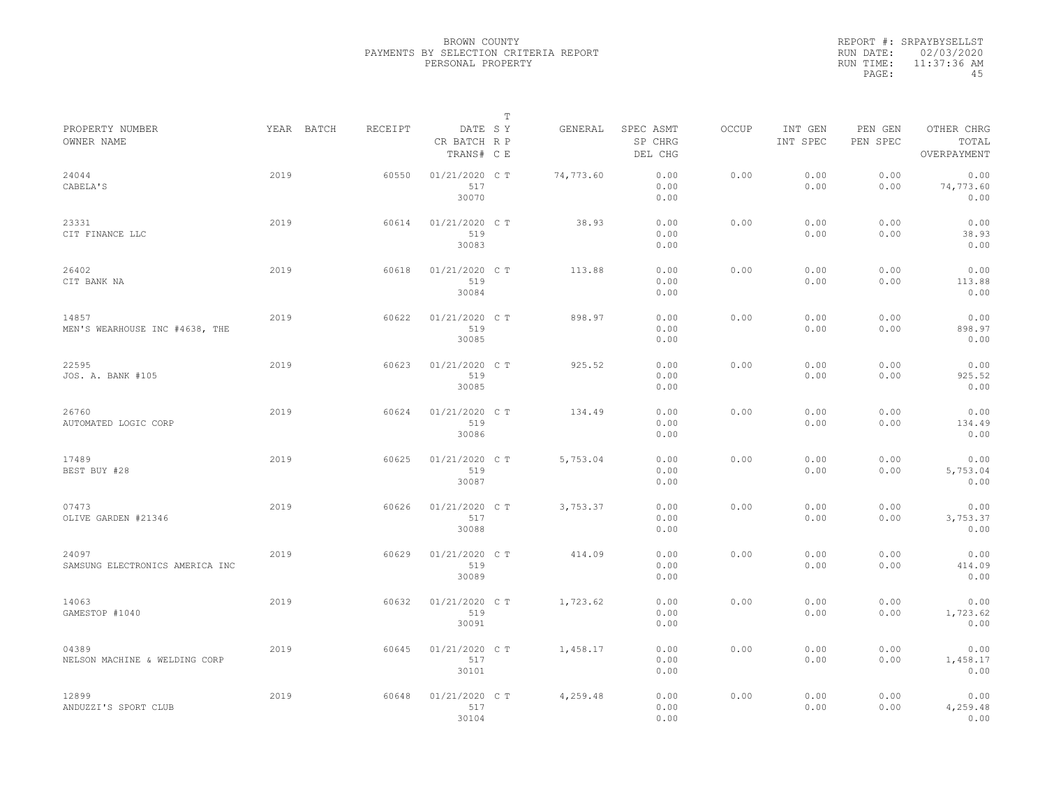BROWN COUNTY
PAYMENTS BY SELECTION CRITERIA REPORT
PERSONAL PROPERTY

REPORT #: SRPAYBYSELLST
RUN DATE: 02/03/2020
RUN TIME: 11:37:36 AM

| PROPERTY NUMBER / OWNER NAME | YEAR | BATCH | RECEIPT | DATE / CR BATCH / TRANS# | T SY RP CE | GENERAL | SPEC ASMT / SP CHRG / DEL CHG | OCCUP | INT GEN / INT SPEC | PEN GEN / PEN SPEC | OTHER CHRG / TOTAL / OVERPAYMENT |
|---|---|---|---|---|---|---|---|---|---|---|---|
| 24044 / CABELA'S | 2019 | | 60550 | 01/21/2020 / 517 / 30070 | C T | 74,773.60 | 0.00 / 0.00 / 0.00 | 0.00 | 0.00 / 0.00 | 0.00 / 0.00 | 0.00 / 74,773.60 / 0.00 |
| 23331 / CIT FINANCE LLC | 2019 | | 60614 | 01/21/2020 / 519 / 30083 | C T | 38.93 | 0.00 / 0.00 / 0.00 | 0.00 | 0.00 / 0.00 | 0.00 / 0.00 | 0.00 / 38.93 / 0.00 |
| 26402 / CIT BANK NA | 2019 | | 60618 | 01/21/2020 / 519 / 30084 | C T | 113.88 | 0.00 / 0.00 / 0.00 | 0.00 | 0.00 / 0.00 | 0.00 / 0.00 | 0.00 / 113.88 / 0.00 |
| 14857 / MEN'S WEARHOUSE INC #4638, THE | 2019 | | 60622 | 01/21/2020 / 519 / 30085 | C T | 898.97 | 0.00 / 0.00 / 0.00 | 0.00 | 0.00 / 0.00 | 0.00 / 0.00 | 0.00 / 898.97 / 0.00 |
| 22595 / JOS. A. BANK #105 | 2019 | | 60623 | 01/21/2020 / 519 / 30085 | C T | 925.52 | 0.00 / 0.00 / 0.00 | 0.00 | 0.00 / 0.00 | 0.00 / 0.00 | 0.00 / 925.52 / 0.00 |
| 26760 / AUTOMATED LOGIC CORP | 2019 | | 60624 | 01/21/2020 / 519 / 30086 | C T | 134.49 | 0.00 / 0.00 / 0.00 | 0.00 | 0.00 / 0.00 | 0.00 / 0.00 | 0.00 / 134.49 / 0.00 |
| 17489 / BEST BUY #28 | 2019 | | 60625 | 01/21/2020 / 519 / 30087 | C T | 5,753.04 | 0.00 / 0.00 / 0.00 | 0.00 | 0.00 / 0.00 | 0.00 / 0.00 | 0.00 / 5,753.04 / 0.00 |
| 07473 / OLIVE GARDEN #21346 | 2019 | | 60626 | 01/21/2020 / 517 / 30088 | C T | 3,753.37 | 0.00 / 0.00 / 0.00 | 0.00 | 0.00 / 0.00 | 0.00 / 0.00 | 0.00 / 3,753.37 / 0.00 |
| 24097 / SAMSUNG ELECTRONICS AMERICA INC | 2019 | | 60629 | 01/21/2020 / 519 / 30089 | C T | 414.09 | 0.00 / 0.00 / 0.00 | 0.00 | 0.00 / 0.00 | 0.00 / 0.00 | 0.00 / 414.09 / 0.00 |
| 14063 / GAMESTOP #1040 | 2019 | | 60632 | 01/21/2020 / 519 / 30091 | C T | 1,723.62 | 0.00 / 0.00 / 0.00 | 0.00 | 0.00 / 0.00 | 0.00 / 0.00 | 0.00 / 1,723.62 / 0.00 |
| 04389 / NELSON MACHINE & WELDING CORP | 2019 | | 60645 | 01/21/2020 / 517 / 30101 | C T | 1,458.17 | 0.00 / 0.00 / 0.00 | 0.00 | 0.00 / 0.00 | 0.00 / 0.00 | 0.00 / 1,458.17 / 0.00 |
| 12899 / ANDUZZI'S SPORT CLUB | 2019 | | 60648 | 01/21/2020 / 517 / 30104 | C T | 4,259.48 | 0.00 / 0.00 / 0.00 | 0.00 | 0.00 / 0.00 | 0.00 / 0.00 | 0.00 / 4,259.48 / 0.00 |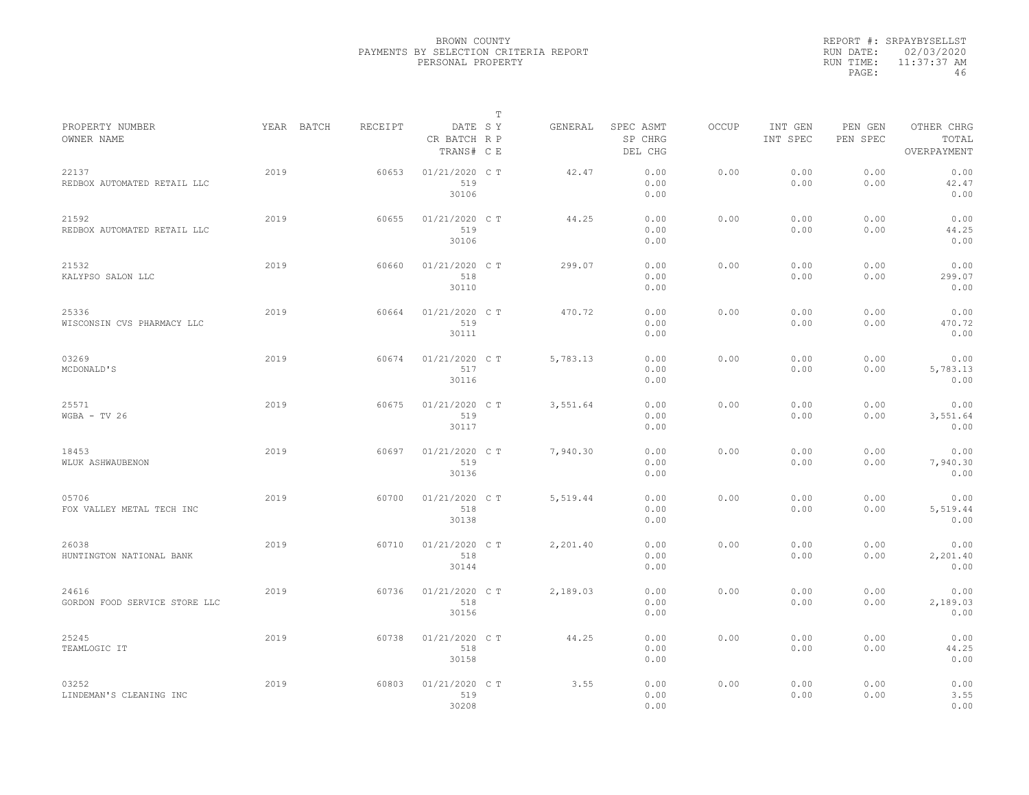BROWN COUNTY
PAYMENTS BY SELECTION CRITERIA REPORT
PERSONAL PROPERTY

REPORT #: SRPAYBYSELLST
RUN DATE: 02/03/2020
RUN TIME: 11:37:37 AM

| PROPERTY NUMBER<br>OWNER NAME | YEAR | BATCH | RECEIPT | DATE<br>CR BATCH<br>TRANS# | T<br>S Y<br>R P<br>C E | GENERAL | SPEC ASMT<br>SP CHRG<br>DEL CHG | OCCUP | INT GEN<br>INT SPEC | PEN GEN<br>PEN SPEC | OTHER CHRG<br>TOTAL<br>OVERPAYMENT |
|---|---|---|---|---|---|---|---|---|---|---|---|
| 22137<br>REDBOX AUTOMATED RETAIL LLC | 2019 | | 60653 | 01/21/2020<br>519<br>30106 | C T | 42.47 | 0.00<br>0.00<br>0.00 | 0.00 | 0.00<br>0.00 | 0.00<br>0.00 | 0.00<br>42.47<br>0.00 |
| 21592<br>REDBOX AUTOMATED RETAIL LLC | 2019 | | 60655 | 01/21/2020<br>519<br>30106 | C T | 44.25 | 0.00<br>0.00<br>0.00 | 0.00 | 0.00<br>0.00 | 0.00<br>0.00 | 0.00<br>44.25<br>0.00 |
| 21532<br>KALYPSO SALON LLC | 2019 | | 60660 | 01/21/2020<br>518<br>30110 | C T | 299.07 | 0.00<br>0.00<br>0.00 | 0.00 | 0.00<br>0.00 | 0.00<br>0.00 | 0.00<br>299.07<br>0.00 |
| 25336<br>WISCONSIN CVS PHARMACY LLC | 2019 | | 60664 | 01/21/2020<br>519<br>30111 | C T | 470.72 | 0.00<br>0.00<br>0.00 | 0.00 | 0.00<br>0.00 | 0.00<br>0.00 | 0.00<br>470.72<br>0.00 |
| 03269<br>MCDONALD'S | 2019 | | 60674 | 01/21/2020<br>517<br>30116 | C T | 5,783.13 | 0.00<br>0.00<br>0.00 | 0.00 | 0.00<br>0.00 | 0.00<br>0.00 | 0.00<br>5,783.13<br>0.00 |
| 25571<br>WGBA - TV 26 | 2019 | | 60675 | 01/21/2020<br>519<br>30117 | C T | 3,551.64 | 0.00<br>0.00<br>0.00 | 0.00 | 0.00<br>0.00 | 0.00<br>0.00 | 0.00<br>3,551.64<br>0.00 |
| 18453<br>WLUK ASHWAUBENON | 2019 | | 60697 | 01/21/2020<br>519<br>30136 | C T | 7,940.30 | 0.00<br>0.00<br>0.00 | 0.00 | 0.00<br>0.00 | 0.00<br>0.00 | 0.00<br>7,940.30<br>0.00 |
| 05706<br>FOX VALLEY METAL TECH INC | 2019 | | 60700 | 01/21/2020<br>518<br>30138 | C T | 5,519.44 | 0.00<br>0.00<br>0.00 | 0.00 | 0.00<br>0.00 | 0.00<br>0.00 | 0.00<br>5,519.44<br>0.00 |
| 26038<br>HUNTINGTON NATIONAL BANK | 2019 | | 60710 | 01/21/2020<br>518<br>30144 | C T | 2,201.40 | 0.00<br>0.00<br>0.00 | 0.00 | 0.00<br>0.00 | 0.00<br>0.00 | 0.00<br>2,201.40<br>0.00 |
| 24616<br>GORDON FOOD SERVICE STORE LLC | 2019 | | 60736 | 01/21/2020<br>518<br>30156 | C T | 2,189.03 | 0.00<br>0.00<br>0.00 | 0.00 | 0.00<br>0.00 | 0.00<br>0.00 | 0.00<br>2,189.03<br>0.00 |
| 25245<br>TEAMLOGIC IT | 2019 | | 60738 | 01/21/2020<br>518<br>30158 | C T | 44.25 | 0.00<br>0.00<br>0.00 | 0.00 | 0.00<br>0.00 | 0.00<br>0.00 | 0.00<br>44.25<br>0.00 |
| 03252<br>LINDEMAN'S CLEANING INC | 2019 | | 60803 | 01/21/2020<br>519<br>30208 | C T | 3.55 | 0.00<br>0.00<br>0.00 | 0.00 | 0.00<br>0.00 | 0.00<br>0.00 | 0.00<br>3.55<br>0.00 |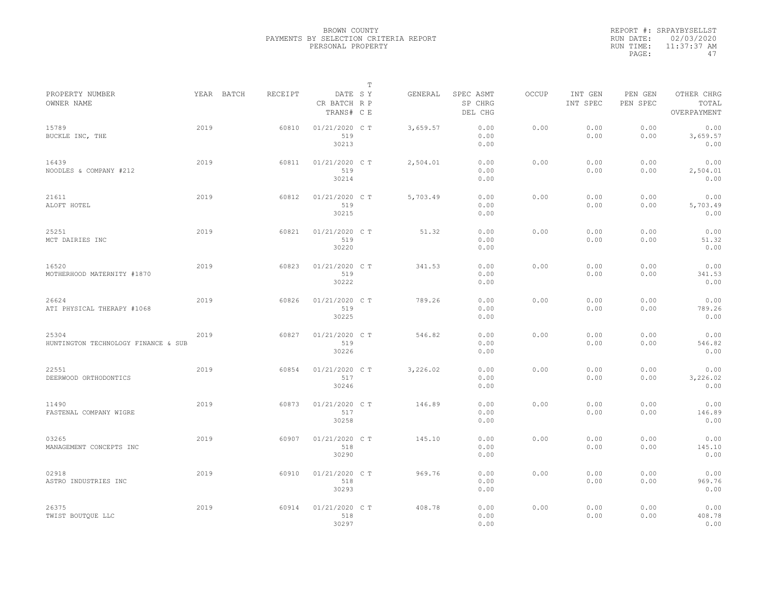BROWN COUNTY
PAYMENTS BY SELECTION CRITERIA REPORT
PERSONAL PROPERTY

REPORT #: SRPAYBYSELLST
RUN DATE: 02/03/2020
RUN TIME: 11:37:37 AM

| PROPERTY NUMBER / OWNER NAME | YEAR | BATCH | RECEIPT | DATE / CR BATCH / TRANS# | T SY RP CE | GENERAL | SPEC ASMT / SP CHRG / DEL CHG | OCCUP | INT GEN / INT SPEC | PEN GEN / PEN SPEC | OTHER CHRG / TOTAL / OVERPAYMENT |
|---|---|---|---|---|---|---|---|---|---|---|---|
| 15789 BUCKLE INC, THE | 2019 | | 60810 | 01/21/2020 519 30213 | C T | 3,659.57 | 0.00 0.00 0.00 | 0.00 | 0.00 0.00 | 0.00 0.00 | 0.00 3,659.57 0.00 |
| 16439 NOODLES & COMPANY #212 | 2019 | | 60811 | 01/21/2020 519 30214 | C T | 2,504.01 | 0.00 0.00 0.00 | 0.00 | 0.00 0.00 | 0.00 0.00 | 0.00 2,504.01 0.00 |
| 21611 ALOFT HOTEL | 2019 | | 60812 | 01/21/2020 519 30215 | C T | 5,703.49 | 0.00 0.00 0.00 | 0.00 | 0.00 0.00 | 0.00 0.00 | 0.00 5,703.49 0.00 |
| 25251 MCT DAIRIES INC | 2019 | | 60821 | 01/21/2020 519 30220 | C T | 51.32 | 0.00 0.00 0.00 | 0.00 | 0.00 0.00 | 0.00 0.00 | 0.00 51.32 0.00 |
| 16520 MOTHERHOOD MATERNITY #1870 | 2019 | | 60823 | 01/21/2020 519 30222 | C T | 341.53 | 0.00 0.00 0.00 | 0.00 | 0.00 0.00 | 0.00 0.00 | 0.00 341.53 0.00 |
| 26624 ATI PHYSICAL THERAPY #1068 | 2019 | | 60826 | 01/21/2020 519 30225 | C T | 789.26 | 0.00 0.00 0.00 | 0.00 | 0.00 0.00 | 0.00 0.00 | 0.00 789.26 0.00 |
| 25304 HUNTINGTON TECHNOLOGY FINANCE & SUB | 2019 | | 60827 | 01/21/2020 519 30226 | C T | 546.82 | 0.00 0.00 0.00 | 0.00 | 0.00 0.00 | 0.00 0.00 | 0.00 546.82 0.00 |
| 22551 DEERWOOD ORTHODONTICS | 2019 | | 60854 | 01/21/2020 517 30246 | C T | 3,226.02 | 0.00 0.00 0.00 | 0.00 | 0.00 0.00 | 0.00 0.00 | 0.00 3,226.02 0.00 |
| 11490 FASTENAL COMPANY WIGRE | 2019 | | 60873 | 01/21/2020 517 30258 | C T | 146.89 | 0.00 0.00 0.00 | 0.00 | 0.00 0.00 | 0.00 0.00 | 0.00 146.89 0.00 |
| 03265 MANAGEMENT CONCEPTS INC | 2019 | | 60907 | 01/21/2020 518 30290 | C T | 145.10 | 0.00 0.00 0.00 | 0.00 | 0.00 0.00 | 0.00 0.00 | 0.00 145.10 0.00 |
| 02918 ASTRO INDUSTRIES INC | 2019 | | 60910 | 01/21/2020 518 30293 | C T | 969.76 | 0.00 0.00 0.00 | 0.00 | 0.00 0.00 | 0.00 0.00 | 0.00 969.76 0.00 |
| 26375 TWIST BOUTQUE LLC | 2019 | | 60914 | 01/21/2020 518 30297 | C T | 408.78 | 0.00 0.00 0.00 | 0.00 | 0.00 0.00 | 0.00 0.00 | 0.00 408.78 0.00 |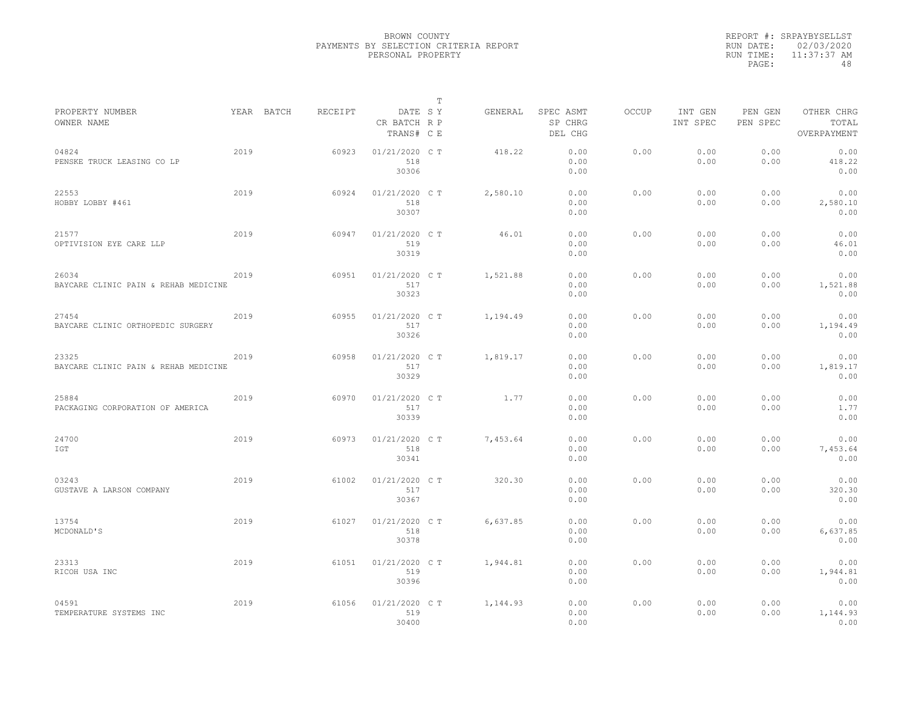BROWN COUNTY
PAYMENTS BY SELECTION CRITERIA REPORT
PERSONAL PROPERTY

REPORT #: SRPAYBYSELLST
RUN DATE: 02/03/2020
RUN TIME: 11:37:37 AM

| PROPERTY NUMBER / OWNER NAME | YEAR | BATCH | RECEIPT | DATE / CR BATCH / TRANS# | T SY RP CE | GENERAL | SPEC ASMT / SP CHRG / DEL CHG | OCCUP | INT GEN / INT SPEC | PEN GEN / PEN SPEC | OTHER CHRG / TOTAL / OVERPAYMENT |
|---|---|---|---|---|---|---|---|---|---|---|---|
| 04824<br>PENSKE TRUCK LEASING CO LP | 2019 | | 60923 | 01/21/2020<br>518<br>30306 | C T | 418.22 | 0.00<br>0.00<br>0.00 | 0.00 | 0.00<br>0.00 | 0.00<br>0.00 | 0.00<br>418.22<br>0.00 |
| 22553<br>HOBBY LOBBY #461 | 2019 | | 60924 | 01/21/2020<br>518<br>30307 | C T | 2,580.10 | 0.00<br>0.00<br>0.00 | 0.00 | 0.00<br>0.00 | 0.00<br>0.00 | 0.00<br>2,580.10<br>0.00 |
| 21577<br>OPTIVISION EYE CARE LLP | 2019 | | 60947 | 01/21/2020<br>519<br>30319 | C T | 46.01 | 0.00<br>0.00<br>0.00 | 0.00 | 0.00<br>0.00 | 0.00<br>0.00 | 0.00<br>46.01<br>0.00 |
| 26034<br>BAYCARE CLINIC PAIN & REHAB MEDICINE | 2019 | | 60951 | 01/21/2020<br>517<br>30323 | C T | 1,521.88 | 0.00<br>0.00<br>0.00 | 0.00 | 0.00<br>0.00 | 0.00<br>0.00 | 0.00<br>1,521.88<br>0.00 |
| 27454<br>BAYCARE CLINIC ORTHOPEDIC SURGERY | 2019 | | 60955 | 01/21/2020<br>517<br>30326 | C T | 1,194.49 | 0.00<br>0.00<br>0.00 | 0.00 | 0.00<br>0.00 | 0.00<br>0.00 | 0.00<br>1,194.49<br>0.00 |
| 23325<br>BAYCARE CLINIC PAIN & REHAB MEDICINE | 2019 | | 60958 | 01/21/2020<br>517<br>30329 | C T | 1,819.17 | 0.00<br>0.00<br>0.00 | 0.00 | 0.00<br>0.00 | 0.00<br>0.00 | 0.00<br>1,819.17<br>0.00 |
| 25884<br>PACKAGING CORPORATION OF AMERICA | 2019 | | 60970 | 01/21/2020<br>517<br>30339 | C T | 1.77 | 0.00<br>0.00<br>0.00 | 0.00 | 0.00<br>0.00 | 0.00<br>0.00 | 0.00<br>1.77<br>0.00 |
| 24700<br>IGT | 2019 | | 60973 | 01/21/2020<br>518<br>30341 | C T | 7,453.64 | 0.00<br>0.00<br>0.00 | 0.00 | 0.00<br>0.00 | 0.00<br>0.00 | 0.00<br>7,453.64<br>0.00 |
| 03243<br>GUSTAVE A LARSON COMPANY | 2019 | | 61002 | 01/21/2020<br>517<br>30367 | C T | 320.30 | 0.00<br>0.00<br>0.00 | 0.00 | 0.00<br>0.00 | 0.00<br>0.00 | 0.00<br>320.30<br>0.00 |
| 13754<br>MCDONALD'S | 2019 | | 61027 | 01/21/2020<br>518<br>30378 | C T | 6,637.85 | 0.00<br>0.00<br>0.00 | 0.00 | 0.00<br>0.00 | 0.00<br>0.00 | 0.00<br>6,637.85<br>0.00 |
| 23313<br>RICOH USA INC | 2019 | | 61051 | 01/21/2020<br>519<br>30396 | C T | 1,944.81 | 0.00<br>0.00<br>0.00 | 0.00 | 0.00<br>0.00 | 0.00<br>0.00 | 0.00<br>1,944.81<br>0.00 |
| 04591<br>TEMPERATURE SYSTEMS INC | 2019 | | 61056 | 01/21/2020<br>519<br>30400 | C T | 1,144.93 | 0.00<br>0.00<br>0.00 | 0.00 | 0.00<br>0.00 | 0.00<br>0.00 | 0.00<br>1,144.93<br>0.00 |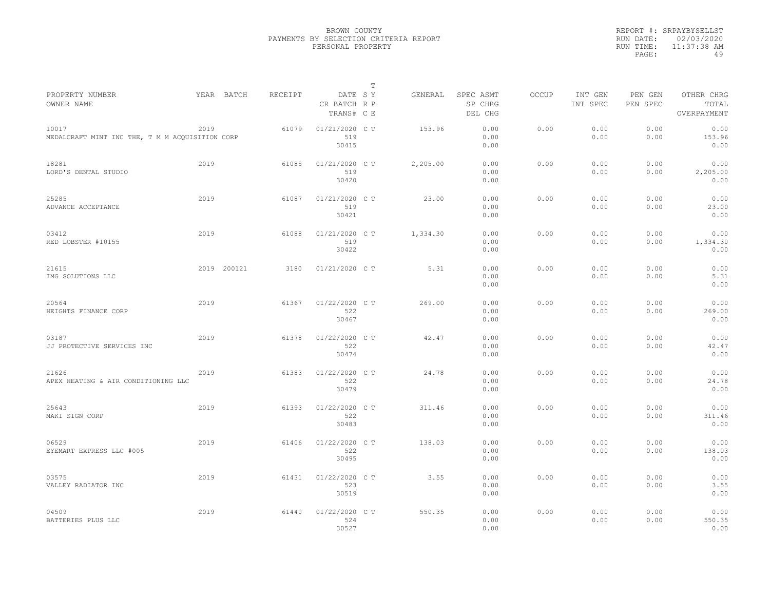BROWN COUNTY
PAYMENTS BY SELECTION CRITERIA REPORT
PERSONAL PROPERTY

REPORT #: SRPAYBYSELLST
RUN DATE: 02/03/2020
RUN TIME: 11:37:38 AM

| PROPERTY NUMBER / OWNER NAME | YEAR | BATCH | RECEIPT | DATE / CR BATCH / TRANS# | T SY / RP / CE | GENERAL | SPEC ASMT / SP CHRG / DEL CHG | OCCUP | INT GEN / INT SPEC | PEN GEN / PEN SPEC | OTHER CHRG / TOTAL / OVERPAYMENT |
|---|---|---|---|---|---|---|---|---|---|---|---|
| 10017 MEDALCRAFT MINT INC THE, T M M ACQUISITION CORP | 2019 | | 61079 | 01/21/2020 519 30415 | C T | 153.96 | 0.00 0.00 0.00 | 0.00 | 0.00 0.00 | 0.00 0.00 | 0.00 153.96 0.00 |
| 18281 LORD'S DENTAL STUDIO | 2019 | | 61085 | 01/21/2020 519 30420 | C T | 2,205.00 | 0.00 0.00 0.00 | 0.00 | 0.00 0.00 | 0.00 0.00 | 0.00 2,205.00 0.00 |
| 25285 ADVANCE ACCEPTANCE | 2019 | | 61087 | 01/21/2020 519 30421 | C T | 23.00 | 0.00 0.00 0.00 | 0.00 | 0.00 0.00 | 0.00 0.00 | 0.00 23.00 0.00 |
| 03412 RED LOBSTER #10155 | 2019 | | 61088 | 01/21/2020 519 30422 | C T | 1,334.30 | 0.00 0.00 0.00 | 0.00 | 0.00 0.00 | 0.00 0.00 | 0.00 1,334.30 0.00 |
| 21615 IMG SOLUTIONS LLC | 2019 | 200121 | 3180 | 01/21/2020 | C T | 5.31 | 0.00 0.00 0.00 | 0.00 | 0.00 0.00 | 0.00 0.00 | 0.00 5.31 0.00 |
| 20564 HEIGHTS FINANCE CORP | 2019 | | 61367 | 01/22/2020 522 30467 | C T | 269.00 | 0.00 0.00 0.00 | 0.00 | 0.00 0.00 | 0.00 0.00 | 0.00 269.00 0.00 |
| 03187 JJ PROTECTIVE SERVICES INC | 2019 | | 61378 | 01/22/2020 522 30474 | C T | 42.47 | 0.00 0.00 0.00 | 0.00 | 0.00 0.00 | 0.00 0.00 | 0.00 42.47 0.00 |
| 21626 APEX HEATING & AIR CONDITIONING LLC | 2019 | | 61383 | 01/22/2020 522 30479 | C T | 24.78 | 0.00 0.00 0.00 | 0.00 | 0.00 0.00 | 0.00 0.00 | 0.00 24.78 0.00 |
| 25643 MAKI SIGN CORP | 2019 | | 61393 | 01/22/2020 522 30483 | C T | 311.46 | 0.00 0.00 0.00 | 0.00 | 0.00 0.00 | 0.00 0.00 | 0.00 311.46 0.00 |
| 06529 EYEMART EXPRESS LLC #005 | 2019 | | 61406 | 01/22/2020 522 30495 | C T | 138.03 | 0.00 0.00 0.00 | 0.00 | 0.00 0.00 | 0.00 0.00 | 0.00 138.03 0.00 |
| 03575 VALLEY RADIATOR INC | 2019 | | 61431 | 01/22/2020 523 30519 | C T | 3.55 | 0.00 0.00 0.00 | 0.00 | 0.00 0.00 | 0.00 0.00 | 0.00 3.55 0.00 |
| 04509 BATTERIES PLUS LLC | 2019 | | 61440 | 01/22/2020 524 30527 | C T | 550.35 | 0.00 0.00 0.00 | 0.00 | 0.00 0.00 | 0.00 0.00 | 0.00 550.35 0.00 |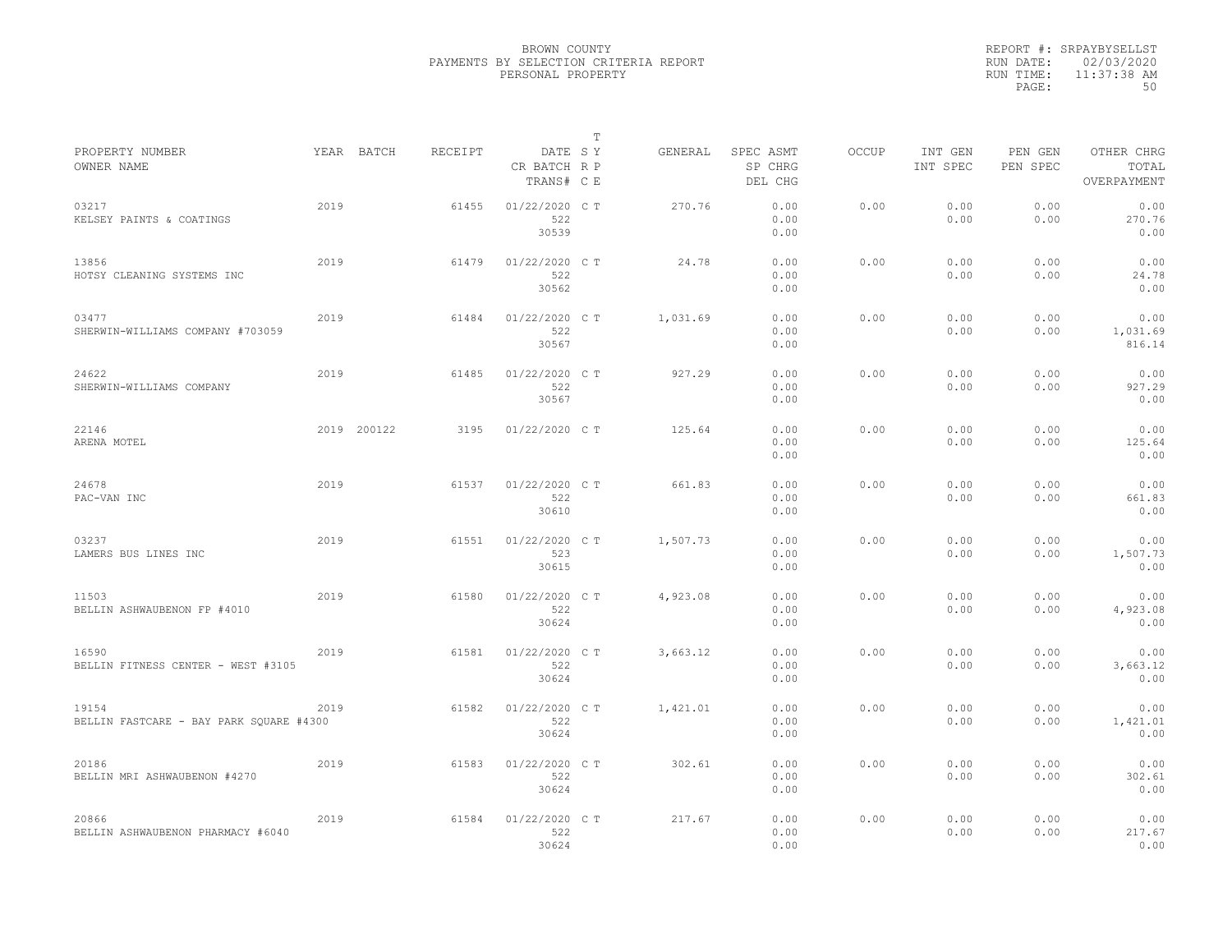BROWN COUNTY
PAYMENTS BY SELECTION CRITERIA REPORT
PERSONAL PROPERTY

REPORT #: SRPAYBYSELLST
RUN DATE: 02/03/2020
RUN TIME: 11:37:38 AM

| PROPERTY NUMBER / OWNER NAME | YEAR | BATCH | RECEIPT | DATE / CR BATCH / TRANS# | T SY / RP / CE | GENERAL | SPEC ASMT / SP CHRG / DEL CHG | OCCUP | INT GEN / INT SPEC | PEN GEN / PEN SPEC | OTHER CHRG / TOTAL / OVERPAYMENT |
|---|---|---|---|---|---|---|---|---|---|---|---|
| 03217 KELSEY PAINTS & COATINGS | 2019 | | 61455 | 01/22/2020 522 30539 | C T | 270.76 | 0.00 0.00 0.00 | 0.00 | 0.00 0.00 | 0.00 0.00 | 0.00 270.76 0.00 |
| 13856 HOTSY CLEANING SYSTEMS INC | 2019 | | 61479 | 01/22/2020 522 30562 | C T | 24.78 | 0.00 0.00 0.00 | 0.00 | 0.00 0.00 | 0.00 0.00 | 0.00 24.78 0.00 |
| 03477 SHERWIN-WILLIAMS COMPANY #703059 | 2019 | | 61484 | 01/22/2020 522 30567 | C T | 1,031.69 | 0.00 0.00 0.00 | 0.00 | 0.00 0.00 | 0.00 0.00 | 0.00 1,031.69 816.14 |
| 24622 SHERWIN-WILLIAMS COMPANY | 2019 | | 61485 | 01/22/2020 522 30567 | C T | 927.29 | 0.00 0.00 0.00 | 0.00 | 0.00 0.00 | 0.00 0.00 | 0.00 927.29 0.00 |
| 22146 ARENA MOTEL | 2019 | 200122 | 3195 | 01/22/2020 | C T | 125.64 | 0.00 0.00 0.00 | 0.00 | 0.00 0.00 | 0.00 0.00 | 0.00 125.64 0.00 |
| 24678 PAC-VAN INC | 2019 | | 61537 | 01/22/2020 522 30610 | C T | 661.83 | 0.00 0.00 0.00 | 0.00 | 0.00 0.00 | 0.00 0.00 | 0.00 661.83 0.00 |
| 03237 LAMERS BUS LINES INC | 2019 | | 61551 | 01/22/2020 523 30615 | C T | 1,507.73 | 0.00 0.00 0.00 | 0.00 | 0.00 0.00 | 0.00 0.00 | 0.00 1,507.73 0.00 |
| 11503 BELLIN ASHWAUBENON FP #4010 | 2019 | | 61580 | 01/22/2020 522 30624 | C T | 4,923.08 | 0.00 0.00 0.00 | 0.00 | 0.00 0.00 | 0.00 0.00 | 0.00 4,923.08 0.00 |
| 16590 BELLIN FITNESS CENTER - WEST #3105 | 2019 | | 61581 | 01/22/2020 522 30624 | C T | 3,663.12 | 0.00 0.00 0.00 | 0.00 | 0.00 0.00 | 0.00 0.00 | 0.00 3,663.12 0.00 |
| 19154 BELLIN FASTCARE - BAY PARK SQUARE #4300 | 2019 | | 61582 | 01/22/2020 522 30624 | C T | 1,421.01 | 0.00 0.00 0.00 | 0.00 | 0.00 0.00 | 0.00 0.00 | 0.00 1,421.01 0.00 |
| 20186 BELLIN MRI ASHWAUBENON #4270 | 2019 | | 61583 | 01/22/2020 522 30624 | C T | 302.61 | 0.00 0.00 0.00 | 0.00 | 0.00 0.00 | 0.00 0.00 | 0.00 302.61 0.00 |
| 20866 BELLIN ASHWAUBENON PHARMACY #6040 | 2019 | | 61584 | 01/22/2020 522 30624 | C T | 217.67 | 0.00 0.00 0.00 | 0.00 | 0.00 0.00 | 0.00 0.00 | 0.00 217.67 0.00 |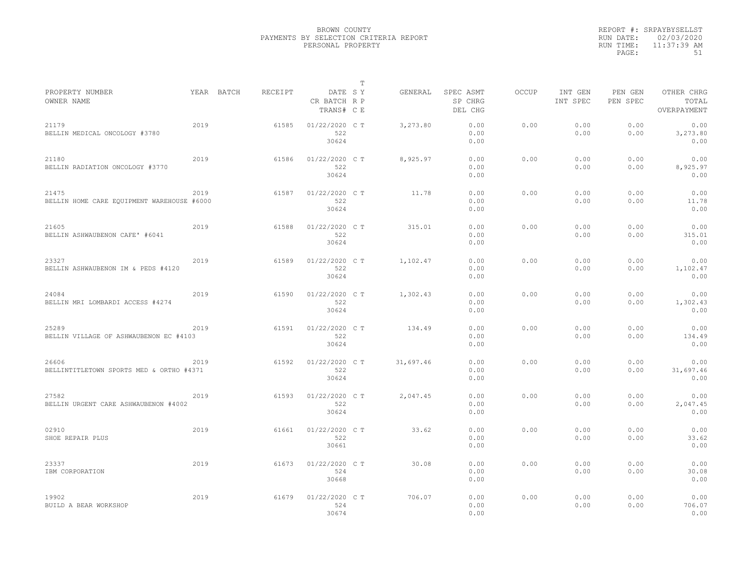BROWN COUNTY
PAYMENTS BY SELECTION CRITERIA REPORT
PERSONAL PROPERTY

REPORT #: SRPAYBYSELLST
RUN DATE: 02/03/2020
RUN TIME: 11:37:39 AM

| PROPERTY NUMBER<br>OWNER NAME | YEAR | BATCH | RECEIPT | DATE<br>CR BATCH<br>TRANS# | T<br>S Y<br>R P<br>C E | GENERAL | SPEC ASMT<br>SP CHRG<br>DEL CHG | OCCUP | INT GEN<br>INT SPEC | PEN GEN<br>PEN SPEC | OTHER CHRG<br>TOTAL<br>OVERPAYMENT |
|---|---|---|---|---|---|---|---|---|---|---|---|
| 21179<br>BELLIN MEDICAL ONCOLOGY #3780 | 2019 | | 61585 | 01/22/2020<br>522<br>30624 | C T | 3,273.80 | 0.00<br>0.00<br>0.00 | 0.00 | 0.00<br>0.00 | 0.00<br>0.00 | 0.00<br>3,273.80<br>0.00 |
| 21180<br>BELLIN RADIATION ONCOLOGY #3770 | 2019 | | 61586 | 01/22/2020<br>522<br>30624 | C T | 8,925.97 | 0.00<br>0.00<br>0.00 | 0.00 | 0.00<br>0.00 | 0.00<br>0.00 | 0.00<br>8,925.97<br>0.00 |
| 21475<br>BELLIN HOME CARE EQUIPMENT WAREHOUSE #6000 | 2019 | | 61587 | 01/22/2020<br>522<br>30624 | C T | 11.78 | 0.00<br>0.00<br>0.00 | 0.00 | 0.00<br>0.00 | 0.00<br>0.00 | 0.00<br>11.78<br>0.00 |
| 21605<br>BELLIN ASHWAUBENON CAFE' #6041 | 2019 | | 61588 | 01/22/2020<br>522<br>30624 | C T | 315.01 | 0.00<br>0.00<br>0.00 | 0.00 | 0.00<br>0.00 | 0.00<br>0.00 | 0.00<br>315.01<br>0.00 |
| 23327<br>BELLIN ASHWAUBENON IM & PEDS #4120 | 2019 | | 61589 | 01/22/2020<br>522<br>30624 | C T | 1,102.47 | 0.00<br>0.00<br>0.00 | 0.00 | 0.00<br>0.00 | 0.00<br>0.00 | 0.00<br>1,102.47<br>0.00 |
| 24084<br>BELLIN MRI LOMBARDI ACCESS #4274 | 2019 | | 61590 | 01/22/2020<br>522<br>30624 | C T | 1,302.43 | 0.00<br>0.00<br>0.00 | 0.00 | 0.00<br>0.00 | 0.00<br>0.00 | 0.00<br>1,302.43<br>0.00 |
| 25289<br>BELLIN VILLAGE OF ASHWAUBENON EC #4103 | 2019 | | 61591 | 01/22/2020<br>522<br>30624 | C T | 134.49 | 0.00<br>0.00<br>0.00 | 0.00 | 0.00<br>0.00 | 0.00<br>0.00 | 0.00<br>134.49<br>0.00 |
| 26606<br>BELLINTITLETOWN SPORTS MED & ORTHO #4371 | 2019 | | 61592 | 01/22/2020<br>522<br>30624 | C T | 31,697.46 | 0.00<br>0.00<br>0.00 | 0.00 | 0.00<br>0.00 | 0.00<br>0.00 | 0.00<br>31,697.46<br>0.00 |
| 27582<br>BELLIN URGENT CARE ASHWAUBENON #4002 | 2019 | | 61593 | 01/22/2020<br>522<br>30624 | C T | 2,047.45 | 0.00<br>0.00<br>0.00 | 0.00 | 0.00<br>0.00 | 0.00<br>0.00 | 0.00<br>2,047.45<br>0.00 |
| 02910<br>SHOE REPAIR PLUS | 2019 | | 61661 | 01/22/2020<br>522<br>30661 | C T | 33.62 | 0.00<br>0.00<br>0.00 | 0.00 | 0.00<br>0.00 | 0.00<br>0.00 | 0.00<br>33.62<br>0.00 |
| 23337<br>IBM CORPORATION | 2019 | | 61673 | 01/22/2020<br>524<br>30668 | C T | 30.08 | 0.00<br>0.00<br>0.00 | 0.00 | 0.00<br>0.00 | 0.00<br>0.00 | 0.00<br>30.08<br>0.00 |
| 19902<br>BUILD A BEAR WORKSHOP | 2019 | | 61679 | 01/22/2020<br>524<br>30674 | C T | 706.07 | 0.00<br>0.00<br>0.00 | 0.00 | 0.00<br>0.00 | 0.00<br>0.00 | 0.00<br>706.07<br>0.00 |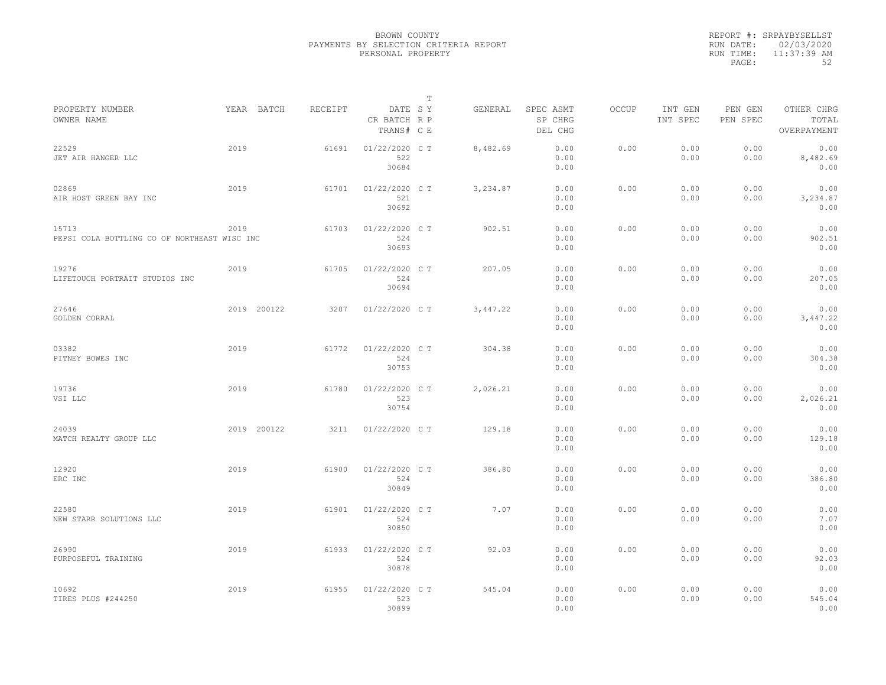BROWN COUNTY
PAYMENTS BY SELECTION CRITERIA REPORT
PERSONAL PROPERTY

REPORT #: SRPAYBYSELLST
RUN DATE: 02/03/2020
RUN TIME: 11:37:39 AM

| PROPERTY NUMBER / OWNER NAME | YEAR | BATCH | RECEIPT | DATE / CR BATCH / TRANS# | T S Y R P C E | GENERAL | SPEC ASMT / SP CHRG / DEL CHG | OCCUP | INT GEN / INT SPEC | PEN GEN / PEN SPEC | OTHER CHRG / TOTAL / OVERPAYMENT |
|---|---|---|---|---|---|---|---|---|---|---|---|
| 22529 JET AIR HANGER LLC | 2019 | | 61691 | 01/22/2020 522 30684 | C T | 8,482.69 | 0.00 0.00 0.00 | 0.00 | 0.00 0.00 | 0.00 0.00 | 0.00 8,482.69 0.00 |
| 02869 AIR HOST GREEN BAY INC | 2019 | | 61701 | 01/22/2020 521 30692 | C T | 3,234.87 | 0.00 0.00 0.00 | 0.00 | 0.00 0.00 | 0.00 0.00 | 0.00 3,234.87 0.00 |
| 15713 PEPSI COLA BOTTLING CO OF NORTHEAST WISC INC | 2019 | | 61703 | 01/22/2020 524 30693 | C T | 902.51 | 0.00 0.00 0.00 | 0.00 | 0.00 0.00 | 0.00 0.00 | 0.00 902.51 0.00 |
| 19276 LIFETOUCH PORTRAIT STUDIOS INC | 2019 | | 61705 | 01/22/2020 524 30694 | C T | 207.05 | 0.00 0.00 0.00 | 0.00 | 0.00 0.00 | 0.00 0.00 | 0.00 207.05 0.00 |
| 27646 GOLDEN CORRAL | 2019 | 200122 | 3207 | 01/22/2020 | C T | 3,447.22 | 0.00 0.00 0.00 | 0.00 | 0.00 0.00 | 0.00 0.00 | 0.00 3,447.22 0.00 |
| 03382 PITNEY BOWES INC | 2019 | | 61772 | 01/22/2020 524 30753 | C T | 304.38 | 0.00 0.00 0.00 | 0.00 | 0.00 0.00 | 0.00 0.00 | 0.00 304.38 0.00 |
| 19736 VSI LLC | 2019 | | 61780 | 01/22/2020 523 30754 | C T | 2,026.21 | 0.00 0.00 0.00 | 0.00 | 0.00 0.00 | 0.00 0.00 | 0.00 2,026.21 0.00 |
| 24039 MATCH REALTY GROUP LLC | 2019 | 200122 | 3211 | 01/22/2020 | C T | 129.18 | 0.00 0.00 0.00 | 0.00 | 0.00 0.00 | 0.00 0.00 | 0.00 129.18 0.00 |
| 12920 ERC INC | 2019 | | 61900 | 01/22/2020 524 30849 | C T | 386.80 | 0.00 0.00 0.00 | 0.00 | 0.00 0.00 | 0.00 0.00 | 0.00 386.80 0.00 |
| 22580 NEW STARR SOLUTIONS LLC | 2019 | | 61901 | 01/22/2020 524 30850 | C T | 7.07 | 0.00 0.00 0.00 | 0.00 | 0.00 0.00 | 0.00 0.00 | 0.00 7.07 0.00 |
| 26990 PURPOSEFUL TRAINING | 2019 | | 61933 | 01/22/2020 524 30878 | C T | 92.03 | 0.00 0.00 0.00 | 0.00 | 0.00 0.00 | 0.00 0.00 | 0.00 92.03 0.00 |
| 10692 TIRES PLUS #244250 | 2019 | | 61955 | 01/22/2020 523 30899 | C T | 545.04 | 0.00 0.00 0.00 | 0.00 | 0.00 0.00 | 0.00 0.00 | 0.00 545.04 0.00 |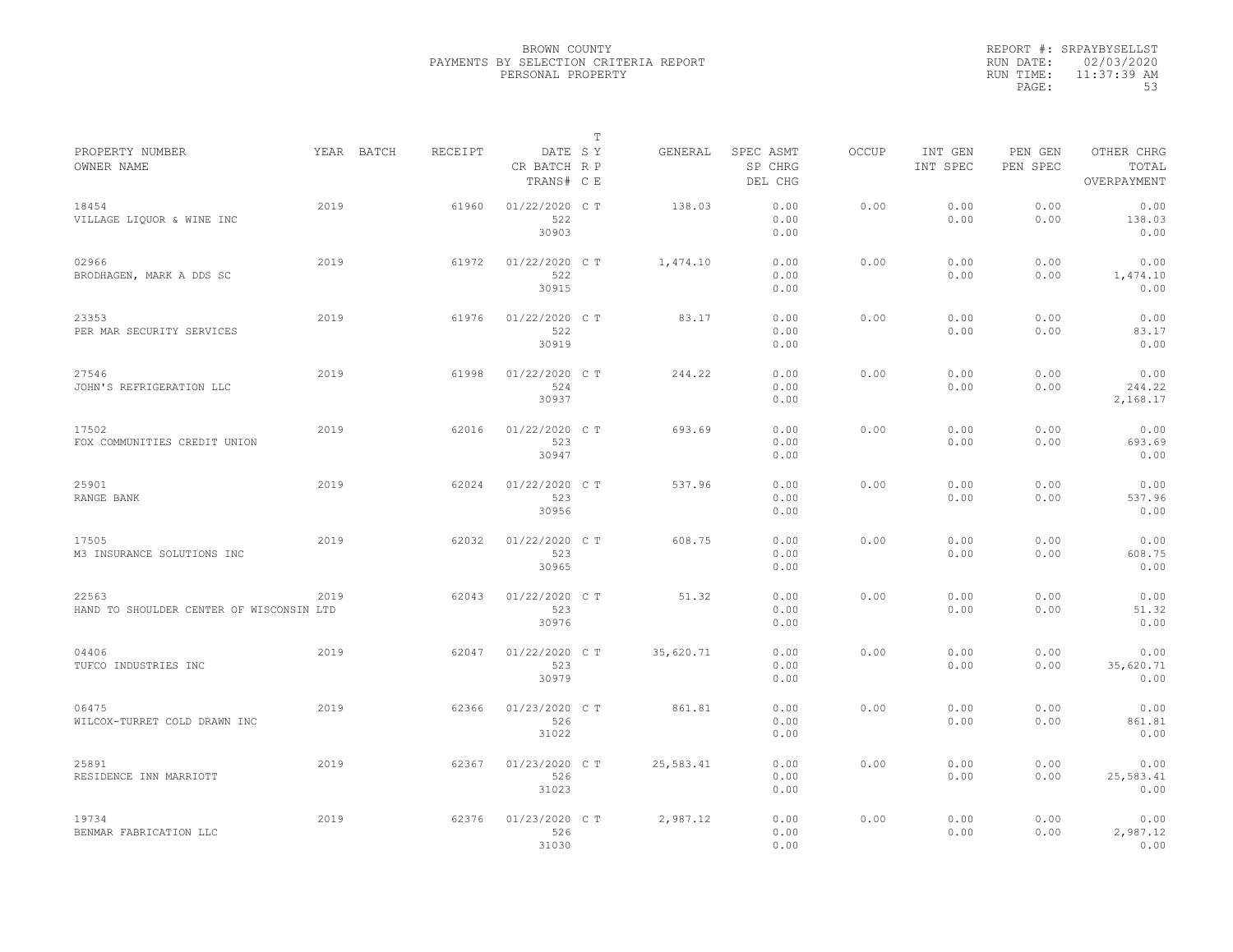BROWN COUNTY
PAYMENTS BY SELECTION CRITERIA REPORT
PERSONAL PROPERTY

REPORT #: SRPAYBYSELLST
RUN DATE: 02/03/2020
RUN TIME: 11:37:39 AM

| PROPERTY NUMBER<br>OWNER NAME | YEAR | BATCH | RECEIPT | DATE<br>CR BATCH<br>TRANS# | T S Y<br>R P<br>C E | GENERAL | SPEC ASMT<br>SP CHRG<br>DEL CHG | OCCUP | INT GEN<br>INT SPEC | PEN GEN<br>PEN SPEC | OTHER CHRG<br>TOTAL<br>OVERPAYMENT |
|---|---|---|---|---|---|---|---|---|---|---|---|
| 18454<br>VILLAGE LIQUOR & WINE INC | 2019 | | 61960 | 01/22/2020<br>522<br>30903 | C T | 138.03 | 0.00<br>0.00<br>0.00 | 0.00 | 0.00<br>0.00 | 0.00<br>0.00 | 0.00<br>138.03<br>0.00 |
| 02966<br>BRODHAGEN, MARK A DDS SC | 2019 | | 61972 | 01/22/2020<br>522<br>30915 | C T | 1,474.10 | 0.00<br>0.00<br>0.00 | 0.00 | 0.00<br>0.00 | 0.00<br>0.00 | 0.00<br>1,474.10<br>0.00 |
| 23353<br>PER MAR SECURITY SERVICES | 2019 | | 61976 | 01/22/2020<br>522<br>30919 | C T | 83.17 | 0.00<br>0.00<br>0.00 | 0.00 | 0.00<br>0.00 | 0.00<br>0.00 | 0.00<br>83.17<br>0.00 |
| 27546<br>JOHN'S REFRIGERATION LLC | 2019 | | 61998 | 01/22/2020<br>524<br>30937 | C T | 244.22 | 0.00<br>0.00<br>0.00 | 0.00 | 0.00<br>0.00 | 0.00<br>0.00 | 0.00<br>244.22<br>2,168.17 |
| 17502<br>FOX COMMUNITIES CREDIT UNION | 2019 | | 62016 | 01/22/2020<br>523<br>30947 | C T | 693.69 | 0.00<br>0.00<br>0.00 | 0.00 | 0.00<br>0.00 | 0.00<br>0.00 | 0.00<br>693.69<br>0.00 |
| 25901<br>RANGE BANK | 2019 | | 62024 | 01/22/2020<br>523<br>30956 | C T | 537.96 | 0.00<br>0.00<br>0.00 | 0.00 | 0.00<br>0.00 | 0.00<br>0.00 | 0.00<br>537.96<br>0.00 |
| 17505<br>M3 INSURANCE SOLUTIONS INC | 2019 | | 62032 | 01/22/2020<br>523<br>30965 | C T | 608.75 | 0.00<br>0.00<br>0.00 | 0.00 | 0.00<br>0.00 | 0.00<br>0.00 | 0.00<br>608.75<br>0.00 |
| 22563<br>HAND TO SHOULDER CENTER OF WISCONSIN LTD | 2019 | | 62043 | 01/22/2020<br>523<br>30976 | C T | 51.32 | 0.00<br>0.00<br>0.00 | 0.00 | 0.00<br>0.00 | 0.00<br>0.00 | 0.00<br>51.32<br>0.00 |
| 04406<br>TUFCO INDUSTRIES INC | 2019 | | 62047 | 01/22/2020<br>523<br>30979 | C T | 35,620.71 | 0.00<br>0.00<br>0.00 | 0.00 | 0.00<br>0.00 | 0.00<br>0.00 | 0.00<br>35,620.71<br>0.00 |
| 06475<br>WILCOX-TURRET COLD DRAWN INC | 2019 | | 62366 | 01/23/2020<br>526<br>31022 | C T | 861.81 | 0.00<br>0.00<br>0.00 | 0.00 | 0.00<br>0.00 | 0.00<br>0.00 | 0.00<br>861.81<br>0.00 |
| 25891<br>RESIDENCE INN MARRIOTT | 2019 | | 62367 | 01/23/2020<br>526<br>31023 | C T | 25,583.41 | 0.00<br>0.00<br>0.00 | 0.00 | 0.00<br>0.00 | 0.00<br>0.00 | 0.00<br>25,583.41<br>0.00 |
| 19734<br>BENMAR FABRICATION LLC | 2019 | | 62376 | 01/23/2020<br>526<br>31030 | C T | 2,987.12 | 0.00<br>0.00<br>0.00 | 0.00 | 0.00<br>0.00 | 0.00<br>0.00 | 0.00<br>2,987.12<br>0.00 |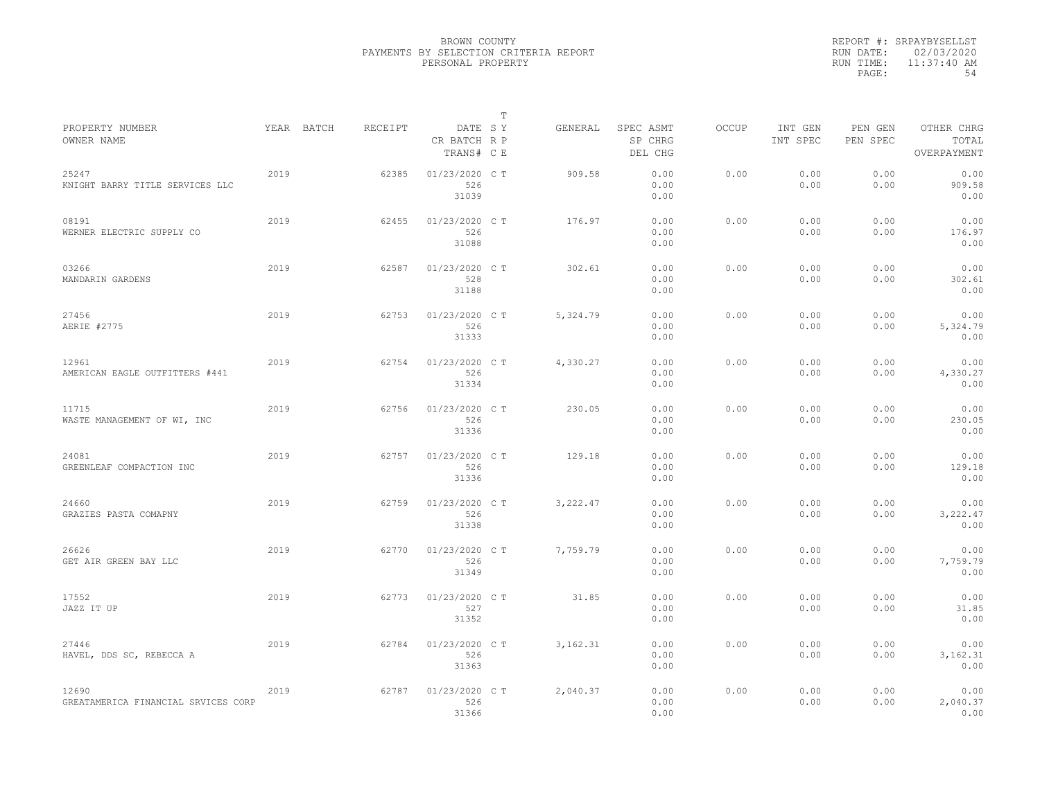BROWN COUNTY
PAYMENTS BY SELECTION CRITERIA REPORT
PERSONAL PROPERTY

REPORT #: SRPAYBYSELLST
RUN DATE: 02/03/2020
RUN TIME: 11:37:40 AM

| PROPERTY NUMBER<br>OWNER NAME | YEAR | BATCH | RECEIPT | DATE<br>CR BATCH<br>TRANS# | T<br>S Y<br>R P<br>C E | GENERAL | SPEC ASMT<br>SP CHRG<br>DEL CHG | OCCUP | INT GEN<br>INT SPEC | PEN GEN<br>PEN SPEC | OTHER CHRG<br>TOTAL<br>OVERPAYMENT |
|---|---|---|---|---|---|---|---|---|---|---|---|
| 25247<br>KNIGHT BARRY TITLE SERVICES LLC | 2019 | | 62385 | 01/23/2020<br>526<br>31039 | C T | 909.58 | 0.00<br>0.00<br>0.00 | 0.00 | 0.00<br>0.00 | 0.00<br>0.00 | 0.00<br>909.58<br>0.00 |
| 08191<br>WERNER ELECTRIC SUPPLY CO | 2019 | | 62455 | 01/23/2020<br>526<br>31088 | C T | 176.97 | 0.00<br>0.00<br>0.00 | 0.00 | 0.00<br>0.00 | 0.00<br>0.00 | 0.00<br>176.97<br>0.00 |
| 03266<br>MANDARIN GARDENS | 2019 | | 62587 | 01/23/2020<br>528<br>31188 | C T | 302.61 | 0.00<br>0.00<br>0.00 | 0.00 | 0.00<br>0.00 | 0.00<br>0.00 | 0.00<br>302.61<br>0.00 |
| 27456<br>AERIE #2775 | 2019 | | 62753 | 01/23/2020<br>526<br>31333 | C T | 5,324.79 | 0.00<br>0.00<br>0.00 | 0.00 | 0.00<br>0.00 | 0.00<br>0.00 | 0.00<br>5,324.79<br>0.00 |
| 12961<br>AMERICAN EAGLE OUTFITTERS #441 | 2019 | | 62754 | 01/23/2020<br>526<br>31334 | C T | 4,330.27 | 0.00<br>0.00<br>0.00 | 0.00 | 0.00<br>0.00 | 0.00<br>0.00 | 0.00<br>4,330.27<br>0.00 |
| 11715<br>WASTE MANAGEMENT OF WI, INC | 2019 | | 62756 | 01/23/2020<br>526<br>31336 | C T | 230.05 | 0.00<br>0.00<br>0.00 | 0.00 | 0.00<br>0.00 | 0.00<br>0.00 | 0.00<br>230.05<br>0.00 |
| 24081<br>GREENLEAF COMPACTION INC | 2019 | | 62757 | 01/23/2020<br>526<br>31336 | C T | 129.18 | 0.00<br>0.00<br>0.00 | 0.00 | 0.00<br>0.00 | 0.00<br>0.00 | 0.00<br>129.18<br>0.00 |
| 24660<br>GRAZIES PASTA COMAPNY | 2019 | | 62759 | 01/23/2020<br>526<br>31338 | C T | 3,222.47 | 0.00<br>0.00<br>0.00 | 0.00 | 0.00<br>0.00 | 0.00<br>0.00 | 0.00<br>3,222.47<br>0.00 |
| 26626<br>GET AIR GREEN BAY LLC | 2019 | | 62770 | 01/23/2020<br>526<br>31349 | C T | 7,759.79 | 0.00<br>0.00<br>0.00 | 0.00 | 0.00<br>0.00 | 0.00<br>0.00 | 0.00<br>7,759.79<br>0.00 |
| 17552<br>JAZZ IT UP | 2019 | | 62773 | 01/23/2020<br>527<br>31352 | C T | 31.85 | 0.00<br>0.00<br>0.00 | 0.00 | 0.00<br>0.00 | 0.00<br>0.00 | 0.00<br>31.85<br>0.00 |
| 27446<br>HAVEL, DDS SC, REBECCA A | 2019 | | 62784 | 01/23/2020<br>526<br>31363 | C T | 3,162.31 | 0.00<br>0.00<br>0.00 | 0.00 | 0.00<br>0.00 | 0.00<br>0.00 | 0.00<br>3,162.31<br>0.00 |
| 12690<br>GREATAMERICA FINANCIAL SRVICES CORP | 2019 | | 62787 | 01/23/2020<br>526<br>31366 | C T | 2,040.37 | 0.00<br>0.00<br>0.00 | 0.00 | 0.00<br>0.00 | 0.00<br>0.00 | 0.00<br>2,040.37<br>0.00 |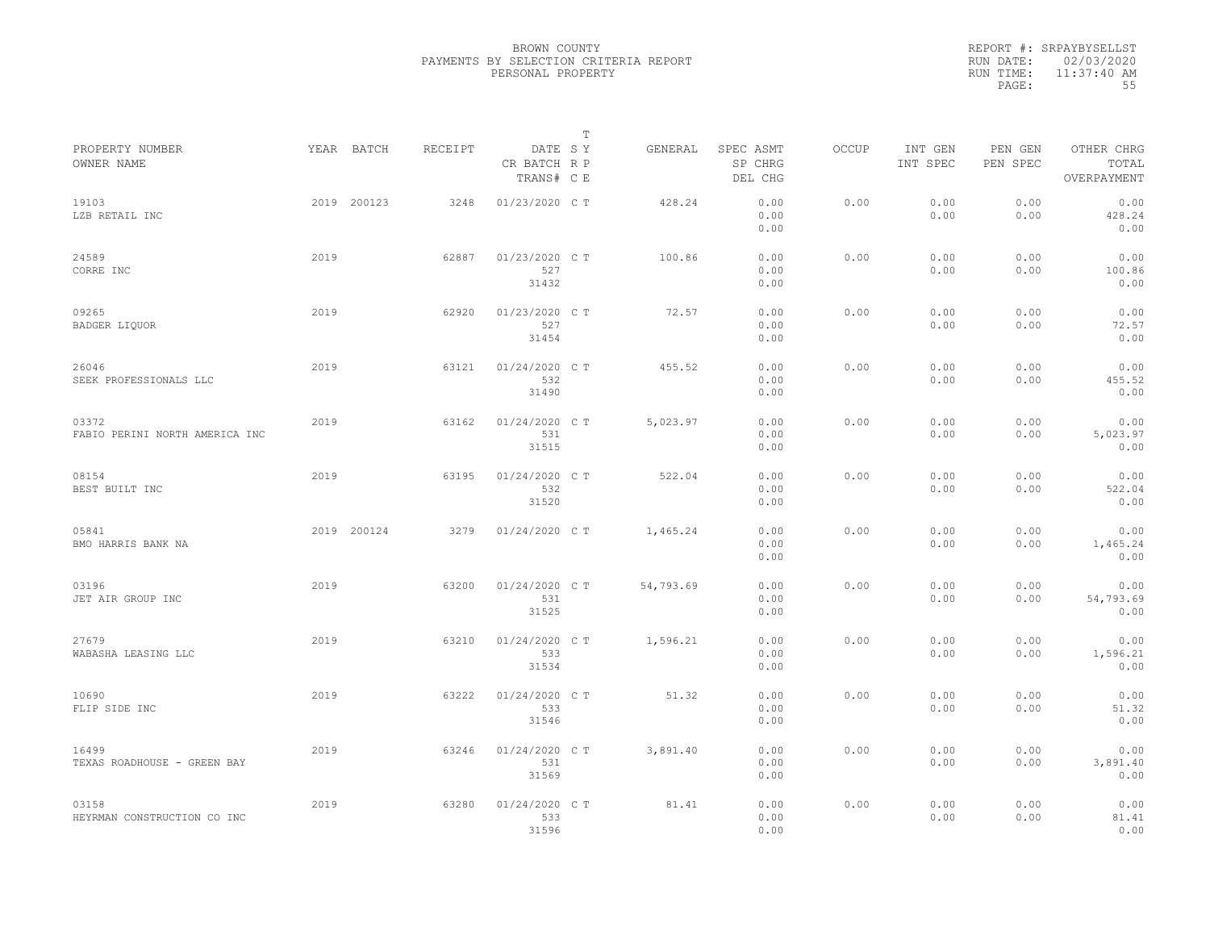BROWN COUNTY
PAYMENTS BY SELECTION CRITERIA REPORT
PERSONAL PROPERTY

REPORT #: SRPAYBYSELLST
RUN DATE: 02/03/2020
RUN TIME: 11:37:40 AM
PAGE: 55

| PROPERTY NUMBER / OWNER NAME | YEAR | BATCH | RECEIPT | DATE / CR BATCH / TRANS# | T SY / RP / CE | GENERAL | SPEC ASMT / SP CHRG / DEL CHG | OCCUP | INT GEN / INT SPEC | PEN GEN / PEN SPEC | OTHER CHRG / TOTAL / OVERPAYMENT |
|---|---|---|---|---|---|---|---|---|---|---|---|
| 19103 / LZB RETAIL INC | 2019 | 200123 | 3248 | 01/23/2020 | C T | 428.24 | 0.00 / 0.00 / 0.00 | 0.00 | 0.00 / 0.00 | 0.00 / 0.00 | 0.00 / 428.24 / 0.00 |
| 24589 / CORRE INC | 2019 | | 62887 | 01/23/2020 / 527 / 31432 | C T | 100.86 | 0.00 / 0.00 / 0.00 | 0.00 | 0.00 / 0.00 | 0.00 / 0.00 | 0.00 / 100.86 / 0.00 |
| 09265 / BADGER LIQUOR | 2019 | | 62920 | 01/23/2020 / 527 / 31454 | C T | 72.57 | 0.00 / 0.00 / 0.00 | 0.00 | 0.00 / 0.00 | 0.00 / 0.00 | 0.00 / 72.57 / 0.00 |
| 26046 / SEEK PROFESSIONALS LLC | 2019 | | 63121 | 01/24/2020 / 532 / 31490 | C T | 455.52 | 0.00 / 0.00 / 0.00 | 0.00 | 0.00 / 0.00 | 0.00 / 0.00 | 0.00 / 455.52 / 0.00 |
| 03372 / FABIO PERINI NORTH AMERICA INC | 2019 | | 63162 | 01/24/2020 / 531 / 31515 | C T | 5,023.97 | 0.00 / 0.00 / 0.00 | 0.00 | 0.00 / 0.00 | 0.00 / 0.00 | 0.00 / 5,023.97 / 0.00 |
| 08154 / BEST BUILT INC | 2019 | | 63195 | 01/24/2020 / 532 / 31520 | C T | 522.04 | 0.00 / 0.00 / 0.00 | 0.00 | 0.00 / 0.00 | 0.00 / 0.00 | 0.00 / 522.04 / 0.00 |
| 05841 / BMO HARRIS BANK NA | 2019 | 200124 | 3279 | 01/24/2020 | C T | 1,465.24 | 0.00 / 0.00 / 0.00 | 0.00 | 0.00 / 0.00 | 0.00 / 0.00 | 0.00 / 1,465.24 / 0.00 |
| 03196 / JET AIR GROUP INC | 2019 | | 63200 | 01/24/2020 / 531 / 31525 | C T | 54,793.69 | 0.00 / 0.00 / 0.00 | 0.00 | 0.00 / 0.00 | 0.00 / 0.00 | 0.00 / 54,793.69 / 0.00 |
| 27679 / WABASHA LEASING LLC | 2019 | | 63210 | 01/24/2020 / 533 / 31534 | C T | 1,596.21 | 0.00 / 0.00 / 0.00 | 0.00 | 0.00 / 0.00 | 0.00 / 0.00 | 0.00 / 1,596.21 / 0.00 |
| 10690 / FLIP SIDE INC | 2019 | | 63222 | 01/24/2020 / 533 / 31546 | C T | 51.32 | 0.00 / 0.00 / 0.00 | 0.00 | 0.00 / 0.00 | 0.00 / 0.00 | 0.00 / 51.32 / 0.00 |
| 16499 / TEXAS ROADHOUSE - GREEN BAY | 2019 | | 63246 | 01/24/2020 / 531 / 31569 | C T | 3,891.40 | 0.00 / 0.00 / 0.00 | 0.00 | 0.00 / 0.00 | 0.00 / 0.00 | 0.00 / 3,891.40 / 0.00 |
| 03158 / HEYRMAN CONSTRUCTION CO INC | 2019 | | 63280 | 01/24/2020 / 533 / 31596 | C T | 81.41 | 0.00 / 0.00 / 0.00 | 0.00 | 0.00 / 0.00 | 0.00 / 0.00 | 0.00 / 81.41 / 0.00 |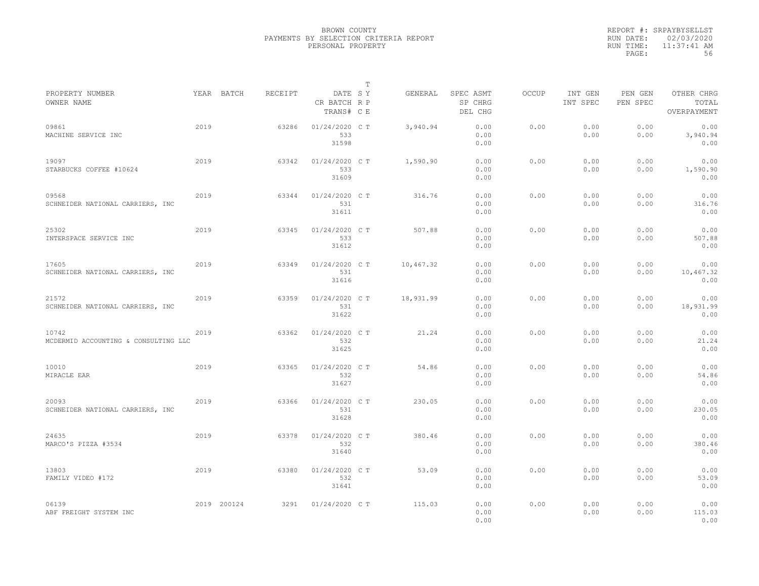BROWN COUNTY
PAYMENTS BY SELECTION CRITERIA REPORT
PERSONAL PROPERTY

REPORT #: SRPAYBYSELLST
RUN DATE: 02/03/2020
RUN TIME: 11:37:41 AM

| PROPERTY NUMBER<br>OWNER NAME | YEAR | BATCH | RECEIPT | DATE<br>CR BATCH<br>TRANS# | T<br>S Y<br>R P<br>C E | GENERAL | SPEC ASMT<br>SP CHRG<br>DEL CHG | OCCUP | INT GEN<br>INT SPEC | PEN GEN<br>PEN SPEC | OTHER CHRG<br>TOTAL<br>OVERPAYMENT |
|---|---|---|---|---|---|---|---|---|---|---|---|
| 09861<br>MACHINE SERVICE INC | 2019 | | 63286 | 01/24/2020<br>533<br>31598 | C T | 3,940.94 | 0.00<br>0.00<br>0.00 | 0.00 | 0.00<br>0.00 | 0.00<br>0.00 | 0.00<br>3,940.94<br>0.00 |
| 19097<br>STARBUCKS COFFEE #10624 | 2019 | | 63342 | 01/24/2020<br>533<br>31609 | C T | 1,590.90 | 0.00<br>0.00<br>0.00 | 0.00 | 0.00<br>0.00 | 0.00<br>0.00 | 0.00<br>1,590.90<br>0.00 |
| 09568<br>SCHNEIDER NATIONAL CARRIERS, INC | 2019 | | 63344 | 01/24/2020<br>531<br>31611 | C T | 316.76 | 0.00<br>0.00<br>0.00 | 0.00 | 0.00<br>0.00 | 0.00<br>0.00 | 0.00<br>316.76<br>0.00 |
| 25302<br>INTERSPACE SERVICE INC | 2019 | | 63345 | 01/24/2020<br>533<br>31612 | C T | 507.88 | 0.00<br>0.00<br>0.00 | 0.00 | 0.00<br>0.00 | 0.00<br>0.00 | 0.00<br>507.88<br>0.00 |
| 17605<br>SCHNEIDER NATIONAL CARRIERS, INC | 2019 | | 63349 | 01/24/2020<br>531<br>31616 | C T | 10,467.32 | 0.00<br>0.00<br>0.00 | 0.00 | 0.00<br>0.00 | 0.00<br>0.00 | 0.00<br>10,467.32<br>0.00 |
| 21572<br>SCHNEIDER NATIONAL CARRIERS, INC | 2019 | | 63359 | 01/24/2020<br>531<br>31622 | C T | 18,931.99 | 0.00<br>0.00<br>0.00 | 0.00 | 0.00<br>0.00 | 0.00<br>0.00 | 0.00<br>18,931.99<br>0.00 |
| 10742<br>MCDERMID ACCOUNTING & CONSULTING LLC | 2019 | | 63362 | 01/24/2020<br>532<br>31625 | C T | 21.24 | 0.00<br>0.00<br>0.00 | 0.00 | 0.00<br>0.00 | 0.00<br>0.00 | 0.00<br>21.24<br>0.00 |
| 10010<br>MIRACLE EAR | 2019 | | 63365 | 01/24/2020<br>532<br>31627 | C T | 54.86 | 0.00<br>0.00<br>0.00 | 0.00 | 0.00<br>0.00 | 0.00<br>0.00 | 0.00<br>54.86<br>0.00 |
| 20093<br>SCHNEIDER NATIONAL CARRIERS, INC | 2019 | | 63366 | 01/24/2020<br>531<br>31628 | C T | 230.05 | 0.00<br>0.00<br>0.00 | 0.00 | 0.00<br>0.00 | 0.00<br>0.00 | 0.00<br>230.05<br>0.00 |
| 24635<br>MARCO'S PIZZA #3534 | 2019 | | 63378 | 01/24/2020<br>532<br>31640 | C T | 380.46 | 0.00<br>0.00<br>0.00 | 0.00 | 0.00<br>0.00 | 0.00<br>0.00 | 0.00<br>380.46<br>0.00 |
| 13803<br>FAMILY VIDEO #172 | 2019 | | 63380 | 01/24/2020<br>532<br>31641 | C T | 53.09 | 0.00<br>0.00<br>0.00 | 0.00 | 0.00<br>0.00 | 0.00<br>0.00 | 0.00<br>53.09<br>0.00 |
| 06139<br>ABF FREIGHT SYSTEM INC | 2019 | 200124 | 3291 | 01/24/2020 | C T | 115.03 | 0.00<br>0.00<br>0.00 | 0.00 | 0.00<br>0.00 | 0.00<br>0.00 | 0.00<br>115.03<br>0.00 |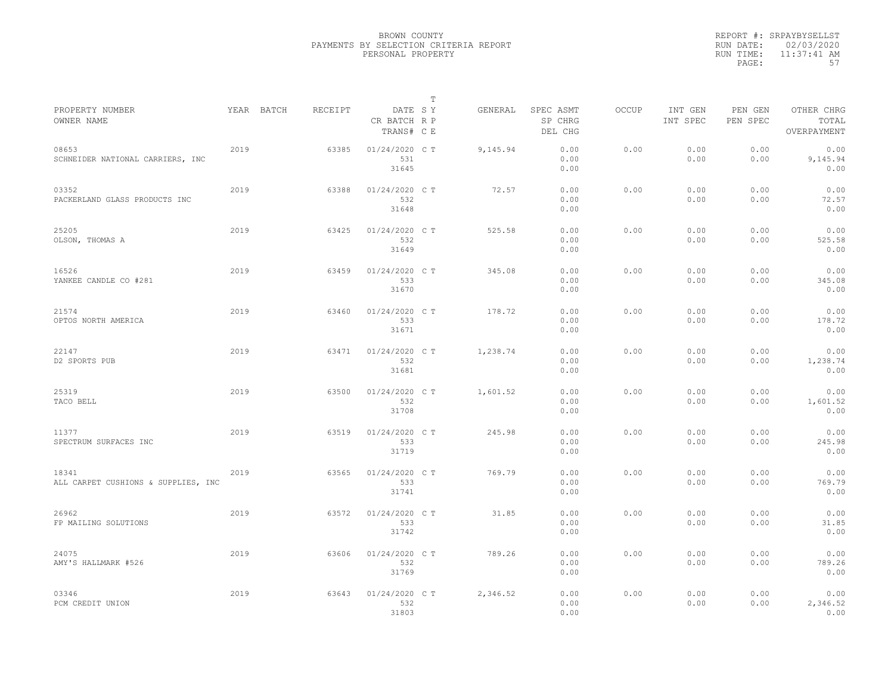BROWN COUNTY
PAYMENTS BY SELECTION CRITERIA REPORT
PERSONAL PROPERTY

REPORT #: SRPAYBYSELLST
RUN DATE: 02/03/2020
RUN TIME: 11:37:41 AM

| PROPERTY NUMBER / OWNER NAME | YEAR | BATCH | RECEIPT | DATE / CR BATCH / TRANS# | T SY RP CE | GENERAL | SPEC ASMT / SP CHRG / DEL CHG | OCCUP | INT GEN / INT SPEC | PEN GEN / PEN SPEC | OTHER CHRG / TOTAL / OVERPAYMENT |
|---|---|---|---|---|---|---|---|---|---|---|---|
| 08653 SCHNEIDER NATIONAL CARRIERS, INC | 2019 | | 63385 | 01/24/2020 531 31645 | C T | 9,145.94 | 0.00 0.00 0.00 | 0.00 | 0.00 0.00 | 0.00 0.00 | 0.00 9,145.94 0.00 |
| 03352 PACKERLAND GLASS PRODUCTS INC | 2019 | | 63388 | 01/24/2020 532 31648 | C T | 72.57 | 0.00 0.00 0.00 | 0.00 | 0.00 0.00 | 0.00 0.00 | 0.00 72.57 0.00 |
| 25205 OLSON, THOMAS A | 2019 | | 63425 | 01/24/2020 532 31649 | C T | 525.58 | 0.00 0.00 0.00 | 0.00 | 0.00 0.00 | 0.00 0.00 | 0.00 525.58 0.00 |
| 16526 YANKEE CANDLE CO #281 | 2019 | | 63459 | 01/24/2020 533 31670 | C T | 345.08 | 0.00 0.00 0.00 | 0.00 | 0.00 0.00 | 0.00 0.00 | 0.00 345.08 0.00 |
| 21574 OPTOS NORTH AMERICA | 2019 | | 63460 | 01/24/2020 533 31671 | C T | 178.72 | 0.00 0.00 0.00 | 0.00 | 0.00 0.00 | 0.00 0.00 | 0.00 178.72 0.00 |
| 22147 D2 SPORTS PUB | 2019 | | 63471 | 01/24/2020 532 31681 | C T | 1,238.74 | 0.00 0.00 0.00 | 0.00 | 0.00 0.00 | 0.00 0.00 | 0.00 1,238.74 0.00 |
| 25319 TACO BELL | 2019 | | 63500 | 01/24/2020 532 31708 | C T | 1,601.52 | 0.00 0.00 0.00 | 0.00 | 0.00 0.00 | 0.00 0.00 | 0.00 1,601.52 0.00 |
| 11377 SPECTRUM SURFACES INC | 2019 | | 63519 | 01/24/2020 533 31719 | C T | 245.98 | 0.00 0.00 0.00 | 0.00 | 0.00 0.00 | 0.00 0.00 | 0.00 245.98 0.00 |
| 18341 ALL CARPET CUSHIONS & SUPPLIES, INC | 2019 | | 63565 | 01/24/2020 533 31741 | C T | 769.79 | 0.00 0.00 0.00 | 0.00 | 0.00 0.00 | 0.00 0.00 | 0.00 769.79 0.00 |
| 26962 FP MAILING SOLUTIONS | 2019 | | 63572 | 01/24/2020 533 31742 | C T | 31.85 | 0.00 0.00 0.00 | 0.00 | 0.00 0.00 | 0.00 0.00 | 0.00 31.85 0.00 |
| 24075 AMY'S HALLMARK #526 | 2019 | | 63606 | 01/24/2020 532 31769 | C T | 789.26 | 0.00 0.00 0.00 | 0.00 | 0.00 0.00 | 0.00 0.00 | 0.00 789.26 0.00 |
| 03346 PCM CREDIT UNION | 2019 | | 63643 | 01/24/2020 532 31803 | C T | 2,346.52 | 0.00 0.00 0.00 | 0.00 | 0.00 0.00 | 0.00 0.00 | 0.00 2,346.52 0.00 |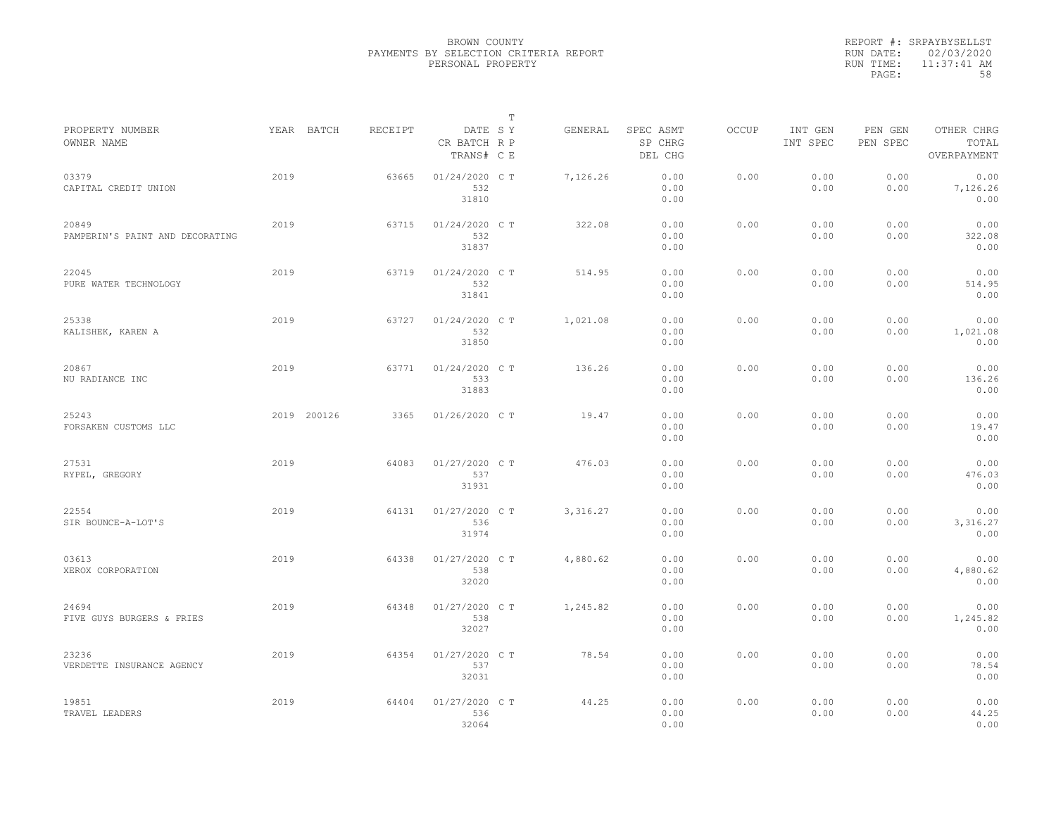BROWN COUNTY
PAYMENTS BY SELECTION CRITERIA REPORT
PERSONAL PROPERTY

REPORT #: SRPAYBYSELLST
RUN DATE: 02/03/2020
RUN TIME: 11:37:41 AM

| PROPERTY NUMBER<br>OWNER NAME | YEAR | BATCH | RECEIPT | DATE<br>CR BATCH<br>TRANS# | T<br>S Y<br>R P<br>C E | GENERAL | SPEC ASMT<br>SP CHRG<br>DEL CHG | OCCUP | INT GEN<br>INT SPEC | PEN GEN<br>PEN SPEC | OTHER CHRG<br>TOTAL<br>OVERPAYMENT |
|---|---|---|---|---|---|---|---|---|---|---|---|
| 03379<br>CAPITAL CREDIT UNION | 2019 | | 63665 | 01/24/2020<br>532<br>31810 | C T | 7,126.26 | 0.00<br>0.00<br>0.00 | 0.00 | 0.00<br>0.00 | 0.00<br>0.00 | 0.00<br>7,126.26<br>0.00 |
| 20849<br>PAMPERIN'S PAINT AND DECORATING | 2019 | | 63715 | 01/24/2020<br>532<br>31837 | C T | 322.08 | 0.00<br>0.00<br>0.00 | 0.00 | 0.00<br>0.00 | 0.00<br>0.00 | 0.00<br>322.08<br>0.00 |
| 22045<br>PURE WATER TECHNOLOGY | 2019 | | 63719 | 01/24/2020<br>532<br>31841 | C T | 514.95 | 0.00<br>0.00<br>0.00 | 0.00 | 0.00<br>0.00 | 0.00<br>0.00 | 0.00<br>514.95<br>0.00 |
| 25338<br>KALISHEK, KAREN A | 2019 | | 63727 | 01/24/2020<br>532<br>31850 | C T | 1,021.08 | 0.00<br>0.00<br>0.00 | 0.00 | 0.00<br>0.00 | 0.00<br>0.00 | 0.00<br>1,021.08<br>0.00 |
| 20867<br>NU RADIANCE INC | 2019 | | 63771 | 01/24/2020<br>533<br>31883 | C T | 136.26 | 0.00<br>0.00<br>0.00 | 0.00 | 0.00<br>0.00 | 0.00<br>0.00 | 0.00<br>136.26<br>0.00 |
| 25243<br>FORSAKEN CUSTOMS LLC | 2019 | 200126 | 3365 | 01/26/2020 | C T | 19.47 | 0.00<br>0.00<br>0.00 | 0.00 | 0.00<br>0.00 | 0.00<br>0.00 | 0.00<br>19.47<br>0.00 |
| 27531<br>RYPEL, GREGORY | 2019 | | 64083 | 01/27/2020<br>537<br>31931 | C T | 476.03 | 0.00<br>0.00<br>0.00 | 0.00 | 0.00<br>0.00 | 0.00<br>0.00 | 0.00<br>476.03<br>0.00 |
| 22554<br>SIR BOUNCE-A-LOT'S | 2019 | | 64131 | 01/27/2020<br>536<br>31974 | C T | 3,316.27 | 0.00<br>0.00<br>0.00 | 0.00 | 0.00<br>0.00 | 0.00<br>0.00 | 0.00<br>3,316.27<br>0.00 |
| 03613<br>XEROX CORPORATION | 2019 | | 64338 | 01/27/2020<br>538<br>32020 | C T | 4,880.62 | 0.00<br>0.00<br>0.00 | 0.00 | 0.00<br>0.00 | 0.00<br>0.00 | 0.00<br>4,880.62<br>0.00 |
| 24694<br>FIVE GUYS BURGERS & FRIES | 2019 | | 64348 | 01/27/2020<br>538<br>32027 | C T | 1,245.82 | 0.00<br>0.00<br>0.00 | 0.00 | 0.00<br>0.00 | 0.00<br>0.00 | 0.00<br>1,245.82<br>0.00 |
| 23236<br>VERDETTE INSURANCE AGENCY | 2019 | | 64354 | 01/27/2020<br>537<br>32031 | C T | 78.54 | 0.00<br>0.00<br>0.00 | 0.00 | 0.00<br>0.00 | 0.00<br>0.00 | 0.00<br>78.54<br>0.00 |
| 19851<br>TRAVEL LEADERS | 2019 | | 64404 | 01/27/2020<br>536<br>32064 | C T | 44.25 | 0.00<br>0.00<br>0.00 | 0.00 | 0.00<br>0.00 | 0.00<br>0.00 | 0.00<br>44.25<br>0.00 |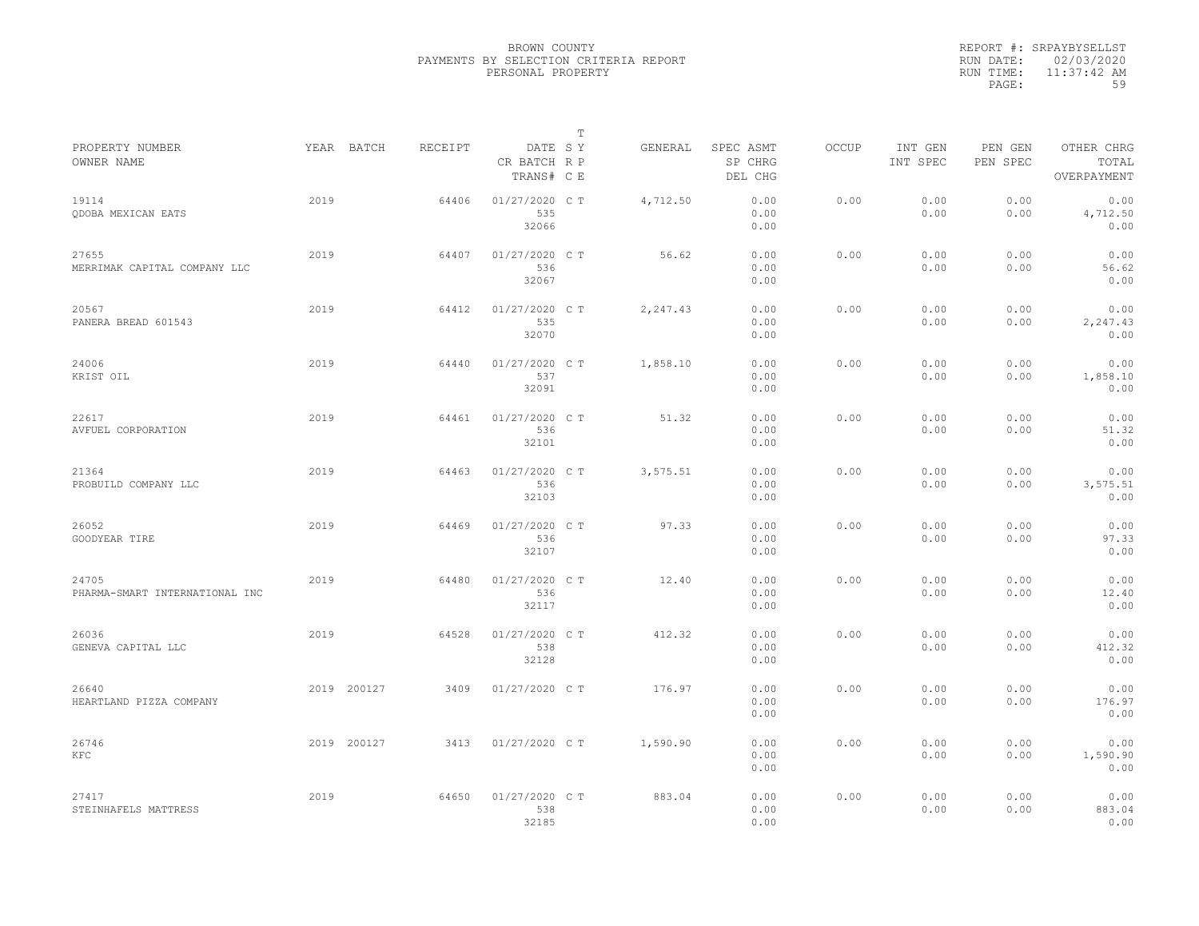BROWN COUNTY
PAYMENTS BY SELECTION CRITERIA REPORT
PERSONAL PROPERTY

REPORT #: SRPAYBYSELLST
RUN DATE: 02/03/2020
RUN TIME: 11:37:42 AM

| PROPERTY NUMBER<br>OWNER NAME | YEAR | BATCH | RECEIPT | DATE<br>CR BATCH<br>TRANS# | T S Y<br>R P<br>C E | GENERAL | SPEC ASMT<br>SP CHRG<br>DEL CHG | OCCUP | INT GEN<br>INT SPEC | PEN GEN<br>PEN SPEC | OTHER CHRG<br>TOTAL<br>OVERPAYMENT |
|---|---|---|---|---|---|---|---|---|---|---|---|
| 19114<br>QDOBA MEXICAN EATS | 2019 | | 64406 | 01/27/2020<br>535<br>32066 | C T | 4,712.50 | 0.00<br>0.00<br>0.00 | 0.00 | 0.00<br>0.00 | 0.00<br>0.00 | 0.00<br>4,712.50<br>0.00 |
| 27655<br>MERRIMAK CAPITAL COMPANY LLC | 2019 | | 64407 | 01/27/2020<br>536<br>32067 | C T | 56.62 | 0.00<br>0.00<br>0.00 | 0.00 | 0.00<br>0.00 | 0.00<br>0.00 | 0.00<br>56.62<br>0.00 |
| 20567<br>PANERA BREAD 601543 | 2019 | | 64412 | 01/27/2020<br>535<br>32070 | C T | 2,247.43 | 0.00<br>0.00<br>0.00 | 0.00 | 0.00<br>0.00 | 0.00<br>0.00 | 0.00<br>2,247.43<br>0.00 |
| 24006<br>KRIST OIL | 2019 | | 64440 | 01/27/2020<br>537<br>32091 | C T | 1,858.10 | 0.00<br>0.00<br>0.00 | 0.00 | 0.00<br>0.00 | 0.00<br>0.00 | 0.00<br>1,858.10<br>0.00 |
| 22617<br>AVFUEL CORPORATION | 2019 | | 64461 | 01/27/2020<br>536<br>32101 | C T | 51.32 | 0.00<br>0.00<br>0.00 | 0.00 | 0.00<br>0.00 | 0.00<br>0.00 | 0.00<br>51.32<br>0.00 |
| 21364<br>PROBUILD COMPANY LLC | 2019 | | 64463 | 01/27/2020<br>536<br>32103 | C T | 3,575.51 | 0.00<br>0.00<br>0.00 | 0.00 | 0.00<br>0.00 | 0.00<br>0.00 | 0.00<br>3,575.51<br>0.00 |
| 26052<br>GOODYEAR TIRE | 2019 | | 64469 | 01/27/2020<br>536<br>32107 | C T | 97.33 | 0.00<br>0.00<br>0.00 | 0.00 | 0.00<br>0.00 | 0.00<br>0.00 | 0.00<br>97.33<br>0.00 |
| 24705<br>PHARMA-SMART INTERNATIONAL INC | 2019 | | 64480 | 01/27/2020<br>536<br>32117 | C T | 12.40 | 0.00<br>0.00<br>0.00 | 0.00 | 0.00<br>0.00 | 0.00<br>0.00 | 0.00<br>12.40<br>0.00 |
| 26036<br>GENEVA CAPITAL LLC | 2019 | | 64528 | 01/27/2020<br>538<br>32128 | C T | 412.32 | 0.00<br>0.00<br>0.00 | 0.00 | 0.00<br>0.00 | 0.00<br>0.00 | 0.00<br>412.32<br>0.00 |
| 26640<br>HEARTLAND PIZZA COMPANY | 2019 | 200127 | 3409 | 01/27/2020 | C T | 176.97 | 0.00<br>0.00<br>0.00 | 0.00 | 0.00<br>0.00 | 0.00<br>0.00 | 0.00<br>176.97<br>0.00 |
| 26746<br>KFC | 2019 | 200127 | 3413 | 01/27/2020 | C T | 1,590.90 | 0.00<br>0.00<br>0.00 | 0.00 | 0.00<br>0.00 | 0.00<br>0.00 | 0.00<br>1,590.90<br>0.00 |
| 27417<br>STEINHAFELS MATTRESS | 2019 | | 64650 | 01/27/2020<br>538<br>32185 | C T | 883.04 | 0.00<br>0.00<br>0.00 | 0.00 | 0.00<br>0.00 | 0.00<br>0.00 | 0.00<br>883.04<br>0.00 |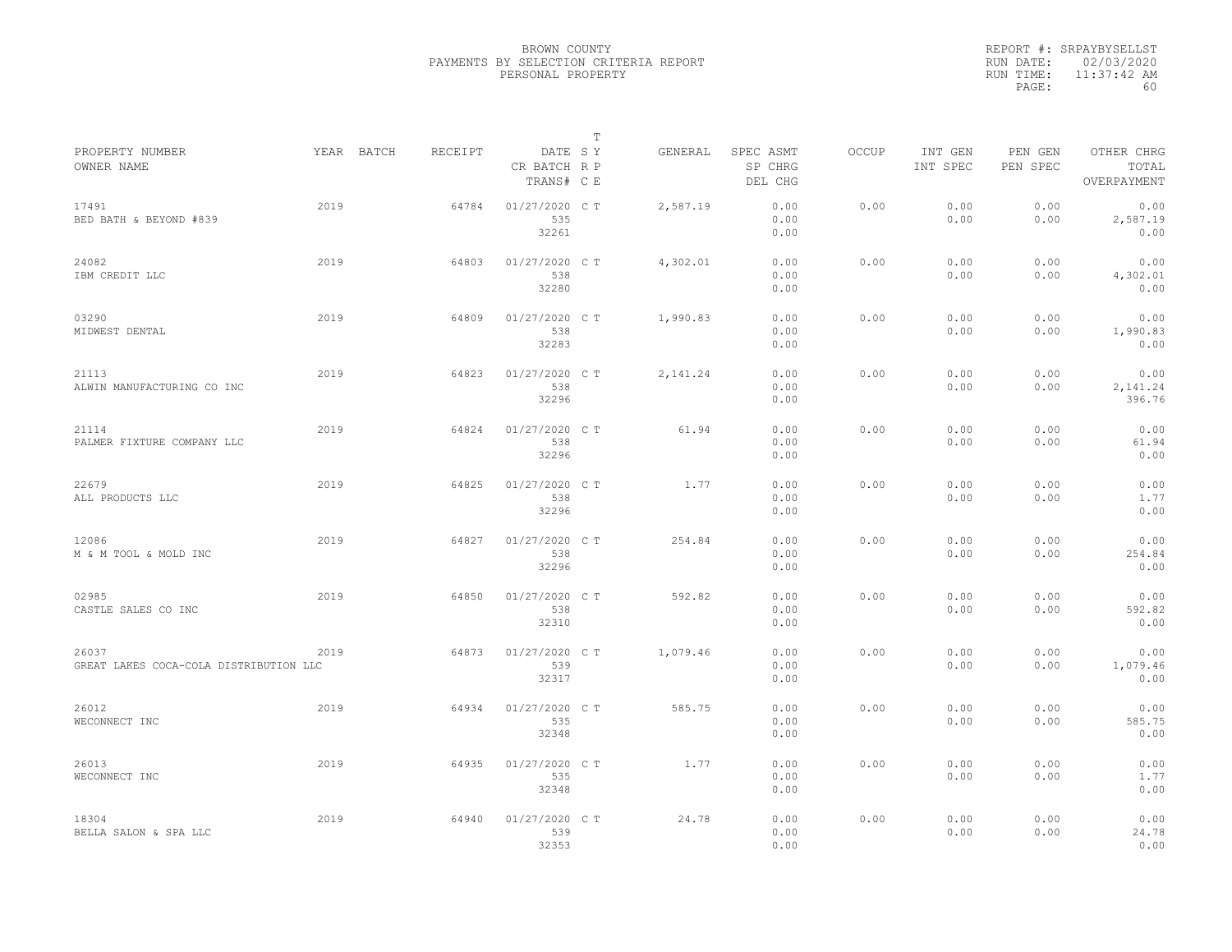BROWN COUNTY
PAYMENTS BY SELECTION CRITERIA REPORT
PERSONAL PROPERTY

REPORT #: SRPAYBYSELLST
RUN DATE: 02/03/2020
RUN TIME: 11:37:42 AM

| PROPERTY NUMBER / OWNER NAME | YEAR | BATCH | RECEIPT | DATE / CR BATCH / TRANS# | T SY RP CE | GENERAL | SPEC ASMT / SP CHRG / DEL CHG | OCCUP | INT GEN / INT SPEC | PEN GEN / PEN SPEC | OTHER CHRG / TOTAL / OVERPAYMENT |
|---|---|---|---|---|---|---|---|---|---|---|---|
| 17491 BED BATH & BEYOND #839 | 2019 | | 64784 | 01/27/2020 535 32261 | C T | 2,587.19 | 0.00 0.00 0.00 | 0.00 | 0.00 0.00 | 0.00 0.00 | 0.00 2,587.19 0.00 |
| 24082 IBM CREDIT LLC | 2019 | | 64803 | 01/27/2020 538 32280 | C T | 4,302.01 | 0.00 0.00 0.00 | 0.00 | 0.00 0.00 | 0.00 0.00 | 0.00 4,302.01 0.00 |
| 03290 MIDWEST DENTAL | 2019 | | 64809 | 01/27/2020 538 32283 | C T | 1,990.83 | 0.00 0.00 0.00 | 0.00 | 0.00 0.00 | 0.00 0.00 | 0.00 1,990.83 0.00 |
| 21113 ALWIN MANUFACTURING CO INC | 2019 | | 64823 | 01/27/2020 538 32296 | C T | 2,141.24 | 0.00 0.00 0.00 | 0.00 | 0.00 0.00 | 0.00 0.00 | 0.00 2,141.24 396.76 |
| 21114 PALMER FIXTURE COMPANY LLC | 2019 | | 64824 | 01/27/2020 538 32296 | C T | 61.94 | 0.00 0.00 0.00 | 0.00 | 0.00 0.00 | 0.00 0.00 | 0.00 61.94 0.00 |
| 22679 ALL PRODUCTS LLC | 2019 | | 64825 | 01/27/2020 538 32296 | C T | 1.77 | 0.00 0.00 0.00 | 0.00 | 0.00 0.00 | 0.00 0.00 | 0.00 1.77 0.00 |
| 12086 M & M TOOL & MOLD INC | 2019 | | 64827 | 01/27/2020 538 32296 | C T | 254.84 | 0.00 0.00 0.00 | 0.00 | 0.00 0.00 | 0.00 0.00 | 0.00 254.84 0.00 |
| 02985 CASTLE SALES CO INC | 2019 | | 64850 | 01/27/2020 538 32310 | C T | 592.82 | 0.00 0.00 0.00 | 0.00 | 0.00 0.00 | 0.00 0.00 | 0.00 592.82 0.00 |
| 26037 GREAT LAKES COCA-COLA DISTRIBUTION LLC | 2019 | | 64873 | 01/27/2020 539 32317 | C T | 1,079.46 | 0.00 0.00 0.00 | 0.00 | 0.00 0.00 | 0.00 0.00 | 0.00 1,079.46 0.00 |
| 26012 WECONNECT INC | 2019 | | 64934 | 01/27/2020 535 32348 | C T | 585.75 | 0.00 0.00 0.00 | 0.00 | 0.00 0.00 | 0.00 0.00 | 0.00 585.75 0.00 |
| 26013 WECONNECT INC | 2019 | | 64935 | 01/27/2020 535 32348 | C T | 1.77 | 0.00 0.00 0.00 | 0.00 | 0.00 0.00 | 0.00 0.00 | 0.00 1.77 0.00 |
| 18304 BELLA SALON & SPA LLC | 2019 | | 64940 | 01/27/2020 539 32353 | C T | 24.78 | 0.00 0.00 0.00 | 0.00 | 0.00 0.00 | 0.00 0.00 | 0.00 24.78 0.00 |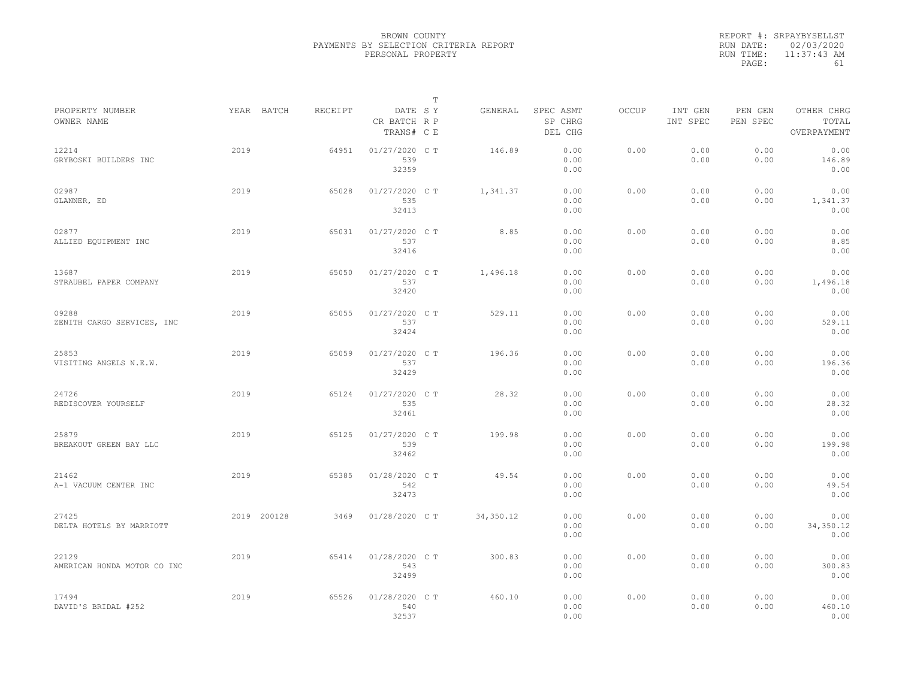BROWN COUNTY
PAYMENTS BY SELECTION CRITERIA REPORT
PERSONAL PROPERTY

REPORT #: SRPAYBYSELLST
RUN DATE: 02/03/2020
RUN TIME: 11:37:43 AM

| PROPERTY NUMBER<br>OWNER NAME | YEAR | BATCH | RECEIPT | DATE<br>CR BATCH<br>TRANS# | T<br>S Y<br>R P<br>C E | GENERAL | SPEC ASMT<br>SP CHRG<br>DEL CHG | OCCUP | INT GEN<br>INT SPEC | PEN GEN<br>PEN SPEC | OTHER CHRG<br>TOTAL<br>OVERPAYMENT |
|---|---|---|---|---|---|---|---|---|---|---|---|
| 12214<br>GRYBOSKI BUILDERS INC | 2019 | | 64951 | 01/27/2020<br>539<br>32359 | C T | 146.89 | 0.00<br>0.00<br>0.00 | 0.00 | 0.00<br>0.00 | 0.00<br>0.00 | 0.00<br>146.89<br>0.00 |
| 02987<br>GLANNER, ED | 2019 | | 65028 | 01/27/2020<br>535<br>32413 | C T | 1,341.37 | 0.00<br>0.00<br>0.00 | 0.00 | 0.00<br>0.00 | 0.00<br>0.00 | 0.00<br>1,341.37<br>0.00 |
| 02877<br>ALLIED EQUIPMENT INC | 2019 | | 65031 | 01/27/2020<br>537<br>32416 | C T | 8.85 | 0.00<br>0.00<br>0.00 | 0.00 | 0.00<br>0.00 | 0.00<br>0.00 | 0.00<br>8.85<br>0.00 |
| 13687<br>STRAUBEL PAPER COMPANY | 2019 | | 65050 | 01/27/2020<br>537<br>32420 | C T | 1,496.18 | 0.00<br>0.00<br>0.00 | 0.00 | 0.00<br>0.00 | 0.00<br>0.00 | 0.00<br>1,496.18<br>0.00 |
| 09288<br>ZENITH CARGO SERVICES, INC | 2019 | | 65055 | 01/27/2020<br>537<br>32424 | C T | 529.11 | 0.00<br>0.00<br>0.00 | 0.00 | 0.00<br>0.00 | 0.00<br>0.00 | 0.00<br>529.11<br>0.00 |
| 25853<br>VISITING ANGELS N.E.W. | 2019 | | 65059 | 01/27/2020<br>537<br>32429 | C T | 196.36 | 0.00<br>0.00<br>0.00 | 0.00 | 0.00<br>0.00 | 0.00<br>0.00 | 0.00<br>196.36<br>0.00 |
| 24726<br>REDISCOVER YOURSELF | 2019 | | 65124 | 01/27/2020<br>535<br>32461 | C T | 28.32 | 0.00<br>0.00<br>0.00 | 0.00 | 0.00<br>0.00 | 0.00<br>0.00 | 0.00<br>28.32<br>0.00 |
| 25879<br>BREAKOUT GREEN BAY LLC | 2019 | | 65125 | 01/27/2020<br>539<br>32462 | C T | 199.98 | 0.00<br>0.00<br>0.00 | 0.00 | 0.00<br>0.00 | 0.00<br>0.00 | 0.00<br>199.98<br>0.00 |
| 21462<br>A-1 VACUUM CENTER INC | 2019 | | 65385 | 01/28/2020<br>542<br>32473 | C T | 49.54 | 0.00<br>0.00<br>0.00 | 0.00 | 0.00<br>0.00 | 0.00<br>0.00 | 0.00<br>49.54<br>0.00 |
| 27425<br>DELTA HOTELS BY MARRIOTT | 2019 | 200128 | 3469 | 01/28/2020 | C T | 34,350.12 | 0.00<br>0.00<br>0.00 | 0.00 | 0.00<br>0.00 | 0.00<br>0.00 | 0.00<br>34,350.12<br>0.00 |
| 22129<br>AMERICAN HONDA MOTOR CO INC | 2019 | | 65414 | 01/28/2020<br>543<br>32499 | C T | 300.83 | 0.00<br>0.00<br>0.00 | 0.00 | 0.00<br>0.00 | 0.00<br>0.00 | 0.00<br>300.83<br>0.00 |
| 17494<br>DAVID'S BRIDAL #252 | 2019 | | 65526 | 01/28/2020<br>540<br>32537 | C T | 460.10 | 0.00<br>0.00<br>0.00 | 0.00 | 0.00<br>0.00 | 0.00<br>0.00 | 0.00<br>460.10<br>0.00 |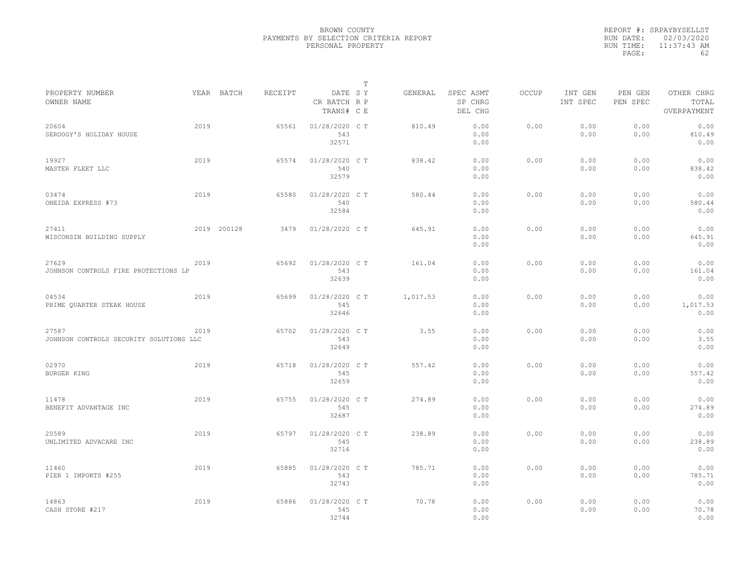BROWN COUNTY
PAYMENTS BY SELECTION CRITERIA REPORT
PERSONAL PROPERTY

REPORT #: SRPAYBYSELLST
RUN DATE: 02/03/2020
RUN TIME: 11:37:43 AM

| PROPERTY NUMBER<br>OWNER NAME | YEAR | BATCH | RECEIPT | DATE<br>CR BATCH<br>TRANS# | T<br>S Y<br>R P<br>C E | GENERAL | SPEC ASMT<br>SP CHRG<br>DEL CHG | OCCUP | INT GEN<br>INT SPEC | PEN GEN<br>PEN SPEC | OTHER CHRG<br>TOTAL<br>OVERPAYMENT |
|---|---|---|---|---|---|---|---|---|---|---|---|
| 20604<br>SEROOGY'S HOLIDAY HOUSE | 2019 | | 65561 | 01/28/2020<br>543<br>32571 | C T | 810.49 | 0.00<br>0.00<br>0.00 | 0.00 | 0.00<br>0.00 | 0.00<br>0.00 | 0.00<br>810.49<br>0.00 |
| 19927<br>MASTER FLEET LLC | 2019 | | 65574 | 01/28/2020<br>540<br>32579 | C T | 838.42 | 0.00<br>0.00<br>0.00 | 0.00 | 0.00<br>0.00 | 0.00<br>0.00 | 0.00<br>838.42<br>0.00 |
| 03474<br>ONEIDA EXPRESS #73 | 2019 | | 65580 | 01/28/2020<br>540<br>32584 | C T | 580.44 | 0.00<br>0.00<br>0.00 | 0.00 | 0.00<br>0.00 | 0.00<br>0.00 | 0.00<br>580.44<br>0.00 |
| 27411<br>WISCONSIN BUILDING SUPPLY | 2019 | 200128 | 3479 | 01/28/2020 | C T | 645.91 | 0.00<br>0.00<br>0.00 | 0.00 | 0.00<br>0.00 | 0.00<br>0.00 | 0.00<br>645.91<br>0.00 |
| 27629<br>JOHNSON CONTROLS FIRE PROTECTIONS LP | 2019 | | 65692 | 01/28/2020<br>543<br>32639 | C T | 161.04 | 0.00<br>0.00<br>0.00 | 0.00 | 0.00<br>0.00 | 0.00<br>0.00 | 0.00<br>161.04<br>0.00 |
| 04534<br>PRIME QUARTER STEAK HOUSE | 2019 | | 65699 | 01/28/2020<br>545<br>32646 | C T | 1,017.53 | 0.00<br>0.00<br>0.00 | 0.00 | 0.00<br>0.00 | 0.00<br>0.00 | 0.00<br>1,017.53<br>0.00 |
| 27587<br>JOHNSON CONTROLS SECURITY SOLUTIONS LLC | 2019 | | 65702 | 01/28/2020<br>543<br>32649 | C T | 3.55 | 0.00<br>0.00<br>0.00 | 0.00 | 0.00<br>0.00 | 0.00<br>0.00 | 0.00<br>3.55<br>0.00 |
| 02970<br>BURGER KING | 2019 | | 65718 | 01/28/2020<br>545<br>32659 | C T | 557.42 | 0.00<br>0.00<br>0.00 | 0.00 | 0.00<br>0.00 | 0.00<br>0.00 | 0.00<br>557.42<br>0.00 |
| 11478<br>BENEFIT ADVANTAGE INC | 2019 | | 65755 | 01/28/2020<br>545<br>32687 | C T | 274.89 | 0.00<br>0.00<br>0.00 | 0.00 | 0.00<br>0.00 | 0.00<br>0.00 | 0.00<br>274.89<br>0.00 |
| 20589<br>UNLIMITED ADVACARE INC | 2019 | | 65797 | 01/28/2020<br>545<br>32716 | C T | 238.89 | 0.00<br>0.00<br>0.00 | 0.00 | 0.00<br>0.00 | 0.00<br>0.00 | 0.00<br>238.89<br>0.00 |
| 11460<br>PIER 1 IMPORTS #255 | 2019 | | 65885 | 01/28/2020<br>543<br>32743 | C T | 785.71 | 0.00<br>0.00<br>0.00 | 0.00 | 0.00<br>0.00 | 0.00<br>0.00 | 0.00<br>785.71<br>0.00 |
| 14863<br>CASH STORE #217 | 2019 | | 65886 | 01/28/2020<br>545<br>32744 | C T | 70.78 | 0.00<br>0.00<br>0.00 | 0.00 | 0.00<br>0.00 | 0.00<br>0.00 | 0.00<br>70.78<br>0.00 |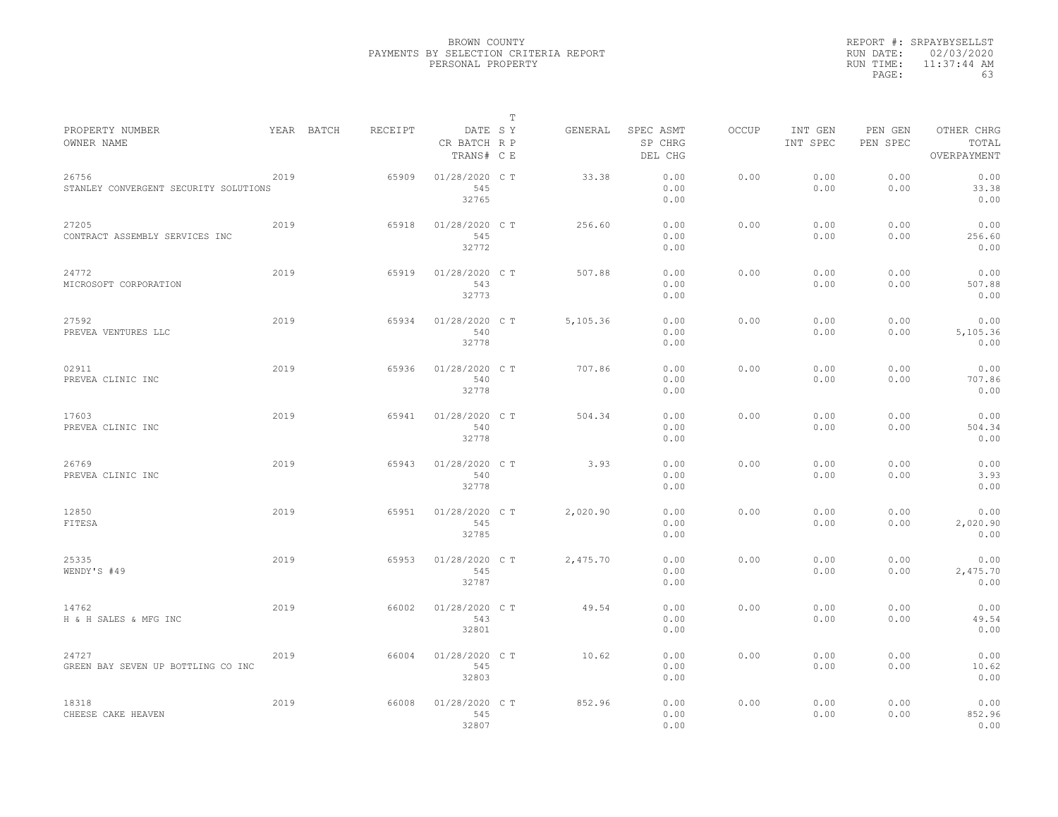# BROWN COUNTY
## PAYMENTS BY SELECTION CRITERIA REPORT
### PERSONAL PROPERTY

REPORT #: SRPAYBYSELLST
RUN DATE: 02/03/2020
RUN TIME: 11:37:44 AM
PAGE: 63

| PROPERTY NUMBER<br>OWNER NAME | YEAR | BATCH | RECEIPT | DATE<br>CR BATCH<br>TRANS# | T<br>S Y<br>R P<br>C E | GENERAL | SPEC ASMT<br>SP CHRG<br>DEL CHG | OCCUP | INT GEN<br>INT SPEC | PEN GEN<br>PEN SPEC | OTHER CHRG<br>TOTAL<br>OVERPAYMENT |
|---|---|---|---|---|---|---|---|---|---|---|---|
| 26756<br>STANLEY CONVERGENT SECURITY SOLUTIONS | 2019 | | 65909 | 01/28/2020<br>545<br>32765 | C T | 33.38 | 0.00<br>0.00<br>0.00 | 0.00 | 0.00<br>0.00 | 0.00<br>0.00 | 0.00<br>33.38<br>0.00 |
| 27205<br>CONTRACT ASSEMBLY SERVICES INC | 2019 | | 65918 | 01/28/2020<br>545<br>32772 | C T | 256.60 | 0.00<br>0.00<br>0.00 | 0.00 | 0.00<br>0.00 | 0.00<br>0.00 | 0.00<br>256.60<br>0.00 |
| 24772<br>MICROSOFT CORPORATION | 2019 | | 65919 | 01/28/2020<br>543<br>32773 | C T | 507.88 | 0.00<br>0.00<br>0.00 | 0.00 | 0.00<br>0.00 | 0.00<br>0.00 | 0.00<br>507.88<br>0.00 |
| 27592<br>PREVEA VENTURES LLC | 2019 | | 65934 | 01/28/2020<br>540<br>32778 | C T | 5,105.36 | 0.00<br>0.00<br>0.00 | 0.00 | 0.00<br>0.00 | 0.00<br>0.00 | 0.00<br>5,105.36<br>0.00 |
| 02911<br>PREVEA CLINIC INC | 2019 | | 65936 | 01/28/2020<br>540<br>32778 | C T | 707.86 | 0.00<br>0.00<br>0.00 | 0.00 | 0.00<br>0.00 | 0.00<br>0.00 | 0.00<br>707.86<br>0.00 |
| 17603<br>PREVEA CLINIC INC | 2019 | | 65941 | 01/28/2020<br>540<br>32778 | C T | 504.34 | 0.00<br>0.00<br>0.00 | 0.00 | 0.00<br>0.00 | 0.00<br>0.00 | 0.00<br>504.34<br>0.00 |
| 26769<br>PREVEA CLINIC INC | 2019 | | 65943 | 01/28/2020<br>540<br>32778 | C T | 3.93 | 0.00<br>0.00<br>0.00 | 0.00 | 0.00<br>0.00 | 0.00<br>0.00 | 0.00<br>3.93<br>0.00 |
| 12850<br>FITESA | 2019 | | 65951 | 01/28/2020<br>545<br>32785 | C T | 2,020.90 | 0.00<br>0.00<br>0.00 | 0.00 | 0.00<br>0.00 | 0.00<br>0.00 | 0.00<br>2,020.90<br>0.00 |
| 25335<br>WENDY'S #49 | 2019 | | 65953 | 01/28/2020<br>545<br>32787 | C T | 2,475.70 | 0.00<br>0.00<br>0.00 | 0.00 | 0.00<br>0.00 | 0.00<br>0.00 | 0.00<br>2,475.70<br>0.00 |
| 14762<br>H & H SALES & MFG INC | 2019 | | 66002 | 01/28/2020<br>543<br>32801 | C T | 49.54 | 0.00<br>0.00<br>0.00 | 0.00 | 0.00<br>0.00 | 0.00<br>0.00 | 0.00<br>49.54<br>0.00 |
| 24727<br>GREEN BAY SEVEN UP BOTTLING CO INC | 2019 | | 66004 | 01/28/2020<br>545<br>32803 | C T | 10.62 | 0.00<br>0.00<br>0.00 | 0.00 | 0.00<br>0.00 | 0.00<br>0.00 | 0.00<br>10.62<br>0.00 |
| 18318<br>CHEESE CAKE HEAVEN | 2019 | | 66008 | 01/28/2020<br>545<br>32807 | C T | 852.96 | 0.00<br>0.00<br>0.00 | 0.00 | 0.00<br>0.00 | 0.00<br>0.00 | 0.00<br>852.96<br>0.00 |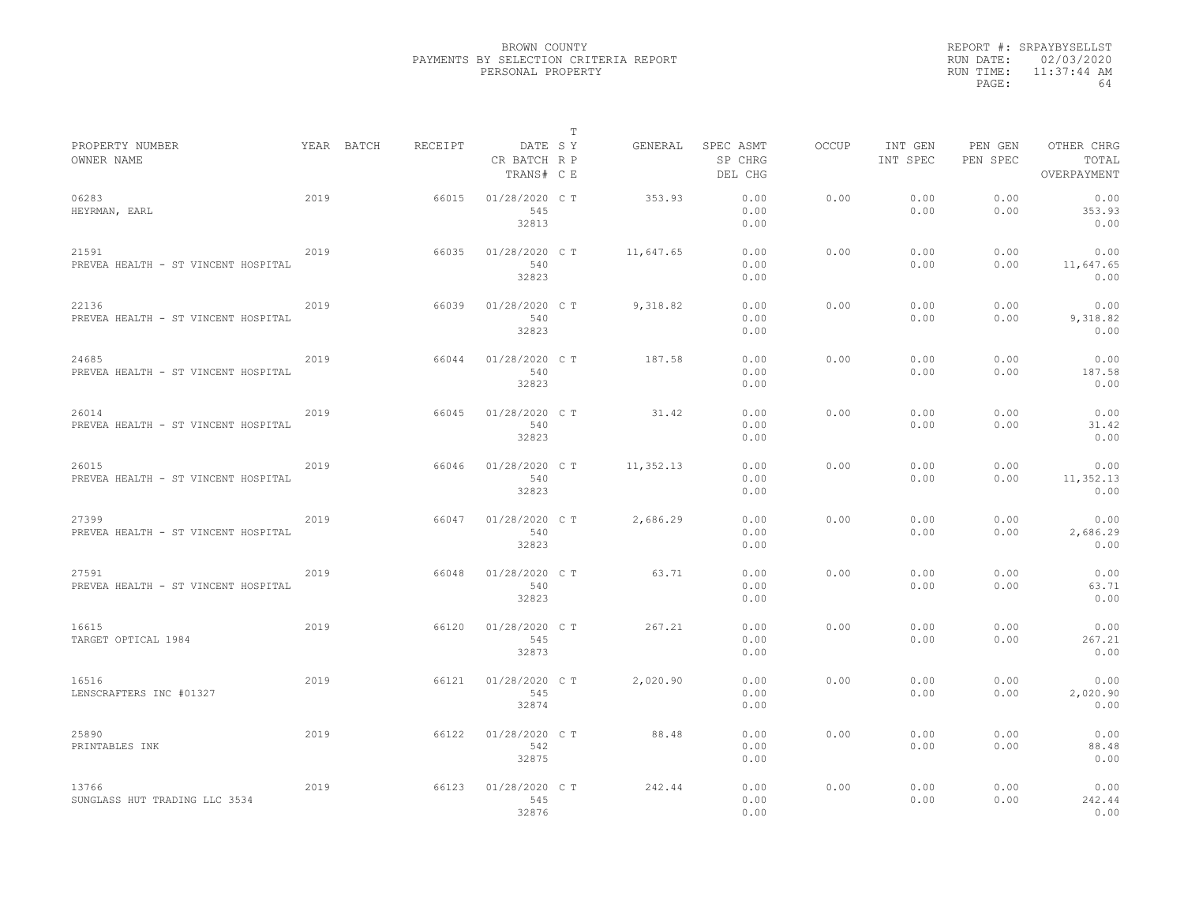BROWN COUNTY
PAYMENTS BY SELECTION CRITERIA REPORT
PERSONAL PROPERTY

REPORT #: SRPAYBYSELLST
RUN DATE: 02/03/2020
RUN TIME: 11:37:44 AM

| PROPERTY NUMBER<br>OWNER NAME | YEAR | BATCH | RECEIPT | DATE<br>CR BATCH<br>TRANS# | T<br>SY<br>RP<br>CE | GENERAL | SPEC ASMT<br>SP CHRG<br>DEL CHG | OCCUP | INT GEN<br>INT SPEC | PEN GEN<br>PEN SPEC | OTHER CHRG<br>TOTAL<br>OVERPAYMENT |
|---|---|---|---|---|---|---|---|---|---|---|---|
| 06283<br>HEYRMAN, EARL | 2019 | | 66015 | 01/28/2020<br>545<br>32813 | C T | 353.93 | 0.00<br>0.00<br>0.00 | 0.00 | 0.00<br>0.00 | 0.00<br>0.00 | 0.00<br>353.93<br>0.00 |
| 21591<br>PREVEA HEALTH - ST VINCENT HOSPITAL | 2019 | | 66035 | 01/28/2020<br>540<br>32823 | C T | 11,647.65 | 0.00<br>0.00<br>0.00 | 0.00 | 0.00<br>0.00 | 0.00<br>0.00 | 0.00<br>11,647.65<br>0.00 |
| 22136<br>PREVEA HEALTH - ST VINCENT HOSPITAL | 2019 | | 66039 | 01/28/2020<br>540<br>32823 | C T | 9,318.82 | 0.00<br>0.00<br>0.00 | 0.00 | 0.00<br>0.00 | 0.00<br>0.00 | 0.00<br>9,318.82<br>0.00 |
| 24685<br>PREVEA HEALTH - ST VINCENT HOSPITAL | 2019 | | 66044 | 01/28/2020<br>540<br>32823 | C T | 187.58 | 0.00<br>0.00<br>0.00 | 0.00 | 0.00<br>0.00 | 0.00<br>0.00 | 0.00<br>187.58<br>0.00 |
| 26014<br>PREVEA HEALTH - ST VINCENT HOSPITAL | 2019 | | 66045 | 01/28/2020<br>540<br>32823 | C T | 31.42 | 0.00<br>0.00<br>0.00 | 0.00 | 0.00<br>0.00 | 0.00<br>0.00 | 0.00<br>31.42<br>0.00 |
| 26015<br>PREVEA HEALTH - ST VINCENT HOSPITAL | 2019 | | 66046 | 01/28/2020<br>540<br>32823 | C T | 11,352.13 | 0.00<br>0.00<br>0.00 | 0.00 | 0.00<br>0.00 | 0.00<br>0.00 | 0.00<br>11,352.13<br>0.00 |
| 27399<br>PREVEA HEALTH - ST VINCENT HOSPITAL | 2019 | | 66047 | 01/28/2020<br>540<br>32823 | C T | 2,686.29 | 0.00<br>0.00<br>0.00 | 0.00 | 0.00<br>0.00 | 0.00<br>0.00 | 0.00<br>2,686.29<br>0.00 |
| 27591<br>PREVEA HEALTH - ST VINCENT HOSPITAL | 2019 | | 66048 | 01/28/2020<br>540<br>32823 | C T | 63.71 | 0.00<br>0.00<br>0.00 | 0.00 | 0.00<br>0.00 | 0.00<br>0.00 | 0.00<br>63.71<br>0.00 |
| 16615<br>TARGET OPTICAL 1984 | 2019 | | 66120 | 01/28/2020<br>545<br>32873 | C T | 267.21 | 0.00<br>0.00<br>0.00 | 0.00 | 0.00<br>0.00 | 0.00<br>0.00 | 0.00<br>267.21<br>0.00 |
| 16516<br>LENSCRAFTERS INC #01327 | 2019 | | 66121 | 01/28/2020<br>545<br>32874 | C T | 2,020.90 | 0.00<br>0.00<br>0.00 | 0.00 | 0.00<br>0.00 | 0.00<br>0.00 | 0.00<br>2,020.90<br>0.00 |
| 25890<br>PRINTABLES INK | 2019 | | 66122 | 01/28/2020<br>542<br>32875 | C T | 88.48 | 0.00<br>0.00<br>0.00 | 0.00 | 0.00<br>0.00 | 0.00<br>0.00 | 0.00<br>88.48<br>0.00 |
| 13766<br>SUNGLASS HUT TRADING LLC 3534 | 2019 | | 66123 | 01/28/2020<br>545<br>32876 | C T | 242.44 | 0.00<br>0.00<br>0.00 | 0.00 | 0.00<br>0.00 | 0.00<br>0.00 | 0.00<br>242.44<br>0.00 |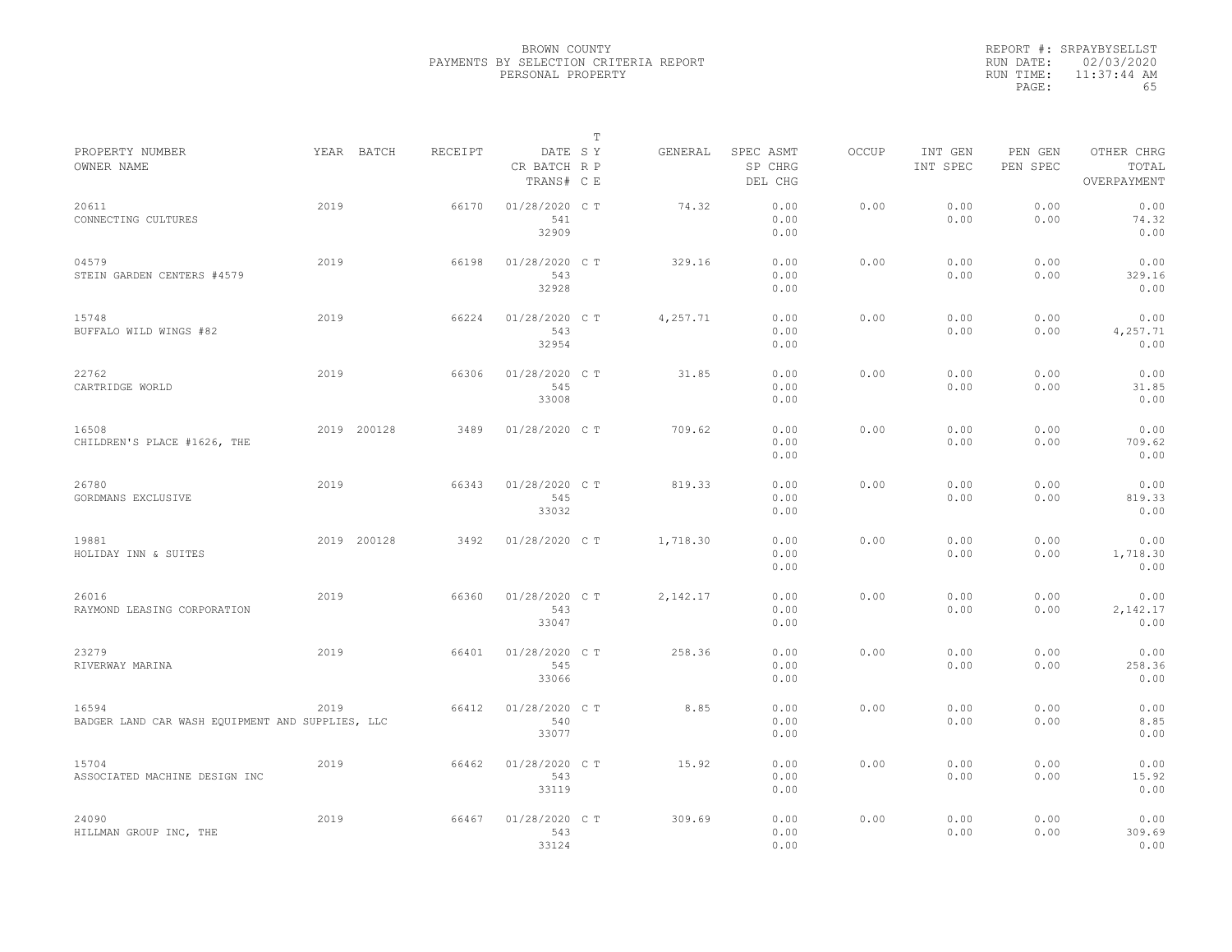BROWN COUNTY
PAYMENTS BY SELECTION CRITERIA REPORT
PERSONAL PROPERTY

REPORT #: SRPAYBYSELLST
RUN DATE: 02/03/2020
RUN TIME: 11:37:44 AM
PAGE: 65

| PROPERTY NUMBER<br>OWNER NAME | YEAR | BATCH | RECEIPT | DATE<br>CR BATCH<br>TRANS# | T<br>S Y<br>R P<br>C E | GENERAL | SPEC ASMT<br>SP CHRG<br>DEL CHG | OCCUP | INT GEN<br>INT SPEC | PEN GEN<br>PEN SPEC | OTHER CHRG<br>TOTAL<br>OVERPAYMENT |
|---|---|---|---|---|---|---|---|---|---|---|---|
| 20611<br>CONNECTING CULTURES | 2019 | | 66170 | 01/28/2020<br>541<br>32909 | C T | 74.32 | 0.00<br>0.00<br>0.00 | 0.00 | 0.00<br>0.00 | 0.00<br>0.00 | 0.00<br>74.32<br>0.00 |
| 04579<br>STEIN GARDEN CENTERS #4579 | 2019 | | 66198 | 01/28/2020<br>543<br>32928 | C T | 329.16 | 0.00<br>0.00<br>0.00 | 0.00 | 0.00<br>0.00 | 0.00<br>0.00 | 0.00<br>329.16<br>0.00 |
| 15748<br>BUFFALO WILD WINGS #82 | 2019 | | 66224 | 01/28/2020<br>543<br>32954 | C T | 4,257.71 | 0.00<br>0.00<br>0.00 | 0.00 | 0.00<br>0.00 | 0.00<br>0.00 | 0.00<br>4,257.71<br>0.00 |
| 22762<br>CARTRIDGE WORLD | 2019 | | 66306 | 01/28/2020<br>545<br>33008 | C T | 31.85 | 0.00<br>0.00<br>0.00 | 0.00 | 0.00<br>0.00 | 0.00<br>0.00 | 0.00<br>31.85<br>0.00 |
| 16508<br>CHILDREN'S PLACE #1626, THE | 2019 | 200128 | 3489 | 01/28/2020 | C T | 709.62 | 0.00<br>0.00<br>0.00 | 0.00 | 0.00<br>0.00 | 0.00<br>0.00 | 0.00<br>709.62<br>0.00 |
| 26780<br>GORDMANS EXCLUSIVE | 2019 | | 66343 | 01/28/2020<br>545<br>33032 | C T | 819.33 | 0.00<br>0.00<br>0.00 | 0.00 | 0.00<br>0.00 | 0.00<br>0.00 | 0.00<br>819.33<br>0.00 |
| 19881<br>HOLIDAY INN & SUITES | 2019 | 200128 | 3492 | 01/28/2020 | C T | 1,718.30 | 0.00<br>0.00<br>0.00 | 0.00 | 0.00<br>0.00 | 0.00<br>0.00 | 0.00<br>1,718.30<br>0.00 |
| 26016<br>RAYMOND LEASING CORPORATION | 2019 | | 66360 | 01/28/2020<br>543<br>33047 | C T | 2,142.17 | 0.00<br>0.00<br>0.00 | 0.00 | 0.00<br>0.00 | 0.00<br>0.00 | 0.00<br>2,142.17<br>0.00 |
| 23279<br>RIVERWAY MARINA | 2019 | | 66401 | 01/28/2020<br>545<br>33066 | C T | 258.36 | 0.00<br>0.00<br>0.00 | 0.00 | 0.00<br>0.00 | 0.00<br>0.00 | 0.00<br>258.36<br>0.00 |
| 16594<br>BADGER LAND CAR WASH EQUIPMENT AND SUPPLIES, LLC | 2019 | | 66412 | 01/28/2020<br>540<br>33077 | C T | 8.85 | 0.00<br>0.00<br>0.00 | 0.00 | 0.00<br>0.00 | 0.00<br>0.00 | 0.00<br>8.85<br>0.00 |
| 15704<br>ASSOCIATED MACHINE DESIGN INC | 2019 | | 66462 | 01/28/2020<br>543<br>33119 | C T | 15.92 | 0.00<br>0.00<br>0.00 | 0.00 | 0.00<br>0.00 | 0.00<br>0.00 | 0.00<br>15.92<br>0.00 |
| 24090<br>HILLMAN GROUP INC, THE | 2019 | | 66467 | 01/28/2020<br>543<br>33124 | C T | 309.69 | 0.00<br>0.00<br>0.00 | 0.00 | 0.00<br>0.00 | 0.00<br>0.00 | 0.00<br>309.69<br>0.00 |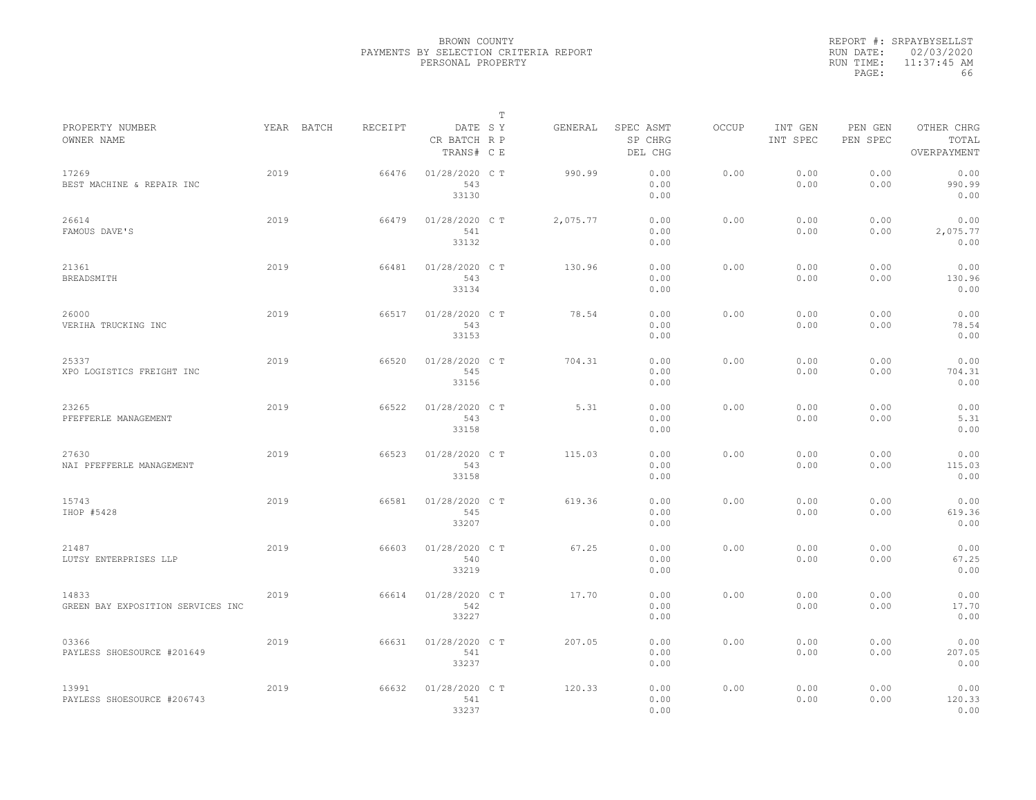BROWN COUNTY
PAYMENTS BY SELECTION CRITERIA REPORT
PERSONAL PROPERTY

REPORT #: SRPAYBYSELLST
RUN DATE: 02/03/2020
RUN TIME: 11:37:45 AM

| PROPERTY NUMBER / OWNER NAME | YEAR | BATCH | RECEIPT | DATE / CR BATCH / TRANS# | T S Y / R P / C E | GENERAL | SPEC ASMT / SP CHRG / DEL CHG | OCCUP | INT GEN / INT SPEC | PEN GEN / PEN SPEC | OTHER CHRG / TOTAL / OVERPAYMENT |
|---|---|---|---|---|---|---|---|---|---|---|---|
| 17269 BEST MACHINE & REPAIR INC | 2019 | | 66476 | 01/28/2020 543 33130 | C T | 990.99 | 0.00 0.00 0.00 | 0.00 | 0.00 0.00 | 0.00 0.00 | 0.00 990.99 0.00 |
| 26614 FAMOUS DAVE'S | 2019 | | 66479 | 01/28/2020 541 33132 | C T | 2,075.77 | 0.00 0.00 0.00 | 0.00 | 0.00 0.00 | 0.00 0.00 | 0.00 2,075.77 0.00 |
| 21361 BREADSMITH | 2019 | | 66481 | 01/28/2020 543 33134 | C T | 130.96 | 0.00 0.00 0.00 | 0.00 | 0.00 0.00 | 0.00 0.00 | 0.00 130.96 0.00 |
| 26000 VERIHA TRUCKING INC | 2019 | | 66517 | 01/28/2020 543 33153 | C T | 78.54 | 0.00 0.00 0.00 | 0.00 | 0.00 0.00 | 0.00 0.00 | 0.00 78.54 0.00 |
| 25337 XPO LOGISTICS FREIGHT INC | 2019 | | 66520 | 01/28/2020 545 33156 | C T | 704.31 | 0.00 0.00 0.00 | 0.00 | 0.00 0.00 | 0.00 0.00 | 0.00 704.31 0.00 |
| 23265 PFEFFERLE MANAGEMENT | 2019 | | 66522 | 01/28/2020 543 33158 | C T | 5.31 | 0.00 0.00 0.00 | 0.00 | 0.00 0.00 | 0.00 0.00 | 0.00 5.31 0.00 |
| 27630 NAI PFEFFERLE MANAGEMENT | 2019 | | 66523 | 01/28/2020 543 33158 | C T | 115.03 | 0.00 0.00 0.00 | 0.00 | 0.00 0.00 | 0.00 0.00 | 0.00 115.03 0.00 |
| 15743 IHOP #5428 | 2019 | | 66581 | 01/28/2020 545 33207 | C T | 619.36 | 0.00 0.00 0.00 | 0.00 | 0.00 0.00 | 0.00 0.00 | 0.00 619.36 0.00 |
| 21487 LUTSY ENTERPRISES LLP | 2019 | | 66603 | 01/28/2020 540 33219 | C T | 67.25 | 0.00 0.00 0.00 | 0.00 | 0.00 0.00 | 0.00 0.00 | 0.00 67.25 0.00 |
| 14833 GREEN BAY EXPOSITION SERVICES INC | 2019 | | 66614 | 01/28/2020 542 33227 | C T | 17.70 | 0.00 0.00 0.00 | 0.00 | 0.00 0.00 | 0.00 0.00 | 0.00 17.70 0.00 |
| 03366 PAYLESS SHOESOURCE #201649 | 2019 | | 66631 | 01/28/2020 541 33237 | C T | 207.05 | 0.00 0.00 0.00 | 0.00 | 0.00 0.00 | 0.00 0.00 | 0.00 207.05 0.00 |
| 13991 PAYLESS SHOESOURCE #206743 | 2019 | | 66632 | 01/28/2020 541 33237 | C T | 120.33 | 0.00 0.00 0.00 | 0.00 | 0.00 0.00 | 0.00 0.00 | 0.00 120.33 0.00 |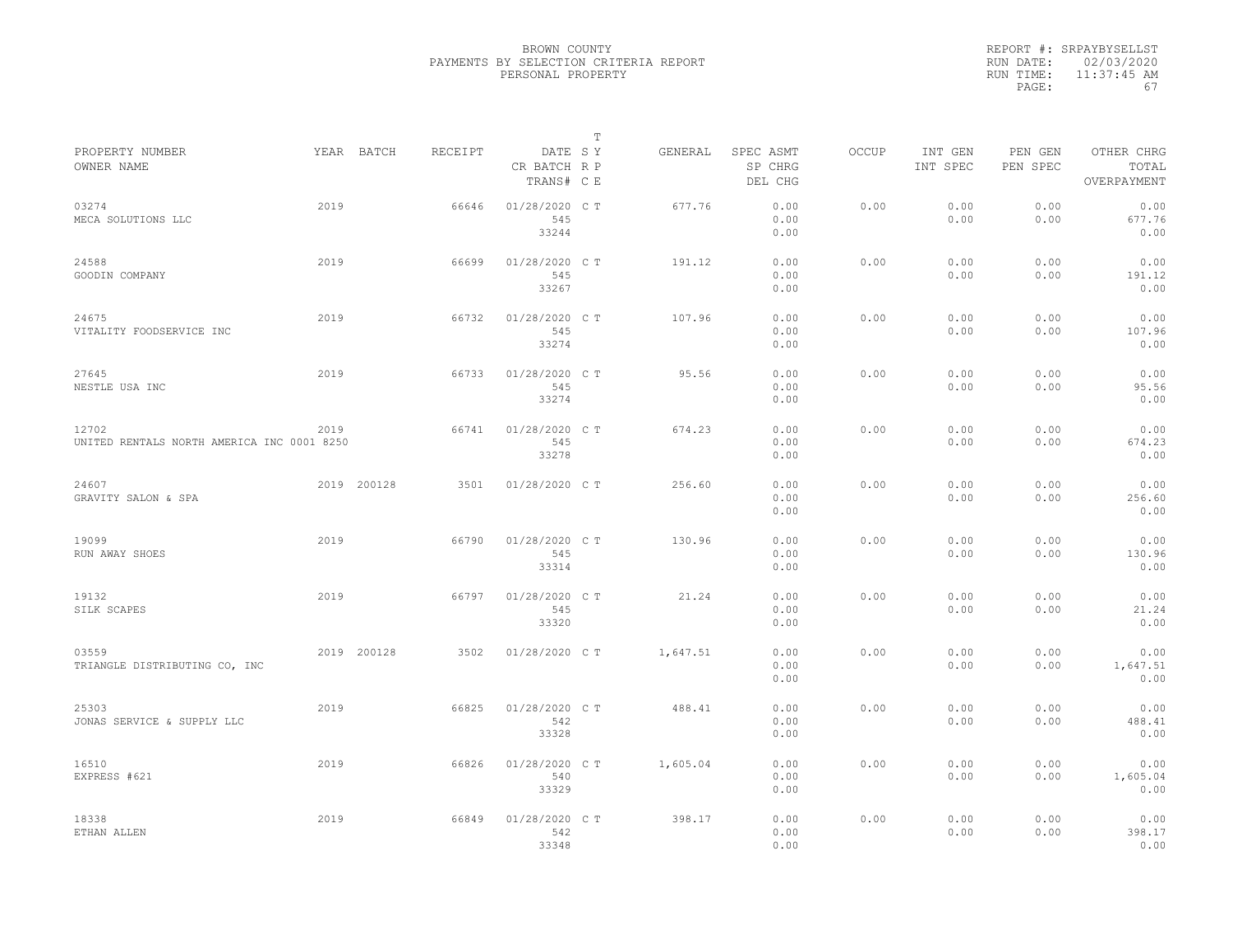BROWN COUNTY
PAYMENTS BY SELECTION CRITERIA REPORT
PERSONAL PROPERTY

REPORT #: SRPAYBYSELLST
RUN DATE: 02/03/2020
RUN TIME: 11:37:45 AM

| PROPERTY NUMBER / OWNER NAME | YEAR | BATCH | RECEIPT | DATE / CR BATCH / TRANS# | T S Y / R P / C E | GENERAL | SPEC ASMT / SP CHRG / DEL CHG | OCCUP | INT GEN / INT SPEC | PEN GEN / PEN SPEC | OTHER CHRG / TOTAL / OVERPAYMENT |
|---|---|---|---|---|---|---|---|---|---|---|---|
| 03274 MECA SOLUTIONS LLC | 2019 | | 66646 | 01/28/2020 545 33244 | C T | 677.76 | 0.00 0.00 0.00 | 0.00 | 0.00 0.00 | 0.00 0.00 | 0.00 677.76 0.00 |
| 24588 GOODIN COMPANY | 2019 | | 66699 | 01/28/2020 545 33267 | C T | 191.12 | 0.00 0.00 0.00 | 0.00 | 0.00 0.00 | 0.00 0.00 | 0.00 191.12 0.00 |
| 24675 VITALITY FOODSERVICE INC | 2019 | | 66732 | 01/28/2020 545 33274 | C T | 107.96 | 0.00 0.00 0.00 | 0.00 | 0.00 0.00 | 0.00 0.00 | 0.00 107.96 0.00 |
| 27645 NESTLE USA INC | 2019 | | 66733 | 01/28/2020 545 33274 | C T | 95.56 | 0.00 0.00 0.00 | 0.00 | 0.00 0.00 | 0.00 0.00 | 0.00 95.56 0.00 |
| 12702 UNITED RENTALS NORTH AMERICA INC 0001 8250 | 2019 | | 66741 | 01/28/2020 545 33278 | C T | 674.23 | 0.00 0.00 0.00 | 0.00 | 0.00 0.00 | 0.00 0.00 | 0.00 674.23 0.00 |
| 24607 GRAVITY SALON & SPA | 2019 | 200128 | 3501 | 01/28/2020 | C T | 256.60 | 0.00 0.00 0.00 | 0.00 | 0.00 0.00 | 0.00 0.00 | 0.00 256.60 0.00 |
| 19099 RUN AWAY SHOES | 2019 | | 66790 | 01/28/2020 545 33314 | C T | 130.96 | 0.00 0.00 0.00 | 0.00 | 0.00 0.00 | 0.00 0.00 | 0.00 130.96 0.00 |
| 19132 SILK SCAPES | 2019 | | 66797 | 01/28/2020 545 33320 | C T | 21.24 | 0.00 0.00 0.00 | 0.00 | 0.00 0.00 | 0.00 0.00 | 0.00 21.24 0.00 |
| 03559 TRIANGLE DISTRIBUTING CO, INC | 2019 | 200128 | 3502 | 01/28/2020 | C T | 1,647.51 | 0.00 0.00 0.00 | 0.00 | 0.00 0.00 | 0.00 0.00 | 0.00 1,647.51 0.00 |
| 25303 JONAS SERVICE & SUPPLY LLC | 2019 | | 66825 | 01/28/2020 542 33328 | C T | 488.41 | 0.00 0.00 0.00 | 0.00 | 0.00 0.00 | 0.00 0.00 | 0.00 488.41 0.00 |
| 16510 EXPRESS #621 | 2019 | | 66826 | 01/28/2020 540 33329 | C T | 1,605.04 | 0.00 0.00 0.00 | 0.00 | 0.00 0.00 | 0.00 0.00 | 0.00 1,605.04 0.00 |
| 18338 ETHAN ALLEN | 2019 | | 66849 | 01/28/2020 542 33348 | C T | 398.17 | 0.00 0.00 0.00 | 0.00 | 0.00 0.00 | 0.00 0.00 | 0.00 398.17 0.00 |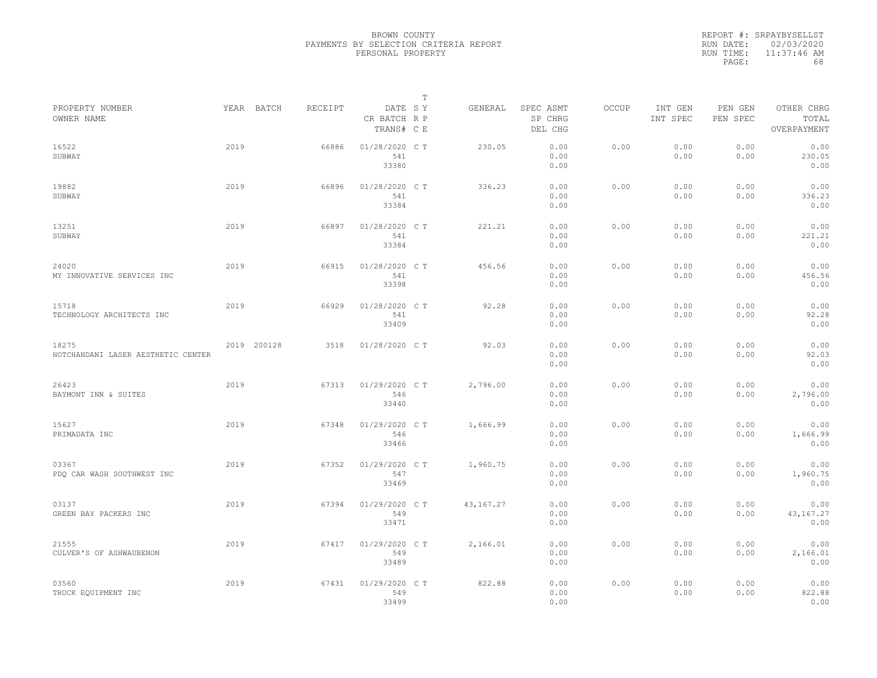BROWN COUNTY
PAYMENTS BY SELECTION CRITERIA REPORT
PERSONAL PROPERTY

REPORT #: SRPAYBYSELLST
RUN DATE: 02/03/2020
RUN TIME: 11:37:46 AM

| PROPERTY NUMBER<br>OWNER NAME | YEAR | BATCH | RECEIPT | DATE<br>CR BATCH<br>TRANS# | T<br>S Y<br>R P<br>C E | GENERAL | SPEC ASMT<br>SP CHRG<br>DEL CHG | OCCUP | INT GEN<br>INT SPEC | PEN GEN<br>PEN SPEC | OTHER CHRG<br>TOTAL<br>OVERPAYMENT |
|---|---|---|---|---|---|---|---|---|---|---|---|
| 16522<br>SUBWAY | 2019 | | 66886 | 01/28/2020<br>541<br>33380 | C T | 230.05 | 0.00<br>0.00<br>0.00 | 0.00 | 0.00<br>0.00 | 0.00<br>0.00 | 0.00<br>230.05<br>0.00 |
| 19882<br>SUBWAY | 2019 | | 66896 | 01/28/2020<br>541<br>33384 | C T | 336.23 | 0.00<br>0.00<br>0.00 | 0.00 | 0.00<br>0.00 | 0.00<br>0.00 | 0.00<br>336.23<br>0.00 |
| 13251<br>SUBWAY | 2019 | | 66897 | 01/28/2020<br>541<br>33384 | C T | 221.21 | 0.00<br>0.00<br>0.00 | 0.00 | 0.00<br>0.00 | 0.00<br>0.00 | 0.00<br>221.21<br>0.00 |
| 24020<br>MY INNOVATIVE SERVICES INC | 2019 | | 66915 | 01/28/2020<br>541<br>33398 | C T | 456.56 | 0.00<br>0.00<br>0.00 | 0.00 | 0.00<br>0.00 | 0.00<br>0.00 | 0.00<br>456.56<br>0.00 |
| 15718<br>TECHNOLOGY ARCHITECTS INC | 2019 | | 66929 | 01/28/2020<br>541<br>33409 | C T | 92.28 | 0.00<br>0.00<br>0.00 | 0.00 | 0.00<br>0.00 | 0.00<br>0.00 | 0.00<br>92.28<br>0.00 |
| 18275<br>HOTCHANDANI LASER AESTHETIC CENTER | 2019 | 200128 | 3518 | 01/28/2020 | C T | 92.03 | 0.00<br>0.00<br>0.00 | 0.00 | 0.00<br>0.00 | 0.00<br>0.00 | 0.00<br>92.03<br>0.00 |
| 26423<br>BAYMONT INN & SUITES | 2019 | | 67313 | 01/29/2020<br>546<br>33440 | C T | 2,796.00 | 0.00<br>0.00<br>0.00 | 0.00 | 0.00<br>0.00 | 0.00<br>0.00 | 0.00<br>2,796.00<br>0.00 |
| 15627<br>PRIMADATA INC | 2019 | | 67348 | 01/29/2020<br>546<br>33466 | C T | 1,666.99 | 0.00<br>0.00<br>0.00 | 0.00 | 0.00<br>0.00 | 0.00<br>0.00 | 0.00<br>1,666.99<br>0.00 |
| 03367<br>PDQ CAR WASH SOUTHWEST INC | 2019 | | 67352 | 01/29/2020<br>547<br>33469 | C T | 1,960.75 | 0.00<br>0.00<br>0.00 | 0.00 | 0.00<br>0.00 | 0.00<br>0.00 | 0.00<br>1,960.75<br>0.00 |
| 03137<br>GREEN BAY PACKERS INC | 2019 | | 67394 | 01/29/2020<br>549<br>33471 | C T | 43,167.27 | 0.00<br>0.00<br>0.00 | 0.00 | 0.00<br>0.00 | 0.00<br>0.00 | 0.00<br>43,167.27<br>0.00 |
| 21555<br>CULVER'S OF ASHWAUBENON | 2019 | | 67417 | 01/29/2020<br>549<br>33489 | C T | 2,166.01 | 0.00<br>0.00<br>0.00 | 0.00 | 0.00<br>0.00 | 0.00<br>0.00 | 0.00<br>2,166.01<br>0.00 |
| 03560<br>TRUCK EQUIPMENT INC | 2019 | | 67431 | 01/29/2020<br>549<br>33499 | C T | 822.88 | 0.00<br>0.00<br>0.00 | 0.00 | 0.00<br>0.00 | 0.00<br>0.00 | 0.00<br>822.88<br>0.00 |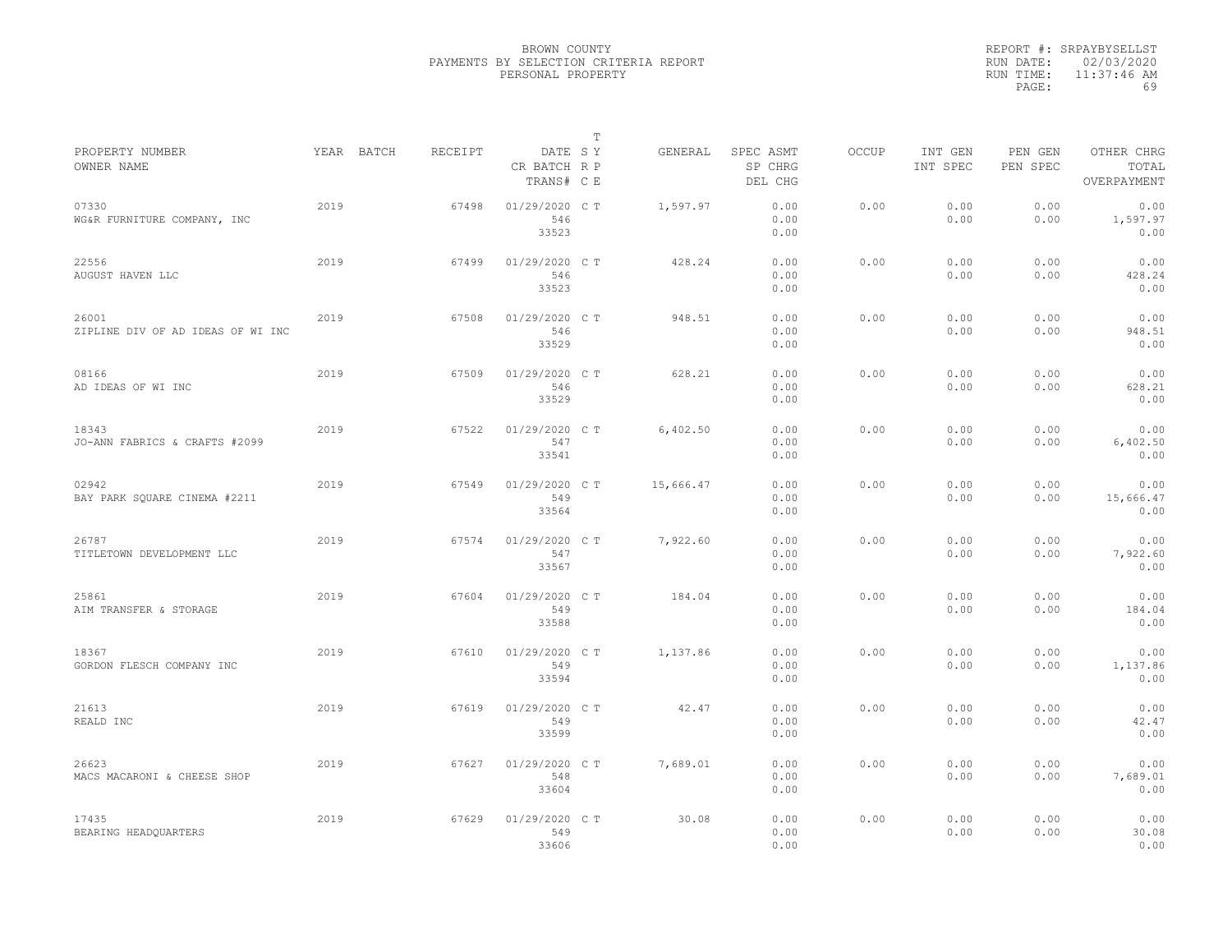BROWN COUNTY
PAYMENTS BY SELECTION CRITERIA REPORT
PERSONAL PROPERTY

REPORT #: SRPAYBYSELLST
RUN DATE: 02/03/2020
RUN TIME: 11:37:46 AM
PAGE: 69

| PROPERTY NUMBER / OWNER NAME | YEAR | BATCH | RECEIPT | DATE / CR BATCH / TRANS# | T S Y / R P / C E | GENERAL | SPEC ASMT / SP CHRG / DEL CHG | OCCUP | INT GEN / INT SPEC | PEN GEN / PEN SPEC | OTHER CHRG / TOTAL / OVERPAYMENT |
|---|---|---|---|---|---|---|---|---|---|---|---|
| 07330 WG&R FURNITURE COMPANY, INC | 2019 | | 67498 | 01/29/2020 546 33523 | C T | 1,597.97 | 0.00 0.00 0.00 | 0.00 | 0.00 0.00 | 0.00 0.00 | 0.00 1,597.97 0.00 |
| 22556 AUGUST HAVEN LLC | 2019 | | 67499 | 01/29/2020 546 33523 | C T | 428.24 | 0.00 0.00 0.00 | 0.00 | 0.00 0.00 | 0.00 0.00 | 0.00 428.24 0.00 |
| 26001 ZIPLINE DIV OF AD IDEAS OF WI INC | 2019 | | 67508 | 01/29/2020 546 33529 | C T | 948.51 | 0.00 0.00 0.00 | 0.00 | 0.00 0.00 | 0.00 0.00 | 0.00 948.51 0.00 |
| 08166 AD IDEAS OF WI INC | 2019 | | 67509 | 01/29/2020 546 33529 | C T | 628.21 | 0.00 0.00 0.00 | 0.00 | 0.00 0.00 | 0.00 0.00 | 0.00 628.21 0.00 |
| 18343 JO-ANN FABRICS & CRAFTS #2099 | 2019 | | 67522 | 01/29/2020 547 33541 | C T | 6,402.50 | 0.00 0.00 0.00 | 0.00 | 0.00 0.00 | 0.00 0.00 | 0.00 6,402.50 0.00 |
| 02942 BAY PARK SQUARE CINEMA #2211 | 2019 | | 67549 | 01/29/2020 549 33564 | C T | 15,666.47 | 0.00 0.00 0.00 | 0.00 | 0.00 0.00 | 0.00 0.00 | 0.00 15,666.47 0.00 |
| 26787 TITLETOWN DEVELOPMENT LLC | 2019 | | 67574 | 01/29/2020 547 33567 | C T | 7,922.60 | 0.00 0.00 0.00 | 0.00 | 0.00 0.00 | 0.00 0.00 | 0.00 7,922.60 0.00 |
| 25861 AIM TRANSFER & STORAGE | 2019 | | 67604 | 01/29/2020 549 33588 | C T | 184.04 | 0.00 0.00 0.00 | 0.00 | 0.00 0.00 | 0.00 0.00 | 0.00 184.04 0.00 |
| 18367 GORDON FLESCH COMPANY INC | 2019 | | 67610 | 01/29/2020 549 33594 | C T | 1,137.86 | 0.00 0.00 0.00 | 0.00 | 0.00 0.00 | 0.00 0.00 | 0.00 1,137.86 0.00 |
| 21613 REALD INC | 2019 | | 67619 | 01/29/2020 549 33599 | C T | 42.47 | 0.00 0.00 0.00 | 0.00 | 0.00 0.00 | 0.00 0.00 | 0.00 42.47 0.00 |
| 26623 MACS MACARONI & CHEESE SHOP | 2019 | | 67627 | 01/29/2020 548 33604 | C T | 7,689.01 | 0.00 0.00 0.00 | 0.00 | 0.00 0.00 | 0.00 0.00 | 0.00 7,689.01 0.00 |
| 17435 BEARING HEADQUARTERS | 2019 | | 67629 | 01/29/2020 549 33606 | C T | 30.08 | 0.00 0.00 0.00 | 0.00 | 0.00 0.00 | 0.00 0.00 | 0.00 30.08 0.00 |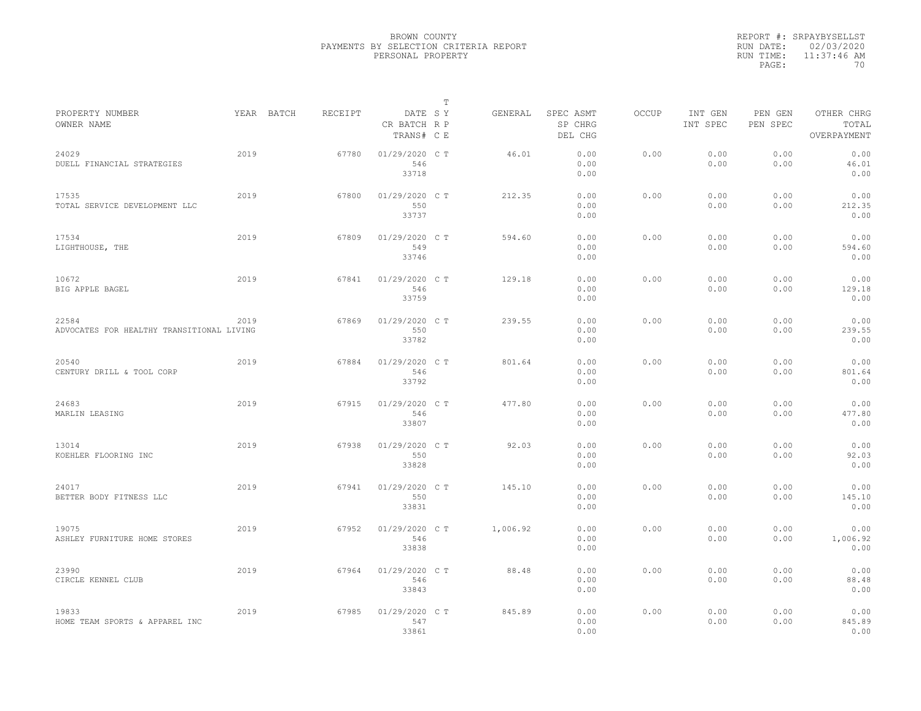BROWN COUNTY
PAYMENTS BY SELECTION CRITERIA REPORT
PERSONAL PROPERTY

REPORT #: SRPAYBYSELLST
RUN DATE: 02/03/2020
RUN TIME: 11:37:46 AM

| PROPERTY NUMBER<br>OWNER NAME | YEAR | BATCH | RECEIPT | DATE<br>CR BATCH<br>TRANS# | T<br>S Y<br>R P<br>C E | GENERAL | SPEC ASMT<br>SP CHRG<br>DEL CHG | OCCUP | INT GEN<br>INT SPEC | PEN GEN<br>PEN SPEC | OTHER CHRG<br>TOTAL<br>OVERPAYMENT |
|---|---|---|---|---|---|---|---|---|---|---|---|
| 24029<br>DUELL FINANCIAL STRATEGIES | 2019 | | 67780 | 01/29/2020<br>546<br>33718 | C T | 46.01 | 0.00<br>0.00<br>0.00 | 0.00 | 0.00<br>0.00 | 0.00<br>0.00 | 0.00<br>46.01<br>0.00 |
| 17535<br>TOTAL SERVICE DEVELOPMENT LLC | 2019 | | 67800 | 01/29/2020<br>550<br>33737 | C T | 212.35 | 0.00<br>0.00<br>0.00 | 0.00 | 0.00<br>0.00 | 0.00<br>0.00 | 0.00<br>212.35<br>0.00 |
| 17534<br>LIGHTHOUSE, THE | 2019 | | 67809 | 01/29/2020<br>549<br>33746 | C T | 594.60 | 0.00<br>0.00<br>0.00 | 0.00 | 0.00<br>0.00 | 0.00<br>0.00 | 0.00<br>594.60<br>0.00 |
| 10672<br>BIG APPLE BAGEL | 2019 | | 67841 | 01/29/2020<br>546<br>33759 | C T | 129.18 | 0.00<br>0.00<br>0.00 | 0.00 | 0.00<br>0.00 | 0.00<br>0.00 | 0.00<br>129.18<br>0.00 |
| 22584<br>ADVOCATES FOR HEALTHY TRANSITIONAL LIVING | 2019 | | 67869 | 01/29/2020<br>550<br>33782 | C T | 239.55 | 0.00<br>0.00<br>0.00 | 0.00 | 0.00<br>0.00 | 0.00<br>0.00 | 0.00<br>239.55<br>0.00 |
| 20540<br>CENTURY DRILL & TOOL CORP | 2019 | | 67884 | 01/29/2020<br>546<br>33792 | C T | 801.64 | 0.00<br>0.00<br>0.00 | 0.00 | 0.00<br>0.00 | 0.00<br>0.00 | 0.00<br>801.64<br>0.00 |
| 24683<br>MARLIN LEASING | 2019 | | 67915 | 01/29/2020<br>546<br>33807 | C T | 477.80 | 0.00<br>0.00<br>0.00 | 0.00 | 0.00<br>0.00 | 0.00<br>0.00 | 0.00<br>477.80<br>0.00 |
| 13014<br>KOEHLER FLOORING INC | 2019 | | 67938 | 01/29/2020<br>550<br>33828 | C T | 92.03 | 0.00<br>0.00<br>0.00 | 0.00 | 0.00<br>0.00 | 0.00<br>0.00 | 0.00<br>92.03<br>0.00 |
| 24017<br>BETTER BODY FITNESS LLC | 2019 | | 67941 | 01/29/2020<br>550<br>33831 | C T | 145.10 | 0.00<br>0.00<br>0.00 | 0.00 | 0.00<br>0.00 | 0.00<br>0.00 | 0.00<br>145.10<br>0.00 |
| 19075<br>ASHLEY FURNITURE HOME STORES | 2019 | | 67952 | 01/29/2020<br>546<br>33838 | C T | 1,006.92 | 0.00<br>0.00<br>0.00 | 0.00 | 0.00<br>0.00 | 0.00<br>0.00 | 0.00<br>1,006.92<br>0.00 |
| 23990<br>CIRCLE KENNEL CLUB | 2019 | | 67964 | 01/29/2020<br>546<br>33843 | C T | 88.48 | 0.00<br>0.00<br>0.00 | 0.00 | 0.00<br>0.00 | 0.00<br>0.00 | 0.00<br>88.48<br>0.00 |
| 19833<br>HOME TEAM SPORTS & APPAREL INC | 2019 | | 67985 | 01/29/2020<br>547<br>33861 | C T | 845.89 | 0.00<br>0.00<br>0.00 | 0.00 | 0.00<br>0.00 | 0.00<br>0.00 | 0.00<br>845.89<br>0.00 |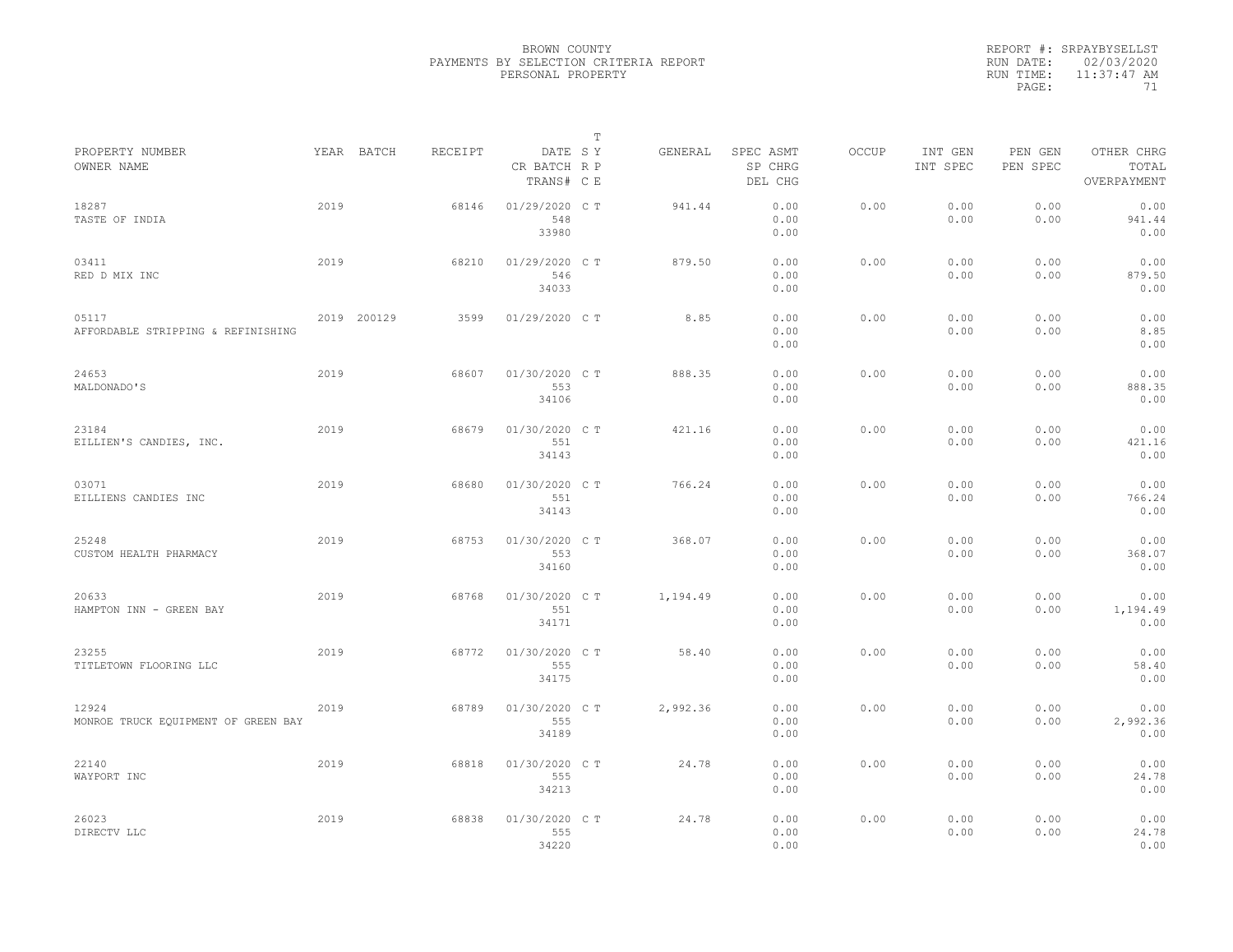BROWN COUNTY
PAYMENTS BY SELECTION CRITERIA REPORT
PERSONAL PROPERTY

REPORT #: SRPAYBYSELLST
RUN DATE: 02/03/2020
RUN TIME: 11:37:47 AM

| PROPERTY NUMBER<br>OWNER NAME | YEAR | BATCH | RECEIPT | DATE<br>CR BATCH<br>TRANS# | T S R C | T Y P E | GENERAL | SPEC ASMT<br>SP CHRG<br>DEL CHG | OCCUP | INT GEN<br>INT SPEC | PEN GEN<br>PEN SPEC | OTHER CHRG<br>TOTAL<br>OVERPAYMENT |
|---|---|---|---|---|---|---|---|---|---|---|---|---|
| 18287<br>TASTE OF INDIA | 2019 | | 68146 | 01/29/2020<br>548<br>33980 | C | T | 941.44 | 0.00<br>0.00<br>0.00 | 0.00 | 0.00<br>0.00 | 0.00<br>0.00 | 0.00<br>941.44<br>0.00 |
| 03411<br>RED D MIX INC | 2019 | | 68210 | 01/29/2020<br>546<br>34033 | C | T | 879.50 | 0.00<br>0.00<br>0.00 | 0.00 | 0.00<br>0.00 | 0.00<br>0.00 | 0.00<br>879.50<br>0.00 |
| 05117<br>AFFORDABLE STRIPPING & REFINISHING | 2019 | 200129 | 3599 | 01/29/2020 | C | T | 8.85 | 0.00<br>0.00<br>0.00 | 0.00 | 0.00<br>0.00 | 0.00<br>0.00 | 0.00<br>8.85<br>0.00 |
| 24653<br>MALDONADO'S | 2019 | | 68607 | 01/30/2020<br>553<br>34106 | C | T | 888.35 | 0.00<br>0.00<br>0.00 | 0.00 | 0.00<br>0.00 | 0.00<br>0.00 | 0.00<br>888.35<br>0.00 |
| 23184<br>EILLIEN'S CANDIES, INC. | 2019 | | 68679 | 01/30/2020<br>551<br>34143 | C | T | 421.16 | 0.00<br>0.00<br>0.00 | 0.00 | 0.00<br>0.00 | 0.00<br>0.00 | 0.00<br>421.16<br>0.00 |
| 03071<br>EILLIENS CANDIES INC | 2019 | | 68680 | 01/30/2020<br>551<br>34143 | C | T | 766.24 | 0.00<br>0.00<br>0.00 | 0.00 | 0.00<br>0.00 | 0.00<br>0.00 | 0.00<br>766.24<br>0.00 |
| 25248<br>CUSTOM HEALTH PHARMACY | 2019 | | 68753 | 01/30/2020<br>553<br>34160 | C | T | 368.07 | 0.00<br>0.00<br>0.00 | 0.00 | 0.00<br>0.00 | 0.00<br>0.00 | 0.00<br>368.07<br>0.00 |
| 20633<br>HAMPTON INN - GREEN BAY | 2019 | | 68768 | 01/30/2020<br>551<br>34171 | C | T | 1,194.49 | 0.00<br>0.00<br>0.00 | 0.00 | 0.00<br>0.00 | 0.00<br>0.00 | 0.00<br>1,194.49<br>0.00 |
| 23255<br>TITLETOWN FLOORING LLC | 2019 | | 68772 | 01/30/2020<br>555<br>34175 | C | T | 58.40 | 0.00<br>0.00<br>0.00 | 0.00 | 0.00<br>0.00 | 0.00<br>0.00 | 0.00<br>58.40<br>0.00 |
| 12924<br>MONROE TRUCK EQUIPMENT OF GREEN BAY | 2019 | | 68789 | 01/30/2020<br>555<br>34189 | C | T | 2,992.36 | 0.00<br>0.00<br>0.00 | 0.00 | 0.00<br>0.00 | 0.00<br>0.00 | 0.00<br>2,992.36<br>0.00 |
| 22140<br>WAYPORT INC | 2019 | | 68818 | 01/30/2020<br>555<br>34213 | C | T | 24.78 | 0.00<br>0.00<br>0.00 | 0.00 | 0.00<br>0.00 | 0.00<br>0.00 | 0.00<br>24.78<br>0.00 |
| 26023<br>DIRECTV LLC | 2019 | | 68838 | 01/30/2020<br>555<br>34220 | C | T | 24.78 | 0.00<br>0.00<br>0.00 | 0.00 | 0.00<br>0.00 | 0.00<br>0.00 | 0.00<br>24.78<br>0.00 |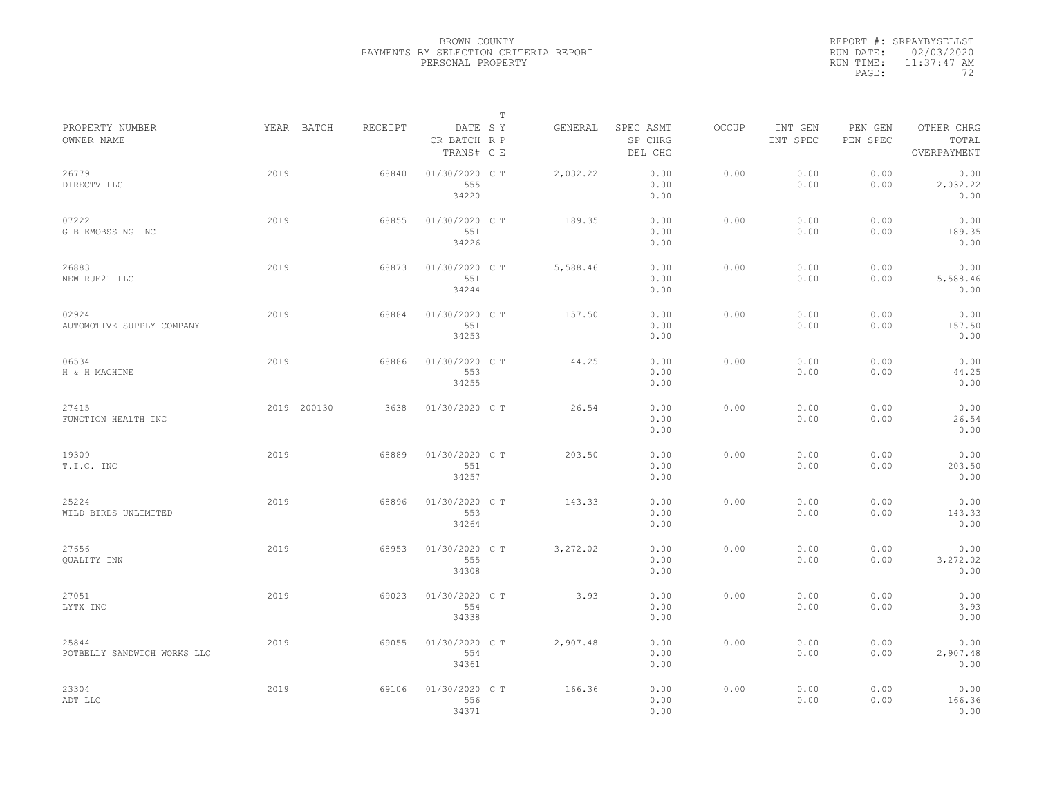BROWN COUNTY
PAYMENTS BY SELECTION CRITERIA REPORT
PERSONAL PROPERTY

REPORT #: SRPAYBYSELLST
RUN DATE: 02/03/2020
RUN TIME: 11:37:47 AM

| PROPERTY NUMBER<br>OWNER NAME | YEAR | BATCH | RECEIPT | DATE<br>CR BATCH<br>TRANS# | T<br>S Y<br>R P<br>C E | GENERAL | SPEC ASMT<br>SP CHRG<br>DEL CHG | OCCUP | INT GEN<br>INT SPEC | PEN GEN<br>PEN SPEC | OTHER CHRG<br>TOTAL<br>OVERPAYMENT |
|---|---|---|---|---|---|---|---|---|---|---|---|
| 26779<br>DIRECTV LLC | 2019 | | 68840 | 01/30/2020<br>555<br>34220 | C T | 2,032.22 | 0.00<br>0.00<br>0.00 | 0.00 | 0.00<br>0.00 | 0.00<br>0.00 | 0.00<br>2,032.22<br>0.00 |
| 07222<br>G B EMOBSSING INC | 2019 | | 68855 | 01/30/2020<br>551<br>34226 | C T | 189.35 | 0.00<br>0.00<br>0.00 | 0.00 | 0.00<br>0.00 | 0.00<br>0.00 | 0.00<br>189.35<br>0.00 |
| 26883<br>NEW RUE21 LLC | 2019 | | 68873 | 01/30/2020<br>551<br>34244 | C T | 5,588.46 | 0.00<br>0.00<br>0.00 | 0.00 | 0.00<br>0.00 | 0.00<br>0.00 | 0.00<br>5,588.46<br>0.00 |
| 02924<br>AUTOMOTIVE SUPPLY COMPANY | 2019 | | 68884 | 01/30/2020<br>551<br>34253 | C T | 157.50 | 0.00<br>0.00<br>0.00 | 0.00 | 0.00<br>0.00 | 0.00<br>0.00 | 0.00<br>157.50<br>0.00 |
| 06534<br>H & H MACHINE | 2019 | | 68886 | 01/30/2020<br>553<br>34255 | C T | 44.25 | 0.00<br>0.00<br>0.00 | 0.00 | 0.00<br>0.00 | 0.00<br>0.00 | 0.00<br>44.25<br>0.00 |
| 27415<br>FUNCTION HEALTH INC | 2019 | 200130 | 3638 | 01/30/2020 | C T | 26.54 | 0.00<br>0.00<br>0.00 | 0.00 | 0.00<br>0.00 | 0.00<br>0.00 | 0.00<br>26.54<br>0.00 |
| 19309<br>T.I.C. INC | 2019 | | 68889 | 01/30/2020<br>551<br>34257 | C T | 203.50 | 0.00<br>0.00<br>0.00 | 0.00 | 0.00<br>0.00 | 0.00<br>0.00 | 0.00<br>203.50<br>0.00 |
| 25224<br>WILD BIRDS UNLIMITED | 2019 | | 68896 | 01/30/2020<br>553<br>34264 | C T | 143.33 | 0.00<br>0.00<br>0.00 | 0.00 | 0.00<br>0.00 | 0.00<br>0.00 | 0.00<br>143.33<br>0.00 |
| 27656<br>QUALITY INN | 2019 | | 68953 | 01/30/2020<br>555<br>34308 | C T | 3,272.02 | 0.00<br>0.00<br>0.00 | 0.00 | 0.00<br>0.00 | 0.00<br>0.00 | 0.00<br>3,272.02<br>0.00 |
| 27051<br>LYTX INC | 2019 | | 69023 | 01/30/2020<br>554<br>34338 | C T | 3.93 | 0.00<br>0.00<br>0.00 | 0.00 | 0.00<br>0.00 | 0.00<br>0.00 | 0.00<br>3.93<br>0.00 |
| 25844<br>POTBELLY SANDWICH WORKS LLC | 2019 | | 69055 | 01/30/2020<br>554<br>34361 | C T | 2,907.48 | 0.00<br>0.00<br>0.00 | 0.00 | 0.00<br>0.00 | 0.00<br>0.00 | 0.00<br>2,907.48<br>0.00 |
| 23304<br>ADT LLC | 2019 | | 69106 | 01/30/2020<br>556<br>34371 | C T | 166.36 | 0.00<br>0.00<br>0.00 | 0.00 | 0.00<br>0.00 | 0.00<br>0.00 | 0.00<br>166.36<br>0.00 |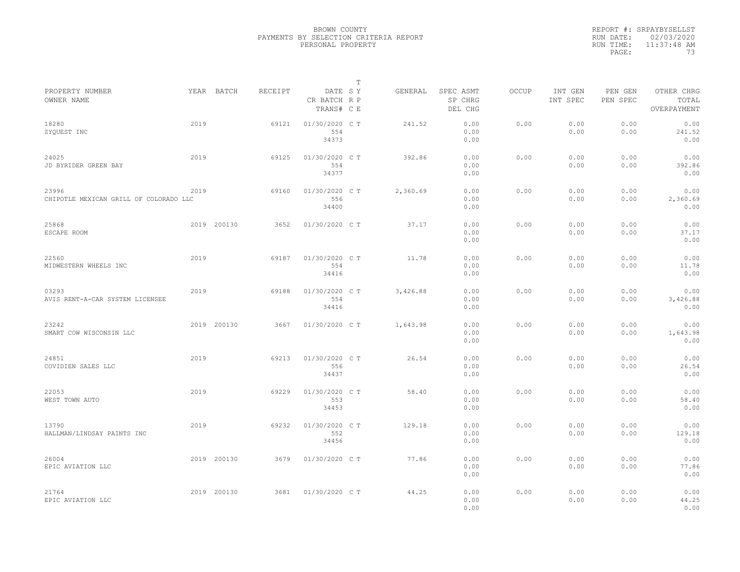BROWN COUNTY
PAYMENTS BY SELECTION CRITERIA REPORT
PERSONAL PROPERTY

REPORT #: SRPAYBYSELLST
RUN DATE: 02/03/2020
RUN TIME: 11:37:48 AM

| PROPERTY NUMBER<br>OWNER NAME | YEAR | BATCH | RECEIPT | DATE<br>CR BATCH<br>TRANS# | T SY RP CE | GENERAL | SPEC ASMT<br>SP CHRG<br>DEL CHG | OCCUP | INT GEN<br>INT SPEC | PEN GEN<br>PEN SPEC | OTHER CHRG<br>TOTAL<br>OVERPAYMENT |
|---|---|---|---|---|---|---|---|---|---|---|---|
| 18280<br>ZYQUEST INC | 2019 | | 69121 | 01/30/2020<br>554<br>34373 | C T | 241.52 | 0.00<br>0.00<br>0.00 | 0.00 | 0.00<br>0.00 | 0.00<br>0.00 | 0.00<br>241.52<br>0.00 |
| 24025<br>JD BYRIDER GREEN BAY | 2019 | | 69125 | 01/30/2020<br>554<br>34377 | C T | 392.86 | 0.00<br>0.00<br>0.00 | 0.00 | 0.00<br>0.00 | 0.00<br>0.00 | 0.00<br>392.86<br>0.00 |
| 23996<br>CHIPOTLE MEXICAN GRILL OF COLORADO LLC | 2019 | | 69160 | 01/30/2020<br>556<br>34400 | C T | 2,360.69 | 0.00<br>0.00<br>0.00 | 0.00 | 0.00<br>0.00 | 0.00<br>0.00 | 0.00<br>2,360.69<br>0.00 |
| 25868<br>ESCAPE ROOM | 2019 | 200130 | 3652 | 01/30/2020 | C T | 37.17 | 0.00<br>0.00<br>0.00 | 0.00 | 0.00<br>0.00 | 0.00<br>0.00 | 0.00<br>37.17<br>0.00 |
| 22560<br>MIDWESTERN WHEELS INC | 2019 | | 69187 | 01/30/2020<br>554<br>34416 | C T | 11.78 | 0.00<br>0.00<br>0.00 | 0.00 | 0.00<br>0.00 | 0.00<br>0.00 | 0.00<br>11.78<br>0.00 |
| 03293<br>AVIS RENT-A-CAR SYSTEM LICENSEE | 2019 | | 69188 | 01/30/2020<br>554<br>34416 | C T | 3,426.88 | 0.00<br>0.00<br>0.00 | 0.00 | 0.00<br>0.00 | 0.00<br>0.00 | 0.00<br>3,426.88<br>0.00 |
| 23242<br>SMART COW WISCONSIN LLC | 2019 | 200130 | 3667 | 01/30/2020 | C T | 1,643.98 | 0.00<br>0.00<br>0.00 | 0.00 | 0.00<br>0.00 | 0.00<br>0.00 | 0.00<br>1,643.98<br>0.00 |
| 24851<br>COVIDIEN SALES LLC | 2019 | | 69213 | 01/30/2020<br>556<br>34437 | C T | 26.54 | 0.00<br>0.00<br>0.00 | 0.00 | 0.00<br>0.00 | 0.00<br>0.00 | 0.00<br>26.54<br>0.00 |
| 22053<br>WEST TOWN AUTO | 2019 | | 69229 | 01/30/2020<br>553<br>34453 | C T | 58.40 | 0.00<br>0.00<br>0.00 | 0.00 | 0.00<br>0.00 | 0.00<br>0.00 | 0.00<br>58.40<br>0.00 |
| 13790<br>HALLMAN/LINDSAY PAINTS INC | 2019 | | 69232 | 01/30/2020<br>552<br>34456 | C T | 129.18 | 0.00<br>0.00<br>0.00 | 0.00 | 0.00<br>0.00 | 0.00<br>0.00 | 0.00<br>129.18<br>0.00 |
| 26004<br>EPIC AVIATION LLC | 2019 | 200130 | 3679 | 01/30/2020 | C T | 77.86 | 0.00<br>0.00<br>0.00 | 0.00 | 0.00<br>0.00 | 0.00<br>0.00 | 0.00<br>77.86<br>0.00 |
| 21764<br>EPIC AVIATION LLC | 2019 | 200130 | 3681 | 01/30/2020 | C T | 44.25 | 0.00<br>0.00<br>0.00 | 0.00 | 0.00<br>0.00 | 0.00<br>0.00 | 0.00<br>44.25<br>0.00 |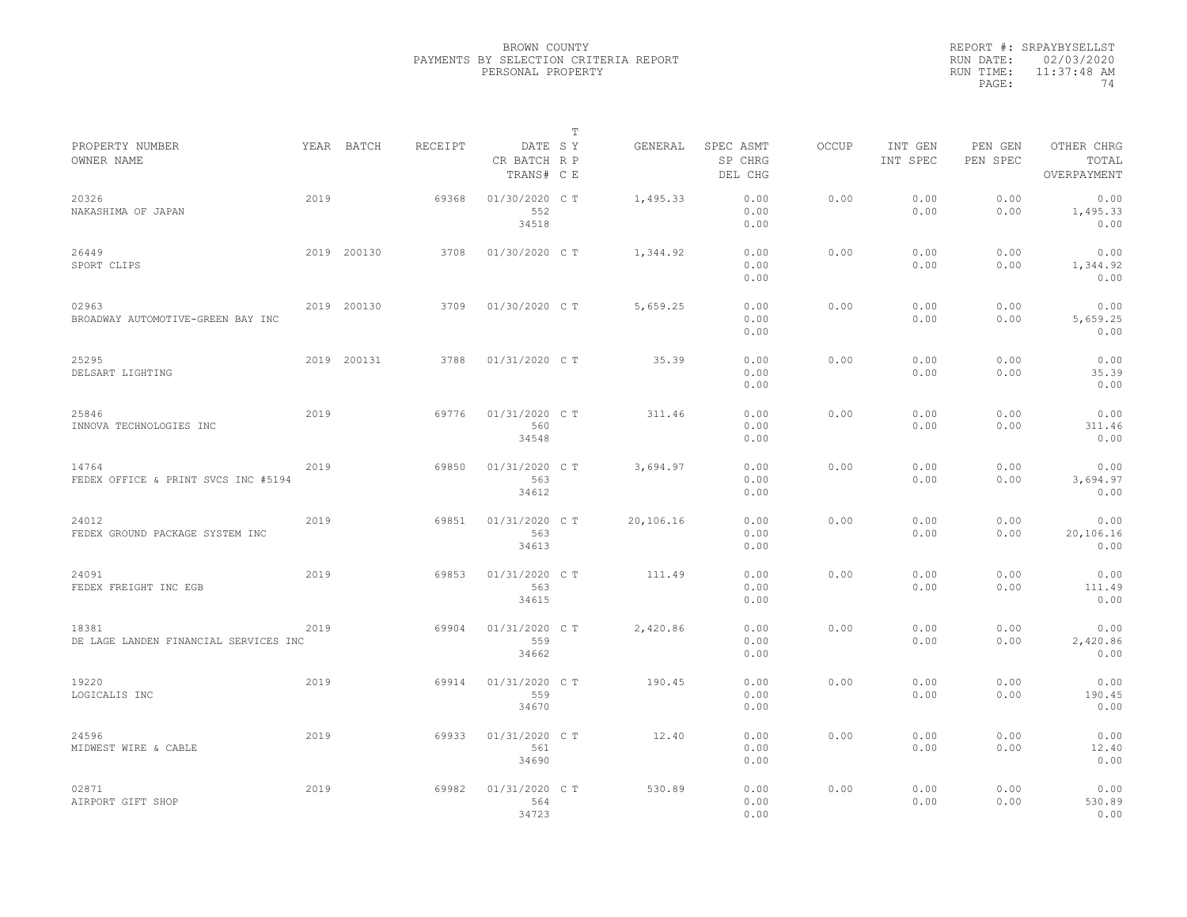BROWN COUNTY
PAYMENTS BY SELECTION CRITERIA REPORT
PERSONAL PROPERTY

REPORT #: SRPAYBYSELLST
RUN DATE: 02/03/2020
RUN TIME: 11:37:48 AM
PAGE: 74

| PROPERTY NUMBER<br>OWNER NAME | YEAR | BATCH | RECEIPT | DATE<br>CR BATCH<br>TRANS# | T<br>S Y<br>R P<br>C E | GENERAL | SPEC ASMT<br>SP CHRG<br>DEL CHG | OCCUP | INT GEN<br>INT SPEC | PEN GEN<br>PEN SPEC | OTHER CHRG<br>TOTAL<br>OVERPAYMENT |
|---|---|---|---|---|---|---|---|---|---|---|---|
| 20326<br>NAKASHIMA OF JAPAN | 2019 | | 69368 | 01/30/2020<br>552<br>34518 | C T | 1,495.33 | 0.00<br>0.00<br>0.00 | 0.00 | 0.00<br>0.00 | 0.00<br>0.00 | 0.00<br>1,495.33<br>0.00 |
| 26449<br>SPORT CLIPS | 2019 | 200130 | 3708 | 01/30/2020 | C T | 1,344.92 | 0.00<br>0.00<br>0.00 | 0.00 | 0.00<br>0.00 | 0.00<br>0.00 | 0.00<br>1,344.92<br>0.00 |
| 02963<br>BROADWAY AUTOMOTIVE-GREEN BAY INC | 2019 | 200130 | 3709 | 01/30/2020 | C T | 5,659.25 | 0.00<br>0.00<br>0.00 | 0.00 | 0.00<br>0.00 | 0.00<br>0.00 | 0.00<br>5,659.25<br>0.00 |
| 25295<br>DELSART LIGHTING | 2019 | 200131 | 3788 | 01/31/2020 | C T | 35.39 | 0.00<br>0.00<br>0.00 | 0.00 | 0.00<br>0.00 | 0.00<br>0.00 | 0.00<br>35.39<br>0.00 |
| 25846<br>INNOVA TECHNOLOGIES INC | 2019 | | 69776 | 01/31/2020<br>560<br>34548 | C T | 311.46 | 0.00<br>0.00<br>0.00 | 0.00 | 0.00<br>0.00 | 0.00<br>0.00 | 0.00<br>311.46<br>0.00 |
| 14764<br>FEDEX OFFICE & PRINT SVCS INC #5194 | 2019 | | 69850 | 01/31/2020<br>563<br>34612 | C T | 3,694.97 | 0.00<br>0.00<br>0.00 | 0.00 | 0.00<br>0.00 | 0.00<br>0.00 | 0.00<br>3,694.97<br>0.00 |
| 24012<br>FEDEX GROUND PACKAGE SYSTEM INC | 2019 | | 69851 | 01/31/2020<br>563<br>34613 | C T | 20,106.16 | 0.00<br>0.00<br>0.00 | 0.00 | 0.00<br>0.00 | 0.00<br>0.00 | 0.00<br>20,106.16<br>0.00 |
| 24091<br>FEDEX FREIGHT INC EGB | 2019 | | 69853 | 01/31/2020<br>563<br>34615 | C T | 111.49 | 0.00<br>0.00<br>0.00 | 0.00 | 0.00<br>0.00 | 0.00<br>0.00 | 0.00<br>111.49<br>0.00 |
| 18381<br>DE LAGE LANDEN FINANCIAL SERVICES INC | 2019 | | 69904 | 01/31/2020<br>559<br>34662 | C T | 2,420.86 | 0.00<br>0.00<br>0.00 | 0.00 | 0.00<br>0.00 | 0.00<br>0.00 | 0.00<br>2,420.86<br>0.00 |
| 19220<br>LOGICALIS INC | 2019 | | 69914 | 01/31/2020<br>559<br>34670 | C T | 190.45 | 0.00<br>0.00<br>0.00 | 0.00 | 0.00<br>0.00 | 0.00<br>0.00 | 0.00<br>190.45<br>0.00 |
| 24596<br>MIDWEST WIRE & CABLE | 2019 | | 69933 | 01/31/2020<br>561<br>34690 | C T | 12.40 | 0.00<br>0.00<br>0.00 | 0.00 | 0.00<br>0.00 | 0.00<br>0.00 | 0.00<br>12.40<br>0.00 |
| 02871<br>AIRPORT GIFT SHOP | 2019 | | 69982 | 01/31/2020<br>564<br>34723 | C T | 530.89 | 0.00<br>0.00<br>0.00 | 0.00 | 0.00<br>0.00 | 0.00<br>0.00 | 0.00<br>530.89<br>0.00 |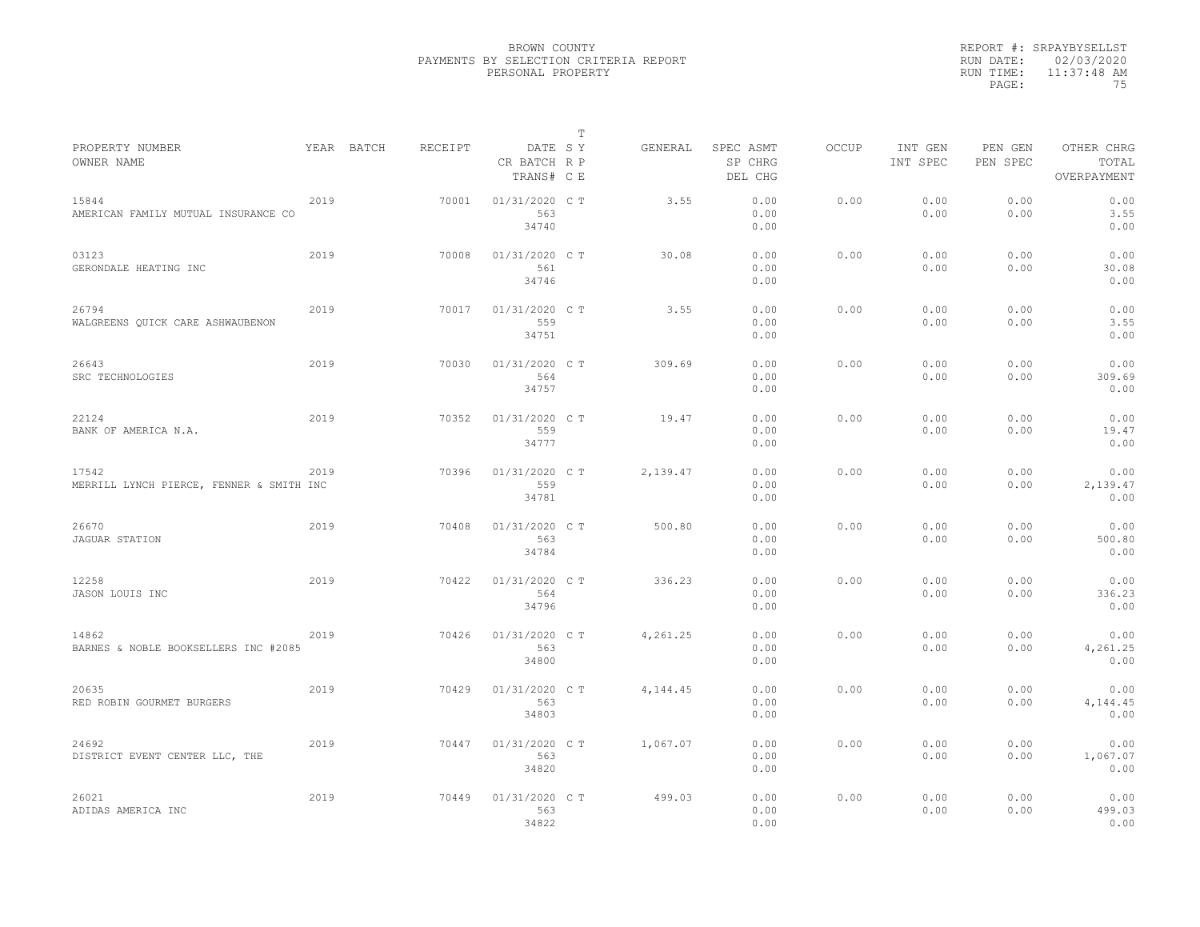BROWN COUNTY
PAYMENTS BY SELECTION CRITERIA REPORT
PERSONAL PROPERTY

REPORT #: SRPAYBYSELLST
RUN DATE: 02/03/2020
RUN TIME: 11:37:48 AM

| PROPERTY NUMBER<br>OWNER NAME | YEAR | BATCH | RECEIPT | DATE<br>CR BATCH<br>TRANS# | T<br>S Y<br>R P<br>C E | GENERAL | SPEC ASMT<br>SP CHRG<br>DEL CHG | OCCUP | INT GEN<br>INT SPEC | PEN GEN<br>PEN SPEC | OTHER CHRG<br>TOTAL<br>OVERPAYMENT |
|---|---|---|---|---|---|---|---|---|---|---|---|
| 15844<br>AMERICAN FAMILY MUTUAL INSURANCE CO | 2019 | | 70001 | 01/31/2020<br>563<br>34740 | C T | 3.55 | 0.00<br>0.00<br>0.00 | 0.00 | 0.00<br>0.00 | 0.00<br>0.00 | 0.00<br>3.55<br>0.00 |
| 03123<br>GERONDALE HEATING INC | 2019 | | 70008 | 01/31/2020<br>561<br>34746 | C T | 30.08 | 0.00<br>0.00<br>0.00 | 0.00 | 0.00<br>0.00 | 0.00<br>0.00 | 0.00<br>30.08<br>0.00 |
| 26794<br>WALGREENS QUICK CARE ASHWAUBENON | 2019 | | 70017 | 01/31/2020<br>559<br>34751 | C T | 3.55 | 0.00<br>0.00<br>0.00 | 0.00 | 0.00<br>0.00 | 0.00<br>0.00 | 0.00<br>3.55<br>0.00 |
| 26643<br>SRC TECHNOLOGIES | 2019 | | 70030 | 01/31/2020<br>564<br>34757 | C T | 309.69 | 0.00<br>0.00<br>0.00 | 0.00 | 0.00<br>0.00 | 0.00<br>0.00 | 0.00<br>309.69<br>0.00 |
| 22124<br>BANK OF AMERICA N.A. | 2019 | | 70352 | 01/31/2020<br>559<br>34777 | C T | 19.47 | 0.00<br>0.00<br>0.00 | 0.00 | 0.00<br>0.00 | 0.00<br>0.00 | 0.00<br>19.47<br>0.00 |
| 17542<br>MERRILL LYNCH PIERCE, FENNER & SMITH INC | 2019 | | 70396 | 01/31/2020<br>559<br>34781 | C T | 2,139.47 | 0.00<br>0.00<br>0.00 | 0.00 | 0.00<br>0.00 | 0.00<br>0.00 | 0.00<br>2,139.47<br>0.00 |
| 26670<br>JAGUAR STATION | 2019 | | 70408 | 01/31/2020<br>563<br>34784 | C T | 500.80 | 0.00<br>0.00<br>0.00 | 0.00 | 0.00<br>0.00 | 0.00<br>0.00 | 0.00<br>500.80<br>0.00 |
| 12258<br>JASON LOUIS INC | 2019 | | 70422 | 01/31/2020<br>564<br>34796 | C T | 336.23 | 0.00<br>0.00<br>0.00 | 0.00 | 0.00<br>0.00 | 0.00<br>0.00 | 0.00<br>336.23<br>0.00 |
| 14862<br>BARNES & NOBLE BOOKSELLERS INC #2085 | 2019 | | 70426 | 01/31/2020<br>563<br>34800 | C T | 4,261.25 | 0.00<br>0.00<br>0.00 | 0.00 | 0.00<br>0.00 | 0.00<br>0.00 | 0.00<br>4,261.25<br>0.00 |
| 20635<br>RED ROBIN GOURMET BURGERS | 2019 | | 70429 | 01/31/2020<br>563<br>34803 | C T | 4,144.45 | 0.00<br>0.00<br>0.00 | 0.00 | 0.00<br>0.00 | 0.00<br>0.00 | 0.00<br>4,144.45<br>0.00 |
| 24692<br>DISTRICT EVENT CENTER LLC, THE | 2019 | | 70447 | 01/31/2020<br>563<br>34820 | C T | 1,067.07 | 0.00<br>0.00<br>0.00 | 0.00 | 0.00<br>0.00 | 0.00<br>0.00 | 0.00<br>1,067.07<br>0.00 |
| 26021<br>ADIDAS AMERICA INC | 2019 | | 70449 | 01/31/2020<br>563<br>34822 | C T | 499.03 | 0.00<br>0.00<br>0.00 | 0.00 | 0.00<br>0.00 | 0.00<br>0.00 | 0.00<br>499.03<br>0.00 |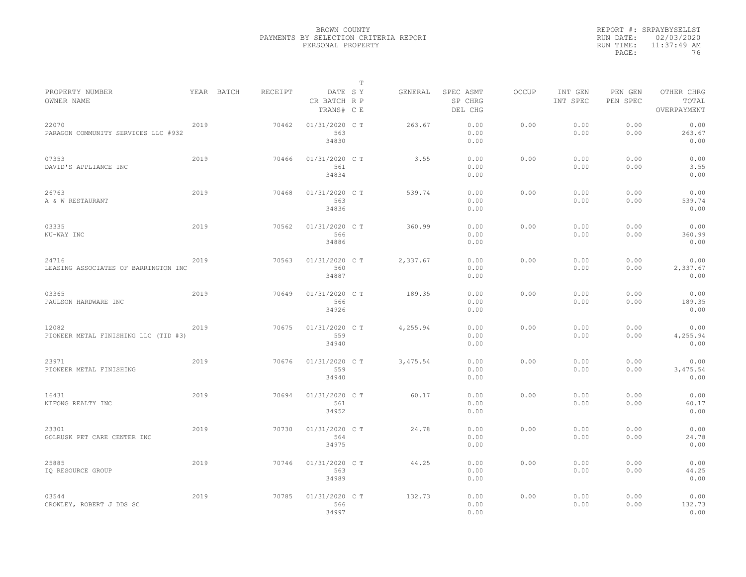BROWN COUNTY
PAYMENTS BY SELECTION CRITERIA REPORT
PERSONAL PROPERTY

REPORT #: SRPAYBYSELLST
RUN DATE: 02/03/2020
RUN TIME: 11:37:49 AM
PAGE: 76

| PROPERTY NUMBER<br>OWNER NAME | YEAR | BATCH | RECEIPT | DATE<br>CR BATCH<br>TRANS# | T S Y R P C E | GENERAL | SPEC ASMT<br>SP CHRG<br>DEL CHG | OCCUP | INT GEN<br>INT SPEC | PEN GEN<br>PEN SPEC | OTHER CHRG<br>TOTAL<br>OVERPAYMENT |
|---|---|---|---|---|---|---|---|---|---|---|---|
| 22070<br>PARAGON COMMUNITY SERVICES LLC #932 | 2019 | | 70462 | 01/31/2020<br>563<br>34830 | C T | 263.67 | 0.00<br>0.00<br>0.00 | 0.00 | 0.00<br>0.00 | 0.00<br>0.00 | 0.00<br>263.67<br>0.00 |
| 07353<br>DAVID'S APPLIANCE INC | 2019 | | 70466 | 01/31/2020<br>561<br>34834 | C T | 3.55 | 0.00<br>0.00<br>0.00 | 0.00 | 0.00<br>0.00 | 0.00<br>0.00 | 0.00<br>3.55<br>0.00 |
| 26763<br>A & W RESTAURANT | 2019 | | 70468 | 01/31/2020<br>563<br>34836 | C T | 539.74 | 0.00<br>0.00<br>0.00 | 0.00 | 0.00<br>0.00 | 0.00<br>0.00 | 0.00<br>539.74<br>0.00 |
| 03335<br>NU-WAY INC | 2019 | | 70562 | 01/31/2020<br>566<br>34886 | C T | 360.99 | 0.00<br>0.00<br>0.00 | 0.00 | 0.00<br>0.00 | 0.00<br>0.00 | 0.00<br>360.99<br>0.00 |
| 24716<br>LEASING ASSOCIATES OF BARRINGTON INC | 2019 | | 70563 | 01/31/2020<br>560<br>34887 | C T | 2,337.67 | 0.00<br>0.00<br>0.00 | 0.00 | 0.00<br>0.00 | 0.00<br>0.00 | 0.00<br>2,337.67<br>0.00 |
| 03365<br>PAULSON HARDWARE INC | 2019 | | 70649 | 01/31/2020<br>566<br>34926 | C T | 189.35 | 0.00<br>0.00<br>0.00 | 0.00 | 0.00<br>0.00 | 0.00<br>0.00 | 0.00<br>189.35<br>0.00 |
| 12082<br>PIONEER METAL FINISHING LLC (TID #3) | 2019 | | 70675 | 01/31/2020<br>559<br>34940 | C T | 4,255.94 | 0.00<br>0.00<br>0.00 | 0.00 | 0.00<br>0.00 | 0.00<br>0.00 | 0.00<br>4,255.94<br>0.00 |
| 23971<br>PIONEER METAL FINISHING | 2019 | | 70676 | 01/31/2020<br>559<br>34940 | C T | 3,475.54 | 0.00<br>0.00<br>0.00 | 0.00 | 0.00<br>0.00 | 0.00<br>0.00 | 0.00<br>3,475.54<br>0.00 |
| 16431<br>NIFONG REALTY INC | 2019 | | 70694 | 01/31/2020<br>561<br>34952 | C T | 60.17 | 0.00<br>0.00<br>0.00 | 0.00 | 0.00<br>0.00 | 0.00<br>0.00 | 0.00<br>60.17<br>0.00 |
| 23301<br>GOLRUSK PET CARE CENTER INC | 2019 | | 70730 | 01/31/2020<br>564<br>34975 | C T | 24.78 | 0.00<br>0.00<br>0.00 | 0.00 | 0.00<br>0.00 | 0.00<br>0.00 | 0.00<br>24.78<br>0.00 |
| 25885<br>IQ RESOURCE GROUP | 2019 | | 70746 | 01/31/2020<br>563<br>34989 | C T | 44.25 | 0.00<br>0.00<br>0.00 | 0.00 | 0.00<br>0.00 | 0.00<br>0.00 | 0.00<br>44.25<br>0.00 |
| 03544<br>CROWLEY, ROBERT J DDS SC | 2019 | | 70785 | 01/31/2020<br>566<br>34997 | C T | 132.73 | 0.00<br>0.00<br>0.00 | 0.00 | 0.00<br>0.00 | 0.00<br>0.00 | 0.00<br>132.73<br>0.00 |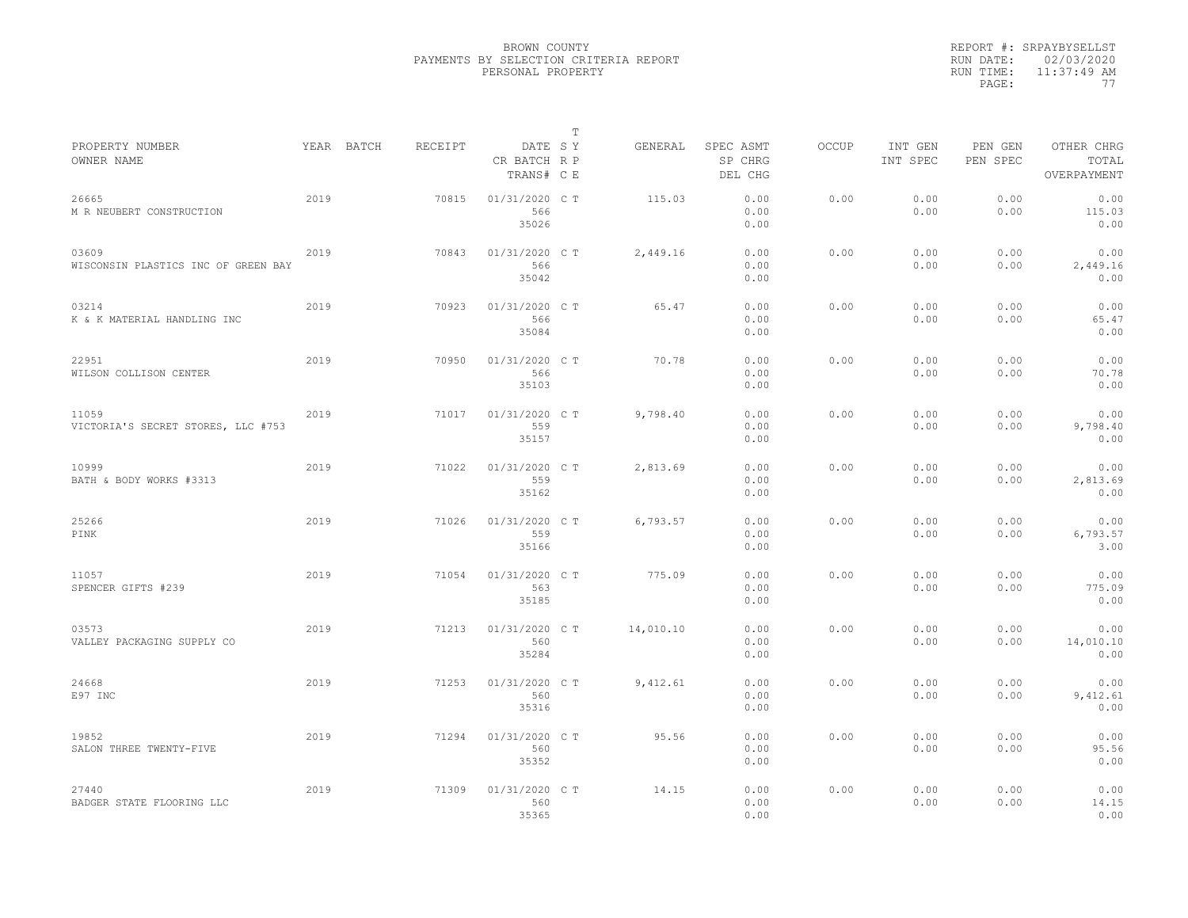BROWN COUNTY
PAYMENTS BY SELECTION CRITERIA REPORT
PERSONAL PROPERTY

REPORT #: SRPAYBYSELLST
RUN DATE: 02/03/2020
RUN TIME: 11:37:49 AM

| PROPERTY NUMBER<br>OWNER NAME | YEAR | BATCH | RECEIPT | DATE<br>CR BATCH<br>TRANS# | T<br>S Y<br>R P<br>C E | GENERAL | SPEC ASMT<br>SP CHRG<br>DEL CHG | OCCUP | INT GEN<br>INT SPEC | PEN GEN<br>PEN SPEC | OTHER CHRG<br>TOTAL<br>OVERPAYMENT |
|---|---|---|---|---|---|---|---|---|---|---|---|
| 26665<br>M R NEUBERT CONSTRUCTION | 2019 | | 70815 | 01/31/2020<br>566<br>35026 | C T | 115.03 | 0.00<br>0.00<br>0.00 | 0.00 | 0.00<br>0.00 | 0.00<br>0.00 | 0.00<br>115.03<br>0.00 |
| 03609<br>WISCONSIN PLASTICS INC OF GREEN BAY | 2019 | | 70843 | 01/31/2020<br>566<br>35042 | C T | 2,449.16 | 0.00<br>0.00<br>0.00 | 0.00 | 0.00<br>0.00 | 0.00<br>0.00 | 0.00<br>2,449.16<br>0.00 |
| 03214<br>K & K MATERIAL HANDLING INC | 2019 | | 70923 | 01/31/2020<br>566<br>35084 | C T | 65.47 | 0.00<br>0.00<br>0.00 | 0.00 | 0.00<br>0.00 | 0.00<br>0.00 | 0.00<br>65.47<br>0.00 |
| 22951<br>WILSON COLLISON CENTER | 2019 | | 70950 | 01/31/2020<br>566<br>35103 | C T | 70.78 | 0.00<br>0.00<br>0.00 | 0.00 | 0.00<br>0.00 | 0.00<br>0.00 | 0.00<br>70.78<br>0.00 |
| 11059<br>VICTORIA'S SECRET STORES, LLC #753 | 2019 | | 71017 | 01/31/2020<br>559<br>35157 | C T | 9,798.40 | 0.00<br>0.00<br>0.00 | 0.00 | 0.00<br>0.00 | 0.00<br>0.00 | 0.00<br>9,798.40<br>0.00 |
| 10999<br>BATH & BODY WORKS #3313 | 2019 | | 71022 | 01/31/2020<br>559<br>35162 | C T | 2,813.69 | 0.00<br>0.00<br>0.00 | 0.00 | 0.00<br>0.00 | 0.00<br>0.00 | 0.00<br>2,813.69<br>0.00 |
| 25266<br>PINK | 2019 | | 71026 | 01/31/2020<br>559<br>35166 | C T | 6,793.57 | 0.00<br>0.00<br>0.00 | 0.00 | 0.00<br>0.00 | 0.00<br>0.00 | 0.00<br>6,793.57<br>3.00 |
| 11057<br>SPENCER GIFTS #239 | 2019 | | 71054 | 01/31/2020<br>563<br>35185 | C T | 775.09 | 0.00<br>0.00<br>0.00 | 0.00 | 0.00<br>0.00 | 0.00<br>0.00 | 0.00<br>775.09<br>0.00 |
| 03573<br>VALLEY PACKAGING SUPPLY CO | 2019 | | 71213 | 01/31/2020<br>560<br>35284 | C T | 14,010.10 | 0.00<br>0.00<br>0.00 | 0.00 | 0.00<br>0.00 | 0.00<br>0.00 | 0.00<br>14,010.10<br>0.00 |
| 24668<br>E97 INC | 2019 | | 71253 | 01/31/2020<br>560<br>35316 | C T | 9,412.61 | 0.00<br>0.00<br>0.00 | 0.00 | 0.00<br>0.00 | 0.00<br>0.00 | 0.00<br>9,412.61<br>0.00 |
| 19852<br>SALON THREE TWENTY-FIVE | 2019 | | 71294 | 01/31/2020<br>560<br>35352 | C T | 95.56 | 0.00<br>0.00<br>0.00 | 0.00 | 0.00<br>0.00 | 0.00<br>0.00 | 0.00<br>95.56<br>0.00 |
| 27440<br>BADGER STATE FLOORING LLC | 2019 | | 71309 | 01/31/2020<br>560<br>35365 | C T | 14.15 | 0.00<br>0.00<br>0.00 | 0.00 | 0.00<br>0.00 | 0.00<br>0.00 | 0.00<br>14.15<br>0.00 |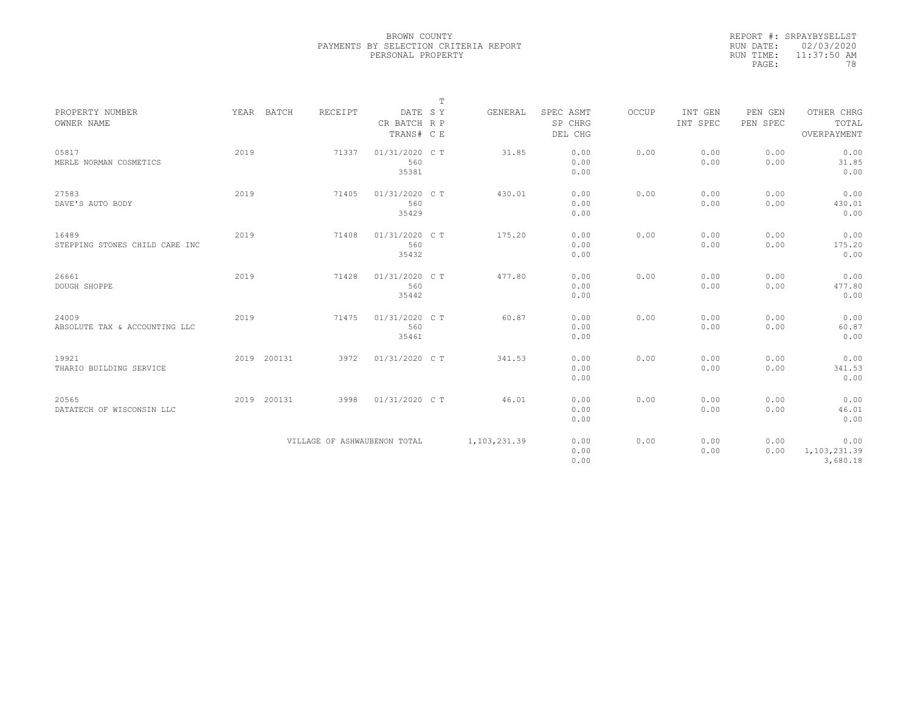BROWN COUNTY
PAYMENTS BY SELECTION CRITERIA REPORT
PERSONAL PROPERTY

REPORT #: SRPAYBYSELLST
RUN DATE: 02/03/2020
RUN TIME: 11:37:50 AM

| PROPERTY NUMBER / OWNER NAME | YEAR | BATCH | RECEIPT | DATE / CR BATCH / TRANS# | T SY RP CE | GENERAL | SPEC ASMT / SP CHRG / DEL CHG | OCCUP | INT GEN / INT SPEC | PEN GEN / PEN SPEC | OTHER CHRG / TOTAL / OVERPAYMENT |
|---|---|---|---|---|---|---|---|---|---|---|---|
| 05817 MERLE NORMAN COSMETICS | 2019 | | 71337 | 01/31/2020 560 35381 | C T | 31.85 | 0.00 0.00 0.00 | 0.00 | 0.00 0.00 | 0.00 0.00 | 0.00 31.85 0.00 |
| 27583 DAVE'S AUTO BODY | 2019 | | 71405 | 01/31/2020 560 35429 | C T | 430.01 | 0.00 0.00 0.00 | 0.00 | 0.00 0.00 | 0.00 0.00 | 0.00 430.01 0.00 |
| 16489 STEPPING STONES CHILD CARE INC | 2019 | | 71408 | 01/31/2020 560 35432 | C T | 175.20 | 0.00 0.00 0.00 | 0.00 | 0.00 0.00 | 0.00 0.00 | 0.00 175.20 0.00 |
| 26661 DOUGH SHOPPE | 2019 | | 71428 | 01/31/2020 560 35442 | C T | 477.80 | 0.00 0.00 0.00 | 0.00 | 0.00 0.00 | 0.00 0.00 | 0.00 477.80 0.00 |
| 24009 ABSOLUTE TAX & ACCOUNTING LLC | 2019 | | 71475 | 01/31/2020 560 35461 | C T | 60.87 | 0.00 0.00 0.00 | 0.00 | 0.00 0.00 | 0.00 0.00 | 0.00 60.87 0.00 |
| 19921 THARIO BUILDING SERVICE | 2019 | 200131 | 3972 | 01/31/2020 | C T | 341.53 | 0.00 0.00 0.00 | 0.00 | 0.00 0.00 | 0.00 0.00 | 0.00 341.53 0.00 |
| 20565 DATATECH OF WISCONSIN LLC | 2019 | 200131 | 3998 | 01/31/2020 | C T | 46.01 | 0.00 0.00 0.00 | 0.00 | 0.00 0.00 | 0.00 0.00 | 0.00 46.01 0.00 |
| VILLAGE OF ASHWAUBENON TOTAL | | | | | | 1,103,231.39 | 0.00 0.00 0.00 | 0.00 | 0.00 0.00 | 0.00 0.00 | 0.00 1,103,231.39 3,680.18 |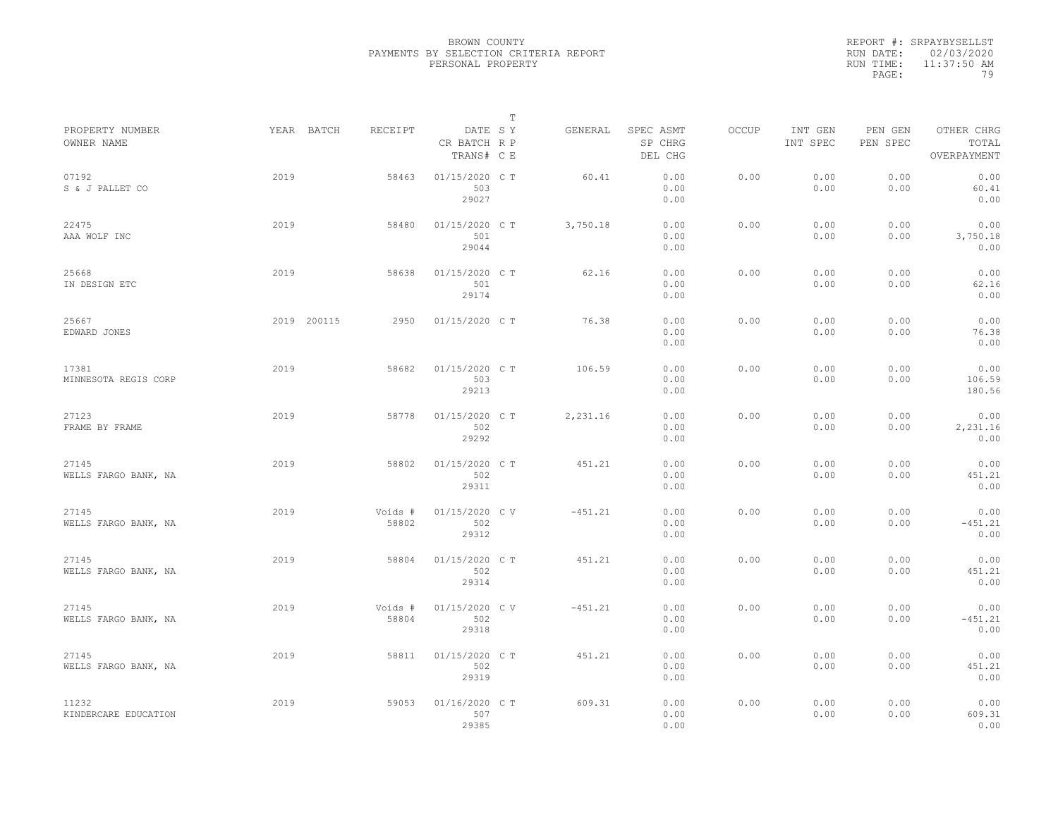BROWN COUNTY
PAYMENTS BY SELECTION CRITERIA REPORT
PERSONAL PROPERTY

REPORT #: SRPAYBYSELLST
RUN DATE: 02/03/2020
RUN TIME: 11:37:50 AM

| PROPERTY NUMBER<br>OWNER NAME | YEAR | BATCH | RECEIPT | DATE<br>CR BATCH<br>TRANS# | T<br>S Y<br>R P<br>C E | GENERAL | SPEC ASMT<br>SP CHRG<br>DEL CHG | OCCUP | INT GEN<br>INT SPEC | PEN GEN<br>PEN SPEC | OTHER CHRG<br>TOTAL<br>OVERPAYMENT |
|---|---|---|---|---|---|---|---|---|---|---|---|
| 07192<br>S & J PALLET CO | 2019 | | 58463 | 01/15/2020<br>503<br>29027 | C T | 60.41 | 0.00<br>0.00<br>0.00 | 0.00 | 0.00<br>0.00 | 0.00<br>0.00 | 0.00<br>60.41<br>0.00 |
| 22475<br>AAA WOLF INC | 2019 | | 58480 | 01/15/2020<br>501<br>29044 | C T | 3,750.18 | 0.00<br>0.00<br>0.00 | 0.00 | 0.00<br>0.00 | 0.00<br>0.00 | 0.00<br>3,750.18<br>0.00 |
| 25668<br>IN DESIGN ETC | 2019 | | 58638 | 01/15/2020<br>501<br>29174 | C T | 62.16 | 0.00<br>0.00<br>0.00 | 0.00 | 0.00<br>0.00 | 0.00<br>0.00 | 0.00<br>62.16<br>0.00 |
| 25667<br>EDWARD JONES | 2019 | 200115 | 2950 | 01/15/2020 | C T | 76.38 | 0.00<br>0.00<br>0.00 | 0.00 | 0.00<br>0.00 | 0.00<br>0.00 | 0.00<br>76.38<br>0.00 |
| 17381<br>MINNESOTA REGIS CORP | 2019 | | 58682 | 01/15/2020<br>503<br>29213 | C T | 106.59 | 0.00<br>0.00<br>0.00 | 0.00 | 0.00<br>0.00 | 0.00<br>0.00 | 0.00<br>106.59<br>180.56 |
| 27123<br>FRAME BY FRAME | 2019 | | 58778 | 01/15/2020<br>502<br>29292 | C T | 2,231.16 | 0.00<br>0.00<br>0.00 | 0.00 | 0.00<br>0.00 | 0.00<br>0.00 | 0.00<br>2,231.16<br>0.00 |
| 27145<br>WELLS FARGO BANK, NA | 2019 | | 58802 | 01/15/2020<br>502<br>29311 | C T | 451.21 | 0.00<br>0.00<br>0.00 | 0.00 | 0.00<br>0.00 | 0.00<br>0.00 | 0.00<br>451.21<br>0.00 |
| 27145<br>WELLS FARGO BANK, NA | 2019 | | Voids #<br>58802 | 01/15/2020<br>502<br>29312 | C V | -451.21 | 0.00<br>0.00<br>0.00 | 0.00 | 0.00<br>0.00 | 0.00<br>0.00 | 0.00<br>-451.21<br>0.00 |
| 27145<br>WELLS FARGO BANK, NA | 2019 | | 58804 | 01/15/2020<br>502<br>29314 | C T | 451.21 | 0.00<br>0.00<br>0.00 | 0.00 | 0.00<br>0.00 | 0.00<br>0.00 | 0.00<br>451.21<br>0.00 |
| 27145<br>WELLS FARGO BANK, NA | 2019 | | Voids #<br>58804 | 01/15/2020<br>502<br>29318 | C V | -451.21 | 0.00<br>0.00<br>0.00 | 0.00 | 0.00<br>0.00 | 0.00<br>0.00 | 0.00<br>-451.21<br>0.00 |
| 27145<br>WELLS FARGO BANK, NA | 2019 | | 58811 | 01/15/2020<br>502<br>29319 | C T | 451.21 | 0.00<br>0.00<br>0.00 | 0.00 | 0.00<br>0.00 | 0.00<br>0.00 | 0.00<br>451.21<br>0.00 |
| 11232<br>KINDERCARE EDUCATION | 2019 | | 59053 | 01/16/2020<br>507<br>29385 | C T | 609.31 | 0.00<br>0.00<br>0.00 | 0.00 | 0.00<br>0.00 | 0.00<br>0.00 | 0.00<br>609.31<br>0.00 |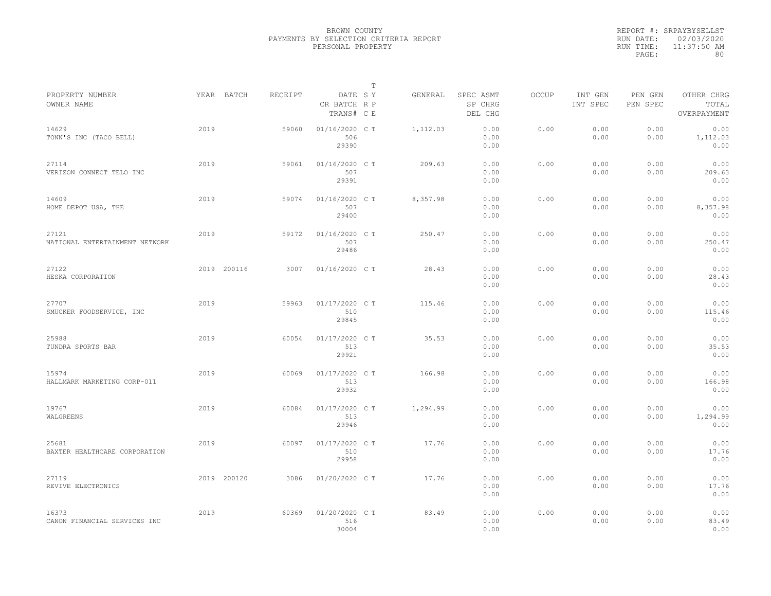BROWN COUNTY
PAYMENTS BY SELECTION CRITERIA REPORT
PERSONAL PROPERTY

REPORT #: SRPAYBYSELLST
RUN DATE: 02/03/2020
RUN TIME: 11:37:50 AM

| PROPERTY NUMBER<br>OWNER NAME | YEAR | BATCH | RECEIPT | DATE<br>CR BATCH<br>TRANS# | T S Y R P C E | GENERAL | SPEC ASMT<br>SP CHRG<br>DEL CHG | OCCUP | INT GEN<br>INT SPEC | PEN GEN<br>PEN SPEC | OTHER CHRG<br>TOTAL<br>OVERPAYMENT |
|---|---|---|---|---|---|---|---|---|---|---|---|
| 14629<br>TONN'S INC (TACO BELL) | 2019 | | 59060 | 01/16/2020<br>506<br>29390 | C T | 1,112.03 | 0.00<br>0.00<br>0.00 | 0.00 | 0.00<br>0.00 | 0.00<br>0.00 | 0.00<br>1,112.03<br>0.00 |
| 27114<br>VERIZON CONNECT TELO INC | 2019 | | 59061 | 01/16/2020<br>507<br>29391 | C T | 209.63 | 0.00<br>0.00<br>0.00 | 0.00 | 0.00<br>0.00 | 0.00<br>0.00 | 0.00<br>209.63<br>0.00 |
| 14609<br>HOME DEPOT USA, THE | 2019 | | 59074 | 01/16/2020<br>507<br>29400 | C T | 8,357.98 | 0.00<br>0.00<br>0.00 | 0.00 | 0.00<br>0.00 | 0.00<br>0.00 | 0.00<br>8,357.98<br>0.00 |
| 27121<br>NATIONAL ENTERTAINMENT NETWORK | 2019 | | 59172 | 01/16/2020<br>507<br>29486 | C T | 250.47 | 0.00<br>0.00<br>0.00 | 0.00 | 0.00<br>0.00 | 0.00<br>0.00 | 0.00<br>250.47<br>0.00 |
| 27122<br>HESKA CORPORATION | 2019 | 200116 | 3007 | 01/16/2020 | C T | 28.43 | 0.00<br>0.00<br>0.00 | 0.00 | 0.00<br>0.00 | 0.00<br>0.00 | 0.00<br>28.43<br>0.00 |
| 27707<br>SMUCKER FOODSERVICE, INC | 2019 | | 59963 | 01/17/2020<br>510<br>29845 | C T | 115.46 | 0.00<br>0.00<br>0.00 | 0.00 | 0.00<br>0.00 | 0.00<br>0.00 | 0.00<br>115.46<br>0.00 |
| 25988<br>TUNDRA SPORTS BAR | 2019 | | 60054 | 01/17/2020<br>513<br>29921 | C T | 35.53 | 0.00<br>0.00<br>0.00 | 0.00 | 0.00<br>0.00 | 0.00<br>0.00 | 0.00<br>35.53<br>0.00 |
| 15974<br>HALLMARK MARKETING CORP-011 | 2019 | | 60069 | 01/17/2020<br>513<br>29932 | C T | 166.98 | 0.00<br>0.00<br>0.00 | 0.00 | 0.00<br>0.00 | 0.00<br>0.00 | 0.00<br>166.98<br>0.00 |
| 19767<br>WALGREENS | 2019 | | 60084 | 01/17/2020<br>513<br>29946 | C T | 1,294.99 | 0.00<br>0.00<br>0.00 | 0.00 | 0.00<br>0.00 | 0.00<br>0.00 | 0.00<br>1,294.99<br>0.00 |
| 25681<br>BAXTER HEALTHCARE CORPORATION | 2019 | | 60097 | 01/17/2020<br>510<br>29958 | C T | 17.76 | 0.00<br>0.00<br>0.00 | 0.00 | 0.00<br>0.00 | 0.00<br>0.00 | 0.00<br>17.76<br>0.00 |
| 27119<br>REVIVE ELECTRONICS | 2019 | 200120 | 3086 | 01/20/2020 | C T | 17.76 | 0.00<br>0.00<br>0.00 | 0.00 | 0.00<br>0.00 | 0.00<br>0.00 | 0.00<br>17.76<br>0.00 |
| 16373<br>CANON FINANCIAL SERVICES INC | 2019 | | 60369 | 01/20/2020<br>516<br>30004 | C T | 83.49 | 0.00<br>0.00<br>0.00 | 0.00 | 0.00<br>0.00 | 0.00<br>0.00 | 0.00<br>83.49<br>0.00 |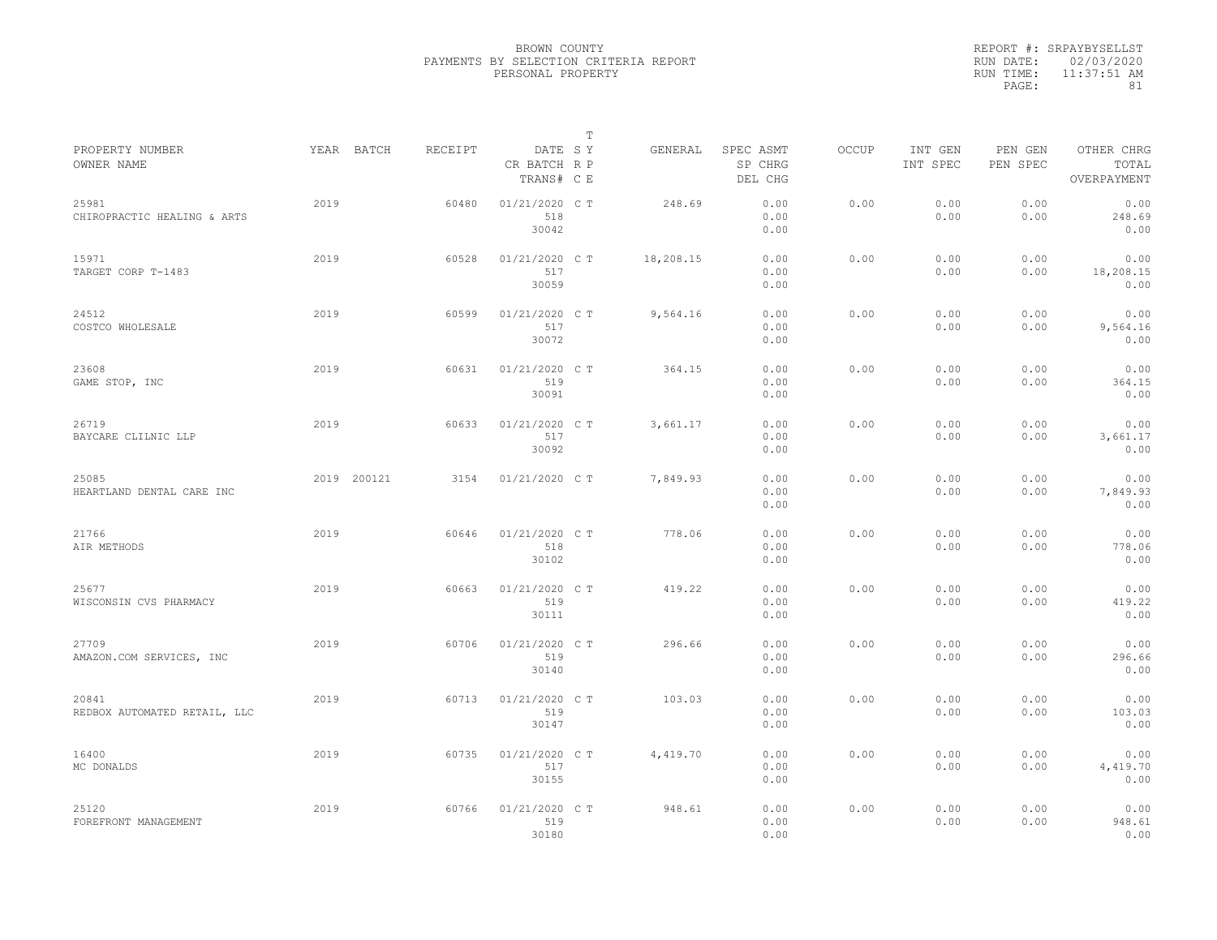BROWN COUNTY
PAYMENTS BY SELECTION CRITERIA REPORT
PERSONAL PROPERTY

REPORT #: SRPAYBYSELLST
RUN DATE: 02/03/2020
RUN TIME: 11:37:51 AM

| PROPERTY NUMBER<br>OWNER NAME | YEAR | BATCH | RECEIPT | DATE<br>CR BATCH<br>TRANS# | T<br>S Y<br>R P<br>C E | GENERAL | SPEC ASMT<br>SP CHRG<br>DEL CHG | OCCUP | INT GEN<br>INT SPEC | PEN GEN<br>PEN SPEC | OTHER CHRG<br>TOTAL<br>OVERPAYMENT |
|---|---|---|---|---|---|---|---|---|---|---|---|
| 25981<br>CHIROPRACTIC HEALING & ARTS | 2019 | | 60480 | 01/21/2020<br>518<br>30042 | C T | 248.69 | 0.00<br>0.00<br>0.00 | 0.00 | 0.00<br>0.00 | 0.00<br>0.00 | 0.00<br>248.69<br>0.00 |
| 15971<br>TARGET CORP T-1483 | 2019 | | 60528 | 01/21/2020<br>517<br>30059 | C T | 18,208.15 | 0.00<br>0.00<br>0.00 | 0.00 | 0.00<br>0.00 | 0.00<br>0.00 | 0.00<br>18,208.15<br>0.00 |
| 24512<br>COSTCO WHOLESALE | 2019 | | 60599 | 01/21/2020<br>517<br>30072 | C T | 9,564.16 | 0.00<br>0.00<br>0.00 | 0.00 | 0.00<br>0.00 | 0.00<br>0.00 | 0.00<br>9,564.16<br>0.00 |
| 23608<br>GAME STOP, INC | 2019 | | 60631 | 01/21/2020<br>519<br>30091 | C T | 364.15 | 0.00<br>0.00<br>0.00 | 0.00 | 0.00<br>0.00 | 0.00<br>0.00 | 0.00<br>364.15<br>0.00 |
| 26719<br>BAYCARE CLILNIC LLP | 2019 | | 60633 | 01/21/2020<br>517<br>30092 | C T | 3,661.17 | 0.00<br>0.00<br>0.00 | 0.00 | 0.00<br>0.00 | 0.00<br>0.00 | 0.00<br>3,661.17<br>0.00 |
| 25085<br>HEARTLAND DENTAL CARE INC | 2019 | 200121 | 3154 | 01/21/2020 | C T | 7,849.93 | 0.00<br>0.00<br>0.00 | 0.00 | 0.00<br>0.00 | 0.00<br>0.00 | 0.00<br>7,849.93<br>0.00 |
| 21766<br>AIR METHODS | 2019 | | 60646 | 01/21/2020<br>518<br>30102 | C T | 778.06 | 0.00<br>0.00<br>0.00 | 0.00 | 0.00<br>0.00 | 0.00<br>0.00 | 0.00<br>778.06<br>0.00 |
| 25677<br>WISCONSIN CVS PHARMACY | 2019 | | 60663 | 01/21/2020<br>519<br>30111 | C T | 419.22 | 0.00<br>0.00<br>0.00 | 0.00 | 0.00<br>0.00 | 0.00<br>0.00 | 0.00<br>419.22<br>0.00 |
| 27709<br>AMAZON.COM SERVICES, INC | 2019 | | 60706 | 01/21/2020<br>519<br>30140 | C T | 296.66 | 0.00<br>0.00<br>0.00 | 0.00 | 0.00<br>0.00 | 0.00<br>0.00 | 0.00<br>296.66<br>0.00 |
| 20841<br>REDBOX AUTOMATED RETAIL, LLC | 2019 | | 60713 | 01/21/2020<br>519<br>30147 | C T | 103.03 | 0.00<br>0.00<br>0.00 | 0.00 | 0.00<br>0.00 | 0.00<br>0.00 | 0.00<br>103.03<br>0.00 |
| 16400<br>MC DONALDS | 2019 | | 60735 | 01/21/2020<br>517<br>30155 | C T | 4,419.70 | 0.00<br>0.00<br>0.00 | 0.00 | 0.00<br>0.00 | 0.00<br>0.00 | 0.00<br>4,419.70<br>0.00 |
| 25120<br>FOREFRONT MANAGEMENT | 2019 | | 60766 | 01/21/2020<br>519<br>30180 | C T | 948.61 | 0.00<br>0.00<br>0.00 | 0.00 | 0.00<br>0.00 | 0.00<br>0.00 | 0.00<br>948.61<br>0.00 |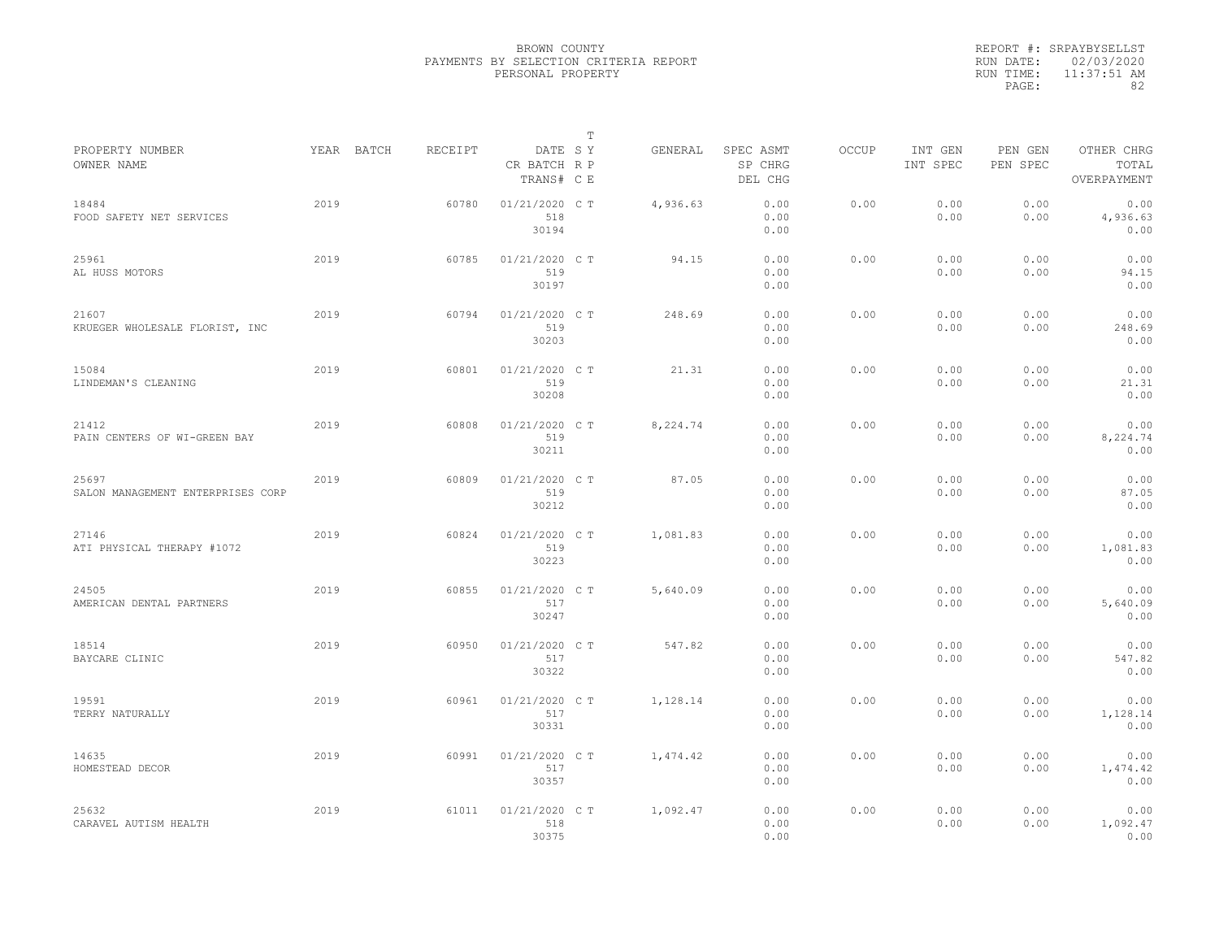BROWN COUNTY
PAYMENTS BY SELECTION CRITERIA REPORT
PERSONAL PROPERTY

REPORT #: SRPAYBYSELLST
RUN DATE: 02/03/2020
RUN TIME: 11:37:51 AM

| PROPERTY NUMBER<br>OWNER NAME | YEAR | BATCH | RECEIPT | DATE<br>CR BATCH<br>TRANS# | T SY<br>RP<br>CE | GENERAL | SPEC ASMT<br>SP CHRG<br>DEL CHG | OCCUP | INT GEN<br>INT SPEC | PEN GEN<br>PEN SPEC | OTHER CHRG<br>TOTAL<br>OVERPAYMENT |
|---|---|---|---|---|---|---|---|---|---|---|---|
| 18484<br>FOOD SAFETY NET SERVICES | 2019 | | 60780 | 01/21/2020<br>518<br>30194 | C T | 4,936.63 | 0.00<br>0.00<br>0.00 | 0.00 | 0.00<br>0.00 | 0.00<br>0.00 | 0.00<br>4,936.63<br>0.00 |
| 25961<br>AL HUSS MOTORS | 2019 | | 60785 | 01/21/2020<br>519<br>30197 | C T | 94.15 | 0.00<br>0.00<br>0.00 | 0.00 | 0.00<br>0.00 | 0.00<br>0.00 | 0.00<br>94.15<br>0.00 |
| 21607<br>KRUEGER WHOLESALE FLORIST, INC | 2019 | | 60794 | 01/21/2020<br>519<br>30203 | C T | 248.69 | 0.00<br>0.00<br>0.00 | 0.00 | 0.00<br>0.00 | 0.00<br>0.00 | 0.00<br>248.69<br>0.00 |
| 15084<br>LINDEMAN'S CLEANING | 2019 | | 60801 | 01/21/2020<br>519<br>30208 | C T | 21.31 | 0.00<br>0.00<br>0.00 | 0.00 | 0.00<br>0.00 | 0.00<br>0.00 | 0.00<br>21.31<br>0.00 |
| 21412<br>PAIN CENTERS OF WI-GREEN BAY | 2019 | | 60808 | 01/21/2020<br>519<br>30211 | C T | 8,224.74 | 0.00<br>0.00<br>0.00 | 0.00 | 0.00<br>0.00 | 0.00<br>0.00 | 0.00<br>8,224.74<br>0.00 |
| 25697<br>SALON MANAGEMENT ENTERPRISES CORP | 2019 | | 60809 | 01/21/2020<br>519<br>30212 | C T | 87.05 | 0.00<br>0.00<br>0.00 | 0.00 | 0.00<br>0.00 | 0.00<br>0.00 | 0.00<br>87.05<br>0.00 |
| 27146<br>ATI PHYSICAL THERAPY #1072 | 2019 | | 60824 | 01/21/2020<br>519<br>30223 | C T | 1,081.83 | 0.00<br>0.00<br>0.00 | 0.00 | 0.00<br>0.00 | 0.00<br>0.00 | 0.00<br>1,081.83<br>0.00 |
| 24505<br>AMERICAN DENTAL PARTNERS | 2019 | | 60855 | 01/21/2020<br>517<br>30247 | C T | 5,640.09 | 0.00<br>0.00<br>0.00 | 0.00 | 0.00<br>0.00 | 0.00<br>0.00 | 0.00<br>5,640.09<br>0.00 |
| 18514<br>BAYCARE CLINIC | 2019 | | 60950 | 01/21/2020<br>517<br>30322 | C T | 547.82 | 0.00<br>0.00<br>0.00 | 0.00 | 0.00<br>0.00 | 0.00<br>0.00 | 0.00<br>547.82<br>0.00 |
| 19591<br>TERRY NATURALLY | 2019 | | 60961 | 01/21/2020<br>517<br>30331 | C T | 1,128.14 | 0.00<br>0.00<br>0.00 | 0.00 | 0.00<br>0.00 | 0.00<br>0.00 | 0.00<br>1,128.14<br>0.00 |
| 14635<br>HOMESTEAD DECOR | 2019 | | 60991 | 01/21/2020<br>517<br>30357 | C T | 1,474.42 | 0.00<br>0.00<br>0.00 | 0.00 | 0.00<br>0.00 | 0.00<br>0.00 | 0.00<br>1,474.42<br>0.00 |
| 25632<br>CARAVEL AUTISM HEALTH | 2019 | | 61011 | 01/21/2020<br>518<br>30375 | C T | 1,092.47 | 0.00<br>0.00<br>0.00 | 0.00 | 0.00<br>0.00 | 0.00<br>0.00 | 0.00<br>1,092.47<br>0.00 |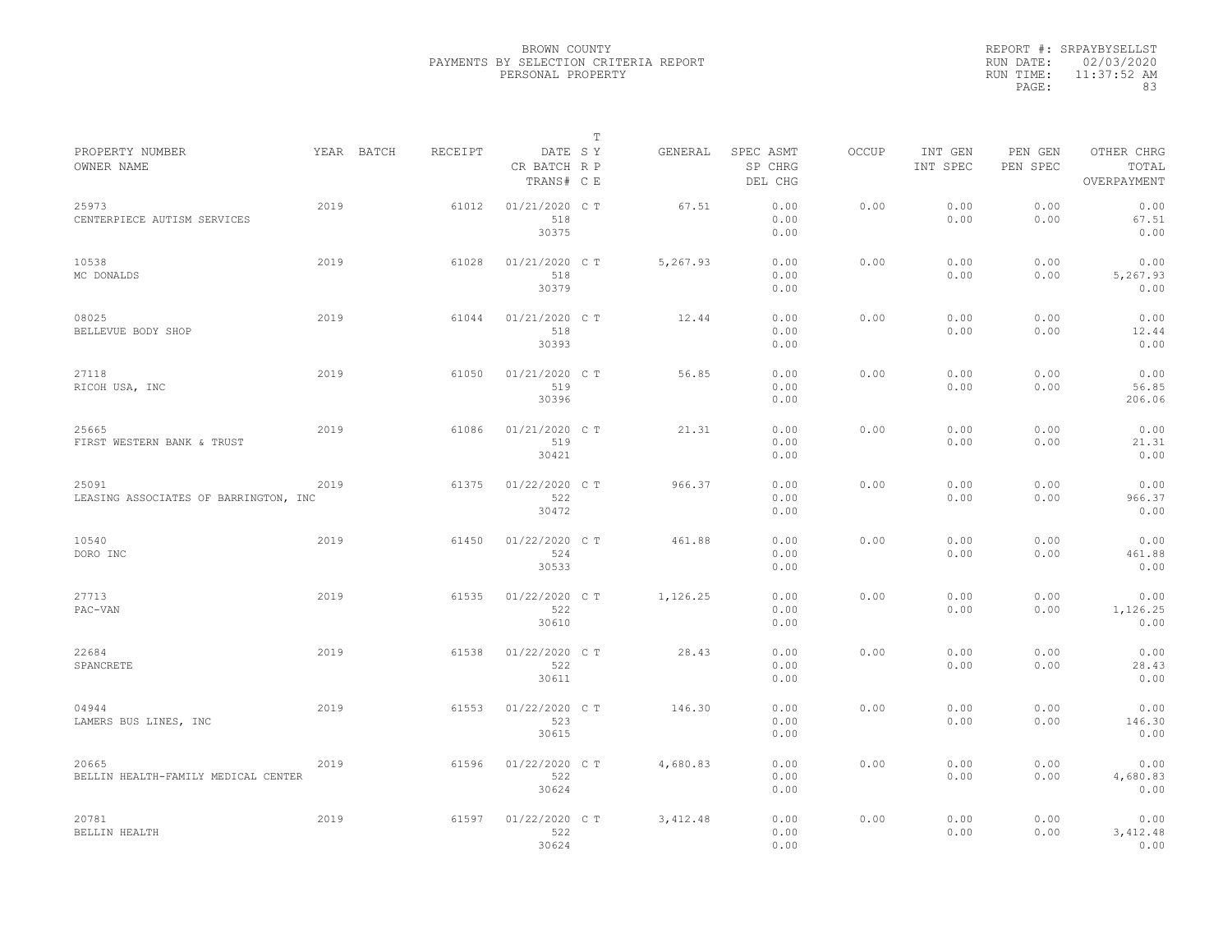BROWN COUNTY
PAYMENTS BY SELECTION CRITERIA REPORT
PERSONAL PROPERTY

REPORT #: SRPAYBYSELLST
RUN DATE: 02/03/2020
RUN TIME: 11:37:52 AM

| PROPERTY NUMBER / OWNER NAME | YEAR | BATCH | RECEIPT | DATE / CR BATCH / TRANS# | T SY / R P / C E | GENERAL | SPEC ASMT / SP CHRG / DEL CHG | OCCUP | INT GEN / INT SPEC | PEN GEN / PEN SPEC | OTHER CHRG / TOTAL / OVERPAYMENT |
|---|---|---|---|---|---|---|---|---|---|---|---|
| 25973 CENTERPIECE AUTISM SERVICES | 2019 | | 61012 | 01/21/2020 518 30375 | C T | 67.51 | 0.00 0.00 0.00 | 0.00 | 0.00 0.00 | 0.00 0.00 | 0.00 67.51 0.00 |
| 10538 MC DONALDS | 2019 | | 61028 | 01/21/2020 518 30379 | C T | 5,267.93 | 0.00 0.00 0.00 | 0.00 | 0.00 0.00 | 0.00 0.00 | 0.00 5,267.93 0.00 |
| 08025 BELLEVUE BODY SHOP | 2019 | | 61044 | 01/21/2020 518 30393 | C T | 12.44 | 0.00 0.00 0.00 | 0.00 | 0.00 0.00 | 0.00 0.00 | 0.00 12.44 0.00 |
| 27118 RICOH USA, INC | 2019 | | 61050 | 01/21/2020 519 30396 | C T | 56.85 | 0.00 0.00 0.00 | 0.00 | 0.00 0.00 | 0.00 0.00 | 0.00 56.85 206.06 |
| 25665 FIRST WESTERN BANK & TRUST | 2019 | | 61086 | 01/21/2020 519 30421 | C T | 21.31 | 0.00 0.00 0.00 | 0.00 | 0.00 0.00 | 0.00 0.00 | 0.00 21.31 0.00 |
| 25091 LEASING ASSOCIATES OF BARRINGTON, INC | 2019 | | 61375 | 01/22/2020 522 30472 | C T | 966.37 | 0.00 0.00 0.00 | 0.00 | 0.00 0.00 | 0.00 0.00 | 0.00 966.37 0.00 |
| 10540 DORO INC | 2019 | | 61450 | 01/22/2020 524 30533 | C T | 461.88 | 0.00 0.00 0.00 | 0.00 | 0.00 0.00 | 0.00 0.00 | 0.00 461.88 0.00 |
| 27713 PAC-VAN | 2019 | | 61535 | 01/22/2020 522 30610 | C T | 1,126.25 | 0.00 0.00 0.00 | 0.00 | 0.00 0.00 | 0.00 0.00 | 0.00 1,126.25 0.00 |
| 22684 SPANCRETE | 2019 | | 61538 | 01/22/2020 522 30611 | C T | 28.43 | 0.00 0.00 0.00 | 0.00 | 0.00 0.00 | 0.00 0.00 | 0.00 28.43 0.00 |
| 04944 LAMERS BUS LINES, INC | 2019 | | 61553 | 01/22/2020 523 30615 | C T | 146.30 | 0.00 0.00 0.00 | 0.00 | 0.00 0.00 | 0.00 0.00 | 0.00 146.30 0.00 |
| 20665 BELLIN HEALTH-FAMILY MEDICAL CENTER | 2019 | | 61596 | 01/22/2020 522 30624 | C T | 4,680.83 | 0.00 0.00 0.00 | 0.00 | 0.00 0.00 | 0.00 0.00 | 0.00 4,680.83 0.00 |
| 20781 BELLIN HEALTH | 2019 | | 61597 | 01/22/2020 522 30624 | C T | 3,412.48 | 0.00 0.00 0.00 | 0.00 | 0.00 0.00 | 0.00 0.00 | 0.00 3,412.48 0.00 |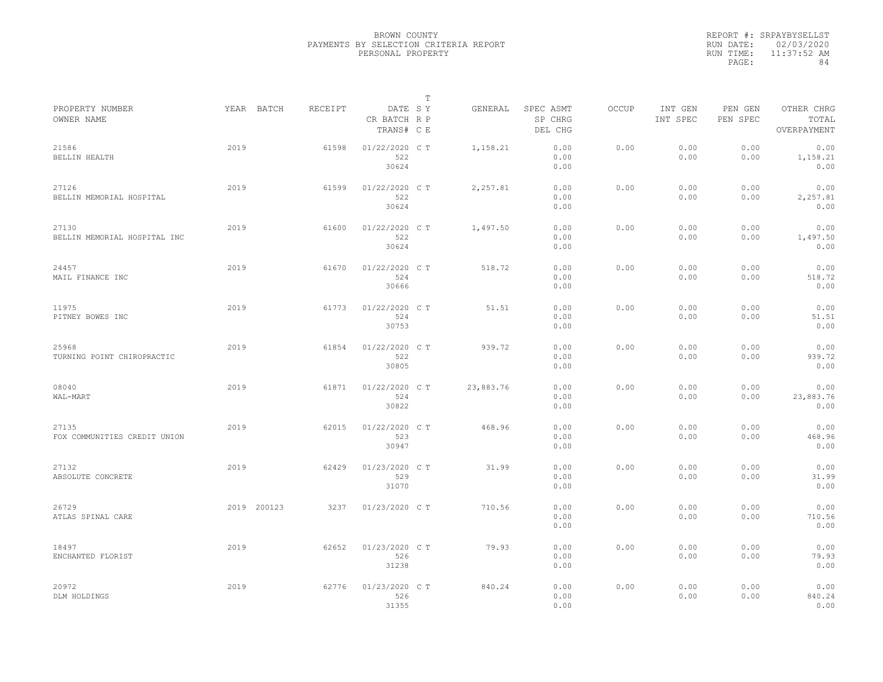BROWN COUNTY
PAYMENTS BY SELECTION CRITERIA REPORT
PERSONAL PROPERTY

REPORT #: SRPAYBYSELLST
RUN DATE: 02/03/2020
RUN TIME: 11:37:52 AM

| PROPERTY NUMBER / OWNER NAME | YEAR | BATCH | RECEIPT | DATE / CR BATCH / TRANS# | T SY RP CE | GENERAL | SPEC ASMT / SP CHRG / DEL CHG | OCCUP | INT GEN / INT SPEC | PEN GEN / PEN SPEC | OTHER CHRG / TOTAL / OVERPAYMENT |
|---|---|---|---|---|---|---|---|---|---|---|---|
| 21586 BELLIN HEALTH | 2019 | | 61598 | 01/22/2020 522 30624 | C T | 1,158.21 | 0.00 0.00 0.00 | 0.00 | 0.00 0.00 | 0.00 0.00 | 0.00 1,158.21 0.00 |
| 27126 BELLIN MEMORIAL HOSPITAL | 2019 | | 61599 | 01/22/2020 522 30624 | C T | 2,257.81 | 0.00 0.00 0.00 | 0.00 | 0.00 0.00 | 0.00 0.00 | 0.00 2,257.81 0.00 |
| 27130 BELLIN MEMORIAL HOSPITAL INC | 2019 | | 61600 | 01/22/2020 522 30624 | C T | 1,497.50 | 0.00 0.00 0.00 | 0.00 | 0.00 0.00 | 0.00 0.00 | 0.00 1,497.50 0.00 |
| 24457 MAIL FINANCE INC | 2019 | | 61670 | 01/22/2020 524 30666 | C T | 518.72 | 0.00 0.00 0.00 | 0.00 | 0.00 0.00 | 0.00 0.00 | 0.00 518.72 0.00 |
| 11975 PITNEY BOWES INC | 2019 | | 61773 | 01/22/2020 524 30753 | C T | 51.51 | 0.00 0.00 0.00 | 0.00 | 0.00 0.00 | 0.00 0.00 | 0.00 51.51 0.00 |
| 25968 TURNING POINT CHIROPRACTIC | 2019 | | 61854 | 01/22/2020 522 30805 | C T | 939.72 | 0.00 0.00 0.00 | 0.00 | 0.00 0.00 | 0.00 0.00 | 0.00 939.72 0.00 |
| 08040 WAL-MART | 2019 | | 61871 | 01/22/2020 524 30822 | C T | 23,883.76 | 0.00 0.00 0.00 | 0.00 | 0.00 0.00 | 0.00 0.00 | 0.00 23,883.76 0.00 |
| 27135 FOX COMMUNITIES CREDIT UNION | 2019 | | 62015 | 01/22/2020 523 30947 | C T | 468.96 | 0.00 0.00 0.00 | 0.00 | 0.00 0.00 | 0.00 0.00 | 0.00 468.96 0.00 |
| 27132 ABSOLUTE CONCRETE | 2019 | | 62429 | 01/23/2020 529 31070 | C T | 31.99 | 0.00 0.00 0.00 | 0.00 | 0.00 0.00 | 0.00 0.00 | 0.00 31.99 0.00 |
| 26729 ATLAS SPINAL CARE | 2019 | 200123 | 3237 | 01/23/2020 | C T | 710.56 | 0.00 0.00 0.00 | 0.00 | 0.00 0.00 | 0.00 0.00 | 0.00 710.56 0.00 |
| 18497 ENCHANTED FLORIST | 2019 | | 62652 | 01/23/2020 526 31238 | C T | 79.93 | 0.00 0.00 0.00 | 0.00 | 0.00 0.00 | 0.00 0.00 | 0.00 79.93 0.00 |
| 20972 DLM HOLDINGS | 2019 | | 62776 | 01/23/2020 526 31355 | C T | 840.24 | 0.00 0.00 0.00 | 0.00 | 0.00 0.00 | 0.00 0.00 | 0.00 840.24 0.00 |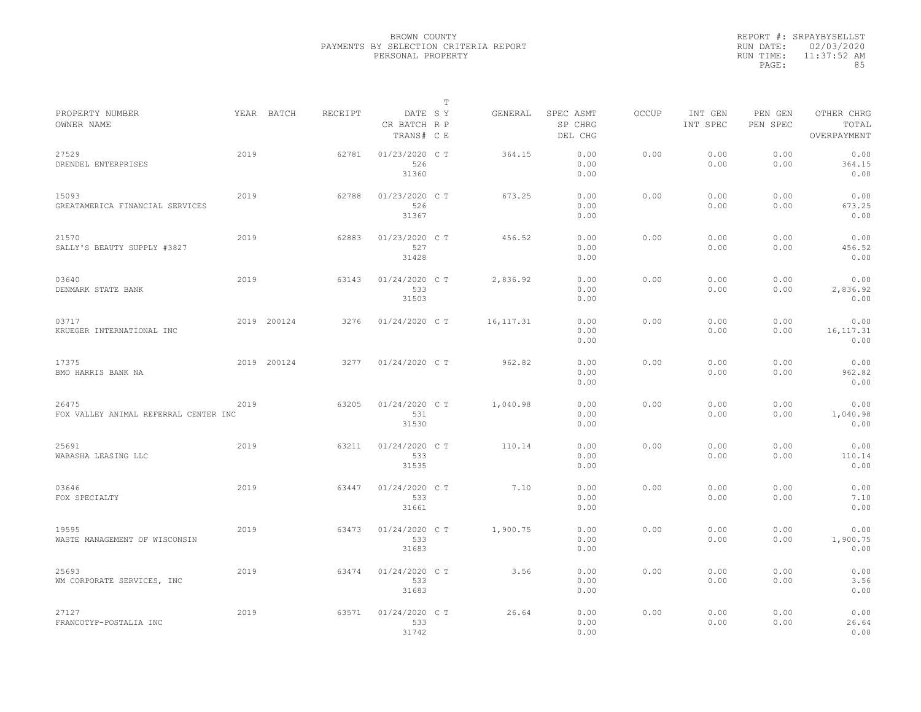BROWN COUNTY
PAYMENTS BY SELECTION CRITERIA REPORT
PERSONAL PROPERTY

REPORT #: SRPAYBYSELLST
RUN DATE: 02/03/2020
RUN TIME: 11:37:52 AM

| PROPERTY NUMBER<br>OWNER NAME | YEAR | BATCH | RECEIPT | DATE<br>CR BATCH<br>TRANS# | T<br>S Y<br>R P<br>C E | GENERAL | SPEC ASMT<br>SP CHRG<br>DEL CHG | OCCUP | INT GEN<br>INT SPEC | PEN GEN<br>PEN SPEC | OTHER CHRG<br>TOTAL<br>OVERPAYMENT |
|---|---|---|---|---|---|---|---|---|---|---|---|
| 27529<br>DRENDEL ENTERPRISES | 2019 | | 62781 | 01/23/2020<br>526<br>31360 | C T | 364.15 | 0.00<br>0.00<br>0.00 | 0.00 | 0.00<br>0.00 | 0.00<br>0.00 | 0.00<br>364.15<br>0.00 |
| 15093<br>GREATAMERICA FINANCIAL SERVICES | 2019 | | 62788 | 01/23/2020<br>526<br>31367 | C T | 673.25 | 0.00<br>0.00<br>0.00 | 0.00 | 0.00<br>0.00 | 0.00<br>0.00 | 0.00<br>673.25<br>0.00 |
| 21570<br>SALLY'S BEAUTY SUPPLY #3827 | 2019 | | 62883 | 01/23/2020<br>527<br>31428 | C T | 456.52 | 0.00<br>0.00<br>0.00 | 0.00 | 0.00<br>0.00 | 0.00<br>0.00 | 0.00<br>456.52<br>0.00 |
| 03640<br>DENMARK STATE BANK | 2019 | | 63143 | 01/24/2020<br>533<br>31503 | C T | 2,836.92 | 0.00<br>0.00<br>0.00 | 0.00 | 0.00<br>0.00 | 0.00<br>0.00 | 0.00<br>2,836.92<br>0.00 |
| 03717<br>KRUEGER INTERNATIONAL INC | 2019 | 200124 | 3276 | 01/24/2020 | C T | 16,117.31 | 0.00<br>0.00<br>0.00 | 0.00 | 0.00<br>0.00 | 0.00<br>0.00 | 0.00<br>16,117.31<br>0.00 |
| 17375<br>BMO HARRIS BANK NA | 2019 | 200124 | 3277 | 01/24/2020 | C T | 962.82 | 0.00<br>0.00<br>0.00 | 0.00 | 0.00<br>0.00 | 0.00<br>0.00 | 0.00<br>962.82<br>0.00 |
| 26475<br>FOX VALLEY ANIMAL REFERRAL CENTER INC | 2019 | | 63205 | 01/24/2020<br>531<br>31530 | C T | 1,040.98 | 0.00<br>0.00<br>0.00 | 0.00 | 0.00<br>0.00 | 0.00<br>0.00 | 0.00<br>1,040.98<br>0.00 |
| 25691<br>WABASHA LEASING LLC | 2019 | | 63211 | 01/24/2020<br>533<br>31535 | C T | 110.14 | 0.00<br>0.00<br>0.00 | 0.00 | 0.00<br>0.00 | 0.00<br>0.00 | 0.00<br>110.14<br>0.00 |
| 03646<br>FOX SPECIALTY | 2019 | | 63447 | 01/24/2020<br>533<br>31661 | C T | 7.10 | 0.00<br>0.00<br>0.00 | 0.00 | 0.00<br>0.00 | 0.00<br>0.00 | 0.00<br>7.10<br>0.00 |
| 19595<br>WASTE MANAGEMENT OF WISCONSIN | 2019 | | 63473 | 01/24/2020<br>533<br>31683 | C T | 1,900.75 | 0.00<br>0.00<br>0.00 | 0.00 | 0.00<br>0.00 | 0.00<br>0.00 | 0.00<br>1,900.75<br>0.00 |
| 25693<br>WM CORPORATE SERVICES, INC | 2019 | | 63474 | 01/24/2020<br>533<br>31683 | C T | 3.56 | 0.00<br>0.00<br>0.00 | 0.00 | 0.00<br>0.00 | 0.00<br>0.00 | 0.00<br>3.56<br>0.00 |
| 27127<br>FRANCOTYP-POSTALIA INC | 2019 | | 63571 | 01/24/2020<br>533<br>31742 | C T | 26.64 | 0.00<br>0.00<br>0.00 | 0.00 | 0.00<br>0.00 | 0.00<br>0.00 | 0.00<br>26.64<br>0.00 |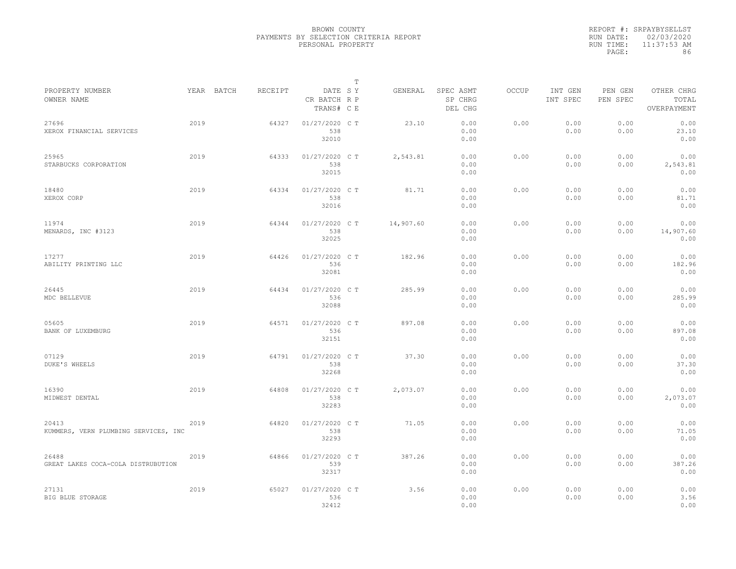BROWN COUNTY
PAYMENTS BY SELECTION CRITERIA REPORT
PERSONAL PROPERTY

REPORT #: SRPAYBYSELLST
RUN DATE: 02/03/2020
RUN TIME: 11:37:53 AM

| PROPERTY NUMBER / OWNER NAME | YEAR | BATCH | RECEIPT | DATE / CR BATCH / TRANS# | T SY RP CE | GENERAL | SPEC ASMT / SP CHRG / DEL CHG | OCCUP | INT GEN / INT SPEC | PEN GEN / PEN SPEC | OTHER CHRG / TOTAL / OVERPAYMENT |
|---|---|---|---|---|---|---|---|---|---|---|---|
| 27696 XEROX FINANCIAL SERVICES | 2019 | | 64327 | 01/27/2020 538 32010 | C T | 23.10 | 0.00 0.00 0.00 | 0.00 | 0.00 0.00 | 0.00 0.00 | 0.00 23.10 0.00 |
| 25965 STARBUCKS CORPORATION | 2019 | | 64333 | 01/27/2020 538 32015 | C T | 2,543.81 | 0.00 0.00 0.00 | 0.00 | 0.00 0.00 | 0.00 0.00 | 0.00 2,543.81 0.00 |
| 18480 XEROX CORP | 2019 | | 64334 | 01/27/2020 538 32016 | C T | 81.71 | 0.00 0.00 0.00 | 0.00 | 0.00 0.00 | 0.00 0.00 | 0.00 81.71 0.00 |
| 11974 MENARDS, INC #3123 | 2019 | | 64344 | 01/27/2020 538 32025 | C T | 14,907.60 | 0.00 0.00 0.00 | 0.00 | 0.00 0.00 | 0.00 0.00 | 0.00 14,907.60 0.00 |
| 17277 ABILITY PRINTING LLC | 2019 | | 64426 | 01/27/2020 536 32081 | C T | 182.96 | 0.00 0.00 0.00 | 0.00 | 0.00 0.00 | 0.00 0.00 | 0.00 182.96 0.00 |
| 26445 MDC BELLEVUE | 2019 | | 64434 | 01/27/2020 536 32088 | C T | 285.99 | 0.00 0.00 0.00 | 0.00 | 0.00 0.00 | 0.00 0.00 | 0.00 285.99 0.00 |
| 05605 BANK OF LUXEMBURG | 2019 | | 64571 | 01/27/2020 536 32151 | C T | 897.08 | 0.00 0.00 0.00 | 0.00 | 0.00 0.00 | 0.00 0.00 | 0.00 897.08 0.00 |
| 07129 DUKE'S WHEELS | 2019 | | 64791 | 01/27/2020 538 32268 | C T | 37.30 | 0.00 0.00 0.00 | 0.00 | 0.00 0.00 | 0.00 0.00 | 0.00 37.30 0.00 |
| 16390 MIDWEST DENTAL | 2019 | | 64808 | 01/27/2020 538 32283 | C T | 2,073.07 | 0.00 0.00 0.00 | 0.00 | 0.00 0.00 | 0.00 0.00 | 0.00 2,073.07 0.00 |
| 20413 KUMMERS, VERN PLUMBING SERVICES, INC | 2019 | | 64820 | 01/27/2020 538 32293 | C T | 71.05 | 0.00 0.00 0.00 | 0.00 | 0.00 0.00 | 0.00 0.00 | 0.00 71.05 0.00 |
| 26488 GREAT LAKES COCA-COLA DISTRUBUTION | 2019 | | 64866 | 01/27/2020 539 32317 | C T | 387.26 | 0.00 0.00 0.00 | 0.00 | 0.00 0.00 | 0.00 0.00 | 0.00 387.26 0.00 |
| 27131 BIG BLUE STORAGE | 2019 | | 65027 | 01/27/2020 536 32412 | C T | 3.56 | 0.00 0.00 0.00 | 0.00 | 0.00 0.00 | 0.00 0.00 | 0.00 3.56 0.00 |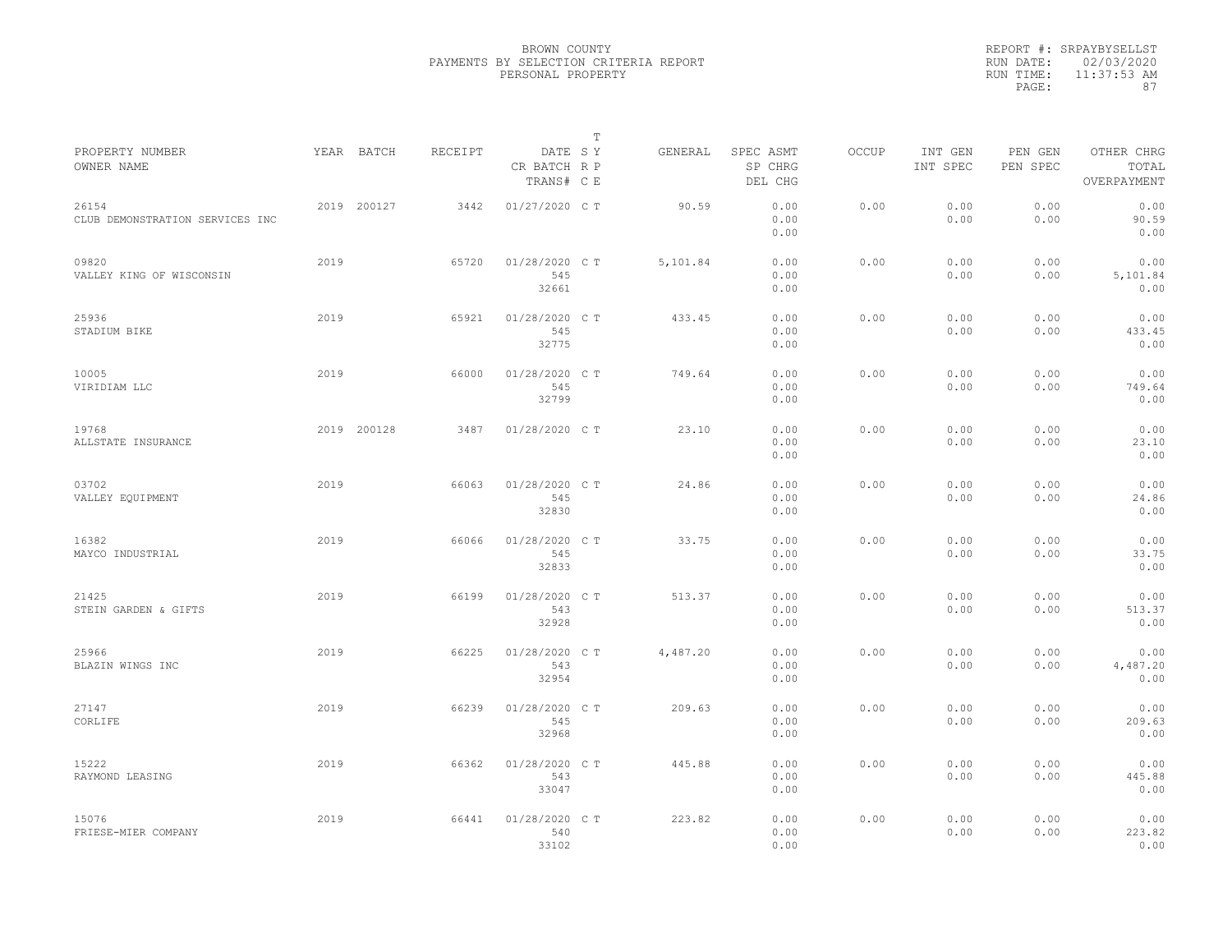BROWN COUNTY
PAYMENTS BY SELECTION CRITERIA REPORT
PERSONAL PROPERTY

REPORT #: SRPAYBYSELLST
RUN DATE: 02/03/2020
RUN TIME: 11:37:53 AM

| PROPERTY NUMBER<br>OWNER NAME | YEAR | BATCH | RECEIPT | DATE<br>CR BATCH<br>TRANS# | T SY RP CE | GENERAL | SPEC ASMT<br>SP CHRG<br>DEL CHG | OCCUP | INT GEN<br>INT SPEC | PEN GEN<br>PEN SPEC | OTHER CHRG<br>TOTAL<br>OVERPAYMENT |
|---|---|---|---|---|---|---|---|---|---|---|---|
| 26154<br>CLUB DEMONSTRATION SERVICES INC | 2019 | 200127 | 3442 | 01/27/2020 | C T | 90.59 | 0.00<br>0.00<br>0.00 | 0.00 | 0.00<br>0.00 | 0.00<br>0.00 | 0.00<br>90.59<br>0.00 |
| 09820<br>VALLEY KING OF WISCONSIN | 2019 | | 65720 | 01/28/2020<br>545<br>32661 | C T | 5,101.84 | 0.00<br>0.00<br>0.00 | 0.00 | 0.00<br>0.00 | 0.00<br>0.00 | 0.00<br>5,101.84<br>0.00 |
| 25936<br>STADIUM BIKE | 2019 | | 65921 | 01/28/2020<br>545<br>32775 | C T | 433.45 | 0.00<br>0.00<br>0.00 | 0.00 | 0.00<br>0.00 | 0.00<br>0.00 | 0.00<br>433.45<br>0.00 |
| 10005<br>VIRIDIAM LLC | 2019 | | 66000 | 01/28/2020<br>545<br>32799 | C T | 749.64 | 0.00<br>0.00<br>0.00 | 0.00 | 0.00<br>0.00 | 0.00<br>0.00 | 0.00<br>749.64<br>0.00 |
| 19768<br>ALLSTATE INSURANCE | 2019 | 200128 | 3487 | 01/28/2020 | C T | 23.10 | 0.00<br>0.00<br>0.00 | 0.00 | 0.00<br>0.00 | 0.00<br>0.00 | 0.00<br>23.10<br>0.00 |
| 03702<br>VALLEY EQUIPMENT | 2019 | | 66063 | 01/28/2020<br>545<br>32830 | C T | 24.86 | 0.00<br>0.00<br>0.00 | 0.00 | 0.00<br>0.00 | 0.00<br>0.00 | 0.00<br>24.86<br>0.00 |
| 16382<br>MAYCO INDUSTRIAL | 2019 | | 66066 | 01/28/2020<br>545<br>32833 | C T | 33.75 | 0.00<br>0.00<br>0.00 | 0.00 | 0.00<br>0.00 | 0.00<br>0.00 | 0.00<br>33.75<br>0.00 |
| 21425<br>STEIN GARDEN & GIFTS | 2019 | | 66199 | 01/28/2020<br>543<br>32928 | C T | 513.37 | 0.00<br>0.00<br>0.00 | 0.00 | 0.00<br>0.00 | 0.00<br>0.00 | 0.00<br>513.37<br>0.00 |
| 25966<br>BLAZIN WINGS INC | 2019 | | 66225 | 01/28/2020<br>543<br>32954 | C T | 4,487.20 | 0.00<br>0.00<br>0.00 | 0.00 | 0.00<br>0.00 | 0.00<br>0.00 | 0.00<br>4,487.20<br>0.00 |
| 27147<br>CORLIFE | 2019 | | 66239 | 01/28/2020<br>545<br>32968 | C T | 209.63 | 0.00<br>0.00<br>0.00 | 0.00 | 0.00<br>0.00 | 0.00<br>0.00 | 0.00<br>209.63<br>0.00 |
| 15222<br>RAYMOND LEASING | 2019 | | 66362 | 01/28/2020<br>543<br>33047 | C T | 445.88 | 0.00<br>0.00<br>0.00 | 0.00 | 0.00<br>0.00 | 0.00<br>0.00 | 0.00<br>445.88<br>0.00 |
| 15076<br>FRIESE-MIER COMPANY | 2019 | | 66441 | 01/28/2020<br>540<br>33102 | C T | 223.82 | 0.00<br>0.00<br>0.00 | 0.00 | 0.00<br>0.00 | 0.00<br>0.00 | 0.00<br>223.82<br>0.00 |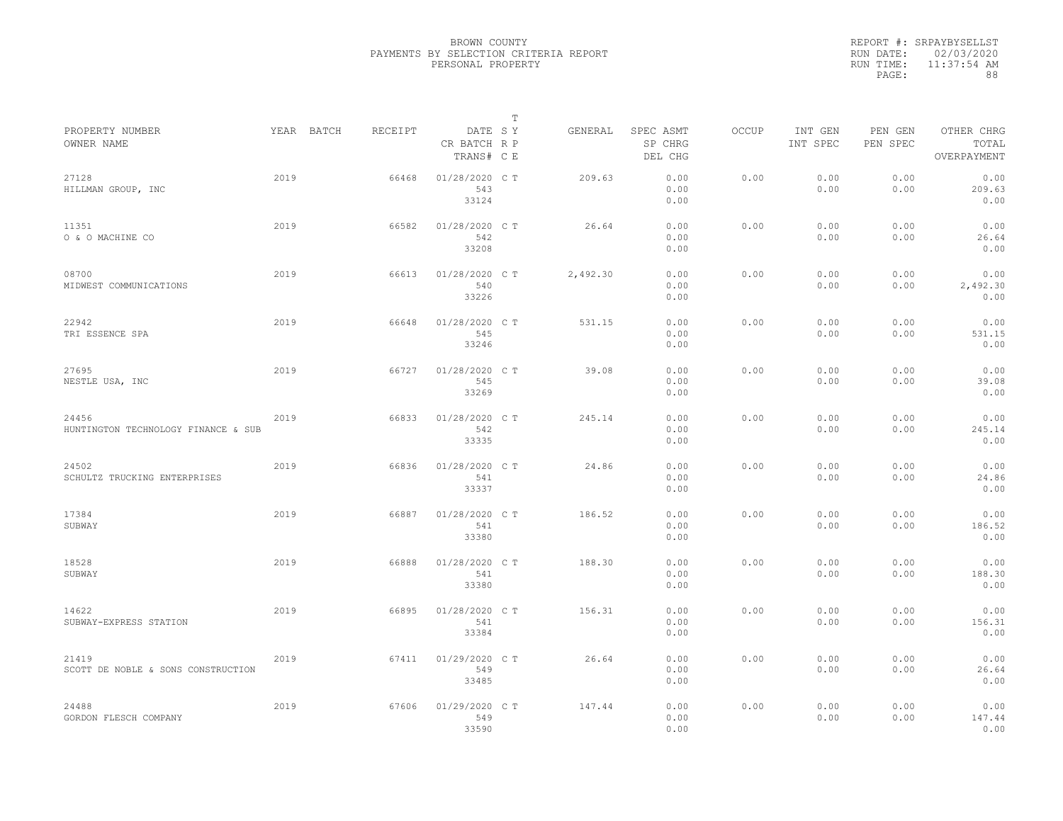BROWN COUNTY
PAYMENTS BY SELECTION CRITERIA REPORT
PERSONAL PROPERTY

REPORT #: SRPAYBYSELLST
RUN DATE: 02/03/2020
RUN TIME: 11:37:54 AM

| PROPERTY NUMBER / OWNER NAME | YEAR | BATCH | RECEIPT | DATE / CR BATCH / TRANS# | T SY RP CE | GENERAL | SPEC ASMT / SP CHRG / DEL CHG | OCCUP | INT GEN / INT SPEC | PEN GEN / PEN SPEC | OTHER CHRG / TOTAL / OVERPAYMENT |
|---|---|---|---|---|---|---|---|---|---|---|---|
| 27128 HILLMAN GROUP, INC | 2019 | | 66468 | 01/28/2020 543 33124 | C T | 209.63 | 0.00 0.00 0.00 | 0.00 | 0.00 0.00 | 0.00 0.00 | 0.00 209.63 0.00 |
| 11351 O & O MACHINE CO | 2019 | | 66582 | 01/28/2020 542 33208 | C T | 26.64 | 0.00 0.00 0.00 | 0.00 | 0.00 0.00 | 0.00 0.00 | 0.00 26.64 0.00 |
| 08700 MIDWEST COMMUNICATIONS | 2019 | | 66613 | 01/28/2020 540 33226 | C T | 2,492.30 | 0.00 0.00 0.00 | 0.00 | 0.00 0.00 | 0.00 0.00 | 0.00 2,492.30 0.00 |
| 22942 TRI ESSENCE SPA | 2019 | | 66648 | 01/28/2020 545 33246 | C T | 531.15 | 0.00 0.00 0.00 | 0.00 | 0.00 0.00 | 0.00 0.00 | 0.00 531.15 0.00 |
| 27695 NESTLE USA, INC | 2019 | | 66727 | 01/28/2020 545 33269 | C T | 39.08 | 0.00 0.00 0.00 | 0.00 | 0.00 0.00 | 0.00 0.00 | 0.00 39.08 0.00 |
| 24456 HUNTINGTON TECHNOLOGY FINANCE & SUB | 2019 | | 66833 | 01/28/2020 542 33335 | C T | 245.14 | 0.00 0.00 0.00 | 0.00 | 0.00 0.00 | 0.00 0.00 | 0.00 245.14 0.00 |
| 24502 SCHULTZ TRUCKING ENTERPRISES | 2019 | | 66836 | 01/28/2020 541 33337 | C T | 24.86 | 0.00 0.00 0.00 | 0.00 | 0.00 0.00 | 0.00 0.00 | 0.00 24.86 0.00 |
| 17384 SUBWAY | 2019 | | 66887 | 01/28/2020 541 33380 | C T | 186.52 | 0.00 0.00 0.00 | 0.00 | 0.00 0.00 | 0.00 0.00 | 0.00 186.52 0.00 |
| 18528 SUBWAY | 2019 | | 66888 | 01/28/2020 541 33380 | C T | 188.30 | 0.00 0.00 0.00 | 0.00 | 0.00 0.00 | 0.00 0.00 | 0.00 188.30 0.00 |
| 14622 SUBWAY-EXPRESS STATION | 2019 | | 66895 | 01/28/2020 541 33384 | C T | 156.31 | 0.00 0.00 0.00 | 0.00 | 0.00 0.00 | 0.00 0.00 | 0.00 156.31 0.00 |
| 21419 SCOTT DE NOBLE & SONS CONSTRUCTION | 2019 | | 67411 | 01/29/2020 549 33485 | C T | 26.64 | 0.00 0.00 0.00 | 0.00 | 0.00 0.00 | 0.00 0.00 | 0.00 26.64 0.00 |
| 24488 GORDON FLESCH COMPANY | 2019 | | 67606 | 01/29/2020 549 33590 | C T | 147.44 | 0.00 0.00 0.00 | 0.00 | 0.00 0.00 | 0.00 0.00 | 0.00 147.44 0.00 |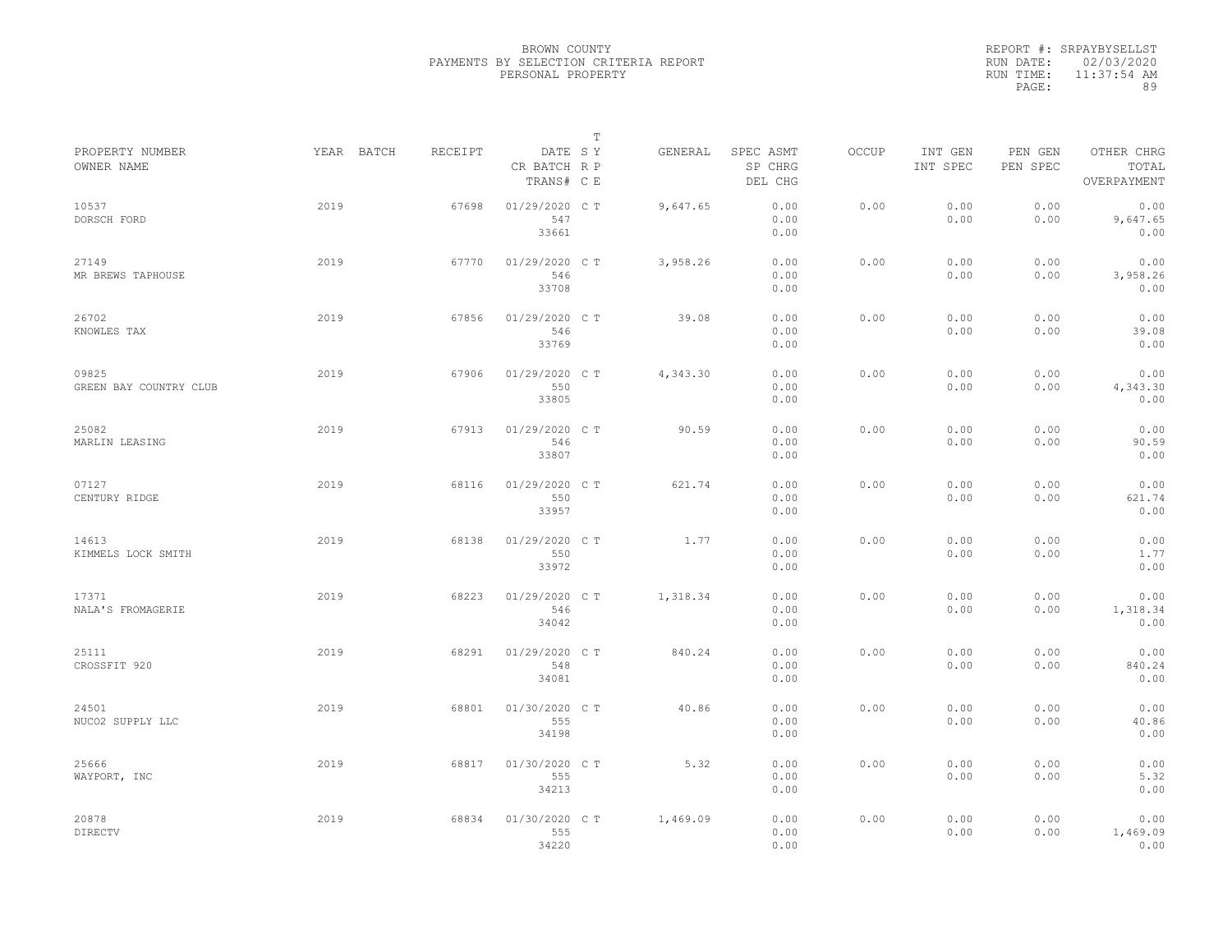BROWN COUNTY
PAYMENTS BY SELECTION CRITERIA REPORT
PERSONAL PROPERTY

REPORT #: SRPAYBYSELLST
RUN DATE: 02/03/2020
RUN TIME: 11:37:54 AM

| PROPERTY NUMBER<br>OWNER NAME | YEAR | BATCH | RECEIPT | DATE<br>CR BATCH<br>TRANS# | T SY RP CE | GENERAL | SPEC ASMT<br>SP CHRG<br>DEL CHG | OCCUP | INT GEN<br>INT SPEC | PEN GEN<br>PEN SPEC | OTHER CHRG<br>TOTAL<br>OVERPAYMENT |
|---|---|---|---|---|---|---|---|---|---|---|---|
| 10537<br>DORSCH FORD | 2019 | | 67698 | 01/29/2020<br>547<br>33661 | C T | 9,647.65 | 0.00<br>0.00<br>0.00 | 0.00 | 0.00<br>0.00 | 0.00<br>0.00 | 0.00<br>9,647.65<br>0.00 |
| 27149<br>MR BREWS TAPHOUSE | 2019 | | 67770 | 01/29/2020<br>546<br>33708 | C T | 3,958.26 | 0.00<br>0.00<br>0.00 | 0.00 | 0.00<br>0.00 | 0.00<br>0.00 | 0.00<br>3,958.26<br>0.00 |
| 26702<br>KNOWLES TAX | 2019 | | 67856 | 01/29/2020<br>546<br>33769 | C T | 39.08 | 0.00<br>0.00<br>0.00 | 0.00 | 0.00<br>0.00 | 0.00<br>0.00 | 0.00<br>39.08<br>0.00 |
| 09825<br>GREEN BAY COUNTRY CLUB | 2019 | | 67906 | 01/29/2020<br>550<br>33805 | C T | 4,343.30 | 0.00<br>0.00<br>0.00 | 0.00 | 0.00<br>0.00 | 0.00<br>0.00 | 0.00<br>4,343.30<br>0.00 |
| 25082<br>MARLIN LEASING | 2019 | | 67913 | 01/29/2020<br>546<br>33807 | C T | 90.59 | 0.00<br>0.00<br>0.00 | 0.00 | 0.00<br>0.00 | 0.00<br>0.00 | 0.00<br>90.59<br>0.00 |
| 07127<br>CENTURY RIDGE | 2019 | | 68116 | 01/29/2020<br>550<br>33957 | C T | 621.74 | 0.00<br>0.00<br>0.00 | 0.00 | 0.00<br>0.00 | 0.00<br>0.00 | 0.00<br>621.74<br>0.00 |
| 14613<br>KIMMELS LOCK SMITH | 2019 | | 68138 | 01/29/2020<br>550<br>33972 | C T | 1.77 | 0.00<br>0.00<br>0.00 | 0.00 | 0.00<br>0.00 | 0.00<br>0.00 | 0.00<br>1.77<br>0.00 |
| 17371<br>NALA'S FROMAGERIE | 2019 | | 68223 | 01/29/2020<br>546<br>34042 | C T | 1,318.34 | 0.00<br>0.00<br>0.00 | 0.00 | 0.00<br>0.00 | 0.00<br>0.00 | 0.00<br>1,318.34<br>0.00 |
| 25111<br>CROSSFIT 920 | 2019 | | 68291 | 01/29/2020<br>548<br>34081 | C T | 840.24 | 0.00<br>0.00<br>0.00 | 0.00 | 0.00<br>0.00 | 0.00<br>0.00 | 0.00<br>840.24<br>0.00 |
| 24501<br>NUCO2 SUPPLY LLC | 2019 | | 68801 | 01/30/2020<br>555<br>34198 | C T | 40.86 | 0.00<br>0.00<br>0.00 | 0.00 | 0.00<br>0.00 | 0.00<br>0.00 | 0.00<br>40.86<br>0.00 |
| 25666<br>WAYPORT, INC | 2019 | | 68817 | 01/30/2020<br>555<br>34213 | C T | 5.32 | 0.00<br>0.00<br>0.00 | 0.00 | 0.00<br>0.00 | 0.00<br>0.00 | 0.00<br>5.32<br>0.00 |
| 20878<br>DIRECTV | 2019 | | 68834 | 01/30/2020<br>555<br>34220 | C T | 1,469.09 | 0.00<br>0.00<br>0.00 | 0.00 | 0.00<br>0.00 | 0.00<br>0.00 | 0.00<br>1,469.09<br>0.00 |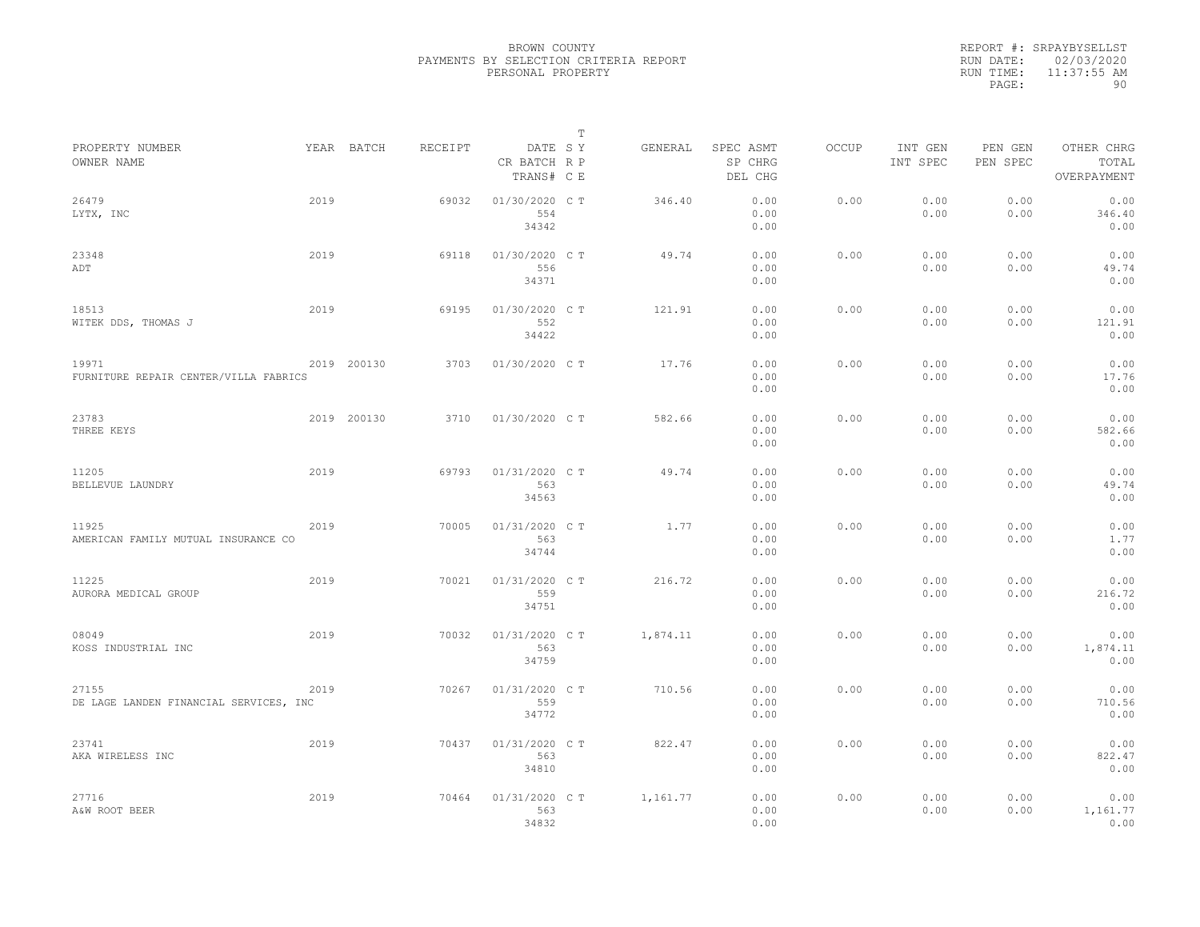BROWN COUNTY
PAYMENTS BY SELECTION CRITERIA REPORT
PERSONAL PROPERTY

REPORT #: SRPAYBYSELLST
RUN DATE: 02/03/2020
RUN TIME: 11:37:55 AM

| PROPERTY NUMBER / OWNER NAME | YEAR | BATCH | RECEIPT | DATE / CR BATCH / TRANS# | S R C | T Y P E | GENERAL | SPEC ASMT / SP CHRG / DEL CHG | OCCUP | INT GEN / INT SPEC | PEN GEN / PEN SPEC | OTHER CHRG / TOTAL / OVERPAYMENT |
|---|---|---|---|---|---|---|---|---|---|---|---|---|
| 26479 LYTX, INC | 2019 | | 69032 | 01/30/2020 554 34342 | C | T | 346.40 | 0.00 0.00 0.00 | 0.00 | 0.00 0.00 | 0.00 0.00 | 0.00 346.40 0.00 |
| 23348 ADT | 2019 | | 69118 | 01/30/2020 556 34371 | C | T | 49.74 | 0.00 0.00 0.00 | 0.00 | 0.00 0.00 | 0.00 0.00 | 0.00 49.74 0.00 |
| 18513 WITEK DDS, THOMAS J | 2019 | | 69195 | 01/30/2020 552 34422 | C | T | 121.91 | 0.00 0.00 0.00 | 0.00 | 0.00 0.00 | 0.00 0.00 | 0.00 121.91 0.00 |
| 19971 FURNITURE REPAIR CENTER/VILLA FABRICS | 2019 | 200130 | 3703 | 01/30/2020 | C | T | 17.76 | 0.00 0.00 0.00 | 0.00 | 0.00 0.00 | 0.00 0.00 | 0.00 17.76 0.00 |
| 23783 THREE KEYS | 2019 | 200130 | 3710 | 01/30/2020 | C | T | 582.66 | 0.00 0.00 0.00 | 0.00 | 0.00 0.00 | 0.00 0.00 | 0.00 582.66 0.00 |
| 11205 BELLEVUE LAUNDRY | 2019 | | 69793 | 01/31/2020 563 34563 | C | T | 49.74 | 0.00 0.00 0.00 | 0.00 | 0.00 0.00 | 0.00 0.00 | 0.00 49.74 0.00 |
| 11925 AMERICAN FAMILY MUTUAL INSURANCE CO | 2019 | | 70005 | 01/31/2020 563 34744 | C | T | 1.77 | 0.00 0.00 0.00 | 0.00 | 0.00 0.00 | 0.00 0.00 | 0.00 1.77 0.00 |
| 11225 AURORA MEDICAL GROUP | 2019 | | 70021 | 01/31/2020 559 34751 | C | T | 216.72 | 0.00 0.00 0.00 | 0.00 | 0.00 0.00 | 0.00 0.00 | 0.00 216.72 0.00 |
| 08049 KOSS INDUSTRIAL INC | 2019 | | 70032 | 01/31/2020 563 34759 | C | T | 1,874.11 | 0.00 0.00 0.00 | 0.00 | 0.00 0.00 | 0.00 0.00 | 0.00 1,874.11 0.00 |
| 27155 DE LAGE LANDEN FINANCIAL SERVICES, INC | 2019 | | 70267 | 01/31/2020 559 34772 | C | T | 710.56 | 0.00 0.00 0.00 | 0.00 | 0.00 0.00 | 0.00 0.00 | 0.00 710.56 0.00 |
| 23741 AKA WIRELESS INC | 2019 | | 70437 | 01/31/2020 563 34810 | C | T | 822.47 | 0.00 0.00 0.00 | 0.00 | 0.00 0.00 | 0.00 0.00 | 0.00 822.47 0.00 |
| 27716 A&W ROOT BEER | 2019 | | 70464 | 01/31/2020 563 34832 | C | T | 1,161.77 | 0.00 0.00 0.00 | 0.00 | 0.00 0.00 | 0.00 0.00 | 0.00 1,161.77 0.00 |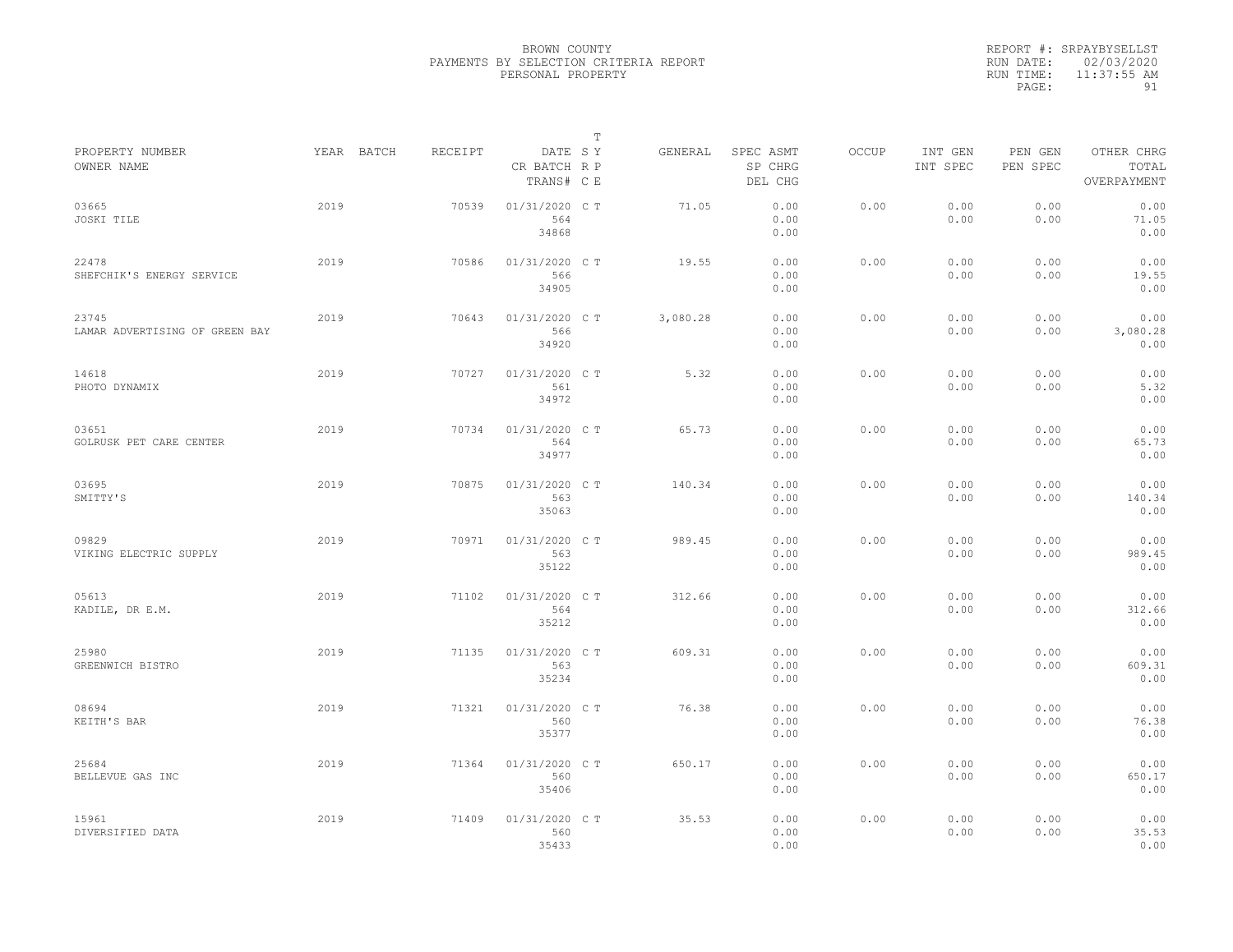BROWN COUNTY
PAYMENTS BY SELECTION CRITERIA REPORT
PERSONAL PROPERTY

REPORT #: SRPAYBYSELLST
RUN DATE: 02/03/2020
RUN TIME: 11:37:55 AM

| PROPERTY NUMBER<br>OWNER NAME | YEAR | BATCH | RECEIPT | DATE<br>CR BATCH<br>TRANS# | T SY RP CE | GENERAL | SPEC ASMT<br>SP CHRG<br>DEL CHG | OCCUP | INT GEN<br>INT SPEC | PEN GEN<br>PEN SPEC | OTHER CHRG<br>TOTAL<br>OVERPAYMENT |
|---|---|---|---|---|---|---|---|---|---|---|---|
| 03665<br>JOSKI TILE | 2019 | | 70539 | 01/31/2020<br>564<br>34868 | C T | 71.05 | 0.00<br>0.00<br>0.00 | 0.00 | 0.00<br>0.00 | 0.00<br>0.00 | 0.00<br>71.05<br>0.00 |
| 22478<br>SHEFCHIK'S ENERGY SERVICE | 2019 | | 70586 | 01/31/2020<br>566<br>34905 | C T | 19.55 | 0.00<br>0.00<br>0.00 | 0.00 | 0.00<br>0.00 | 0.00<br>0.00 | 0.00<br>19.55<br>0.00 |
| 23745<br>LAMAR ADVERTISING OF GREEN BAY | 2019 | | 70643 | 01/31/2020<br>566<br>34920 | C T | 3,080.28 | 0.00<br>0.00<br>0.00 | 0.00 | 0.00<br>0.00 | 0.00<br>0.00 | 0.00<br>3,080.28<br>0.00 |
| 14618<br>PHOTO DYNAMIX | 2019 | | 70727 | 01/31/2020<br>561<br>34972 | C T | 5.32 | 0.00<br>0.00<br>0.00 | 0.00 | 0.00<br>0.00 | 0.00<br>0.00 | 0.00<br>5.32<br>0.00 |
| 03651<br>GOLRUSK PET CARE CENTER | 2019 | | 70734 | 01/31/2020<br>564<br>34977 | C T | 65.73 | 0.00<br>0.00<br>0.00 | 0.00 | 0.00<br>0.00 | 0.00<br>0.00 | 0.00<br>65.73<br>0.00 |
| 03695<br>SMITTY'S | 2019 | | 70875 | 01/31/2020<br>563<br>35063 | C T | 140.34 | 0.00<br>0.00<br>0.00 | 0.00 | 0.00<br>0.00 | 0.00<br>0.00 | 0.00<br>140.34<br>0.00 |
| 09829<br>VIKING ELECTRIC SUPPLY | 2019 | | 70971 | 01/31/2020<br>563<br>35122 | C T | 989.45 | 0.00<br>0.00<br>0.00 | 0.00 | 0.00<br>0.00 | 0.00<br>0.00 | 0.00<br>989.45<br>0.00 |
| 05613<br>KADILE, DR E.M. | 2019 | | 71102 | 01/31/2020<br>564<br>35212 | C T | 312.66 | 0.00<br>0.00<br>0.00 | 0.00 | 0.00<br>0.00 | 0.00<br>0.00 | 0.00<br>312.66<br>0.00 |
| 25980<br>GREENWICH BISTRO | 2019 | | 71135 | 01/31/2020<br>563<br>35234 | C T | 609.31 | 0.00<br>0.00<br>0.00 | 0.00 | 0.00<br>0.00 | 0.00<br>0.00 | 0.00<br>609.31<br>0.00 |
| 08694<br>KEITH'S BAR | 2019 | | 71321 | 01/31/2020<br>560<br>35377 | C T | 76.38 | 0.00<br>0.00<br>0.00 | 0.00 | 0.00<br>0.00 | 0.00<br>0.00 | 0.00<br>76.38<br>0.00 |
| 25684<br>BELLEVUE GAS INC | 2019 | | 71364 | 01/31/2020<br>560<br>35406 | C T | 650.17 | 0.00<br>0.00<br>0.00 | 0.00 | 0.00<br>0.00 | 0.00<br>0.00 | 0.00<br>650.17<br>0.00 |
| 15961<br>DIVERSIFIED DATA | 2019 | | 71409 | 01/31/2020<br>560<br>35433 | C T | 35.53 | 0.00<br>0.00<br>0.00 | 0.00 | 0.00<br>0.00 | 0.00<br>0.00 | 0.00<br>35.53<br>0.00 |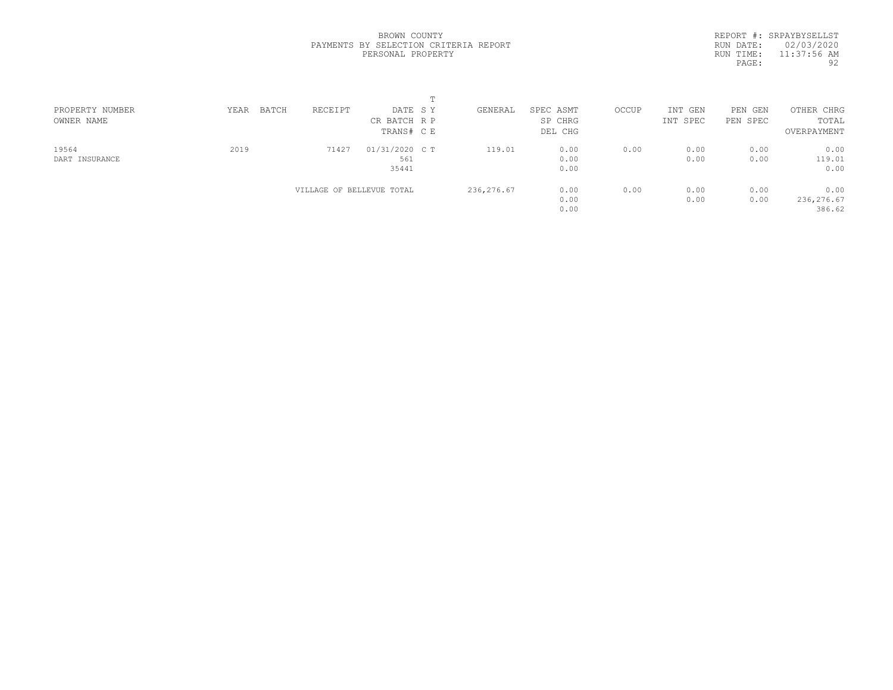BROWN COUNTY
PAYMENTS BY SELECTION CRITERIA REPORT
PERSONAL PROPERTY

REPORT #: SRPAYBYSELLST
RUN DATE: 02/03/2020
RUN TIME: 11:37:56 AM

| PROPERTY NUMBER<br>OWNER NAME | YEAR | BATCH | RECEIPT | DATE<br>CR BATCH<br>TRANS# | T<br>S Y<br>R P<br>C E | GENERAL | SPEC ASMT<br>SP CHRG<br>DEL CHG | OCCUP | INT GEN<br>INT SPEC | PEN GEN<br>PEN SPEC | OTHER CHRG<br>TOTAL<br>OVERPAYMENT |
|---|---|---|---|---|---|---|---|---|---|---|---|
| 19564<br>DART INSURANCE | 2019 | | 71427 | 01/31/2020<br>561<br>35441 | C T | 119.01 | 0.00<br>0.00<br>0.00 | 0.00 | 0.00<br>0.00 | 0.00<br>0.00 | 0.00<br>119.01<br>0.00 |
| | | | VILLAGE OF BELLEVUE TOTAL | | | 236,276.67 | 0.00<br>0.00<br>0.00 | 0.00 | 0.00<br>0.00 | 0.00<br>0.00 | 0.00<br>236,276.67<br>386.62 |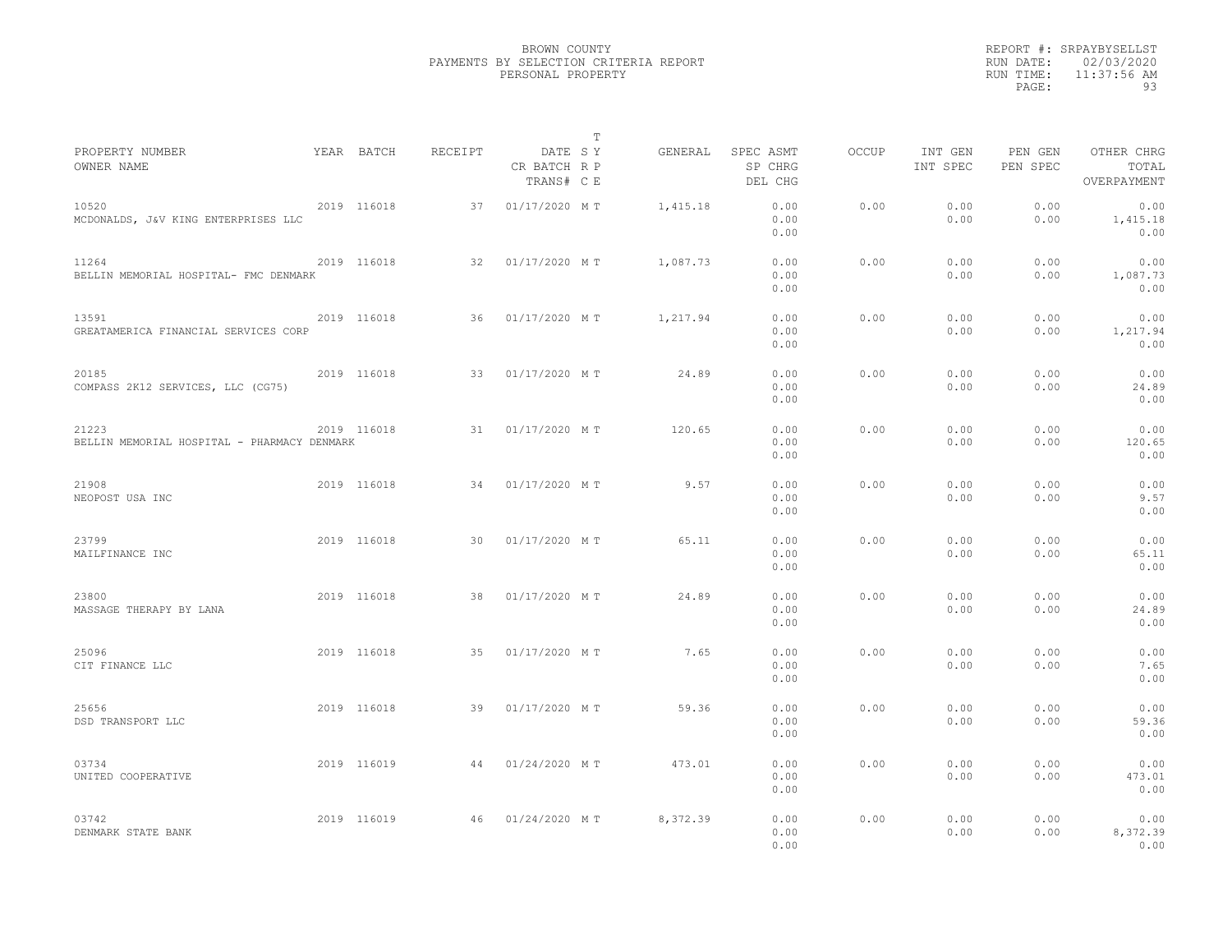BROWN COUNTY
PAYMENTS BY SELECTION CRITERIA REPORT
PERSONAL PROPERTY

REPORT #: SRPAYBYSELLST
RUN DATE: 02/03/2020
RUN TIME: 11:37:56 AM

| PROPERTY NUMBER / OWNER NAME | YEAR | BATCH | RECEIPT | DATE / CR BATCH / TRANS# | T SY RP CE | GENERAL | SPEC ASMT / SP CHRG / DEL CHG | OCCUP | INT GEN / INT SPEC | PEN GEN / PEN SPEC | OTHER CHRG / TOTAL / OVERPAYMENT |
|---|---|---|---|---|---|---|---|---|---|---|---|
| 10520 MCDONALDS, J&V KING ENTERPRISES LLC | 2019 | 116018 | 37 | 01/17/2020 | M T | 1,415.18 | 0.00 0.00 0.00 | 0.00 | 0.00 0.00 | 0.00 0.00 | 0.00 1,415.18 0.00 |
| 11264 BELLIN MEMORIAL HOSPITAL- FMC DENMARK | 2019 | 116018 | 32 | 01/17/2020 | M T | 1,087.73 | 0.00 0.00 0.00 | 0.00 | 0.00 0.00 | 0.00 0.00 | 0.00 1,087.73 0.00 |
| 13591 GREATAMERICA FINANCIAL SERVICES CORP | 2019 | 116018 | 36 | 01/17/2020 | M T | 1,217.94 | 0.00 0.00 0.00 | 0.00 | 0.00 0.00 | 0.00 0.00 | 0.00 1,217.94 0.00 |
| 20185 COMPASS 2K12 SERVICES, LLC (CG75) | 2019 | 116018 | 33 | 01/17/2020 | M T | 24.89 | 0.00 0.00 0.00 | 0.00 | 0.00 0.00 | 0.00 0.00 | 0.00 24.89 0.00 |
| 21223 BELLIN MEMORIAL HOSPITAL - PHARMACY DENMARK | 2019 | 116018 | 31 | 01/17/2020 | M T | 120.65 | 0.00 0.00 0.00 | 0.00 | 0.00 0.00 | 0.00 0.00 | 0.00 120.65 0.00 |
| 21908 NEOPOST USA INC | 2019 | 116018 | 34 | 01/17/2020 | M T | 9.57 | 0.00 0.00 0.00 | 0.00 | 0.00 0.00 | 0.00 0.00 | 0.00 9.57 0.00 |
| 23799 MAILFINANCE INC | 2019 | 116018 | 30 | 01/17/2020 | M T | 65.11 | 0.00 0.00 0.00 | 0.00 | 0.00 0.00 | 0.00 0.00 | 0.00 65.11 0.00 |
| 23800 MASSAGE THERAPY BY LANA | 2019 | 116018 | 38 | 01/17/2020 | M T | 24.89 | 0.00 0.00 0.00 | 0.00 | 0.00 0.00 | 0.00 0.00 | 0.00 24.89 0.00 |
| 25096 CIT FINANCE LLC | 2019 | 116018 | 35 | 01/17/2020 | M T | 7.65 | 0.00 0.00 0.00 | 0.00 | 0.00 0.00 | 0.00 0.00 | 0.00 7.65 0.00 |
| 25656 DSD TRANSPORT LLC | 2019 | 116018 | 39 | 01/17/2020 | M T | 59.36 | 0.00 0.00 0.00 | 0.00 | 0.00 0.00 | 0.00 0.00 | 0.00 59.36 0.00 |
| 03734 UNITED COOPERATIVE | 2019 | 116019 | 44 | 01/24/2020 | M T | 473.01 | 0.00 0.00 0.00 | 0.00 | 0.00 0.00 | 0.00 0.00 | 0.00 473.01 0.00 |
| 03742 DENMARK STATE BANK | 2019 | 116019 | 46 | 01/24/2020 | M T | 8,372.39 | 0.00 0.00 0.00 | 0.00 | 0.00 0.00 | 0.00 0.00 | 0.00 8,372.39 0.00 |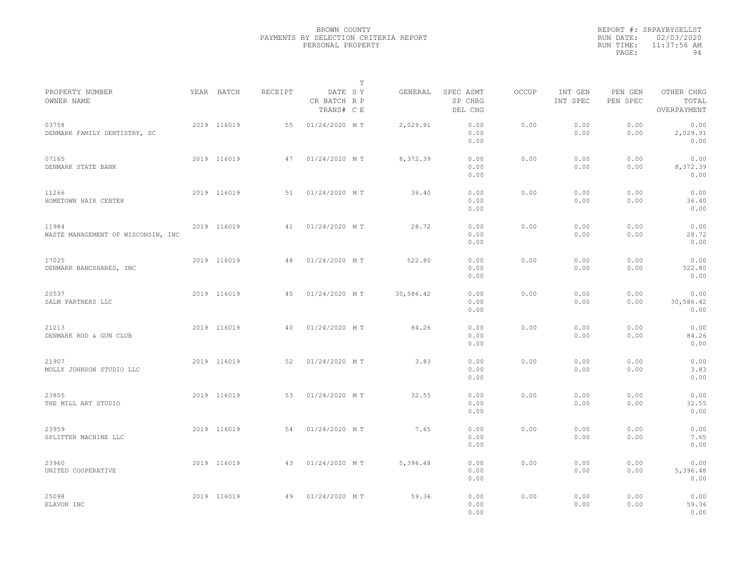BROWN COUNTY
PAYMENTS BY SELECTION CRITERIA REPORT
PERSONAL PROPERTY

REPORT #: SRPAYBYSELLST
RUN DATE: 02/03/2020
RUN TIME: 11:37:56 AM

| PROPERTY NUMBER<br>OWNER NAME | YEAR | BATCH | RECEIPT | DATE<br>CR BATCH<br>TRANS# | T<br>S Y<br>R P<br>C E | GENERAL | SPEC ASMT<br>SP CHRG<br>DEL CHG | OCCUP | INT GEN<br>INT SPEC | PEN GEN<br>PEN SPEC | OTHER CHRG<br>TOTAL<br>OVERPAYMENT |
|---|---|---|---|---|---|---|---|---|---|---|---|
| 03758<br>DENMARK FAMILY DENTISTRY, SC | 2019 | 116019 | 55 | 01/24/2020 | M T | 2,029.91 | 0.00<br>0.00<br>0.00 | 0.00 | 0.00<br>0.00 | 0.00<br>0.00 | 0.00<br>2,029.91<br>0.00 |
| 07165<br>DENMARK STATE BANK | 2019 | 116019 | 47 | 01/24/2020 | M T | 8,372.39 | 0.00<br>0.00<br>0.00 | 0.00 | 0.00<br>0.00 | 0.00<br>0.00 | 0.00<br>8,372.39<br>0.00 |
| 11266<br>HOMETOWN HAIR CENTER | 2019 | 116019 | 51 | 01/24/2020 | M T | 36.40 | 0.00<br>0.00<br>0.00 | 0.00 | 0.00<br>0.00 | 0.00<br>0.00 | 0.00<br>36.40<br>0.00 |
| 11984<br>WASTE MANAGEMENT OF WISCONSIN, INC | 2019 | 116019 | 41 | 01/24/2020 | M T | 28.72 | 0.00<br>0.00<br>0.00 | 0.00 | 0.00<br>0.00 | 0.00<br>0.00 | 0.00<br>28.72<br>0.00 |
| 17025<br>DENMARK BANCSHARES, INC | 2019 | 116019 | 48 | 01/24/2020 | M T | 522.80 | 0.00<br>0.00<br>0.00 | 0.00 | 0.00<br>0.00 | 0.00<br>0.00 | 0.00<br>522.80<br>0.00 |
| 20537<br>SALM PARTNERS LLC | 2019 | 116019 | 45 | 01/24/2020 | M T | 30,586.42 | 0.00<br>0.00<br>0.00 | 0.00 | 0.00<br>0.00 | 0.00<br>0.00 | 0.00<br>30,586.42<br>0.00 |
| 21213<br>DENMARK ROD & GUN CLUB | 2019 | 116019 | 40 | 01/24/2020 | M T | 84.26 | 0.00<br>0.00<br>0.00 | 0.00 | 0.00<br>0.00 | 0.00<br>0.00 | 0.00<br>84.26<br>0.00 |
| 21907<br>MOLLY JOHNSON STUDIO LLC | 2019 | 116019 | 52 | 01/24/2020 | M T | 3.83 | 0.00<br>0.00<br>0.00 | 0.00 | 0.00<br>0.00 | 0.00<br>0.00 | 0.00<br>3.83<br>0.00 |
| 23805<br>THE MILL ART STUDIO | 2019 | 116019 | 53 | 01/24/2020 | M T | 32.55 | 0.00<br>0.00<br>0.00 | 0.00 | 0.00<br>0.00 | 0.00<br>0.00 | 0.00<br>32.55<br>0.00 |
| 23959<br>SPLITTER MACHINE LLC | 2019 | 116019 | 54 | 01/24/2020 | M T | 7.65 | 0.00<br>0.00<br>0.00 | 0.00 | 0.00<br>0.00 | 0.00<br>0.00 | 0.00<br>7.65<br>0.00 |
| 23960<br>UNITED COOPERATIVE | 2019 | 116019 | 43 | 01/24/2020 | M T | 5,396.48 | 0.00<br>0.00<br>0.00 | 0.00 | 0.00<br>0.00 | 0.00<br>0.00 | 0.00<br>5,396.48<br>0.00 |
| 25098<br>ELAVON INC | 2019 | 116019 | 49 | 01/24/2020 | M T | 59.36 | 0.00<br>0.00<br>0.00 | 0.00 | 0.00<br>0.00 | 0.00<br>0.00 | 0.00<br>59.36<br>0.00 |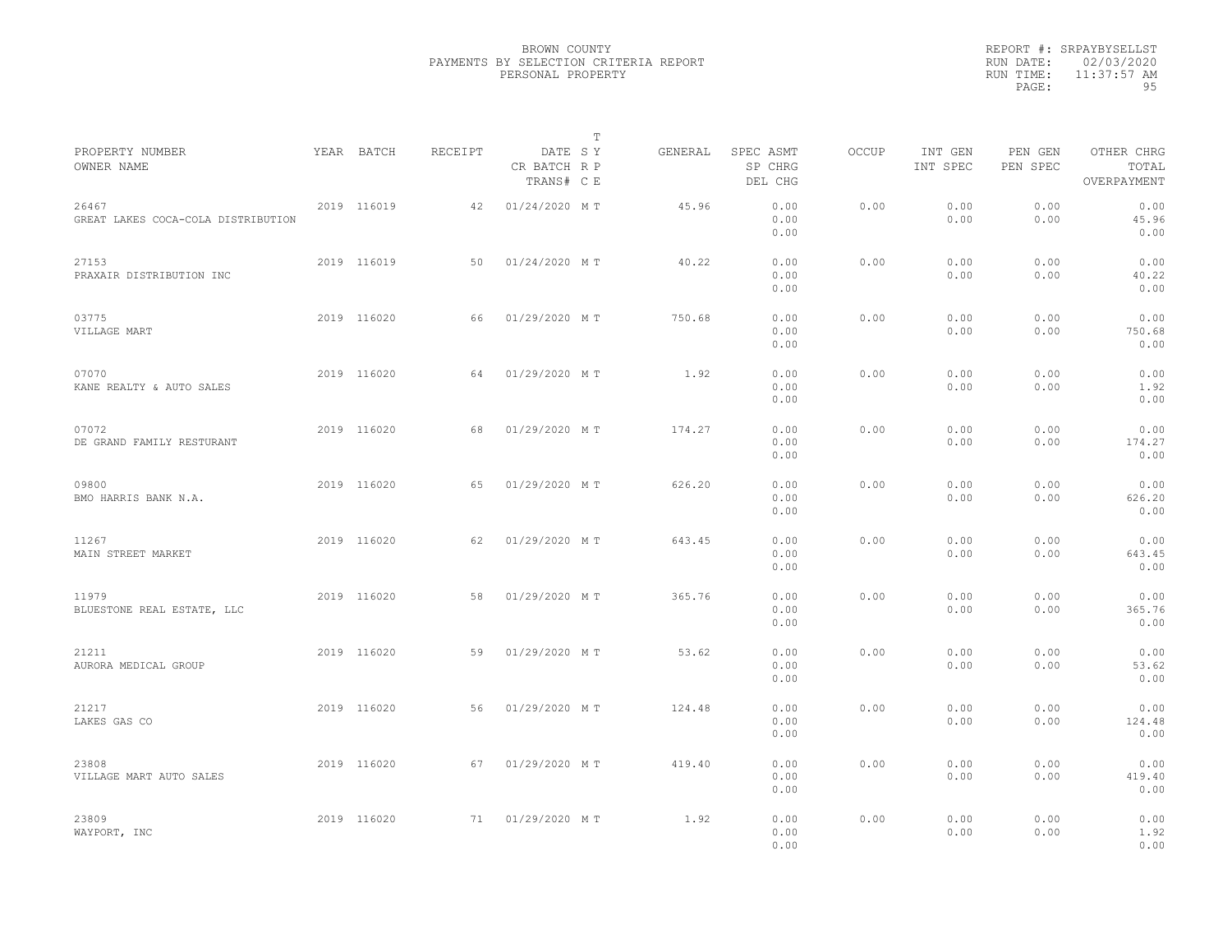BROWN COUNTY
PAYMENTS BY SELECTION CRITERIA REPORT
PERSONAL PROPERTY

REPORT #: SRPAYBYSELLST
RUN DATE: 02/03/2020
RUN TIME: 11:37:57 AM

| PROPERTY NUMBER<br>OWNER NAME | YEAR | BATCH | RECEIPT | DATE<br>CR BATCH<br>TRANS# | T<br>S Y<br>R P<br>C E | GENERAL | SPEC ASMT<br>SP CHRG<br>DEL CHG | OCCUP | INT GEN<br>INT SPEC | PEN GEN<br>PEN SPEC | OTHER CHRG<br>TOTAL<br>OVERPAYMENT |
|---|---|---|---|---|---|---|---|---|---|---|---|
| 26467<br>GREAT LAKES COCA-COLA DISTRIBUTION | 2019 | 116019 | 42 | 01/24/2020 | M T | 45.96 | 0.00<br>0.00<br>0.00 | 0.00 | 0.00<br>0.00 | 0.00<br>0.00 | 0.00<br>45.96<br>0.00 |
| 27153<br>PRAXAIR DISTRIBUTION INC | 2019 | 116019 | 50 | 01/24/2020 | M T | 40.22 | 0.00<br>0.00<br>0.00 | 0.00 | 0.00<br>0.00 | 0.00<br>0.00 | 0.00<br>40.22<br>0.00 |
| 03775<br>VILLAGE MART | 2019 | 116020 | 66 | 01/29/2020 | M T | 750.68 | 0.00<br>0.00<br>0.00 | 0.00 | 0.00<br>0.00 | 0.00<br>0.00 | 0.00<br>750.68<br>0.00 |
| 07070<br>KANE REALTY & AUTO SALES | 2019 | 116020 | 64 | 01/29/2020 | M T | 1.92 | 0.00<br>0.00<br>0.00 | 0.00 | 0.00<br>0.00 | 0.00<br>0.00 | 0.00<br>1.92<br>0.00 |
| 07072<br>DE GRAND FAMILY RESTURANT | 2019 | 116020 | 68 | 01/29/2020 | M T | 174.27 | 0.00<br>0.00<br>0.00 | 0.00 | 0.00<br>0.00 | 0.00<br>0.00 | 0.00<br>174.27<br>0.00 |
| 09800<br>BMO HARRIS BANK N.A. | 2019 | 116020 | 65 | 01/29/2020 | M T | 626.20 | 0.00<br>0.00<br>0.00 | 0.00 | 0.00<br>0.00 | 0.00<br>0.00 | 0.00<br>626.20<br>0.00 |
| 11267<br>MAIN STREET MARKET | 2019 | 116020 | 62 | 01/29/2020 | M T | 643.45 | 0.00<br>0.00<br>0.00 | 0.00 | 0.00<br>0.00 | 0.00<br>0.00 | 0.00<br>643.45<br>0.00 |
| 11979<br>BLUESTONE REAL ESTATE, LLC | 2019 | 116020 | 58 | 01/29/2020 | M T | 365.76 | 0.00<br>0.00<br>0.00 | 0.00 | 0.00<br>0.00 | 0.00<br>0.00 | 0.00<br>365.76<br>0.00 |
| 21211<br>AURORA MEDICAL GROUP | 2019 | 116020 | 59 | 01/29/2020 | M T | 53.62 | 0.00<br>0.00<br>0.00 | 0.00 | 0.00<br>0.00 | 0.00<br>0.00 | 0.00<br>53.62<br>0.00 |
| 21217<br>LAKES GAS CO | 2019 | 116020 | 56 | 01/29/2020 | M T | 124.48 | 0.00<br>0.00<br>0.00 | 0.00 | 0.00<br>0.00 | 0.00<br>0.00 | 0.00<br>124.48<br>0.00 |
| 23808<br>VILLAGE MART AUTO SALES | 2019 | 116020 | 67 | 01/29/2020 | M T | 419.40 | 0.00<br>0.00<br>0.00 | 0.00 | 0.00<br>0.00 | 0.00<br>0.00 | 0.00<br>419.40<br>0.00 |
| 23809<br>WAYPORT, INC | 2019 | 116020 | 71 | 01/29/2020 | M T | 1.92 | 0.00<br>0.00<br>0.00 | 0.00 | 0.00<br>0.00 | 0.00<br>0.00 | 0.00<br>1.92<br>0.00 |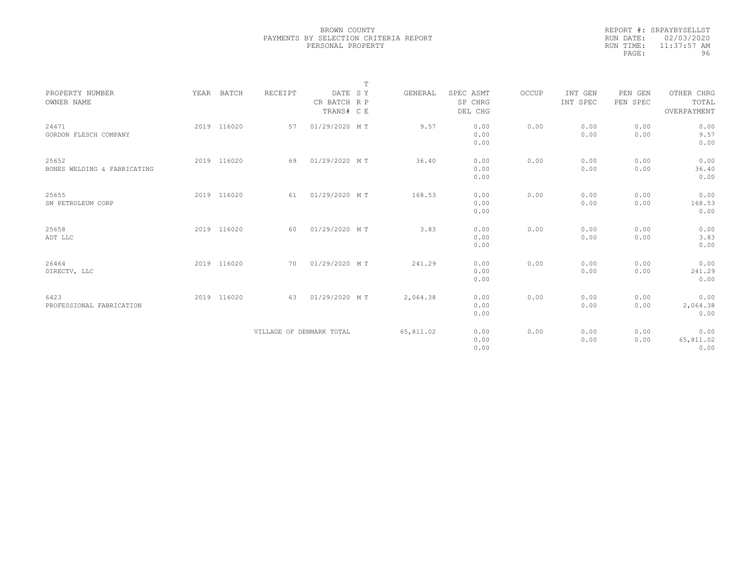BROWN COUNTY
PAYMENTS BY SELECTION CRITERIA REPORT
PERSONAL PROPERTY

REPORT #: SRPAYBYSELLST
RUN DATE: 02/03/2020
RUN TIME: 11:37:57 AM
PAGE: 96

| PROPERTY NUMBER<br>OWNER NAME | YEAR | BATCH | RECEIPT | DATE<br>CR BATCH<br>TRANS# | T<br>S Y<br>R P<br>C E | GENERAL | SPEC ASMT<br>SP CHRG<br>DEL CHG | OCCUP | INT GEN<br>INT SPEC | PEN GEN<br>PEN SPEC | OTHER CHRG<br>TOTAL<br>OVERPAYMENT |
|---|---|---|---|---|---|---|---|---|---|---|---|
| 24471<br>GORDON FLESCH COMPANY | 2019 | 116020 | 57 | 01/29/2020 | M T | 9.57 | 0.00<br>0.00<br>0.00 | 0.00 | 0.00<br>0.00 | 0.00<br>0.00 | 0.00<br>9.57<br>0.00 |
| 25652<br>BONES WELDING & FABRICATING | 2019 | 116020 | 69 | 01/29/2020 | M T | 36.40 | 0.00<br>0.00<br>0.00 | 0.00 | 0.00<br>0.00 | 0.00<br>0.00 | 0.00<br>36.40<br>0.00 |
| 25655<br>SM PETROLEUM CORP | 2019 | 116020 | 61 | 01/29/2020 | M T | 168.53 | 0.00<br>0.00<br>0.00 | 0.00 | 0.00<br>0.00 | 0.00<br>0.00 | 0.00<br>168.53<br>0.00 |
| 25658<br>ADT LLC | 2019 | 116020 | 60 | 01/29/2020 | M T | 3.83 | 0.00<br>0.00<br>0.00 | 0.00 | 0.00<br>0.00 | 0.00<br>0.00 | 0.00<br>3.83<br>0.00 |
| 26464<br>DIRECTV, LLC | 2019 | 116020 | 70 | 01/29/2020 | M T | 241.29 | 0.00<br>0.00<br>0.00 | 0.00 | 0.00<br>0.00 | 0.00<br>0.00 | 0.00<br>241.29<br>0.00 |
| 6423<br>PROFESSIONAL FABRICATION | 2019 | 116020 | 63 | 01/29/2020 | M T | 2,064.38 | 0.00<br>0.00<br>0.00 | 0.00 | 0.00<br>0.00 | 0.00<br>0.00 | 0.00<br>2,064.38<br>0.00 |
| | | | VILLAGE OF DENMARK TOTAL | | | 65,811.02 | 0.00<br>0.00<br>0.00 | 0.00 | 0.00<br>0.00 | 0.00<br>0.00 | 0.00<br>65,811.02<br>0.00 |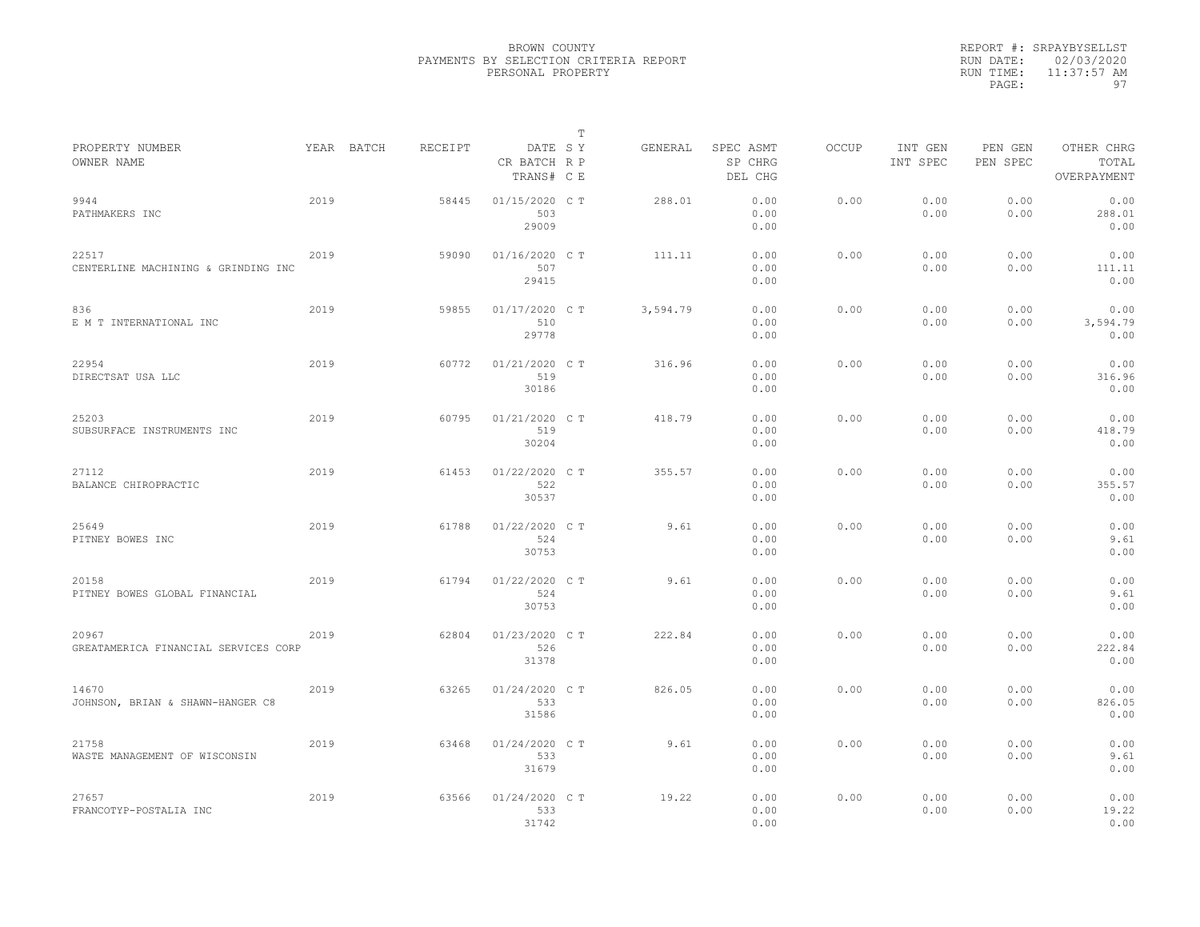BROWN COUNTY
PAYMENTS BY SELECTION CRITERIA REPORT
PERSONAL PROPERTY

REPORT #: SRPAYBYSELLST
RUN DATE: 02/03/2020
RUN TIME: 11:37:57 AM

| PROPERTY NUMBER<br>OWNER NAME | YEAR | BATCH | RECEIPT | DATE<br>CR BATCH<br>TRANS# | T<br>S Y<br>R P<br>C E | GENERAL | SPEC ASMT<br>SP CHRG<br>DEL CHG | OCCUP | INT GEN<br>INT SPEC | PEN GEN<br>PEN SPEC | OTHER CHRG<br>TOTAL<br>OVERPAYMENT |
|---|---|---|---|---|---|---|---|---|---|---|---|
| 9944<br>PATHMAKERS INC | 2019 | | 58445 | 01/15/2020<br>503<br>29009 | C T | 288.01 | 0.00<br>0.00<br>0.00 | 0.00 | 0.00<br>0.00 | 0.00<br>0.00 | 0.00<br>288.01<br>0.00 |
| 22517<br>CENTERLINE MACHINING & GRINDING INC | 2019 | | 59090 | 01/16/2020<br>507<br>29415 | C T | 111.11 | 0.00<br>0.00<br>0.00 | 0.00 | 0.00<br>0.00 | 0.00<br>0.00 | 0.00<br>111.11<br>0.00 |
| 836<br>E M T INTERNATIONAL INC | 2019 | | 59855 | 01/17/2020<br>510<br>29778 | C T | 3,594.79 | 0.00<br>0.00<br>0.00 | 0.00 | 0.00<br>0.00 | 0.00<br>0.00 | 0.00<br>3,594.79<br>0.00 |
| 22954<br>DIRECTSAT USA LLC | 2019 | | 60772 | 01/21/2020<br>519<br>30186 | C T | 316.96 | 0.00<br>0.00<br>0.00 | 0.00 | 0.00<br>0.00 | 0.00<br>0.00 | 0.00<br>316.96<br>0.00 |
| 25203<br>SUBSURFACE INSTRUMENTS INC | 2019 | | 60795 | 01/21/2020<br>519<br>30204 | C T | 418.79 | 0.00<br>0.00<br>0.00 | 0.00 | 0.00<br>0.00 | 0.00<br>0.00 | 0.00<br>418.79<br>0.00 |
| 27112<br>BALANCE CHIROPRACTIC | 2019 | | 61453 | 01/22/2020<br>522<br>30537 | C T | 355.57 | 0.00<br>0.00<br>0.00 | 0.00 | 0.00<br>0.00 | 0.00<br>0.00 | 0.00<br>355.57<br>0.00 |
| 25649<br>PITNEY BOWES INC | 2019 | | 61788 | 01/22/2020<br>524<br>30753 | C T | 9.61 | 0.00<br>0.00<br>0.00 | 0.00 | 0.00<br>0.00 | 0.00<br>0.00 | 0.00<br>9.61<br>0.00 |
| 20158<br>PITNEY BOWES GLOBAL FINANCIAL | 2019 | | 61794 | 01/22/2020<br>524<br>30753 | C T | 9.61 | 0.00<br>0.00<br>0.00 | 0.00 | 0.00<br>0.00 | 0.00<br>0.00 | 0.00<br>9.61<br>0.00 |
| 20967<br>GREATAMERICA FINANCIAL SERVICES CORP | 2019 | | 62804 | 01/23/2020<br>526<br>31378 | C T | 222.84 | 0.00<br>0.00<br>0.00 | 0.00 | 0.00<br>0.00 | 0.00<br>0.00 | 0.00<br>222.84<br>0.00 |
| 14670<br>JOHNSON, BRIAN & SHAWN-HANGER C8 | 2019 | | 63265 | 01/24/2020<br>533<br>31586 | C T | 826.05 | 0.00<br>0.00<br>0.00 | 0.00 | 0.00<br>0.00 | 0.00<br>0.00 | 0.00<br>826.05<br>0.00 |
| 21758<br>WASTE MANAGEMENT OF WISCONSIN | 2019 | | 63468 | 01/24/2020<br>533<br>31679 | C T | 9.61 | 0.00<br>0.00<br>0.00 | 0.00 | 0.00<br>0.00 | 0.00<br>0.00 | 0.00<br>9.61<br>0.00 |
| 27657<br>FRANCOTYP-POSTALIA INC | 2019 | | 63566 | 01/24/2020<br>533<br>31742 | C T | 19.22 | 0.00<br>0.00<br>0.00 | 0.00 | 0.00<br>0.00 | 0.00<br>0.00 | 0.00<br>19.22<br>0.00 |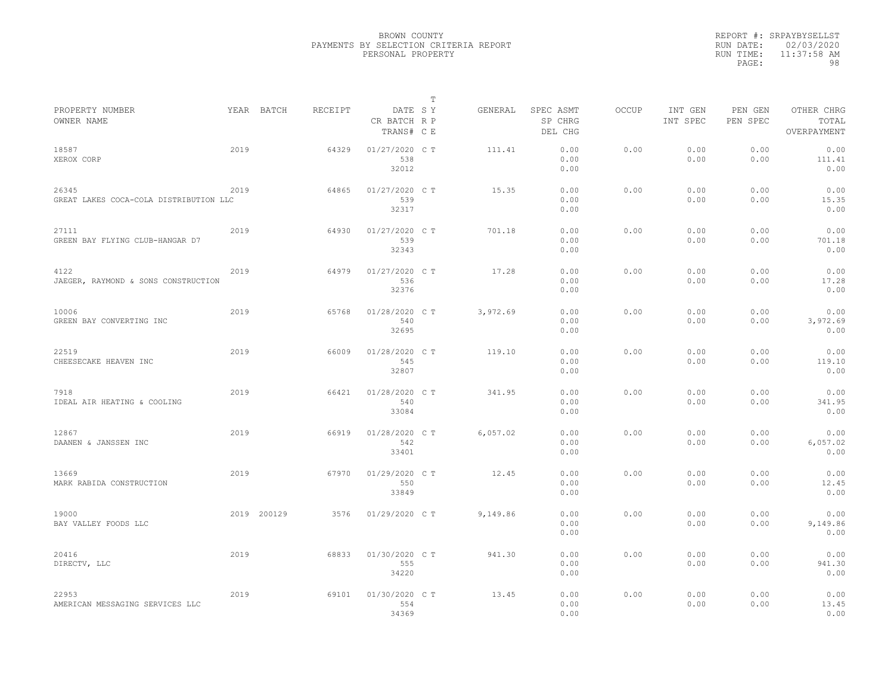BROWN COUNTY
PAYMENTS BY SELECTION CRITERIA REPORT
PERSONAL PROPERTY

REPORT #: SRPAYBYSELLST
RUN DATE: 02/03/2020
RUN TIME: 11:37:58 AM

| PROPERTY NUMBER<br>OWNER NAME | YEAR | BATCH | RECEIPT | DATE<br>CR BATCH<br>TRANS# | T<br>S Y<br>R P<br>C E | GENERAL | SPEC ASMT<br>SP CHRG<br>DEL CHG | OCCUP | INT GEN<br>INT SPEC | PEN GEN<br>PEN SPEC | OTHER CHRG<br>TOTAL<br>OVERPAYMENT |
|---|---|---|---|---|---|---|---|---|---|---|---|
| 18587<br>XEROX CORP | 2019 | | 64329 | 01/27/2020<br>538<br>32012 | C T | 111.41 | 0.00<br>0.00<br>0.00 | 0.00 | 0.00<br>0.00 | 0.00<br>0.00 | 0.00<br>111.41<br>0.00 |
| 26345<br>GREAT LAKES COCA-COLA DISTRIBUTION LLC | 2019 | | 64865 | 01/27/2020<br>539<br>32317 | C T | 15.35 | 0.00<br>0.00<br>0.00 | 0.00 | 0.00<br>0.00 | 0.00<br>0.00 | 0.00<br>15.35<br>0.00 |
| 27111<br>GREEN BAY FLYING CLUB-HANGAR D7 | 2019 | | 64930 | 01/27/2020<br>539<br>32343 | C T | 701.18 | 0.00<br>0.00<br>0.00 | 0.00 | 0.00<br>0.00 | 0.00<br>0.00 | 0.00<br>701.18<br>0.00 |
| 4122<br>JAEGER, RAYMOND & SONS CONSTRUCTION | 2019 | | 64979 | 01/27/2020<br>536<br>32376 | C T | 17.28 | 0.00<br>0.00<br>0.00 | 0.00 | 0.00<br>0.00 | 0.00<br>0.00 | 0.00<br>17.28<br>0.00 |
| 10006<br>GREEN BAY CONVERTING INC | 2019 | | 65768 | 01/28/2020<br>540<br>32695 | C T | 3,972.69 | 0.00<br>0.00<br>0.00 | 0.00 | 0.00<br>0.00 | 0.00<br>0.00 | 0.00<br>3,972.69<br>0.00 |
| 22519<br>CHEESECAKE HEAVEN INC | 2019 | | 66009 | 01/28/2020<br>545<br>32807 | C T | 119.10 | 0.00<br>0.00<br>0.00 | 0.00 | 0.00<br>0.00 | 0.00<br>0.00 | 0.00<br>119.10<br>0.00 |
| 7918<br>IDEAL AIR HEATING & COOLING | 2019 | | 66421 | 01/28/2020<br>540<br>33084 | C T | 341.95 | 0.00<br>0.00<br>0.00 | 0.00 | 0.00<br>0.00 | 0.00<br>0.00 | 0.00<br>341.95<br>0.00 |
| 12867<br>DAANEN & JANSSEN INC | 2019 | | 66919 | 01/28/2020<br>542<br>33401 | C T | 6,057.02 | 0.00<br>0.00<br>0.00 | 0.00 | 0.00<br>0.00 | 0.00<br>0.00 | 0.00<br>6,057.02<br>0.00 |
| 13669<br>MARK RABIDA CONSTRUCTION | 2019 | | 67970 | 01/29/2020<br>550<br>33849 | C T | 12.45 | 0.00<br>0.00<br>0.00 | 0.00 | 0.00<br>0.00 | 0.00<br>0.00 | 0.00<br>12.45<br>0.00 |
| 19000<br>BAY VALLEY FOODS LLC | 2019 | 200129 | 3576 | 01/29/2020 | C T | 9,149.86 | 0.00<br>0.00<br>0.00 | 0.00 | 0.00<br>0.00 | 0.00<br>0.00 | 0.00<br>9,149.86<br>0.00 |
| 20416<br>DIRECTV, LLC | 2019 | | 68833 | 01/30/2020<br>555<br>34220 | C T | 941.30 | 0.00<br>0.00<br>0.00 | 0.00 | 0.00<br>0.00 | 0.00<br>0.00 | 0.00<br>941.30<br>0.00 |
| 22953<br>AMERICAN MESSAGING SERVICES LLC | 2019 | | 69101 | 01/30/2020<br>554<br>34369 | C T | 13.45 | 0.00<br>0.00<br>0.00 | 0.00 | 0.00<br>0.00 | 0.00<br>0.00 | 0.00<br>13.45<br>0.00 |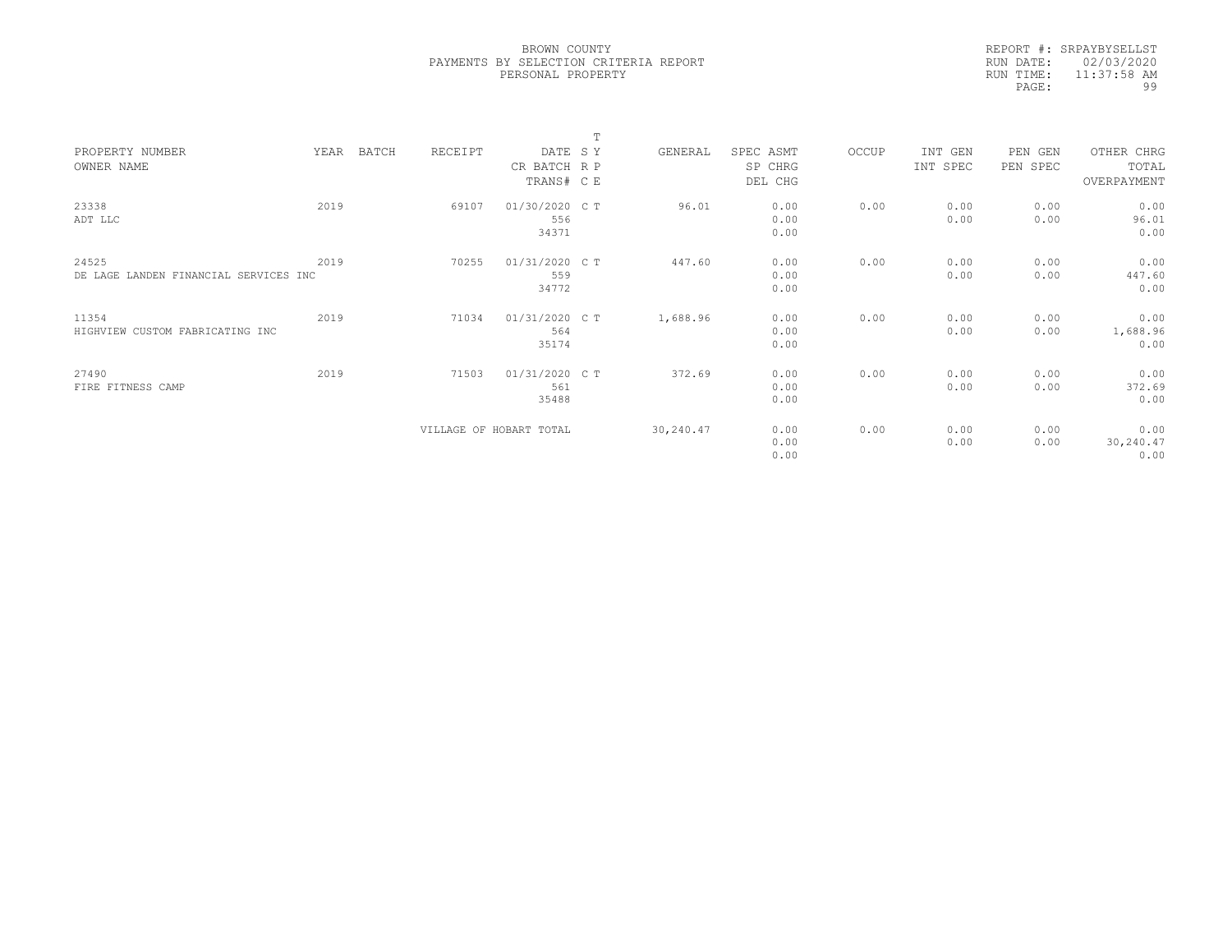BROWN COUNTY
PAYMENTS BY SELECTION CRITERIA REPORT
PERSONAL PROPERTY

REPORT #: SRPAYBYSELLST
RUN DATE: 02/03/2020
RUN TIME: 11:37:58 AM

| PROPERTY NUMBER<br>OWNER NAME | YEAR | BATCH | RECEIPT | DATE<br>CR BATCH<br>TRANS# | T<br>S Y<br>R P<br>C E | GENERAL | SPEC ASMT<br>SP CHRG<br>DEL CHG | OCCUP | INT GEN<br>INT SPEC | PEN GEN<br>PEN SPEC | OTHER CHRG<br>TOTAL<br>OVERPAYMENT |
|---|---|---|---|---|---|---|---|---|---|---|---|
| 23338<br>ADT LLC | 2019 | | 69107 | 01/30/2020<br>556<br>34371 | C T | 96.01 | 0.00<br>0.00<br>0.00 | 0.00 | 0.00<br>0.00 | 0.00<br>0.00 | 0.00<br>96.01<br>0.00 |
| 24525<br>DE LAGE LANDEN FINANCIAL SERVICES INC | 2019 | | 70255 | 01/31/2020<br>559<br>34772 | C T | 447.60 | 0.00<br>0.00<br>0.00 | 0.00 | 0.00<br>0.00 | 0.00<br>0.00 | 0.00<br>447.60<br>0.00 |
| 11354<br>HIGHVIEW CUSTOM FABRICATING INC | 2019 | | 71034 | 01/31/2020<br>564<br>35174 | C T | 1,688.96 | 0.00<br>0.00<br>0.00 | 0.00 | 0.00<br>0.00 | 0.00<br>0.00 | 0.00<br>1,688.96<br>0.00 |
| 27490<br>FIRE FITNESS CAMP | 2019 | | 71503 | 01/31/2020<br>561<br>35488 | C T | 372.69 | 0.00<br>0.00<br>0.00 | 0.00 | 0.00<br>0.00 | 0.00<br>0.00 | 0.00<br>372.69<br>0.00 |
| | | | VILLAGE OF HOBART TOTAL | | | 30,240.47 | 0.00<br>0.00<br>0.00 | 0.00 | 0.00<br>0.00 | 0.00<br>0.00 | 0.00<br>30,240.47<br>0.00 |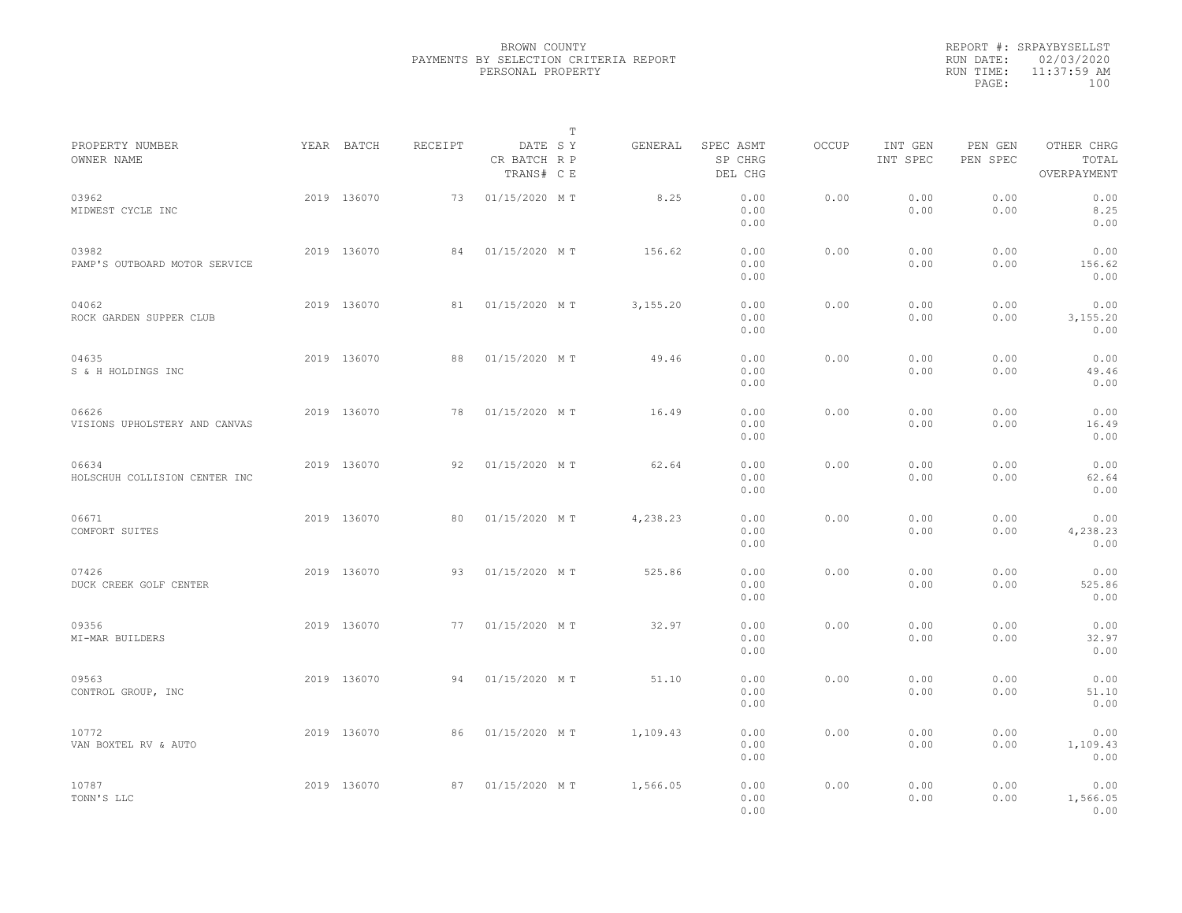BROWN COUNTY
PAYMENTS BY SELECTION CRITERIA REPORT
PERSONAL PROPERTY

REPORT #: SRPAYBYSELLST
RUN DATE: 02/03/2020
RUN TIME: 11:37:59 AM

| PROPERTY NUMBER<br>OWNER NAME | YEAR | BATCH | RECEIPT | DATE<br>CR BATCH<br>TRANS# | T<br>S Y<br>R P<br>C E | GENERAL | SPEC ASMT<br>SP CHRG<br>DEL CHG | OCCUP | INT GEN<br>INT SPEC | PEN GEN<br>PEN SPEC | OTHER CHRG<br>TOTAL<br>OVERPAYMENT |
|---|---|---|---|---|---|---|---|---|---|---|---|
| 03962<br>MIDWEST CYCLE INC | 2019 | 136070 | 73 | 01/15/2020 | M T | 8.25 | 0.00<br>0.00<br>0.00 | 0.00 | 0.00<br>0.00 | 0.00<br>0.00 | 0.00<br>8.25<br>0.00 |
| 03982<br>PAMP'S OUTBOARD MOTOR SERVICE | 2019 | 136070 | 84 | 01/15/2020 | M T | 156.62 | 0.00<br>0.00<br>0.00 | 0.00 | 0.00<br>0.00 | 0.00<br>0.00 | 0.00<br>156.62<br>0.00 |
| 04062<br>ROCK GARDEN SUPPER CLUB | 2019 | 136070 | 81 | 01/15/2020 | M T | 3,155.20 | 0.00<br>0.00<br>0.00 | 0.00 | 0.00<br>0.00 | 0.00<br>0.00 | 0.00<br>3,155.20<br>0.00 |
| 04635<br>S & H HOLDINGS INC | 2019 | 136070 | 88 | 01/15/2020 | M T | 49.46 | 0.00<br>0.00<br>0.00 | 0.00 | 0.00<br>0.00 | 0.00<br>0.00 | 0.00<br>49.46<br>0.00 |
| 06626<br>VISIONS UPHOLSTERY AND CANVAS | 2019 | 136070 | 78 | 01/15/2020 | M T | 16.49 | 0.00<br>0.00<br>0.00 | 0.00 | 0.00<br>0.00 | 0.00<br>0.00 | 0.00<br>16.49<br>0.00 |
| 06634<br>HOLSCHUH COLLISION CENTER INC | 2019 | 136070 | 92 | 01/15/2020 | M T | 62.64 | 0.00<br>0.00<br>0.00 | 0.00 | 0.00<br>0.00 | 0.00<br>0.00 | 0.00<br>62.64<br>0.00 |
| 06671<br>COMFORT SUITES | 2019 | 136070 | 80 | 01/15/2020 | M T | 4,238.23 | 0.00<br>0.00<br>0.00 | 0.00 | 0.00<br>0.00 | 0.00<br>0.00 | 0.00<br>4,238.23<br>0.00 |
| 07426<br>DUCK CREEK GOLF CENTER | 2019 | 136070 | 93 | 01/15/2020 | M T | 525.86 | 0.00<br>0.00<br>0.00 | 0.00 | 0.00<br>0.00 | 0.00<br>0.00 | 0.00<br>525.86<br>0.00 |
| 09356<br>MI-MAR BUILDERS | 2019 | 136070 | 77 | 01/15/2020 | M T | 32.97 | 0.00<br>0.00<br>0.00 | 0.00 | 0.00<br>0.00 | 0.00<br>0.00 | 0.00<br>32.97<br>0.00 |
| 09563<br>CONTROL GROUP, INC | 2019 | 136070 | 94 | 01/15/2020 | M T | 51.10 | 0.00<br>0.00<br>0.00 | 0.00 | 0.00<br>0.00 | 0.00<br>0.00 | 0.00<br>51.10<br>0.00 |
| 10772<br>VAN BOXTEL RV & AUTO | 2019 | 136070 | 86 | 01/15/2020 | M T | 1,109.43 | 0.00<br>0.00<br>0.00 | 0.00 | 0.00<br>0.00 | 0.00<br>0.00 | 0.00<br>1,109.43<br>0.00 |
| 10787<br>TONN'S LLC | 2019 | 136070 | 87 | 01/15/2020 | M T | 1,566.05 | 0.00<br>0.00<br>0.00 | 0.00 | 0.00<br>0.00 | 0.00<br>0.00 | 0.00<br>1,566.05<br>0.00 |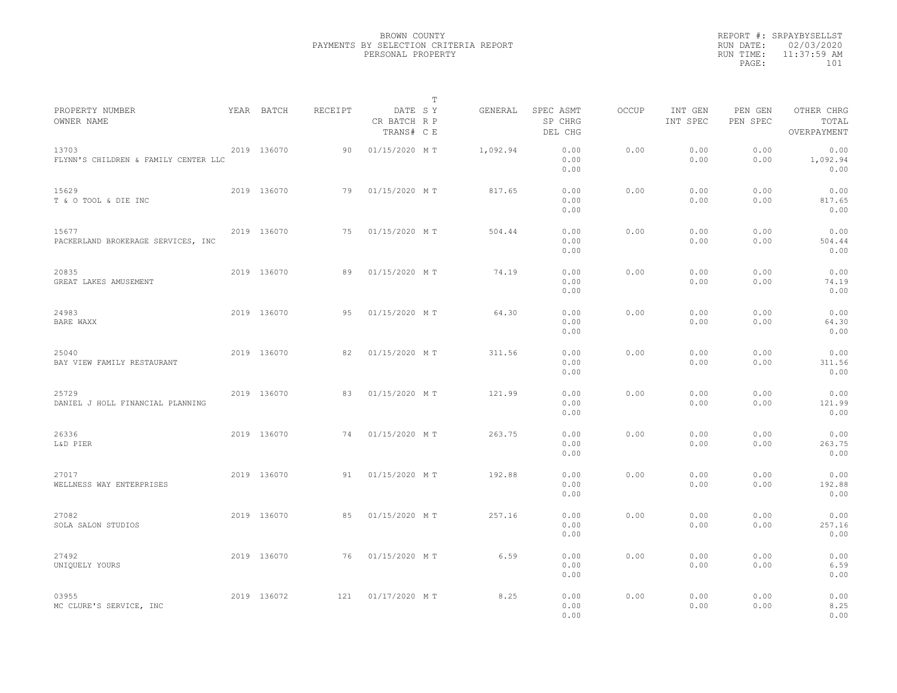BROWN COUNTY
PAYMENTS BY SELECTION CRITERIA REPORT
PERSONAL PROPERTY

REPORT #: SRPAYBYSELLST
RUN DATE: 02/03/2020
RUN TIME: 11:37:59 AM

| PROPERTY NUMBER / OWNER NAME | YEAR | BATCH | RECEIPT | DATE / CR BATCH / TRANS# | T SY / RP / CE | GENERAL | SPEC ASMT / SP CHRG / DEL CHG | OCCUP | INT GEN / INT SPEC | PEN GEN / PEN SPEC | OTHER CHRG / TOTAL / OVERPAYMENT |
|---|---|---|---|---|---|---|---|---|---|---|---|
| 13703 FLYNN'S CHILDREN & FAMILY CENTER LLC | 2019 | 136070 | 90 | 01/15/2020 | M T | 1,092.94 | 0.00 0.00 0.00 | 0.00 | 0.00 0.00 | 0.00 0.00 | 0.00 1,092.94 0.00 |
| 15629 T & O TOOL & DIE INC | 2019 | 136070 | 79 | 01/15/2020 | M T | 817.65 | 0.00 0.00 0.00 | 0.00 | 0.00 0.00 | 0.00 0.00 | 0.00 817.65 0.00 |
| 15677 PACKERLAND BROKERAGE SERVICES, INC | 2019 | 136070 | 75 | 01/15/2020 | M T | 504.44 | 0.00 0.00 0.00 | 0.00 | 0.00 0.00 | 0.00 0.00 | 0.00 504.44 0.00 |
| 20835 GREAT LAKES AMUSEMENT | 2019 | 136070 | 89 | 01/15/2020 | M T | 74.19 | 0.00 0.00 0.00 | 0.00 | 0.00 0.00 | 0.00 0.00 | 0.00 74.19 0.00 |
| 24983 BARE WAXX | 2019 | 136070 | 95 | 01/15/2020 | M T | 64.30 | 0.00 0.00 0.00 | 0.00 | 0.00 0.00 | 0.00 0.00 | 0.00 64.30 0.00 |
| 25040 BAY VIEW FAMILY RESTAURANT | 2019 | 136070 | 82 | 01/15/2020 | M T | 311.56 | 0.00 0.00 0.00 | 0.00 | 0.00 0.00 | 0.00 0.00 | 0.00 311.56 0.00 |
| 25729 DANIEL J HOLL FINANCIAL PLANNING | 2019 | 136070 | 83 | 01/15/2020 | M T | 121.99 | 0.00 0.00 0.00 | 0.00 | 0.00 0.00 | 0.00 0.00 | 0.00 121.99 0.00 |
| 26336 L&D PIER | 2019 | 136070 | 74 | 01/15/2020 | M T | 263.75 | 0.00 0.00 0.00 | 0.00 | 0.00 0.00 | 0.00 0.00 | 0.00 263.75 0.00 |
| 27017 WELLNESS WAY ENTERPRISES | 2019 | 136070 | 91 | 01/15/2020 | M T | 192.88 | 0.00 0.00 0.00 | 0.00 | 0.00 0.00 | 0.00 0.00 | 0.00 192.88 0.00 |
| 27082 SOLA SALON STUDIOS | 2019 | 136070 | 85 | 01/15/2020 | M T | 257.16 | 0.00 0.00 0.00 | 0.00 | 0.00 0.00 | 0.00 0.00 | 0.00 257.16 0.00 |
| 27492 UNIQUELY YOURS | 2019 | 136070 | 76 | 01/15/2020 | M T | 6.59 | 0.00 0.00 0.00 | 0.00 | 0.00 0.00 | 0.00 0.00 | 0.00 6.59 0.00 |
| 03955 MC CLURE'S SERVICE, INC | 2019 | 136072 | 121 | 01/17/2020 | M T | 8.25 | 0.00 0.00 0.00 | 0.00 | 0.00 0.00 | 0.00 0.00 | 0.00 8.25 0.00 |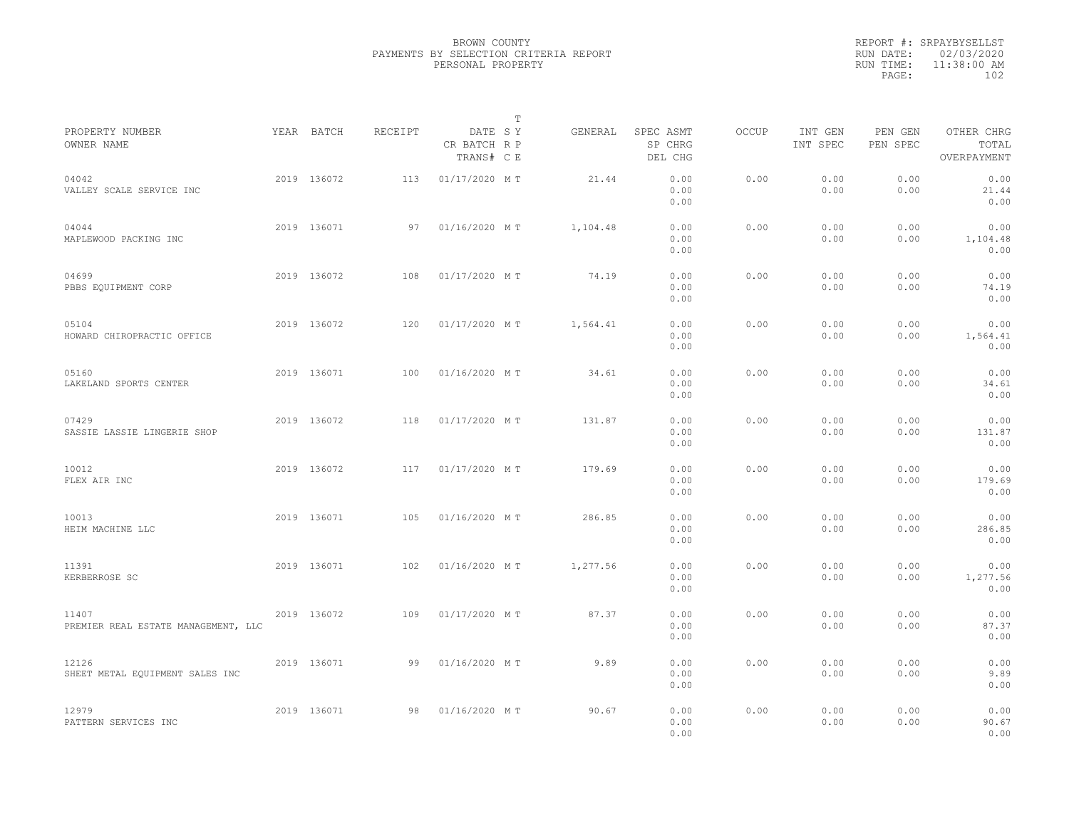BROWN COUNTY
PAYMENTS BY SELECTION CRITERIA REPORT
PERSONAL PROPERTY

REPORT #: SRPAYBYSELLST
RUN DATE: 02/03/2020
RUN TIME: 11:38:00 AM
PAGE: 102

| PROPERTY NUMBER<br>OWNER NAME | YEAR | BATCH | RECEIPT | DATE<br>CR BATCH<br>TRANS# | T<br>S Y<br>R P<br>C E | GENERAL | SPEC ASMT<br>SP CHRG<br>DEL CHG | OCCUP | INT GEN<br>INT SPEC | PEN GEN<br>PEN SPEC | OTHER CHRG<br>TOTAL<br>OVERPAYMENT |
|---|---|---|---|---|---|---|---|---|---|---|---|
| 04042<br>VALLEY SCALE SERVICE INC | 2019 | 136072 | 113 | 01/17/2020 | M T | 21.44 | 0.00<br>0.00<br>0.00 | 0.00 | 0.00<br>0.00 | 0.00<br>0.00 | 0.00<br>21.44<br>0.00 |
| 04044<br>MAPLEWOOD PACKING INC | 2019 | 136071 | 97 | 01/16/2020 | M T | 1,104.48 | 0.00<br>0.00<br>0.00 | 0.00 | 0.00<br>0.00 | 0.00<br>0.00 | 0.00<br>1,104.48<br>0.00 |
| 04699<br>PBBS EQUIPMENT CORP | 2019 | 136072 | 108 | 01/17/2020 | M T | 74.19 | 0.00<br>0.00<br>0.00 | 0.00 | 0.00<br>0.00 | 0.00<br>0.00 | 0.00<br>74.19<br>0.00 |
| 05104<br>HOWARD CHIROPRACTIC OFFICE | 2019 | 136072 | 120 | 01/17/2020 | M T | 1,564.41 | 0.00<br>0.00<br>0.00 | 0.00 | 0.00<br>0.00 | 0.00<br>0.00 | 0.00<br>1,564.41<br>0.00 |
| 05160<br>LAKELAND SPORTS CENTER | 2019 | 136071 | 100 | 01/16/2020 | M T | 34.61 | 0.00<br>0.00<br>0.00 | 0.00 | 0.00<br>0.00 | 0.00<br>0.00 | 0.00<br>34.61<br>0.00 |
| 07429<br>SASSIE LASSIE LINGERIE SHOP | 2019 | 136072 | 118 | 01/17/2020 | M T | 131.87 | 0.00<br>0.00<br>0.00 | 0.00 | 0.00<br>0.00 | 0.00<br>0.00 | 0.00<br>131.87<br>0.00 |
| 10012<br>FLEX AIR INC | 2019 | 136072 | 117 | 01/17/2020 | M T | 179.69 | 0.00<br>0.00<br>0.00 | 0.00 | 0.00<br>0.00 | 0.00<br>0.00 | 0.00<br>179.69<br>0.00 |
| 10013<br>HEIM MACHINE LLC | 2019 | 136071 | 105 | 01/16/2020 | M T | 286.85 | 0.00<br>0.00<br>0.00 | 0.00 | 0.00<br>0.00 | 0.00<br>0.00 | 0.00<br>286.85<br>0.00 |
| 11391<br>KERBERROSE SC | 2019 | 136071 | 102 | 01/16/2020 | M T | 1,277.56 | 0.00<br>0.00<br>0.00 | 0.00 | 0.00<br>0.00 | 0.00<br>0.00 | 0.00<br>1,277.56<br>0.00 |
| 11407<br>PREMIER REAL ESTATE MANAGEMENT, LLC | 2019 | 136072 | 109 | 01/17/2020 | M T | 87.37 | 0.00<br>0.00<br>0.00 | 0.00 | 0.00<br>0.00 | 0.00<br>0.00 | 0.00<br>87.37<br>0.00 |
| 12126<br>SHEET METAL EQUIPMENT SALES INC | 2019 | 136071 | 99 | 01/16/2020 | M T | 9.89 | 0.00<br>0.00<br>0.00 | 0.00 | 0.00<br>0.00 | 0.00<br>0.00 | 0.00<br>9.89<br>0.00 |
| 12979<br>PATTERN SERVICES INC | 2019 | 136071 | 98 | 01/16/2020 | M T | 90.67 | 0.00<br>0.00<br>0.00 | 0.00 | 0.00<br>0.00 | 0.00<br>0.00 | 0.00<br>90.67<br>0.00 |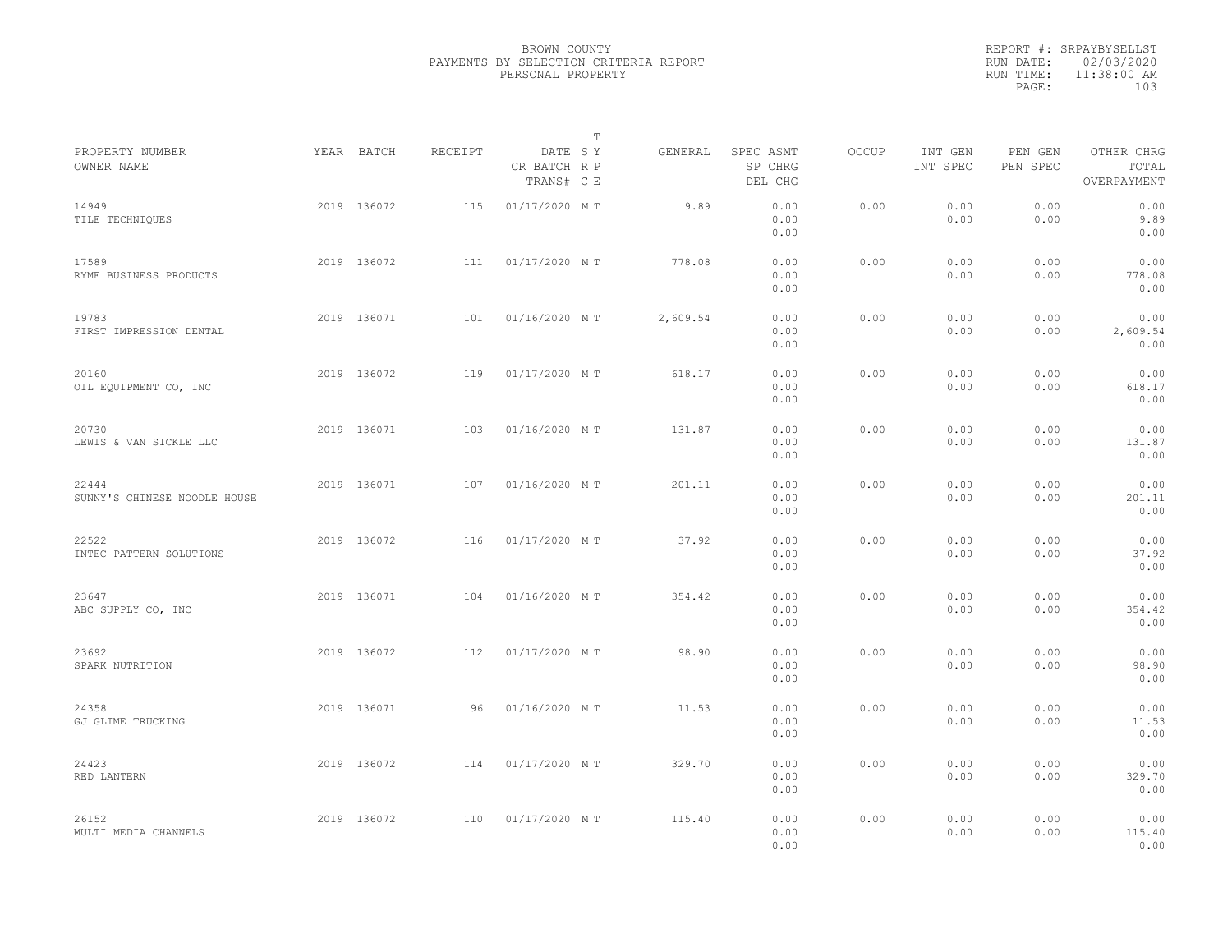BROWN COUNTY
PAYMENTS BY SELECTION CRITERIA REPORT
PERSONAL PROPERTY

REPORT #: SRPAYBYSELLST
RUN DATE: 02/03/2020
RUN TIME: 11:38:00 AM

| PROPERTY NUMBER / OWNER NAME | YEAR | BATCH | RECEIPT | DATE / CR BATCH / TRANS# | T SY RP CE | GENERAL | SPEC ASMT / SP CHRG / DEL CHG | OCCUP | INT GEN / INT SPEC | PEN GEN / PEN SPEC | OTHER CHRG / TOTAL / OVERPAYMENT |
|---|---|---|---|---|---|---|---|---|---|---|---|
| 14949 TILE TECHNIQUES | 2019 | 136072 | 115 | 01/17/2020 | M T | 9.89 | 0.00 0.00 0.00 | 0.00 | 0.00 0.00 | 0.00 0.00 | 0.00 9.89 0.00 |
| 17589 RYME BUSINESS PRODUCTS | 2019 | 136072 | 111 | 01/17/2020 | M T | 778.08 | 0.00 0.00 0.00 | 0.00 | 0.00 0.00 | 0.00 0.00 | 0.00 778.08 0.00 |
| 19783 FIRST IMPRESSION DENTAL | 2019 | 136071 | 101 | 01/16/2020 | M T | 2,609.54 | 0.00 0.00 0.00 | 0.00 | 0.00 0.00 | 0.00 0.00 | 0.00 2,609.54 0.00 |
| 20160 OIL EQUIPMENT CO, INC | 2019 | 136072 | 119 | 01/17/2020 | M T | 618.17 | 0.00 0.00 0.00 | 0.00 | 0.00 0.00 | 0.00 0.00 | 0.00 618.17 0.00 |
| 20730 LEWIS & VAN SICKLE LLC | 2019 | 136071 | 103 | 01/16/2020 | M T | 131.87 | 0.00 0.00 0.00 | 0.00 | 0.00 0.00 | 0.00 0.00 | 0.00 131.87 0.00 |
| 22444 SUNNY'S CHINESE NOODLE HOUSE | 2019 | 136071 | 107 | 01/16/2020 | M T | 201.11 | 0.00 0.00 0.00 | 0.00 | 0.00 0.00 | 0.00 0.00 | 0.00 201.11 0.00 |
| 22522 INTEC PATTERN SOLUTIONS | 2019 | 136072 | 116 | 01/17/2020 | M T | 37.92 | 0.00 0.00 0.00 | 0.00 | 0.00 0.00 | 0.00 0.00 | 0.00 37.92 0.00 |
| 23647 ABC SUPPLY CO, INC | 2019 | 136071 | 104 | 01/16/2020 | M T | 354.42 | 0.00 0.00 0.00 | 0.00 | 0.00 0.00 | 0.00 0.00 | 0.00 354.42 0.00 |
| 23692 SPARK NUTRITION | 2019 | 136072 | 112 | 01/17/2020 | M T | 98.90 | 0.00 0.00 0.00 | 0.00 | 0.00 0.00 | 0.00 0.00 | 0.00 98.90 0.00 |
| 24358 GJ GLIME TRUCKING | 2019 | 136071 | 96 | 01/16/2020 | M T | 11.53 | 0.00 0.00 0.00 | 0.00 | 0.00 0.00 | 0.00 0.00 | 0.00 11.53 0.00 |
| 24423 RED LANTERN | 2019 | 136072 | 114 | 01/17/2020 | M T | 329.70 | 0.00 0.00 0.00 | 0.00 | 0.00 0.00 | 0.00 0.00 | 0.00 329.70 0.00 |
| 26152 MULTI MEDIA CHANNELS | 2019 | 136072 | 110 | 01/17/2020 | M T | 115.40 | 0.00 0.00 0.00 | 0.00 | 0.00 0.00 | 0.00 0.00 | 0.00 115.40 0.00 |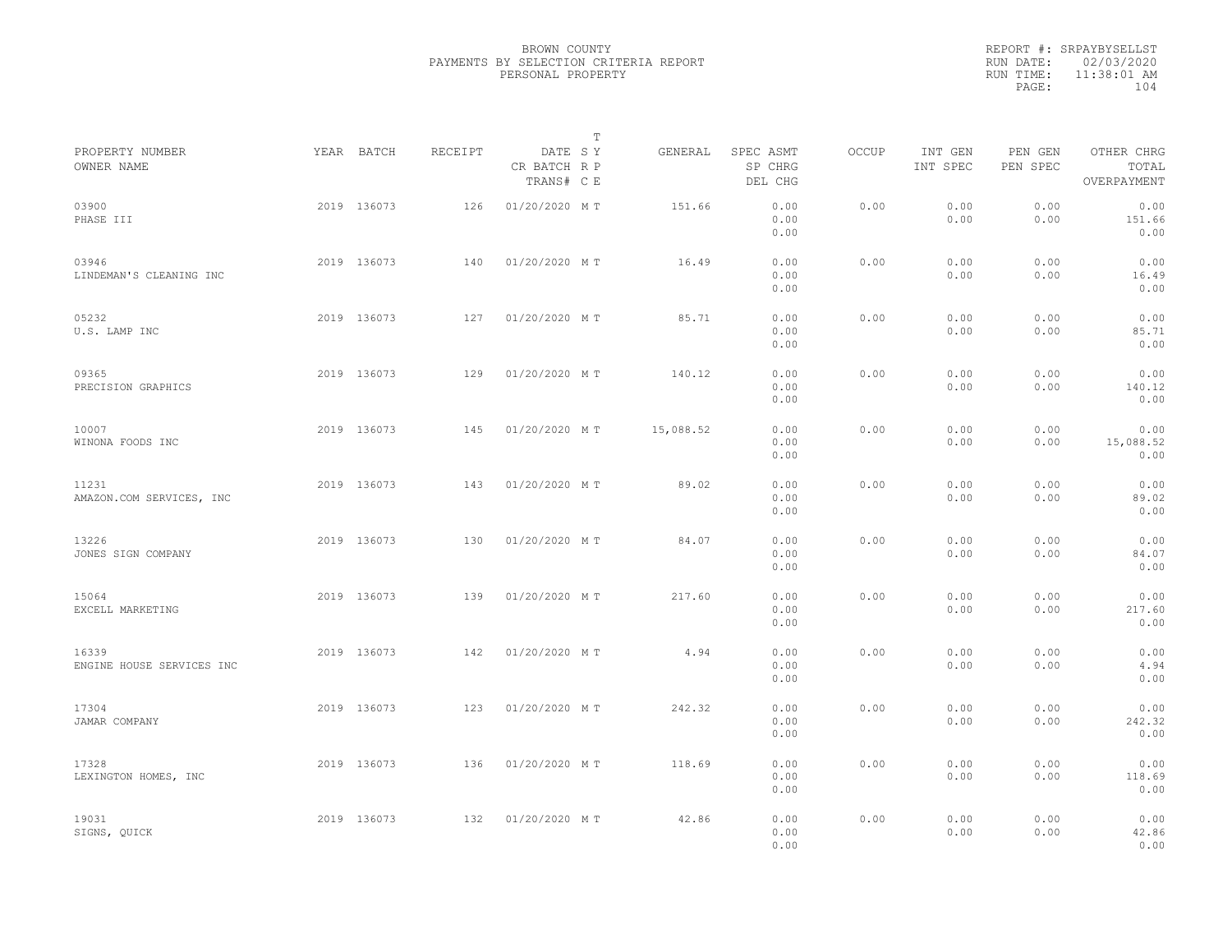BROWN COUNTY
PAYMENTS BY SELECTION CRITERIA REPORT
PERSONAL PROPERTY

REPORT #: SRPAYBYSELLST
RUN DATE: 02/03/2020
RUN TIME: 11:38:01 AM

| PROPERTY NUMBER<br>OWNER NAME | YEAR | BATCH | RECEIPT | DATE<br>CR BATCH<br>TRANS# | T<br>S Y<br>R P<br>C E | GENERAL | SPEC ASMT<br>SP CHRG<br>DEL CHG | OCCUP | INT GEN<br>INT SPEC | PEN GEN<br>PEN SPEC | OTHER CHRG<br>TOTAL<br>OVERPAYMENT |
|---|---|---|---|---|---|---|---|---|---|---|---|
| 03900<br>PHASE III | 2019 | 136073 | 126 | 01/20/2020 | M T | 151.66 | 0.00<br>0.00<br>0.00 | 0.00 | 0.00<br>0.00 | 0.00<br>0.00 | 0.00<br>151.66<br>0.00 |
| 03946<br>LINDEMAN'S CLEANING INC | 2019 | 136073 | 140 | 01/20/2020 | M T | 16.49 | 0.00<br>0.00<br>0.00 | 0.00 | 0.00<br>0.00 | 0.00<br>0.00 | 0.00<br>16.49<br>0.00 |
| 05232<br>U.S. LAMP INC | 2019 | 136073 | 127 | 01/20/2020 | M T | 85.71 | 0.00<br>0.00<br>0.00 | 0.00 | 0.00<br>0.00 | 0.00<br>0.00 | 0.00<br>85.71<br>0.00 |
| 09365<br>PRECISION GRAPHICS | 2019 | 136073 | 129 | 01/20/2020 | M T | 140.12 | 0.00<br>0.00<br>0.00 | 0.00 | 0.00<br>0.00 | 0.00<br>0.00 | 0.00<br>140.12<br>0.00 |
| 10007<br>WINONA FOODS INC | 2019 | 136073 | 145 | 01/20/2020 | M T | 15,088.52 | 0.00<br>0.00<br>0.00 | 0.00 | 0.00<br>0.00 | 0.00<br>0.00 | 0.00<br>15,088.52<br>0.00 |
| 11231<br>AMAZON.COM SERVICES, INC | 2019 | 136073 | 143 | 01/20/2020 | M T | 89.02 | 0.00<br>0.00<br>0.00 | 0.00 | 0.00<br>0.00 | 0.00<br>0.00 | 0.00<br>89.02<br>0.00 |
| 13226<br>JONES SIGN COMPANY | 2019 | 136073 | 130 | 01/20/2020 | M T | 84.07 | 0.00<br>0.00<br>0.00 | 0.00 | 0.00<br>0.00 | 0.00<br>0.00 | 0.00<br>84.07<br>0.00 |
| 15064<br>EXCELL MARKETING | 2019 | 136073 | 139 | 01/20/2020 | M T | 217.60 | 0.00<br>0.00<br>0.00 | 0.00 | 0.00<br>0.00 | 0.00<br>0.00 | 0.00<br>217.60<br>0.00 |
| 16339<br>ENGINE HOUSE SERVICES INC | 2019 | 136073 | 142 | 01/20/2020 | M T | 4.94 | 0.00<br>0.00<br>0.00 | 0.00 | 0.00<br>0.00 | 0.00<br>0.00 | 0.00<br>4.94<br>0.00 |
| 17304<br>JAMAR COMPANY | 2019 | 136073 | 123 | 01/20/2020 | M T | 242.32 | 0.00<br>0.00<br>0.00 | 0.00 | 0.00<br>0.00 | 0.00<br>0.00 | 0.00<br>242.32<br>0.00 |
| 17328<br>LEXINGTON HOMES, INC | 2019 | 136073 | 136 | 01/20/2020 | M T | 118.69 | 0.00<br>0.00<br>0.00 | 0.00 | 0.00<br>0.00 | 0.00<br>0.00 | 0.00<br>118.69<br>0.00 |
| 19031<br>SIGNS, QUICK | 2019 | 136073 | 132 | 01/20/2020 | M T | 42.86 | 0.00<br>0.00<br>0.00 | 0.00 | 0.00<br>0.00 | 0.00<br>0.00 | 0.00<br>42.86<br>0.00 |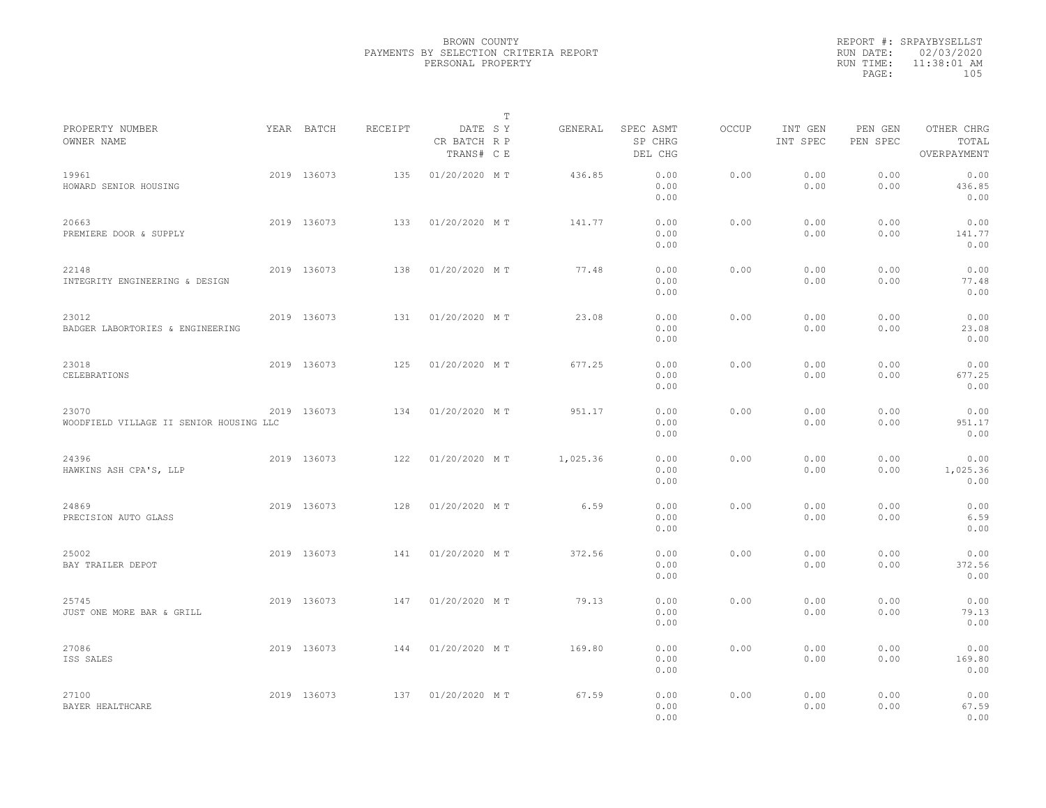BROWN COUNTY
PAYMENTS BY SELECTION CRITERIA REPORT
PERSONAL PROPERTY

REPORT #: SRPAYBYSELLST
RUN DATE: 02/03/2020
RUN TIME: 11:38:01 AM

| PROPERTY NUMBER<br>OWNER NAME | YEAR | BATCH | RECEIPT | DATE<br>CR BATCH<br>TRANS# | T<br>S Y<br>R P<br>C E | GENERAL | SPEC ASMT<br>SP CHRG<br>DEL CHG | OCCUP | INT GEN<br>INT SPEC | PEN GEN<br>PEN SPEC | OTHER CHRG<br>TOTAL<br>OVERPAYMENT |
|---|---|---|---|---|---|---|---|---|---|---|---|
| 19961<br>HOWARD SENIOR HOUSING | 2019 | 136073 | 135 | 01/20/2020 | M T | 436.85 | 0.00<br>0.00<br>0.00 | 0.00 | 0.00<br>0.00 | 0.00<br>0.00 | 0.00<br>436.85<br>0.00 |
| 20663<br>PREMIERE DOOR & SUPPLY | 2019 | 136073 | 133 | 01/20/2020 | M T | 141.77 | 0.00<br>0.00<br>0.00 | 0.00 | 0.00<br>0.00 | 0.00<br>0.00 | 0.00<br>141.77<br>0.00 |
| 22148<br>INTEGRITY ENGINEERING & DESIGN | 2019 | 136073 | 138 | 01/20/2020 | M T | 77.48 | 0.00<br>0.00<br>0.00 | 0.00 | 0.00<br>0.00 | 0.00<br>0.00 | 0.00<br>77.48<br>0.00 |
| 23012<br>BADGER LABORTORIES & ENGINEERING | 2019 | 136073 | 131 | 01/20/2020 | M T | 23.08 | 0.00<br>0.00<br>0.00 | 0.00 | 0.00<br>0.00 | 0.00<br>0.00 | 0.00<br>23.08<br>0.00 |
| 23018<br>CELEBRATIONS | 2019 | 136073 | 125 | 01/20/2020 | M T | 677.25 | 0.00<br>0.00<br>0.00 | 0.00 | 0.00<br>0.00 | 0.00<br>0.00 | 0.00<br>677.25<br>0.00 |
| 23070<br>WOODFIELD VILLAGE II SENIOR HOUSING LLC | 2019 | 136073 | 134 | 01/20/2020 | M T | 951.17 | 0.00<br>0.00<br>0.00 | 0.00 | 0.00<br>0.00 | 0.00<br>0.00 | 0.00<br>951.17<br>0.00 |
| 24396<br>HAWKINS ASH CPA'S, LLP | 2019 | 136073 | 122 | 01/20/2020 | M T | 1,025.36 | 0.00<br>0.00<br>0.00 | 0.00 | 0.00<br>0.00 | 0.00<br>0.00 | 0.00<br>1,025.36<br>0.00 |
| 24869<br>PRECISION AUTO GLASS | 2019 | 136073 | 128 | 01/20/2020 | M T | 6.59 | 0.00<br>0.00<br>0.00 | 0.00 | 0.00<br>0.00 | 0.00<br>0.00 | 0.00<br>6.59<br>0.00 |
| 25002<br>BAY TRAILER DEPOT | 2019 | 136073 | 141 | 01/20/2020 | M T | 372.56 | 0.00<br>0.00<br>0.00 | 0.00 | 0.00<br>0.00 | 0.00<br>0.00 | 0.00<br>372.56<br>0.00 |
| 25745<br>JUST ONE MORE BAR & GRILL | 2019 | 136073 | 147 | 01/20/2020 | M T | 79.13 | 0.00<br>0.00<br>0.00 | 0.00 | 0.00<br>0.00 | 0.00<br>0.00 | 0.00<br>79.13<br>0.00 |
| 27086<br>ISS SALES | 2019 | 136073 | 144 | 01/20/2020 | M T | 169.80 | 0.00<br>0.00<br>0.00 | 0.00 | 0.00<br>0.00 | 0.00<br>0.00 | 0.00<br>169.80<br>0.00 |
| 27100<br>BAYER HEALTHCARE | 2019 | 136073 | 137 | 01/20/2020 | M T | 67.59 | 0.00<br>0.00<br>0.00 | 0.00 | 0.00<br>0.00 | 0.00<br>0.00 | 0.00<br>67.59<br>0.00 |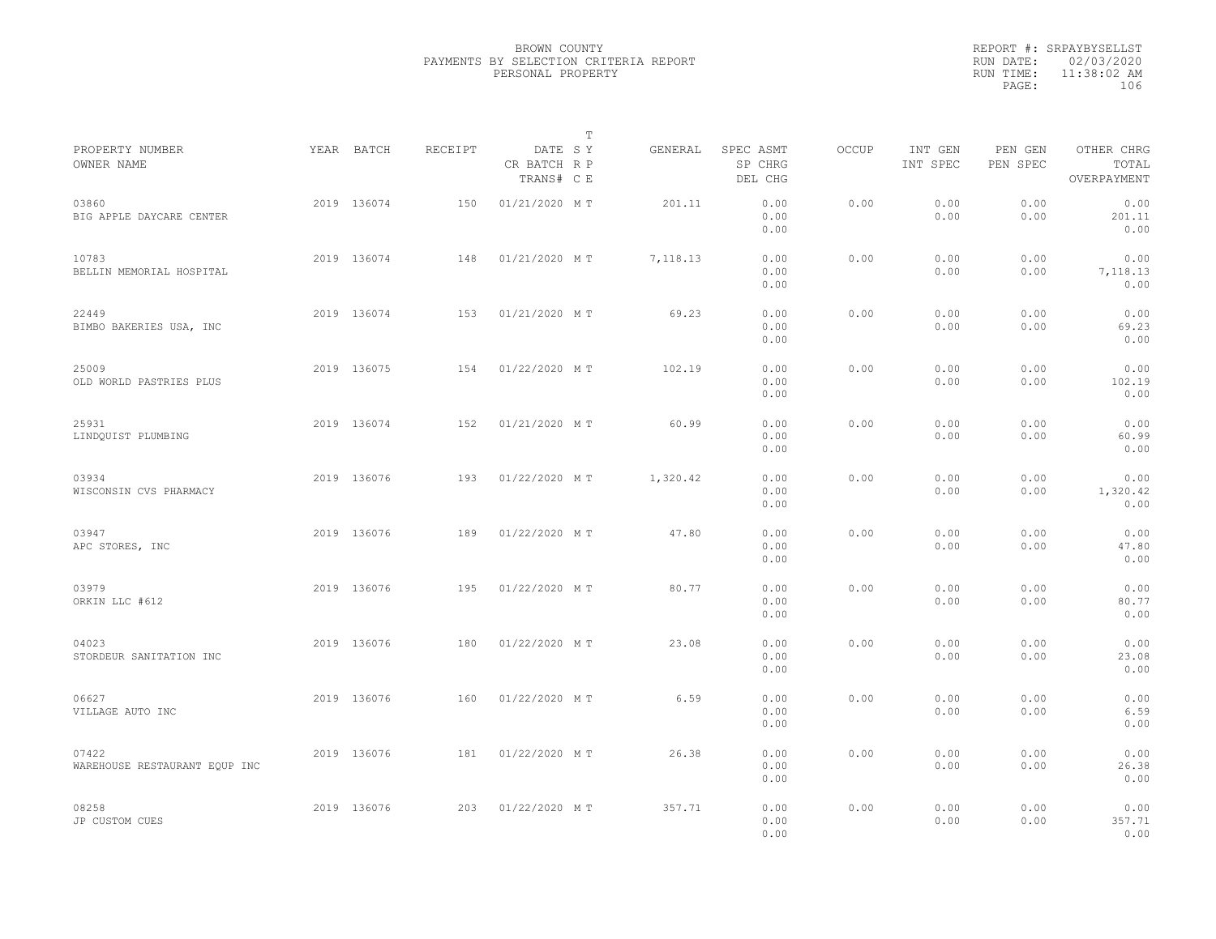BROWN COUNTY
PAYMENTS BY SELECTION CRITERIA REPORT
PERSONAL PROPERTY

REPORT #: SRPAYBYSELLST
RUN DATE: 02/03/2020
RUN TIME: 11:38:02 AM

| PROPERTY NUMBER<br>OWNER NAME | YEAR | BATCH | RECEIPT | DATE<br>CR BATCH<br>TRANS# | T<br>S Y<br>R P<br>C E | GENERAL | SPEC ASMT<br>SP CHRG<br>DEL CHG | OCCUP | INT GEN<br>INT SPEC | PEN GEN<br>PEN SPEC | OTHER CHRG<br>TOTAL<br>OVERPAYMENT |
|---|---|---|---|---|---|---|---|---|---|---|---|
| 03860<br>BIG APPLE DAYCARE CENTER | 2019 | 136074 | 150 | 01/21/2020 | M T | 201.11 | 0.00<br>0.00<br>0.00 | 0.00 | 0.00<br>0.00 | 0.00<br>0.00 | 0.00<br>201.11<br>0.00 |
| 10783<br>BELLIN MEMORIAL HOSPITAL | 2019 | 136074 | 148 | 01/21/2020 | M T | 7,118.13 | 0.00<br>0.00<br>0.00 | 0.00 | 0.00<br>0.00 | 0.00<br>0.00 | 0.00<br>7,118.13<br>0.00 |
| 22449<br>BIMBO BAKERIES USA, INC | 2019 | 136074 | 153 | 01/21/2020 | M T | 69.23 | 0.00<br>0.00<br>0.00 | 0.00 | 0.00<br>0.00 | 0.00<br>0.00 | 0.00<br>69.23<br>0.00 |
| 25009<br>OLD WORLD PASTRIES PLUS | 2019 | 136075 | 154 | 01/22/2020 | M T | 102.19 | 0.00<br>0.00<br>0.00 | 0.00 | 0.00<br>0.00 | 0.00<br>0.00 | 0.00<br>102.19<br>0.00 |
| 25931<br>LINDQUIST PLUMBING | 2019 | 136074 | 152 | 01/21/2020 | M T | 60.99 | 0.00<br>0.00<br>0.00 | 0.00 | 0.00<br>0.00 | 0.00<br>0.00 | 0.00<br>60.99<br>0.00 |
| 03934<br>WISCONSIN CVS PHARMACY | 2019 | 136076 | 193 | 01/22/2020 | M T | 1,320.42 | 0.00<br>0.00<br>0.00 | 0.00 | 0.00<br>0.00 | 0.00<br>0.00 | 0.00<br>1,320.42<br>0.00 |
| 03947<br>APC STORES, INC | 2019 | 136076 | 189 | 01/22/2020 | M T | 47.80 | 0.00<br>0.00<br>0.00 | 0.00 | 0.00<br>0.00 | 0.00<br>0.00 | 0.00<br>47.80<br>0.00 |
| 03979<br>ORKIN LLC #612 | 2019 | 136076 | 195 | 01/22/2020 | M T | 80.77 | 0.00<br>0.00<br>0.00 | 0.00 | 0.00<br>0.00 | 0.00<br>0.00 | 0.00<br>80.77<br>0.00 |
| 04023<br>STORDEUR SANITATION INC | 2019 | 136076 | 180 | 01/22/2020 | M T | 23.08 | 0.00<br>0.00<br>0.00 | 0.00 | 0.00<br>0.00 | 0.00<br>0.00 | 0.00<br>23.08<br>0.00 |
| 06627<br>VILLAGE AUTO INC | 2019 | 136076 | 160 | 01/22/2020 | M T | 6.59 | 0.00<br>0.00<br>0.00 | 0.00 | 0.00<br>0.00 | 0.00<br>0.00 | 0.00<br>6.59<br>0.00 |
| 07422<br>WAREHOUSE RESTAURANT EQUP INC | 2019 | 136076 | 181 | 01/22/2020 | M T | 26.38 | 0.00<br>0.00<br>0.00 | 0.00 | 0.00<br>0.00 | 0.00<br>0.00 | 0.00<br>26.38<br>0.00 |
| 08258<br>JP CUSTOM CUES | 2019 | 136076 | 203 | 01/22/2020 | M T | 357.71 | 0.00<br>0.00<br>0.00 | 0.00 | 0.00<br>0.00 | 0.00<br>0.00 | 0.00<br>357.71<br>0.00 |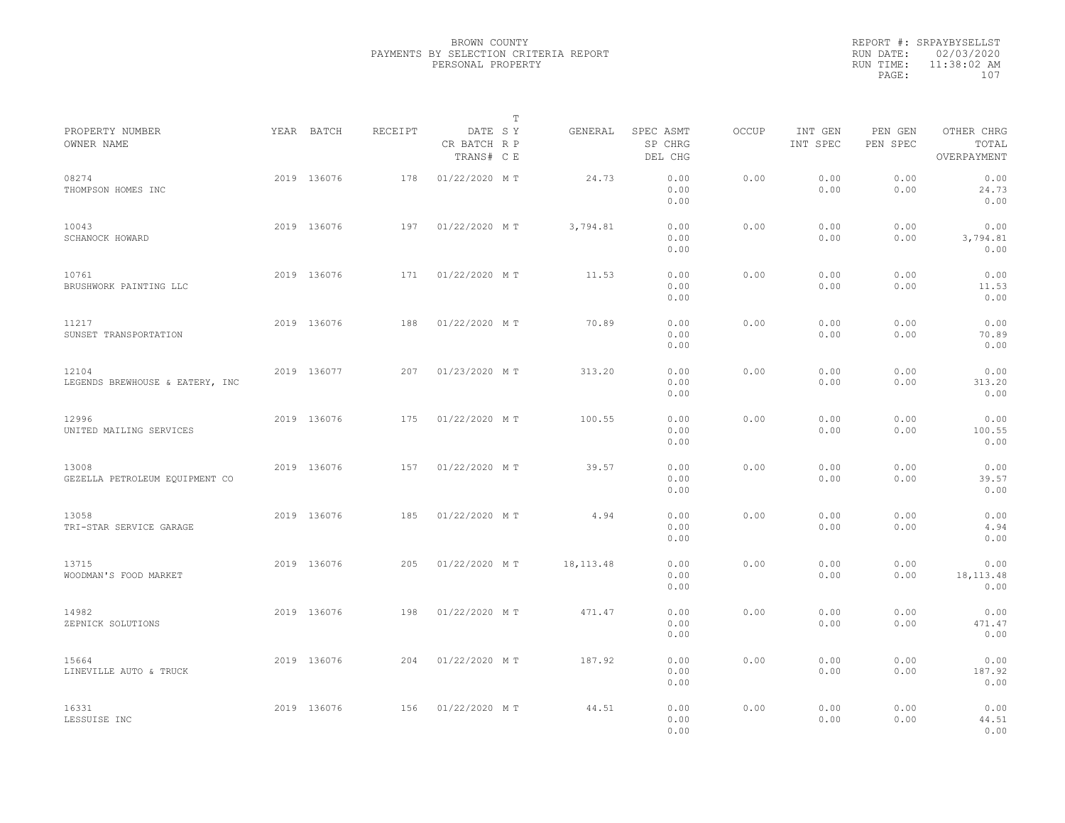BROWN COUNTY
PAYMENTS BY SELECTION CRITERIA REPORT
PERSONAL PROPERTY

REPORT #: SRPAYBYSELLST
RUN DATE: 02/03/2020
RUN TIME: 11:38:02 AM

| PROPERTY NUMBER<br>OWNER NAME | YEAR | BATCH | RECEIPT | DATE<br>CR BATCH<br>TRANS# | T<br>S Y<br>R P<br>C E | GENERAL | SPEC ASMT<br>SP CHRG<br>DEL CHG | OCCUP | INT GEN<br>INT SPEC | PEN GEN<br>PEN SPEC | OTHER CHRG<br>TOTAL<br>OVERPAYMENT |
|---|---|---|---|---|---|---|---|---|---|---|---|
| 08274<br>THOMPSON HOMES INC | 2019 | 136076 | 178 | 01/22/2020 | M T | 24.73 | 0.00<br>0.00<br>0.00 | 0.00 | 0.00<br>0.00 | 0.00<br>0.00 | 0.00<br>24.73<br>0.00 |
| 10043<br>SCHANOCK HOWARD | 2019 | 136076 | 197 | 01/22/2020 | M T | 3,794.81 | 0.00<br>0.00<br>0.00 | 0.00 | 0.00<br>0.00 | 0.00<br>0.00 | 0.00<br>3,794.81<br>0.00 |
| 10761<br>BRUSHWORK PAINTING LLC | 2019 | 136076 | 171 | 01/22/2020 | M T | 11.53 | 0.00<br>0.00<br>0.00 | 0.00 | 0.00<br>0.00 | 0.00<br>0.00 | 0.00<br>11.53<br>0.00 |
| 11217<br>SUNSET TRANSPORTATION | 2019 | 136076 | 188 | 01/22/2020 | M T | 70.89 | 0.00<br>0.00<br>0.00 | 0.00 | 0.00<br>0.00 | 0.00<br>0.00 | 0.00<br>70.89<br>0.00 |
| 12104<br>LEGENDS BREWHOUSE & EATERY, INC | 2019 | 136077 | 207 | 01/23/2020 | M T | 313.20 | 0.00<br>0.00<br>0.00 | 0.00 | 0.00<br>0.00 | 0.00<br>0.00 | 0.00<br>313.20<br>0.00 |
| 12996<br>UNITED MAILING SERVICES | 2019 | 136076 | 175 | 01/22/2020 | M T | 100.55 | 0.00<br>0.00<br>0.00 | 0.00 | 0.00<br>0.00 | 0.00<br>0.00 | 0.00<br>100.55<br>0.00 |
| 13008<br>GEZELLA PETROLEUM EQUIPMENT CO | 2019 | 136076 | 157 | 01/22/2020 | M T | 39.57 | 0.00<br>0.00<br>0.00 | 0.00 | 0.00<br>0.00 | 0.00<br>0.00 | 0.00<br>39.57<br>0.00 |
| 13058<br>TRI-STAR SERVICE GARAGE | 2019 | 136076 | 185 | 01/22/2020 | M T | 4.94 | 0.00<br>0.00<br>0.00 | 0.00 | 0.00<br>0.00 | 0.00<br>0.00 | 0.00<br>4.94<br>0.00 |
| 13715<br>WOODMAN'S FOOD MARKET | 2019 | 136076 | 205 | 01/22/2020 | M T | 18,113.48 | 0.00<br>0.00<br>0.00 | 0.00 | 0.00<br>0.00 | 0.00<br>0.00 | 0.00<br>18,113.48<br>0.00 |
| 14982<br>ZEPNICK SOLUTIONS | 2019 | 136076 | 198 | 01/22/2020 | M T | 471.47 | 0.00<br>0.00<br>0.00 | 0.00 | 0.00<br>0.00 | 0.00<br>0.00 | 0.00<br>471.47<br>0.00 |
| 15664<br>LINEVILLE AUTO & TRUCK | 2019 | 136076 | 204 | 01/22/2020 | M T | 187.92 | 0.00<br>0.00<br>0.00 | 0.00 | 0.00<br>0.00 | 0.00<br>0.00 | 0.00<br>187.92<br>0.00 |
| 16331<br>LESSUISE INC | 2019 | 136076 | 156 | 01/22/2020 | M T | 44.51 | 0.00<br>0.00<br>0.00 | 0.00 | 0.00<br>0.00 | 0.00<br>0.00 | 0.00<br>44.51<br>0.00 |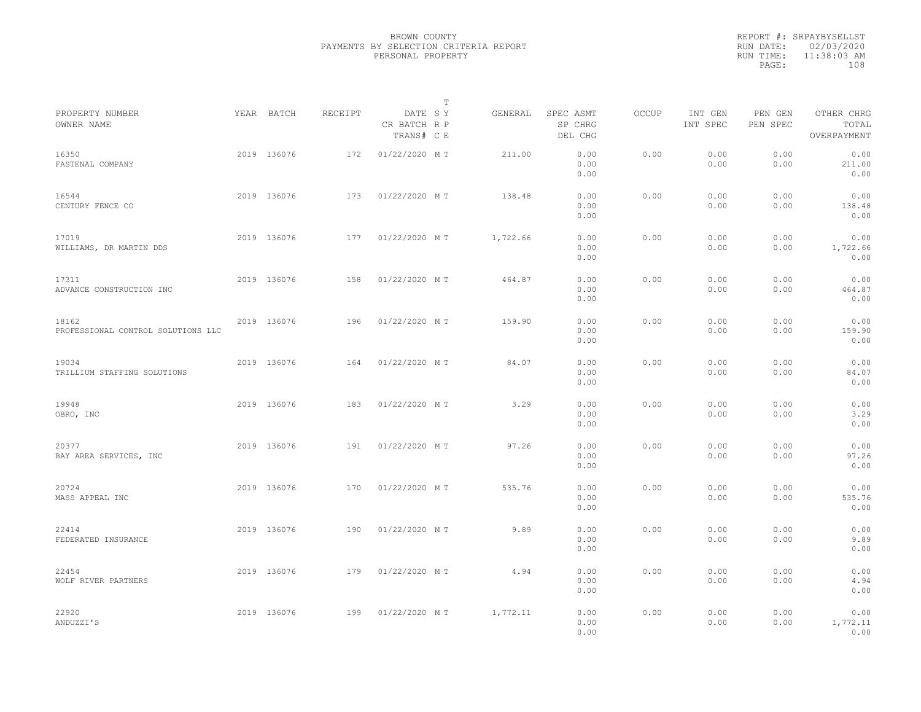BROWN COUNTY
PAYMENTS BY SELECTION CRITERIA REPORT
PERSONAL PROPERTY

REPORT #: SRPAYBYSELLST
RUN DATE: 02/03/2020
RUN TIME: 11:38:03 AM

| PROPERTY NUMBER<br>OWNER NAME | YEAR | BATCH | RECEIPT | DATE<br>CR BATCH<br>TRANS# | T<br>SY<br>RP<br>CE | GENERAL | SPEC ASMT<br>SP CHRG<br>DEL CHG | OCCUP | INT GEN<br>INT SPEC | PEN GEN<br>PEN SPEC | OTHER CHRG<br>TOTAL<br>OVERPAYMENT |
|---|---|---|---|---|---|---|---|---|---|---|---|
| 16350<br>FASTENAL COMPANY | 2019 | 136076 | 172 | 01/22/2020 | M T | 211.00 | 0.00<br>0.00<br>0.00 | 0.00 | 0.00<br>0.00 | 0.00<br>0.00 | 0.00<br>211.00<br>0.00 |
| 16544<br>CENTURY FENCE CO | 2019 | 136076 | 173 | 01/22/2020 | M T | 138.48 | 0.00<br>0.00<br>0.00 | 0.00 | 0.00<br>0.00 | 0.00<br>0.00 | 0.00<br>138.48<br>0.00 |
| 17019<br>WILLIAMS, DR MARTIN DDS | 2019 | 136076 | 177 | 01/22/2020 | M T | 1,722.66 | 0.00<br>0.00<br>0.00 | 0.00 | 0.00<br>0.00 | 0.00<br>0.00 | 0.00<br>1,722.66<br>0.00 |
| 17311<br>ADVANCE CONSTRUCTION INC | 2019 | 136076 | 158 | 01/22/2020 | M T | 464.87 | 0.00<br>0.00<br>0.00 | 0.00 | 0.00<br>0.00 | 0.00<br>0.00 | 0.00<br>464.87<br>0.00 |
| 18162<br>PROFESSIONAL CONTROL SOLUTIONS LLC | 2019 | 136076 | 196 | 01/22/2020 | M T | 159.90 | 0.00<br>0.00<br>0.00 | 0.00 | 0.00<br>0.00 | 0.00<br>0.00 | 0.00<br>159.90<br>0.00 |
| 19034<br>TRILLIUM STAFFING SOLUTIONS | 2019 | 136076 | 164 | 01/22/2020 | M T | 84.07 | 0.00<br>0.00<br>0.00 | 0.00 | 0.00<br>0.00 | 0.00<br>0.00 | 0.00<br>84.07<br>0.00 |
| 19948<br>OBRO, INC | 2019 | 136076 | 183 | 01/22/2020 | M T | 3.29 | 0.00<br>0.00<br>0.00 | 0.00 | 0.00<br>0.00 | 0.00<br>0.00 | 0.00<br>3.29<br>0.00 |
| 20377<br>BAY AREA SERVICES, INC | 2019 | 136076 | 191 | 01/22/2020 | M T | 97.26 | 0.00<br>0.00<br>0.00 | 0.00 | 0.00<br>0.00 | 0.00<br>0.00 | 0.00<br>97.26<br>0.00 |
| 20724<br>MASS APPEAL INC | 2019 | 136076 | 170 | 01/22/2020 | M T | 535.76 | 0.00<br>0.00<br>0.00 | 0.00 | 0.00<br>0.00 | 0.00<br>0.00 | 0.00<br>535.76<br>0.00 |
| 22414<br>FEDERATED INSURANCE | 2019 | 136076 | 190 | 01/22/2020 | M T | 9.89 | 0.00<br>0.00<br>0.00 | 0.00 | 0.00<br>0.00 | 0.00<br>0.00 | 0.00<br>9.89<br>0.00 |
| 22454<br>WOLF RIVER PARTNERS | 2019 | 136076 | 179 | 01/22/2020 | M T | 4.94 | 0.00<br>0.00<br>0.00 | 0.00 | 0.00<br>0.00 | 0.00<br>0.00 | 0.00<br>4.94<br>0.00 |
| 22920<br>ANDUZZI'S | 2019 | 136076 | 199 | 01/22/2020 | M T | 1,772.11 | 0.00<br>0.00<br>0.00 | 0.00 | 0.00<br>0.00 | 0.00<br>0.00 | 0.00<br>1,772.11<br>0.00 |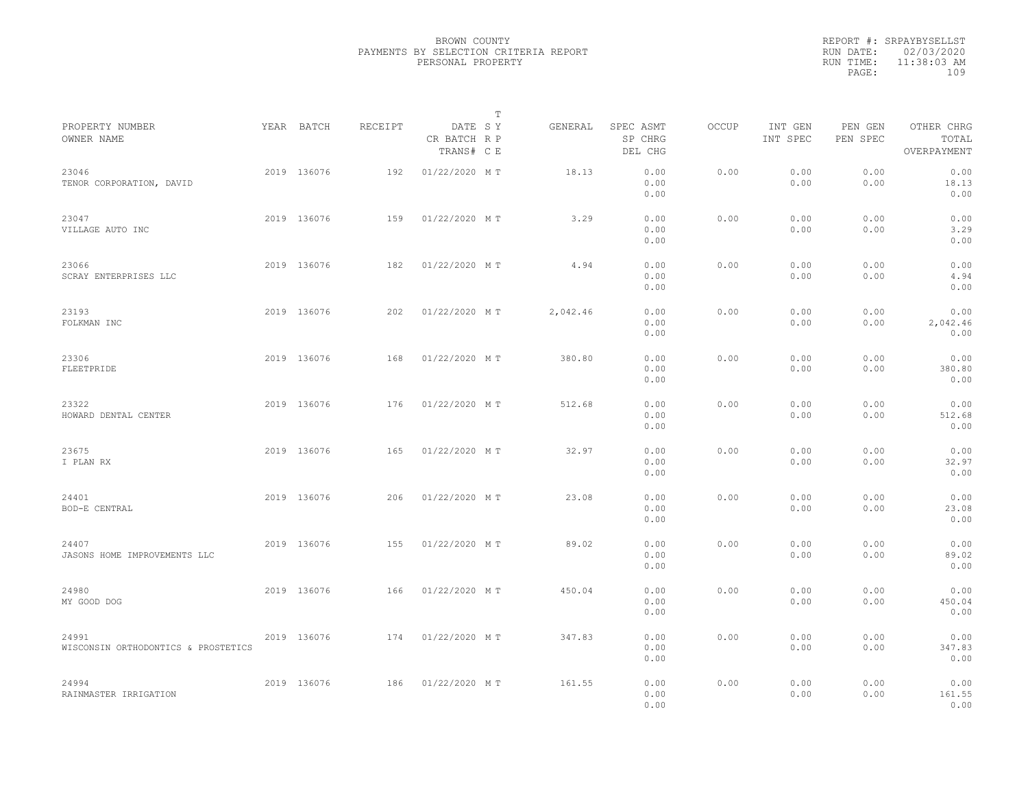BROWN COUNTY
PAYMENTS BY SELECTION CRITERIA REPORT
PERSONAL PROPERTY

REPORT #: SRPAYBYSELLST
RUN DATE: 02/03/2020
RUN TIME: 11:38:03 AM

| PROPERTY NUMBER<br>OWNER NAME | YEAR | BATCH | RECEIPT | DATE<br>CR BATCH<br>TRANS# | T<br>S Y<br>R P<br>C E | GENERAL | SPEC ASMT<br>SP CHRG<br>DEL CHG | OCCUP | INT GEN<br>INT SPEC | PEN GEN<br>PEN SPEC | OTHER CHRG<br>TOTAL<br>OVERPAYMENT |
|---|---|---|---|---|---|---|---|---|---|---|---|
| 23046<br>TENOR CORPORATION, DAVID | 2019 | 136076 | 192 | 01/22/2020 | M T | 18.13 | 0.00<br>0.00<br>0.00 | 0.00 | 0.00<br>0.00 | 0.00<br>0.00 | 0.00<br>18.13<br>0.00 |
| 23047<br>VILLAGE AUTO INC | 2019 | 136076 | 159 | 01/22/2020 | M T | 3.29 | 0.00<br>0.00<br>0.00 | 0.00 | 0.00<br>0.00 | 0.00<br>0.00 | 0.00<br>3.29<br>0.00 |
| 23066<br>SCRAY ENTERPRISES LLC | 2019 | 136076 | 182 | 01/22/2020 | M T | 4.94 | 0.00<br>0.00<br>0.00 | 0.00 | 0.00<br>0.00 | 0.00<br>0.00 | 0.00<br>4.94<br>0.00 |
| 23193<br>FOLKMAN INC | 2019 | 136076 | 202 | 01/22/2020 | M T | 2,042.46 | 0.00<br>0.00<br>0.00 | 0.00 | 0.00<br>0.00 | 0.00<br>0.00 | 0.00<br>2,042.46<br>0.00 |
| 23306<br>FLEETPRIDE | 2019 | 136076 | 168 | 01/22/2020 | M T | 380.80 | 0.00<br>0.00<br>0.00 | 0.00 | 0.00<br>0.00 | 0.00<br>0.00 | 0.00<br>380.80<br>0.00 |
| 23322<br>HOWARD DENTAL CENTER | 2019 | 136076 | 176 | 01/22/2020 | M T | 512.68 | 0.00<br>0.00<br>0.00 | 0.00 | 0.00<br>0.00 | 0.00<br>0.00 | 0.00<br>512.68<br>0.00 |
| 23675<br>I PLAN RX | 2019 | 136076 | 165 | 01/22/2020 | M T | 32.97 | 0.00<br>0.00<br>0.00 | 0.00 | 0.00<br>0.00 | 0.00<br>0.00 | 0.00<br>32.97<br>0.00 |
| 24401<br>BOD-E CENTRAL | 2019 | 136076 | 206 | 01/22/2020 | M T | 23.08 | 0.00<br>0.00<br>0.00 | 0.00 | 0.00<br>0.00 | 0.00<br>0.00 | 0.00<br>23.08<br>0.00 |
| 24407<br>JASONS HOME IMPROVEMENTS LLC | 2019 | 136076 | 155 | 01/22/2020 | M T | 89.02 | 0.00<br>0.00<br>0.00 | 0.00 | 0.00<br>0.00 | 0.00<br>0.00 | 0.00<br>89.02<br>0.00 |
| 24980<br>MY GOOD DOG | 2019 | 136076 | 166 | 01/22/2020 | M T | 450.04 | 0.00<br>0.00<br>0.00 | 0.00 | 0.00<br>0.00 | 0.00<br>0.00 | 0.00<br>450.04<br>0.00 |
| 24991<br>WISCONSIN ORTHODONTICS & PROSTETICS | 2019 | 136076 | 174 | 01/22/2020 | M T | 347.83 | 0.00<br>0.00<br>0.00 | 0.00 | 0.00<br>0.00 | 0.00<br>0.00 | 0.00<br>347.83<br>0.00 |
| 24994<br>RAINMASTER IRRIGATION | 2019 | 136076 | 186 | 01/22/2020 | M T | 161.55 | 0.00<br>0.00<br>0.00 | 0.00 | 0.00<br>0.00 | 0.00<br>0.00 | 0.00<br>161.55<br>0.00 |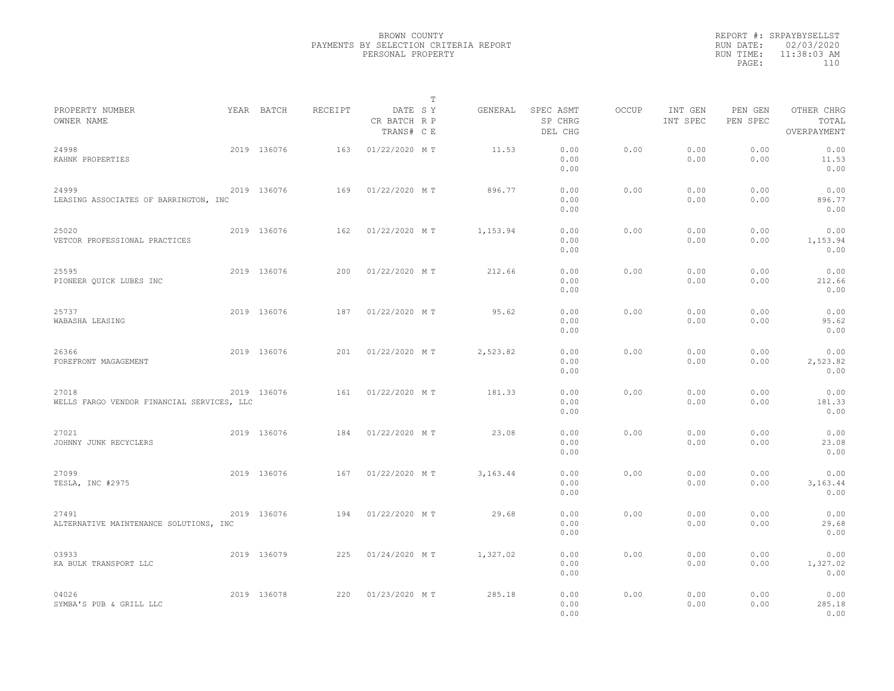BROWN COUNTY
PAYMENTS BY SELECTION CRITERIA REPORT
PERSONAL PROPERTY

REPORT #: SRPAYBYSELLST
RUN DATE: 02/03/2020
RUN TIME: 11:38:03 AM

| PROPERTY NUMBER / OWNER NAME | YEAR | BATCH | RECEIPT | DATE / CR BATCH / TRANS# | T SY RP CE | GENERAL | SPEC ASMT / SP CHRG / DEL CHG | OCCUP | INT GEN / INT SPEC | PEN GEN / PEN SPEC | OTHER CHRG / TOTAL / OVERPAYMENT |
|---|---|---|---|---|---|---|---|---|---|---|---|
| 24998 KAHNK PROPERTIES | 2019 | 136076 | 163 | 01/22/2020 | M T | 11.53 | 0.00 0.00 0.00 | 0.00 | 0.00 0.00 | 0.00 0.00 | 0.00 11.53 0.00 |
| 24999 LEASING ASSOCIATES OF BARRINGTON, INC | 2019 | 136076 | 169 | 01/22/2020 | M T | 896.77 | 0.00 0.00 0.00 | 0.00 | 0.00 0.00 | 0.00 0.00 | 0.00 896.77 0.00 |
| 25020 VETCOR PROFESSIONAL PRACTICES | 2019 | 136076 | 162 | 01/22/2020 | M T | 1,153.94 | 0.00 0.00 0.00 | 0.00 | 0.00 0.00 | 0.00 0.00 | 0.00 1,153.94 0.00 |
| 25595 PIONEER QUICK LUBES INC | 2019 | 136076 | 200 | 01/22/2020 | M T | 212.66 | 0.00 0.00 0.00 | 0.00 | 0.00 0.00 | 0.00 0.00 | 0.00 212.66 0.00 |
| 25737 WABASHA LEASING | 2019 | 136076 | 187 | 01/22/2020 | M T | 95.62 | 0.00 0.00 0.00 | 0.00 | 0.00 0.00 | 0.00 0.00 | 0.00 95.62 0.00 |
| 26366 FOREFRONT MAGAGEMENT | 2019 | 136076 | 201 | 01/22/2020 | M T | 2,523.82 | 0.00 0.00 0.00 | 0.00 | 0.00 0.00 | 0.00 0.00 | 0.00 2,523.82 0.00 |
| 27018 WELLS FARGO VENDOR FINANCIAL SERVICES, LLC | 2019 | 136076 | 161 | 01/22/2020 | M T | 181.33 | 0.00 0.00 0.00 | 0.00 | 0.00 0.00 | 0.00 0.00 | 0.00 181.33 0.00 |
| 27021 JOHNNY JUNK RECYCLERS | 2019 | 136076 | 184 | 01/22/2020 | M T | 23.08 | 0.00 0.00 0.00 | 0.00 | 0.00 0.00 | 0.00 0.00 | 0.00 23.08 0.00 |
| 27099 TESLA, INC #2975 | 2019 | 136076 | 167 | 01/22/2020 | M T | 3,163.44 | 0.00 0.00 0.00 | 0.00 | 0.00 0.00 | 0.00 0.00 | 0.00 3,163.44 0.00 |
| 27491 ALTERNATIVE MAINTENANCE SOLUTIONS, INC | 2019 | 136076 | 194 | 01/22/2020 | M T | 29.68 | 0.00 0.00 0.00 | 0.00 | 0.00 0.00 | 0.00 0.00 | 0.00 29.68 0.00 |
| 03933 KA BULK TRANSPORT LLC | 2019 | 136079 | 225 | 01/24/2020 | M T | 1,327.02 | 0.00 0.00 0.00 | 0.00 | 0.00 0.00 | 0.00 0.00 | 0.00 1,327.02 0.00 |
| 04026 SYMBA'S PUB & GRILL LLC | 2019 | 136078 | 220 | 01/23/2020 | M T | 285.18 | 0.00 0.00 0.00 | 0.00 | 0.00 0.00 | 0.00 0.00 | 0.00 285.18 0.00 |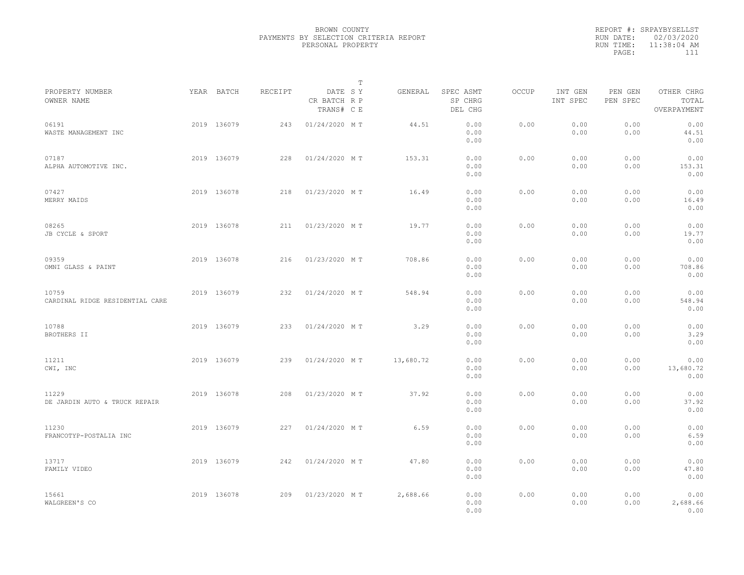BROWN COUNTY
PAYMENTS BY SELECTION CRITERIA REPORT
PERSONAL PROPERTY

REPORT #: SRPAYBYSELLST
RUN DATE: 02/03/2020
RUN TIME: 11:38:04 AM
PAGE: 111

| PROPERTY NUMBER<br>OWNER NAME | YEAR | BATCH | RECEIPT | DATE<br>CR BATCH<br>TRANS# | T<br>S Y<br>R P<br>C E | GENERAL | SPEC ASMT<br>SP CHRG<br>DEL CHG | OCCUP | INT GEN<br>INT SPEC | PEN GEN<br>PEN SPEC | OTHER CHRG<br>TOTAL<br>OVERPAYMENT |
|---|---|---|---|---|---|---|---|---|---|---|---|
| 06191<br>WASTE MANAGEMENT INC | 2019 | 136079 | 243 | 01/24/2020 | M T | 44.51 | 0.00<br>0.00<br>0.00 | 0.00 | 0.00<br>0.00 | 0.00<br>0.00 | 0.00<br>44.51<br>0.00 |
| 07187<br>ALPHA AUTOMOTIVE INC. | 2019 | 136079 | 228 | 01/24/2020 | M T | 153.31 | 0.00<br>0.00<br>0.00 | 0.00 | 0.00<br>0.00 | 0.00<br>0.00 | 0.00<br>153.31<br>0.00 |
| 07427<br>MERRY MAIDS | 2019 | 136078 | 218 | 01/23/2020 | M T | 16.49 | 0.00<br>0.00<br>0.00 | 0.00 | 0.00<br>0.00 | 0.00<br>0.00 | 0.00<br>16.49<br>0.00 |
| 08265<br>JB CYCLE & SPORT | 2019 | 136078 | 211 | 01/23/2020 | M T | 19.77 | 0.00<br>0.00<br>0.00 | 0.00 | 0.00<br>0.00 | 0.00<br>0.00 | 0.00<br>19.77<br>0.00 |
| 09359<br>OMNI GLASS & PAINT | 2019 | 136078 | 216 | 01/23/2020 | M T | 708.86 | 0.00<br>0.00<br>0.00 | 0.00 | 0.00<br>0.00 | 0.00<br>0.00 | 0.00<br>708.86<br>0.00 |
| 10759<br>CARDINAL RIDGE RESIDENTIAL CARE | 2019 | 136079 | 232 | 01/24/2020 | M T | 548.94 | 0.00<br>0.00<br>0.00 | 0.00 | 0.00<br>0.00 | 0.00<br>0.00 | 0.00<br>548.94<br>0.00 |
| 10788<br>BROTHERS II | 2019 | 136079 | 233 | 01/24/2020 | M T | 3.29 | 0.00<br>0.00<br>0.00 | 0.00 | 0.00<br>0.00 | 0.00<br>0.00 | 0.00<br>3.29<br>0.00 |
| 11211<br>CWI, INC | 2019 | 136079 | 239 | 01/24/2020 | M T | 13,680.72 | 0.00<br>0.00<br>0.00 | 0.00 | 0.00<br>0.00 | 0.00<br>0.00 | 0.00<br>13,680.72<br>0.00 |
| 11229<br>DE JARDIN AUTO & TRUCK REPAIR | 2019 | 136078 | 208 | 01/23/2020 | M T | 37.92 | 0.00<br>0.00<br>0.00 | 0.00 | 0.00<br>0.00 | 0.00<br>0.00 | 0.00<br>37.92<br>0.00 |
| 11230<br>FRANCOTYP-POSTALIA INC | 2019 | 136079 | 227 | 01/24/2020 | M T | 6.59 | 0.00<br>0.00<br>0.00 | 0.00 | 0.00<br>0.00 | 0.00<br>0.00 | 0.00<br>6.59<br>0.00 |
| 13717<br>FAMILY VIDEO | 2019 | 136079 | 242 | 01/24/2020 | M T | 47.80 | 0.00<br>0.00<br>0.00 | 0.00 | 0.00<br>0.00 | 0.00<br>0.00 | 0.00<br>47.80<br>0.00 |
| 15661<br>WALGREEN'S CO | 2019 | 136078 | 209 | 01/23/2020 | M T | 2,688.66 | 0.00<br>0.00<br>0.00 | 0.00 | 0.00<br>0.00 | 0.00<br>0.00 | 0.00<br>2,688.66<br>0.00 |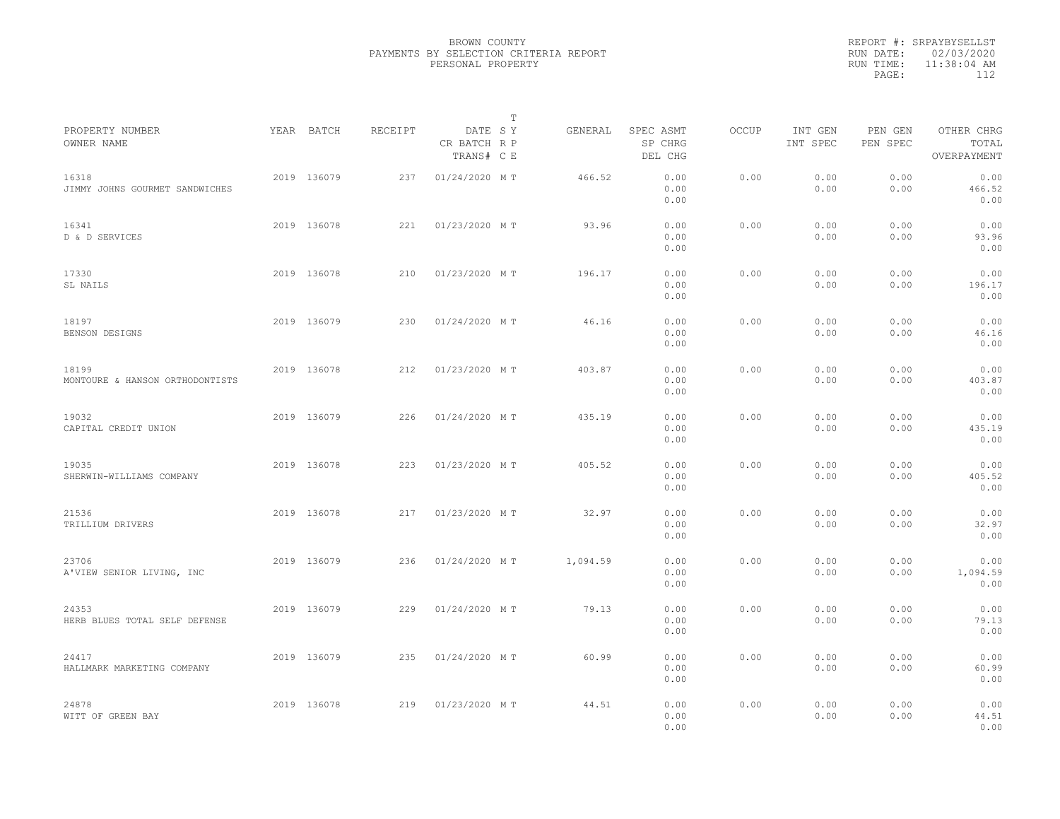BROWN COUNTY
PAYMENTS BY SELECTION CRITERIA REPORT
PERSONAL PROPERTY

REPORT #: SRPAYBYSELLST
RUN DATE: 02/03/2020
RUN TIME: 11:38:04 AM

| PROPERTY NUMBER<br>OWNER NAME | YEAR | BATCH | RECEIPT | DATE<br>CR BATCH<br>TRANS# | T<br>S Y<br>R P<br>C E | GENERAL | SPEC ASMT<br>SP CHRG<br>DEL CHG | OCCUP | INT GEN<br>INT SPEC | PEN GEN<br>PEN SPEC | OTHER CHRG<br>TOTAL<br>OVERPAYMENT |
|---|---|---|---|---|---|---|---|---|---|---|---|
| 16318<br>JIMMY JOHNS GOURMET SANDWICHES | 2019 | 136079 | 237 | 01/24/2020 | M T | 466.52 | 0.00<br>0.00<br>0.00 | 0.00 | 0.00<br>0.00 | 0.00<br>0.00 | 0.00<br>466.52<br>0.00 |
| 16341<br>D & D SERVICES | 2019 | 136078 | 221 | 01/23/2020 | M T | 93.96 | 0.00<br>0.00<br>0.00 | 0.00 | 0.00<br>0.00 | 0.00<br>0.00 | 0.00<br>93.96<br>0.00 |
| 17330<br>SL NAILS | 2019 | 136078 | 210 | 01/23/2020 | M T | 196.17 | 0.00<br>0.00<br>0.00 | 0.00 | 0.00<br>0.00 | 0.00<br>0.00 | 0.00<br>196.17<br>0.00 |
| 18197<br>BENSON DESIGNS | 2019 | 136079 | 230 | 01/24/2020 | M T | 46.16 | 0.00<br>0.00<br>0.00 | 0.00 | 0.00<br>0.00 | 0.00<br>0.00 | 0.00<br>46.16<br>0.00 |
| 18199<br>MONTOURE & HANSON ORTHODONTISTS | 2019 | 136078 | 212 | 01/23/2020 | M T | 403.87 | 0.00<br>0.00<br>0.00 | 0.00 | 0.00<br>0.00 | 0.00<br>0.00 | 0.00<br>403.87<br>0.00 |
| 19032<br>CAPITAL CREDIT UNION | 2019 | 136079 | 226 | 01/24/2020 | M T | 435.19 | 0.00<br>0.00<br>0.00 | 0.00 | 0.00<br>0.00 | 0.00<br>0.00 | 0.00<br>435.19<br>0.00 |
| 19035<br>SHERWIN-WILLIAMS COMPANY | 2019 | 136078 | 223 | 01/23/2020 | M T | 405.52 | 0.00<br>0.00<br>0.00 | 0.00 | 0.00<br>0.00 | 0.00<br>0.00 | 0.00<br>405.52<br>0.00 |
| 21536<br>TRILLIUM DRIVERS | 2019 | 136078 | 217 | 01/23/2020 | M T | 32.97 | 0.00<br>0.00<br>0.00 | 0.00 | 0.00<br>0.00 | 0.00<br>0.00 | 0.00<br>32.97<br>0.00 |
| 23706<br>A'VIEW SENIOR LIVING, INC | 2019 | 136079 | 236 | 01/24/2020 | M T | 1,094.59 | 0.00<br>0.00<br>0.00 | 0.00 | 0.00<br>0.00 | 0.00<br>0.00 | 0.00<br>1,094.59<br>0.00 |
| 24353<br>HERB BLUES TOTAL SELF DEFENSE | 2019 | 136079 | 229 | 01/24/2020 | M T | 79.13 | 0.00<br>0.00<br>0.00 | 0.00 | 0.00<br>0.00 | 0.00<br>0.00 | 0.00<br>79.13<br>0.00 |
| 24417<br>HALLMARK MARKETING COMPANY | 2019 | 136079 | 235 | 01/24/2020 | M T | 60.99 | 0.00<br>0.00<br>0.00 | 0.00 | 0.00<br>0.00 | 0.00<br>0.00 | 0.00<br>60.99<br>0.00 |
| 24878<br>WITT OF GREEN BAY | 2019 | 136078 | 219 | 01/23/2020 | M T | 44.51 | 0.00<br>0.00<br>0.00 | 0.00 | 0.00<br>0.00 | 0.00<br>0.00 | 0.00<br>44.51<br>0.00 |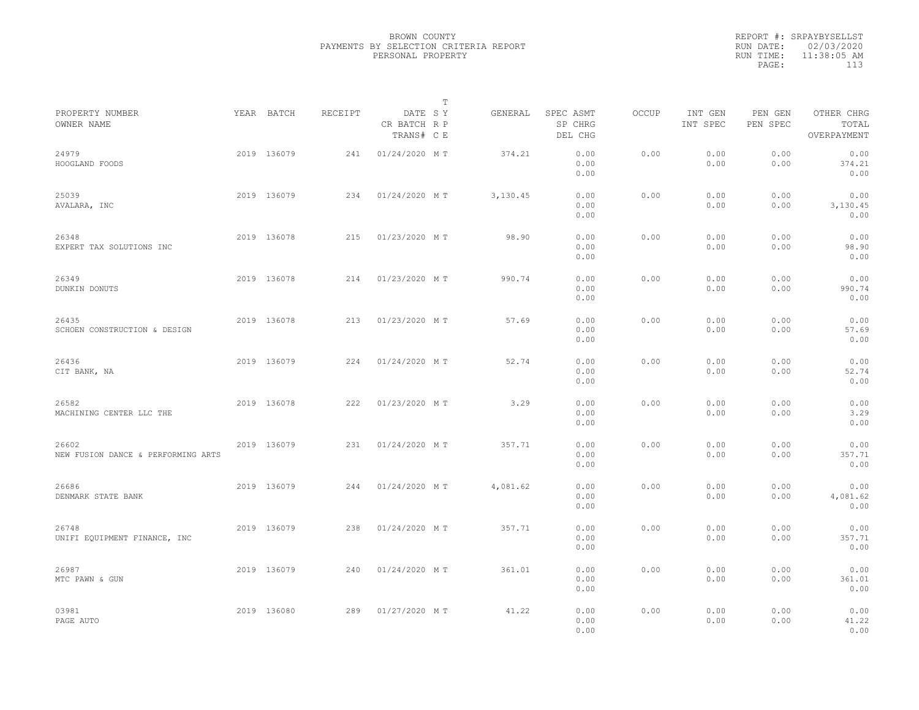BROWN COUNTY
PAYMENTS BY SELECTION CRITERIA REPORT
PERSONAL PROPERTY

REPORT #: SRPAYBYSELLST
RUN DATE: 02/03/2020
RUN TIME: 11:38:05 AM

| PROPERTY NUMBER<br>OWNER NAME | YEAR | BATCH | RECEIPT | DATE<br>CR BATCH<br>TRANS# | T<br>SY<br>RP<br>CE | GENERAL | SPEC ASMT<br>SP CHRG<br>DEL CHG | OCCUP | INT GEN<br>INT SPEC | PEN GEN<br>PEN SPEC | OTHER CHRG<br>TOTAL<br>OVERPAYMENT |
|---|---|---|---|---|---|---|---|---|---|---|---|
| 24979<br>HOOGLAND FOODS | 2019 | 136079 | 241 | 01/24/2020 | M T | 374.21 | 0.00<br>0.00<br>0.00 | 0.00 | 0.00<br>0.00 | 0.00<br>0.00 | 0.00<br>374.21<br>0.00 |
| 25039<br>AVALARA, INC | 2019 | 136079 | 234 | 01/24/2020 | M T | 3,130.45 | 0.00<br>0.00<br>0.00 | 0.00 | 0.00<br>0.00 | 0.00<br>0.00 | 0.00<br>3,130.45<br>0.00 |
| 26348<br>EXPERT TAX SOLUTIONS INC | 2019 | 136078 | 215 | 01/23/2020 | M T | 98.90 | 0.00<br>0.00<br>0.00 | 0.00 | 0.00<br>0.00 | 0.00<br>0.00 | 0.00<br>98.90<br>0.00 |
| 26349<br>DUNKIN DONUTS | 2019 | 136078 | 214 | 01/23/2020 | M T | 990.74 | 0.00<br>0.00<br>0.00 | 0.00 | 0.00<br>0.00 | 0.00<br>0.00 | 0.00<br>990.74<br>0.00 |
| 26435<br>SCHOEN CONSTRUCTION & DESIGN | 2019 | 136078 | 213 | 01/23/2020 | M T | 57.69 | 0.00<br>0.00<br>0.00 | 0.00 | 0.00<br>0.00 | 0.00<br>0.00 | 0.00<br>57.69<br>0.00 |
| 26436<br>CIT BANK, NA | 2019 | 136079 | 224 | 01/24/2020 | M T | 52.74 | 0.00<br>0.00<br>0.00 | 0.00 | 0.00<br>0.00 | 0.00<br>0.00 | 0.00<br>52.74<br>0.00 |
| 26582<br>MACHINING CENTER LLC THE | 2019 | 136078 | 222 | 01/23/2020 | M T | 3.29 | 0.00<br>0.00<br>0.00 | 0.00 | 0.00<br>0.00 | 0.00<br>0.00 | 0.00<br>3.29<br>0.00 |
| 26602<br>NEW FUSION DANCE & PERFORMING ARTS | 2019 | 136079 | 231 | 01/24/2020 | M T | 357.71 | 0.00<br>0.00<br>0.00 | 0.00 | 0.00<br>0.00 | 0.00<br>0.00 | 0.00<br>357.71<br>0.00 |
| 26686<br>DENMARK STATE BANK | 2019 | 136079 | 244 | 01/24/2020 | M T | 4,081.62 | 0.00<br>0.00<br>0.00 | 0.00 | 0.00<br>0.00 | 0.00<br>0.00 | 0.00<br>4,081.62<br>0.00 |
| 26748<br>UNIFI EQUIPMENT FINANCE, INC | 2019 | 136079 | 238 | 01/24/2020 | M T | 357.71 | 0.00<br>0.00<br>0.00 | 0.00 | 0.00<br>0.00 | 0.00<br>0.00 | 0.00<br>357.71<br>0.00 |
| 26987<br>MTC PAWN & GUN | 2019 | 136079 | 240 | 01/24/2020 | M T | 361.01 | 0.00<br>0.00<br>0.00 | 0.00 | 0.00<br>0.00 | 0.00<br>0.00 | 0.00<br>361.01<br>0.00 |
| 03981<br>PAGE AUTO | 2019 | 136080 | 289 | 01/27/2020 | M T | 41.22 | 0.00<br>0.00<br>0.00 | 0.00 | 0.00<br>0.00 | 0.00<br>0.00 | 0.00<br>41.22<br>0.00 |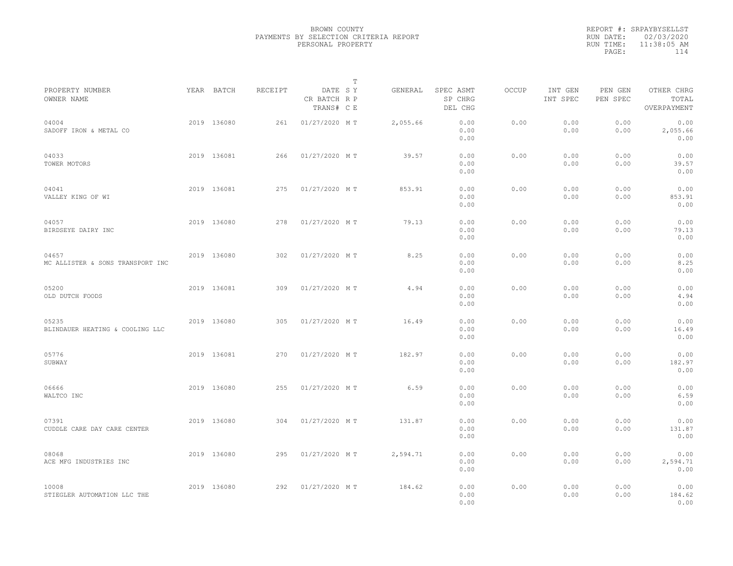BROWN COUNTY
PAYMENTS BY SELECTION CRITERIA REPORT
PERSONAL PROPERTY

REPORT #: SRPAYBYSELLST
RUN DATE: 02/03/2020
RUN TIME: 11:38:05 AM
PAGE: 114

| PROPERTY NUMBER / OWNER NAME | YEAR | BATCH | RECEIPT | DATE / CR BATCH / TRANS# | T SY RP CE | GENERAL | SPEC ASMT / SP CHRG / DEL CHG | OCCUP | INT GEN / INT SPEC | PEN GEN / PEN SPEC | OTHER CHRG / TOTAL / OVERPAYMENT |
|---|---|---|---|---|---|---|---|---|---|---|---|
| 04004 SADOFF IRON & METAL CO | 2019 | 136080 | 261 | 01/27/2020 | M T | 2,055.66 | 0.00 0.00 0.00 | 0.00 | 0.00 0.00 | 0.00 0.00 | 0.00 2,055.66 0.00 |
| 04033 TOWER MOTORS | 2019 | 136081 | 266 | 01/27/2020 | M T | 39.57 | 0.00 0.00 0.00 | 0.00 | 0.00 0.00 | 0.00 0.00 | 0.00 39.57 0.00 |
| 04041 VALLEY KING OF WI | 2019 | 136081 | 275 | 01/27/2020 | M T | 853.91 | 0.00 0.00 0.00 | 0.00 | 0.00 0.00 | 0.00 0.00 | 0.00 853.91 0.00 |
| 04057 BIRDSEYE DAIRY INC | 2019 | 136080 | 278 | 01/27/2020 | M T | 79.13 | 0.00 0.00 0.00 | 0.00 | 0.00 0.00 | 0.00 0.00 | 0.00 79.13 0.00 |
| 04657 MC ALLISTER & SONS TRANSPORT INC | 2019 | 136080 | 302 | 01/27/2020 | M T | 8.25 | 0.00 0.00 0.00 | 0.00 | 0.00 0.00 | 0.00 0.00 | 0.00 8.25 0.00 |
| 05200 OLD DUTCH FOODS | 2019 | 136081 | 309 | 01/27/2020 | M T | 4.94 | 0.00 0.00 0.00 | 0.00 | 0.00 0.00 | 0.00 0.00 | 0.00 4.94 0.00 |
| 05235 BLINDAUER HEATING & COOLING LLC | 2019 | 136080 | 305 | 01/27/2020 | M T | 16.49 | 0.00 0.00 0.00 | 0.00 | 0.00 0.00 | 0.00 0.00 | 0.00 16.49 0.00 |
| 05776 SUBWAY | 2019 | 136081 | 270 | 01/27/2020 | M T | 182.97 | 0.00 0.00 0.00 | 0.00 | 0.00 0.00 | 0.00 0.00 | 0.00 182.97 0.00 |
| 06666 WALTCO INC | 2019 | 136080 | 255 | 01/27/2020 | M T | 6.59 | 0.00 0.00 0.00 | 0.00 | 0.00 0.00 | 0.00 0.00 | 0.00 6.59 0.00 |
| 07391 CUDDLE CARE DAY CARE CENTER | 2019 | 136080 | 304 | 01/27/2020 | M T | 131.87 | 0.00 0.00 0.00 | 0.00 | 0.00 0.00 | 0.00 0.00 | 0.00 131.87 0.00 |
| 08068 ACE MFG INDUSTRIES INC | 2019 | 136080 | 295 | 01/27/2020 | M T | 2,594.71 | 0.00 0.00 0.00 | 0.00 | 0.00 0.00 | 0.00 0.00 | 0.00 2,594.71 0.00 |
| 10008 STIEGLER AUTOMATION LLC THE | 2019 | 136080 | 292 | 01/27/2020 | M T | 184.62 | 0.00 0.00 0.00 | 0.00 | 0.00 0.00 | 0.00 0.00 | 0.00 184.62 0.00 |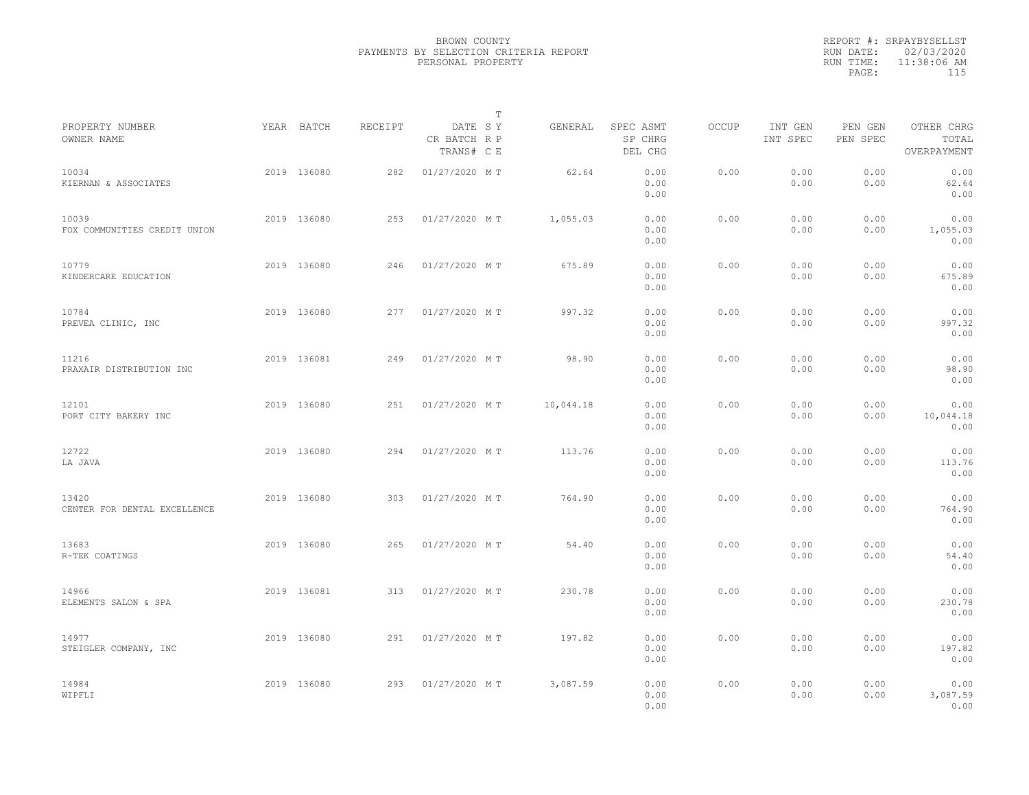BROWN COUNTY
PAYMENTS BY SELECTION CRITERIA REPORT
PERSONAL PROPERTY

REPORT #: SRPAYBYSELLST
RUN DATE: 02/03/2020
RUN TIME: 11:38:06 AM

| PROPERTY NUMBER<br>OWNER NAME | YEAR | BATCH | RECEIPT | DATE<br>CR BATCH<br>TRANS# | T<br>S Y<br>R P<br>C E | GENERAL | SPEC ASMT<br>SP CHRG<br>DEL CHG | OCCUP | INT GEN<br>INT SPEC | PEN GEN<br>PEN SPEC | OTHER CHRG<br>TOTAL<br>OVERPAYMENT |
|---|---|---|---|---|---|---|---|---|---|---|---|
| 10034<br>KIERNAN & ASSOCIATES | 2019 | 136080 | 282 | 01/27/2020 | M T | 62.64 | 0.00<br>0.00<br>0.00 | 0.00 | 0.00<br>0.00 | 0.00<br>0.00 | 0.00<br>62.64<br>0.00 |
| 10039<br>FOX COMMUNITIES CREDIT UNION | 2019 | 136080 | 253 | 01/27/2020 | M T | 1,055.03 | 0.00<br>0.00<br>0.00 | 0.00 | 0.00<br>0.00 | 0.00<br>0.00 | 0.00<br>1,055.03<br>0.00 |
| 10779<br>KINDERCARE EDUCATION | 2019 | 136080 | 246 | 01/27/2020 | M T | 675.89 | 0.00<br>0.00<br>0.00 | 0.00 | 0.00<br>0.00 | 0.00<br>0.00 | 0.00<br>675.89<br>0.00 |
| 10784<br>PREVEA CLINIC, INC | 2019 | 136080 | 277 | 01/27/2020 | M T | 997.32 | 0.00<br>0.00<br>0.00 | 0.00 | 0.00<br>0.00 | 0.00<br>0.00 | 0.00<br>997.32<br>0.00 |
| 11216<br>PRAXAIR DISTRIBUTION INC | 2019 | 136081 | 249 | 01/27/2020 | M T | 98.90 | 0.00<br>0.00<br>0.00 | 0.00 | 0.00<br>0.00 | 0.00<br>0.00 | 0.00<br>98.90<br>0.00 |
| 12101<br>PORT CITY BAKERY INC | 2019 | 136080 | 251 | 01/27/2020 | M T | 10,044.18 | 0.00<br>0.00<br>0.00 | 0.00 | 0.00<br>0.00 | 0.00<br>0.00 | 0.00<br>10,044.18<br>0.00 |
| 12722<br>LA JAVA | 2019 | 136080 | 294 | 01/27/2020 | M T | 113.76 | 0.00<br>0.00<br>0.00 | 0.00 | 0.00<br>0.00 | 0.00<br>0.00 | 0.00<br>113.76<br>0.00 |
| 13420<br>CENTER FOR DENTAL EXCELLENCE | 2019 | 136080 | 303 | 01/27/2020 | M T | 764.90 | 0.00<br>0.00<br>0.00 | 0.00 | 0.00<br>0.00 | 0.00<br>0.00 | 0.00<br>764.90<br>0.00 |
| 13683<br>R-TEK COATINGS | 2019 | 136080 | 265 | 01/27/2020 | M T | 54.40 | 0.00<br>0.00<br>0.00 | 0.00 | 0.00<br>0.00 | 0.00<br>0.00 | 0.00<br>54.40<br>0.00 |
| 14966<br>ELEMENTS SALON & SPA | 2019 | 136081 | 313 | 01/27/2020 | M T | 230.78 | 0.00<br>0.00<br>0.00 | 0.00 | 0.00<br>0.00 | 0.00<br>0.00 | 0.00<br>230.78<br>0.00 |
| 14977<br>STEIGLER COMPANY, INC | 2019 | 136080 | 291 | 01/27/2020 | M T | 197.82 | 0.00<br>0.00<br>0.00 | 0.00 | 0.00<br>0.00 | 0.00<br>0.00 | 0.00<br>197.82<br>0.00 |
| 14984<br>WIPFLI | 2019 | 136080 | 293 | 01/27/2020 | M T | 3,087.59 | 0.00<br>0.00<br>0.00 | 0.00 | 0.00<br>0.00 | 0.00<br>0.00 | 0.00<br>3,087.59<br>0.00 |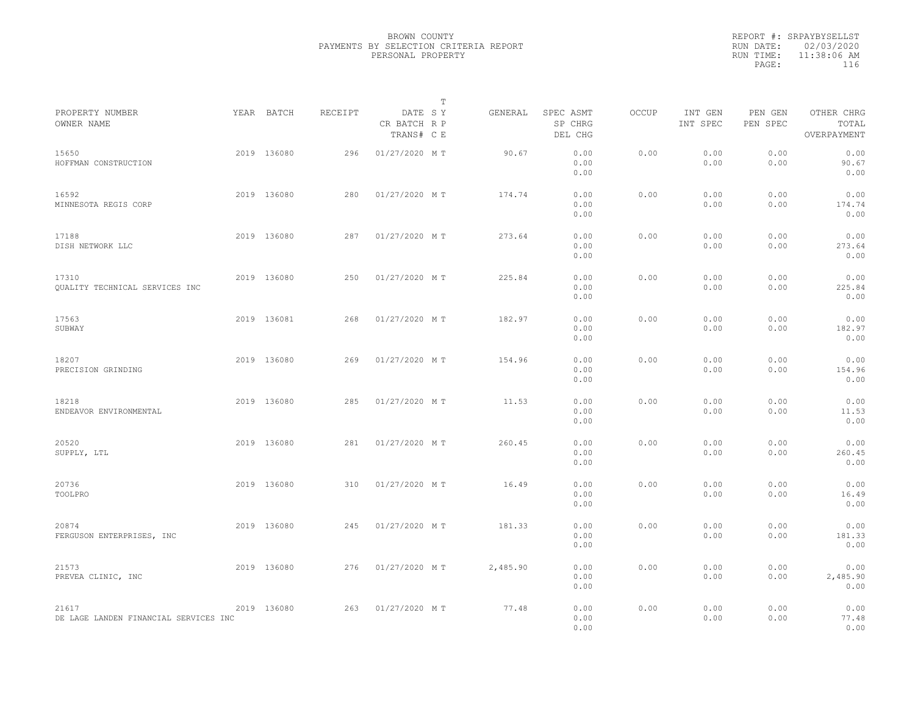BROWN COUNTY
PAYMENTS BY SELECTION CRITERIA REPORT
PERSONAL PROPERTY

REPORT #: SRPAYBYSELLST
RUN DATE: 02/03/2020
RUN TIME: 11:38:06 AM

| PROPERTY NUMBER<br>OWNER NAME | YEAR | BATCH | RECEIPT | DATE<br>CR BATCH<br>TRANS# | T<br>S Y<br>R P<br>C E | GENERAL | SPEC ASMT<br>SP CHRG<br>DEL CHG | OCCUP | INT GEN<br>INT SPEC | PEN GEN<br>PEN SPEC | OTHER CHRG<br>TOTAL<br>OVERPAYMENT |
|---|---|---|---|---|---|---|---|---|---|---|---|
| 15650<br>HOFFMAN CONSTRUCTION | 2019 | 136080 | 296 | 01/27/2020 | M T | 90.67 | 0.00<br>0.00<br>0.00 | 0.00 | 0.00<br>0.00 | 0.00<br>0.00 | 0.00<br>90.67<br>0.00 |
| 16592<br>MINNESOTA REGIS CORP | 2019 | 136080 | 280 | 01/27/2020 | M T | 174.74 | 0.00<br>0.00<br>0.00 | 0.00 | 0.00<br>0.00 | 0.00<br>0.00 | 0.00<br>174.74<br>0.00 |
| 17188<br>DISH NETWORK LLC | 2019 | 136080 | 287 | 01/27/2020 | M T | 273.64 | 0.00<br>0.00<br>0.00 | 0.00 | 0.00<br>0.00 | 0.00<br>0.00 | 0.00<br>273.64<br>0.00 |
| 17310<br>QUALITY TECHNICAL SERVICES INC | 2019 | 136080 | 250 | 01/27/2020 | M T | 225.84 | 0.00<br>0.00<br>0.00 | 0.00 | 0.00<br>0.00 | 0.00<br>0.00 | 0.00<br>225.84<br>0.00 |
| 17563<br>SUBWAY | 2019 | 136081 | 268 | 01/27/2020 | M T | 182.97 | 0.00<br>0.00<br>0.00 | 0.00 | 0.00<br>0.00 | 0.00<br>0.00 | 0.00<br>182.97<br>0.00 |
| 18207<br>PRECISION GRINDING | 2019 | 136080 | 269 | 01/27/2020 | M T | 154.96 | 0.00<br>0.00<br>0.00 | 0.00 | 0.00<br>0.00 | 0.00<br>0.00 | 0.00<br>154.96<br>0.00 |
| 18218<br>ENDEAVOR ENVIRONMENTAL | 2019 | 136080 | 285 | 01/27/2020 | M T | 11.53 | 0.00<br>0.00<br>0.00 | 0.00 | 0.00<br>0.00 | 0.00<br>0.00 | 0.00<br>11.53<br>0.00 |
| 20520<br>SUPPLY, LTL | 2019 | 136080 | 281 | 01/27/2020 | M T | 260.45 | 0.00<br>0.00<br>0.00 | 0.00 | 0.00<br>0.00 | 0.00<br>0.00 | 0.00<br>260.45<br>0.00 |
| 20736<br>TOOLPRO | 2019 | 136080 | 310 | 01/27/2020 | M T | 16.49 | 0.00<br>0.00<br>0.00 | 0.00 | 0.00<br>0.00 | 0.00<br>0.00 | 0.00<br>16.49<br>0.00 |
| 20874<br>FERGUSON ENTERPRISES, INC | 2019 | 136080 | 245 | 01/27/2020 | M T | 181.33 | 0.00<br>0.00<br>0.00 | 0.00 | 0.00<br>0.00 | 0.00<br>0.00 | 0.00<br>181.33<br>0.00 |
| 21573<br>PREVEA CLINIC, INC | 2019 | 136080 | 276 | 01/27/2020 | M T | 2,485.90 | 0.00<br>0.00<br>0.00 | 0.00 | 0.00<br>0.00 | 0.00<br>0.00 | 0.00<br>2,485.90<br>0.00 |
| 21617<br>DE LAGE LANDEN FINANCIAL SERVICES INC | 2019 | 136080 | 263 | 01/27/2020 | M T | 77.48 | 0.00<br>0.00<br>0.00 | 0.00 | 0.00<br>0.00 | 0.00<br>0.00 | 0.00<br>77.48<br>0.00 |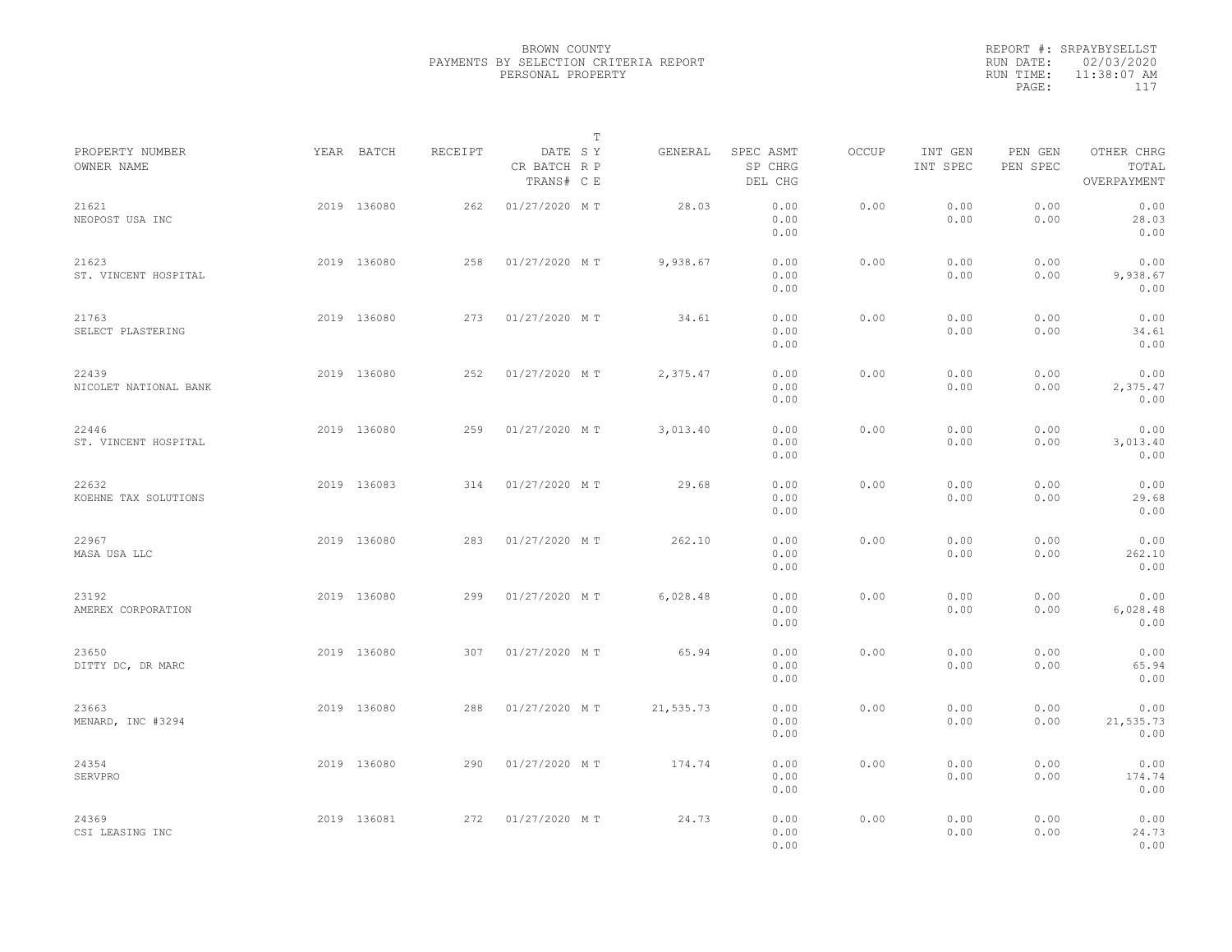BROWN COUNTY
PAYMENTS BY SELECTION CRITERIA REPORT
PERSONAL PROPERTY

REPORT #: SRPAYBYSELLST
RUN DATE: 02/03/2020
RUN TIME: 11:38:07 AM

| PROPERTY NUMBER<br>OWNER NAME | YEAR | BATCH | RECEIPT | DATE<br>CR BATCH<br>TRANS# | T<br>SY<br>RP<br>CE | GENERAL | SPEC ASMT<br>SP CHRG<br>DEL CHG | OCCUP | INT GEN<br>INT SPEC | PEN GEN<br>PEN SPEC | OTHER CHRG<br>TOTAL<br>OVERPAYMENT |
|---|---|---|---|---|---|---|---|---|---|---|---|
| 21621<br>NEOPOST USA INC | 2019 | 136080 | 262 | 01/27/2020 | M T | 28.03 | 0.00<br>0.00<br>0.00 | 0.00 | 0.00<br>0.00 | 0.00<br>0.00 | 0.00<br>28.03<br>0.00 |
| 21623<br>ST. VINCENT HOSPITAL | 2019 | 136080 | 258 | 01/27/2020 | M T | 9,938.67 | 0.00<br>0.00<br>0.00 | 0.00 | 0.00<br>0.00 | 0.00<br>0.00 | 0.00<br>9,938.67<br>0.00 |
| 21763<br>SELECT PLASTERING | 2019 | 136080 | 273 | 01/27/2020 | M T | 34.61 | 0.00<br>0.00<br>0.00 | 0.00 | 0.00<br>0.00 | 0.00<br>0.00 | 0.00<br>34.61<br>0.00 |
| 22439<br>NICOLET NATIONAL BANK | 2019 | 136080 | 252 | 01/27/2020 | M T | 2,375.47 | 0.00<br>0.00<br>0.00 | 0.00 | 0.00<br>0.00 | 0.00<br>0.00 | 0.00<br>2,375.47<br>0.00 |
| 22446<br>ST. VINCENT HOSPITAL | 2019 | 136080 | 259 | 01/27/2020 | M T | 3,013.40 | 0.00<br>0.00<br>0.00 | 0.00 | 0.00<br>0.00 | 0.00<br>0.00 | 0.00<br>3,013.40<br>0.00 |
| 22632<br>KOEHNE TAX SOLUTIONS | 2019 | 136083 | 314 | 01/27/2020 | M T | 29.68 | 0.00<br>0.00<br>0.00 | 0.00 | 0.00<br>0.00 | 0.00<br>0.00 | 0.00<br>29.68<br>0.00 |
| 22967<br>MASA USA LLC | 2019 | 136080 | 283 | 01/27/2020 | M T | 262.10 | 0.00<br>0.00<br>0.00 | 0.00 | 0.00<br>0.00 | 0.00<br>0.00 | 0.00<br>262.10<br>0.00 |
| 23192<br>AMEREX CORPORATION | 2019 | 136080 | 299 | 01/27/2020 | M T | 6,028.48 | 0.00<br>0.00<br>0.00 | 0.00 | 0.00<br>0.00 | 0.00<br>0.00 | 0.00<br>6,028.48<br>0.00 |
| 23650<br>DITTY DC, DR MARC | 2019 | 136080 | 307 | 01/27/2020 | M T | 65.94 | 0.00<br>0.00<br>0.00 | 0.00 | 0.00<br>0.00 | 0.00<br>0.00 | 0.00<br>65.94<br>0.00 |
| 23663<br>MENARD, INC #3294 | 2019 | 136080 | 288 | 01/27/2020 | M T | 21,535.73 | 0.00<br>0.00<br>0.00 | 0.00 | 0.00<br>0.00 | 0.00<br>0.00 | 0.00<br>21,535.73<br>0.00 |
| 24354<br>SERVPRO | 2019 | 136080 | 290 | 01/27/2020 | M T | 174.74 | 0.00<br>0.00<br>0.00 | 0.00 | 0.00<br>0.00 | 0.00<br>0.00 | 0.00<br>174.74<br>0.00 |
| 24369<br>CSI LEASING INC | 2019 | 136081 | 272 | 01/27/2020 | M T | 24.73 | 0.00<br>0.00<br>0.00 | 0.00 | 0.00<br>0.00 | 0.00<br>0.00 | 0.00<br>24.73<br>0.00 |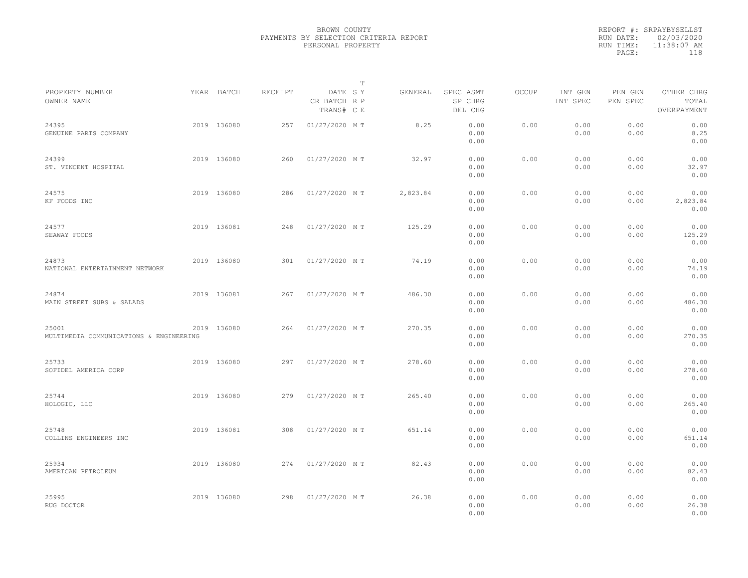BROWN COUNTY
PAYMENTS BY SELECTION CRITERIA REPORT
PERSONAL PROPERTY

REPORT #: SRPAYBYSELLST
RUN DATE: 02/03/2020
RUN TIME: 11:38:07 AM
PAGE: 118

| PROPERTY NUMBER / OWNER NAME | YEAR | BATCH | RECEIPT | DATE / CR BATCH / TRANS# | T SY RP CE | GENERAL | SPEC ASMT / SP CHRG / DEL CHG | OCCUP | INT GEN / INT SPEC | PEN GEN / PEN SPEC | OTHER CHRG / TOTAL / OVERPAYMENT |
|---|---|---|---|---|---|---|---|---|---|---|---|
| 24395 GENUINE PARTS COMPANY | 2019 | 136080 | 257 | 01/27/2020 | M T | 8.25 | 0.00 0.00 0.00 | 0.00 | 0.00 0.00 | 0.00 0.00 | 0.00 8.25 0.00 |
| 24399 ST. VINCENT HOSPITAL | 2019 | 136080 | 260 | 01/27/2020 | M T | 32.97 | 0.00 0.00 0.00 | 0.00 | 0.00 0.00 | 0.00 0.00 | 0.00 32.97 0.00 |
| 24575 KF FOODS INC | 2019 | 136080 | 286 | 01/27/2020 | M T | 2,823.84 | 0.00 0.00 0.00 | 0.00 | 0.00 0.00 | 0.00 0.00 | 0.00 2,823.84 0.00 |
| 24577 SEAWAY FOODS | 2019 | 136081 | 248 | 01/27/2020 | M T | 125.29 | 0.00 0.00 0.00 | 0.00 | 0.00 0.00 | 0.00 0.00 | 0.00 125.29 0.00 |
| 24873 NATIONAL ENTERTAINMENT NETWORK | 2019 | 136080 | 301 | 01/27/2020 | M T | 74.19 | 0.00 0.00 0.00 | 0.00 | 0.00 0.00 | 0.00 0.00 | 0.00 74.19 0.00 |
| 24874 MAIN STREET SUBS & SALADS | 2019 | 136081 | 267 | 01/27/2020 | M T | 486.30 | 0.00 0.00 0.00 | 0.00 | 0.00 0.00 | 0.00 0.00 | 0.00 486.30 0.00 |
| 25001 MULTIMEDIA COMMUNICATIONS & ENGINEERING | 2019 | 136080 | 264 | 01/27/2020 | M T | 270.35 | 0.00 0.00 0.00 | 0.00 | 0.00 0.00 | 0.00 0.00 | 0.00 270.35 0.00 |
| 25733 SOFIDEL AMERICA CORP | 2019 | 136080 | 297 | 01/27/2020 | M T | 278.60 | 0.00 0.00 0.00 | 0.00 | 0.00 0.00 | 0.00 0.00 | 0.00 278.60 0.00 |
| 25744 HOLOGIC, LLC | 2019 | 136080 | 279 | 01/27/2020 | M T | 265.40 | 0.00 0.00 0.00 | 0.00 | 0.00 0.00 | 0.00 0.00 | 0.00 265.40 0.00 |
| 25748 COLLINS ENGINEERS INC | 2019 | 136081 | 308 | 01/27/2020 | M T | 651.14 | 0.00 0.00 0.00 | 0.00 | 0.00 0.00 | 0.00 0.00 | 0.00 651.14 0.00 |
| 25934 AMERICAN PETROLEUM | 2019 | 136080 | 274 | 01/27/2020 | M T | 82.43 | 0.00 0.00 0.00 | 0.00 | 0.00 0.00 | 0.00 0.00 | 0.00 82.43 0.00 |
| 25995 RUG DOCTOR | 2019 | 136080 | 298 | 01/27/2020 | M T | 26.38 | 0.00 0.00 0.00 | 0.00 | 0.00 0.00 | 0.00 0.00 | 0.00 26.38 0.00 |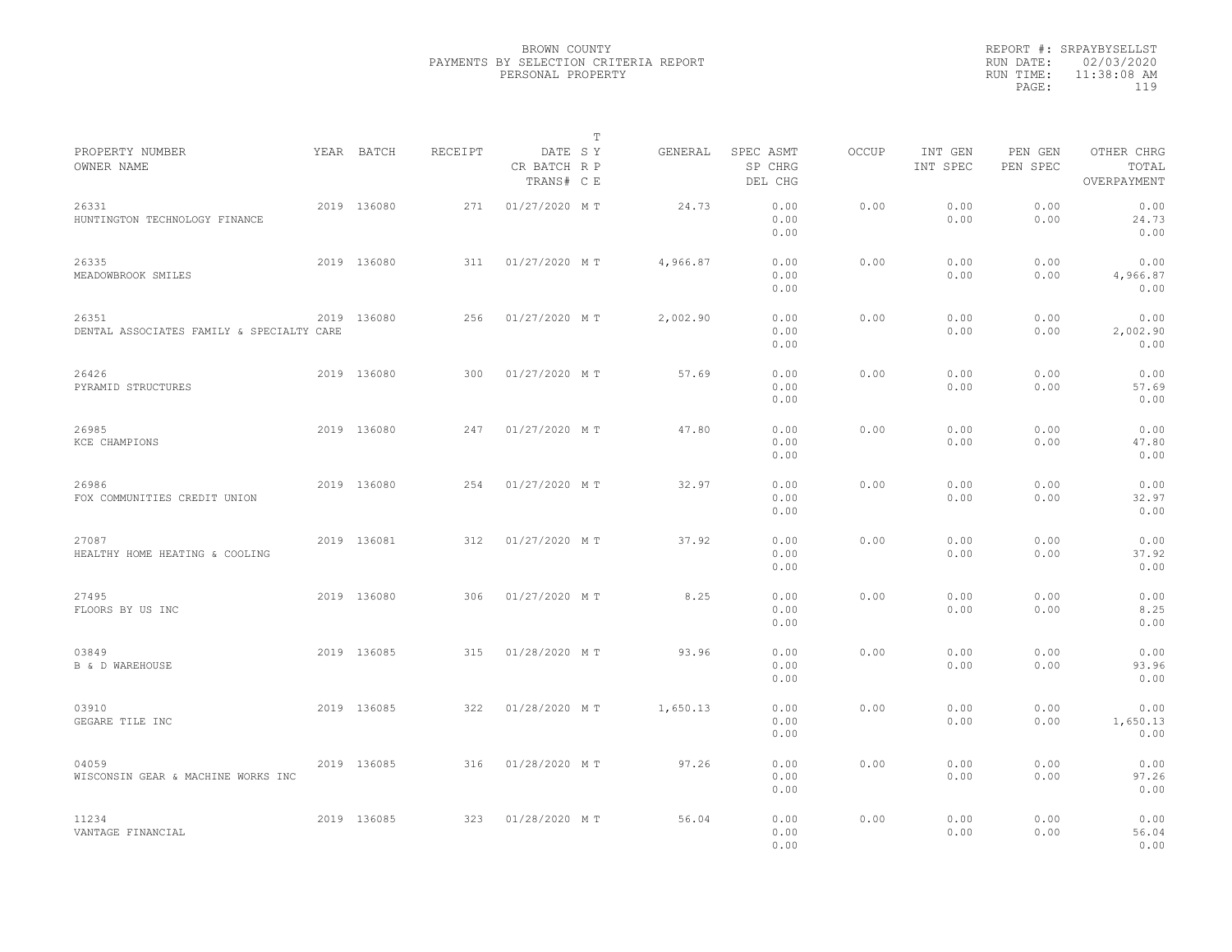BROWN COUNTY
PAYMENTS BY SELECTION CRITERIA REPORT
PERSONAL PROPERTY

REPORT #: SRPAYBYSELLST
RUN DATE: 02/03/2020
RUN TIME: 11:38:08 AM

| PROPERTY NUMBER<br>OWNER NAME | YEAR | BATCH | RECEIPT | DATE<br>CR BATCH<br>TRANS# | T<br>S Y<br>R P<br>C E | GENERAL | SPEC ASMT<br>SP CHRG<br>DEL CHG | OCCUP | INT GEN<br>INT SPEC | PEN GEN<br>PEN SPEC | OTHER CHRG<br>TOTAL<br>OVERPAYMENT |
|---|---|---|---|---|---|---|---|---|---|---|---|
| 26331<br>HUNTINGTON TECHNOLOGY FINANCE | 2019 | 136080 | 271 | 01/27/2020 | M T | 24.73 | 0.00<br>0.00<br>0.00 | 0.00 | 0.00<br>0.00 | 0.00<br>0.00 | 0.00<br>24.73<br>0.00 |
| 26335<br>MEADOWBROOK SMILES | 2019 | 136080 | 311 | 01/27/2020 | M T | 4,966.87 | 0.00<br>0.00<br>0.00 | 0.00 | 0.00<br>0.00 | 0.00<br>0.00 | 0.00<br>4,966.87<br>0.00 |
| 26351<br>DENTAL ASSOCIATES FAMILY & SPECIALTY CARE | 2019 | 136080 | 256 | 01/27/2020 | M T | 2,002.90 | 0.00<br>0.00<br>0.00 | 0.00 | 0.00<br>0.00 | 0.00<br>0.00 | 0.00<br>2,002.90<br>0.00 |
| 26426<br>PYRAMID STRUCTURES | 2019 | 136080 | 300 | 01/27/2020 | M T | 57.69 | 0.00<br>0.00<br>0.00 | 0.00 | 0.00<br>0.00 | 0.00<br>0.00 | 0.00<br>57.69<br>0.00 |
| 26985<br>KCE CHAMPIONS | 2019 | 136080 | 247 | 01/27/2020 | M T | 47.80 | 0.00<br>0.00<br>0.00 | 0.00 | 0.00<br>0.00 | 0.00<br>0.00 | 0.00<br>47.80<br>0.00 |
| 26986<br>FOX COMMUNITIES CREDIT UNION | 2019 | 136080 | 254 | 01/27/2020 | M T | 32.97 | 0.00<br>0.00<br>0.00 | 0.00 | 0.00<br>0.00 | 0.00<br>0.00 | 0.00<br>32.97<br>0.00 |
| 27087<br>HEALTHY HOME HEATING & COOLING | 2019 | 136081 | 312 | 01/27/2020 | M T | 37.92 | 0.00<br>0.00<br>0.00 | 0.00 | 0.00<br>0.00 | 0.00<br>0.00 | 0.00<br>37.92<br>0.00 |
| 27495<br>FLOORS BY US INC | 2019 | 136080 | 306 | 01/27/2020 | M T | 8.25 | 0.00<br>0.00<br>0.00 | 0.00 | 0.00<br>0.00 | 0.00<br>0.00 | 0.00<br>8.25<br>0.00 |
| 03849<br>B & D WAREHOUSE | 2019 | 136085 | 315 | 01/28/2020 | M T | 93.96 | 0.00<br>0.00<br>0.00 | 0.00 | 0.00<br>0.00 | 0.00<br>0.00 | 0.00<br>93.96<br>0.00 |
| 03910<br>GEGARE TILE INC | 2019 | 136085 | 322 | 01/28/2020 | M T | 1,650.13 | 0.00<br>0.00<br>0.00 | 0.00 | 0.00<br>0.00 | 0.00<br>0.00 | 0.00<br>1,650.13<br>0.00 |
| 04059<br>WISCONSIN GEAR & MACHINE WORKS INC | 2019 | 136085 | 316 | 01/28/2020 | M T | 97.26 | 0.00<br>0.00<br>0.00 | 0.00 | 0.00<br>0.00 | 0.00<br>0.00 | 0.00<br>97.26<br>0.00 |
| 11234<br>VANTAGE FINANCIAL | 2019 | 136085 | 323 | 01/28/2020 | M T | 56.04 | 0.00<br>0.00<br>0.00 | 0.00 | 0.00<br>0.00 | 0.00<br>0.00 | 0.00<br>56.04<br>0.00 |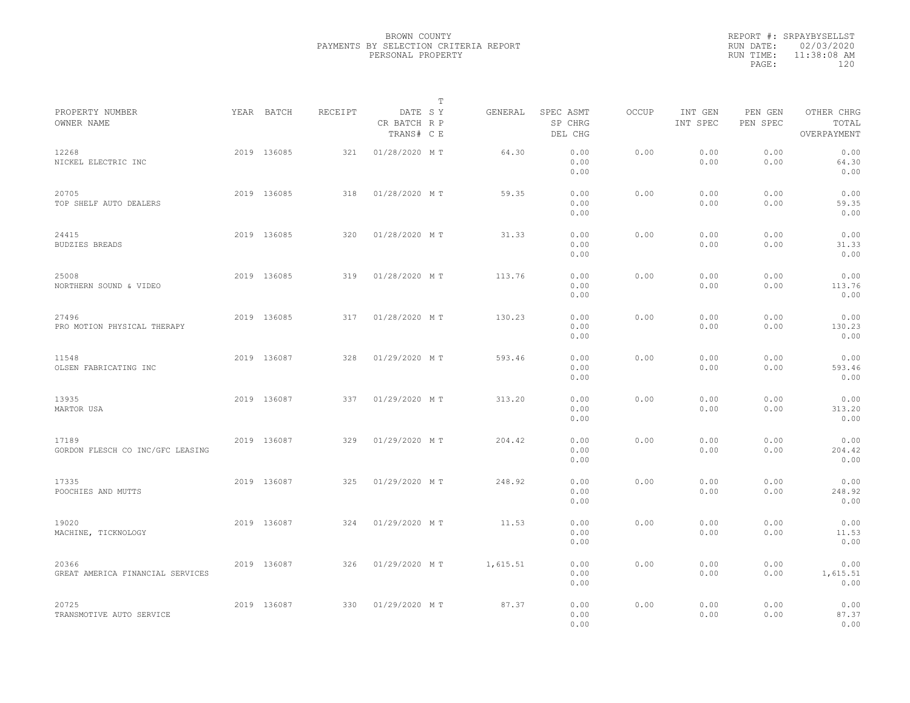BROWN COUNTY
PAYMENTS BY SELECTION CRITERIA REPORT
PERSONAL PROPERTY

REPORT #: SRPAYBYSELLST
RUN DATE: 02/03/2020
RUN TIME: 11:38:08 AM

| PROPERTY NUMBER<br>OWNER NAME | YEAR | BATCH | RECEIPT | DATE<br>CR BATCH<br>TRANS# | T<br>S Y<br>R P<br>C E | GENERAL | SPEC ASMT<br>SP CHRG<br>DEL CHG | OCCUP | INT GEN<br>INT SPEC | PEN GEN<br>PEN SPEC | OTHER CHRG<br>TOTAL<br>OVERPAYMENT |
|---|---|---|---|---|---|---|---|---|---|---|---|
| 12268<br>NICKEL ELECTRIC INC | 2019 | 136085 | 321 | 01/28/2020 | M T | 64.30 | 0.00<br>0.00<br>0.00 | 0.00 | 0.00<br>0.00 | 0.00<br>0.00 | 0.00<br>64.30<br>0.00 |
| 20705<br>TOP SHELF AUTO DEALERS | 2019 | 136085 | 318 | 01/28/2020 | M T | 59.35 | 0.00<br>0.00<br>0.00 | 0.00 | 0.00<br>0.00 | 0.00<br>0.00 | 0.00<br>59.35<br>0.00 |
| 24415<br>BUDZIES BREADS | 2019 | 136085 | 320 | 01/28/2020 | M T | 31.33 | 0.00<br>0.00<br>0.00 | 0.00 | 0.00<br>0.00 | 0.00<br>0.00 | 0.00<br>31.33<br>0.00 |
| 25008<br>NORTHERN SOUND & VIDEO | 2019 | 136085 | 319 | 01/28/2020 | M T | 113.76 | 0.00<br>0.00<br>0.00 | 0.00 | 0.00<br>0.00 | 0.00<br>0.00 | 0.00<br>113.76<br>0.00 |
| 27496<br>PRO MOTION PHYSICAL THERAPY | 2019 | 136085 | 317 | 01/28/2020 | M T | 130.23 | 0.00<br>0.00<br>0.00 | 0.00 | 0.00<br>0.00 | 0.00<br>0.00 | 0.00<br>130.23<br>0.00 |
| 11548<br>OLSEN FABRICATING INC | 2019 | 136087 | 328 | 01/29/2020 | M T | 593.46 | 0.00<br>0.00<br>0.00 | 0.00 | 0.00<br>0.00 | 0.00<br>0.00 | 0.00<br>593.46<br>0.00 |
| 13935<br>MARTOR USA | 2019 | 136087 | 337 | 01/29/2020 | M T | 313.20 | 0.00<br>0.00<br>0.00 | 0.00 | 0.00<br>0.00 | 0.00<br>0.00 | 0.00<br>313.20<br>0.00 |
| 17189<br>GORDON FLESCH CO INC/GFC LEASING | 2019 | 136087 | 329 | 01/29/2020 | M T | 204.42 | 0.00<br>0.00<br>0.00 | 0.00 | 0.00<br>0.00 | 0.00<br>0.00 | 0.00<br>204.42<br>0.00 |
| 17335<br>POOCHIES AND MUTTS | 2019 | 136087 | 325 | 01/29/2020 | M T | 248.92 | 0.00<br>0.00<br>0.00 | 0.00 | 0.00<br>0.00 | 0.00<br>0.00 | 0.00<br>248.92<br>0.00 |
| 19020<br>MACHINE, TICKNOLOGY | 2019 | 136087 | 324 | 01/29/2020 | M T | 11.53 | 0.00<br>0.00<br>0.00 | 0.00 | 0.00<br>0.00 | 0.00<br>0.00 | 0.00<br>11.53<br>0.00 |
| 20366<br>GREAT AMERICA FINANCIAL SERVICES | 2019 | 136087 | 326 | 01/29/2020 | M T | 1,615.51 | 0.00<br>0.00<br>0.00 | 0.00 | 0.00<br>0.00 | 0.00<br>0.00 | 0.00<br>1,615.51<br>0.00 |
| 20725<br>TRANSMOTIVE AUTO SERVICE | 2019 | 136087 | 330 | 01/29/2020 | M T | 87.37 | 0.00<br>0.00<br>0.00 | 0.00 | 0.00<br>0.00 | 0.00<br>0.00 | 0.00<br>87.37<br>0.00 |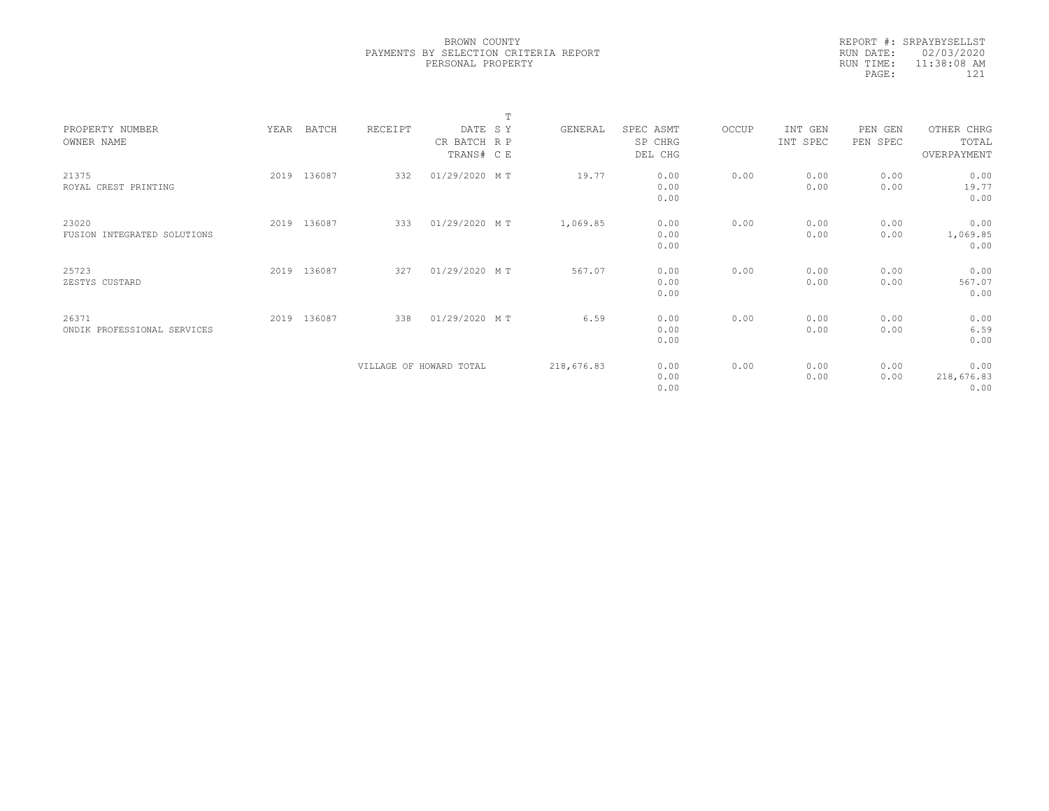BROWN COUNTY
PAYMENTS BY SELECTION CRITERIA REPORT
PERSONAL PROPERTY

REPORT #: SRPAYBYSELLST
RUN DATE: 02/03/2020
RUN TIME: 11:38:08 AM

| PROPERTY NUMBER / OWNER NAME | YEAR | BATCH | RECEIPT | DATE / CR BATCH / TRANS# | T SY RP CE | GENERAL | SPEC ASMT / SP CHRG / DEL CHG | OCCUP | INT GEN / INT SPEC | PEN GEN / PEN SPEC | OTHER CHRG / TOTAL / OVERPAYMENT |
|---|---|---|---|---|---|---|---|---|---|---|---|
| 21375<br>ROYAL CREST PRINTING | 2019 | 136087 | 332 | 01/29/2020 | M T | 19.77 | 0.00<br>0.00<br>0.00 | 0.00 | 0.00<br>0.00 | 0.00<br>0.00 | 0.00<br>19.77<br>0.00 |
| 23020<br>FUSION INTEGRATED SOLUTIONS | 2019 | 136087 | 333 | 01/29/2020 | M T | 1,069.85 | 0.00<br>0.00<br>0.00 | 0.00 | 0.00<br>0.00 | 0.00<br>0.00 | 0.00<br>1,069.85<br>0.00 |
| 25723<br>ZESTYS CUSTARD | 2019 | 136087 | 327 | 01/29/2020 | M T | 567.07 | 0.00<br>0.00<br>0.00 | 0.00 | 0.00<br>0.00 | 0.00<br>0.00 | 0.00<br>567.07<br>0.00 |
| 26371<br>ONDIK PROFESSIONAL SERVICES | 2019 | 136087 | 338 | 01/29/2020 | M T | 6.59 | 0.00<br>0.00<br>0.00 | 0.00 | 0.00<br>0.00 | 0.00<br>0.00 | 0.00<br>6.59<br>0.00 |
| | | | VILLAGE OF HOWARD TOTAL | | | 218,676.83 | 0.00<br>0.00<br>0.00 | 0.00 | 0.00<br>0.00 | 0.00<br>0.00 | 0.00<br>218,676.83<br>0.00 |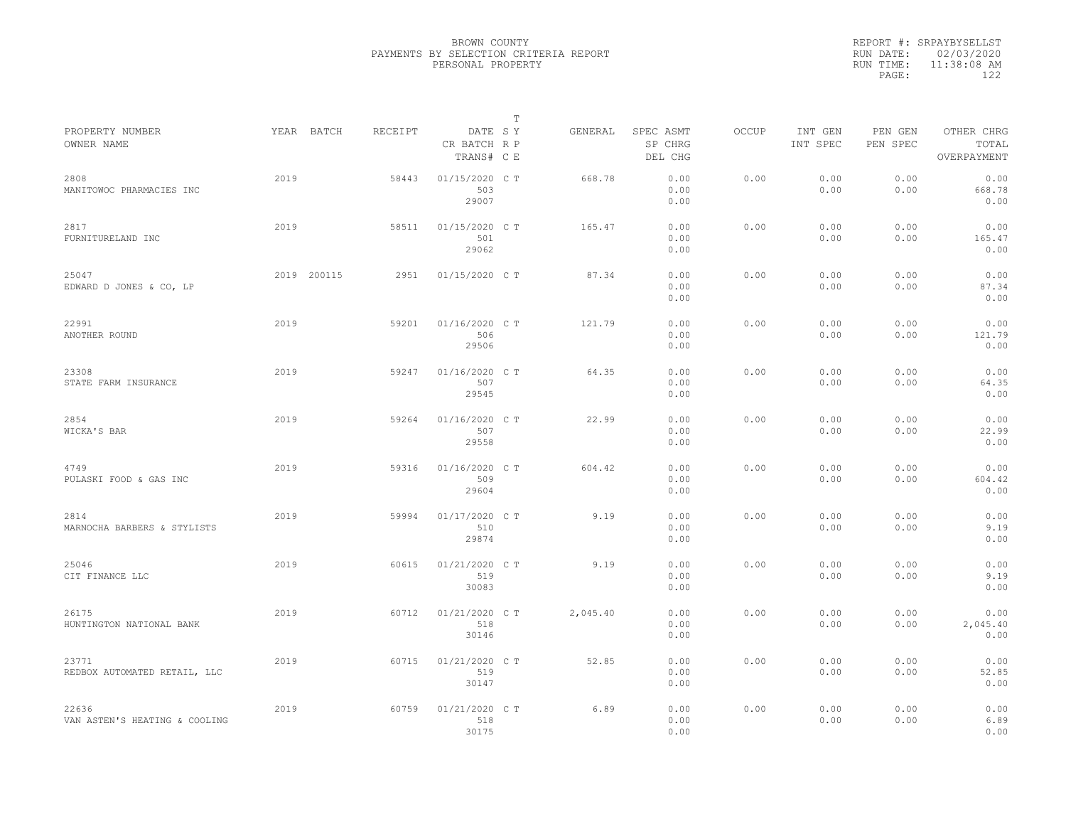BROWN COUNTY
PAYMENTS BY SELECTION CRITERIA REPORT
PERSONAL PROPERTY

REPORT #: SRPAYBYSELLST
RUN DATE: 02/03/2020
RUN TIME: 11:38:08 AM

| PROPERTY NUMBER<br>OWNER NAME | YEAR | BATCH | RECEIPT | DATE<br>CR BATCH<br>TRANS# | T<br>S Y<br>R P<br>C E | GENERAL | SPEC ASMT<br>SP CHRG<br>DEL CHG | OCCUP | INT GEN<br>INT SPEC | PEN GEN<br>PEN SPEC | OTHER CHRG<br>TOTAL<br>OVERPAYMENT |
|---|---|---|---|---|---|---|---|---|---|---|---|
| 2808<br>MANITOWOC PHARMACIES INC | 2019 | | 58443 | 01/15/2020<br>503<br>29007 | C T | 668.78 | 0.00<br>0.00<br>0.00 | 0.00 | 0.00<br>0.00 | 0.00<br>0.00 | 0.00<br>668.78<br>0.00 |
| 2817<br>FURNITURELAND INC | 2019 | | 58511 | 01/15/2020<br>501<br>29062 | C T | 165.47 | 0.00<br>0.00<br>0.00 | 0.00 | 0.00<br>0.00 | 0.00<br>0.00 | 0.00<br>165.47<br>0.00 |
| 25047<br>EDWARD D JONES & CO, LP | 2019 | 200115 | 2951 | 01/15/2020 | C T | 87.34 | 0.00<br>0.00<br>0.00 | 0.00 | 0.00<br>0.00 | 0.00<br>0.00 | 0.00<br>87.34<br>0.00 |
| 22991<br>ANOTHER ROUND | 2019 | | 59201 | 01/16/2020<br>506<br>29506 | C T | 121.79 | 0.00<br>0.00<br>0.00 | 0.00 | 0.00<br>0.00 | 0.00<br>0.00 | 0.00<br>121.79<br>0.00 |
| 23308<br>STATE FARM INSURANCE | 2019 | | 59247 | 01/16/2020<br>507<br>29545 | C T | 64.35 | 0.00<br>0.00<br>0.00 | 0.00 | 0.00<br>0.00 | 0.00<br>0.00 | 0.00<br>64.35<br>0.00 |
| 2854<br>WICKA'S BAR | 2019 | | 59264 | 01/16/2020<br>507<br>29558 | C T | 22.99 | 0.00<br>0.00<br>0.00 | 0.00 | 0.00<br>0.00 | 0.00<br>0.00 | 0.00<br>22.99<br>0.00 |
| 4749<br>PULASKI FOOD & GAS INC | 2019 | | 59316 | 01/16/2020<br>509<br>29604 | C T | 604.42 | 0.00<br>0.00<br>0.00 | 0.00 | 0.00<br>0.00 | 0.00<br>0.00 | 0.00<br>604.42<br>0.00 |
| 2814<br>MARNOCHA BARBERS & STYLISTS | 2019 | | 59994 | 01/17/2020<br>510<br>29874 | C T | 9.19 | 0.00<br>0.00<br>0.00 | 0.00 | 0.00<br>0.00 | 0.00<br>0.00 | 0.00<br>9.19<br>0.00 |
| 25046<br>CIT FINANCE LLC | 2019 | | 60615 | 01/21/2020<br>519<br>30083 | C T | 9.19 | 0.00<br>0.00<br>0.00 | 0.00 | 0.00<br>0.00 | 0.00<br>0.00 | 0.00<br>9.19<br>0.00 |
| 26175<br>HUNTINGTON NATIONAL BANK | 2019 | | 60712 | 01/21/2020<br>518<br>30146 | C T | 2,045.40 | 0.00<br>0.00<br>0.00 | 0.00 | 0.00<br>0.00 | 0.00<br>0.00 | 0.00<br>2,045.40<br>0.00 |
| 23771<br>REDBOX AUTOMATED RETAIL, LLC | 2019 | | 60715 | 01/21/2020<br>519<br>30147 | C T | 52.85 | 0.00<br>0.00<br>0.00 | 0.00 | 0.00<br>0.00 | 0.00<br>0.00 | 0.00<br>52.85<br>0.00 |
| 22636<br>VAN ASTEN'S HEATING & COOLING | 2019 | | 60759 | 01/21/2020<br>518<br>30175 | C T | 6.89 | 0.00<br>0.00<br>0.00 | 0.00 | 0.00<br>0.00 | 0.00<br>0.00 | 0.00<br>6.89<br>0.00 |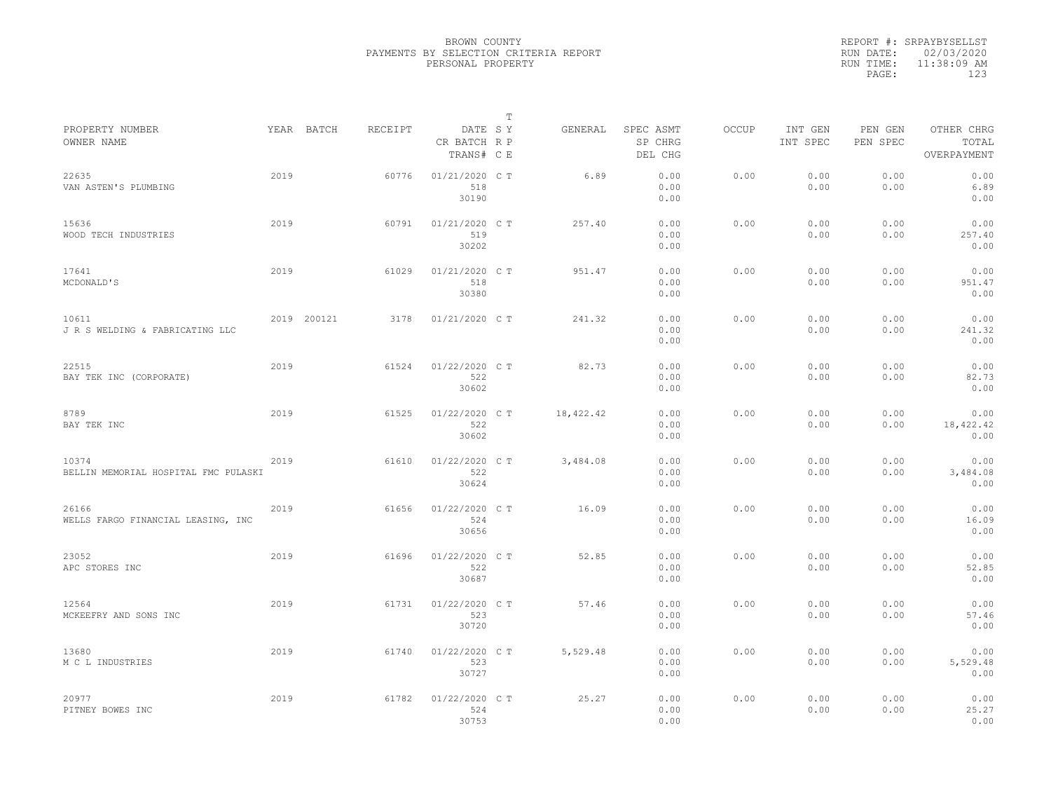BROWN COUNTY
PAYMENTS BY SELECTION CRITERIA REPORT
PERSONAL PROPERTY

REPORT #: SRPAYBYSELLST
RUN DATE: 02/03/2020
RUN TIME: 11:38:09 AM
PAGE: 123

| PROPERTY NUMBER / OWNER NAME | YEAR | BATCH | RECEIPT | DATE / CR BATCH / TRANS# | T SY RP CE | GENERAL | SPEC ASMT / SP CHRG / DEL CHG | OCCUP | INT GEN / INT SPEC | PEN GEN / PEN SPEC | OTHER CHRG / TOTAL / OVERPAYMENT |
|---|---|---|---|---|---|---|---|---|---|---|---|
| 22635 VAN ASTEN'S PLUMBING | 2019 | | 60776 | 01/21/2020 518 30190 | C T | 6.89 | 0.00 0.00 0.00 | 0.00 | 0.00 0.00 | 0.00 0.00 | 0.00 6.89 0.00 |
| 15636 WOOD TECH INDUSTRIES | 2019 | | 60791 | 01/21/2020 519 30202 | C T | 257.40 | 0.00 0.00 0.00 | 0.00 | 0.00 0.00 | 0.00 0.00 | 0.00 257.40 0.00 |
| 17641 MCDONALD'S | 2019 | | 61029 | 01/21/2020 518 30380 | C T | 951.47 | 0.00 0.00 0.00 | 0.00 | 0.00 0.00 | 0.00 0.00 | 0.00 951.47 0.00 |
| 10611 J R S WELDING & FABRICATING LLC | 2019 | 200121 | 3178 | 01/21/2020 | C T | 241.32 | 0.00 0.00 0.00 | 0.00 | 0.00 0.00 | 0.00 0.00 | 0.00 241.32 0.00 |
| 22515 BAY TEK INC (CORPORATE) | 2019 | | 61524 | 01/22/2020 522 30602 | C T | 82.73 | 0.00 0.00 0.00 | 0.00 | 0.00 0.00 | 0.00 0.00 | 0.00 82.73 0.00 |
| 8789 BAY TEK INC | 2019 | | 61525 | 01/22/2020 522 30602 | C T | 18,422.42 | 0.00 0.00 0.00 | 0.00 | 0.00 0.00 | 0.00 0.00 | 0.00 18,422.42 0.00 |
| 10374 BELLIN MEMORIAL HOSPITAL FMC PULASKI | 2019 | | 61610 | 01/22/2020 522 30624 | C T | 3,484.08 | 0.00 0.00 0.00 | 0.00 | 0.00 0.00 | 0.00 0.00 | 0.00 3,484.08 0.00 |
| 26166 WELLS FARGO FINANCIAL LEASING, INC | 2019 | | 61656 | 01/22/2020 524 30656 | C T | 16.09 | 0.00 0.00 0.00 | 0.00 | 0.00 0.00 | 0.00 0.00 | 0.00 16.09 0.00 |
| 23052 APC STORES INC | 2019 | | 61696 | 01/22/2020 522 30687 | C T | 52.85 | 0.00 0.00 0.00 | 0.00 | 0.00 0.00 | 0.00 0.00 | 0.00 52.85 0.00 |
| 12564 MCKEEFRY AND SONS INC | 2019 | | 61731 | 01/22/2020 523 30720 | C T | 57.46 | 0.00 0.00 0.00 | 0.00 | 0.00 0.00 | 0.00 0.00 | 0.00 57.46 0.00 |
| 13680 M C L INDUSTRIES | 2019 | | 61740 | 01/22/2020 523 30727 | C T | 5,529.48 | 0.00 0.00 0.00 | 0.00 | 0.00 0.00 | 0.00 0.00 | 0.00 5,529.48 0.00 |
| 20977 PITNEY BOWES INC | 2019 | | 61782 | 01/22/2020 524 30753 | C T | 25.27 | 0.00 0.00 0.00 | 0.00 | 0.00 0.00 | 0.00 0.00 | 0.00 25.27 0.00 |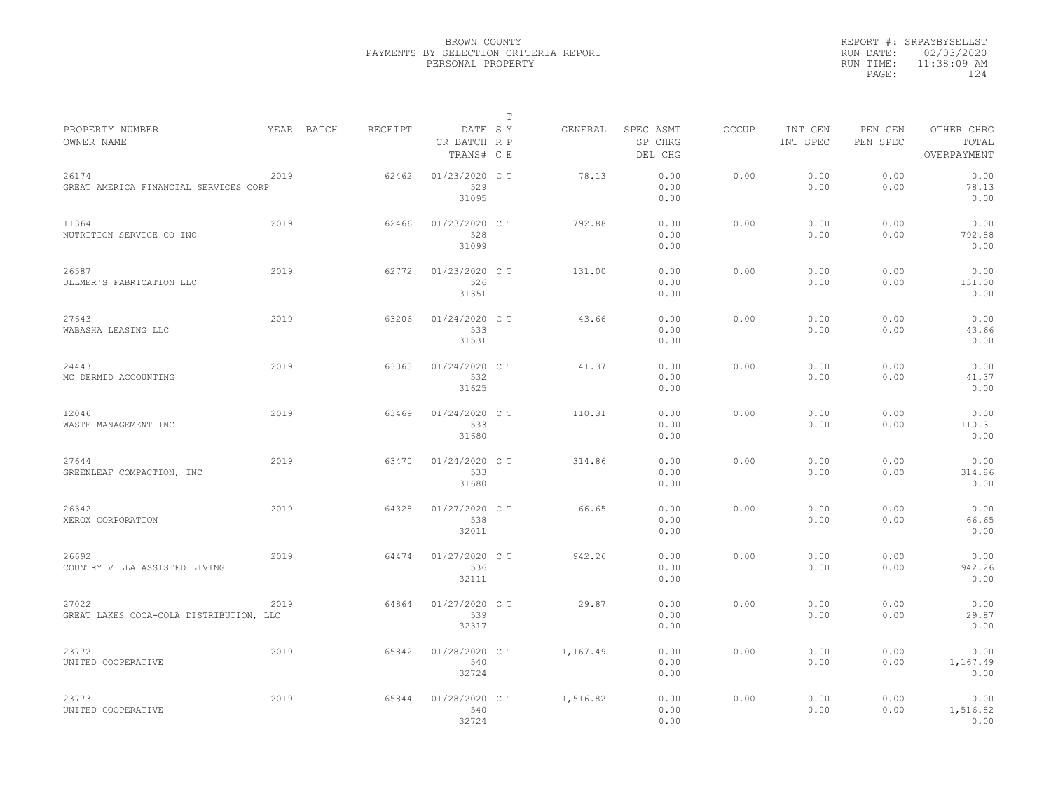BROWN COUNTY
PAYMENTS BY SELECTION CRITERIA REPORT
PERSONAL PROPERTY

REPORT #: SRPAYBYSELLST
RUN DATE: 02/03/2020
RUN TIME: 11:38:09 AM

| PROPERTY NUMBER / OWNER NAME | YEAR | BATCH | RECEIPT | DATE / CR BATCH / TRANS# | T SY RP CE | GENERAL | SPEC ASMT / SP CHRG / DEL CHG | OCCUP | INT GEN / INT SPEC | PEN GEN / PEN SPEC | OTHER CHRG / TOTAL / OVERPAYMENT |
|---|---|---|---|---|---|---|---|---|---|---|---|
| 26174 GREAT AMERICA FINANCIAL SERVICES CORP | 2019 | | 62462 | 01/23/2020 529 31095 | C T | 78.13 | 0.00 0.00 0.00 | 0.00 | 0.00 0.00 | 0.00 0.00 | 0.00 78.13 0.00 |
| 11364 NUTRITION SERVICE CO INC | 2019 | | 62466 | 01/23/2020 528 31099 | C T | 792.88 | 0.00 0.00 0.00 | 0.00 | 0.00 0.00 | 0.00 0.00 | 0.00 792.88 0.00 |
| 26587 ULLMER'S FABRICATION LLC | 2019 | | 62772 | 01/23/2020 526 31351 | C T | 131.00 | 0.00 0.00 0.00 | 0.00 | 0.00 0.00 | 0.00 0.00 | 0.00 131.00 0.00 |
| 27643 WABASHA LEASING LLC | 2019 | | 63206 | 01/24/2020 533 31531 | C T | 43.66 | 0.00 0.00 0.00 | 0.00 | 0.00 0.00 | 0.00 0.00 | 0.00 43.66 0.00 |
| 24443 MC DERMID ACCOUNTING | 2019 | | 63363 | 01/24/2020 532 31625 | C T | 41.37 | 0.00 0.00 0.00 | 0.00 | 0.00 0.00 | 0.00 0.00 | 0.00 41.37 0.00 |
| 12046 WASTE MANAGEMENT INC | 2019 | | 63469 | 01/24/2020 533 31680 | C T | 110.31 | 0.00 0.00 0.00 | 0.00 | 0.00 0.00 | 0.00 0.00 | 0.00 110.31 0.00 |
| 27644 GREENLEAF COMPACTION, INC | 2019 | | 63470 | 01/24/2020 533 31680 | C T | 314.86 | 0.00 0.00 0.00 | 0.00 | 0.00 0.00 | 0.00 0.00 | 0.00 314.86 0.00 |
| 26342 XEROX CORPORATION | 2019 | | 64328 | 01/27/2020 538 32011 | C T | 66.65 | 0.00 0.00 0.00 | 0.00 | 0.00 0.00 | 0.00 0.00 | 0.00 66.65 0.00 |
| 26692 COUNTRY VILLA ASSISTED LIVING | 2019 | | 64474 | 01/27/2020 536 32111 | C T | 942.26 | 0.00 0.00 0.00 | 0.00 | 0.00 0.00 | 0.00 0.00 | 0.00 942.26 0.00 |
| 27022 GREAT LAKES COCA-COLA DISTRIBUTION, LLC | 2019 | | 64864 | 01/27/2020 539 32317 | C T | 29.87 | 0.00 0.00 0.00 | 0.00 | 0.00 0.00 | 0.00 0.00 | 0.00 29.87 0.00 |
| 23772 UNITED COOPERATIVE | 2019 | | 65842 | 01/28/2020 540 32724 | C T | 1,167.49 | 0.00 0.00 0.00 | 0.00 | 0.00 0.00 | 0.00 0.00 | 0.00 1,167.49 0.00 |
| 23773 UNITED COOPERATIVE | 2019 | | 65844 | 01/28/2020 540 32724 | C T | 1,516.82 | 0.00 0.00 0.00 | 0.00 | 0.00 0.00 | 0.00 0.00 | 0.00 1,516.82 0.00 |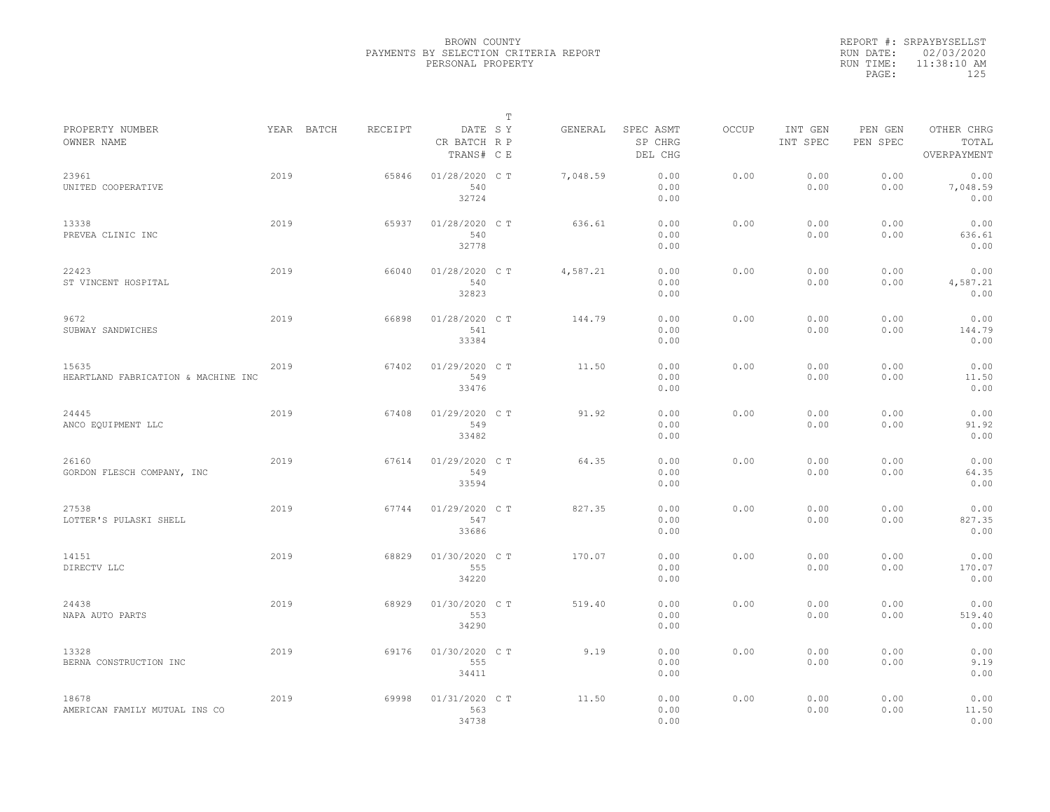BROWN COUNTY
PAYMENTS BY SELECTION CRITERIA REPORT
PERSONAL PROPERTY

REPORT #: SRPAYBYSELLST
RUN DATE: 02/03/2020
RUN TIME: 11:38:10 AM

| PROPERTY NUMBER<br>OWNER NAME | YEAR | BATCH | RECEIPT | DATE<br>CR BATCH<br>TRANS# | T<br>S Y<br>R P<br>C E | GENERAL | SPEC ASMT<br>SP CHRG<br>DEL CHG | OCCUP | INT GEN<br>INT SPEC | PEN GEN<br>PEN SPEC | OTHER CHRG<br>TOTAL<br>OVERPAYMENT |
|---|---|---|---|---|---|---|---|---|---|---|---|
| 23961<br>UNITED COOPERATIVE | 2019 | | 65846 | 01/28/2020<br>540<br>32724 | C T | 7,048.59 | 0.00<br>0.00<br>0.00 | 0.00 | 0.00<br>0.00 | 0.00<br>0.00 | 0.00<br>7,048.59<br>0.00 |
| 13338<br>PREVEA CLINIC INC | 2019 | | 65937 | 01/28/2020<br>540<br>32778 | C T | 636.61 | 0.00<br>0.00<br>0.00 | 0.00 | 0.00<br>0.00 | 0.00<br>0.00 | 0.00<br>636.61<br>0.00 |
| 22423<br>ST VINCENT HOSPITAL | 2019 | | 66040 | 01/28/2020<br>540<br>32823 | C T | 4,587.21 | 0.00<br>0.00<br>0.00 | 0.00 | 0.00<br>0.00 | 0.00<br>0.00 | 0.00<br>4,587.21<br>0.00 |
| 9672<br>SUBWAY SANDWICHES | 2019 | | 66898 | 01/28/2020<br>541<br>33384 | C T | 144.79 | 0.00<br>0.00<br>0.00 | 0.00 | 0.00<br>0.00 | 0.00<br>0.00 | 0.00<br>144.79<br>0.00 |
| 15635<br>HEARTLAND FABRICATION & MACHINE INC | 2019 | | 67402 | 01/29/2020<br>549<br>33476 | C T | 11.50 | 0.00<br>0.00<br>0.00 | 0.00 | 0.00<br>0.00 | 0.00<br>0.00 | 0.00<br>11.50<br>0.00 |
| 24445<br>ANCO EQUIPMENT LLC | 2019 | | 67408 | 01/29/2020<br>549<br>33482 | C T | 91.92 | 0.00<br>0.00<br>0.00 | 0.00 | 0.00<br>0.00 | 0.00<br>0.00 | 0.00<br>91.92<br>0.00 |
| 26160<br>GORDON FLESCH COMPANY, INC | 2019 | | 67614 | 01/29/2020<br>549<br>33594 | C T | 64.35 | 0.00<br>0.00<br>0.00 | 0.00 | 0.00<br>0.00 | 0.00<br>0.00 | 0.00<br>64.35<br>0.00 |
| 27538<br>LOTTER'S PULASKI SHELL | 2019 | | 67744 | 01/29/2020<br>547<br>33686 | C T | 827.35 | 0.00<br>0.00<br>0.00 | 0.00 | 0.00<br>0.00 | 0.00<br>0.00 | 0.00<br>827.35<br>0.00 |
| 14151<br>DIRECTV LLC | 2019 | | 68829 | 01/30/2020<br>555<br>34220 | C T | 170.07 | 0.00<br>0.00<br>0.00 | 0.00 | 0.00<br>0.00 | 0.00<br>0.00 | 0.00<br>170.07<br>0.00 |
| 24438<br>NAPA AUTO PARTS | 2019 | | 68929 | 01/30/2020<br>553<br>34290 | C T | 519.40 | 0.00<br>0.00<br>0.00 | 0.00 | 0.00<br>0.00 | 0.00<br>0.00 | 0.00<br>519.40<br>0.00 |
| 13328<br>BERNA CONSTRUCTION INC | 2019 | | 69176 | 01/30/2020<br>555<br>34411 | C T | 9.19 | 0.00<br>0.00<br>0.00 | 0.00 | 0.00<br>0.00 | 0.00<br>0.00 | 0.00<br>9.19<br>0.00 |
| 18678<br>AMERICAN FAMILY MUTUAL INS CO | 2019 | | 69998 | 01/31/2020<br>563<br>34738 | C T | 11.50 | 0.00<br>0.00<br>0.00 | 0.00 | 0.00<br>0.00 | 0.00<br>0.00 | 0.00<br>11.50<br>0.00 |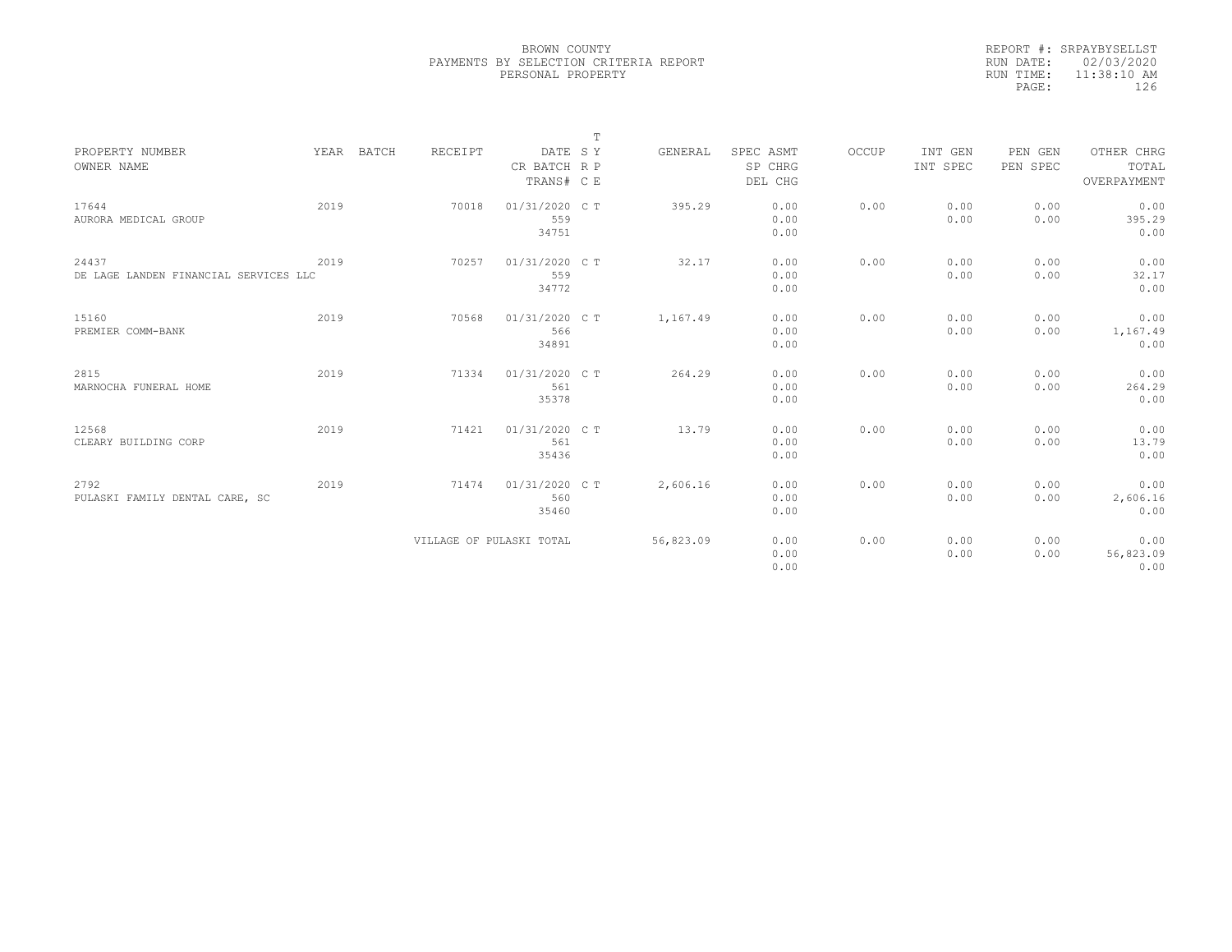BROWN COUNTY
PAYMENTS BY SELECTION CRITERIA REPORT
PERSONAL PROPERTY

REPORT #: SRPAYBYSELLST
RUN DATE: 02/03/2020
RUN TIME: 11:38:10 AM
PAGE: 126

| PROPERTY NUMBER<br>OWNER NAME | YEAR | BATCH | RECEIPT | DATE<br>CR BATCH<br>TRANS# | T<br>S Y<br>R P<br>C E | GENERAL | SPEC ASMT<br>SP CHRG<br>DEL CHG | OCCUP | INT GEN<br>INT SPEC | PEN GEN<br>PEN SPEC | OTHER CHRG<br>TOTAL<br>OVERPAYMENT |
|---|---|---|---|---|---|---|---|---|---|---|---|
| 17644<br>AURORA MEDICAL GROUP | 2019 | | 70018 | 01/31/2020<br>559<br>34751 | C T | 395.29 | 0.00<br>0.00<br>0.00 | 0.00 | 0.00<br>0.00 | 0.00<br>0.00 | 0.00<br>395.29<br>0.00 |
| 24437<br>DE LAGE LANDEN FINANCIAL SERVICES LLC | 2019 | | 70257 | 01/31/2020<br>559<br>34772 | C T | 32.17 | 0.00<br>0.00<br>0.00 | 0.00 | 0.00<br>0.00 | 0.00<br>0.00 | 0.00<br>32.17<br>0.00 |
| 15160<br>PREMIER COMM-BANK | 2019 | | 70568 | 01/31/2020<br>566<br>34891 | C T | 1,167.49 | 0.00<br>0.00<br>0.00 | 0.00 | 0.00<br>0.00 | 0.00<br>0.00 | 0.00<br>1,167.49<br>0.00 |
| 2815<br>MARNOCHA FUNERAL HOME | 2019 | | 71334 | 01/31/2020<br>561<br>35378 | C T | 264.29 | 0.00<br>0.00<br>0.00 | 0.00 | 0.00<br>0.00 | 0.00<br>0.00 | 0.00<br>264.29<br>0.00 |
| 12568<br>CLEARY BUILDING CORP | 2019 | | 71421 | 01/31/2020<br>561<br>35436 | C T | 13.79 | 0.00<br>0.00<br>0.00 | 0.00 | 0.00<br>0.00 | 0.00<br>0.00 | 0.00<br>13.79<br>0.00 |
| 2792<br>PULASKI FAMILY DENTAL CARE, SC | 2019 | | 71474 | 01/31/2020<br>560<br>35460 | C T | 2,606.16 | 0.00<br>0.00<br>0.00 | 0.00 | 0.00<br>0.00 | 0.00<br>0.00 | 0.00<br>2,606.16<br>0.00 |
| | | | VILLAGE OF PULASKI TOTAL | | | 56,823.09 | 0.00<br>0.00<br>0.00 | 0.00 | 0.00<br>0.00 | 0.00<br>0.00 | 0.00<br>56,823.09<br>0.00 |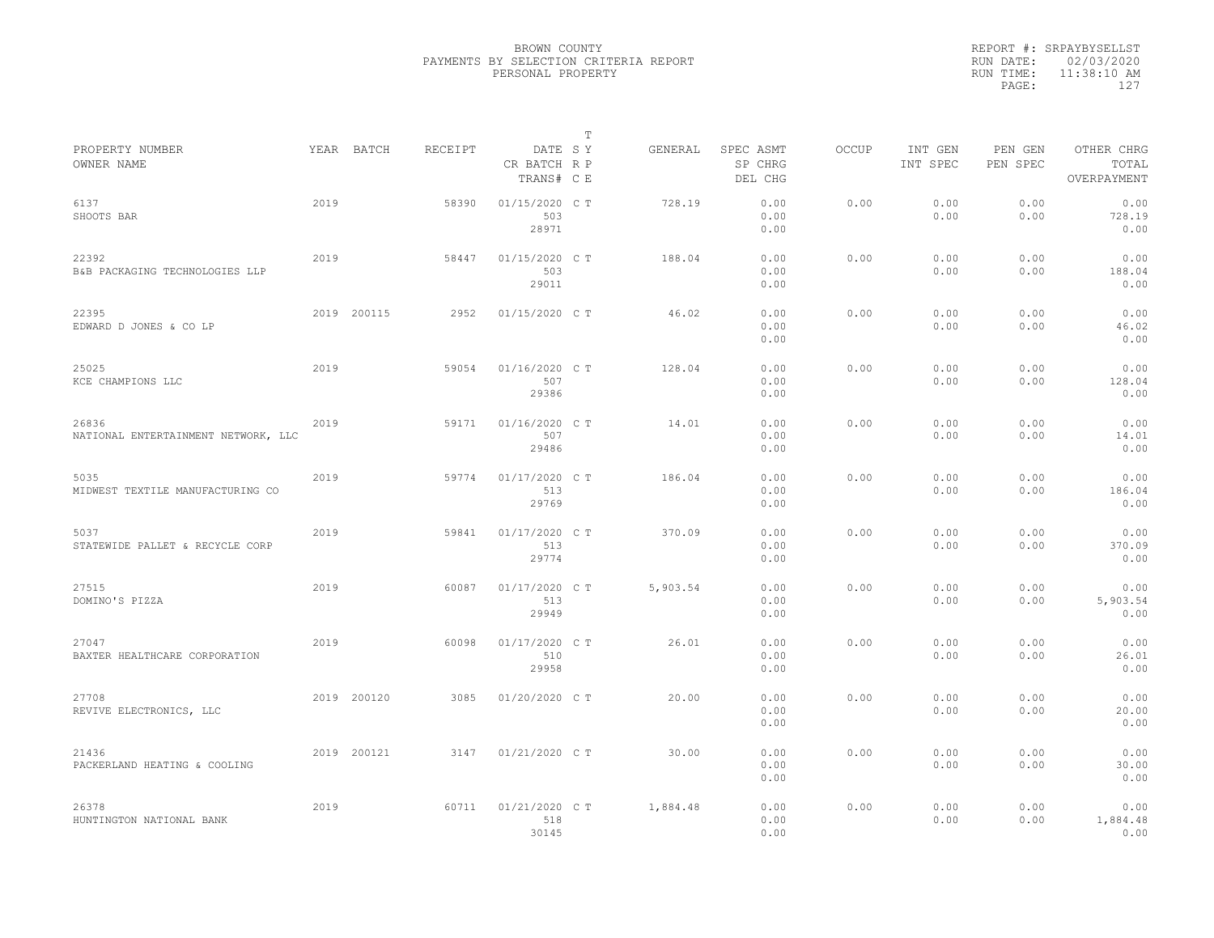BROWN COUNTY
PAYMENTS BY SELECTION CRITERIA REPORT
PERSONAL PROPERTY

REPORT #: SRPAYBYSELLST
RUN DATE: 02/03/2020
RUN TIME: 11:38:10 AM

| PROPERTY NUMBER<br>OWNER NAME | YEAR | BATCH | RECEIPT | DATE<br>CR BATCH<br>TRANS# | T S Y R P C E | GENERAL | SPEC ASMT<br>SP CHRG<br>DEL CHG | OCCUP | INT GEN<br>INT SPEC | PEN GEN<br>PEN SPEC | OTHER CHRG<br>TOTAL<br>OVERPAYMENT |
|---|---|---|---|---|---|---|---|---|---|---|---|
| 6137<br>SHOOTS BAR | 2019 | | 58390 | 01/15/2020<br>503<br>28971 | C T | 728.19 | 0.00<br>0.00<br>0.00 | 0.00 | 0.00<br>0.00 | 0.00<br>0.00 | 0.00<br>728.19<br>0.00 |
| 22392<br>B&B PACKAGING TECHNOLOGIES LLP | 2019 | | 58447 | 01/15/2020<br>503<br>29011 | C T | 188.04 | 0.00<br>0.00<br>0.00 | 0.00 | 0.00<br>0.00 | 0.00<br>0.00 | 0.00<br>188.04<br>0.00 |
| 22395<br>EDWARD D JONES & CO LP | 2019 | 200115 | 2952 | 01/15/2020 | C T | 46.02 | 0.00<br>0.00<br>0.00 | 0.00 | 0.00<br>0.00 | 0.00<br>0.00 | 0.00<br>46.02<br>0.00 |
| 25025<br>KCE CHAMPIONS LLC | 2019 | | 59054 | 01/16/2020<br>507<br>29386 | C T | 128.04 | 0.00<br>0.00<br>0.00 | 0.00 | 0.00<br>0.00 | 0.00<br>0.00 | 0.00<br>128.04<br>0.00 |
| 26836<br>NATIONAL ENTERTAINMENT NETWORK, LLC | 2019 | | 59171 | 01/16/2020<br>507<br>29486 | C T | 14.01 | 0.00<br>0.00<br>0.00 | 0.00 | 0.00<br>0.00 | 0.00<br>0.00 | 0.00<br>14.01<br>0.00 |
| 5035<br>MIDWEST TEXTILE MANUFACTURING CO | 2019 | | 59774 | 01/17/2020<br>513<br>29769 | C T | 186.04 | 0.00<br>0.00<br>0.00 | 0.00 | 0.00<br>0.00 | 0.00<br>0.00 | 0.00<br>186.04<br>0.00 |
| 5037<br>STATEWIDE PALLET & RECYCLE CORP | 2019 | | 59841 | 01/17/2020<br>513<br>29774 | C T | 370.09 | 0.00<br>0.00<br>0.00 | 0.00 | 0.00<br>0.00 | 0.00<br>0.00 | 0.00<br>370.09<br>0.00 |
| 27515<br>DOMINO'S PIZZA | 2019 | | 60087 | 01/17/2020<br>513<br>29949 | C T | 5,903.54 | 0.00<br>0.00<br>0.00 | 0.00 | 0.00<br>0.00 | 0.00<br>0.00 | 0.00<br>5,903.54<br>0.00 |
| 27047<br>BAXTER HEALTHCARE CORPORATION | 2019 | | 60098 | 01/17/2020<br>510<br>29958 | C T | 26.01 | 0.00<br>0.00<br>0.00 | 0.00 | 0.00<br>0.00 | 0.00<br>0.00 | 0.00<br>26.01<br>0.00 |
| 27708<br>REVIVE ELECTRONICS, LLC | 2019 | 200120 | 3085 | 01/20/2020 | C T | 20.00 | 0.00<br>0.00<br>0.00 | 0.00 | 0.00<br>0.00 | 0.00<br>0.00 | 0.00<br>20.00<br>0.00 |
| 21436<br>PACKERLAND HEATING & COOLING | 2019 | 200121 | 3147 | 01/21/2020 | C T | 30.00 | 0.00<br>0.00<br>0.00 | 0.00 | 0.00<br>0.00 | 0.00<br>0.00 | 0.00<br>30.00<br>0.00 |
| 26378<br>HUNTINGTON NATIONAL BANK | 2019 | | 60711 | 01/21/2020<br>518<br>30145 | C T | 1,884.48 | 0.00<br>0.00<br>0.00 | 0.00 | 0.00<br>0.00 | 0.00<br>0.00 | 0.00<br>1,884.48<br>0.00 |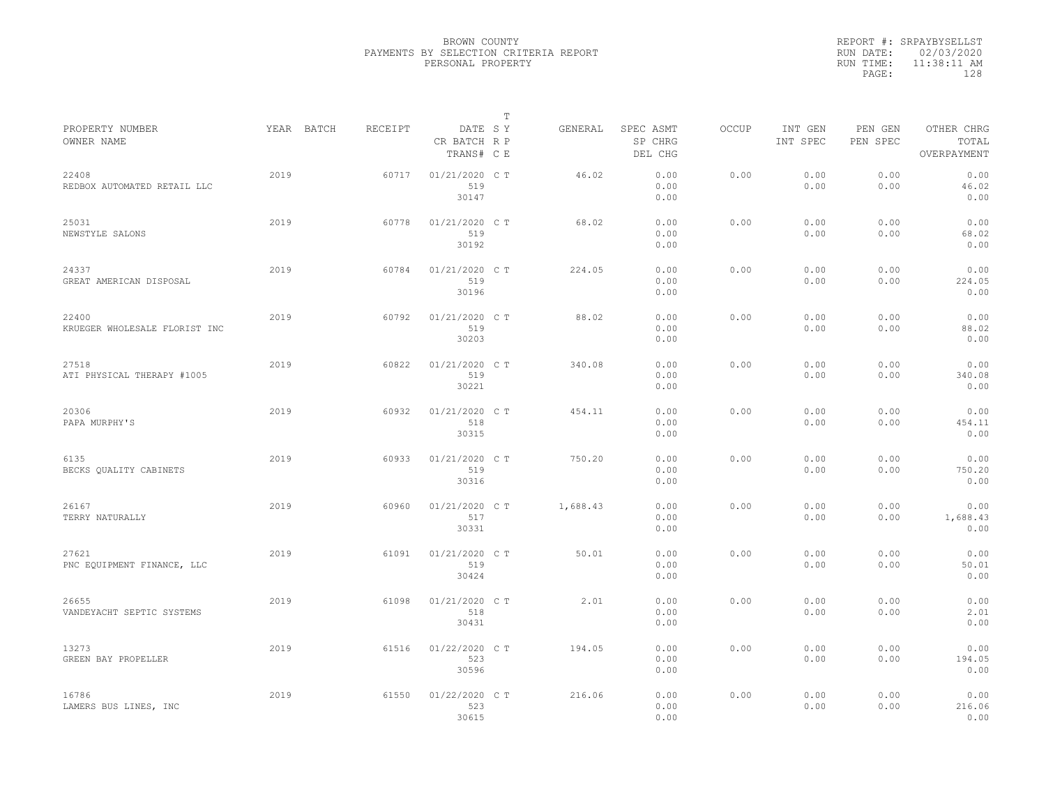BROWN COUNTY
PAYMENTS BY SELECTION CRITERIA REPORT
PERSONAL PROPERTY

REPORT #: SRPAYBYSELLST
RUN DATE: 02/03/2020
RUN TIME: 11:38:11 AM

| PROPERTY NUMBER<br>OWNER NAME | YEAR | BATCH | RECEIPT | DATE<br>CR BATCH<br>TRANS# | T<br>S Y<br>R P<br>C E | GENERAL | SPEC ASMT<br>SP CHRG<br>DEL CHG | OCCUP | INT GEN<br>INT SPEC | PEN GEN<br>PEN SPEC | OTHER CHRG<br>TOTAL<br>OVERPAYMENT |
|---|---|---|---|---|---|---|---|---|---|---|---|
| 22408<br>REDBOX AUTOMATED RETAIL LLC | 2019 | | 60717 | 01/21/2020<br>519<br>30147 | C T | 46.02 | 0.00<br>0.00<br>0.00 | 0.00 | 0.00<br>0.00 | 0.00<br>0.00 | 0.00<br>46.02<br>0.00 |
| 25031<br>NEWSTYLE SALONS | 2019 | | 60778 | 01/21/2020<br>519<br>30192 | C T | 68.02 | 0.00<br>0.00<br>0.00 | 0.00 | 0.00<br>0.00 | 0.00<br>0.00 | 0.00<br>68.02<br>0.00 |
| 24337<br>GREAT AMERICAN DISPOSAL | 2019 | | 60784 | 01/21/2020<br>519<br>30196 | C T | 224.05 | 0.00<br>0.00<br>0.00 | 0.00 | 0.00<br>0.00 | 0.00<br>0.00 | 0.00<br>224.05<br>0.00 |
| 22400<br>KRUEGER WHOLESALE FLORIST INC | 2019 | | 60792 | 01/21/2020<br>519<br>30203 | C T | 88.02 | 0.00<br>0.00<br>0.00 | 0.00 | 0.00<br>0.00 | 0.00<br>0.00 | 0.00<br>88.02<br>0.00 |
| 27518<br>ATI PHYSICAL THERAPY #1005 | 2019 | | 60822 | 01/21/2020<br>519<br>30221 | C T | 340.08 | 0.00<br>0.00<br>0.00 | 0.00 | 0.00<br>0.00 | 0.00<br>0.00 | 0.00<br>340.08<br>0.00 |
| 20306<br>PAPA MURPHY'S | 2019 | | 60932 | 01/21/2020<br>518<br>30315 | C T | 454.11 | 0.00<br>0.00<br>0.00 | 0.00 | 0.00<br>0.00 | 0.00<br>0.00 | 0.00<br>454.11<br>0.00 |
| 6135<br>BECKS QUALITY CABINETS | 2019 | | 60933 | 01/21/2020<br>519<br>30316 | C T | 750.20 | 0.00<br>0.00<br>0.00 | 0.00 | 0.00<br>0.00 | 0.00<br>0.00 | 0.00<br>750.20<br>0.00 |
| 26167<br>TERRY NATURALLY | 2019 | | 60960 | 01/21/2020<br>517<br>30331 | C T | 1,688.43 | 0.00<br>0.00<br>0.00 | 0.00 | 0.00<br>0.00 | 0.00<br>0.00 | 0.00<br>1,688.43<br>0.00 |
| 27621<br>PNC EQUIPMENT FINANCE, LLC | 2019 | | 61091 | 01/21/2020<br>519<br>30424 | C T | 50.01 | 0.00<br>0.00<br>0.00 | 0.00 | 0.00<br>0.00 | 0.00<br>0.00 | 0.00<br>50.01<br>0.00 |
| 26655<br>VANDEYACHT SEPTIC SYSTEMS | 2019 | | 61098 | 01/21/2020<br>518<br>30431 | C T | 2.01 | 0.00<br>0.00<br>0.00 | 0.00 | 0.00<br>0.00 | 0.00<br>0.00 | 0.00<br>2.01<br>0.00 |
| 13273<br>GREEN BAY PROPELLER | 2019 | | 61516 | 01/22/2020<br>523<br>30596 | C T | 194.05 | 0.00<br>0.00<br>0.00 | 0.00 | 0.00<br>0.00 | 0.00<br>0.00 | 0.00<br>194.05<br>0.00 |
| 16786<br>LAMERS BUS LINES, INC | 2019 | | 61550 | 01/22/2020<br>523<br>30615 | C T | 216.06 | 0.00<br>0.00<br>0.00 | 0.00 | 0.00<br>0.00 | 0.00<br>0.00 | 0.00<br>216.06<br>0.00 |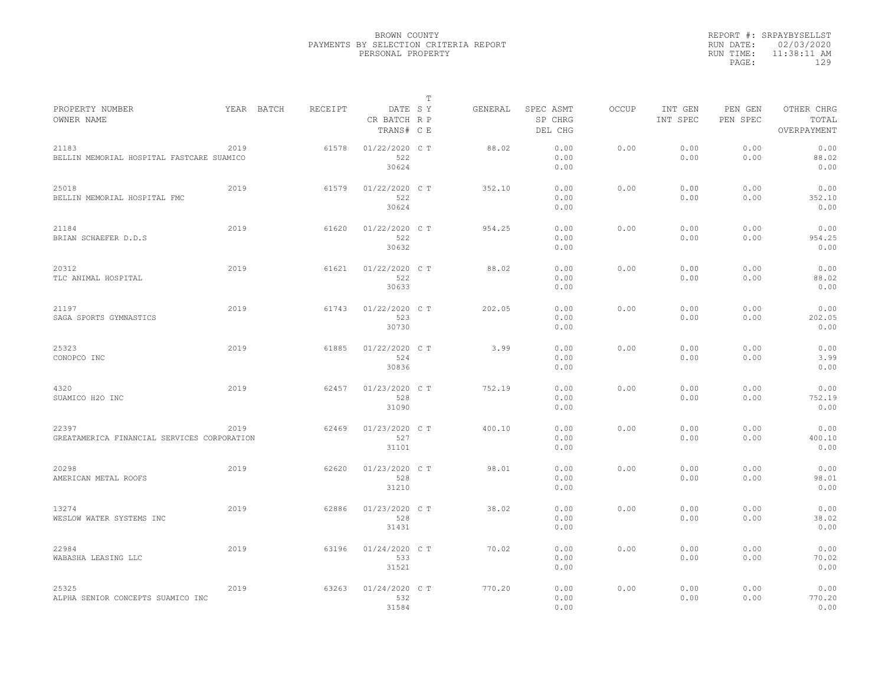BROWN COUNTY
PAYMENTS BY SELECTION CRITERIA REPORT
PERSONAL PROPERTY

REPORT #: SRPAYBYSELLST
RUN DATE: 02/03/2020
RUN TIME: 11:38:11 AM

| PROPERTY NUMBER<br>OWNER NAME | YEAR | BATCH | RECEIPT | DATE<br>CR BATCH<br>TRANS# | T<br>S Y<br>R P<br>C E | GENERAL | SPEC ASMT<br>SP CHRG<br>DEL CHG | OCCUP | INT GEN<br>INT SPEC | PEN GEN<br>PEN SPEC | OTHER CHRG<br>TOTAL<br>OVERPAYMENT |
|---|---|---|---|---|---|---|---|---|---|---|---|
| 21183<br>BELLIN MEMORIAL HOSPITAL FASTCARE SUAMICO | 2019 | | 61578 | 01/22/2020<br>522<br>30624 | C T | 88.02 | 0.00<br>0.00<br>0.00 | 0.00 | 0.00<br>0.00 | 0.00<br>0.00 | 0.00<br>88.02<br>0.00 |
| 25018<br>BELLIN MEMORIAL HOSPITAL FMC | 2019 | | 61579 | 01/22/2020<br>522<br>30624 | C T | 352.10 | 0.00<br>0.00<br>0.00 | 0.00 | 0.00<br>0.00 | 0.00<br>0.00 | 0.00<br>352.10<br>0.00 |
| 21184<br>BRIAN SCHAEFER D.D.S | 2019 | | 61620 | 01/22/2020<br>522<br>30632 | C T | 954.25 | 0.00<br>0.00<br>0.00 | 0.00 | 0.00<br>0.00 | 0.00<br>0.00 | 0.00<br>954.25<br>0.00 |
| 20312<br>TLC ANIMAL HOSPITAL | 2019 | | 61621 | 01/22/2020<br>522<br>30633 | C T | 88.02 | 0.00<br>0.00<br>0.00 | 0.00 | 0.00<br>0.00 | 0.00<br>0.00 | 0.00<br>88.02<br>0.00 |
| 21197<br>SAGA SPORTS GYMNASTICS | 2019 | | 61743 | 01/22/2020<br>523<br>30730 | C T | 202.05 | 0.00<br>0.00<br>0.00 | 0.00 | 0.00<br>0.00 | 0.00<br>0.00 | 0.00<br>202.05<br>0.00 |
| 25323<br>CONOPCO INC | 2019 | | 61885 | 01/22/2020<br>524<br>30836 | C T | 3.99 | 0.00<br>0.00<br>0.00 | 0.00 | 0.00<br>0.00 | 0.00<br>0.00 | 0.00<br>3.99<br>0.00 |
| 4320<br>SUAMICO H2O INC | 2019 | | 62457 | 01/23/2020<br>528<br>31090 | C T | 752.19 | 0.00<br>0.00<br>0.00 | 0.00 | 0.00<br>0.00 | 0.00<br>0.00 | 0.00<br>752.19<br>0.00 |
| 22397<br>GREATAMERICA FINANCIAL SERVICES CORPORATION | 2019 | | 62469 | 01/23/2020<br>527<br>31101 | C T | 400.10 | 0.00<br>0.00<br>0.00 | 0.00 | 0.00<br>0.00 | 0.00<br>0.00 | 0.00<br>400.10<br>0.00 |
| 20298<br>AMERICAN METAL ROOFS | 2019 | | 62620 | 01/23/2020<br>528<br>31210 | C T | 98.01 | 0.00<br>0.00<br>0.00 | 0.00 | 0.00<br>0.00 | 0.00<br>0.00 | 0.00<br>98.01<br>0.00 |
| 13274<br>WESLOW WATER SYSTEMS INC | 2019 | | 62886 | 01/23/2020<br>528<br>31431 | C T | 38.02 | 0.00<br>0.00<br>0.00 | 0.00 | 0.00<br>0.00 | 0.00<br>0.00 | 0.00<br>38.02<br>0.00 |
| 22984<br>WABASHA LEASING LLC | 2019 | | 63196 | 01/24/2020<br>533<br>31521 | C T | 70.02 | 0.00<br>0.00<br>0.00 | 0.00 | 0.00<br>0.00 | 0.00<br>0.00 | 0.00<br>70.02<br>0.00 |
| 25325<br>ALPHA SENIOR CONCEPTS SUAMICO INC | 2019 | | 63263 | 01/24/2020<br>532<br>31584 | C T | 770.20 | 0.00<br>0.00<br>0.00 | 0.00 | 0.00<br>0.00 | 0.00<br>0.00 | 0.00<br>770.20<br>0.00 |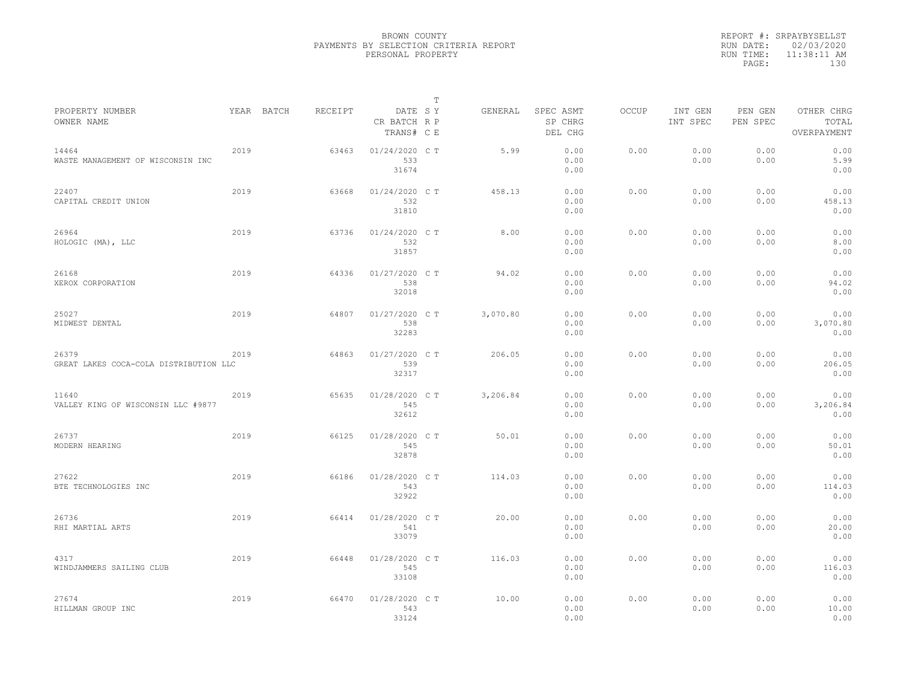BROWN COUNTY
PAYMENTS BY SELECTION CRITERIA REPORT
PERSONAL PROPERTY

REPORT #: SRPAYBYSELLST
RUN DATE: 02/03/2020
RUN TIME: 11:38:11 AM

| PROPERTY NUMBER / OWNER NAME | YEAR | BATCH | RECEIPT | DATE / CR BATCH / TRANS# | T SY RP CE | GENERAL | SPEC ASMT / SP CHRG / DEL CHG | OCCUP | INT GEN / INT SPEC | PEN GEN / PEN SPEC | OTHER CHRG / TOTAL / OVERPAYMENT |
|---|---|---|---|---|---|---|---|---|---|---|---|
| 14464 WASTE MANAGEMENT OF WISCONSIN INC | 2019 | | 63463 | 01/24/2020 533 31674 | C T | 5.99 | 0.00 0.00 0.00 | 0.00 | 0.00 0.00 | 0.00 0.00 | 0.00 5.99 0.00 |
| 22407 CAPITAL CREDIT UNION | 2019 | | 63668 | 01/24/2020 532 31810 | C T | 458.13 | 0.00 0.00 0.00 | 0.00 | 0.00 0.00 | 0.00 0.00 | 0.00 458.13 0.00 |
| 26964 HOLOGIC (MA), LLC | 2019 | | 63736 | 01/24/2020 532 31857 | C T | 8.00 | 0.00 0.00 0.00 | 0.00 | 0.00 0.00 | 0.00 0.00 | 0.00 8.00 0.00 |
| 26168 XEROX CORPORATION | 2019 | | 64336 | 01/27/2020 538 32018 | C T | 94.02 | 0.00 0.00 0.00 | 0.00 | 0.00 0.00 | 0.00 0.00 | 0.00 94.02 0.00 |
| 25027 MIDWEST DENTAL | 2019 | | 64807 | 01/27/2020 538 32283 | C T | 3,070.80 | 0.00 0.00 0.00 | 0.00 | 0.00 0.00 | 0.00 0.00 | 0.00 3,070.80 0.00 |
| 26379 GREAT LAKES COCA-COLA DISTRIBUTION LLC | 2019 | | 64863 | 01/27/2020 539 32317 | C T | 206.05 | 0.00 0.00 0.00 | 0.00 | 0.00 0.00 | 0.00 0.00 | 0.00 206.05 0.00 |
| 11640 VALLEY KING OF WISCONSIN LLC #9877 | 2019 | | 65635 | 01/28/2020 545 32612 | C T | 3,206.84 | 0.00 0.00 0.00 | 0.00 | 0.00 0.00 | 0.00 0.00 | 0.00 3,206.84 0.00 |
| 26737 MODERN HEARING | 2019 | | 66125 | 01/28/2020 545 32878 | C T | 50.01 | 0.00 0.00 0.00 | 0.00 | 0.00 0.00 | 0.00 0.00 | 0.00 50.01 0.00 |
| 27622 BTE TECHNOLOGIES INC | 2019 | | 66186 | 01/28/2020 543 32922 | C T | 114.03 | 0.00 0.00 0.00 | 0.00 | 0.00 0.00 | 0.00 0.00 | 0.00 114.03 0.00 |
| 26736 RHI MARTIAL ARTS | 2019 | | 66414 | 01/28/2020 541 33079 | C T | 20.00 | 0.00 0.00 0.00 | 0.00 | 0.00 0.00 | 0.00 0.00 | 0.00 20.00 0.00 |
| 4317 WINDJAMMERS SAILING CLUB | 2019 | | 66448 | 01/28/2020 545 33108 | C T | 116.03 | 0.00 0.00 0.00 | 0.00 | 0.00 0.00 | 0.00 0.00 | 0.00 116.03 0.00 |
| 27674 HILLMAN GROUP INC | 2019 | | 66470 | 01/28/2020 543 33124 | C T | 10.00 | 0.00 0.00 0.00 | 0.00 | 0.00 0.00 | 0.00 0.00 | 0.00 10.00 0.00 |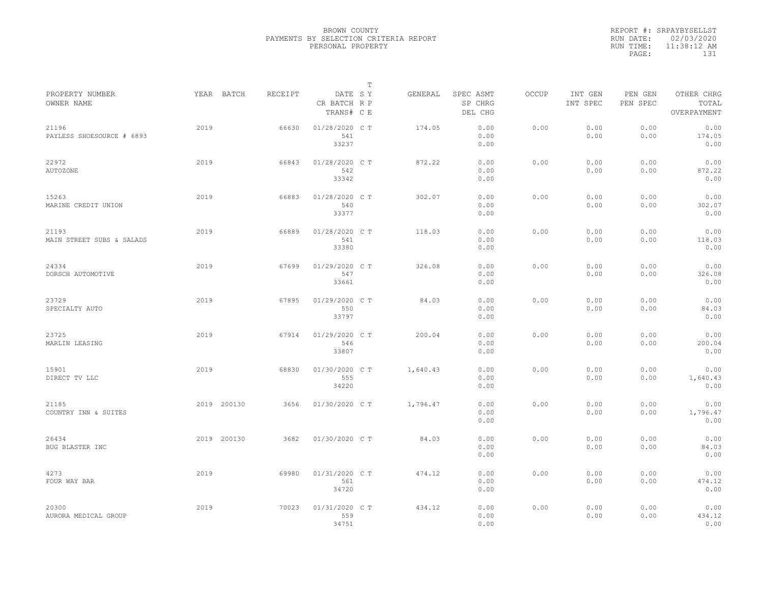BROWN COUNTY
PAYMENTS BY SELECTION CRITERIA REPORT
PERSONAL PROPERTY

REPORT #: SRPAYBYSELLST
RUN DATE: 02/03/2020
RUN TIME: 11:38:12 AM

| PROPERTY NUMBER / OWNER NAME | YEAR | BATCH | RECEIPT | DATE / CR BATCH / TRANS# | T S Y R P C E | GENERAL | SPEC ASMT / SP CHRG / DEL CHG | OCCUP | INT GEN / INT SPEC | PEN GEN / PEN SPEC | OTHER CHRG / TOTAL / OVERPAYMENT |
|---|---|---|---|---|---|---|---|---|---|---|---|
| 21196 / PAYLESS SHOESOURCE # 6893 | 2019 | | 66630 | 01/28/2020 / 541 / 33237 | C T | 174.05 | 0.00 / 0.00 / 0.00 | 0.00 | 0.00 / 0.00 | 0.00 / 0.00 | 0.00 / 174.05 / 0.00 |
| 22972 / AUTOZONE | 2019 | | 66843 | 01/28/2020 / 542 / 33342 | C T | 872.22 | 0.00 / 0.00 / 0.00 | 0.00 | 0.00 / 0.00 | 0.00 / 0.00 | 0.00 / 872.22 / 0.00 |
| 15263 / MARINE CREDIT UNION | 2019 | | 66883 | 01/28/2020 / 540 / 33377 | C T | 302.07 | 0.00 / 0.00 / 0.00 | 0.00 | 0.00 / 0.00 | 0.00 / 0.00 | 0.00 / 302.07 / 0.00 |
| 21193 / MAIN STREET SUBS & SALADS | 2019 | | 66889 | 01/28/2020 / 541 / 33380 | C T | 118.03 | 0.00 / 0.00 / 0.00 | 0.00 | 0.00 / 0.00 | 0.00 / 0.00 | 0.00 / 118.03 / 0.00 |
| 24334 / DORSCH AUTOMOTIVE | 2019 | | 67699 | 01/29/2020 / 547 / 33661 | C T | 326.08 | 0.00 / 0.00 / 0.00 | 0.00 | 0.00 / 0.00 | 0.00 / 0.00 | 0.00 / 326.08 / 0.00 |
| 23729 / SPECIALTY AUTO | 2019 | | 67895 | 01/29/2020 / 550 / 33797 | C T | 84.03 | 0.00 / 0.00 / 0.00 | 0.00 | 0.00 / 0.00 | 0.00 / 0.00 | 0.00 / 84.03 / 0.00 |
| 23725 / MARLIN LEASING | 2019 | | 67914 | 01/29/2020 / 546 / 33807 | C T | 200.04 | 0.00 / 0.00 / 0.00 | 0.00 | 0.00 / 0.00 | 0.00 / 0.00 | 0.00 / 200.04 / 0.00 |
| 15901 / DIRECT TV LLC | 2019 | | 68830 | 01/30/2020 / 555 / 34220 | C T | 1,640.43 | 0.00 / 0.00 / 0.00 | 0.00 | 0.00 / 0.00 | 0.00 / 0.00 | 0.00 / 1,640.43 / 0.00 |
| 21185 / COUNTRY INN & SUITES | 2019 | 200130 | 3656 | 01/30/2020 | C T | 1,796.47 | 0.00 / 0.00 / 0.00 | 0.00 | 0.00 / 0.00 | 0.00 / 0.00 | 0.00 / 1,796.47 / 0.00 |
| 26434 / BUG BLASTER INC | 2019 | 200130 | 3682 | 01/30/2020 | C T | 84.03 | 0.00 / 0.00 / 0.00 | 0.00 | 0.00 / 0.00 | 0.00 / 0.00 | 0.00 / 84.03 / 0.00 |
| 4273 / FOUR WAY BAR | 2019 | | 69980 | 01/31/2020 / 561 / 34720 | C T | 474.12 | 0.00 / 0.00 / 0.00 | 0.00 | 0.00 / 0.00 | 0.00 / 0.00 | 0.00 / 474.12 / 0.00 |
| 20300 / AURORA MEDICAL GROUP | 2019 | | 70023 | 01/31/2020 / 559 / 34751 | C T | 434.12 | 0.00 / 0.00 / 0.00 | 0.00 | 0.00 / 0.00 | 0.00 / 0.00 | 0.00 / 434.12 / 0.00 |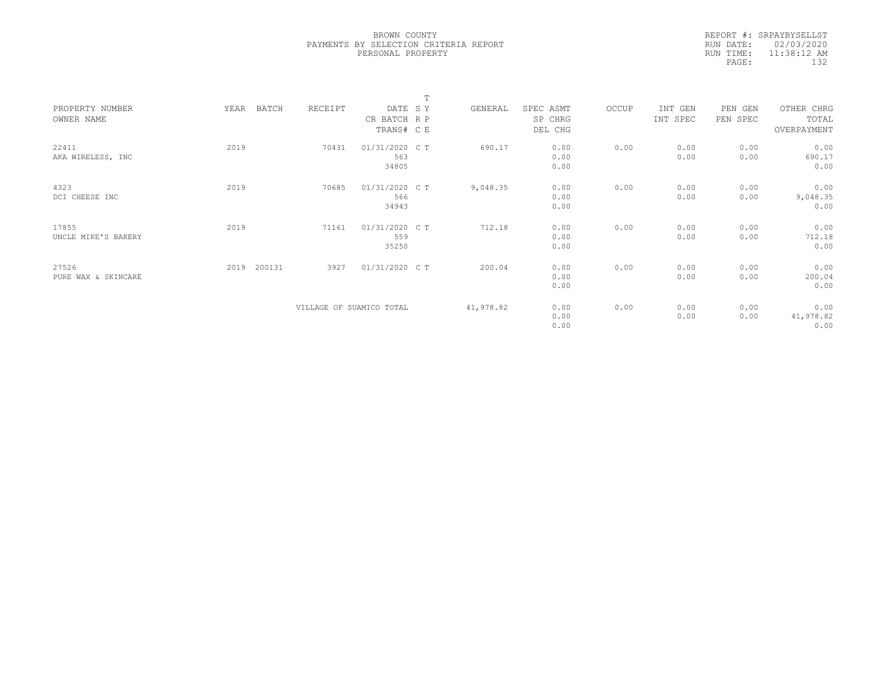BROWN COUNTY
PAYMENTS BY SELECTION CRITERIA REPORT
PERSONAL PROPERTY

REPORT #: SRPAYBYSELLST
RUN DATE: 02/03/2020
RUN TIME: 11:38:12 AM

| PROPERTY NUMBER<br>OWNER NAME | YEAR | BATCH | RECEIPT | DATE<br>CR BATCH<br>TRANS# | T<br>S Y<br>R P<br>C E | GENERAL | SPEC ASMT<br>SP CHRG<br>DEL CHG | OCCUP | INT GEN<br>INT SPEC | PEN GEN<br>PEN SPEC | OTHER CHRG<br>TOTAL<br>OVERPAYMENT |
|---|---|---|---|---|---|---|---|---|---|---|---|
| 22411<br>AKA WIRELESS, INC | 2019 | | 70431 | 01/31/2020<br>563<br>34805 | C T | 690.17 | 0.00<br>0.00<br>0.00 | 0.00 | 0.00<br>0.00 | 0.00<br>0.00 | 0.00<br>690.17<br>0.00 |
| 4323<br>DCI CHEESE INC | 2019 | | 70685 | 01/31/2020<br>566<br>34943 | C T | 9,048.35 | 0.00<br>0.00<br>0.00 | 0.00 | 0.00<br>0.00 | 0.00<br>0.00 | 0.00<br>9,048.35<br>0.00 |
| 17855<br>UNCLE MIKE'S BAKERY | 2019 | | 71161 | 01/31/2020<br>559<br>35250 | C T | 712.18 | 0.00<br>0.00<br>0.00 | 0.00 | 0.00<br>0.00 | 0.00<br>0.00 | 0.00<br>712.18<br>0.00 |
| 27526<br>PURE WAX & SKINCARE | 2019 | 200131 | 3927 | 01/31/2020 | C T | 200.04 | 0.00<br>0.00<br>0.00 | 0.00 | 0.00<br>0.00 | 0.00<br>0.00 | 0.00<br>200.04<br>0.00 |
| | | | VILLAGE OF SUAMICO TOTAL | | | 41,978.82 | 0.00<br>0.00<br>0.00 | 0.00 | 0.00<br>0.00 | 0.00<br>0.00 | 0.00<br>41,978.82<br>0.00 |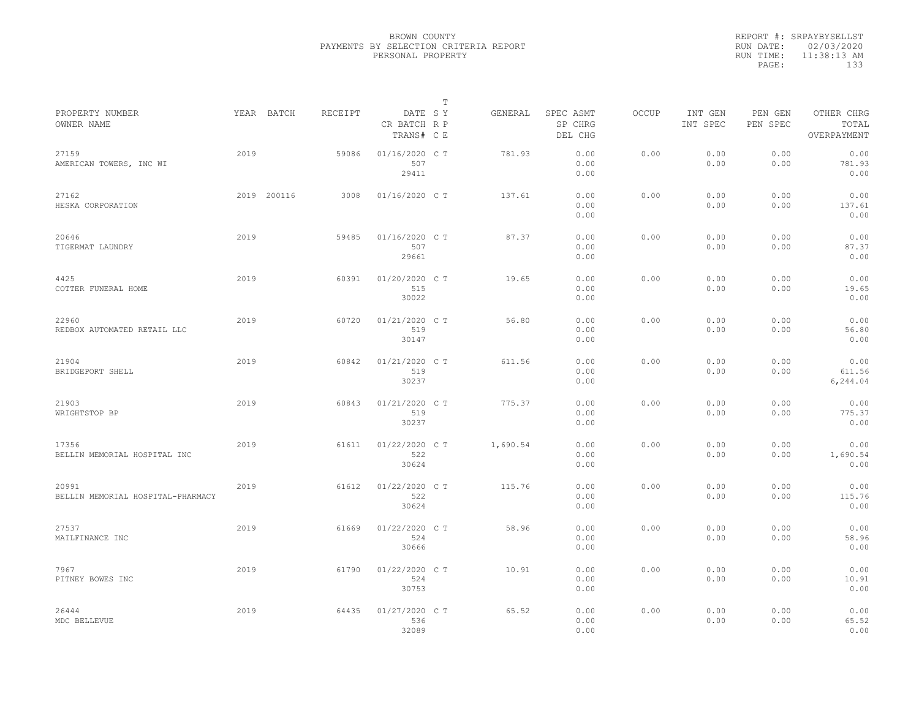BROWN COUNTY
PAYMENTS BY SELECTION CRITERIA REPORT
PERSONAL PROPERTY

REPORT #: SRPAYBYSELLST
RUN DATE: 02/03/2020
RUN TIME: 11:38:13 AM
PAGE: 133

| PROPERTY NUMBER / OWNER NAME | YEAR | BATCH | RECEIPT | DATE / CR BATCH / TRANS# | T S Y / R P / C E | GENERAL | SPEC ASMT / SP CHRG / DEL CHG | OCCUP | INT GEN / INT SPEC | PEN GEN / PEN SPEC | OTHER CHRG / TOTAL / OVERPAYMENT |
|---|---|---|---|---|---|---|---|---|---|---|---|
| 27159 AMERICAN TOWERS, INC WI | 2019 | | 59086 | 01/16/2020 507 29411 | C T | 781.93 | 0.00 0.00 0.00 | 0.00 | 0.00 0.00 | 0.00 0.00 | 0.00 781.93 0.00 |
| 27162 HESKA CORPORATION | 2019 | 200116 | 3008 | 01/16/2020 | C T | 137.61 | 0.00 0.00 0.00 | 0.00 | 0.00 0.00 | 0.00 0.00 | 0.00 137.61 0.00 |
| 20646 TIGERMAT LAUNDRY | 2019 | | 59485 | 01/16/2020 507 29661 | C T | 87.37 | 0.00 0.00 0.00 | 0.00 | 0.00 0.00 | 0.00 0.00 | 0.00 87.37 0.00 |
| 4425 COTTER FUNERAL HOME | 2019 | | 60391 | 01/20/2020 515 30022 | C T | 19.65 | 0.00 0.00 0.00 | 0.00 | 0.00 0.00 | 0.00 0.00 | 0.00 19.65 0.00 |
| 22960 REDBOX AUTOMATED RETAIL LLC | 2019 | | 60720 | 01/21/2020 519 30147 | C T | 56.80 | 0.00 0.00 0.00 | 0.00 | 0.00 0.00 | 0.00 0.00 | 0.00 56.80 0.00 |
| 21904 BRIDGEPORT SHELL | 2019 | | 60842 | 01/21/2020 519 30237 | C T | 611.56 | 0.00 0.00 0.00 | 0.00 | 0.00 0.00 | 0.00 0.00 | 0.00 611.56 6,244.04 |
| 21903 WRIGHTSTOP BP | 2019 | | 60843 | 01/21/2020 519 30237 | C T | 775.37 | 0.00 0.00 0.00 | 0.00 | 0.00 0.00 | 0.00 0.00 | 0.00 775.37 0.00 |
| 17356 BELLIN MEMORIAL HOSPITAL INC | 2019 | | 61611 | 01/22/2020 522 30624 | C T | 1,690.54 | 0.00 0.00 0.00 | 0.00 | 0.00 0.00 | 0.00 0.00 | 0.00 1,690.54 0.00 |
| 20991 BELLIN MEMORIAL HOSPITAL-PHARMACY | 2019 | | 61612 | 01/22/2020 522 30624 | C T | 115.76 | 0.00 0.00 0.00 | 0.00 | 0.00 0.00 | 0.00 0.00 | 0.00 115.76 0.00 |
| 27537 MAILFINANCE INC | 2019 | | 61669 | 01/22/2020 524 30666 | C T | 58.96 | 0.00 0.00 0.00 | 0.00 | 0.00 0.00 | 0.00 0.00 | 0.00 58.96 0.00 |
| 7967 PITNEY BOWES INC | 2019 | | 61790 | 01/22/2020 524 30753 | C T | 10.91 | 0.00 0.00 0.00 | 0.00 | 0.00 0.00 | 0.00 0.00 | 0.00 10.91 0.00 |
| 26444 MDC BELLEVUE | 2019 | | 64435 | 01/27/2020 536 32089 | C T | 65.52 | 0.00 0.00 0.00 | 0.00 | 0.00 0.00 | 0.00 0.00 | 0.00 65.52 0.00 |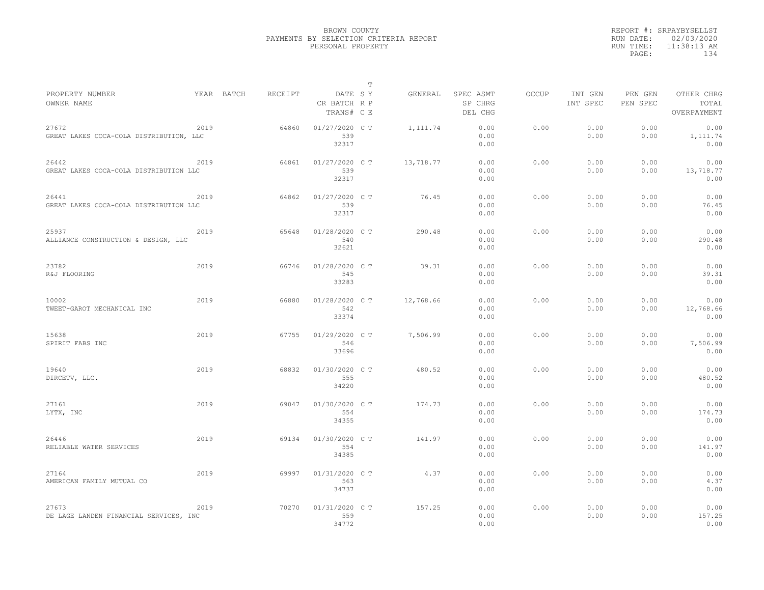BROWN COUNTY
PAYMENTS BY SELECTION CRITERIA REPORT
PERSONAL PROPERTY

REPORT #: SRPAYBYSELLST
RUN DATE: 02/03/2020
RUN TIME: 11:38:13 AM

| PROPERTY NUMBER / OWNER NAME | YEAR | BATCH | RECEIPT | DATE / CR BATCH / TRANS# | T SY RP CE | GENERAL | SPEC ASMT / SP CHRG / DEL CHG | OCCUP | INT GEN / INT SPEC | PEN GEN / PEN SPEC | OTHER CHRG / TOTAL / OVERPAYMENT |
|---|---|---|---|---|---|---|---|---|---|---|---|
| 27672 GREAT LAKES COCA-COLA DISTRIBUTION, LLC | 2019 | | 64860 | 01/27/2020 539 32317 | C T | 1,111.74 | 0.00 0.00 0.00 | 0.00 | 0.00 0.00 | 0.00 0.00 | 0.00 1,111.74 0.00 |
| 26442 GREAT LAKES COCA-COLA DISTRIBUTION LLC | 2019 | | 64861 | 01/27/2020 539 32317 | C T | 13,718.77 | 0.00 0.00 0.00 | 0.00 | 0.00 0.00 | 0.00 0.00 | 0.00 13,718.77 0.00 |
| 26441 GREAT LAKES COCA-COLA DISTRIBUTION LLC | 2019 | | 64862 | 01/27/2020 539 32317 | C T | 76.45 | 0.00 0.00 0.00 | 0.00 | 0.00 0.00 | 0.00 0.00 | 0.00 76.45 0.00 |
| 25937 ALLIANCE CONSTRUCTION & DESIGN, LLC | 2019 | | 65648 | 01/28/2020 540 32621 | C T | 290.48 | 0.00 0.00 0.00 | 0.00 | 0.00 0.00 | 0.00 0.00 | 0.00 290.48 0.00 |
| 23782 R&J FLOORING | 2019 | | 66746 | 01/28/2020 545 33283 | C T | 39.31 | 0.00 0.00 0.00 | 0.00 | 0.00 0.00 | 0.00 0.00 | 0.00 39.31 0.00 |
| 10002 TWEET-GAROT MECHANICAL INC | 2019 | | 66880 | 01/28/2020 542 33374 | C T | 12,768.66 | 0.00 0.00 0.00 | 0.00 | 0.00 0.00 | 0.00 0.00 | 0.00 12,768.66 0.00 |
| 15638 SPIRIT FABS INC | 2019 | | 67755 | 01/29/2020 546 33696 | C T | 7,506.99 | 0.00 0.00 0.00 | 0.00 | 0.00 0.00 | 0.00 0.00 | 0.00 7,506.99 0.00 |
| 19640 DIRCETV, LLC. | 2019 | | 68832 | 01/30/2020 555 34220 | C T | 480.52 | 0.00 0.00 0.00 | 0.00 | 0.00 0.00 | 0.00 0.00 | 0.00 480.52 0.00 |
| 27161 LYTX, INC | 2019 | | 69047 | 01/30/2020 554 34355 | C T | 174.73 | 0.00 0.00 0.00 | 0.00 | 0.00 0.00 | 0.00 0.00 | 0.00 174.73 0.00 |
| 26446 RELIABLE WATER SERVICES | 2019 | | 69134 | 01/30/2020 554 34385 | C T | 141.97 | 0.00 0.00 0.00 | 0.00 | 0.00 0.00 | 0.00 0.00 | 0.00 141.97 0.00 |
| 27164 AMERICAN FAMILY MUTUAL CO | 2019 | | 69997 | 01/31/2020 563 34737 | C T | 4.37 | 0.00 0.00 0.00 | 0.00 | 0.00 0.00 | 0.00 0.00 | 0.00 4.37 0.00 |
| 27673 DE LAGE LANDEN FINANCIAL SERVICES, INC | 2019 | | 70270 | 01/31/2020 559 34772 | C T | 157.25 | 0.00 0.00 0.00 | 0.00 | 0.00 0.00 | 0.00 0.00 | 0.00 157.25 0.00 |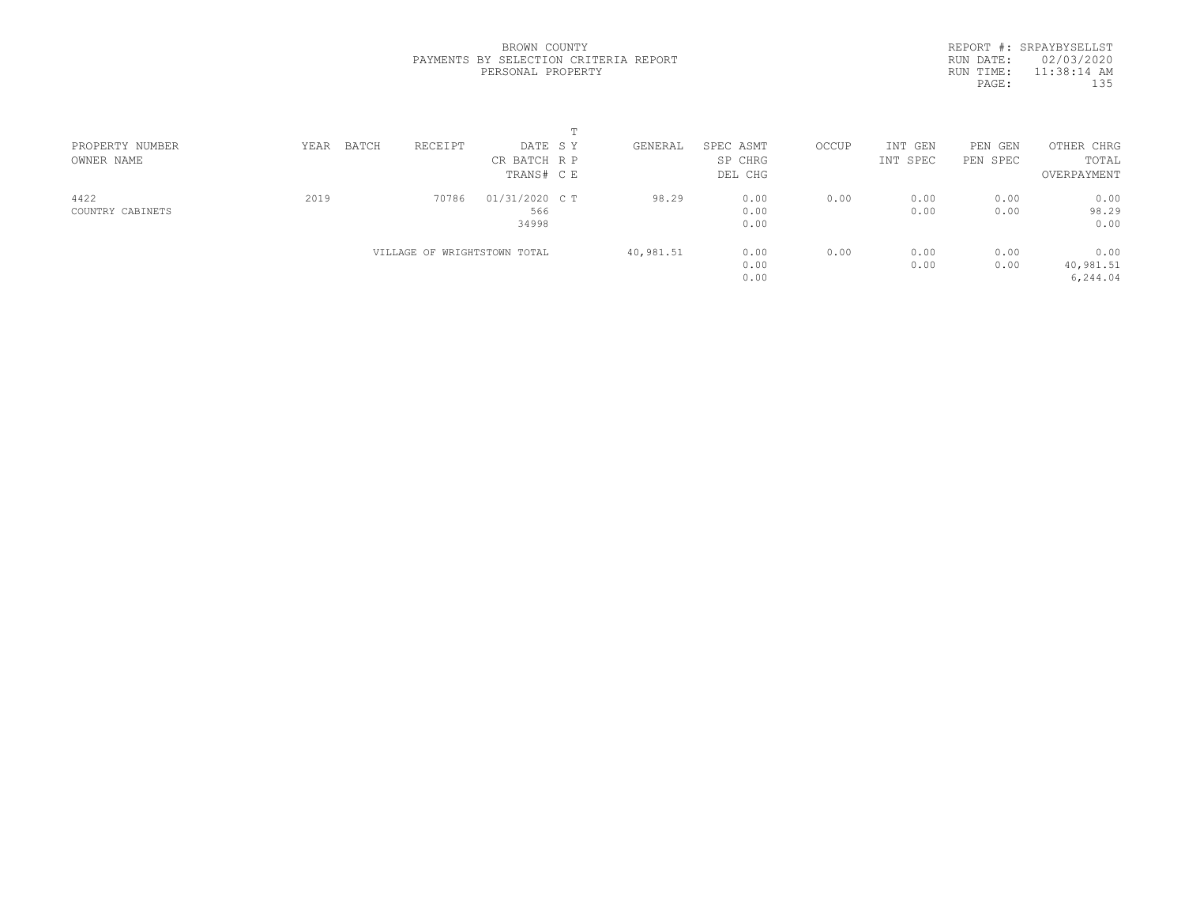BROWN COUNTY
PAYMENTS BY SELECTION CRITERIA REPORT
PERSONAL PROPERTY

REPORT #: SRPAYBYSELLST
RUN DATE: 02/03/2020
RUN TIME: 11:38:14 AM

| PROPERTY NUMBER<br>OWNER NAME | YEAR | BATCH | RECEIPT | DATE<br>CR BATCH<br>TRANS# | T<br>S Y<br>R P<br>C E | GENERAL | SPEC ASMT<br>SP CHRG<br>DEL CHG | OCCUP | INT GEN<br>INT SPEC | PEN GEN<br>PEN SPEC | OTHER CHRG<br>TOTAL<br>OVERPAYMENT |
|---|---|---|---|---|---|---|---|---|---|---|---|
| 4422<br>COUNTRY CABINETS | 2019 | | 70786 | 01/31/2020<br>566<br>34998 | C T | 98.29 | 0.00<br>0.00<br>0.00 | 0.00 | 0.00<br>0.00 | 0.00<br>0.00 | 0.00<br>98.29<br>0.00 |
| | | | VILLAGE OF WRIGHTSTOWN TOTAL | | | 40,981.51 | 0.00<br>0.00<br>0.00 | 0.00 | 0.00<br>0.00 | 0.00<br>0.00 | 0.00<br>40,981.51<br>6,244.04 |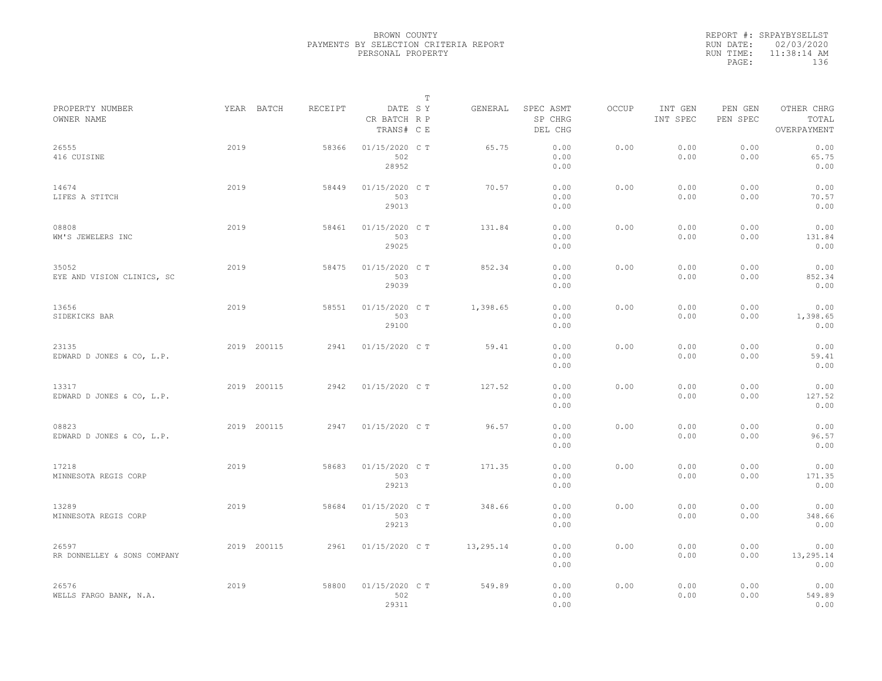BROWN COUNTY
PAYMENTS BY SELECTION CRITERIA REPORT
PERSONAL PROPERTY

REPORT #: SRPAYBYSELLST
RUN DATE: 02/03/2020
RUN TIME: 11:38:14 AM
PAGE: 136

| PROPERTY NUMBER / OWNER NAME | YEAR | BATCH | RECEIPT | DATE / CR BATCH / TRANS# | T S Y R P C E | GENERAL | SPEC ASMT / SP CHRG / DEL CHG | OCCUP | INT GEN / INT SPEC | PEN GEN / PEN SPEC | OTHER CHRG / TOTAL / OVERPAYMENT |
|---|---|---|---|---|---|---|---|---|---|---|---|
| 26555 / 416 CUISINE | 2019 | | 58366 | 01/15/2020 / 502 / 28952 | C T | 65.75 | 0.00 / 0.00 / 0.00 | 0.00 | 0.00 / 0.00 | 0.00 / 0.00 | 0.00 / 65.75 / 0.00 |
| 14674 / LIFES A STITCH | 2019 | | 58449 | 01/15/2020 / 503 / 29013 | C T | 70.57 | 0.00 / 0.00 / 0.00 | 0.00 | 0.00 / 0.00 | 0.00 / 0.00 | 0.00 / 70.57 / 0.00 |
| 08808 / WM'S JEWELERS INC | 2019 | | 58461 | 01/15/2020 / 503 / 29025 | C T | 131.84 | 0.00 / 0.00 / 0.00 | 0.00 | 0.00 / 0.00 | 0.00 / 0.00 | 0.00 / 131.84 / 0.00 |
| 35052 / EYE AND VISION CLINICS, SC | 2019 | | 58475 | 01/15/2020 / 503 / 29039 | C T | 852.34 | 0.00 / 0.00 / 0.00 | 0.00 | 0.00 / 0.00 | 0.00 / 0.00 | 0.00 / 852.34 / 0.00 |
| 13656 / SIDEKICKS BAR | 2019 | | 58551 | 01/15/2020 / 503 / 29100 | C T | 1,398.65 | 0.00 / 0.00 / 0.00 | 0.00 | 0.00 / 0.00 | 0.00 / 0.00 | 0.00 / 1,398.65 / 0.00 |
| 23135 / EDWARD D JONES & CO, L.P. | 2019 | 200115 | 2941 | 01/15/2020 | C T | 59.41 | 0.00 / 0.00 / 0.00 | 0.00 | 0.00 / 0.00 | 0.00 / 0.00 | 0.00 / 59.41 / 0.00 |
| 13317 / EDWARD D JONES & CO, L.P. | 2019 | 200115 | 2942 | 01/15/2020 | C T | 127.52 | 0.00 / 0.00 / 0.00 | 0.00 | 0.00 / 0.00 | 0.00 / 0.00 | 0.00 / 127.52 / 0.00 |
| 08823 / EDWARD D JONES & CO, L.P. | 2019 | 200115 | 2947 | 01/15/2020 | C T | 96.57 | 0.00 / 0.00 / 0.00 | 0.00 | 0.00 / 0.00 | 0.00 / 0.00 | 0.00 / 96.57 / 0.00 |
| 17218 / MINNESOTA REGIS CORP | 2019 | | 58683 | 01/15/2020 / 503 / 29213 | C T | 171.35 | 0.00 / 0.00 / 0.00 | 0.00 | 0.00 / 0.00 | 0.00 / 0.00 | 0.00 / 171.35 / 0.00 |
| 13289 / MINNESOTA REGIS CORP | 2019 | | 58684 | 01/15/2020 / 503 / 29213 | C T | 348.66 | 0.00 / 0.00 / 0.00 | 0.00 | 0.00 / 0.00 | 0.00 / 0.00 | 0.00 / 348.66 / 0.00 |
| 26597 / RR DONNELLEY & SONS COMPANY | 2019 | 200115 | 2961 | 01/15/2020 | C T | 13,295.14 | 0.00 / 0.00 / 0.00 | 0.00 | 0.00 / 0.00 | 0.00 / 0.00 | 0.00 / 13,295.14 / 0.00 |
| 26576 / WELLS FARGO BANK, N.A. | 2019 | | 58800 | 01/15/2020 / 502 / 29311 | C T | 549.89 | 0.00 / 0.00 / 0.00 | 0.00 | 0.00 / 0.00 | 0.00 / 0.00 | 0.00 / 549.89 / 0.00 |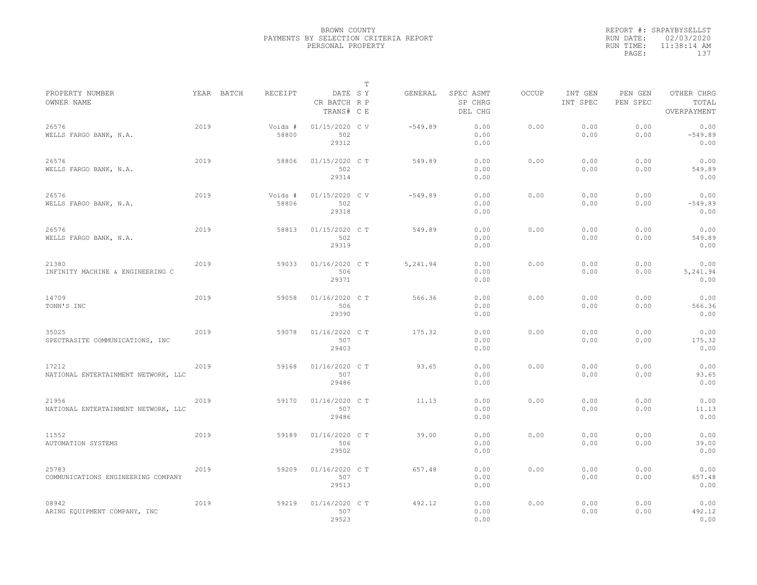BROWN COUNTY
PAYMENTS BY SELECTION CRITERIA REPORT
PERSONAL PROPERTY

REPORT #: SRPAYBYSELLST
RUN DATE: 02/03/2020
RUN TIME: 11:38:14 AM

| PROPERTY NUMBER<br>OWNER NAME | YEAR | BATCH | RECEIPT | DATE<br>CR BATCH<br>TRANS# | T<br>S Y<br>R P<br>C E | GENERAL | SPEC ASMT<br>SP CHRG<br>DEL CHG | OCCUP | INT GEN<br>INT SPEC | PEN GEN<br>PEN SPEC | OTHER CHRG<br>TOTAL<br>OVERPAYMENT |
|---|---|---|---|---|---|---|---|---|---|---|---|
| 26576<br>WELLS FARGO BANK, N.A. | 2019 | | Voids #<br>58800 | 01/15/2020<br>502<br>29312 | C V | -549.89 | 0.00<br>0.00<br>0.00 | 0.00 | 0.00<br>0.00 | 0.00<br>0.00 | 0.00<br>-549.89<br>0.00 |
| 26576<br>WELLS FARGO BANK, N.A. | 2019 | | 58806 | 01/15/2020<br>502<br>29314 | C T | 549.89 | 0.00<br>0.00<br>0.00 | 0.00 | 0.00<br>0.00 | 0.00<br>0.00 | 0.00<br>549.89<br>0.00 |
| 26576<br>WELLS FARGO BANK, N.A. | 2019 | | Voids #<br>58806 | 01/15/2020<br>502<br>29318 | C V | -549.89 | 0.00<br>0.00<br>0.00 | 0.00 | 0.00<br>0.00 | 0.00<br>0.00 | 0.00<br>-549.89<br>0.00 |
| 26576<br>WELLS FARGO BANK, N.A. | 2019 | | 58813 | 01/15/2020<br>502<br>29319 | C T | 549.89 | 0.00<br>0.00<br>0.00 | 0.00 | 0.00<br>0.00 | 0.00<br>0.00 | 0.00<br>549.89<br>0.00 |
| 21380<br>INFINITY MACHINE & ENGINEERING C | 2019 | | 59033 | 01/16/2020<br>506<br>29371 | C T | 5,241.94 | 0.00<br>0.00<br>0.00 | 0.00 | 0.00<br>0.00 | 0.00<br>0.00 | 0.00<br>5,241.94<br>0.00 |
| 14709<br>TONN'S INC | 2019 | | 59058 | 01/16/2020<br>506<br>29390 | C T | 566.36 | 0.00<br>0.00<br>0.00 | 0.00 | 0.00<br>0.00 | 0.00<br>0.00 | 0.00<br>566.36<br>0.00 |
| 35025<br>SPECTRASITE COMMUNICATIONS, INC | 2019 | | 59078 | 01/16/2020<br>507<br>29403 | C T | 175.32 | 0.00<br>0.00<br>0.00 | 0.00 | 0.00<br>0.00 | 0.00<br>0.00 | 0.00<br>175.32<br>0.00 |
| 17212<br>NATIONAL ENTERTAINMENT NETWORK, LLC | 2019 | | 59168 | 01/16/2020<br>507<br>29486 | C T | 93.65 | 0.00<br>0.00<br>0.00 | 0.00 | 0.00<br>0.00 | 0.00<br>0.00 | 0.00<br>93.65<br>0.00 |
| 21956<br>NATIONAL ENTERTAINMENT NETWORK, LLC | 2019 | | 59170 | 01/16/2020<br>507<br>29486 | C T | 11.13 | 0.00<br>0.00<br>0.00 | 0.00 | 0.00<br>0.00 | 0.00<br>0.00 | 0.00<br>11.13<br>0.00 |
| 11552<br>AUTOMATION SYSTEMS | 2019 | | 59189 | 01/16/2020<br>506<br>29502 | C T | 39.00 | 0.00<br>0.00<br>0.00 | 0.00 | 0.00<br>0.00 | 0.00<br>0.00 | 0.00<br>39.00<br>0.00 |
| 25783<br>COMMUNICATIONS ENGINEERING COMPANY | 2019 | | 59209 | 01/16/2020<br>507<br>29513 | C T | 657.48 | 0.00<br>0.00<br>0.00 | 0.00 | 0.00<br>0.00 | 0.00<br>0.00 | 0.00<br>657.48<br>0.00 |
| 08942<br>ARING EQUIPMENT COMPANY, INC | 2019 | | 59219 | 01/16/2020<br>507<br>29523 | C T | 492.12 | 0.00<br>0.00<br>0.00 | 0.00 | 0.00<br>0.00 | 0.00<br>0.00 | 0.00<br>492.12<br>0.00 |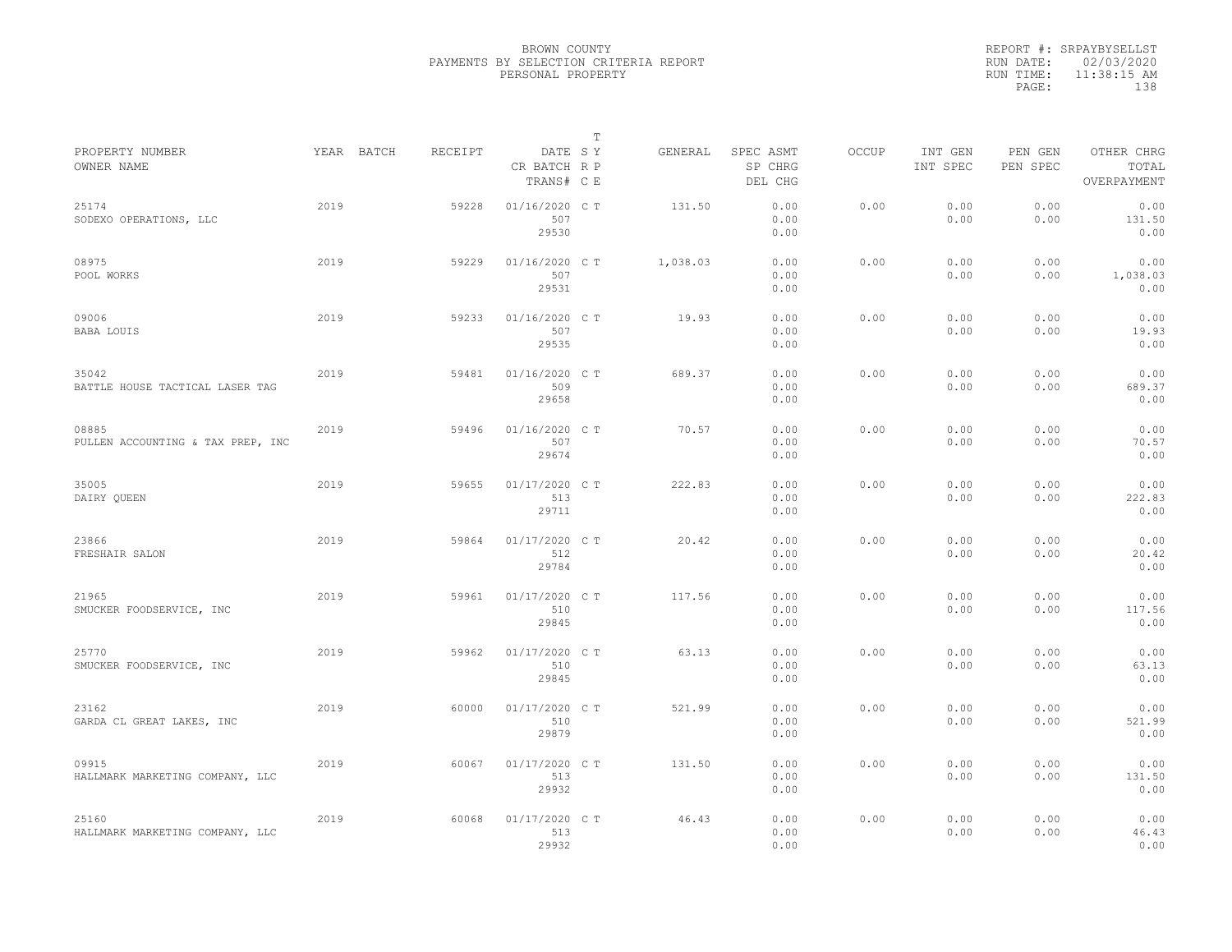BROWN COUNTY
PAYMENTS BY SELECTION CRITERIA REPORT
PERSONAL PROPERTY

REPORT #: SRPAYBYSELLST
RUN DATE: 02/03/2020
RUN TIME: 11:38:15 AM

| PROPERTY NUMBER<br>OWNER NAME | YEAR | BATCH | RECEIPT | DATE<br>CR BATCH<br>TRANS# | T<br>S Y<br>R P<br>C E | GENERAL | SPEC ASMT<br>SP CHRG<br>DEL CHG | OCCUP | INT GEN<br>INT SPEC | PEN GEN<br>PEN SPEC | OTHER CHRG<br>TOTAL<br>OVERPAYMENT |
|---|---|---|---|---|---|---|---|---|---|---|---|
| 25174<br>SODEXO OPERATIONS, LLC | 2019 | | 59228 | 01/16/2020<br>507<br>29530 | C T | 131.50 | 0.00<br>0.00<br>0.00 | 0.00 | 0.00<br>0.00 | 0.00<br>0.00 | 0.00<br>131.50<br>0.00 |
| 08975<br>POOL WORKS | 2019 | | 59229 | 01/16/2020<br>507<br>29531 | C T | 1,038.03 | 0.00<br>0.00<br>0.00 | 0.00 | 0.00<br>0.00 | 0.00<br>0.00 | 0.00<br>1,038.03<br>0.00 |
| 09006<br>BABA LOUIS | 2019 | | 59233 | 01/16/2020<br>507<br>29535 | C T | 19.93 | 0.00<br>0.00<br>0.00 | 0.00 | 0.00<br>0.00 | 0.00<br>0.00 | 0.00<br>19.93<br>0.00 |
| 35042<br>BATTLE HOUSE TACTICAL LASER TAG | 2019 | | 59481 | 01/16/2020<br>509<br>29658 | C T | 689.37 | 0.00<br>0.00<br>0.00 | 0.00 | 0.00<br>0.00 | 0.00<br>0.00 | 0.00<br>689.37<br>0.00 |
| 08885<br>PULLEN ACCOUNTING & TAX PREP, INC | 2019 | | 59496 | 01/16/2020<br>507<br>29674 | C T | 70.57 | 0.00<br>0.00<br>0.00 | 0.00 | 0.00<br>0.00 | 0.00<br>0.00 | 0.00<br>70.57<br>0.00 |
| 35005<br>DAIRY QUEEN | 2019 | | 59655 | 01/17/2020<br>513<br>29711 | C T | 222.83 | 0.00<br>0.00<br>0.00 | 0.00 | 0.00<br>0.00 | 0.00<br>0.00 | 0.00<br>222.83<br>0.00 |
| 23866<br>FRESHAIR SALON | 2019 | | 59864 | 01/17/2020<br>512<br>29784 | C T | 20.42 | 0.00<br>0.00<br>0.00 | 0.00 | 0.00<br>0.00 | 0.00<br>0.00 | 0.00<br>20.42<br>0.00 |
| 21965<br>SMUCKER FOODSERVICE, INC | 2019 | | 59961 | 01/17/2020<br>510<br>29845 | C T | 117.56 | 0.00<br>0.00<br>0.00 | 0.00 | 0.00<br>0.00 | 0.00<br>0.00 | 0.00<br>117.56<br>0.00 |
| 25770<br>SMUCKER FOODSERVICE, INC | 2019 | | 59962 | 01/17/2020<br>510<br>29845 | C T | 63.13 | 0.00<br>0.00<br>0.00 | 0.00 | 0.00<br>0.00 | 0.00<br>0.00 | 0.00<br>63.13<br>0.00 |
| 23162<br>GARDA CL GREAT LAKES, INC | 2019 | | 60000 | 01/17/2020<br>510<br>29879 | C T | 521.99 | 0.00<br>0.00<br>0.00 | 0.00 | 0.00<br>0.00 | 0.00<br>0.00 | 0.00<br>521.99<br>0.00 |
| 09915<br>HALLMARK MARKETING COMPANY, LLC | 2019 | | 60067 | 01/17/2020<br>513<br>29932 | C T | 131.50 | 0.00<br>0.00<br>0.00 | 0.00 | 0.00<br>0.00 | 0.00<br>0.00 | 0.00<br>131.50<br>0.00 |
| 25160<br>HALLMARK MARKETING COMPANY, LLC | 2019 | | 60068 | 01/17/2020<br>513<br>29932 | C T | 46.43 | 0.00<br>0.00<br>0.00 | 0.00 | 0.00<br>0.00 | 0.00<br>0.00 | 0.00<br>46.43<br>0.00 |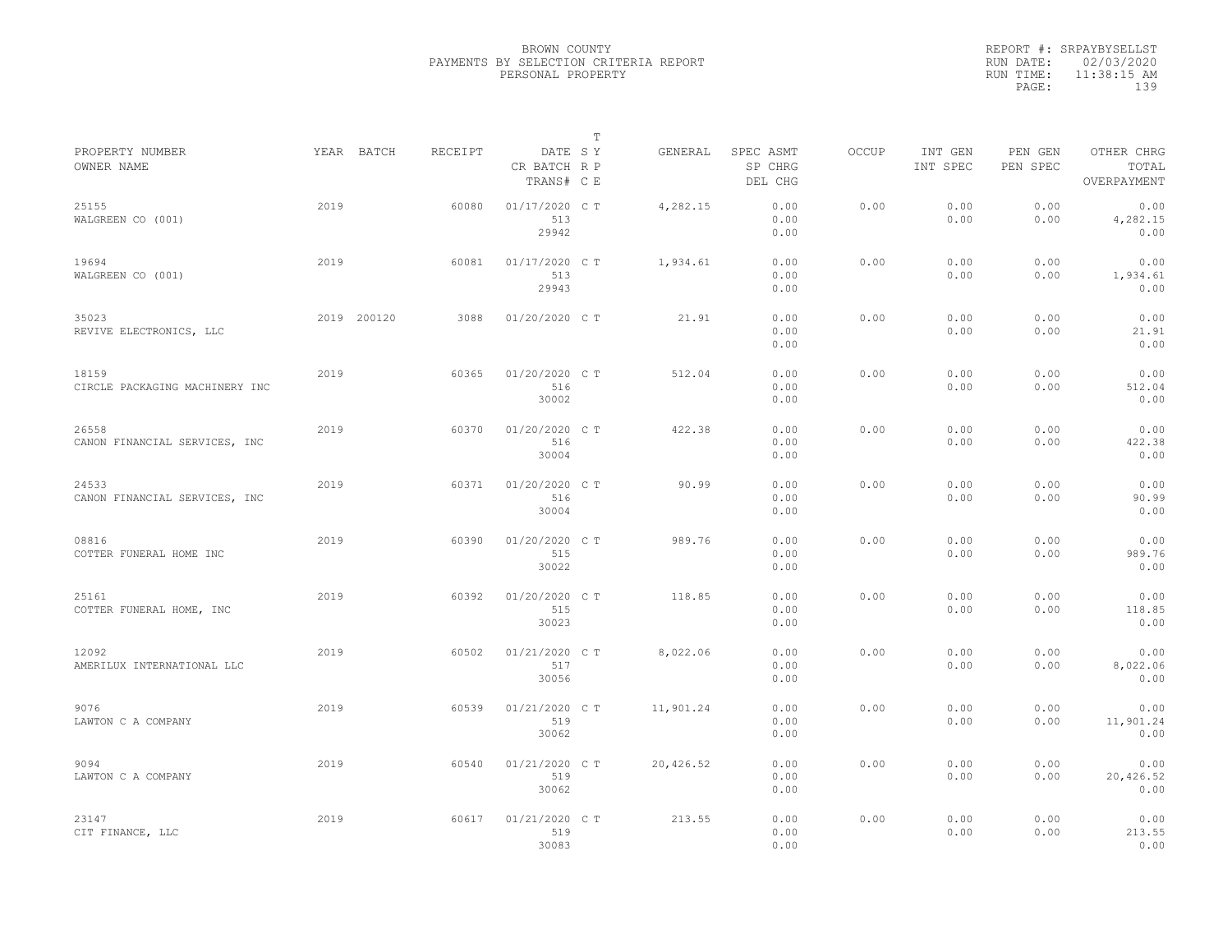BROWN COUNTY
PAYMENTS BY SELECTION CRITERIA REPORT
PERSONAL PROPERTY

REPORT #: SRPAYBYSELLST
RUN DATE: 02/03/2020
RUN TIME: 11:38:15 AM

| PROPERTY NUMBER<br>OWNER NAME | YEAR | BATCH | RECEIPT | DATE<br>CR BATCH<br>TRANS# | T<br>S Y<br>R P<br>C E | GENERAL | SPEC ASMT<br>SP CHRG<br>DEL CHG | OCCUP | INT GEN<br>INT SPEC | PEN GEN<br>PEN SPEC | OTHER CHRG<br>TOTAL<br>OVERPAYMENT |
|---|---|---|---|---|---|---|---|---|---|---|---|
| 25155<br>WALGREEN CO (001) | 2019 | | 60080 | 01/17/2020<br>513<br>29942 | C T | 4,282.15 | 0.00<br>0.00<br>0.00 | 0.00 | 0.00<br>0.00 | 0.00<br>0.00 | 0.00<br>4,282.15<br>0.00 |
| 19694<br>WALGREEN CO (001) | 2019 | | 60081 | 01/17/2020<br>513<br>29943 | C T | 1,934.61 | 0.00<br>0.00<br>0.00 | 0.00 | 0.00<br>0.00 | 0.00<br>0.00 | 0.00<br>1,934.61<br>0.00 |
| 35023<br>REVIVE ELECTRONICS, LLC | 2019 | 200120 | 3088 | 01/20/2020 | C T | 21.91 | 0.00<br>0.00<br>0.00 | 0.00 | 0.00<br>0.00 | 0.00<br>0.00 | 0.00<br>21.91<br>0.00 |
| 18159<br>CIRCLE PACKAGING MACHINERY INC | 2019 | | 60365 | 01/20/2020<br>516<br>30002 | C T | 512.04 | 0.00<br>0.00<br>0.00 | 0.00 | 0.00<br>0.00 | 0.00<br>0.00 | 0.00<br>512.04<br>0.00 |
| 26558<br>CANON FINANCIAL SERVICES, INC | 2019 | | 60370 | 01/20/2020<br>516<br>30004 | C T | 422.38 | 0.00<br>0.00<br>0.00 | 0.00 | 0.00<br>0.00 | 0.00<br>0.00 | 0.00<br>422.38<br>0.00 |
| 24533<br>CANON FINANCIAL SERVICES, INC | 2019 | | 60371 | 01/20/2020<br>516<br>30004 | C T | 90.99 | 0.00<br>0.00<br>0.00 | 0.00 | 0.00<br>0.00 | 0.00<br>0.00 | 0.00<br>90.99<br>0.00 |
| 08816<br>COTTER FUNERAL HOME INC | 2019 | | 60390 | 01/20/2020<br>515<br>30022 | C T | 989.76 | 0.00<br>0.00<br>0.00 | 0.00 | 0.00<br>0.00 | 0.00<br>0.00 | 0.00<br>989.76<br>0.00 |
| 25161<br>COTTER FUNERAL HOME, INC | 2019 | | 60392 | 01/20/2020<br>515<br>30023 | C T | 118.85 | 0.00<br>0.00<br>0.00 | 0.00 | 0.00<br>0.00 | 0.00<br>0.00 | 0.00<br>118.85<br>0.00 |
| 12092<br>AMERILUX INTERNATIONAL LLC | 2019 | | 60502 | 01/21/2020<br>517<br>30056 | C T | 8,022.06 | 0.00<br>0.00<br>0.00 | 0.00 | 0.00<br>0.00 | 0.00<br>0.00 | 0.00<br>8,022.06<br>0.00 |
| 9076<br>LAWTON C A COMPANY | 2019 | | 60539 | 01/21/2020<br>519<br>30062 | C T | 11,901.24 | 0.00<br>0.00<br>0.00 | 0.00 | 0.00<br>0.00 | 0.00<br>0.00 | 0.00<br>11,901.24<br>0.00 |
| 9094<br>LAWTON C A COMPANY | 2019 | | 60540 | 01/21/2020<br>519<br>30062 | C T | 20,426.52 | 0.00<br>0.00<br>0.00 | 0.00 | 0.00<br>0.00 | 0.00<br>0.00 | 0.00<br>20,426.52<br>0.00 |
| 23147<br>CIT FINANCE, LLC | 2019 | | 60617 | 01/21/2020<br>519<br>30083 | C T | 213.55 | 0.00<br>0.00<br>0.00 | 0.00 | 0.00<br>0.00 | 0.00<br>0.00 | 0.00<br>213.55<br>0.00 |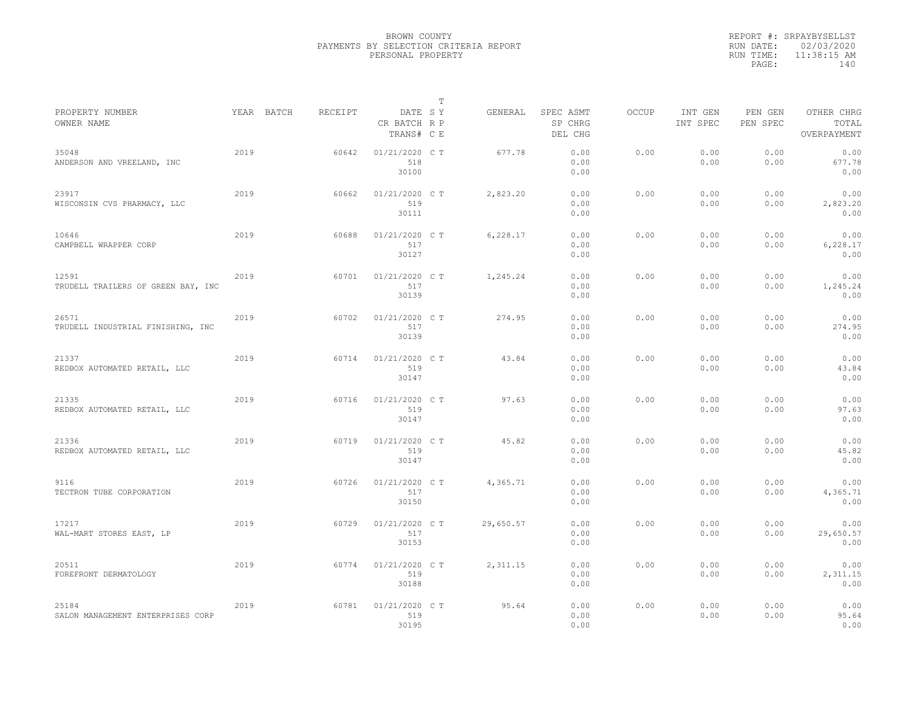BROWN COUNTY
PAYMENTS BY SELECTION CRITERIA REPORT
PERSONAL PROPERTY

REPORT #: SRPAYBYSELLST
RUN DATE: 02/03/2020
RUN TIME: 11:38:15 AM

| PROPERTY NUMBER<br>OWNER NAME | YEAR | BATCH | RECEIPT | DATE<br>CR BATCH<br>TRANS# | T<br>S Y<br>R P<br>C E | GENERAL | SPEC ASMT<br>SP CHRG<br>DEL CHG | OCCUP | INT GEN<br>INT SPEC | PEN GEN<br>PEN SPEC | OTHER CHRG<br>TOTAL<br>OVERPAYMENT |
|---|---|---|---|---|---|---|---|---|---|---|---|
| 35048<br>ANDERSON AND VREELAND, INC | 2019 | | 60642 | 01/21/2020<br>518<br>30100 | C T | 677.78 | 0.00<br>0.00<br>0.00 | 0.00 | 0.00<br>0.00 | 0.00<br>0.00 | 0.00<br>677.78<br>0.00 |
| 23917<br>WISCONSIN CVS PHARMACY, LLC | 2019 | | 60662 | 01/21/2020<br>519<br>30111 | C T | 2,823.20 | 0.00<br>0.00<br>0.00 | 0.00 | 0.00<br>0.00 | 0.00<br>0.00 | 0.00<br>2,823.20<br>0.00 |
| 10646<br>CAMPBELL WRAPPER CORP | 2019 | | 60688 | 01/21/2020<br>517<br>30127 | C T | 6,228.17 | 0.00<br>0.00<br>0.00 | 0.00 | 0.00<br>0.00 | 0.00<br>0.00 | 0.00<br>6,228.17<br>0.00 |
| 12591<br>TRUDELL TRAILERS OF GREEN BAY, INC | 2019 | | 60701 | 01/21/2020<br>517<br>30139 | C T | 1,245.24 | 0.00<br>0.00<br>0.00 | 0.00 | 0.00<br>0.00 | 0.00<br>0.00 | 0.00<br>1,245.24<br>0.00 |
| 26571<br>TRUDELL INDUSTRIAL FINISHING, INC | 2019 | | 60702 | 01/21/2020<br>517<br>30139 | C T | 274.95 | 0.00<br>0.00<br>0.00 | 0.00 | 0.00<br>0.00 | 0.00<br>0.00 | 0.00<br>274.95<br>0.00 |
| 21337<br>REDBOX AUTOMATED RETAIL, LLC | 2019 | | 60714 | 01/21/2020<br>519<br>30147 | C T | 43.84 | 0.00<br>0.00<br>0.00 | 0.00 | 0.00<br>0.00 | 0.00<br>0.00 | 0.00<br>43.84<br>0.00 |
| 21335<br>REDBOX AUTOMATED RETAIL, LLC | 2019 | | 60716 | 01/21/2020<br>519<br>30147 | C T | 97.63 | 0.00<br>0.00<br>0.00 | 0.00 | 0.00<br>0.00 | 0.00<br>0.00 | 0.00<br>97.63<br>0.00 |
| 21336<br>REDBOX AUTOMATED RETAIL, LLC | 2019 | | 60719 | 01/21/2020<br>519<br>30147 | C T | 45.82 | 0.00<br>0.00<br>0.00 | 0.00 | 0.00<br>0.00 | 0.00<br>0.00 | 0.00<br>45.82<br>0.00 |
| 9116<br>TECTRON TUBE CORPORATION | 2019 | | 60726 | 01/21/2020<br>517<br>30150 | C T | 4,365.71 | 0.00<br>0.00<br>0.00 | 0.00 | 0.00<br>0.00 | 0.00<br>0.00 | 0.00<br>4,365.71<br>0.00 |
| 17217<br>WAL-MART STORES EAST, LP | 2019 | | 60729 | 01/21/2020<br>517<br>30153 | C T | 29,650.57 | 0.00<br>0.00<br>0.00 | 0.00 | 0.00<br>0.00 | 0.00<br>0.00 | 0.00<br>29,650.57<br>0.00 |
| 20511<br>FOREFRONT DERMATOLOGY | 2019 | | 60774 | 01/21/2020<br>519<br>30188 | C T | 2,311.15 | 0.00<br>0.00<br>0.00 | 0.00 | 0.00<br>0.00 | 0.00<br>0.00 | 0.00<br>2,311.15<br>0.00 |
| 25184<br>SALON MANAGEMENT ENTERPRISES CORP | 2019 | | 60781 | 01/21/2020<br>519<br>30195 | C T | 95.64 | 0.00<br>0.00<br>0.00 | 0.00 | 0.00<br>0.00 | 0.00<br>0.00 | 0.00<br>95.64<br>0.00 |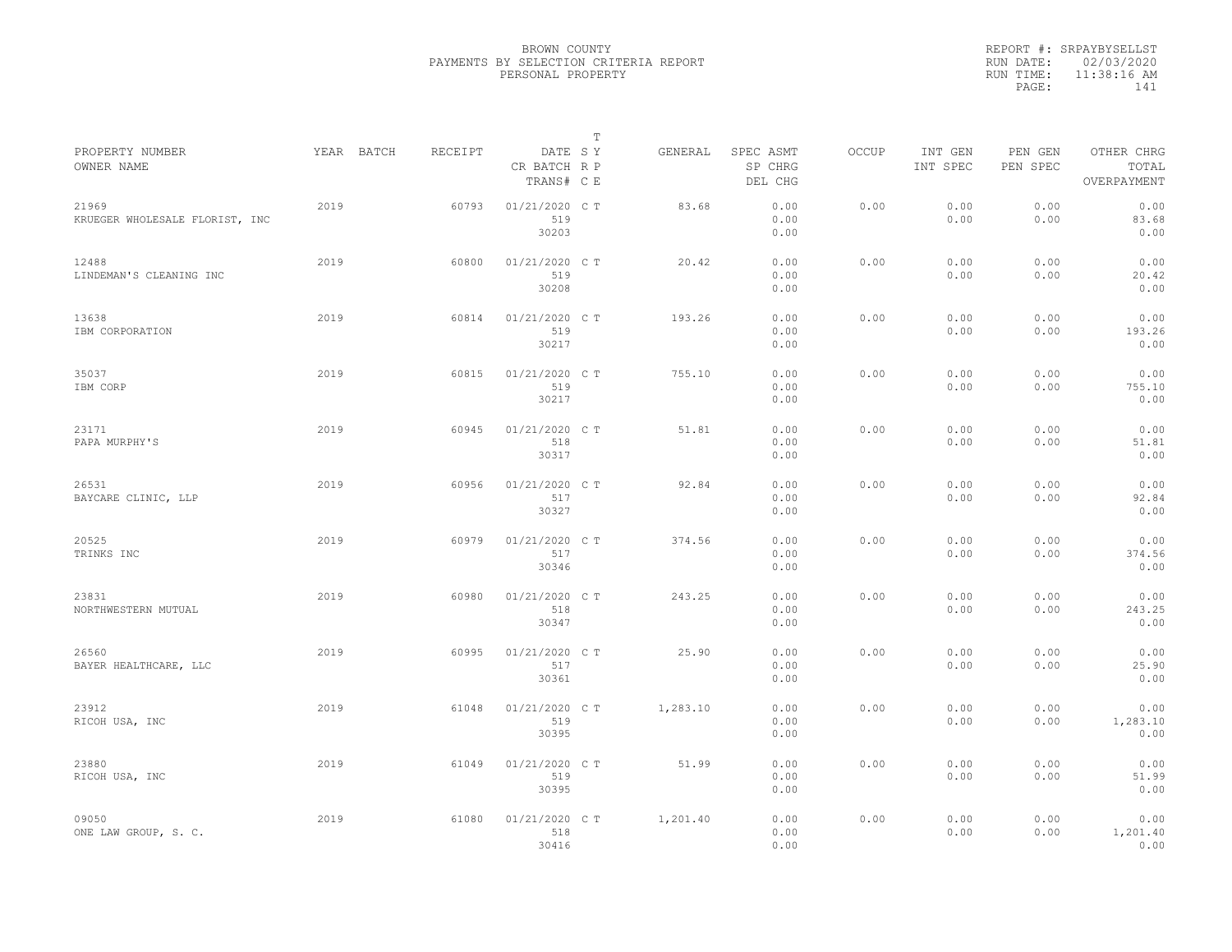BROWN COUNTY
PAYMENTS BY SELECTION CRITERIA REPORT
PERSONAL PROPERTY

REPORT #: SRPAYBYSELLST
RUN DATE: 02/03/2020
RUN TIME: 11:38:16 AM

| PROPERTY NUMBER<br>OWNER NAME | YEAR | BATCH | RECEIPT | DATE<br>CR BATCH<br>TRANS# | T<br>S Y<br>R P<br>C E | GENERAL | SPEC ASMT<br>SP CHRG<br>DEL CHG | OCCUP | INT GEN<br>INT SPEC | PEN GEN<br>PEN SPEC | OTHER CHRG<br>TOTAL<br>OVERPAYMENT |
|---|---|---|---|---|---|---|---|---|---|---|---|
| 21969<br>KRUEGER WHOLESALE FLORIST, INC | 2019 | | 60793 | 01/21/2020<br>519<br>30203 | C T | 83.68 | 0.00<br>0.00<br>0.00 | 0.00 | 0.00<br>0.00 | 0.00<br>0.00 | 0.00<br>83.68<br>0.00 |
| 12488<br>LINDEMAN'S CLEANING INC | 2019 | | 60800 | 01/21/2020<br>519<br>30208 | C T | 20.42 | 0.00<br>0.00<br>0.00 | 0.00 | 0.00<br>0.00 | 0.00<br>0.00 | 0.00<br>20.42<br>0.00 |
| 13638<br>IBM CORPORATION | 2019 | | 60814 | 01/21/2020<br>519<br>30217 | C T | 193.26 | 0.00<br>0.00<br>0.00 | 0.00 | 0.00<br>0.00 | 0.00<br>0.00 | 0.00<br>193.26<br>0.00 |
| 35037<br>IBM CORP | 2019 | | 60815 | 01/21/2020<br>519<br>30217 | C T | 755.10 | 0.00<br>0.00<br>0.00 | 0.00 | 0.00<br>0.00 | 0.00<br>0.00 | 0.00<br>755.10<br>0.00 |
| 23171<br>PAPA MURPHY'S | 2019 | | 60945 | 01/21/2020<br>518<br>30317 | C T | 51.81 | 0.00<br>0.00<br>0.00 | 0.00 | 0.00<br>0.00 | 0.00<br>0.00 | 0.00<br>51.81<br>0.00 |
| 26531<br>BAYCARE CLINIC, LLP | 2019 | | 60956 | 01/21/2020<br>517<br>30327 | C T | 92.84 | 0.00<br>0.00<br>0.00 | 0.00 | 0.00<br>0.00 | 0.00<br>0.00 | 0.00<br>92.84<br>0.00 |
| 20525<br>TRINKS INC | 2019 | | 60979 | 01/21/2020<br>517<br>30346 | C T | 374.56 | 0.00<br>0.00<br>0.00 | 0.00 | 0.00<br>0.00 | 0.00<br>0.00 | 0.00<br>374.56<br>0.00 |
| 23831<br>NORTHWESTERN MUTUAL | 2019 | | 60980 | 01/21/2020<br>518<br>30347 | C T | 243.25 | 0.00<br>0.00<br>0.00 | 0.00 | 0.00<br>0.00 | 0.00<br>0.00 | 0.00<br>243.25<br>0.00 |
| 26560<br>BAYER HEALTHCARE, LLC | 2019 | | 60995 | 01/21/2020<br>517<br>30361 | C T | 25.90 | 0.00<br>0.00<br>0.00 | 0.00 | 0.00<br>0.00 | 0.00<br>0.00 | 0.00<br>25.90<br>0.00 |
| 23912<br>RICOH USA, INC | 2019 | | 61048 | 01/21/2020<br>519<br>30395 | C T | 1,283.10 | 0.00<br>0.00<br>0.00 | 0.00 | 0.00<br>0.00 | 0.00<br>0.00 | 0.00<br>1,283.10<br>0.00 |
| 23880<br>RICOH USA, INC | 2019 | | 61049 | 01/21/2020<br>519<br>30395 | C T | 51.99 | 0.00<br>0.00<br>0.00 | 0.00 | 0.00<br>0.00 | 0.00<br>0.00 | 0.00<br>51.99<br>0.00 |
| 09050<br>ONE LAW GROUP, S. C. | 2019 | | 61080 | 01/21/2020<br>518<br>30416 | C T | 1,201.40 | 0.00<br>0.00<br>0.00 | 0.00 | 0.00<br>0.00 | 0.00<br>0.00 | 0.00<br>1,201.40<br>0.00 |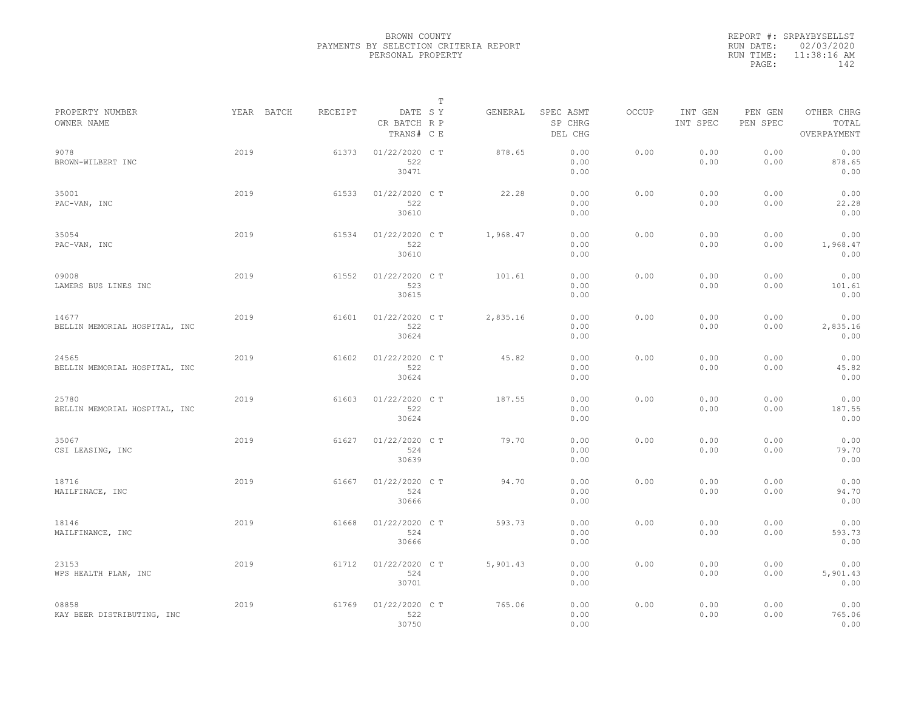BROWN COUNTY
PAYMENTS BY SELECTION CRITERIA REPORT
PERSONAL PROPERTY

REPORT #: SRPAYBYSELLST
RUN DATE: 02/03/2020
RUN TIME: 11:38:16 AM

| PROPERTY NUMBER<br>OWNER NAME | YEAR | BATCH | RECEIPT | DATE<br>CR BATCH<br>TRANS# | T<br>S Y<br>R P<br>C E | GENERAL | SPEC ASMT<br>SP CHRG<br>DEL CHG | OCCUP | INT GEN<br>INT SPEC | PEN GEN<br>PEN SPEC | OTHER CHRG<br>TOTAL<br>OVERPAYMENT |
|---|---|---|---|---|---|---|---|---|---|---|---|
| 9078<br>BROWN-WILBERT INC | 2019 | | 61373 | 01/22/2020<br>522<br>30471 | C T | 878.65 | 0.00<br>0.00<br>0.00 | 0.00 | 0.00<br>0.00 | 0.00<br>0.00 | 0.00<br>878.65<br>0.00 |
| 35001<br>PAC-VAN, INC | 2019 | | 61533 | 01/22/2020<br>522<br>30610 | C T | 22.28 | 0.00<br>0.00<br>0.00 | 0.00 | 0.00<br>0.00 | 0.00<br>0.00 | 0.00<br>22.28<br>0.00 |
| 35054<br>PAC-VAN, INC | 2019 | | 61534 | 01/22/2020<br>522<br>30610 | C T | 1,968.47 | 0.00<br>0.00<br>0.00 | 0.00 | 0.00<br>0.00 | 0.00<br>0.00 | 0.00<br>1,968.47<br>0.00 |
| 09008<br>LAMERS BUS LINES INC | 2019 | | 61552 | 01/22/2020<br>523<br>30615 | C T | 101.61 | 0.00<br>0.00<br>0.00 | 0.00 | 0.00<br>0.00 | 0.00<br>0.00 | 0.00<br>101.61<br>0.00 |
| 14677<br>BELLIN MEMORIAL HOSPITAL, INC | 2019 | | 61601 | 01/22/2020<br>522<br>30624 | C T | 2,835.16 | 0.00<br>0.00<br>0.00 | 0.00 | 0.00<br>0.00 | 0.00<br>0.00 | 0.00<br>2,835.16<br>0.00 |
| 24565<br>BELLIN MEMORIAL HOSPITAL, INC | 2019 | | 61602 | 01/22/2020<br>522<br>30624 | C T | 45.82 | 0.00<br>0.00<br>0.00 | 0.00 | 0.00<br>0.00 | 0.00<br>0.00 | 0.00<br>45.82<br>0.00 |
| 25780<br>BELLIN MEMORIAL HOSPITAL, INC | 2019 | | 61603 | 01/22/2020<br>522<br>30624 | C T | 187.55 | 0.00<br>0.00<br>0.00 | 0.00 | 0.00<br>0.00 | 0.00<br>0.00 | 0.00<br>187.55<br>0.00 |
| 35067<br>CSI LEASING, INC | 2019 | | 61627 | 01/22/2020<br>524<br>30639 | C T | 79.70 | 0.00<br>0.00<br>0.00 | 0.00 | 0.00<br>0.00 | 0.00<br>0.00 | 0.00<br>79.70<br>0.00 |
| 18716<br>MAILFINACE, INC | 2019 | | 61667 | 01/22/2020<br>524<br>30666 | C T | 94.70 | 0.00<br>0.00<br>0.00 | 0.00 | 0.00<br>0.00 | 0.00<br>0.00 | 0.00<br>94.70<br>0.00 |
| 18146<br>MAILFINANCE, INC | 2019 | | 61668 | 01/22/2020<br>524<br>30666 | C T | 593.73 | 0.00<br>0.00<br>0.00 | 0.00 | 0.00<br>0.00 | 0.00<br>0.00 | 0.00<br>593.73<br>0.00 |
| 23153<br>WPS HEALTH PLAN, INC | 2019 | | 61712 | 01/22/2020<br>524<br>30701 | C T | 5,901.43 | 0.00<br>0.00<br>0.00 | 0.00 | 0.00<br>0.00 | 0.00<br>0.00 | 0.00<br>5,901.43<br>0.00 |
| 08858<br>KAY BEER DISTRIBUTING, INC | 2019 | | 61769 | 01/22/2020<br>522<br>30750 | C T | 765.06 | 0.00<br>0.00<br>0.00 | 0.00 | 0.00<br>0.00 | 0.00<br>0.00 | 0.00<br>765.06<br>0.00 |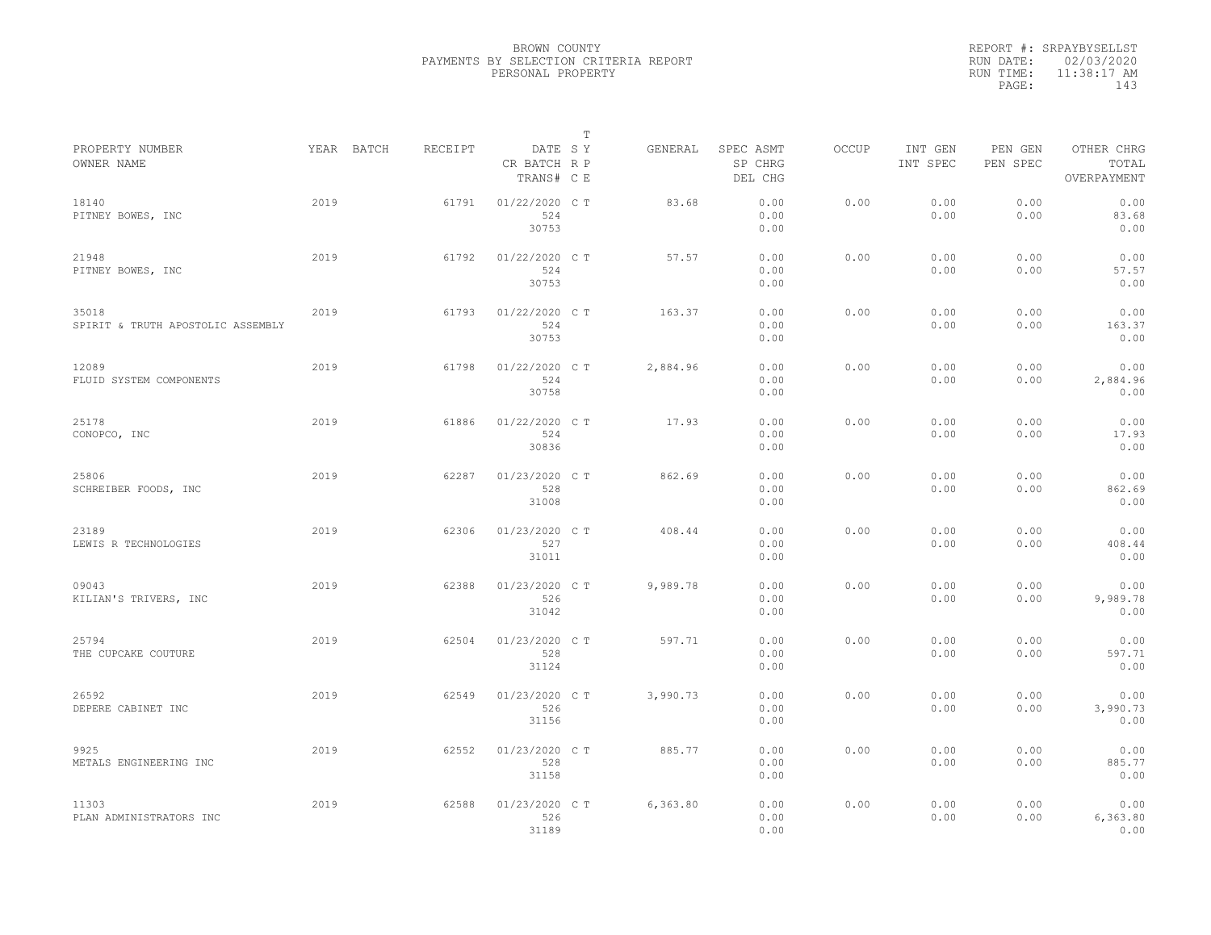BROWN COUNTY
PAYMENTS BY SELECTION CRITERIA REPORT
PERSONAL PROPERTY

REPORT #: SRPAYBYSELLST
RUN DATE: 02/03/2020
RUN TIME: 11:38:17 AM

| PROPERTY NUMBER<br>OWNER NAME | YEAR | BATCH | RECEIPT | DATE<br>CR BATCH<br>TRANS# | T<br>S Y<br>R P<br>C E | GENERAL | SPEC ASMT<br>SP CHRG<br>DEL CHG | OCCUP | INT GEN<br>INT SPEC | PEN GEN<br>PEN SPEC | OTHER CHRG<br>TOTAL<br>OVERPAYMENT |
|---|---|---|---|---|---|---|---|---|---|---|---|
| 18140<br>PITNEY BOWES, INC | 2019 | | 61791 | 01/22/2020<br>524<br>30753 | C T | 83.68 | 0.00<br>0.00<br>0.00 | 0.00 | 0.00<br>0.00 | 0.00<br>0.00 | 0.00<br>83.68<br>0.00 |
| 21948<br>PITNEY BOWES, INC | 2019 | | 61792 | 01/22/2020<br>524<br>30753 | C T | 57.57 | 0.00<br>0.00<br>0.00 | 0.00 | 0.00<br>0.00 | 0.00<br>0.00 | 0.00<br>57.57<br>0.00 |
| 35018<br>SPIRIT & TRUTH APOSTOLIC ASSEMBLY | 2019 | | 61793 | 01/22/2020<br>524<br>30753 | C T | 163.37 | 0.00<br>0.00<br>0.00 | 0.00 | 0.00<br>0.00 | 0.00<br>0.00 | 0.00<br>163.37<br>0.00 |
| 12089<br>FLUID SYSTEM COMPONENTS | 2019 | | 61798 | 01/22/2020<br>524<br>30758 | C T | 2,884.96 | 0.00<br>0.00<br>0.00 | 0.00 | 0.00<br>0.00 | 0.00<br>0.00 | 0.00<br>2,884.96<br>0.00 |
| 25178<br>CONOPCO, INC | 2019 | | 61886 | 01/22/2020<br>524<br>30836 | C T | 17.93 | 0.00<br>0.00<br>0.00 | 0.00 | 0.00<br>0.00 | 0.00<br>0.00 | 0.00<br>17.93<br>0.00 |
| 25806<br>SCHREIBER FOODS, INC | 2019 | | 62287 | 01/23/2020<br>528<br>31008 | C T | 862.69 | 0.00<br>0.00<br>0.00 | 0.00 | 0.00<br>0.00 | 0.00<br>0.00 | 0.00<br>862.69<br>0.00 |
| 23189<br>LEWIS R TECHNOLOGIES | 2019 | | 62306 | 01/23/2020<br>527<br>31011 | C T | 408.44 | 0.00<br>0.00<br>0.00 | 0.00 | 0.00<br>0.00 | 0.00<br>0.00 | 0.00<br>408.44<br>0.00 |
| 09043<br>KILIAN'S TRIVERS, INC | 2019 | | 62388 | 01/23/2020<br>526<br>31042 | C T | 9,989.78 | 0.00<br>0.00<br>0.00 | 0.00 | 0.00<br>0.00 | 0.00<br>0.00 | 0.00<br>9,989.78<br>0.00 |
| 25794<br>THE CUPCAKE COUTURE | 2019 | | 62504 | 01/23/2020<br>528<br>31124 | C T | 597.71 | 0.00<br>0.00<br>0.00 | 0.00 | 0.00<br>0.00 | 0.00<br>0.00 | 0.00<br>597.71<br>0.00 |
| 26592<br>DEPERE CABINET INC | 2019 | | 62549 | 01/23/2020<br>526<br>31156 | C T | 3,990.73 | 0.00<br>0.00<br>0.00 | 0.00 | 0.00<br>0.00 | 0.00<br>0.00 | 0.00<br>3,990.73<br>0.00 |
| 9925<br>METALS ENGINEERING INC | 2019 | | 62552 | 01/23/2020<br>528<br>31158 | C T | 885.77 | 0.00<br>0.00<br>0.00 | 0.00 | 0.00<br>0.00 | 0.00<br>0.00 | 0.00<br>885.77<br>0.00 |
| 11303<br>PLAN ADMINISTRATORS INC | 2019 | | 62588 | 01/23/2020<br>526<br>31189 | C T | 6,363.80 | 0.00<br>0.00<br>0.00 | 0.00 | 0.00<br>0.00 | 0.00<br>0.00 | 0.00<br>6,363.80<br>0.00 |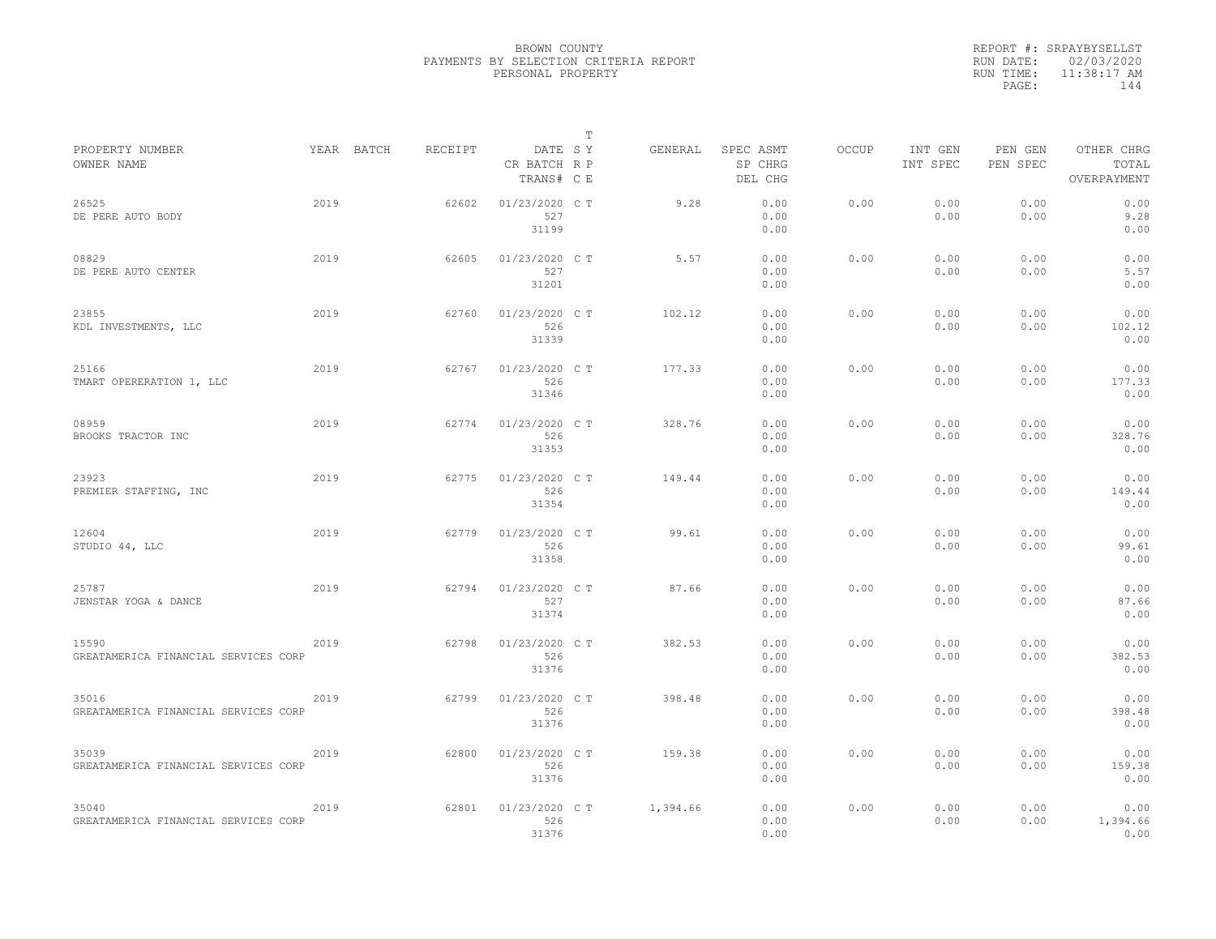BROWN COUNTY
PAYMENTS BY SELECTION CRITERIA REPORT
PERSONAL PROPERTY

REPORT #: SRPAYBYSELLST
RUN DATE: 02/03/2020
RUN TIME: 11:38:17 AM
PAGE: 144

| PROPERTY NUMBER<br>OWNER NAME | YEAR | BATCH | RECEIPT | DATE<br>CR BATCH<br>TRANS# | T S Y<br>R P<br>C E | GENERAL | SPEC ASMT<br>SP CHRG<br>DEL CHG | OCCUP | INT GEN<br>INT SPEC | PEN GEN<br>PEN SPEC | OTHER CHRG<br>TOTAL<br>OVERPAYMENT |
|---|---|---|---|---|---|---|---|---|---|---|---|
| 26525<br>DE PERE AUTO BODY | 2019 | | 62602 | 01/23/2020<br>527<br>31199 | C T | 9.28 | 0.00<br>0.00<br>0.00 | 0.00 | 0.00<br>0.00 | 0.00<br>0.00 | 0.00<br>9.28<br>0.00 |
| 08829<br>DE PERE AUTO CENTER | 2019 | | 62605 | 01/23/2020<br>527<br>31201 | C T | 5.57 | 0.00<br>0.00<br>0.00 | 0.00 | 0.00<br>0.00 | 0.00<br>0.00 | 0.00<br>5.57<br>0.00 |
| 23855<br>KDL INVESTMENTS, LLC | 2019 | | 62760 | 01/23/2020<br>526<br>31339 | C T | 102.12 | 0.00<br>0.00<br>0.00 | 0.00 | 0.00<br>0.00 | 0.00<br>0.00 | 0.00<br>102.12<br>0.00 |
| 25166<br>TMART OPERERATION 1, LLC | 2019 | | 62767 | 01/23/2020<br>526<br>31346 | C T | 177.33 | 0.00<br>0.00<br>0.00 | 0.00 | 0.00<br>0.00 | 0.00<br>0.00 | 0.00<br>177.33<br>0.00 |
| 08959<br>BROOKS TRACTOR INC | 2019 | | 62774 | 01/23/2020<br>526<br>31353 | C T | 328.76 | 0.00<br>0.00<br>0.00 | 0.00 | 0.00<br>0.00 | 0.00<br>0.00 | 0.00<br>328.76<br>0.00 |
| 23923<br>PREMIER STAFFING, INC | 2019 | | 62775 | 01/23/2020<br>526<br>31354 | C T | 149.44 | 0.00<br>0.00<br>0.00 | 0.00 | 0.00<br>0.00 | 0.00<br>0.00 | 0.00<br>149.44<br>0.00 |
| 12604<br>STUDIO 44, LLC | 2019 | | 62779 | 01/23/2020<br>526<br>31358 | C T | 99.61 | 0.00<br>0.00<br>0.00 | 0.00 | 0.00<br>0.00 | 0.00<br>0.00 | 0.00<br>99.61<br>0.00 |
| 25787<br>JENSTAR YOGA & DANCE | 2019 | | 62794 | 01/23/2020<br>527<br>31374 | C T | 87.66 | 0.00<br>0.00<br>0.00 | 0.00 | 0.00<br>0.00 | 0.00<br>0.00 | 0.00<br>87.66<br>0.00 |
| 15590<br>GREATAMERICA FINANCIAL SERVICES CORP | 2019 | | 62798 | 01/23/2020<br>526<br>31376 | C T | 382.53 | 0.00<br>0.00<br>0.00 | 0.00 | 0.00<br>0.00 | 0.00<br>0.00 | 0.00<br>382.53<br>0.00 |
| 35016<br>GREATAMERICA FINANCIAL SERVICES CORP | 2019 | | 62799 | 01/23/2020<br>526<br>31376 | C T | 398.48 | 0.00<br>0.00<br>0.00 | 0.00 | 0.00<br>0.00 | 0.00<br>0.00 | 0.00<br>398.48<br>0.00 |
| 35039<br>GREATAMERICA FINANCIAL SERVICES CORP | 2019 | | 62800 | 01/23/2020<br>526<br>31376 | C T | 159.38 | 0.00<br>0.00<br>0.00 | 0.00 | 0.00<br>0.00 | 0.00<br>0.00 | 0.00<br>159.38<br>0.00 |
| 35040<br>GREATAMERICA FINANCIAL SERVICES CORP | 2019 | | 62801 | 01/23/2020<br>526<br>31376 | C T | 1,394.66 | 0.00<br>0.00<br>0.00 | 0.00 | 0.00<br>0.00 | 0.00<br>0.00 | 0.00<br>1,394.66<br>0.00 |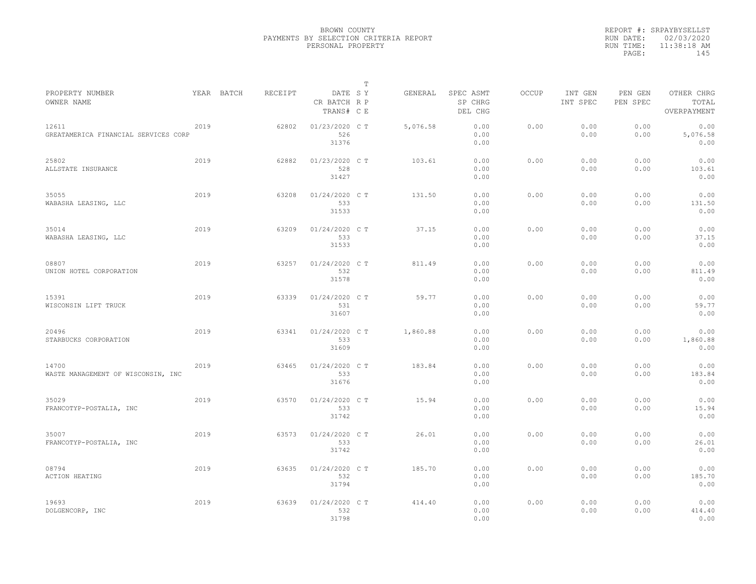BROWN COUNTY
PAYMENTS BY SELECTION CRITERIA REPORT
PERSONAL PROPERTY

REPORT #: SRPAYBYSELLST
RUN DATE: 02/03/2020
RUN TIME: 11:38:18 AM
PAGE: 145

| PROPERTY NUMBER<br>OWNER NAME | YEAR | BATCH | RECEIPT | DATE<br>CR BATCH<br>TRANS# | T S Y<br>R P<br>C E | GENERAL | SPEC ASMT<br>SP CHRG<br>DEL CHG | OCCUP | INT GEN<br>INT SPEC | PEN GEN<br>PEN SPEC | OTHER CHRG<br>TOTAL<br>OVERPAYMENT |
|---|---|---|---|---|---|---|---|---|---|---|---|
| 12611<br>GREATAMERICA FINANCIAL SERVICES CORP | 2019 | | 62802 | 01/23/2020<br>526<br>31376 | C T | 5,076.58 | 0.00<br>0.00<br>0.00 | 0.00 | 0.00<br>0.00 | 0.00<br>0.00 | 0.00<br>5,076.58<br>0.00 |
| 25802<br>ALLSTATE INSURANCE | 2019 | | 62882 | 01/23/2020<br>528<br>31427 | C T | 103.61 | 0.00<br>0.00<br>0.00 | 0.00 | 0.00<br>0.00 | 0.00<br>0.00 | 0.00<br>103.61<br>0.00 |
| 35055<br>WABASHA LEASING, LLC | 2019 | | 63208 | 01/24/2020<br>533<br>31533 | C T | 131.50 | 0.00<br>0.00<br>0.00 | 0.00 | 0.00<br>0.00 | 0.00<br>0.00 | 0.00<br>131.50<br>0.00 |
| 35014<br>WABASHA LEASING, LLC | 2019 | | 63209 | 01/24/2020<br>533<br>31533 | C T | 37.15 | 0.00<br>0.00<br>0.00 | 0.00 | 0.00<br>0.00 | 0.00<br>0.00 | 0.00<br>37.15<br>0.00 |
| 08807<br>UNION HOTEL CORPORATION | 2019 | | 63257 | 01/24/2020<br>532<br>31578 | C T | 811.49 | 0.00<br>0.00<br>0.00 | 0.00 | 0.00<br>0.00 | 0.00<br>0.00 | 0.00<br>811.49<br>0.00 |
| 15391<br>WISCONSIN LIFT TRUCK | 2019 | | 63339 | 01/24/2020<br>531<br>31607 | C T | 59.77 | 0.00<br>0.00<br>0.00 | 0.00 | 0.00<br>0.00 | 0.00<br>0.00 | 0.00<br>59.77<br>0.00 |
| 20496<br>STARBUCKS CORPORATION | 2019 | | 63341 | 01/24/2020<br>533<br>31609 | C T | 1,860.88 | 0.00<br>0.00<br>0.00 | 0.00 | 0.00<br>0.00 | 0.00<br>0.00 | 0.00<br>1,860.88<br>0.00 |
| 14700<br>WASTE MANAGEMENT OF WISCONSIN, INC | 2019 | | 63465 | 01/24/2020<br>533<br>31676 | C T | 183.84 | 0.00<br>0.00<br>0.00 | 0.00 | 0.00<br>0.00 | 0.00<br>0.00 | 0.00<br>183.84<br>0.00 |
| 35029<br>FRANCOTYP-POSTALIA, INC | 2019 | | 63570 | 01/24/2020<br>533<br>31742 | C T | 15.94 | 0.00<br>0.00<br>0.00 | 0.00 | 0.00<br>0.00 | 0.00<br>0.00 | 0.00<br>15.94<br>0.00 |
| 35007<br>FRANCOTYP-POSTALIA, INC | 2019 | | 63573 | 01/24/2020<br>533<br>31742 | C T | 26.01 | 0.00<br>0.00<br>0.00 | 0.00 | 0.00<br>0.00 | 0.00<br>0.00 | 0.00<br>26.01<br>0.00 |
| 08794<br>ACTION HEATING | 2019 | | 63635 | 01/24/2020<br>532<br>31794 | C T | 185.70 | 0.00<br>0.00<br>0.00 | 0.00 | 0.00<br>0.00 | 0.00<br>0.00 | 0.00<br>185.70<br>0.00 |
| 19693<br>DOLGENCORP, INC | 2019 | | 63639 | 01/24/2020<br>532<br>31798 | C T | 414.40 | 0.00<br>0.00<br>0.00 | 0.00 | 0.00<br>0.00 | 0.00<br>0.00 | 0.00<br>414.40<br>0.00 |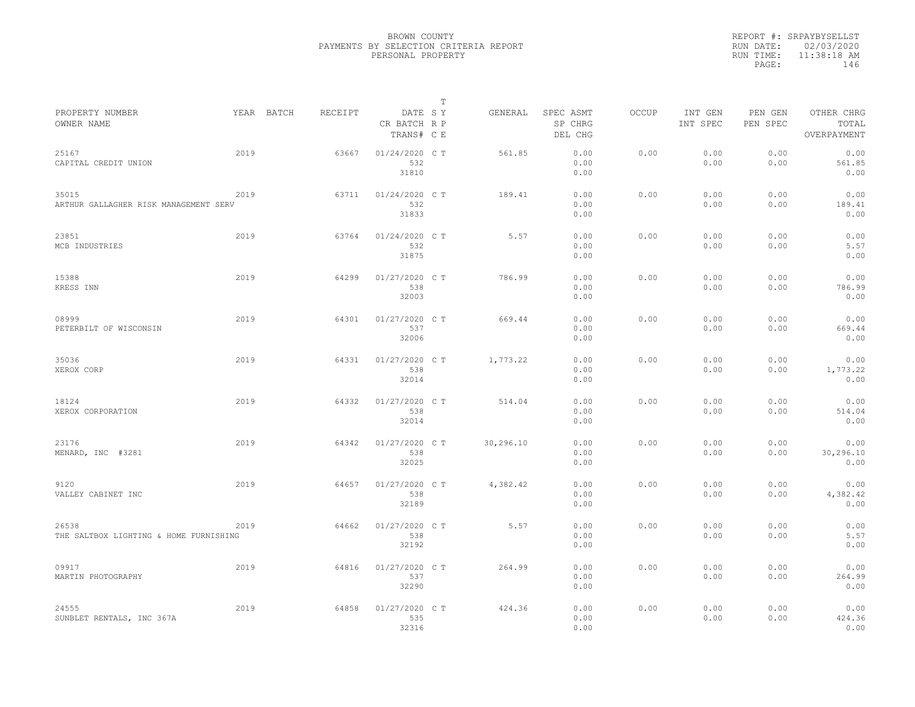BROWN COUNTY
PAYMENTS BY SELECTION CRITERIA REPORT
PERSONAL PROPERTY

REPORT #: SRPAYBYSELLST
RUN DATE: 02/03/2020
RUN TIME: 11:38:18 AM

| PROPERTY NUMBER<br>OWNER NAME | YEAR | BATCH | RECEIPT | DATE<br>CR BATCH<br>TRANS# | T<br>S Y<br>R P<br>C E | GENERAL | SPEC ASMT<br>SP CHRG<br>DEL CHG | OCCUP | INT GEN<br>INT SPEC | PEN GEN<br>PEN SPEC | OTHER CHRG<br>TOTAL<br>OVERPAYMENT |
|---|---|---|---|---|---|---|---|---|---|---|---|
| 25167<br>CAPITAL CREDIT UNION | 2019 | | 63667 | 01/24/2020<br>532<br>31810 | C T | 561.85 | 0.00<br>0.00<br>0.00 | 0.00 | 0.00<br>0.00 | 0.00<br>0.00 | 0.00<br>561.85<br>0.00 |
| 35015<br>ARTHUR GALLAGHER RISK MANAGEMENT SERV | 2019 | | 63711 | 01/24/2020<br>532<br>31833 | C T | 189.41 | 0.00<br>0.00<br>0.00 | 0.00 | 0.00<br>0.00 | 0.00<br>0.00 | 0.00<br>189.41<br>0.00 |
| 23851<br>MCB INDUSTRIES | 2019 | | 63764 | 01/24/2020<br>532<br>31875 | C T | 5.57 | 0.00<br>0.00<br>0.00 | 0.00 | 0.00<br>0.00 | 0.00<br>0.00 | 0.00<br>5.57<br>0.00 |
| 15388<br>KRESS INN | 2019 | | 64299 | 01/27/2020<br>538<br>32003 | C T | 786.99 | 0.00<br>0.00<br>0.00 | 0.00 | 0.00<br>0.00 | 0.00<br>0.00 | 0.00<br>786.99<br>0.00 |
| 08999<br>PETERBILT OF WISCONSIN | 2019 | | 64301 | 01/27/2020<br>537<br>32006 | C T | 669.44 | 0.00<br>0.00<br>0.00 | 0.00 | 0.00<br>0.00 | 0.00<br>0.00 | 0.00<br>669.44<br>0.00 |
| 35036<br>XEROX CORP | 2019 | | 64331 | 01/27/2020<br>538<br>32014 | C T | 1,773.22 | 0.00<br>0.00<br>0.00 | 0.00 | 0.00<br>0.00 | 0.00<br>0.00 | 0.00<br>1,773.22<br>0.00 |
| 18124<br>XEROX CORPORATION | 2019 | | 64332 | 01/27/2020<br>538<br>32014 | C T | 514.04 | 0.00<br>0.00<br>0.00 | 0.00 | 0.00<br>0.00 | 0.00<br>0.00 | 0.00<br>514.04<br>0.00 |
| 23176<br>MENARD, INC #3281 | 2019 | | 64342 | 01/27/2020<br>538<br>32025 | C T | 30,296.10 | 0.00<br>0.00<br>0.00 | 0.00 | 0.00<br>0.00 | 0.00<br>0.00 | 0.00<br>30,296.10<br>0.00 |
| 9120<br>VALLEY CABINET INC | 2019 | | 64657 | 01/27/2020<br>538<br>32189 | C T | 4,382.42 | 0.00<br>0.00<br>0.00 | 0.00 | 0.00<br>0.00 | 0.00<br>0.00 | 0.00<br>4,382.42<br>0.00 |
| 26538<br>THE SALTBOX LIGHTING & HOME FURNISHING | 2019 | | 64662 | 01/27/2020<br>538<br>32192 | C T | 5.57 | 0.00<br>0.00<br>0.00 | 0.00 | 0.00<br>0.00 | 0.00<br>0.00 | 0.00<br>5.57<br>0.00 |
| 09917<br>MARTIN PHOTOGRAPHY | 2019 | | 64816 | 01/27/2020<br>537<br>32290 | C T | 264.99 | 0.00<br>0.00<br>0.00 | 0.00 | 0.00<br>0.00 | 0.00<br>0.00 | 0.00<br>264.99<br>0.00 |
| 24555<br>SUNBLET RENTALS, INC 367A | 2019 | | 64858 | 01/27/2020<br>535<br>32316 | C T | 424.36 | 0.00<br>0.00<br>0.00 | 0.00 | 0.00<br>0.00 | 0.00<br>0.00 | 0.00<br>424.36<br>0.00 |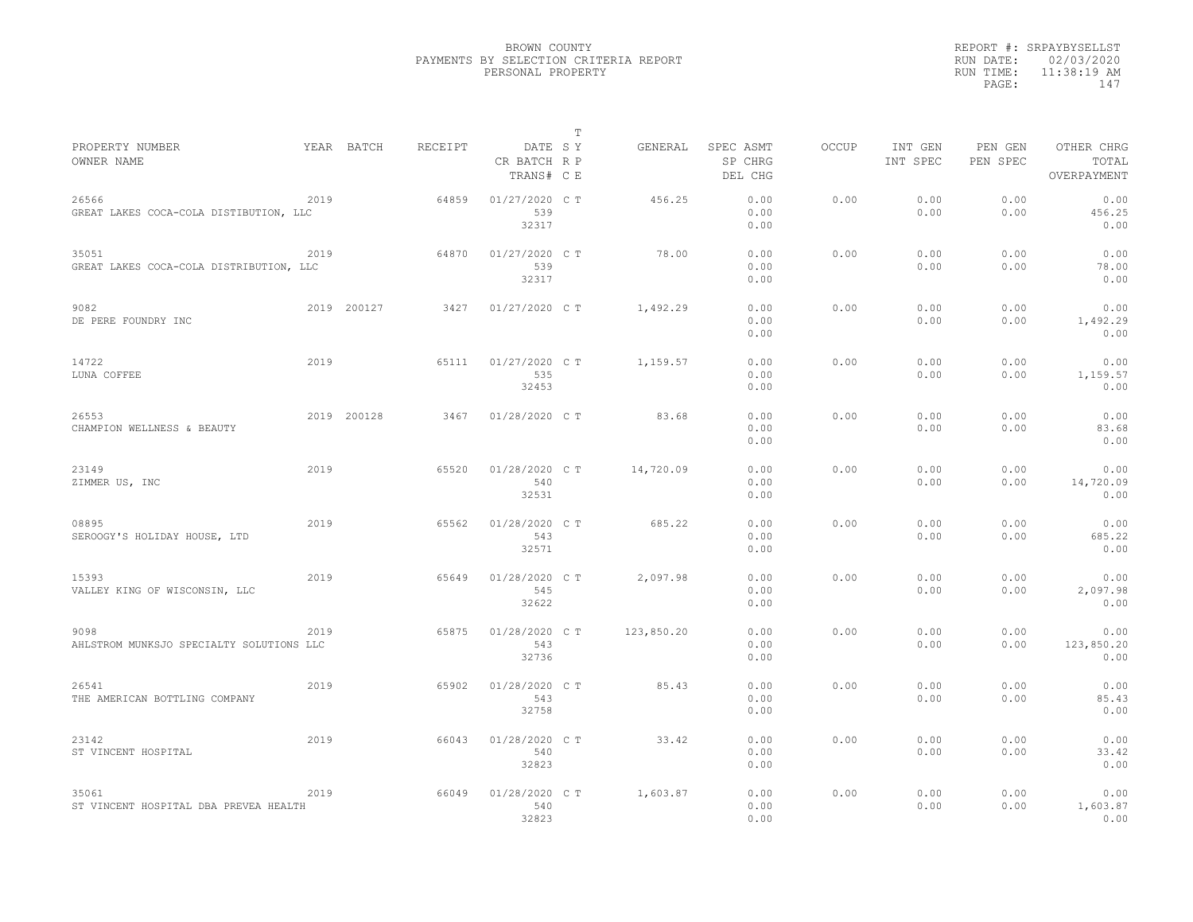BROWN COUNTY
PAYMENTS BY SELECTION CRITERIA REPORT
PERSONAL PROPERTY

REPORT #: SRPAYBYSELLST
RUN DATE: 02/03/2020
RUN TIME: 11:38:19 AM
PAGE: 147

| PROPERTY NUMBER / OWNER NAME | YEAR | BATCH | RECEIPT | DATE / CR BATCH / TRANS# | T SY RP CE | GENERAL | SPEC ASMT / SP CHRG / DEL CHG | OCCUP | INT GEN / INT SPEC | PEN GEN / PEN SPEC | OTHER CHRG / TOTAL / OVERPAYMENT |
|---|---|---|---|---|---|---|---|---|---|---|---|
| 26566 GREAT LAKES COCA-COLA DISTIBUTION, LLC | 2019 | | 64859 | 01/27/2020 539 32317 | C T | 456.25 | 0.00 0.00 0.00 | 0.00 | 0.00 0.00 | 0.00 0.00 | 0.00 456.25 0.00 |
| 35051 GREAT LAKES COCA-COLA DISTRIBUTION, LLC | 2019 | | 64870 | 01/27/2020 539 32317 | C T | 78.00 | 0.00 0.00 0.00 | 0.00 | 0.00 0.00 | 0.00 0.00 | 0.00 78.00 0.00 |
| 9082 DE PERE FOUNDRY INC | 2019 | 200127 | 3427 | 01/27/2020 | C T | 1,492.29 | 0.00 0.00 0.00 | 0.00 | 0.00 0.00 | 0.00 0.00 | 0.00 1,492.29 0.00 |
| 14722 LUNA COFFEE | 2019 | | 65111 | 01/27/2020 535 32453 | C T | 1,159.57 | 0.00 0.00 0.00 | 0.00 | 0.00 0.00 | 0.00 0.00 | 0.00 1,159.57 0.00 |
| 26553 CHAMPION WELLNESS & BEAUTY | 2019 | 200128 | 3467 | 01/28/2020 | C T | 83.68 | 0.00 0.00 0.00 | 0.00 | 0.00 0.00 | 0.00 0.00 | 0.00 83.68 0.00 |
| 23149 ZIMMER US, INC | 2019 | | 65520 | 01/28/2020 540 32531 | C T | 14,720.09 | 0.00 0.00 0.00 | 0.00 | 0.00 0.00 | 0.00 0.00 | 0.00 14,720.09 0.00 |
| 08895 SEROOGY'S HOLIDAY HOUSE, LTD | 2019 | | 65562 | 01/28/2020 543 32571 | C T | 685.22 | 0.00 0.00 0.00 | 0.00 | 0.00 0.00 | 0.00 0.00 | 0.00 685.22 0.00 |
| 15393 VALLEY KING OF WISCONSIN, LLC | 2019 | | 65649 | 01/28/2020 545 32622 | C T | 2,097.98 | 0.00 0.00 0.00 | 0.00 | 0.00 0.00 | 0.00 0.00 | 0.00 2,097.98 0.00 |
| 9098 AHLSTROM MUNKSJO SPECIALTY SOLUTIONS LLC | 2019 | | 65875 | 01/28/2020 543 32736 | C T | 123,850.20 | 0.00 0.00 0.00 | 0.00 | 0.00 0.00 | 0.00 0.00 | 0.00 123,850.20 0.00 |
| 26541 THE AMERICAN BOTTLING COMPANY | 2019 | | 65902 | 01/28/2020 543 32758 | C T | 85.43 | 0.00 0.00 0.00 | 0.00 | 0.00 0.00 | 0.00 0.00 | 0.00 85.43 0.00 |
| 23142 ST VINCENT HOSPITAL | 2019 | | 66043 | 01/28/2020 540 32823 | C T | 33.42 | 0.00 0.00 0.00 | 0.00 | 0.00 0.00 | 0.00 0.00 | 0.00 33.42 0.00 |
| 35061 ST VINCENT HOSPITAL DBA PREVEA HEALTH | 2019 | | 66049 | 01/28/2020 540 32823 | C T | 1,603.87 | 0.00 0.00 0.00 | 0.00 | 0.00 0.00 | 0.00 0.00 | 0.00 1,603.87 0.00 |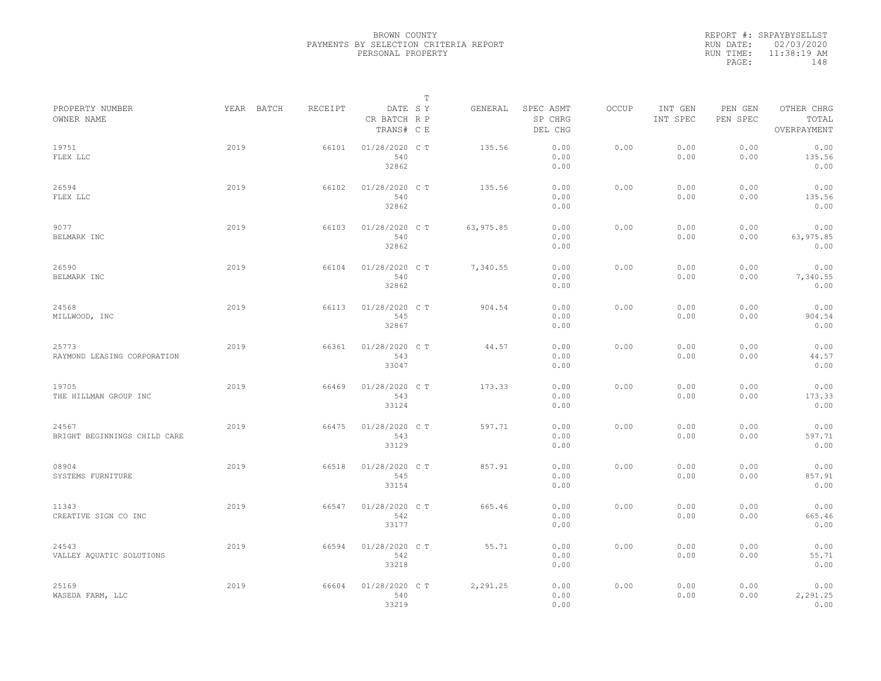BROWN COUNTY
PAYMENTS BY SELECTION CRITERIA REPORT
PERSONAL PROPERTY

REPORT #: SRPAYBYSELLST
RUN DATE: 02/03/2020
RUN TIME: 11:38:19 AM
PAGE: 148

| PROPERTY NUMBER / OWNER NAME | YEAR | BATCH | RECEIPT | DATE / CR BATCH / TRANS# | T SY RP CE | GENERAL | SPEC ASMT / SP CHRG / DEL CHG | OCCUP | INT GEN / INT SPEC | PEN GEN / PEN SPEC | OTHER CHRG / TOTAL / OVERPAYMENT |
|---|---|---|---|---|---|---|---|---|---|---|---|
| 19751 FLEX LLC | 2019 | | 66101 | 01/28/2020 540 32862 | C T | 135.56 | 0.00 0.00 0.00 | 0.00 | 0.00 0.00 | 0.00 0.00 | 0.00 135.56 0.00 |
| 26594 FLEX LLC | 2019 | | 66102 | 01/28/2020 540 32862 | C T | 135.56 | 0.00 0.00 0.00 | 0.00 | 0.00 0.00 | 0.00 0.00 | 0.00 135.56 0.00 |
| 9077 BELMARK INC | 2019 | | 66103 | 01/28/2020 540 32862 | C T | 63,975.85 | 0.00 0.00 0.00 | 0.00 | 0.00 0.00 | 0.00 0.00 | 0.00 63,975.85 0.00 |
| 26590 BELMARK INC | 2019 | | 66104 | 01/28/2020 540 32862 | C T | 7,340.55 | 0.00 0.00 0.00 | 0.00 | 0.00 0.00 | 0.00 0.00 | 0.00 7,340.55 0.00 |
| 24568 MILLWOOD, INC | 2019 | | 66113 | 01/28/2020 545 32867 | C T | 904.54 | 0.00 0.00 0.00 | 0.00 | 0.00 0.00 | 0.00 0.00 | 0.00 904.54 0.00 |
| 25773 RAYMOND LEASING CORPORATION | 2019 | | 66361 | 01/28/2020 543 33047 | C T | 44.57 | 0.00 0.00 0.00 | 0.00 | 0.00 0.00 | 0.00 0.00 | 0.00 44.57 0.00 |
| 19705 THE HILLMAN GROUP INC | 2019 | | 66469 | 01/28/2020 543 33124 | C T | 173.33 | 0.00 0.00 0.00 | 0.00 | 0.00 0.00 | 0.00 0.00 | 0.00 173.33 0.00 |
| 24567 BRIGHT BEGINNINGS CHILD CARE | 2019 | | 66475 | 01/28/2020 543 33129 | C T | 597.71 | 0.00 0.00 0.00 | 0.00 | 0.00 0.00 | 0.00 0.00 | 0.00 597.71 0.00 |
| 08904 SYSTEMS FURNITURE | 2019 | | 66518 | 01/28/2020 545 33154 | C T | 857.91 | 0.00 0.00 0.00 | 0.00 | 0.00 0.00 | 0.00 0.00 | 0.00 857.91 0.00 |
| 11343 CREATIVE SIGN CO INC | 2019 | | 66547 | 01/28/2020 542 33177 | C T | 665.46 | 0.00 0.00 0.00 | 0.00 | 0.00 0.00 | 0.00 0.00 | 0.00 665.46 0.00 |
| 24543 VALLEY AQUATIC SOLUTIONS | 2019 | | 66594 | 01/28/2020 542 33218 | C T | 55.71 | 0.00 0.00 0.00 | 0.00 | 0.00 0.00 | 0.00 0.00 | 0.00 55.71 0.00 |
| 25169 WASEDA FARM, LLC | 2019 | | 66604 | 01/28/2020 540 33219 | C T | 2,291.25 | 0.00 0.00 0.00 | 0.00 | 0.00 0.00 | 0.00 0.00 | 0.00 2,291.25 0.00 |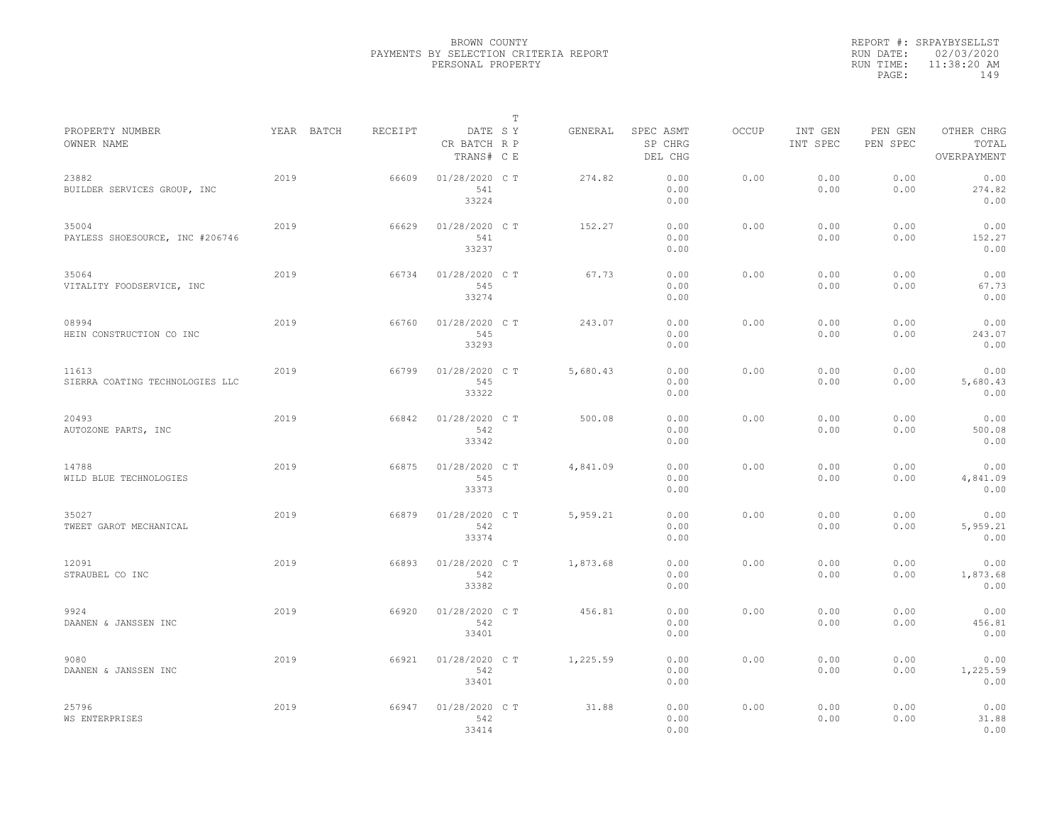BROWN COUNTY
PAYMENTS BY SELECTION CRITERIA REPORT
PERSONAL PROPERTY

REPORT #: SRPAYBYSELLST
RUN DATE: 02/03/2020
RUN TIME: 11:38:20 AM

| PROPERTY NUMBER<br>OWNER NAME | YEAR | BATCH | RECEIPT | DATE<br>CR BATCH<br>TRANS# | T S Y R P C E | GENERAL | SPEC ASMT<br>SP CHRG<br>DEL CHG | OCCUP | INT GEN<br>INT SPEC | PEN GEN<br>PEN SPEC | OTHER CHRG<br>TOTAL<br>OVERPAYMENT |
|---|---|---|---|---|---|---|---|---|---|---|---|
| 23882<br>BUILDER SERVICES GROUP, INC | 2019 | | 66609 | 01/28/2020<br>541<br>33224 | C T | 274.82 | 0.00<br>0.00<br>0.00 | 0.00 | 0.00<br>0.00 | 0.00<br>0.00 | 0.00<br>274.82<br>0.00 |
| 35004<br>PAYLESS SHOESOURCE, INC #206746 | 2019 | | 66629 | 01/28/2020<br>541<br>33237 | C T | 152.27 | 0.00<br>0.00<br>0.00 | 0.00 | 0.00<br>0.00 | 0.00<br>0.00 | 0.00<br>152.27<br>0.00 |
| 35064<br>VITALITY FOODSERVICE, INC | 2019 | | 66734 | 01/28/2020<br>545<br>33274 | C T | 67.73 | 0.00<br>0.00<br>0.00 | 0.00 | 0.00<br>0.00 | 0.00<br>0.00 | 0.00<br>67.73<br>0.00 |
| 08994<br>HEIN CONSTRUCTION CO INC | 2019 | | 66760 | 01/28/2020<br>545<br>33293 | C T | 243.07 | 0.00<br>0.00<br>0.00 | 0.00 | 0.00<br>0.00 | 0.00<br>0.00 | 0.00<br>243.07<br>0.00 |
| 11613<br>SIERRA COATING TECHNOLOGIES LLC | 2019 | | 66799 | 01/28/2020<br>545<br>33322 | C T | 5,680.43 | 0.00<br>0.00<br>0.00 | 0.00 | 0.00<br>0.00 | 0.00<br>0.00 | 0.00<br>5,680.43<br>0.00 |
| 20493<br>AUTOZONE PARTS, INC | 2019 | | 66842 | 01/28/2020<br>542<br>33342 | C T | 500.08 | 0.00<br>0.00<br>0.00 | 0.00 | 0.00<br>0.00 | 0.00<br>0.00 | 0.00<br>500.08<br>0.00 |
| 14788<br>WILD BLUE TECHNOLOGIES | 2019 | | 66875 | 01/28/2020<br>545<br>33373 | C T | 4,841.09 | 0.00<br>0.00<br>0.00 | 0.00 | 0.00<br>0.00 | 0.00<br>0.00 | 0.00<br>4,841.09<br>0.00 |
| 35027<br>TWEET GAROT MECHANICAL | 2019 | | 66879 | 01/28/2020<br>542<br>33374 | C T | 5,959.21 | 0.00<br>0.00<br>0.00 | 0.00 | 0.00<br>0.00 | 0.00<br>0.00 | 0.00<br>5,959.21<br>0.00 |
| 12091<br>STRAUBEL CO INC | 2019 | | 66893 | 01/28/2020<br>542<br>33382 | C T | 1,873.68 | 0.00<br>0.00<br>0.00 | 0.00 | 0.00<br>0.00 | 0.00<br>0.00 | 0.00<br>1,873.68<br>0.00 |
| 9924<br>DAANEN & JANSSEN INC | 2019 | | 66920 | 01/28/2020<br>542<br>33401 | C T | 456.81 | 0.00<br>0.00<br>0.00 | 0.00 | 0.00<br>0.00 | 0.00<br>0.00 | 0.00<br>456.81<br>0.00 |
| 9080<br>DAANEN & JANSSEN INC | 2019 | | 66921 | 01/28/2020<br>542<br>33401 | C T | 1,225.59 | 0.00<br>0.00<br>0.00 | 0.00 | 0.00<br>0.00 | 0.00<br>0.00 | 0.00<br>1,225.59<br>0.00 |
| 25796<br>WS ENTERPRISES | 2019 | | 66947 | 01/28/2020<br>542<br>33414 | C T | 31.88 | 0.00<br>0.00<br>0.00 | 0.00 | 0.00<br>0.00 | 0.00<br>0.00 | 0.00<br>31.88<br>0.00 |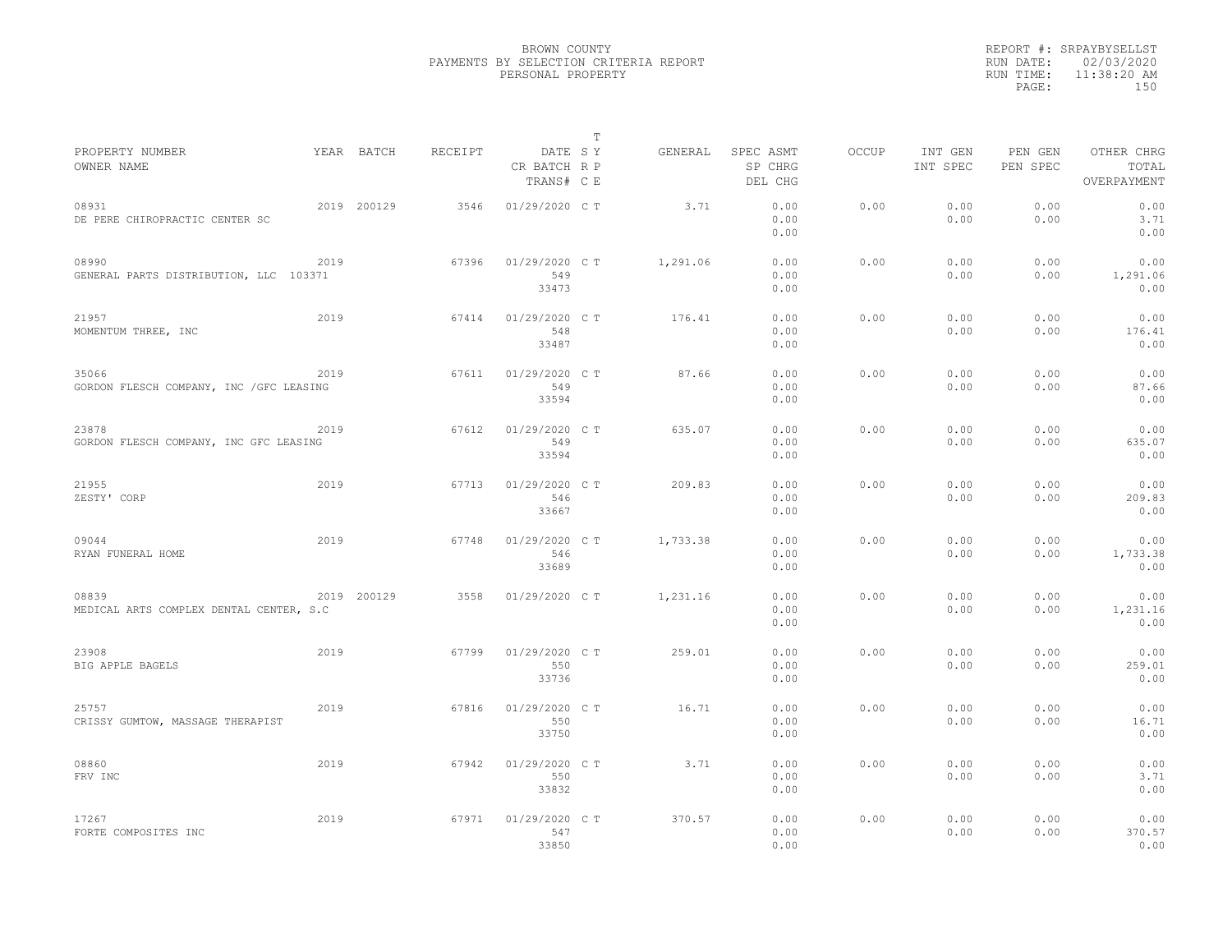BROWN COUNTY
PAYMENTS BY SELECTION CRITERIA REPORT
PERSONAL PROPERTY

REPORT #: SRPAYBYSELLST
RUN DATE: 02/03/2020
RUN TIME: 11:38:20 AM

| PROPERTY NUMBER<br>OWNER NAME | YEAR | BATCH | RECEIPT | DATE<br>CR BATCH<br>TRANS# | T<br>S Y<br>R P<br>C E | GENERAL | SPEC ASMT<br>SP CHRG<br>DEL CHG | OCCUP | INT GEN<br>INT SPEC | PEN GEN<br>PEN SPEC | OTHER CHRG<br>TOTAL<br>OVERPAYMENT |
|---|---|---|---|---|---|---|---|---|---|---|---|
| 08931<br>DE PERE CHIROPRACTIC CENTER SC | 2019 | 200129 | 3546 | 01/29/2020 | C T | 3.71 | 0.00<br>0.00<br>0.00 | 0.00 | 0.00<br>0.00 | 0.00<br>0.00 | 0.00<br>3.71<br>0.00 |
| 08990<br>GENERAL PARTS DISTRIBUTION, LLC 103371 | 2019 | | 67396 | 01/29/2020<br>549<br>33473 | C T | 1,291.06 | 0.00<br>0.00<br>0.00 | 0.00 | 0.00<br>0.00 | 0.00<br>0.00 | 0.00<br>1,291.06<br>0.00 |
| 21957<br>MOMENTUM THREE, INC | 2019 | | 67414 | 01/29/2020<br>548<br>33487 | C T | 176.41 | 0.00<br>0.00<br>0.00 | 0.00 | 0.00<br>0.00 | 0.00<br>0.00 | 0.00<br>176.41<br>0.00 |
| 35066<br>GORDON FLESCH COMPANY, INC /GFC LEASING | 2019 | | 67611 | 01/29/2020<br>549<br>33594 | C T | 87.66 | 0.00<br>0.00<br>0.00 | 0.00 | 0.00<br>0.00 | 0.00<br>0.00 | 0.00<br>87.66<br>0.00 |
| 23878<br>GORDON FLESCH COMPANY, INC GFC LEASING | 2019 | | 67612 | 01/29/2020<br>549<br>33594 | C T | 635.07 | 0.00<br>0.00<br>0.00 | 0.00 | 0.00<br>0.00 | 0.00<br>0.00 | 0.00<br>635.07<br>0.00 |
| 21955<br>ZESTY' CORP | 2019 | | 67713 | 01/29/2020<br>546<br>33667 | C T | 209.83 | 0.00<br>0.00<br>0.00 | 0.00 | 0.00<br>0.00 | 0.00<br>0.00 | 0.00<br>209.83<br>0.00 |
| 09044<br>RYAN FUNERAL HOME | 2019 | | 67748 | 01/29/2020<br>546<br>33689 | C T | 1,733.38 | 0.00<br>0.00<br>0.00 | 0.00 | 0.00<br>0.00 | 0.00<br>0.00 | 0.00<br>1,733.38<br>0.00 |
| 08839<br>MEDICAL ARTS COMPLEX DENTAL CENTER, S.C | 2019 | 200129 | 3558 | 01/29/2020 | C T | 1,231.16 | 0.00<br>0.00<br>0.00 | 0.00 | 0.00<br>0.00 | 0.00<br>0.00 | 0.00<br>1,231.16<br>0.00 |
| 23908<br>BIG APPLE BAGELS | 2019 | | 67799 | 01/29/2020<br>550<br>33736 | C T | 259.01 | 0.00<br>0.00<br>0.00 | 0.00 | 0.00<br>0.00 | 0.00<br>0.00 | 0.00<br>259.01<br>0.00 |
| 25757<br>CRISSY GUMTOW, MASSAGE THERAPIST | 2019 | | 67816 | 01/29/2020<br>550<br>33750 | C T | 16.71 | 0.00<br>0.00<br>0.00 | 0.00 | 0.00<br>0.00 | 0.00<br>0.00 | 0.00<br>16.71<br>0.00 |
| 08860<br>FRV INC | 2019 | | 67942 | 01/29/2020<br>550<br>33832 | C T | 3.71 | 0.00<br>0.00<br>0.00 | 0.00 | 0.00<br>0.00 | 0.00<br>0.00 | 0.00<br>3.71<br>0.00 |
| 17267<br>FORTE COMPOSITES INC | 2019 | | 67971 | 01/29/2020<br>547<br>33850 | C T | 370.57 | 0.00<br>0.00<br>0.00 | 0.00 | 0.00<br>0.00 | 0.00<br>0.00 | 0.00<br>370.57<br>0.00 |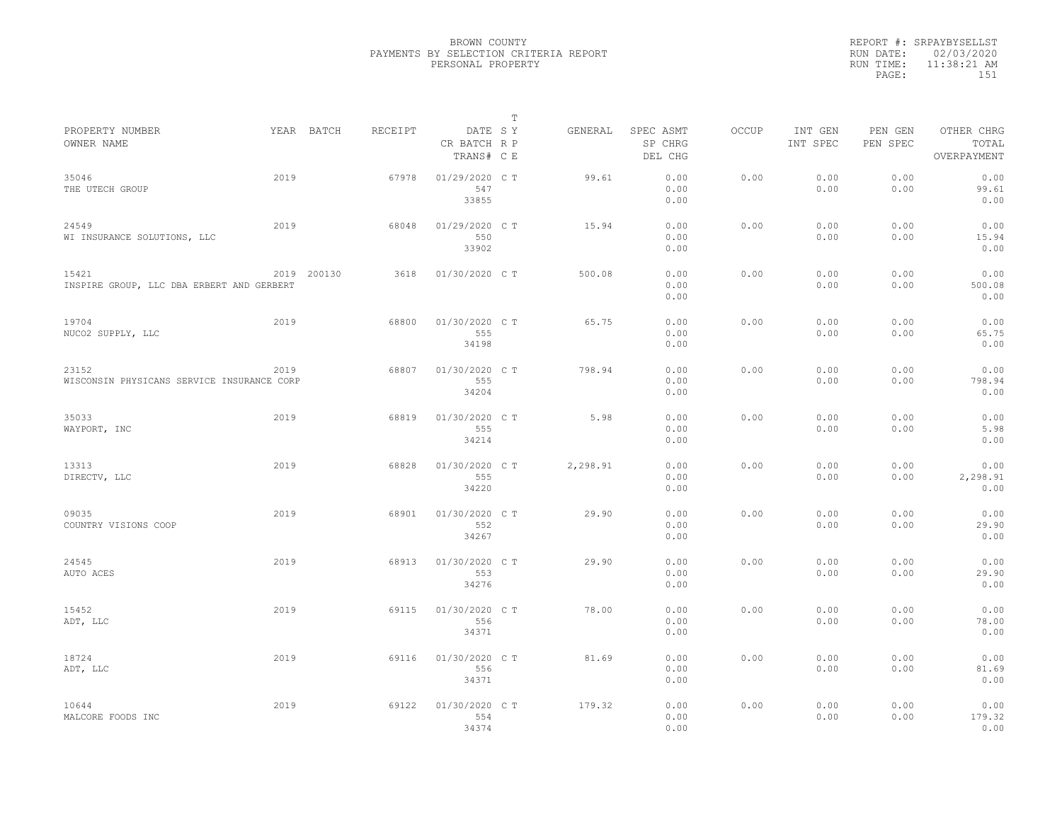BROWN COUNTY
PAYMENTS BY SELECTION CRITERIA REPORT
PERSONAL PROPERTY

REPORT #: SRPAYBYSELLST
RUN DATE: 02/03/2020
RUN TIME: 11:38:21 AM
PAGE: 151

| PROPERTY NUMBER<br>OWNER NAME | YEAR | BATCH | RECEIPT | DATE<br>CR BATCH<br>TRANS# | T SY RP CE | GENERAL | SPEC ASMT<br>SP CHRG<br>DEL CHG | OCCUP | INT GEN<br>INT SPEC | PEN GEN<br>PEN SPEC | OTHER CHRG<br>TOTAL<br>OVERPAYMENT |
|---|---|---|---|---|---|---|---|---|---|---|---|
| 35046<br>THE UTECH GROUP | 2019 | | 67978 | 01/29/2020<br>547<br>33855 | C T | 99.61 | 0.00<br>0.00<br>0.00 | 0.00 | 0.00<br>0.00 | 0.00<br>0.00 | 0.00<br>99.61<br>0.00 |
| 24549<br>WI INSURANCE SOLUTIONS, LLC | 2019 | | 68048 | 01/29/2020<br>550<br>33902 | C T | 15.94 | 0.00<br>0.00<br>0.00 | 0.00 | 0.00<br>0.00 | 0.00<br>0.00 | 0.00<br>15.94<br>0.00 |
| 15421<br>INSPIRE GROUP, LLC DBA ERBERT AND GERBERT | 2019 | 200130 | 3618 | 01/30/2020 | C T | 500.08 | 0.00<br>0.00<br>0.00 | 0.00 | 0.00<br>0.00 | 0.00<br>0.00 | 0.00<br>500.08<br>0.00 |
| 19704<br>NUCO2 SUPPLY, LLC | 2019 | | 68800 | 01/30/2020<br>555<br>34198 | C T | 65.75 | 0.00<br>0.00<br>0.00 | 0.00 | 0.00<br>0.00 | 0.00<br>0.00 | 0.00<br>65.75<br>0.00 |
| 23152<br>WISCONSIN PHYSICANS SERVICE INSURANCE CORP | 2019 | | 68807 | 01/30/2020<br>555<br>34204 | C T | 798.94 | 0.00<br>0.00<br>0.00 | 0.00 | 0.00<br>0.00 | 0.00<br>0.00 | 0.00<br>798.94<br>0.00 |
| 35033<br>WAYPORT, INC | 2019 | | 68819 | 01/30/2020<br>555<br>34214 | C T | 5.98 | 0.00<br>0.00<br>0.00 | 0.00 | 0.00<br>0.00 | 0.00<br>0.00 | 0.00<br>5.98<br>0.00 |
| 13313<br>DIRECTV, LLC | 2019 | | 68828 | 01/30/2020<br>555<br>34220 | C T | 2,298.91 | 0.00<br>0.00<br>0.00 | 0.00 | 0.00<br>0.00 | 0.00<br>0.00 | 0.00<br>2,298.91<br>0.00 |
| 09035<br>COUNTRY VISIONS COOP | 2019 | | 68901 | 01/30/2020<br>552<br>34267 | C T | 29.90 | 0.00<br>0.00<br>0.00 | 0.00 | 0.00<br>0.00 | 0.00<br>0.00 | 0.00<br>29.90<br>0.00 |
| 24545<br>AUTO ACES | 2019 | | 68913 | 01/30/2020<br>553<br>34276 | C T | 29.90 | 0.00<br>0.00<br>0.00 | 0.00 | 0.00<br>0.00 | 0.00<br>0.00 | 0.00<br>29.90<br>0.00 |
| 15452<br>ADT, LLC | 2019 | | 69115 | 01/30/2020<br>556<br>34371 | C T | 78.00 | 0.00<br>0.00<br>0.00 | 0.00 | 0.00<br>0.00 | 0.00<br>0.00 | 0.00<br>78.00<br>0.00 |
| 18724<br>ADT, LLC | 2019 | | 69116 | 01/30/2020<br>556<br>34371 | C T | 81.69 | 0.00<br>0.00<br>0.00 | 0.00 | 0.00<br>0.00 | 0.00<br>0.00 | 0.00<br>81.69<br>0.00 |
| 10644<br>MALCORE FOODS INC | 2019 | | 69122 | 01/30/2020<br>554<br>34374 | C T | 179.32 | 0.00<br>0.00<br>0.00 | 0.00 | 0.00<br>0.00 | 0.00<br>0.00 | 0.00<br>179.32<br>0.00 |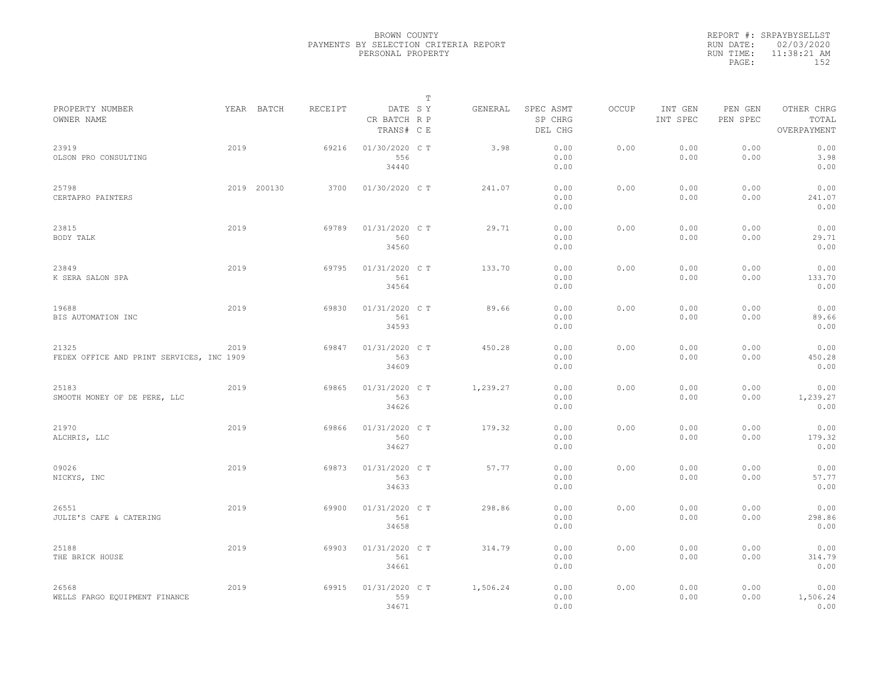BROWN COUNTY
PAYMENTS BY SELECTION CRITERIA REPORT
PERSONAL PROPERTY

REPORT #: SRPAYBYSELLST
RUN DATE: 02/03/2020
RUN TIME: 11:38:21 AM

| PROPERTY NUMBER / OWNER NAME | YEAR | BATCH | RECEIPT | DATE / CR BATCH / TRANS# | T S Y / R P / C E | GENERAL | SPEC ASMT / SP CHRG / DEL CHG | OCCUP | INT GEN / INT SPEC | PEN GEN / PEN SPEC | OTHER CHRG / TOTAL / OVERPAYMENT |
|---|---|---|---|---|---|---|---|---|---|---|---|
| 23919 OLSON PRO CONSULTING | 2019 | | 69216 | 01/30/2020 556 34440 | C T | 3.98 | 0.00 0.00 0.00 | 0.00 | 0.00 0.00 | 0.00 0.00 | 0.00 3.98 0.00 |
| 25798 CERTAPRO PAINTERS | 2019 | 200130 | 3700 | 01/30/2020 | C T | 241.07 | 0.00 0.00 0.00 | 0.00 | 0.00 0.00 | 0.00 0.00 | 0.00 241.07 0.00 |
| 23815 BODY TALK | 2019 | | 69789 | 01/31/2020 560 34560 | C T | 29.71 | 0.00 0.00 0.00 | 0.00 | 0.00 0.00 | 0.00 0.00 | 0.00 29.71 0.00 |
| 23849 K SERA SALON SPA | 2019 | | 69795 | 01/31/2020 561 34564 | C T | 133.70 | 0.00 0.00 0.00 | 0.00 | 0.00 0.00 | 0.00 0.00 | 0.00 133.70 0.00 |
| 19688 BIS AUTOMATION INC | 2019 | | 69830 | 01/31/2020 561 34593 | C T | 89.66 | 0.00 0.00 0.00 | 0.00 | 0.00 0.00 | 0.00 0.00 | 0.00 89.66 0.00 |
| 21325 FEDEX OFFICE AND PRINT SERVICES, INC 1909 | 2019 | | 69847 | 01/31/2020 563 34609 | C T | 450.28 | 0.00 0.00 0.00 | 0.00 | 0.00 0.00 | 0.00 0.00 | 0.00 450.28 0.00 |
| 25183 SMOOTH MONEY OF DE PERE, LLC | 2019 | | 69865 | 01/31/2020 563 34626 | C T | 1,239.27 | 0.00 0.00 0.00 | 0.00 | 0.00 0.00 | 0.00 0.00 | 0.00 1,239.27 0.00 |
| 21970 ALCHRIS, LLC | 2019 | | 69866 | 01/31/2020 560 34627 | C T | 179.32 | 0.00 0.00 0.00 | 0.00 | 0.00 0.00 | 0.00 0.00 | 0.00 179.32 0.00 |
| 09026 NICKYS, INC | 2019 | | 69873 | 01/31/2020 563 34633 | C T | 57.77 | 0.00 0.00 0.00 | 0.00 | 0.00 0.00 | 0.00 0.00 | 0.00 57.77 0.00 |
| 26551 JULIE'S CAFE & CATERING | 2019 | | 69900 | 01/31/2020 561 34658 | C T | 298.86 | 0.00 0.00 0.00 | 0.00 | 0.00 0.00 | 0.00 0.00 | 0.00 298.86 0.00 |
| 25188 THE BRICK HOUSE | 2019 | | 69903 | 01/31/2020 561 34661 | C T | 314.79 | 0.00 0.00 0.00 | 0.00 | 0.00 0.00 | 0.00 0.00 | 0.00 314.79 0.00 |
| 26568 WELLS FARGO EQUIPMENT FINANCE | 2019 | | 69915 | 01/31/2020 559 34671 | C T | 1,506.24 | 0.00 0.00 0.00 | 0.00 | 0.00 0.00 | 0.00 0.00 | 0.00 1,506.24 0.00 |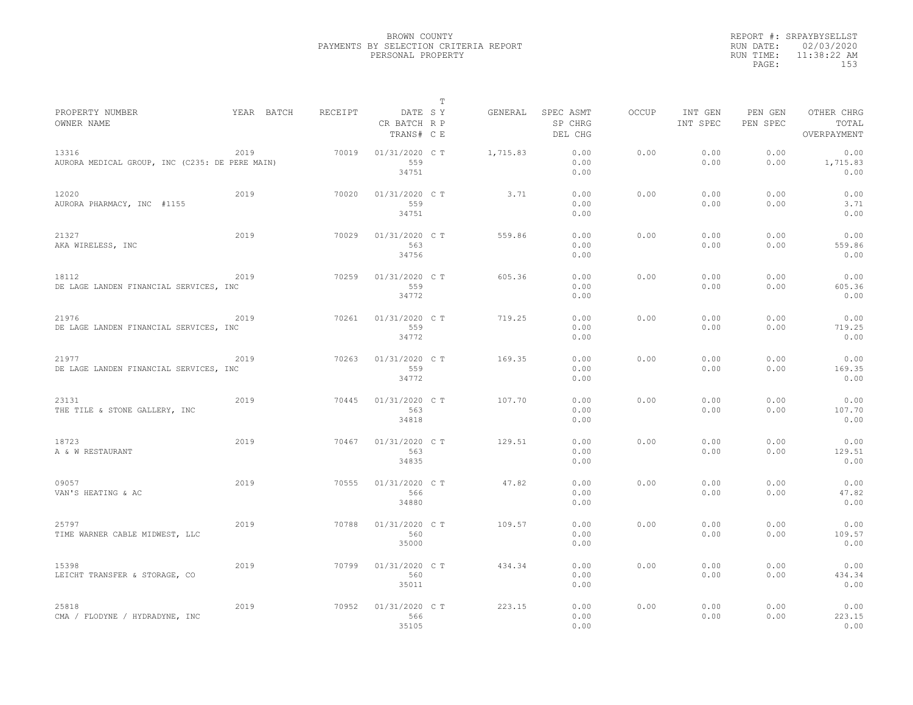BROWN COUNTY
PAYMENTS BY SELECTION CRITERIA REPORT
PERSONAL PROPERTY

REPORT #: SRPAYBYSELLST
RUN DATE: 02/03/2020
RUN TIME: 11:38:22 AM

| PROPERTY NUMBER / OWNER NAME | YEAR | BATCH | RECEIPT | DATE / CR BATCH / TRANS# | T SY RP CE | GENERAL | SPEC ASMT / SP CHRG / DEL CHG | OCCUP | INT GEN / INT SPEC | PEN GEN / PEN SPEC | OTHER CHRG / TOTAL / OVERPAYMENT |
|---|---|---|---|---|---|---|---|---|---|---|---|
| 13316 AURORA MEDICAL GROUP, INC (C235: DE PERE MAIN) | 2019 | | 70019 | 01/31/2020 559 34751 | C T | 1,715.83 | 0.00 0.00 0.00 | 0.00 | 0.00 0.00 | 0.00 0.00 | 0.00 1,715.83 0.00 |
| 12020 AURORA PHARMACY, INC #1155 | 2019 | | 70020 | 01/31/2020 559 34751 | C T | 3.71 | 0.00 0.00 0.00 | 0.00 | 0.00 0.00 | 0.00 0.00 | 0.00 3.71 0.00 |
| 21327 AKA WIRELESS, INC | 2019 | | 70029 | 01/31/2020 563 34756 | C T | 559.86 | 0.00 0.00 0.00 | 0.00 | 0.00 0.00 | 0.00 0.00 | 0.00 559.86 0.00 |
| 18112 DE LAGE LANDEN FINANCIAL SERVICES, INC | 2019 | | 70259 | 01/31/2020 559 34772 | C T | 605.36 | 0.00 0.00 0.00 | 0.00 | 0.00 0.00 | 0.00 0.00 | 0.00 605.36 0.00 |
| 21976 DE LAGE LANDEN FINANCIAL SERVICES, INC | 2019 | | 70261 | 01/31/2020 559 34772 | C T | 719.25 | 0.00 0.00 0.00 | 0.00 | 0.00 0.00 | 0.00 0.00 | 0.00 719.25 0.00 |
| 21977 DE LAGE LANDEN FINANCIAL SERVICES, INC | 2019 | | 70263 | 01/31/2020 559 34772 | C T | 169.35 | 0.00 0.00 0.00 | 0.00 | 0.00 0.00 | 0.00 0.00 | 0.00 169.35 0.00 |
| 23131 THE TILE & STONE GALLERY, INC | 2019 | | 70445 | 01/31/2020 563 34818 | C T | 107.70 | 0.00 0.00 0.00 | 0.00 | 0.00 0.00 | 0.00 0.00 | 0.00 107.70 0.00 |
| 18723 A & W RESTAURANT | 2019 | | 70467 | 01/31/2020 563 34835 | C T | 129.51 | 0.00 0.00 0.00 | 0.00 | 0.00 0.00 | 0.00 0.00 | 0.00 129.51 0.00 |
| 09057 VAN'S HEATING & AC | 2019 | | 70555 | 01/31/2020 566 34880 | C T | 47.82 | 0.00 0.00 0.00 | 0.00 | 0.00 0.00 | 0.00 0.00 | 0.00 47.82 0.00 |
| 25797 TIME WARNER CABLE MIDWEST, LLC | 2019 | | 70788 | 01/31/2020 560 35000 | C T | 109.57 | 0.00 0.00 0.00 | 0.00 | 0.00 0.00 | 0.00 0.00 | 0.00 109.57 0.00 |
| 15398 LEICHT TRANSFER & STORAGE, CO | 2019 | | 70799 | 01/31/2020 560 35011 | C T | 434.34 | 0.00 0.00 0.00 | 0.00 | 0.00 0.00 | 0.00 0.00 | 0.00 434.34 0.00 |
| 25818 CMA / FLODYNE / HYDRADYNE, INC | 2019 | | 70952 | 01/31/2020 566 35105 | C T | 223.15 | 0.00 0.00 0.00 | 0.00 | 0.00 0.00 | 0.00 0.00 | 0.00 223.15 0.00 |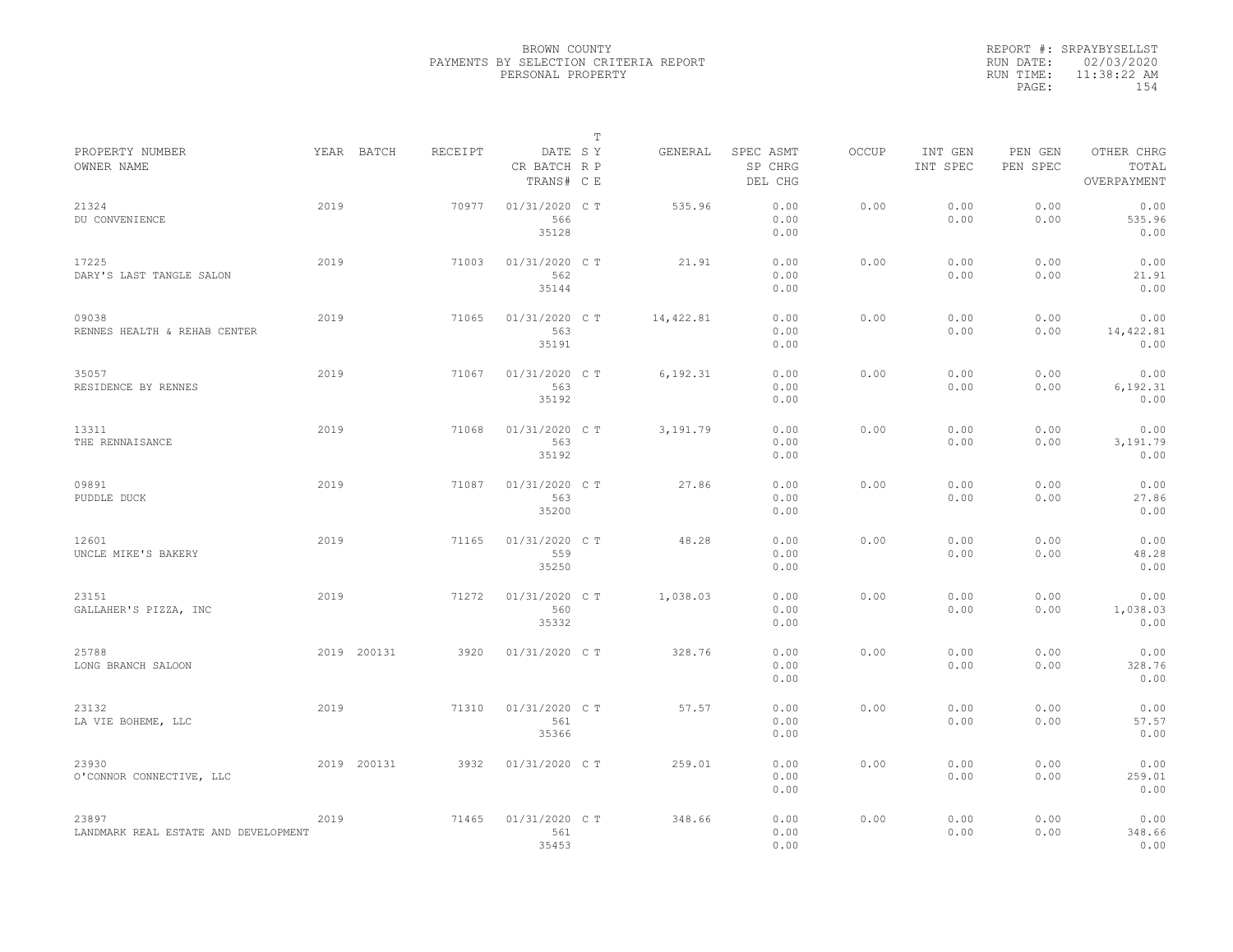BROWN COUNTY
PAYMENTS BY SELECTION CRITERIA REPORT
PERSONAL PROPERTY

REPORT #: SRPAYBYSELLST
RUN DATE: 02/03/2020
RUN TIME: 11:38:22 AM

| PROPERTY NUMBER / OWNER NAME | YEAR | BATCH | RECEIPT | DATE / CR BATCH / TRANS# | T SY RP CE | GENERAL | SPEC ASMT / SP CHRG / DEL CHG | OCCUP | INT GEN / INT SPEC | PEN GEN / PEN SPEC | OTHER CHRG / TOTAL / OVERPAYMENT |
|---|---|---|---|---|---|---|---|---|---|---|---|
| 21324<br>DU CONVENIENCE | 2019 | | 70977 | 01/31/2020<br>566<br>35128 | C T | 535.96 | 0.00<br>0.00<br>0.00 | 0.00 | 0.00<br>0.00 | 0.00<br>0.00 | 0.00<br>535.96<br>0.00 |
| 17225<br>DARY'S LAST TANGLE SALON | 2019 | | 71003 | 01/31/2020<br>562<br>35144 | C T | 21.91 | 0.00<br>0.00<br>0.00 | 0.00 | 0.00<br>0.00 | 0.00<br>0.00 | 0.00<br>21.91<br>0.00 |
| 09038<br>RENNES HEALTH & REHAB CENTER | 2019 | | 71065 | 01/31/2020<br>563<br>35191 | C T | 14,422.81 | 0.00<br>0.00<br>0.00 | 0.00 | 0.00<br>0.00 | 0.00<br>0.00 | 0.00<br>14,422.81<br>0.00 |
| 35057<br>RESIDENCE BY RENNES | 2019 | | 71067 | 01/31/2020<br>563<br>35192 | C T | 6,192.31 | 0.00<br>0.00<br>0.00 | 0.00 | 0.00<br>0.00 | 0.00<br>0.00 | 0.00<br>6,192.31<br>0.00 |
| 13311<br>THE RENNAISANCE | 2019 | | 71068 | 01/31/2020<br>563<br>35192 | C T | 3,191.79 | 0.00<br>0.00<br>0.00 | 0.00 | 0.00<br>0.00 | 0.00<br>0.00 | 0.00<br>3,191.79<br>0.00 |
| 09891<br>PUDDLE DUCK | 2019 | | 71087 | 01/31/2020<br>563<br>35200 | C T | 27.86 | 0.00<br>0.00<br>0.00 | 0.00 | 0.00<br>0.00 | 0.00<br>0.00 | 0.00<br>27.86<br>0.00 |
| 12601<br>UNCLE MIKE'S BAKERY | 2019 | | 71165 | 01/31/2020<br>559<br>35250 | C T | 48.28 | 0.00<br>0.00<br>0.00 | 0.00 | 0.00<br>0.00 | 0.00<br>0.00 | 0.00<br>48.28<br>0.00 |
| 23151<br>GALLAHER'S PIZZA, INC | 2019 | | 71272 | 01/31/2020<br>560<br>35332 | C T | 1,038.03 | 0.00<br>0.00<br>0.00 | 0.00 | 0.00<br>0.00 | 0.00<br>0.00 | 0.00<br>1,038.03<br>0.00 |
| 25788<br>LONG BRANCH SALOON | 2019 | 200131 | 3920 | 01/31/2020 | C T | 328.76 | 0.00<br>0.00<br>0.00 | 0.00 | 0.00<br>0.00 | 0.00<br>0.00 | 0.00<br>328.76<br>0.00 |
| 23132<br>LA VIE BOHEME, LLC | 2019 | | 71310 | 01/31/2020<br>561<br>35366 | C T | 57.57 | 0.00<br>0.00<br>0.00 | 0.00 | 0.00<br>0.00 | 0.00<br>0.00 | 0.00<br>57.57<br>0.00 |
| 23930<br>O'CONNOR CONNECTIVE, LLC | 2019 | 200131 | 3932 | 01/31/2020 | C T | 259.01 | 0.00<br>0.00<br>0.00 | 0.00 | 0.00<br>0.00 | 0.00<br>0.00 | 0.00<br>259.01<br>0.00 |
| 23897<br>LANDMARK REAL ESTATE AND DEVELOPMENT | 2019 | | 71465 | 01/31/2020<br>561<br>35453 | C T | 348.66 | 0.00<br>0.00<br>0.00 | 0.00 | 0.00<br>0.00 | 0.00<br>0.00 | 0.00<br>348.66<br>0.00 |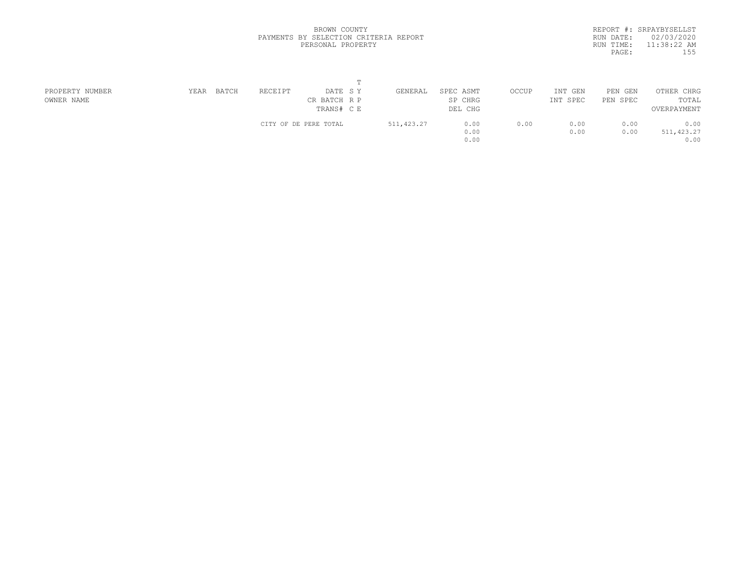BROWN COUNTY
PAYMENTS BY SELECTION CRITERIA REPORT
PERSONAL PROPERTY

REPORT #: SRPAYBYSELLST
RUN DATE: 02/03/2020
RUN TIME: 11:38:22 AM

| PROPERTY NUMBER OWNER NAME | YEAR | BATCH | RECEIPT | DATE CR BATCH TRANS# | T S Y R P C E | GENERAL | SPEC ASMT SP CHRG DEL CHG | OCCUP | INT GEN INT SPEC | PEN GEN PEN SPEC | OTHER CHRG TOTAL OVERPAYMENT |
|---|---|---|---|---|---|---|---|---|---|---|---|
| | | | CITY OF DE PERE TOTAL | | | 511,423.27 | 0.00 | 0.00 | 0.00 | 0.00 | 0.00 |
| | | | | | | | 0.00 | | 0.00 | 0.00 | 511,423.27 |
| | | | | | | | 0.00 | | | | 0.00 |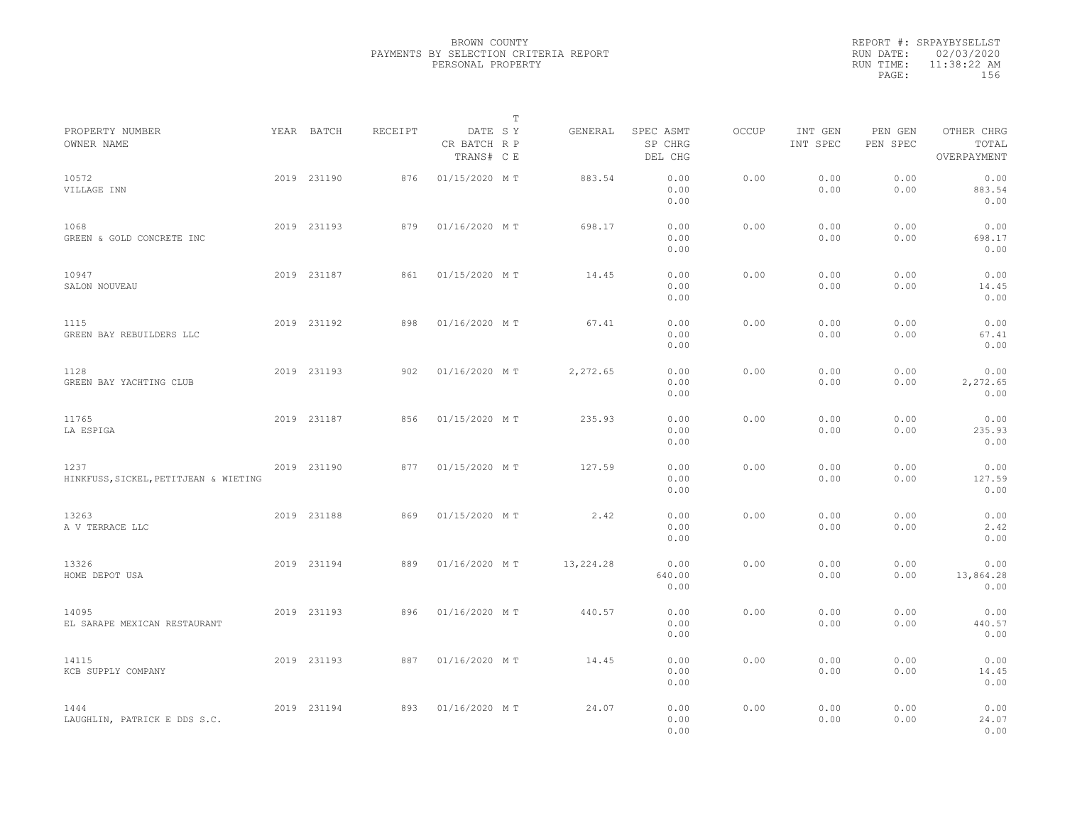BROWN COUNTY
PAYMENTS BY SELECTION CRITERIA REPORT
PERSONAL PROPERTY

REPORT #: SRPAYBYSELLST
RUN DATE: 02/03/2020
RUN TIME: 11:38:22 AM

| PROPERTY NUMBER / OWNER NAME | YEAR | BATCH | RECEIPT | DATE / CR BATCH / TRANS# | T S Y / R P / C E | GENERAL | SPEC ASMT / SP CHRG / DEL CHG | OCCUP | INT GEN / INT SPEC | PEN GEN / PEN SPEC | OTHER CHRG / TOTAL / OVERPAYMENT |
|---|---|---|---|---|---|---|---|---|---|---|---|
| 10572 / VILLAGE INN | 2019 | 231190 | 876 | 01/15/2020 | M T | 883.54 | 0.00 / 0.00 / 0.00 | 0.00 | 0.00 / 0.00 | 0.00 / 0.00 | 0.00 / 883.54 / 0.00 |
| 1068 / GREEN & GOLD CONCRETE INC | 2019 | 231193 | 879 | 01/16/2020 | M T | 698.17 | 0.00 / 0.00 / 0.00 | 0.00 | 0.00 / 0.00 | 0.00 / 0.00 | 0.00 / 698.17 / 0.00 |
| 10947 / SALON NOUVEAU | 2019 | 231187 | 861 | 01/15/2020 | M T | 14.45 | 0.00 / 0.00 / 0.00 | 0.00 | 0.00 / 0.00 | 0.00 / 0.00 | 0.00 / 14.45 / 0.00 |
| 1115 / GREEN BAY REBUILDERS LLC | 2019 | 231192 | 898 | 01/16/2020 | M T | 67.41 | 0.00 / 0.00 / 0.00 | 0.00 | 0.00 / 0.00 | 0.00 / 0.00 | 0.00 / 67.41 / 0.00 |
| 1128 / GREEN BAY YACHTING CLUB | 2019 | 231193 | 902 | 01/16/2020 | M T | 2,272.65 | 0.00 / 0.00 / 0.00 | 0.00 | 0.00 / 0.00 | 0.00 / 0.00 | 0.00 / 2,272.65 / 0.00 |
| 11765 / LA ESPIGA | 2019 | 231187 | 856 | 01/15/2020 | M T | 235.93 | 0.00 / 0.00 / 0.00 | 0.00 | 0.00 / 0.00 | 0.00 / 0.00 | 0.00 / 235.93 / 0.00 |
| 1237 / HINKFUSS, SICKEL, PETITJEAN & WIETING | 2019 | 231190 | 877 | 01/15/2020 | M T | 127.59 | 0.00 / 0.00 / 0.00 | 0.00 | 0.00 / 0.00 | 0.00 / 0.00 | 0.00 / 127.59 / 0.00 |
| 13263 / A V TERRACE LLC | 2019 | 231188 | 869 | 01/15/2020 | M T | 2.42 | 0.00 / 0.00 / 0.00 | 0.00 | 0.00 / 0.00 | 0.00 / 0.00 | 0.00 / 2.42 / 0.00 |
| 13326 / HOME DEPOT USA | 2019 | 231194 | 889 | 01/16/2020 | M T | 13,224.28 | 0.00 / 640.00 / 0.00 | 0.00 | 0.00 / 0.00 | 0.00 / 0.00 | 0.00 / 13,864.28 / 0.00 |
| 14095 / EL SARAPE MEXICAN RESTAURANT | 2019 | 231193 | 896 | 01/16/2020 | M T | 440.57 | 0.00 / 0.00 / 0.00 | 0.00 | 0.00 / 0.00 | 0.00 / 0.00 | 0.00 / 440.57 / 0.00 |
| 14115 / KCB SUPPLY COMPANY | 2019 | 231193 | 887 | 01/16/2020 | M T | 14.45 | 0.00 / 0.00 / 0.00 | 0.00 | 0.00 / 0.00 | 0.00 / 0.00 | 0.00 / 14.45 / 0.00 |
| 1444 / LAUGHLIN, PATRICK E DDS S.C. | 2019 | 231194 | 893 | 01/16/2020 | M T | 24.07 | 0.00 / 0.00 / 0.00 | 0.00 | 0.00 / 0.00 | 0.00 / 0.00 | 0.00 / 24.07 / 0.00 |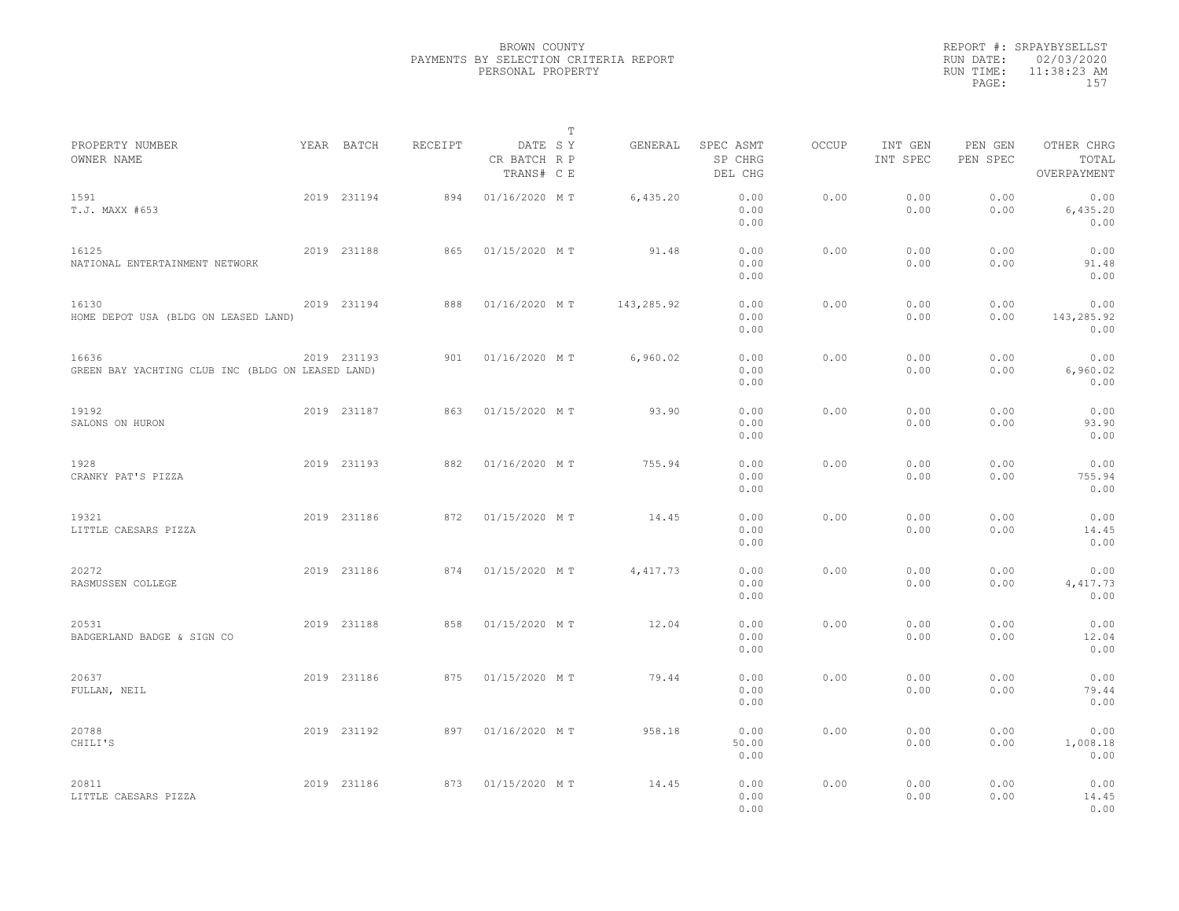BROWN COUNTY
PAYMENTS BY SELECTION CRITERIA REPORT
PERSONAL PROPERTY

REPORT #: SRPAYBYSELLST
RUN DATE: 02/03/2020
RUN TIME: 11:38:23 AM

| PROPERTY NUMBER / OWNER NAME | YEAR | BATCH | RECEIPT | DATE / CR BATCH / TRANS# | T SY RP CE | GENERAL | SPEC ASMT / SP CHRG / DEL CHG | OCCUP | INT GEN / INT SPEC | PEN GEN / PEN SPEC | OTHER CHRG / TOTAL / OVERPAYMENT |
|---|---|---|---|---|---|---|---|---|---|---|---|
| 1591 T.J. MAXX #653 | 2019 | 231194 | 894 | 01/16/2020 | M T | 6,435.20 | 0.00 0.00 0.00 | 0.00 | 0.00 0.00 | 0.00 0.00 | 0.00 6,435.20 0.00 |
| 16125 NATIONAL ENTERTAINMENT NETWORK | 2019 | 231188 | 865 | 01/15/2020 | M T | 91.48 | 0.00 0.00 0.00 | 0.00 | 0.00 0.00 | 0.00 0.00 | 0.00 91.48 0.00 |
| 16130 HOME DEPOT USA (BLDG ON LEASED LAND) | 2019 | 231194 | 888 | 01/16/2020 | M T | 143,285.92 | 0.00 0.00 0.00 | 0.00 | 0.00 0.00 | 0.00 0.00 | 0.00 143,285.92 0.00 |
| 16636 GREEN BAY YACHTING CLUB INC (BLDG ON LEASED LAND) | 2019 | 231193 | 901 | 01/16/2020 | M T | 6,960.02 | 0.00 0.00 0.00 | 0.00 | 0.00 0.00 | 0.00 0.00 | 0.00 6,960.02 0.00 |
| 19192 SALONS ON HURON | 2019 | 231187 | 863 | 01/15/2020 | M T | 93.90 | 0.00 0.00 0.00 | 0.00 | 0.00 0.00 | 0.00 0.00 | 0.00 93.90 0.00 |
| 1928 CRANKY PAT'S PIZZA | 2019 | 231193 | 882 | 01/16/2020 | M T | 755.94 | 0.00 0.00 0.00 | 0.00 | 0.00 0.00 | 0.00 0.00 | 0.00 755.94 0.00 |
| 19321 LITTLE CAESARS PIZZA | 2019 | 231186 | 872 | 01/15/2020 | M T | 14.45 | 0.00 0.00 0.00 | 0.00 | 0.00 0.00 | 0.00 0.00 | 0.00 14.45 0.00 |
| 20272 RASMUSSEN COLLEGE | 2019 | 231186 | 874 | 01/15/2020 | M T | 4,417.73 | 0.00 0.00 0.00 | 0.00 | 0.00 0.00 | 0.00 0.00 | 0.00 4,417.73 0.00 |
| 20531 BADGERLAND BADGE & SIGN CO | 2019 | 231188 | 858 | 01/15/2020 | M T | 12.04 | 0.00 0.00 0.00 | 0.00 | 0.00 0.00 | 0.00 0.00 | 0.00 12.04 0.00 |
| 20637 FULLAN, NEIL | 2019 | 231186 | 875 | 01/15/2020 | M T | 79.44 | 0.00 0.00 0.00 | 0.00 | 0.00 0.00 | 0.00 0.00 | 0.00 79.44 0.00 |
| 20788 CHILI'S | 2019 | 231192 | 897 | 01/16/2020 | M T | 958.18 | 0.00 50.00 0.00 | 0.00 | 0.00 0.00 | 0.00 0.00 | 0.00 1,008.18 0.00 |
| 20811 LITTLE CAESARS PIZZA | 2019 | 231186 | 873 | 01/15/2020 | M T | 14.45 | 0.00 0.00 0.00 | 0.00 | 0.00 0.00 | 0.00 0.00 | 0.00 14.45 0.00 |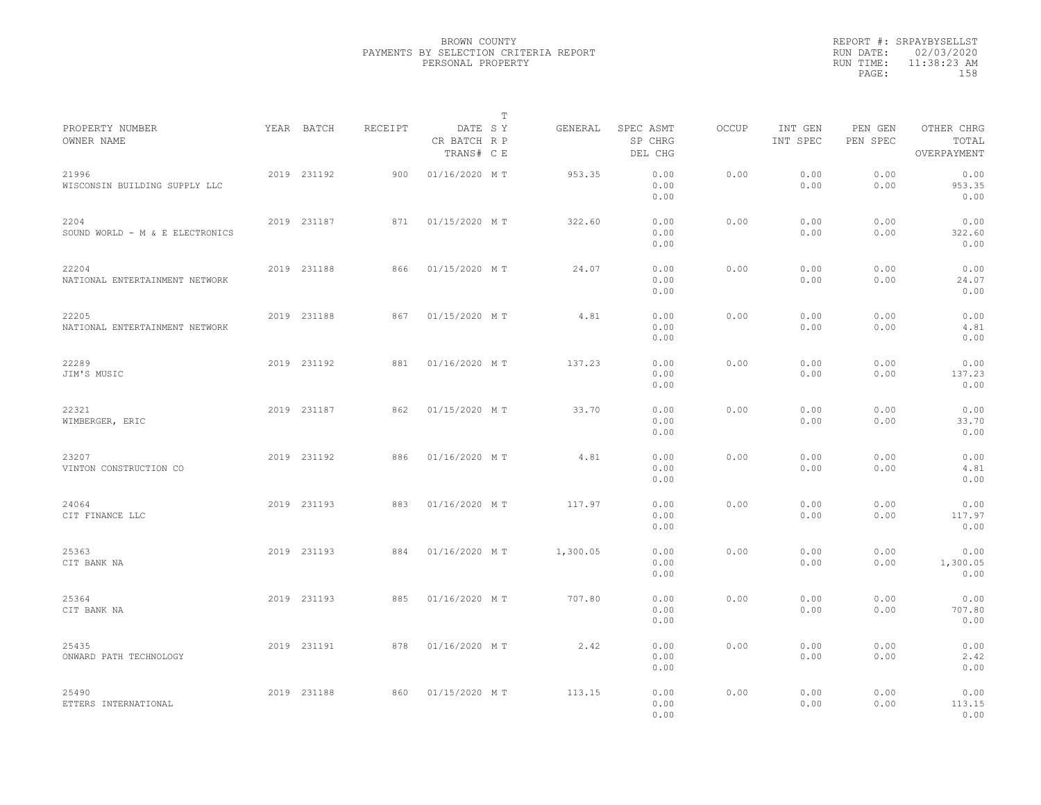BROWN COUNTY
PAYMENTS BY SELECTION CRITERIA REPORT
PERSONAL PROPERTY

REPORT #: SRPAYBYSELLST
RUN DATE: 02/03/2020
RUN TIME: 11:38:23 AM

| PROPERTY NUMBER OWNER NAME | YEAR | BATCH | RECEIPT | DATE CR BATCH TRANS# | T S Y R P C E | GENERAL | SPEC ASMT SP CHRG DEL CHG | OCCUP | INT GEN INT SPEC | PEN GEN PEN SPEC | OTHER CHRG TOTAL OVERPAYMENT |
|---|---|---|---|---|---|---|---|---|---|---|---|
| 21996 WISCONSIN BUILDING SUPPLY LLC | 2019 | 231192 | 900 | 01/16/2020 | M T | 953.35 | 0.00 0.00 0.00 | 0.00 | 0.00 0.00 | 0.00 0.00 | 0.00 953.35 0.00 |
| 2204 SOUND WORLD - M & E ELECTRONICS | 2019 | 231187 | 871 | 01/15/2020 | M T | 322.60 | 0.00 0.00 0.00 | 0.00 | 0.00 0.00 | 0.00 0.00 | 0.00 322.60 0.00 |
| 22204 NATIONAL ENTERTAINMENT NETWORK | 2019 | 231188 | 866 | 01/15/2020 | M T | 24.07 | 0.00 0.00 0.00 | 0.00 | 0.00 0.00 | 0.00 0.00 | 0.00 24.07 0.00 |
| 22205 NATIONAL ENTERTAINMENT NETWORK | 2019 | 231188 | 867 | 01/15/2020 | M T | 4.81 | 0.00 0.00 0.00 | 0.00 | 0.00 0.00 | 0.00 0.00 | 0.00 4.81 0.00 |
| 22289 JIM'S MUSIC | 2019 | 231192 | 881 | 01/16/2020 | M T | 137.23 | 0.00 0.00 0.00 | 0.00 | 0.00 0.00 | 0.00 0.00 | 0.00 137.23 0.00 |
| 22321 WIMBERGER, ERIC | 2019 | 231187 | 862 | 01/15/2020 | M T | 33.70 | 0.00 0.00 0.00 | 0.00 | 0.00 0.00 | 0.00 0.00 | 0.00 33.70 0.00 |
| 23207 VINTON CONSTRUCTION CO | 2019 | 231192 | 886 | 01/16/2020 | M T | 4.81 | 0.00 0.00 0.00 | 0.00 | 0.00 0.00 | 0.00 0.00 | 0.00 4.81 0.00 |
| 24064 CIT FINANCE LLC | 2019 | 231193 | 883 | 01/16/2020 | M T | 117.97 | 0.00 0.00 0.00 | 0.00 | 0.00 0.00 | 0.00 0.00 | 0.00 117.97 0.00 |
| 25363 CIT BANK NA | 2019 | 231193 | 884 | 01/16/2020 | M T | 1,300.05 | 0.00 0.00 0.00 | 0.00 | 0.00 0.00 | 0.00 0.00 | 0.00 1,300.05 0.00 |
| 25364 CIT BANK NA | 2019 | 231193 | 885 | 01/16/2020 | M T | 707.80 | 0.00 0.00 0.00 | 0.00 | 0.00 0.00 | 0.00 0.00 | 0.00 707.80 0.00 |
| 25435 ONWARD PATH TECHNOLOGY | 2019 | 231191 | 878 | 01/16/2020 | M T | 2.42 | 0.00 0.00 0.00 | 0.00 | 0.00 0.00 | 0.00 0.00 | 0.00 2.42 0.00 |
| 25490 ETTERS INTERNATIONAL | 2019 | 231188 | 860 | 01/15/2020 | M T | 113.15 | 0.00 0.00 0.00 | 0.00 | 0.00 0.00 | 0.00 0.00 | 0.00 113.15 0.00 |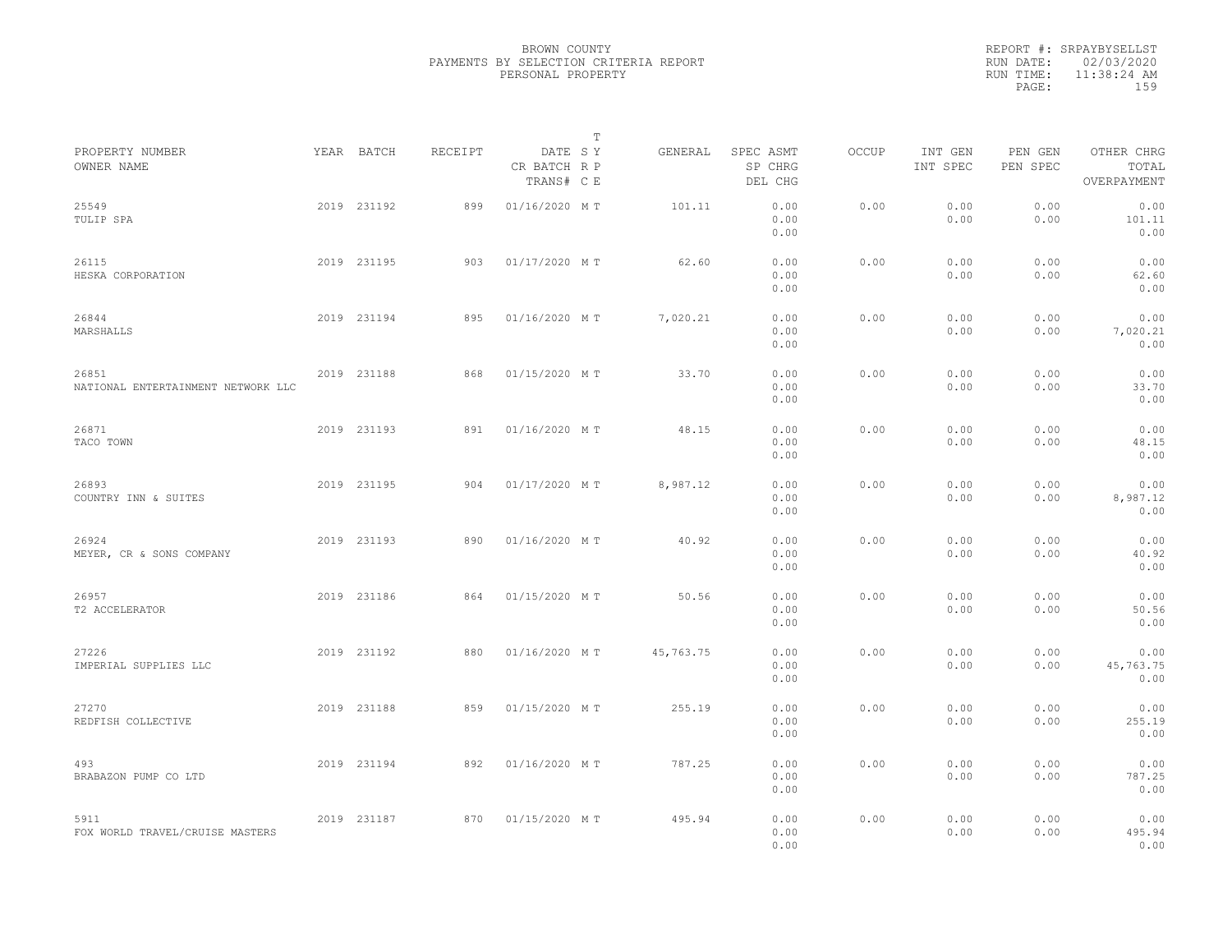BROWN COUNTY
PAYMENTS BY SELECTION CRITERIA REPORT
PERSONAL PROPERTY

REPORT #: SRPAYBYSELLST
RUN DATE: 02/03/2020
RUN TIME: 11:38:24 AM
PAGE: 159

| PROPERTY NUMBER<br>OWNER NAME | YEAR | BATCH | RECEIPT | DATE<br>CR BATCH<br>TRANS# | T<br>S Y<br>R P<br>C E | GENERAL | SPEC ASMT<br>SP CHRG<br>DEL CHG | OCCUP | INT GEN<br>INT SPEC | PEN GEN<br>PEN SPEC | OTHER CHRG<br>TOTAL<br>OVERPAYMENT |
|---|---|---|---|---|---|---|---|---|---|---|---|
| 25549<br>TULIP SPA | 2019 | 231192 | 899 | 01/16/2020 | M T | 101.11 | 0.00<br>0.00<br>0.00 | 0.00 | 0.00<br>0.00 | 0.00<br>0.00 | 0.00<br>101.11<br>0.00 |
| 26115<br>HESKA CORPORATION | 2019 | 231195 | 903 | 01/17/2020 | M T | 62.60 | 0.00<br>0.00<br>0.00 | 0.00 | 0.00<br>0.00 | 0.00<br>0.00 | 0.00<br>62.60<br>0.00 |
| 26844<br>MARSHALLS | 2019 | 231194 | 895 | 01/16/2020 | M T | 7,020.21 | 0.00<br>0.00<br>0.00 | 0.00 | 0.00<br>0.00 | 0.00<br>0.00 | 0.00<br>7,020.21<br>0.00 |
| 26851<br>NATIONAL ENTERTAINMENT NETWORK LLC | 2019 | 231188 | 868 | 01/15/2020 | M T | 33.70 | 0.00<br>0.00<br>0.00 | 0.00 | 0.00<br>0.00 | 0.00<br>0.00 | 0.00<br>33.70<br>0.00 |
| 26871<br>TACO TOWN | 2019 | 231193 | 891 | 01/16/2020 | M T | 48.15 | 0.00<br>0.00<br>0.00 | 0.00 | 0.00<br>0.00 | 0.00<br>0.00 | 0.00<br>48.15<br>0.00 |
| 26893<br>COUNTRY INN & SUITES | 2019 | 231195 | 904 | 01/17/2020 | M T | 8,987.12 | 0.00<br>0.00<br>0.00 | 0.00 | 0.00<br>0.00 | 0.00<br>0.00 | 0.00<br>8,987.12<br>0.00 |
| 26924<br>MEYER, CR & SONS COMPANY | 2019 | 231193 | 890 | 01/16/2020 | M T | 40.92 | 0.00<br>0.00<br>0.00 | 0.00 | 0.00<br>0.00 | 0.00<br>0.00 | 0.00<br>40.92<br>0.00 |
| 26957<br>T2 ACCELERATOR | 2019 | 231186 | 864 | 01/15/2020 | M T | 50.56 | 0.00<br>0.00<br>0.00 | 0.00 | 0.00<br>0.00 | 0.00<br>0.00 | 0.00<br>50.56<br>0.00 |
| 27226<br>IMPERIAL SUPPLIES LLC | 2019 | 231192 | 880 | 01/16/2020 | M T | 45,763.75 | 0.00<br>0.00<br>0.00 | 0.00 | 0.00<br>0.00 | 0.00<br>0.00 | 0.00<br>45,763.75<br>0.00 |
| 27270<br>REDFISH COLLECTIVE | 2019 | 231188 | 859 | 01/15/2020 | M T | 255.19 | 0.00<br>0.00<br>0.00 | 0.00 | 0.00<br>0.00 | 0.00<br>0.00 | 0.00<br>255.19<br>0.00 |
| 493<br>BRABAZON PUMP CO LTD | 2019 | 231194 | 892 | 01/16/2020 | M T | 787.25 | 0.00<br>0.00<br>0.00 | 0.00 | 0.00<br>0.00 | 0.00<br>0.00 | 0.00<br>787.25<br>0.00 |
| 5911<br>FOX WORLD TRAVEL/CRUISE MASTERS | 2019 | 231187 | 870 | 01/15/2020 | M T | 495.94 | 0.00<br>0.00<br>0.00 | 0.00 | 0.00<br>0.00 | 0.00<br>0.00 | 0.00<br>495.94<br>0.00 |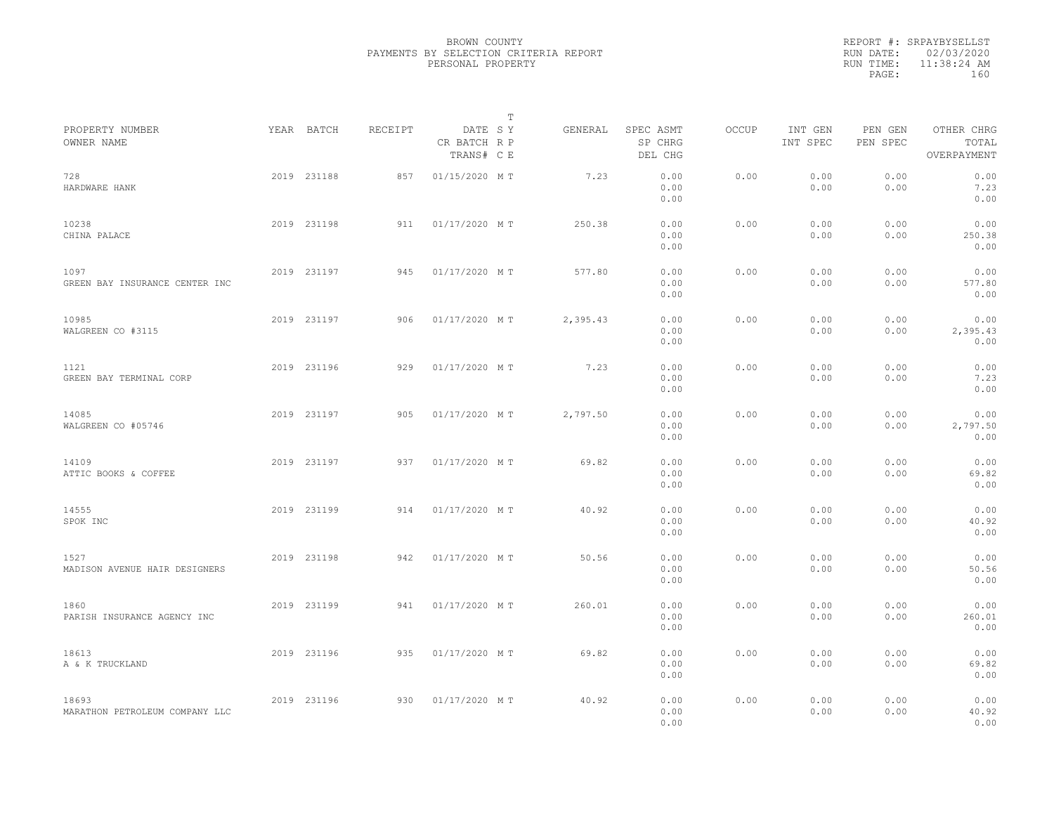BROWN COUNTY
PAYMENTS BY SELECTION CRITERIA REPORT
PERSONAL PROPERTY

REPORT #: SRPAYBYSELLST
RUN DATE: 02/03/2020
RUN TIME: 11:38:24 AM

| PROPERTY NUMBER<br>OWNER NAME | YEAR | BATCH | RECEIPT | DATE<br>CR BATCH<br>TRANS# | T<br>S Y<br>R P<br>C E | GENERAL | SPEC ASMT<br>SP CHRG<br>DEL CHG | OCCUP | INT GEN<br>INT SPEC | PEN GEN<br>PEN SPEC | OTHER CHRG<br>TOTAL<br>OVERPAYMENT |
|---|---|---|---|---|---|---|---|---|---|---|---|
| 728<br>HARDWARE HANK | 2019 | 231188 | 857 | 01/15/2020 | M T | 7.23 | 0.00<br>0.00<br>0.00 | 0.00 | 0.00<br>0.00 | 0.00<br>0.00 | 0.00<br>7.23<br>0.00 |
| 10238<br>CHINA PALACE | 2019 | 231198 | 911 | 01/17/2020 | M T | 250.38 | 0.00<br>0.00<br>0.00 | 0.00 | 0.00<br>0.00 | 0.00<br>0.00 | 0.00<br>250.38<br>0.00 |
| 1097<br>GREEN BAY INSURANCE CENTER INC | 2019 | 231197 | 945 | 01/17/2020 | M T | 577.80 | 0.00<br>0.00<br>0.00 | 0.00 | 0.00<br>0.00 | 0.00<br>0.00 | 0.00<br>577.80<br>0.00 |
| 10985<br>WALGREEN CO #3115 | 2019 | 231197 | 906 | 01/17/2020 | M T | 2,395.43 | 0.00<br>0.00<br>0.00 | 0.00 | 0.00<br>0.00 | 0.00<br>0.00 | 0.00<br>2,395.43<br>0.00 |
| 1121<br>GREEN BAY TERMINAL CORP | 2019 | 231196 | 929 | 01/17/2020 | M T | 7.23 | 0.00<br>0.00<br>0.00 | 0.00 | 0.00<br>0.00 | 0.00<br>0.00 | 0.00<br>7.23<br>0.00 |
| 14085<br>WALGREEN CO #05746 | 2019 | 231197 | 905 | 01/17/2020 | M T | 2,797.50 | 0.00<br>0.00<br>0.00 | 0.00 | 0.00<br>0.00 | 0.00<br>0.00 | 0.00<br>2,797.50<br>0.00 |
| 14109<br>ATTIC BOOKS & COFFEE | 2019 | 231197 | 937 | 01/17/2020 | M T | 69.82 | 0.00<br>0.00<br>0.00 | 0.00 | 0.00<br>0.00 | 0.00<br>0.00 | 0.00<br>69.82<br>0.00 |
| 14555<br>SPOK INC | 2019 | 231199 | 914 | 01/17/2020 | M T | 40.92 | 0.00<br>0.00<br>0.00 | 0.00 | 0.00<br>0.00 | 0.00<br>0.00 | 0.00<br>40.92<br>0.00 |
| 1527<br>MADISON AVENUE HAIR DESIGNERS | 2019 | 231198 | 942 | 01/17/2020 | M T | 50.56 | 0.00<br>0.00<br>0.00 | 0.00 | 0.00<br>0.00 | 0.00<br>0.00 | 0.00<br>50.56<br>0.00 |
| 1860<br>PARISH INSURANCE AGENCY INC | 2019 | 231199 | 941 | 01/17/2020 | M T | 260.01 | 0.00<br>0.00<br>0.00 | 0.00 | 0.00<br>0.00 | 0.00<br>0.00 | 0.00<br>260.01<br>0.00 |
| 18613<br>A & K TRUCKLAND | 2019 | 231196 | 935 | 01/17/2020 | M T | 69.82 | 0.00<br>0.00<br>0.00 | 0.00 | 0.00<br>0.00 | 0.00<br>0.00 | 0.00<br>69.82<br>0.00 |
| 18693<br>MARATHON PETROLEUM COMPANY LLC | 2019 | 231196 | 930 | 01/17/2020 | M T | 40.92 | 0.00<br>0.00<br>0.00 | 0.00 | 0.00<br>0.00 | 0.00<br>0.00 | 0.00<br>40.92<br>0.00 |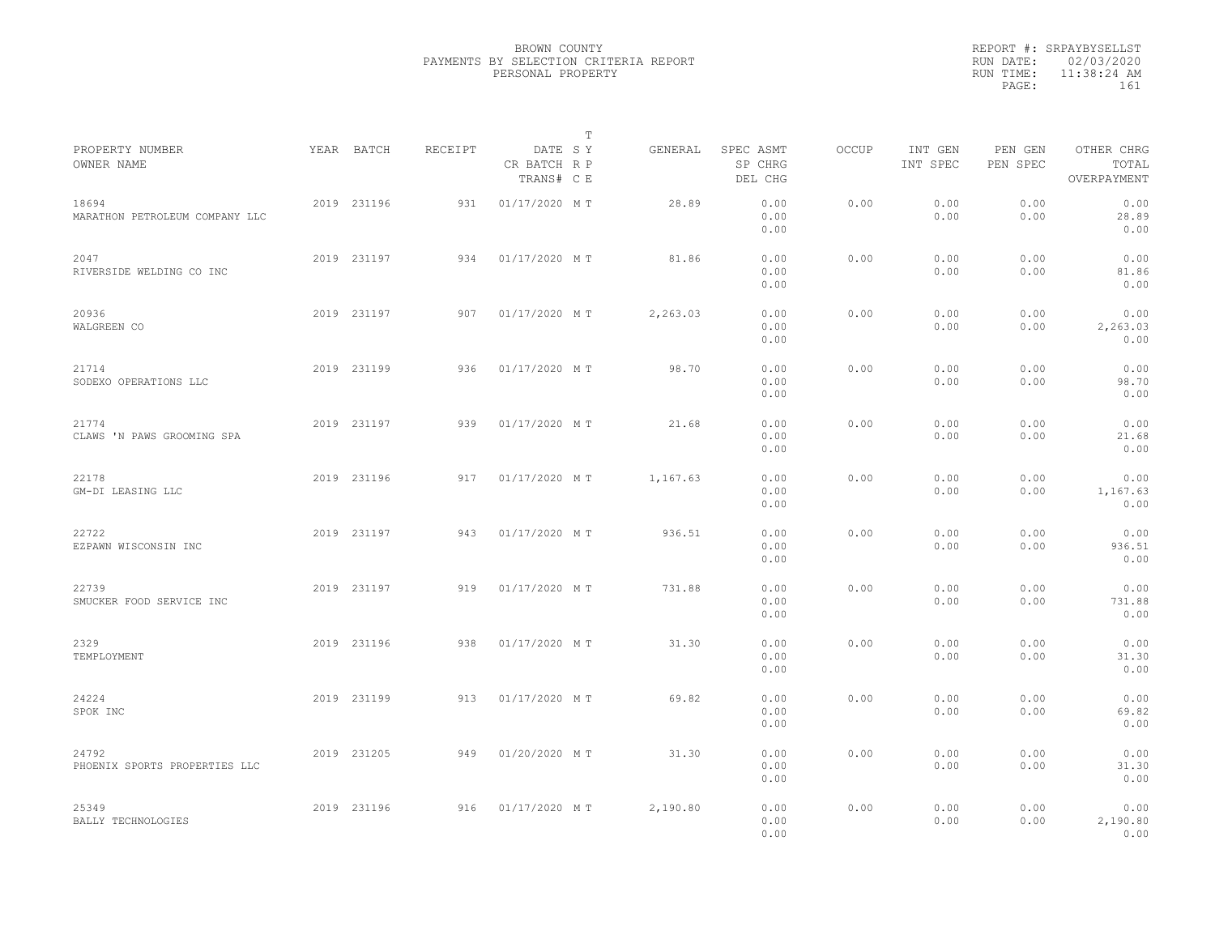BROWN COUNTY
PAYMENTS BY SELECTION CRITERIA REPORT
PERSONAL PROPERTY

REPORT #: SRPAYBYSELLST
RUN DATE: 02/03/2020
RUN TIME: 11:38:24 AM

| PROPERTY NUMBER / OWNER NAME | YEAR | BATCH | RECEIPT | DATE / CR BATCH / TRANS# | T SY RP CE | GENERAL | SPEC ASMT / SP CHRG / DEL CHG | OCCUP | INT GEN / INT SPEC | PEN GEN / PEN SPEC | OTHER CHRG / TOTAL / OVERPAYMENT |
|---|---|---|---|---|---|---|---|---|---|---|---|
| 18694 MARATHON PETROLEUM COMPANY LLC | 2019 | 231196 | 931 | 01/17/2020 | M T | 28.89 | 0.00 0.00 0.00 | 0.00 | 0.00 0.00 | 0.00 0.00 | 0.00 28.89 0.00 |
| 2047 RIVERSIDE WELDING CO INC | 2019 | 231197 | 934 | 01/17/2020 | M T | 81.86 | 0.00 0.00 0.00 | 0.00 | 0.00 0.00 | 0.00 0.00 | 0.00 81.86 0.00 |
| 20936 WALGREEN CO | 2019 | 231197 | 907 | 01/17/2020 | M T | 2,263.03 | 0.00 0.00 0.00 | 0.00 | 0.00 0.00 | 0.00 0.00 | 0.00 2,263.03 0.00 |
| 21714 SODEXO OPERATIONS LLC | 2019 | 231199 | 936 | 01/17/2020 | M T | 98.70 | 0.00 0.00 0.00 | 0.00 | 0.00 0.00 | 0.00 0.00 | 0.00 98.70 0.00 |
| 21774 CLAWS 'N PAWS GROOMING SPA | 2019 | 231197 | 939 | 01/17/2020 | M T | 21.68 | 0.00 0.00 0.00 | 0.00 | 0.00 0.00 | 0.00 0.00 | 0.00 21.68 0.00 |
| 22178 GM-DI LEASING LLC | 2019 | 231196 | 917 | 01/17/2020 | M T | 1,167.63 | 0.00 0.00 0.00 | 0.00 | 0.00 0.00 | 0.00 0.00 | 0.00 1,167.63 0.00 |
| 22722 EZPAWN WISCONSIN INC | 2019 | 231197 | 943 | 01/17/2020 | M T | 936.51 | 0.00 0.00 0.00 | 0.00 | 0.00 0.00 | 0.00 0.00 | 0.00 936.51 0.00 |
| 22739 SMUCKER FOOD SERVICE INC | 2019 | 231197 | 919 | 01/17/2020 | M T | 731.88 | 0.00 0.00 0.00 | 0.00 | 0.00 0.00 | 0.00 0.00 | 0.00 731.88 0.00 |
| 2329 TEMPLOYMENT | 2019 | 231196 | 938 | 01/17/2020 | M T | 31.30 | 0.00 0.00 0.00 | 0.00 | 0.00 0.00 | 0.00 0.00 | 0.00 31.30 0.00 |
| 24224 SPOK INC | 2019 | 231199 | 913 | 01/17/2020 | M T | 69.82 | 0.00 0.00 0.00 | 0.00 | 0.00 0.00 | 0.00 0.00 | 0.00 69.82 0.00 |
| 24792 PHOENIX SPORTS PROPERTIES LLC | 2019 | 231205 | 949 | 01/20/2020 | M T | 31.30 | 0.00 0.00 0.00 | 0.00 | 0.00 0.00 | 0.00 0.00 | 0.00 31.30 0.00 |
| 25349 BALLY TECHNOLOGIES | 2019 | 231196 | 916 | 01/17/2020 | M T | 2,190.80 | 0.00 0.00 0.00 | 0.00 | 0.00 0.00 | 0.00 0.00 | 0.00 2,190.80 0.00 |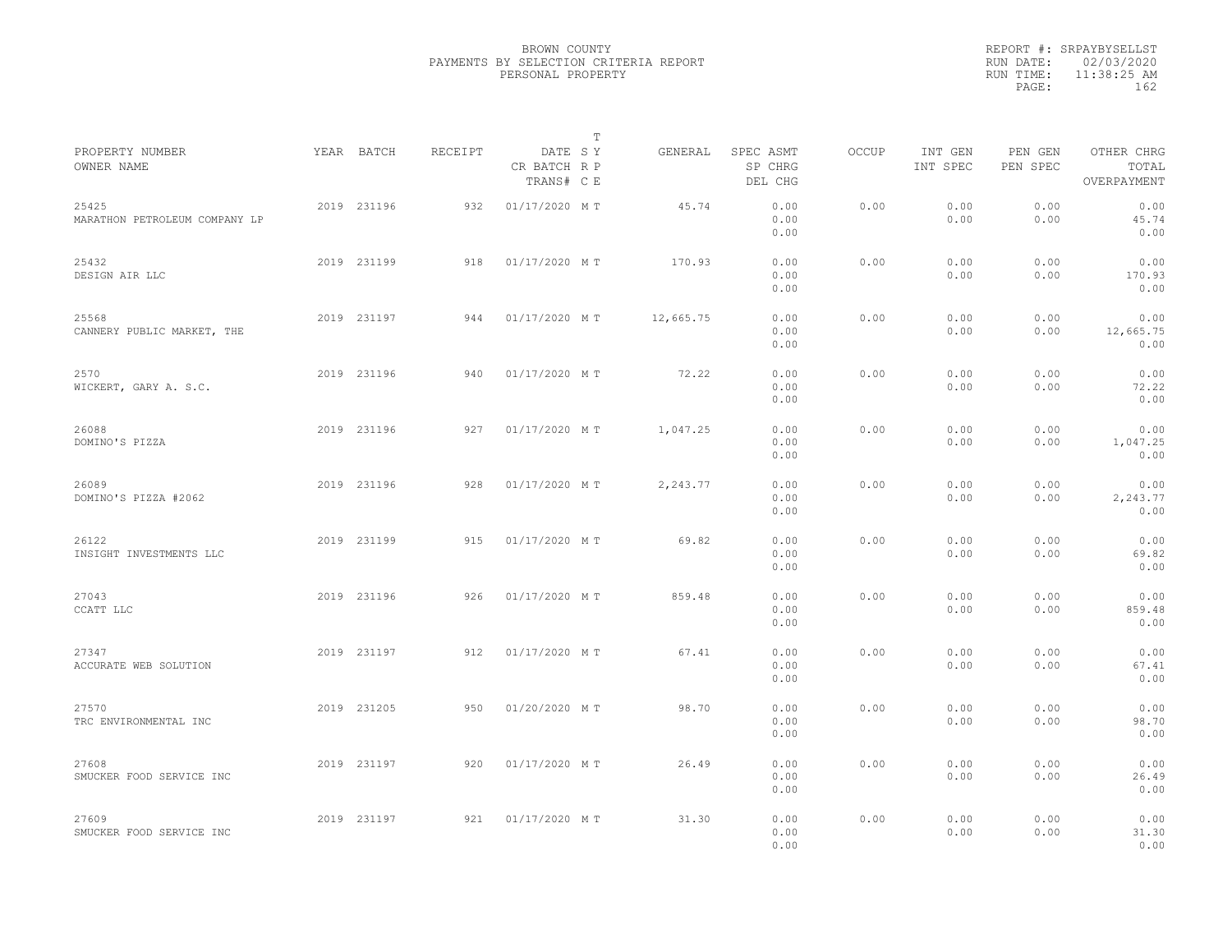BROWN COUNTY
PAYMENTS BY SELECTION CRITERIA REPORT
PERSONAL PROPERTY

REPORT #: SRPAYBYSELLST
RUN DATE: 02/03/2020
RUN TIME: 11:38:25 AM

| PROPERTY NUMBER<br>OWNER NAME | YEAR | BATCH | RECEIPT | DATE<br>CR BATCH<br>TRANS# | T<br>S Y<br>R P<br>C E | GENERAL | SPEC ASMT<br>SP CHRG<br>DEL CHG | OCCUP | INT GEN<br>INT SPEC | PEN GEN<br>PEN SPEC | OTHER CHRG<br>TOTAL<br>OVERPAYMENT |
|---|---|---|---|---|---|---|---|---|---|---|---|
| 25425<br>MARATHON PETROLEUM COMPANY LP | 2019 | 231196 | 932 | 01/17/2020 | M T | 45.74 | 0.00<br>0.00<br>0.00 | 0.00 | 0.00<br>0.00 | 0.00<br>0.00 | 0.00<br>45.74<br>0.00 |
| 25432<br>DESIGN AIR LLC | 2019 | 231199 | 918 | 01/17/2020 | M T | 170.93 | 0.00<br>0.00<br>0.00 | 0.00 | 0.00<br>0.00 | 0.00<br>0.00 | 0.00<br>170.93<br>0.00 |
| 25568<br>CANNERY PUBLIC MARKET, THE | 2019 | 231197 | 944 | 01/17/2020 | M T | 12,665.75 | 0.00<br>0.00<br>0.00 | 0.00 | 0.00<br>0.00 | 0.00<br>0.00 | 0.00<br>12,665.75<br>0.00 |
| 2570<br>WICKERT, GARY A. S.C. | 2019 | 231196 | 940 | 01/17/2020 | M T | 72.22 | 0.00<br>0.00<br>0.00 | 0.00 | 0.00<br>0.00 | 0.00<br>0.00 | 0.00<br>72.22<br>0.00 |
| 26088<br>DOMINO'S PIZZA | 2019 | 231196 | 927 | 01/17/2020 | M T | 1,047.25 | 0.00<br>0.00<br>0.00 | 0.00 | 0.00<br>0.00 | 0.00<br>0.00 | 0.00<br>1,047.25<br>0.00 |
| 26089<br>DOMINO'S PIZZA #2062 | 2019 | 231196 | 928 | 01/17/2020 | M T | 2,243.77 | 0.00<br>0.00<br>0.00 | 0.00 | 0.00<br>0.00 | 0.00<br>0.00 | 0.00<br>2,243.77<br>0.00 |
| 26122<br>INSIGHT INVESTMENTS LLC | 2019 | 231199 | 915 | 01/17/2020 | M T | 69.82 | 0.00<br>0.00<br>0.00 | 0.00 | 0.00<br>0.00 | 0.00<br>0.00 | 0.00<br>69.82<br>0.00 |
| 27043<br>CCATT LLC | 2019 | 231196 | 926 | 01/17/2020 | M T | 859.48 | 0.00<br>0.00<br>0.00 | 0.00 | 0.00<br>0.00 | 0.00<br>0.00 | 0.00<br>859.48<br>0.00 |
| 27347<br>ACCURATE WEB SOLUTION | 2019 | 231197 | 912 | 01/17/2020 | M T | 67.41 | 0.00<br>0.00<br>0.00 | 0.00 | 0.00<br>0.00 | 0.00<br>0.00 | 0.00<br>67.41<br>0.00 |
| 27570<br>TRC ENVIRONMENTAL INC | 2019 | 231205 | 950 | 01/20/2020 | M T | 98.70 | 0.00<br>0.00<br>0.00 | 0.00 | 0.00<br>0.00 | 0.00<br>0.00 | 0.00<br>98.70<br>0.00 |
| 27608<br>SMUCKER FOOD SERVICE INC | 2019 | 231197 | 920 | 01/17/2020 | M T | 26.49 | 0.00<br>0.00<br>0.00 | 0.00 | 0.00<br>0.00 | 0.00<br>0.00 | 0.00<br>26.49<br>0.00 |
| 27609<br>SMUCKER FOOD SERVICE INC | 2019 | 231197 | 921 | 01/17/2020 | M T | 31.30 | 0.00<br>0.00<br>0.00 | 0.00 | 0.00<br>0.00 | 0.00<br>0.00 | 0.00<br>31.30<br>0.00 |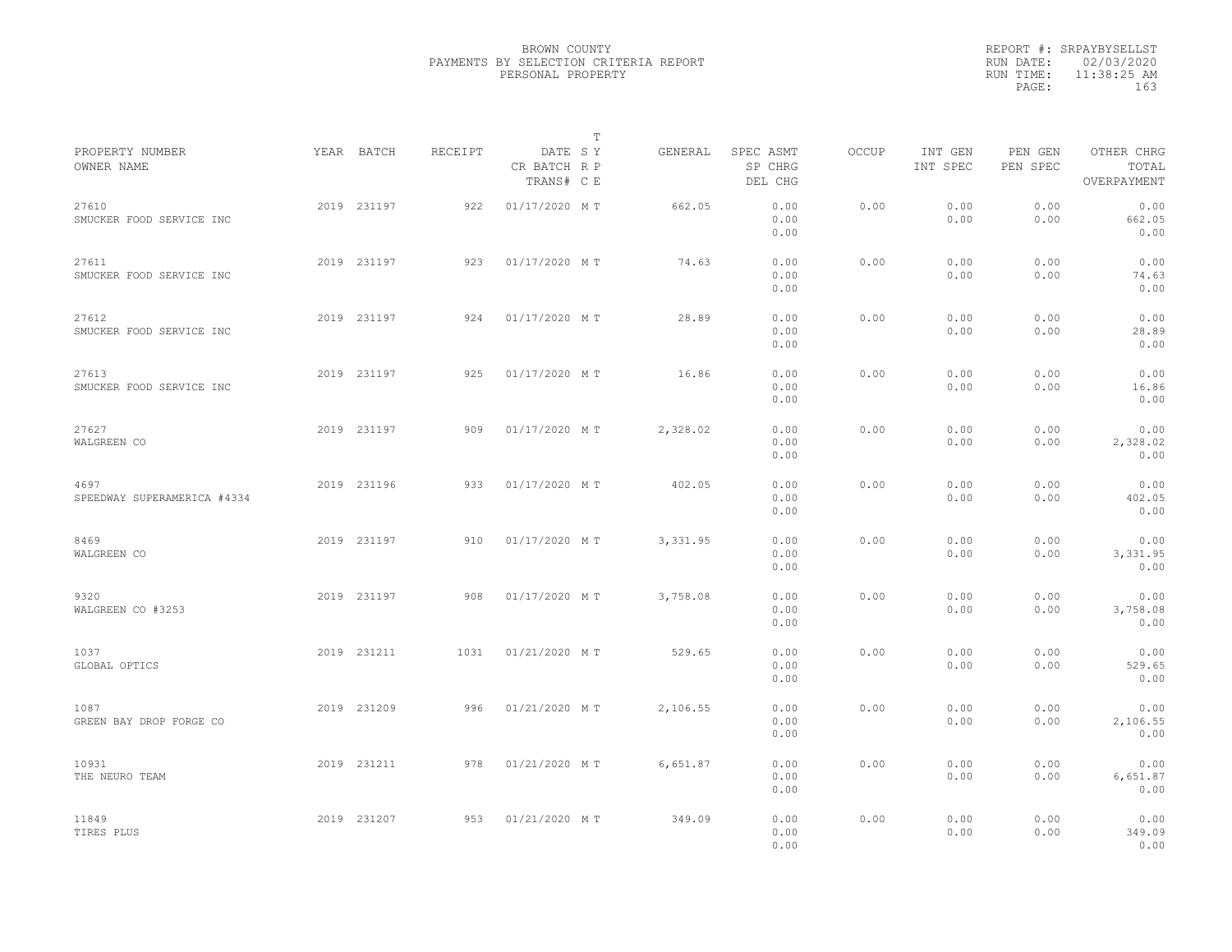BROWN COUNTY
PAYMENTS BY SELECTION CRITERIA REPORT
PERSONAL PROPERTY

REPORT #: SRPAYBYSELLST
RUN DATE: 02/03/2020
RUN TIME: 11:38:25 AM

| PROPERTY NUMBER<br>OWNER NAME | YEAR | BATCH | RECEIPT | DATE<br>CR BATCH<br>TRANS# | T S Y R P C E | GENERAL | SPEC ASMT<br>SP CHRG<br>DEL CHG | OCCUP | INT GEN<br>INT SPEC | PEN GEN<br>PEN SPEC | OTHER CHRG<br>TOTAL<br>OVERPAYMENT |
|---|---|---|---|---|---|---|---|---|---|---|---|
| 27610<br>SMUCKER FOOD SERVICE INC | 2019 | 231197 | 922 | 01/17/2020 | M T | 662.05 | 0.00<br>0.00<br>0.00 | 0.00 | 0.00<br>0.00 | 0.00<br>0.00 | 0.00<br>662.05<br>0.00 |
| 27611<br>SMUCKER FOOD SERVICE INC | 2019 | 231197 | 923 | 01/17/2020 | M T | 74.63 | 0.00<br>0.00<br>0.00 | 0.00 | 0.00<br>0.00 | 0.00<br>0.00 | 0.00<br>74.63<br>0.00 |
| 27612<br>SMUCKER FOOD SERVICE INC | 2019 | 231197 | 924 | 01/17/2020 | M T | 28.89 | 0.00<br>0.00<br>0.00 | 0.00 | 0.00<br>0.00 | 0.00<br>0.00 | 0.00<br>28.89<br>0.00 |
| 27613<br>SMUCKER FOOD SERVICE INC | 2019 | 231197 | 925 | 01/17/2020 | M T | 16.86 | 0.00<br>0.00<br>0.00 | 0.00 | 0.00<br>0.00 | 0.00<br>0.00 | 0.00<br>16.86<br>0.00 |
| 27627<br>WALGREEN CO | 2019 | 231197 | 909 | 01/17/2020 | M T | 2,328.02 | 0.00<br>0.00<br>0.00 | 0.00 | 0.00<br>0.00 | 0.00<br>0.00 | 0.00<br>2,328.02<br>0.00 |
| 4697<br>SPEEDWAY SUPERAMERICA #4334 | 2019 | 231196 | 933 | 01/17/2020 | M T | 402.05 | 0.00<br>0.00<br>0.00 | 0.00 | 0.00<br>0.00 | 0.00<br>0.00 | 0.00<br>402.05<br>0.00 |
| 8469<br>WALGREEN CO | 2019 | 231197 | 910 | 01/17/2020 | M T | 3,331.95 | 0.00<br>0.00<br>0.00 | 0.00 | 0.00<br>0.00 | 0.00<br>0.00 | 0.00<br>3,331.95<br>0.00 |
| 9320<br>WALGREEN CO #3253 | 2019 | 231197 | 908 | 01/17/2020 | M T | 3,758.08 | 0.00<br>0.00<br>0.00 | 0.00 | 0.00<br>0.00 | 0.00<br>0.00 | 0.00<br>3,758.08<br>0.00 |
| 1037<br>GLOBAL OPTICS | 2019 | 231211 | 1031 | 01/21/2020 | M T | 529.65 | 0.00<br>0.00<br>0.00 | 0.00 | 0.00<br>0.00 | 0.00<br>0.00 | 0.00<br>529.65<br>0.00 |
| 1087<br>GREEN BAY DROP FORGE CO | 2019 | 231209 | 996 | 01/21/2020 | M T | 2,106.55 | 0.00<br>0.00<br>0.00 | 0.00 | 0.00<br>0.00 | 0.00<br>0.00 | 0.00<br>2,106.55<br>0.00 |
| 10931<br>THE NEURO TEAM | 2019 | 231211 | 978 | 01/21/2020 | M T | 6,651.87 | 0.00<br>0.00<br>0.00 | 0.00 | 0.00<br>0.00 | 0.00<br>0.00 | 0.00<br>6,651.87<br>0.00 |
| 11849<br>TIRES PLUS | 2019 | 231207 | 953 | 01/21/2020 | M T | 349.09 | 0.00<br>0.00<br>0.00 | 0.00 | 0.00<br>0.00 | 0.00<br>0.00 | 0.00<br>349.09<br>0.00 |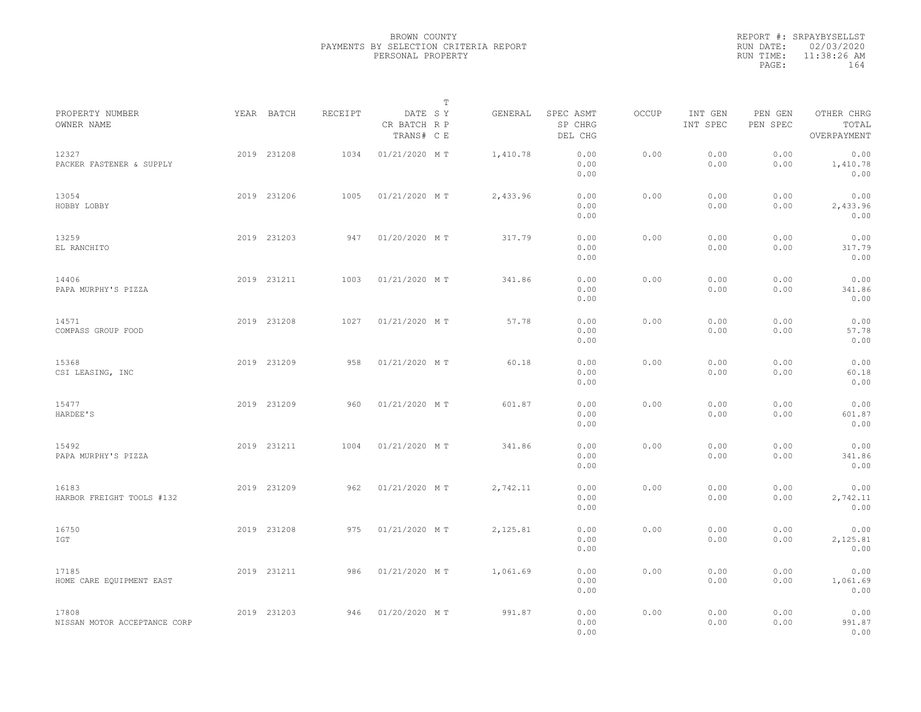BROWN COUNTY
PAYMENTS BY SELECTION CRITERIA REPORT
PERSONAL PROPERTY

REPORT #: SRPAYBYSELLST
RUN DATE: 02/03/2020
RUN TIME: 11:38:26 AM

| PROPERTY NUMBER OWNER NAME | YEAR | BATCH | RECEIPT | DATE CR BATCH TRANS# | T S Y R P C E | GENERAL | SPEC ASMT SP CHRG DEL CHG | OCCUP | INT GEN INT SPEC | PEN GEN PEN SPEC | OTHER CHRG TOTAL OVERPAYMENT |
|---|---|---|---|---|---|---|---|---|---|---|---|
| 12327 PACKER FASTENER & SUPPLY | 2019 | 231208 | 1034 | 01/21/2020 | M T | 1,410.78 | 0.00 0.00 0.00 | 0.00 | 0.00 0.00 | 0.00 0.00 | 0.00 1,410.78 0.00 |
| 13054 HOBBY LOBBY | 2019 | 231206 | 1005 | 01/21/2020 | M T | 2,433.96 | 0.00 0.00 0.00 | 0.00 | 0.00 0.00 | 0.00 0.00 | 0.00 2,433.96 0.00 |
| 13259 EL RANCHITO | 2019 | 231203 | 947 | 01/20/2020 | M T | 317.79 | 0.00 0.00 0.00 | 0.00 | 0.00 0.00 | 0.00 0.00 | 0.00 317.79 0.00 |
| 14406 PAPA MURPHY'S PIZZA | 2019 | 231211 | 1003 | 01/21/2020 | M T | 341.86 | 0.00 0.00 0.00 | 0.00 | 0.00 0.00 | 0.00 0.00 | 0.00 341.86 0.00 |
| 14571 COMPASS GROUP FOOD | 2019 | 231208 | 1027 | 01/21/2020 | M T | 57.78 | 0.00 0.00 0.00 | 0.00 | 0.00 0.00 | 0.00 0.00 | 0.00 57.78 0.00 |
| 15368 CSI LEASING, INC | 2019 | 231209 | 958 | 01/21/2020 | M T | 60.18 | 0.00 0.00 0.00 | 0.00 | 0.00 0.00 | 0.00 0.00 | 0.00 60.18 0.00 |
| 15477 HARDEE'S | 2019 | 231209 | 960 | 01/21/2020 | M T | 601.87 | 0.00 0.00 0.00 | 0.00 | 0.00 0.00 | 0.00 0.00 | 0.00 601.87 0.00 |
| 15492 PAPA MURPHY'S PIZZA | 2019 | 231211 | 1004 | 01/21/2020 | M T | 341.86 | 0.00 0.00 0.00 | 0.00 | 0.00 0.00 | 0.00 0.00 | 0.00 341.86 0.00 |
| 16183 HARBOR FREIGHT TOOLS #132 | 2019 | 231209 | 962 | 01/21/2020 | M T | 2,742.11 | 0.00 0.00 0.00 | 0.00 | 0.00 0.00 | 0.00 0.00 | 0.00 2,742.11 0.00 |
| 16750 IGT | 2019 | 231208 | 975 | 01/21/2020 | M T | 2,125.81 | 0.00 0.00 0.00 | 0.00 | 0.00 0.00 | 0.00 0.00 | 0.00 2,125.81 0.00 |
| 17185 HOME CARE EQUIPMENT EAST | 2019 | 231211 | 986 | 01/21/2020 | M T | 1,061.69 | 0.00 0.00 0.00 | 0.00 | 0.00 0.00 | 0.00 0.00 | 0.00 1,061.69 0.00 |
| 17808 NISSAN MOTOR ACCEPTANCE CORP | 2019 | 231203 | 946 | 01/20/2020 | M T | 991.87 | 0.00 0.00 0.00 | 0.00 | 0.00 0.00 | 0.00 0.00 | 0.00 991.87 0.00 |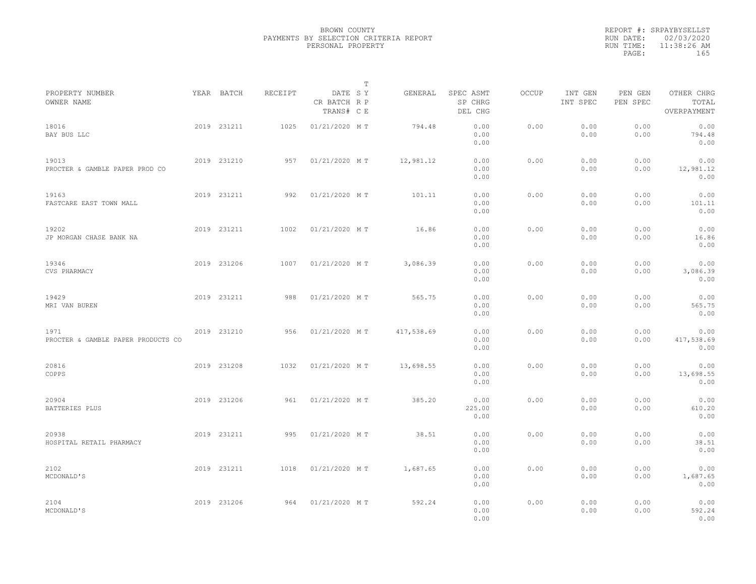BROWN COUNTY
PAYMENTS BY SELECTION CRITERIA REPORT
PERSONAL PROPERTY

REPORT #: SRPAYBYSELLST
RUN DATE: 02/03/2020
RUN TIME: 11:38:26 AM

| PROPERTY NUMBER / OWNER NAME | YEAR | BATCH | RECEIPT | DATE / CR BATCH / TRANS# | T SY RP CE | GENERAL | SPEC ASMT / SP CHRG / DEL CHG | OCCUP | INT GEN / INT SPEC | PEN GEN / PEN SPEC | OTHER CHRG / TOTAL / OVERPAYMENT |
|---|---|---|---|---|---|---|---|---|---|---|---|
| 18016 BAY BUS LLC | 2019 | 231211 | 1025 | 01/21/2020 | M T | 794.48 | 0.00 / 0.00 / 0.00 | 0.00 | 0.00 / 0.00 | 0.00 / 0.00 | 0.00 / 794.48 / 0.00 |
| 19013 PROCTER & GAMBLE PAPER PROD CO | 2019 | 231210 | 957 | 01/21/2020 | M T | 12,981.12 | 0.00 / 0.00 / 0.00 | 0.00 | 0.00 / 0.00 | 0.00 / 0.00 | 0.00 / 12,981.12 / 0.00 |
| 19163 FASTCARE EAST TOWN MALL | 2019 | 231211 | 992 | 01/21/2020 | M T | 101.11 | 0.00 / 0.00 / 0.00 | 0.00 | 0.00 / 0.00 | 0.00 / 0.00 | 0.00 / 101.11 / 0.00 |
| 19202 JP MORGAN CHASE BANK NA | 2019 | 231211 | 1002 | 01/21/2020 | M T | 16.86 | 0.00 / 0.00 / 0.00 | 0.00 | 0.00 / 0.00 | 0.00 / 0.00 | 0.00 / 16.86 / 0.00 |
| 19346 CVS PHARMACY | 2019 | 231206 | 1007 | 01/21/2020 | M T | 3,086.39 | 0.00 / 0.00 / 0.00 | 0.00 | 0.00 / 0.00 | 0.00 / 0.00 | 0.00 / 3,086.39 / 0.00 |
| 19429 MRI VAN BUREN | 2019 | 231211 | 988 | 01/21/2020 | M T | 565.75 | 0.00 / 0.00 / 0.00 | 0.00 | 0.00 / 0.00 | 0.00 / 0.00 | 0.00 / 565.75 / 0.00 |
| 1971 PROCTER & GAMBLE PAPER PRODUCTS CO | 2019 | 231210 | 956 | 01/21/2020 | M T | 417,538.69 | 0.00 / 0.00 / 0.00 | 0.00 | 0.00 / 0.00 | 0.00 / 0.00 | 0.00 / 417,538.69 / 0.00 |
| 20816 COPPS | 2019 | 231208 | 1032 | 01/21/2020 | M T | 13,698.55 | 0.00 / 0.00 / 0.00 | 0.00 | 0.00 / 0.00 | 0.00 / 0.00 | 0.00 / 13,698.55 / 0.00 |
| 20904 BATTERIES PLUS | 2019 | 231206 | 961 | 01/21/2020 | M T | 385.20 | 0.00 / 225.00 / 0.00 | 0.00 | 0.00 / 0.00 | 0.00 / 0.00 | 0.00 / 610.20 / 0.00 |
| 20938 HOSPITAL RETAIL PHARMACY | 2019 | 231211 | 995 | 01/21/2020 | M T | 38.51 | 0.00 / 0.00 / 0.00 | 0.00 | 0.00 / 0.00 | 0.00 / 0.00 | 0.00 / 38.51 / 0.00 |
| 2102 MCDONALD'S | 2019 | 231211 | 1018 | 01/21/2020 | M T | 1,687.65 | 0.00 / 0.00 / 0.00 | 0.00 | 0.00 / 0.00 | 0.00 / 0.00 | 0.00 / 1,687.65 / 0.00 |
| 2104 MCDONALD'S | 2019 | 231206 | 964 | 01/21/2020 | M T | 592.24 | 0.00 / 0.00 / 0.00 | 0.00 | 0.00 / 0.00 | 0.00 / 0.00 | 0.00 / 592.24 / 0.00 |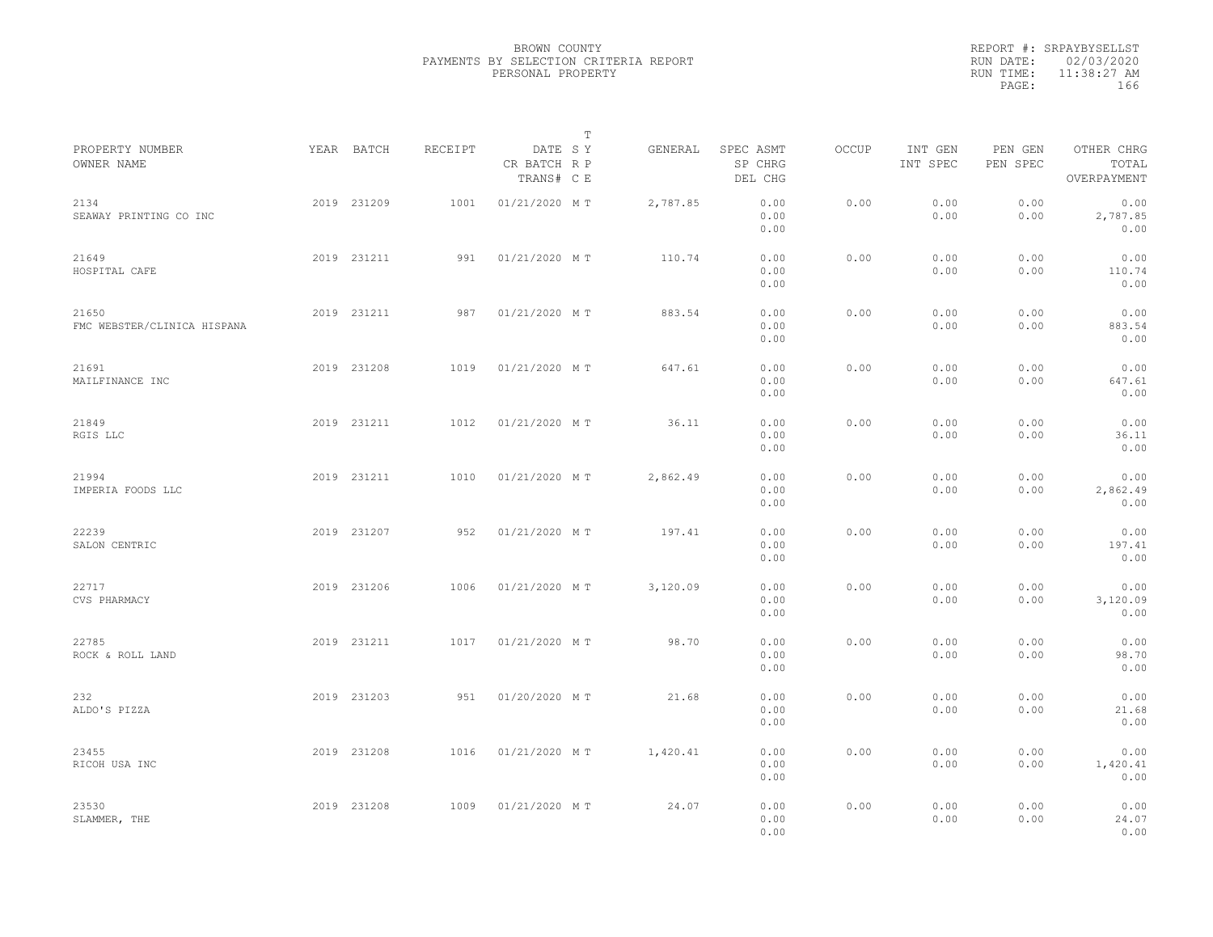BROWN COUNTY
PAYMENTS BY SELECTION CRITERIA REPORT
PERSONAL PROPERTY

REPORT #: SRPAYBYSELLST
RUN DATE: 02/03/2020
RUN TIME: 11:38:27 AM

| PROPERTY NUMBER / OWNER NAME | YEAR | BATCH | RECEIPT | DATE / CR BATCH / TRANS# | T SY RP CE | GENERAL | SPEC ASMT / SP CHRG / DEL CHG | OCCUP | INT GEN / INT SPEC | PEN GEN / PEN SPEC | OTHER CHRG / TOTAL / OVERPAYMENT |
|---|---|---|---|---|---|---|---|---|---|---|---|
| 2134 SEAWAY PRINTING CO INC | 2019 | 231209 | 1001 | 01/21/2020 | M T | 2,787.85 | 0.00 0.00 0.00 | 0.00 | 0.00 0.00 | 0.00 0.00 | 0.00 2,787.85 0.00 |
| 21649 HOSPITAL CAFE | 2019 | 231211 | 991 | 01/21/2020 | M T | 110.74 | 0.00 0.00 0.00 | 0.00 | 0.00 0.00 | 0.00 0.00 | 0.00 110.74 0.00 |
| 21650 FMC WEBSTER/CLINICA HISPANA | 2019 | 231211 | 987 | 01/21/2020 | M T | 883.54 | 0.00 0.00 0.00 | 0.00 | 0.00 0.00 | 0.00 0.00 | 0.00 883.54 0.00 |
| 21691 MAILFINANCE INC | 2019 | 231208 | 1019 | 01/21/2020 | M T | 647.61 | 0.00 0.00 0.00 | 0.00 | 0.00 0.00 | 0.00 0.00 | 0.00 647.61 0.00 |
| 21849 RGIS LLC | 2019 | 231211 | 1012 | 01/21/2020 | M T | 36.11 | 0.00 0.00 0.00 | 0.00 | 0.00 0.00 | 0.00 0.00 | 0.00 36.11 0.00 |
| 21994 IMPERIA FOODS LLC | 2019 | 231211 | 1010 | 01/21/2020 | M T | 2,862.49 | 0.00 0.00 0.00 | 0.00 | 0.00 0.00 | 0.00 0.00 | 0.00 2,862.49 0.00 |
| 22239 SALON CENTRIC | 2019 | 231207 | 952 | 01/21/2020 | M T | 197.41 | 0.00 0.00 0.00 | 0.00 | 0.00 0.00 | 0.00 0.00 | 0.00 197.41 0.00 |
| 22717 CVS PHARMACY | 2019 | 231206 | 1006 | 01/21/2020 | M T | 3,120.09 | 0.00 0.00 0.00 | 0.00 | 0.00 0.00 | 0.00 0.00 | 0.00 3,120.09 0.00 |
| 22785 ROCK & ROLL LAND | 2019 | 231211 | 1017 | 01/21/2020 | M T | 98.70 | 0.00 0.00 0.00 | 0.00 | 0.00 0.00 | 0.00 0.00 | 0.00 98.70 0.00 |
| 232 ALDO'S PIZZA | 2019 | 231203 | 951 | 01/20/2020 | M T | 21.68 | 0.00 0.00 0.00 | 0.00 | 0.00 0.00 | 0.00 0.00 | 0.00 21.68 0.00 |
| 23455 RICOH USA INC | 2019 | 231208 | 1016 | 01/21/2020 | M T | 1,420.41 | 0.00 0.00 0.00 | 0.00 | 0.00 0.00 | 0.00 0.00 | 0.00 1,420.41 0.00 |
| 23530 SLAMMER, THE | 2019 | 231208 | 1009 | 01/21/2020 | M T | 24.07 | 0.00 0.00 0.00 | 0.00 | 0.00 0.00 | 0.00 0.00 | 0.00 24.07 0.00 |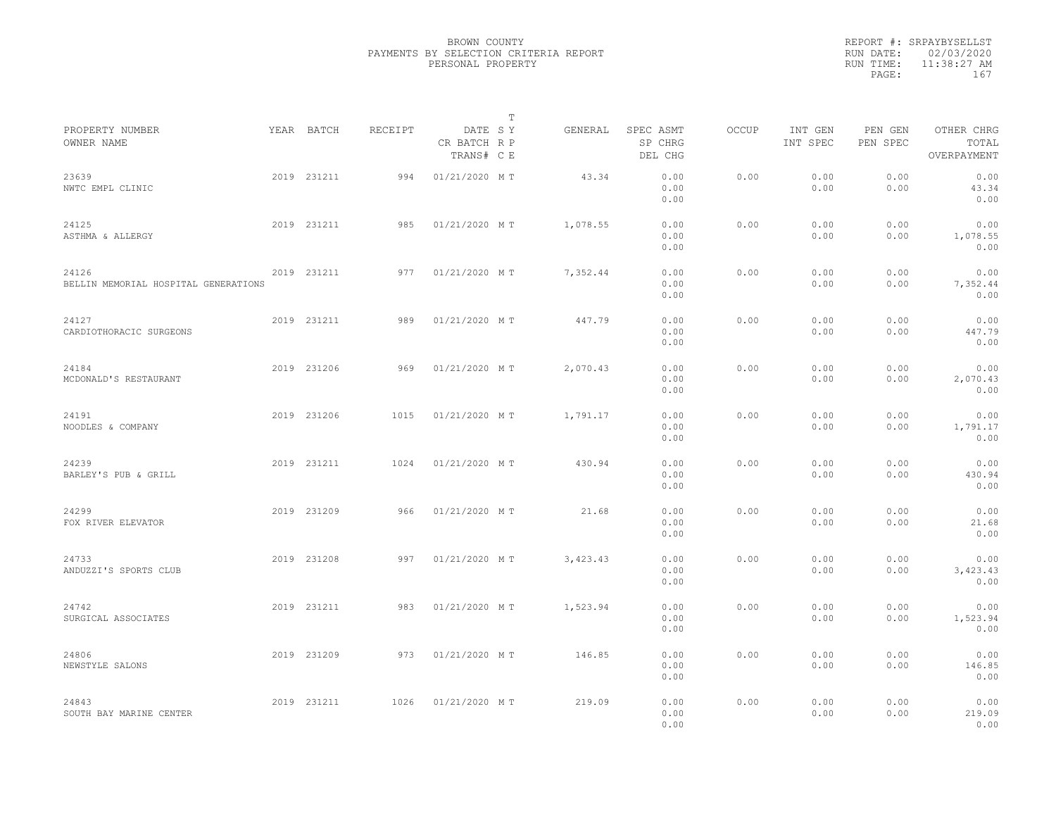BROWN COUNTY
PAYMENTS BY SELECTION CRITERIA REPORT
PERSONAL PROPERTY

REPORT #: SRPAYBYSELLST
RUN DATE: 02/03/2020
RUN TIME: 11:38:27 AM
PAGE: 167

| PROPERTY NUMBER<br>OWNER NAME | YEAR | BATCH | RECEIPT | DATE<br>CR BATCH<br>TRANS# | T<br>S Y<br>R P<br>C E | GENERAL | SPEC ASMT<br>SP CHRG<br>DEL CHG | OCCUP | INT GEN<br>INT SPEC | PEN GEN<br>PEN SPEC | OTHER CHRG<br>TOTAL<br>OVERPAYMENT |
|---|---|---|---|---|---|---|---|---|---|---|---|
| 23639<br>NWTC EMPL CLINIC | 2019 | 231211 | 994 | 01/21/2020 | M T | 43.34 | 0.00<br>0.00<br>0.00 | 0.00 | 0.00<br>0.00 | 0.00<br>0.00 | 0.00<br>43.34<br>0.00 |
| 24125<br>ASTHMA & ALLERGY | 2019 | 231211 | 985 | 01/21/2020 | M T | 1,078.55 | 0.00<br>0.00<br>0.00 | 0.00 | 0.00<br>0.00 | 0.00<br>0.00 | 0.00<br>1,078.55<br>0.00 |
| 24126<br>BELLIN MEMORIAL HOSPITAL GENERATIONS | 2019 | 231211 | 977 | 01/21/2020 | M T | 7,352.44 | 0.00<br>0.00<br>0.00 | 0.00 | 0.00<br>0.00 | 0.00<br>0.00 | 0.00<br>7,352.44<br>0.00 |
| 24127<br>CARDIOTHORACIC SURGEONS | 2019 | 231211 | 989 | 01/21/2020 | M T | 447.79 | 0.00<br>0.00<br>0.00 | 0.00 | 0.00<br>0.00 | 0.00<br>0.00 | 0.00<br>447.79<br>0.00 |
| 24184<br>MCDONALD'S RESTAURANT | 2019 | 231206 | 969 | 01/21/2020 | M T | 2,070.43 | 0.00<br>0.00<br>0.00 | 0.00 | 0.00<br>0.00 | 0.00<br>0.00 | 0.00<br>2,070.43<br>0.00 |
| 24191<br>NOODLES & COMPANY | 2019 | 231206 | 1015 | 01/21/2020 | M T | 1,791.17 | 0.00<br>0.00<br>0.00 | 0.00 | 0.00<br>0.00 | 0.00<br>0.00 | 0.00<br>1,791.17<br>0.00 |
| 24239<br>BARLEY'S PUB & GRILL | 2019 | 231211 | 1024 | 01/21/2020 | M T | 430.94 | 0.00<br>0.00<br>0.00 | 0.00 | 0.00<br>0.00 | 0.00<br>0.00 | 0.00<br>430.94<br>0.00 |
| 24299<br>FOX RIVER ELEVATOR | 2019 | 231209 | 966 | 01/21/2020 | M T | 21.68 | 0.00<br>0.00<br>0.00 | 0.00 | 0.00<br>0.00 | 0.00<br>0.00 | 0.00<br>21.68<br>0.00 |
| 24733<br>ANDUZZI'S SPORTS CLUB | 2019 | 231208 | 997 | 01/21/2020 | M T | 3,423.43 | 0.00<br>0.00<br>0.00 | 0.00 | 0.00<br>0.00 | 0.00<br>0.00 | 0.00<br>3,423.43<br>0.00 |
| 24742<br>SURGICAL ASSOCIATES | 2019 | 231211 | 983 | 01/21/2020 | M T | 1,523.94 | 0.00<br>0.00<br>0.00 | 0.00 | 0.00<br>0.00 | 0.00<br>0.00 | 0.00<br>1,523.94<br>0.00 |
| 24806<br>NEWSTYLE SALONS | 2019 | 231209 | 973 | 01/21/2020 | M T | 146.85 | 0.00<br>0.00<br>0.00 | 0.00 | 0.00<br>0.00 | 0.00<br>0.00 | 0.00<br>146.85<br>0.00 |
| 24843<br>SOUTH BAY MARINE CENTER | 2019 | 231211 | 1026 | 01/21/2020 | M T | 219.09 | 0.00<br>0.00<br>0.00 | 0.00 | 0.00<br>0.00 | 0.00<br>0.00 | 0.00<br>219.09<br>0.00 |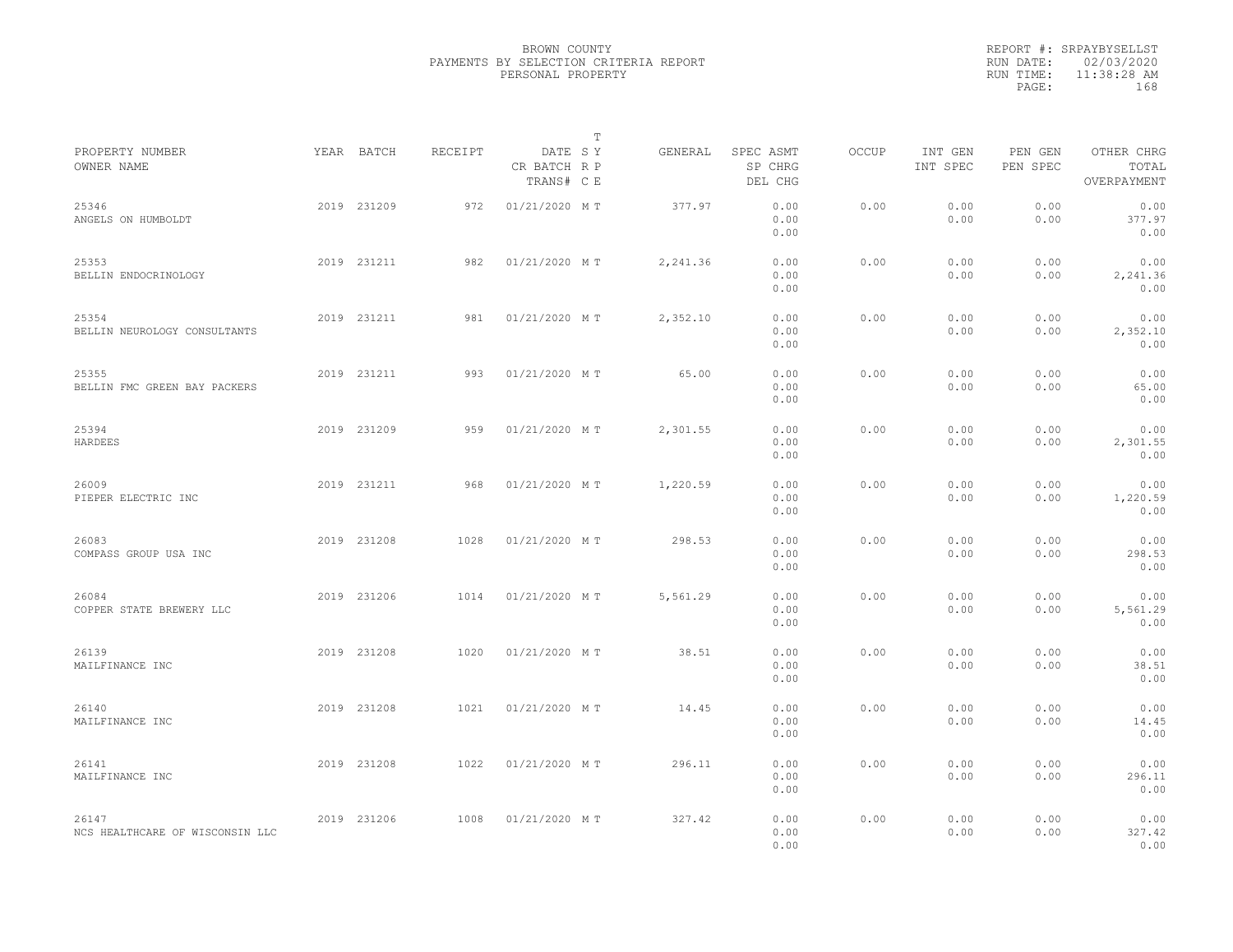BROWN COUNTY
PAYMENTS BY SELECTION CRITERIA REPORT
PERSONAL PROPERTY

REPORT #: SRPAYBYSELLST
RUN DATE: 02/03/2020
RUN TIME: 11:38:28 AM

| PROPERTY NUMBER / OWNER NAME | YEAR | BATCH | RECEIPT | DATE / CR BATCH / TRANS# | T SY RP CE | GENERAL | SPEC ASMT / SP CHRG / DEL CHG | OCCUP | INT GEN / INT SPEC | PEN GEN / PEN SPEC | OTHER CHRG / TOTAL / OVERPAYMENT |
|---|---|---|---|---|---|---|---|---|---|---|---|
| 25346 ANGELS ON HUMBOLDT | 2019 | 231209 | 972 | 01/21/2020 | M T | 377.97 | 0.00 0.00 0.00 | 0.00 | 0.00 0.00 | 0.00 0.00 | 0.00 377.97 0.00 |
| 25353 BELLIN ENDOCRINOLOGY | 2019 | 231211 | 982 | 01/21/2020 | M T | 2,241.36 | 0.00 0.00 0.00 | 0.00 | 0.00 0.00 | 0.00 0.00 | 0.00 2,241.36 0.00 |
| 25354 BELLIN NEUROLOGY CONSULTANTS | 2019 | 231211 | 981 | 01/21/2020 | M T | 2,352.10 | 0.00 0.00 0.00 | 0.00 | 0.00 0.00 | 0.00 0.00 | 0.00 2,352.10 0.00 |
| 25355 BELLIN FMC GREEN BAY PACKERS | 2019 | 231211 | 993 | 01/21/2020 | M T | 65.00 | 0.00 0.00 0.00 | 0.00 | 0.00 0.00 | 0.00 0.00 | 0.00 65.00 0.00 |
| 25394 HARDEES | 2019 | 231209 | 959 | 01/21/2020 | M T | 2,301.55 | 0.00 0.00 0.00 | 0.00 | 0.00 0.00 | 0.00 0.00 | 0.00 2,301.55 0.00 |
| 26009 PIEPER ELECTRIC INC | 2019 | 231211 | 968 | 01/21/2020 | M T | 1,220.59 | 0.00 0.00 0.00 | 0.00 | 0.00 0.00 | 0.00 0.00 | 0.00 1,220.59 0.00 |
| 26083 COMPASS GROUP USA INC | 2019 | 231208 | 1028 | 01/21/2020 | M T | 298.53 | 0.00 0.00 0.00 | 0.00 | 0.00 0.00 | 0.00 0.00 | 0.00 298.53 0.00 |
| 26084 COPPER STATE BREWERY LLC | 2019 | 231206 | 1014 | 01/21/2020 | M T | 5,561.29 | 0.00 0.00 0.00 | 0.00 | 0.00 0.00 | 0.00 0.00 | 0.00 5,561.29 0.00 |
| 26139 MAILFINANCE INC | 2019 | 231208 | 1020 | 01/21/2020 | M T | 38.51 | 0.00 0.00 0.00 | 0.00 | 0.00 0.00 | 0.00 0.00 | 0.00 38.51 0.00 |
| 26140 MAILFINANCE INC | 2019 | 231208 | 1021 | 01/21/2020 | M T | 14.45 | 0.00 0.00 0.00 | 0.00 | 0.00 0.00 | 0.00 0.00 | 0.00 14.45 0.00 |
| 26141 MAILFINANCE INC | 2019 | 231208 | 1022 | 01/21/2020 | M T | 296.11 | 0.00 0.00 0.00 | 0.00 | 0.00 0.00 | 0.00 0.00 | 0.00 296.11 0.00 |
| 26147 NCS HEALTHCARE OF WISCONSIN LLC | 2019 | 231206 | 1008 | 01/21/2020 | M T | 327.42 | 0.00 0.00 0.00 | 0.00 | 0.00 0.00 | 0.00 0.00 | 0.00 327.42 0.00 |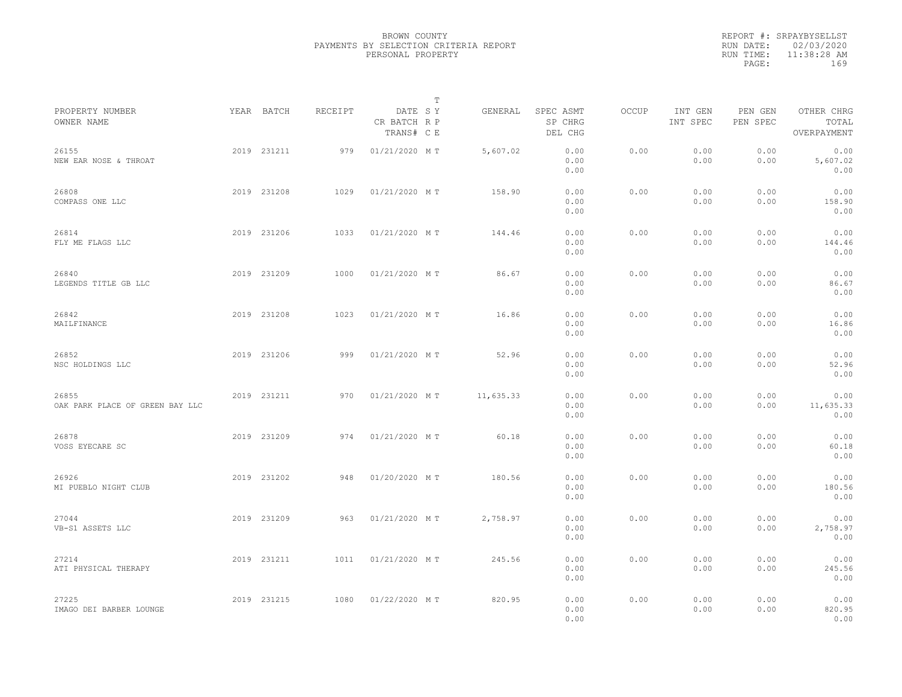BROWN COUNTY
PAYMENTS BY SELECTION CRITERIA REPORT
PERSONAL PROPERTY

REPORT #: SRPAYBYSELLST
RUN DATE: 02/03/2020
RUN TIME: 11:38:28 AM

| PROPERTY NUMBER<br>OWNER NAME | YEAR | BATCH | RECEIPT | DATE<br>CR BATCH<br>TRANS# | T<br>S Y<br>R P<br>C E | GENERAL | SPEC ASMT<br>SP CHRG<br>DEL CHG | OCCUP | INT GEN<br>INT SPEC | PEN GEN<br>PEN SPEC | OTHER CHRG<br>TOTAL<br>OVERPAYMENT |
|---|---|---|---|---|---|---|---|---|---|---|---|
| 26155<br>NEW EAR NOSE & THROAT | 2019 | 231211 | 979 | 01/21/2020 | M T | 5,607.02 | 0.00<br>0.00<br>0.00 | 0.00 | 0.00<br>0.00 | 0.00<br>0.00 | 0.00<br>5,607.02<br>0.00 |
| 26808<br>COMPASS ONE LLC | 2019 | 231208 | 1029 | 01/21/2020 | M T | 158.90 | 0.00<br>0.00<br>0.00 | 0.00 | 0.00<br>0.00 | 0.00<br>0.00 | 0.00<br>158.90<br>0.00 |
| 26814<br>FLY ME FLAGS LLC | 2019 | 231206 | 1033 | 01/21/2020 | M T | 144.46 | 0.00<br>0.00<br>0.00 | 0.00 | 0.00<br>0.00 | 0.00<br>0.00 | 0.00<br>144.46<br>0.00 |
| 26840<br>LEGENDS TITLE GB LLC | 2019 | 231209 | 1000 | 01/21/2020 | M T | 86.67 | 0.00<br>0.00<br>0.00 | 0.00 | 0.00<br>0.00 | 0.00<br>0.00 | 0.00<br>86.67<br>0.00 |
| 26842<br>MAILFINANCE | 2019 | 231208 | 1023 | 01/21/2020 | M T | 16.86 | 0.00<br>0.00<br>0.00 | 0.00 | 0.00<br>0.00 | 0.00<br>0.00 | 0.00<br>16.86<br>0.00 |
| 26852<br>NSC HOLDINGS LLC | 2019 | 231206 | 999 | 01/21/2020 | M T | 52.96 | 0.00<br>0.00<br>0.00 | 0.00 | 0.00<br>0.00 | 0.00<br>0.00 | 0.00<br>52.96<br>0.00 |
| 26855<br>OAK PARK PLACE OF GREEN BAY LLC | 2019 | 231211 | 970 | 01/21/2020 | M T | 11,635.33 | 0.00<br>0.00<br>0.00 | 0.00 | 0.00<br>0.00 | 0.00<br>0.00 | 0.00<br>11,635.33<br>0.00 |
| 26878<br>VOSS EYECARE SC | 2019 | 231209 | 974 | 01/21/2020 | M T | 60.18 | 0.00<br>0.00<br>0.00 | 0.00 | 0.00<br>0.00 | 0.00<br>0.00 | 0.00<br>60.18<br>0.00 |
| 26926<br>MI PUEBLO NIGHT CLUB | 2019 | 231202 | 948 | 01/20/2020 | M T | 180.56 | 0.00<br>0.00<br>0.00 | 0.00 | 0.00<br>0.00 | 0.00<br>0.00 | 0.00<br>180.56<br>0.00 |
| 27044<br>VB-S1 ASSETS LLC | 2019 | 231209 | 963 | 01/21/2020 | M T | 2,758.97 | 0.00<br>0.00<br>0.00 | 0.00 | 0.00<br>0.00 | 0.00<br>0.00 | 0.00<br>2,758.97<br>0.00 |
| 27214<br>ATI PHYSICAL THERAPY | 2019 | 231211 | 1011 | 01/21/2020 | M T | 245.56 | 0.00<br>0.00<br>0.00 | 0.00 | 0.00<br>0.00 | 0.00<br>0.00 | 0.00<br>245.56<br>0.00 |
| 27225<br>IMAGO DEI BARBER LOUNGE | 2019 | 231215 | 1080 | 01/22/2020 | M T | 820.95 | 0.00<br>0.00<br>0.00 | 0.00 | 0.00<br>0.00 | 0.00<br>0.00 | 0.00<br>820.95<br>0.00 |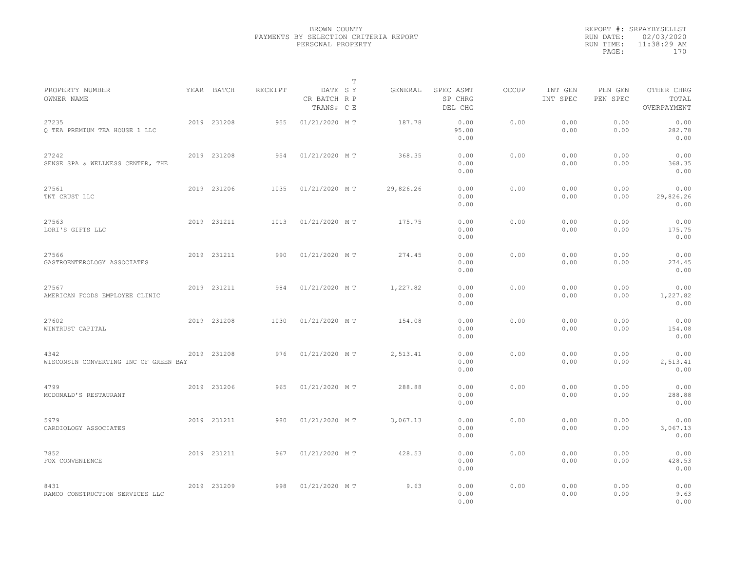BROWN COUNTY
PAYMENTS BY SELECTION CRITERIA REPORT
PERSONAL PROPERTY

REPORT #: SRPAYBYSELLST
RUN DATE: 02/03/2020
RUN TIME: 11:38:29 AM
PAGE: 170

| PROPERTY NUMBER<br>OWNER NAME | YEAR | BATCH | RECEIPT | DATE<br>CR BATCH<br>TRANS# | T<br>S Y<br>R P<br>C E | GENERAL | SPEC ASMT<br>SP CHRG<br>DEL CHG | OCCUP | INT GEN<br>INT SPEC | PEN GEN<br>PEN SPEC | OTHER CHRG<br>TOTAL<br>OVERPAYMENT |
|---|---|---|---|---|---|---|---|---|---|---|---|
| 27235<br>Q TEA PREMIUM TEA HOUSE 1 LLC | 2019 | 231208 | 955 | 01/21/2020 | M T | 187.78 | 0.00<br>95.00<br>0.00 | 0.00 | 0.00<br>0.00 | 0.00<br>0.00 | 0.00<br>282.78<br>0.00 |
| 27242<br>SENSE SPA & WELLNESS CENTER, THE | 2019 | 231208 | 954 | 01/21/2020 | M T | 368.35 | 0.00<br>0.00<br>0.00 | 0.00 | 0.00<br>0.00 | 0.00<br>0.00 | 0.00<br>368.35<br>0.00 |
| 27561<br>TNT CRUST LLC | 2019 | 231206 | 1035 | 01/21/2020 | M T | 29,826.26 | 0.00<br>0.00<br>0.00 | 0.00 | 0.00<br>0.00 | 0.00<br>0.00 | 0.00<br>29,826.26<br>0.00 |
| 27563<br>LORI'S GIFTS LLC | 2019 | 231211 | 1013 | 01/21/2020 | M T | 175.75 | 0.00<br>0.00<br>0.00 | 0.00 | 0.00<br>0.00 | 0.00<br>0.00 | 0.00<br>175.75<br>0.00 |
| 27566<br>GASTROENTEROLOGY ASSOCIATES | 2019 | 231211 | 990 | 01/21/2020 | M T | 274.45 | 0.00<br>0.00<br>0.00 | 0.00 | 0.00<br>0.00 | 0.00<br>0.00 | 0.00<br>274.45<br>0.00 |
| 27567<br>AMERICAN FOODS EMPLOYEE CLINIC | 2019 | 231211 | 984 | 01/21/2020 | M T | 1,227.82 | 0.00<br>0.00<br>0.00 | 0.00 | 0.00<br>0.00 | 0.00<br>0.00 | 0.00<br>1,227.82<br>0.00 |
| 27602<br>WINTRUST CAPITAL | 2019 | 231208 | 1030 | 01/21/2020 | M T | 154.08 | 0.00<br>0.00<br>0.00 | 0.00 | 0.00<br>0.00 | 0.00<br>0.00 | 0.00<br>154.08<br>0.00 |
| 4342<br>WISCONSIN CONVERTING INC OF GREEN BAY | 2019 | 231208 | 976 | 01/21/2020 | M T | 2,513.41 | 0.00<br>0.00<br>0.00 | 0.00 | 0.00<br>0.00 | 0.00<br>0.00 | 0.00<br>2,513.41<br>0.00 |
| 4799<br>MCDONALD'S RESTAURANT | 2019 | 231206 | 965 | 01/21/2020 | M T | 288.88 | 0.00<br>0.00<br>0.00 | 0.00 | 0.00<br>0.00 | 0.00<br>0.00 | 0.00<br>288.88<br>0.00 |
| 5979<br>CARDIOLOGY ASSOCIATES | 2019 | 231211 | 980 | 01/21/2020 | M T | 3,067.13 | 0.00<br>0.00<br>0.00 | 0.00 | 0.00<br>0.00 | 0.00<br>0.00 | 0.00<br>3,067.13<br>0.00 |
| 7852<br>FOX CONVENIENCE | 2019 | 231211 | 967 | 01/21/2020 | M T | 428.53 | 0.00<br>0.00<br>0.00 | 0.00 | 0.00<br>0.00 | 0.00<br>0.00 | 0.00<br>428.53<br>0.00 |
| 8431<br>RAMCO CONSTRUCTION SERVICES LLC | 2019 | 231209 | 998 | 01/21/2020 | M T | 9.63 | 0.00<br>0.00<br>0.00 | 0.00 | 0.00<br>0.00 | 0.00<br>0.00 | 0.00<br>9.63<br>0.00 |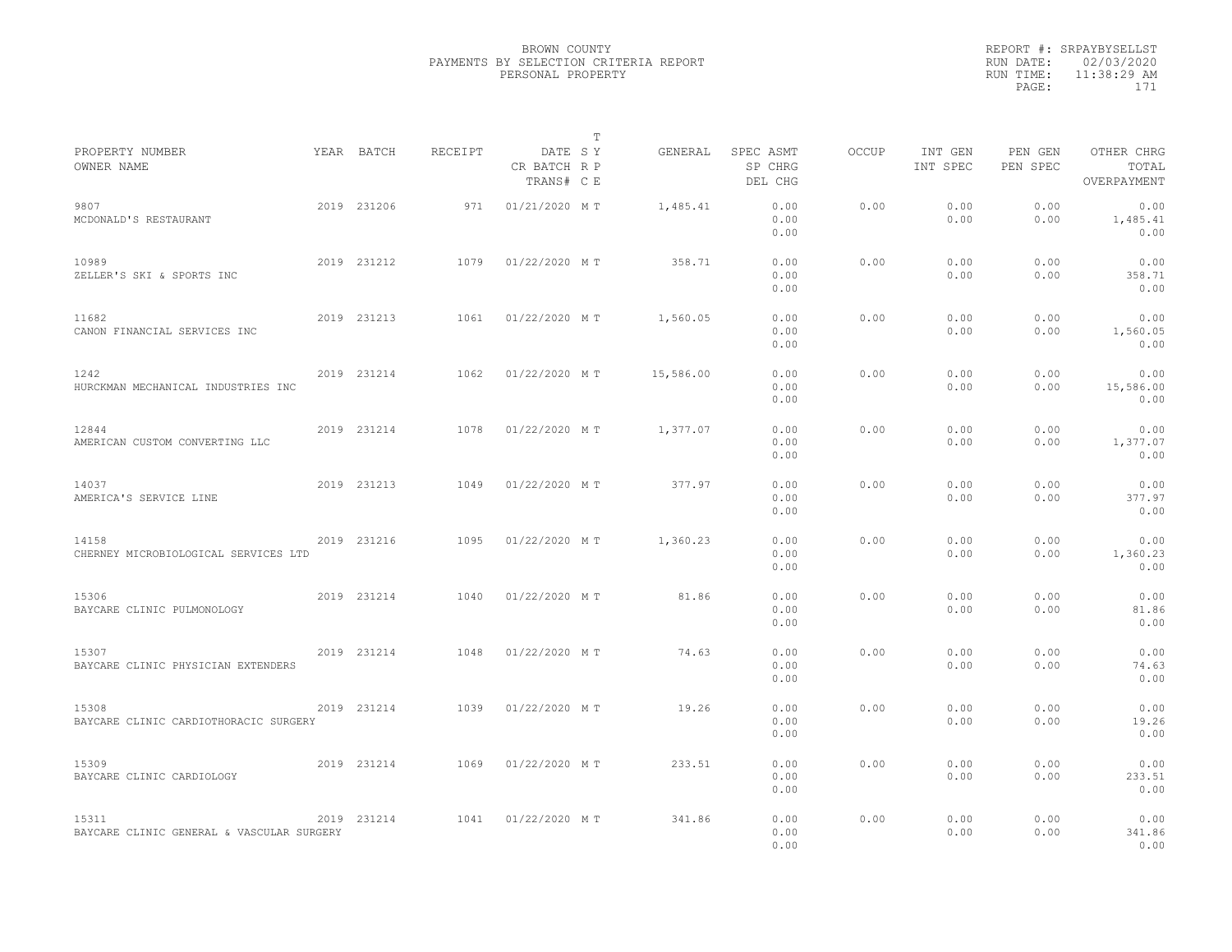BROWN COUNTY
PAYMENTS BY SELECTION CRITERIA REPORT
PERSONAL PROPERTY

REPORT #: SRPAYBYSELLST
RUN DATE: 02/03/2020
RUN TIME: 11:38:29 AM
PAGE: 171

| PROPERTY NUMBER / OWNER NAME | YEAR | BATCH | RECEIPT | DATE / CR BATCH / TRANS# | T SY RP CE | GENERAL | SPEC ASMT / SP CHRG / DEL CHG | OCCUP | INT GEN / INT SPEC | PEN GEN / PEN SPEC | OTHER CHRG / TOTAL / OVERPAYMENT |
|---|---|---|---|---|---|---|---|---|---|---|---|
| 9807 MCDONALD'S RESTAURANT | 2019 | 231206 | 971 | 01/21/2020 | M T | 1,485.41 | 0.00 0.00 0.00 | 0.00 | 0.00 0.00 | 0.00 0.00 | 0.00 1,485.41 0.00 |
| 10989 ZELLER'S SKI & SPORTS INC | 2019 | 231212 | 1079 | 01/22/2020 | M T | 358.71 | 0.00 0.00 0.00 | 0.00 | 0.00 0.00 | 0.00 0.00 | 0.00 358.71 0.00 |
| 11682 CANON FINANCIAL SERVICES INC | 2019 | 231213 | 1061 | 01/22/2020 | M T | 1,560.05 | 0.00 0.00 0.00 | 0.00 | 0.00 0.00 | 0.00 0.00 | 0.00 1,560.05 0.00 |
| 1242 HURCKMAN MECHANICAL INDUSTRIES INC | 2019 | 231214 | 1062 | 01/22/2020 | M T | 15,586.00 | 0.00 0.00 0.00 | 0.00 | 0.00 0.00 | 0.00 0.00 | 0.00 15,586.00 0.00 |
| 12844 AMERICAN CUSTOM CONVERTING LLC | 2019 | 231214 | 1078 | 01/22/2020 | M T | 1,377.07 | 0.00 0.00 0.00 | 0.00 | 0.00 0.00 | 0.00 0.00 | 0.00 1,377.07 0.00 |
| 14037 AMERICA'S SERVICE LINE | 2019 | 231213 | 1049 | 01/22/2020 | M T | 377.97 | 0.00 0.00 0.00 | 0.00 | 0.00 0.00 | 0.00 0.00 | 0.00 377.97 0.00 |
| 14158 CHERNEY MICROBIOLOGICAL SERVICES LTD | 2019 | 231216 | 1095 | 01/22/2020 | M T | 1,360.23 | 0.00 0.00 0.00 | 0.00 | 0.00 0.00 | 0.00 0.00 | 0.00 1,360.23 0.00 |
| 15306 BAYCARE CLINIC PULMONOLOGY | 2019 | 231214 | 1040 | 01/22/2020 | M T | 81.86 | 0.00 0.00 0.00 | 0.00 | 0.00 0.00 | 0.00 0.00 | 0.00 81.86 0.00 |
| 15307 BAYCARE CLINIC PHYSICIAN EXTENDERS | 2019 | 231214 | 1048 | 01/22/2020 | M T | 74.63 | 0.00 0.00 0.00 | 0.00 | 0.00 0.00 | 0.00 0.00 | 0.00 74.63 0.00 |
| 15308 BAYCARE CLINIC CARDIOTHORACIC SURGERY | 2019 | 231214 | 1039 | 01/22/2020 | M T | 19.26 | 0.00 0.00 0.00 | 0.00 | 0.00 0.00 | 0.00 0.00 | 0.00 19.26 0.00 |
| 15309 BAYCARE CLINIC CARDIOLOGY | 2019 | 231214 | 1069 | 01/22/2020 | M T | 233.51 | 0.00 0.00 0.00 | 0.00 | 0.00 0.00 | 0.00 0.00 | 0.00 233.51 0.00 |
| 15311 BAYCARE CLINIC GENERAL & VASCULAR SURGERY | 2019 | 231214 | 1041 | 01/22/2020 | M T | 341.86 | 0.00 0.00 0.00 | 0.00 | 0.00 0.00 | 0.00 0.00 | 0.00 341.86 0.00 |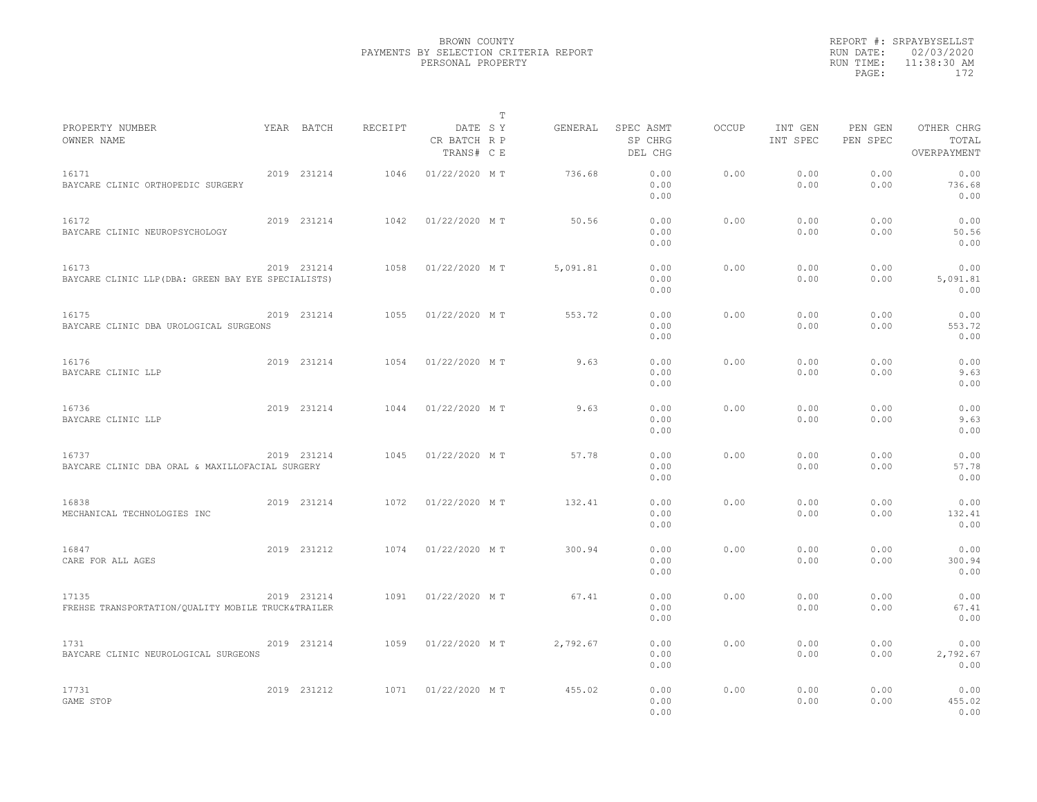BROWN COUNTY
PAYMENTS BY SELECTION CRITERIA REPORT
PERSONAL PROPERTY

REPORT #: SRPAYBYSELLST
RUN DATE: 02/03/2020
RUN TIME: 11:38:30 AM

| PROPERTY NUMBER<br>OWNER NAME | YEAR | BATCH | RECEIPT | DATE<br>CR BATCH<br>TRANS# | T<br>S Y<br>R P<br>C E | GENERAL | SPEC ASMT<br>SP CHRG<br>DEL CHG | OCCUP | INT GEN<br>INT SPEC | PEN GEN<br>PEN SPEC | OTHER CHRG<br>TOTAL<br>OVERPAYMENT |
|---|---|---|---|---|---|---|---|---|---|---|---|
| 16171<br>BAYCARE CLINIC ORTHOPEDIC SURGERY | 2019 | 231214 | 1046 | 01/22/2020 | M T | 736.68 | 0.00<br>0.00<br>0.00 | 0.00 | 0.00<br>0.00 | 0.00<br>0.00 | 0.00<br>736.68<br>0.00 |
| 16172<br>BAYCARE CLINIC NEUROPSYCHOLOGY | 2019 | 231214 | 1042 | 01/22/2020 | M T | 50.56 | 0.00<br>0.00<br>0.00 | 0.00 | 0.00<br>0.00 | 0.00<br>0.00 | 0.00<br>50.56<br>0.00 |
| 16173<br>BAYCARE CLINIC LLP(DBA: GREEN BAY EYE SPECIALISTS) | 2019 | 231214 | 1058 | 01/22/2020 | M T | 5,091.81 | 0.00<br>0.00<br>0.00 | 0.00 | 0.00<br>0.00 | 0.00<br>0.00 | 0.00<br>5,091.81<br>0.00 |
| 16175<br>BAYCARE CLINIC DBA UROLOGICAL SURGEONS | 2019 | 231214 | 1055 | 01/22/2020 | M T | 553.72 | 0.00<br>0.00<br>0.00 | 0.00 | 0.00<br>0.00 | 0.00<br>0.00 | 0.00<br>553.72<br>0.00 |
| 16176<br>BAYCARE CLINIC LLP | 2019 | 231214 | 1054 | 01/22/2020 | M T | 9.63 | 0.00<br>0.00<br>0.00 | 0.00 | 0.00<br>0.00 | 0.00<br>0.00 | 0.00<br>9.63<br>0.00 |
| 16736<br>BAYCARE CLINIC LLP | 2019 | 231214 | 1044 | 01/22/2020 | M T | 9.63 | 0.00<br>0.00<br>0.00 | 0.00 | 0.00<br>0.00 | 0.00<br>0.00 | 0.00<br>9.63<br>0.00 |
| 16737<br>BAYCARE CLINIC DBA ORAL & MAXILLOFACIAL SURGERY | 2019 | 231214 | 1045 | 01/22/2020 | M T | 57.78 | 0.00<br>0.00<br>0.00 | 0.00 | 0.00<br>0.00 | 0.00<br>0.00 | 0.00<br>57.78<br>0.00 |
| 16838<br>MECHANICAL TECHNOLOGIES INC | 2019 | 231214 | 1072 | 01/22/2020 | M T | 132.41 | 0.00<br>0.00<br>0.00 | 0.00 | 0.00<br>0.00 | 0.00<br>0.00 | 0.00<br>132.41<br>0.00 |
| 16847<br>CARE FOR ALL AGES | 2019 | 231212 | 1074 | 01/22/2020 | M T | 300.94 | 0.00<br>0.00<br>0.00 | 0.00 | 0.00<br>0.00 | 0.00<br>0.00 | 0.00<br>300.94<br>0.00 |
| 17135<br>FREHSE TRANSPORTATION/QUALITY MOBILE TRUCK&TRAILER | 2019 | 231214 | 1091 | 01/22/2020 | M T | 67.41 | 0.00<br>0.00<br>0.00 | 0.00 | 0.00<br>0.00 | 0.00<br>0.00 | 0.00<br>67.41<br>0.00 |
| 1731<br>BAYCARE CLINIC NEUROLOGICAL SURGEONS | 2019 | 231214 | 1059 | 01/22/2020 | M T | 2,792.67 | 0.00<br>0.00<br>0.00 | 0.00 | 0.00<br>0.00 | 0.00<br>0.00 | 0.00<br>2,792.67<br>0.00 |
| 17731<br>GAME STOP | 2019 | 231212 | 1071 | 01/22/2020 | M T | 455.02 | 0.00<br>0.00<br>0.00 | 0.00 | 0.00<br>0.00 | 0.00<br>0.00 | 0.00<br>455.02<br>0.00 |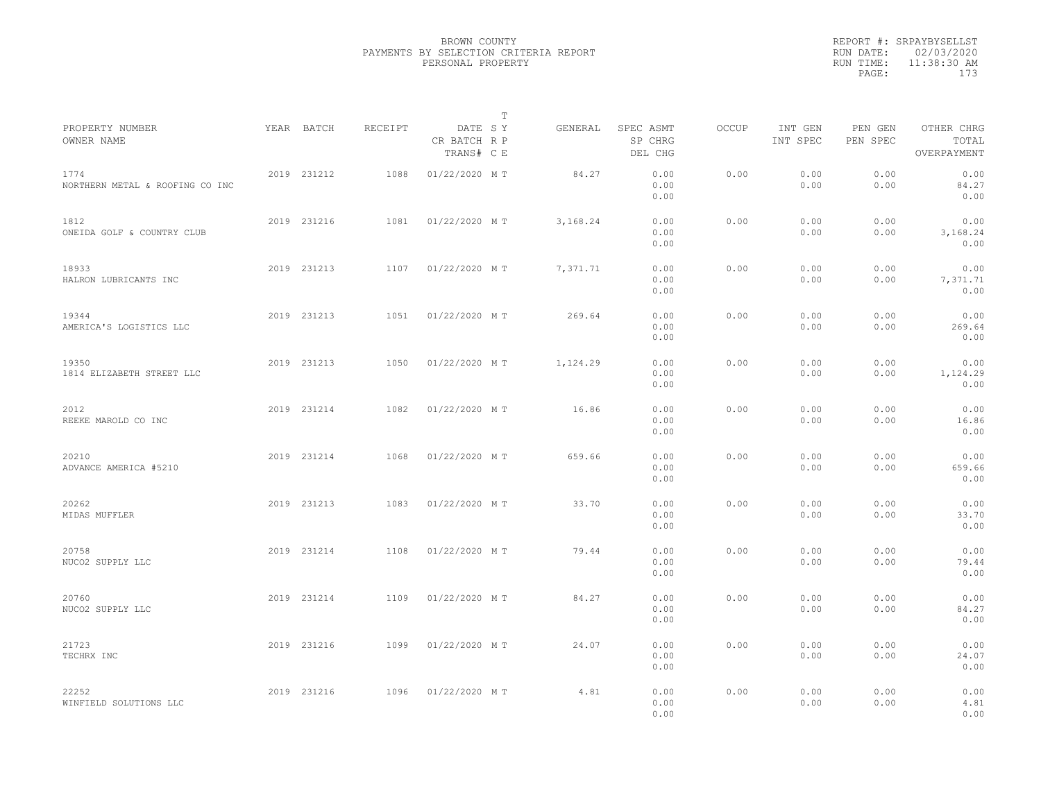BROWN COUNTY
PAYMENTS BY SELECTION CRITERIA REPORT
PERSONAL PROPERTY

REPORT #: SRPAYBYSELLST
RUN DATE: 02/03/2020
RUN TIME: 11:38:30 AM

| PROPERTY NUMBER<br>OWNER NAME | YEAR | BATCH | RECEIPT | DATE<br>CR BATCH<br>TRANS# | T<br>S Y<br>R P<br>C E | GENERAL | SPEC ASMT<br>SP CHRG<br>DEL CHG | OCCUP | INT GEN<br>INT SPEC | PEN GEN<br>PEN SPEC | OTHER CHRG<br>TOTAL<br>OVERPAYMENT |
|---|---|---|---|---|---|---|---|---|---|---|---|
| 1774<br>NORTHERN METAL & ROOFING CO INC | 2019 | 231212 | 1088 | 01/22/2020 | M T | 84.27 | 0.00<br>0.00<br>0.00 | 0.00 | 0.00<br>0.00 | 0.00<br>0.00 | 0.00<br>84.27<br>0.00 |
| 1812<br>ONEIDA GOLF & COUNTRY CLUB | 2019 | 231216 | 1081 | 01/22/2020 | M T | 3,168.24 | 0.00<br>0.00<br>0.00 | 0.00 | 0.00<br>0.00 | 0.00<br>0.00 | 0.00<br>3,168.24<br>0.00 |
| 18933<br>HALRON LUBRICANTS INC | 2019 | 231213 | 1107 | 01/22/2020 | M T | 7,371.71 | 0.00<br>0.00<br>0.00 | 0.00 | 0.00<br>0.00 | 0.00<br>0.00 | 0.00<br>7,371.71<br>0.00 |
| 19344<br>AMERICA'S LOGISTICS LLC | 2019 | 231213 | 1051 | 01/22/2020 | M T | 269.64 | 0.00<br>0.00<br>0.00 | 0.00 | 0.00<br>0.00 | 0.00<br>0.00 | 0.00<br>269.64<br>0.00 |
| 19350<br>1814 ELIZABETH STREET LLC | 2019 | 231213 | 1050 | 01/22/2020 | M T | 1,124.29 | 0.00<br>0.00<br>0.00 | 0.00 | 0.00<br>0.00 | 0.00<br>0.00 | 0.00<br>1,124.29<br>0.00 |
| 2012<br>REEKE MAROLD CO INC | 2019 | 231214 | 1082 | 01/22/2020 | M T | 16.86 | 0.00<br>0.00<br>0.00 | 0.00 | 0.00<br>0.00 | 0.00<br>0.00 | 0.00<br>16.86<br>0.00 |
| 20210<br>ADVANCE AMERICA #5210 | 2019 | 231214 | 1068 | 01/22/2020 | M T | 659.66 | 0.00<br>0.00<br>0.00 | 0.00 | 0.00<br>0.00 | 0.00<br>0.00 | 0.00<br>659.66<br>0.00 |
| 20262<br>MIDAS MUFFLER | 2019 | 231213 | 1083 | 01/22/2020 | M T | 33.70 | 0.00<br>0.00<br>0.00 | 0.00 | 0.00<br>0.00 | 0.00<br>0.00 | 0.00<br>33.70<br>0.00 |
| 20758<br>NUCO2 SUPPLY LLC | 2019 | 231214 | 1108 | 01/22/2020 | M T | 79.44 | 0.00<br>0.00<br>0.00 | 0.00 | 0.00<br>0.00 | 0.00<br>0.00 | 0.00<br>79.44<br>0.00 |
| 20760<br>NUCO2 SUPPLY LLC | 2019 | 231214 | 1109 | 01/22/2020 | M T | 84.27 | 0.00<br>0.00<br>0.00 | 0.00 | 0.00<br>0.00 | 0.00<br>0.00 | 0.00<br>84.27<br>0.00 |
| 21723<br>TECHRX INC | 2019 | 231216 | 1099 | 01/22/2020 | M T | 24.07 | 0.00<br>0.00<br>0.00 | 0.00 | 0.00<br>0.00 | 0.00<br>0.00 | 0.00<br>24.07<br>0.00 |
| 22252<br>WINFIELD SOLUTIONS LLC | 2019 | 231216 | 1096 | 01/22/2020 | M T | 4.81 | 0.00<br>0.00<br>0.00 | 0.00 | 0.00<br>0.00 | 0.00<br>0.00 | 0.00<br>4.81<br>0.00 |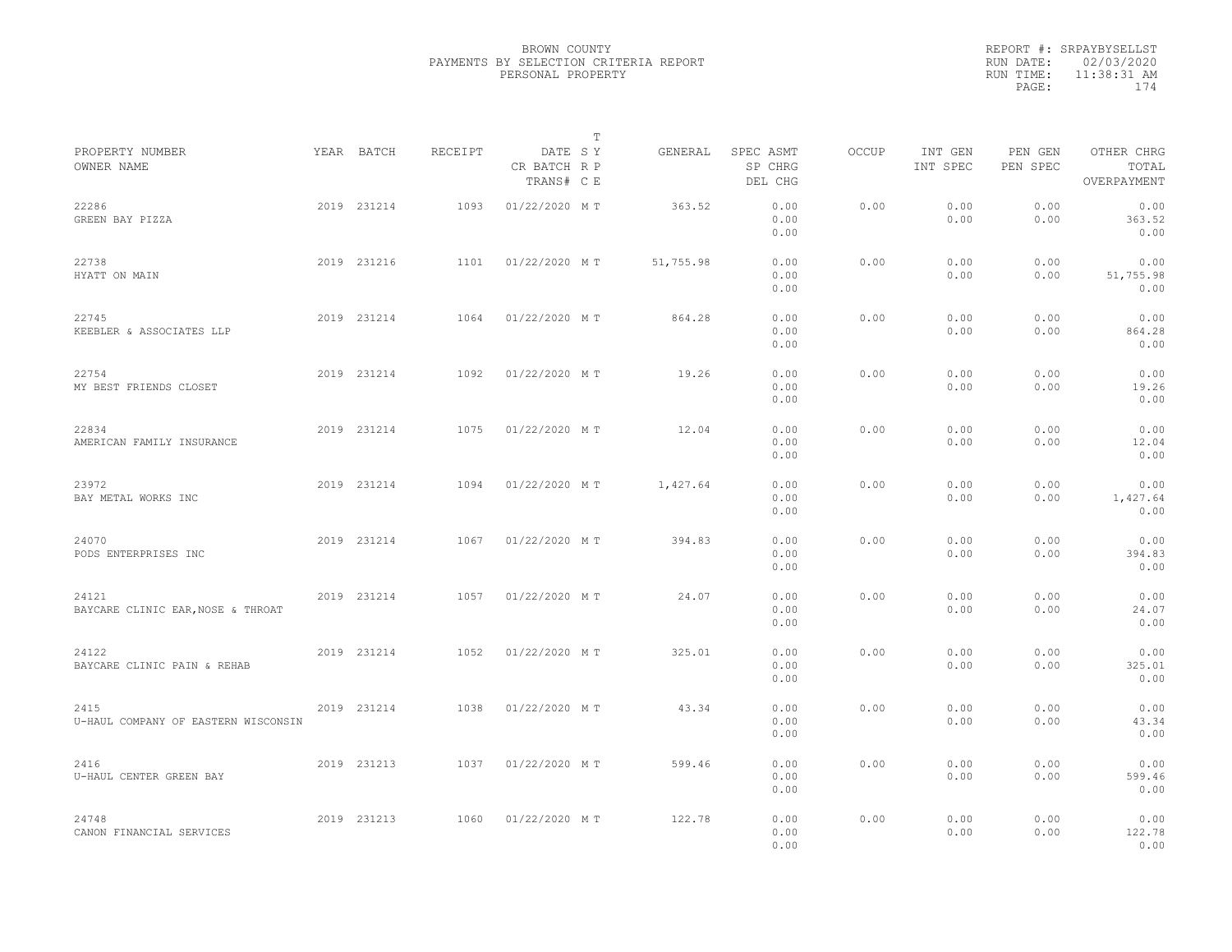BROWN COUNTY
PAYMENTS BY SELECTION CRITERIA REPORT
PERSONAL PROPERTY

REPORT #: SRPAYBYSELLST
RUN DATE: 02/03/2020
RUN TIME: 11:38:31 AM

| PROPERTY NUMBER<br>OWNER NAME | YEAR | BATCH | RECEIPT | DATE<br>CR BATCH<br>TRANS# | T<br>S Y<br>R P<br>C E | GENERAL | SPEC ASMT<br>SP CHRG<br>DEL CHG | OCCUP | INT GEN<br>INT SPEC | PEN GEN<br>PEN SPEC | OTHER CHRG<br>TOTAL<br>OVERPAYMENT |
|---|---|---|---|---|---|---|---|---|---|---|---|
| 22286<br>GREEN BAY PIZZA | 2019 | 231214 | 1093 | 01/22/2020 | M T | 363.52 | 0.00<br>0.00<br>0.00 | 0.00 | 0.00<br>0.00 | 0.00<br>0.00 | 0.00<br>363.52<br>0.00 |
| 22738<br>HYATT ON MAIN | 2019 | 231216 | 1101 | 01/22/2020 | M T | 51,755.98 | 0.00<br>0.00<br>0.00 | 0.00 | 0.00<br>0.00 | 0.00<br>0.00 | 0.00<br>51,755.98<br>0.00 |
| 22745<br>KEEBLER & ASSOCIATES LLP | 2019 | 231214 | 1064 | 01/22/2020 | M T | 864.28 | 0.00<br>0.00<br>0.00 | 0.00 | 0.00<br>0.00 | 0.00<br>0.00 | 0.00<br>864.28<br>0.00 |
| 22754<br>MY BEST FRIENDS CLOSET | 2019 | 231214 | 1092 | 01/22/2020 | M T | 19.26 | 0.00<br>0.00<br>0.00 | 0.00 | 0.00<br>0.00 | 0.00<br>0.00 | 0.00<br>19.26<br>0.00 |
| 22834<br>AMERICAN FAMILY INSURANCE | 2019 | 231214 | 1075 | 01/22/2020 | M T | 12.04 | 0.00<br>0.00<br>0.00 | 0.00 | 0.00<br>0.00 | 0.00<br>0.00 | 0.00<br>12.04<br>0.00 |
| 23972<br>BAY METAL WORKS INC | 2019 | 231214 | 1094 | 01/22/2020 | M T | 1,427.64 | 0.00<br>0.00<br>0.00 | 0.00 | 0.00<br>0.00 | 0.00<br>0.00 | 0.00<br>1,427.64<br>0.00 |
| 24070<br>PODS ENTERPRISES INC | 2019 | 231214 | 1067 | 01/22/2020 | M T | 394.83 | 0.00<br>0.00<br>0.00 | 0.00 | 0.00<br>0.00 | 0.00<br>0.00 | 0.00<br>394.83<br>0.00 |
| 24121<br>BAYCARE CLINIC EAR,NOSE & THROAT | 2019 | 231214 | 1057 | 01/22/2020 | M T | 24.07 | 0.00<br>0.00<br>0.00 | 0.00 | 0.00<br>0.00 | 0.00<br>0.00 | 0.00<br>24.07<br>0.00 |
| 24122<br>BAYCARE CLINIC PAIN & REHAB | 2019 | 231214 | 1052 | 01/22/2020 | M T | 325.01 | 0.00<br>0.00<br>0.00 | 0.00 | 0.00<br>0.00 | 0.00<br>0.00 | 0.00<br>325.01<br>0.00 |
| 2415<br>U-HAUL COMPANY OF EASTERN WISCONSIN | 2019 | 231214 | 1038 | 01/22/2020 | M T | 43.34 | 0.00<br>0.00<br>0.00 | 0.00 | 0.00<br>0.00 | 0.00<br>0.00 | 0.00<br>43.34<br>0.00 |
| 2416<br>U-HAUL CENTER GREEN BAY | 2019 | 231213 | 1037 | 01/22/2020 | M T | 599.46 | 0.00<br>0.00<br>0.00 | 0.00 | 0.00<br>0.00 | 0.00<br>0.00 | 0.00<br>599.46<br>0.00 |
| 24748<br>CANON FINANCIAL SERVICES | 2019 | 231213 | 1060 | 01/22/2020 | M T | 122.78 | 0.00<br>0.00<br>0.00 | 0.00 | 0.00<br>0.00 | 0.00<br>0.00 | 0.00<br>122.78<br>0.00 |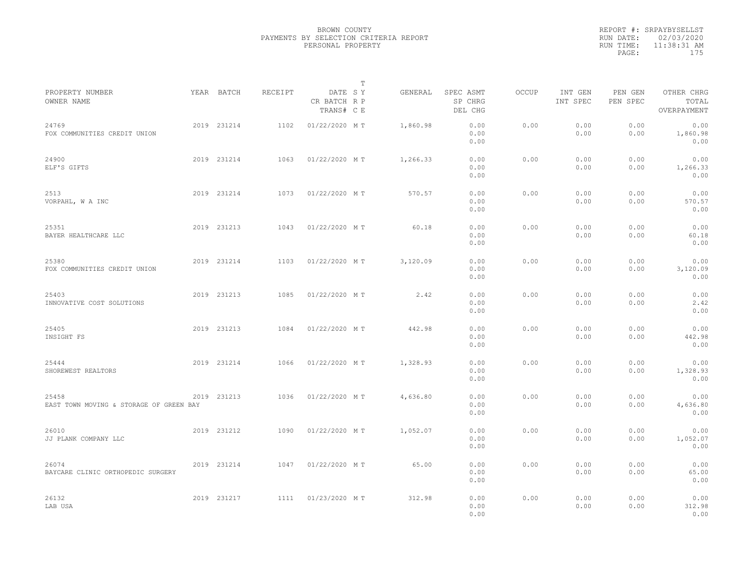BROWN COUNTY
PAYMENTS BY SELECTION CRITERIA REPORT
PERSONAL PROPERTY

REPORT #: SRPAYBYSELLST
RUN DATE: 02/03/2020
RUN TIME: 11:38:31 AM
PAGE: 175

| PROPERTY NUMBER<br>OWNER NAME | YEAR | BATCH | RECEIPT | DATE<br>CR BATCH<br>TRANS# | T<br>S Y<br>R P<br>C E | GENERAL | SPEC ASMT<br>SP CHRG<br>DEL CHG | OCCUP | INT GEN<br>INT SPEC | PEN GEN<br>PEN SPEC | OTHER CHRG<br>TOTAL<br>OVERPAYMENT |
|---|---|---|---|---|---|---|---|---|---|---|---|
| 24769<br>FOX COMMUNITIES CREDIT UNION | 2019 | 231214 | 1102 | 01/22/2020 | M T | 1,860.98 | 0.00<br>0.00<br>0.00 | 0.00 | 0.00<br>0.00 | 0.00<br>0.00 | 0.00<br>1,860.98<br>0.00 |
| 24900<br>ELF'S GIFTS | 2019 | 231214 | 1063 | 01/22/2020 | M T | 1,266.33 | 0.00<br>0.00<br>0.00 | 0.00 | 0.00<br>0.00 | 0.00<br>0.00 | 0.00<br>1,266.33<br>0.00 |
| 2513<br>VORPAHL, W A INC | 2019 | 231214 | 1073 | 01/22/2020 | M T | 570.57 | 0.00<br>0.00<br>0.00 | 0.00 | 0.00<br>0.00 | 0.00<br>0.00 | 0.00<br>570.57<br>0.00 |
| 25351<br>BAYER HEALTHCARE LLC | 2019 | 231213 | 1043 | 01/22/2020 | M T | 60.18 | 0.00<br>0.00<br>0.00 | 0.00 | 0.00<br>0.00 | 0.00<br>0.00 | 0.00<br>60.18<br>0.00 |
| 25380<br>FOX COMMUNITIES CREDIT UNION | 2019 | 231214 | 1103 | 01/22/2020 | M T | 3,120.09 | 0.00<br>0.00<br>0.00 | 0.00 | 0.00<br>0.00 | 0.00<br>0.00 | 0.00<br>3,120.09<br>0.00 |
| 25403<br>INNOVATIVE COST SOLUTIONS | 2019 | 231213 | 1085 | 01/22/2020 | M T | 2.42 | 0.00<br>0.00<br>0.00 | 0.00 | 0.00<br>0.00 | 0.00<br>0.00 | 0.00<br>2.42<br>0.00 |
| 25405<br>INSIGHT FS | 2019 | 231213 | 1084 | 01/22/2020 | M T | 442.98 | 0.00<br>0.00<br>0.00 | 0.00 | 0.00<br>0.00 | 0.00<br>0.00 | 0.00<br>442.98<br>0.00 |
| 25444<br>SHOREWEST REALTORS | 2019 | 231214 | 1066 | 01/22/2020 | M T | 1,328.93 | 0.00<br>0.00<br>0.00 | 0.00 | 0.00<br>0.00 | 0.00<br>0.00 | 0.00<br>1,328.93<br>0.00 |
| 25458<br>EAST TOWN MOVING & STORAGE OF GREEN BAY | 2019 | 231213 | 1036 | 01/22/2020 | M T | 4,636.80 | 0.00<br>0.00<br>0.00 | 0.00 | 0.00<br>0.00 | 0.00<br>0.00 | 0.00<br>4,636.80<br>0.00 |
| 26010<br>JJ PLANK COMPANY LLC | 2019 | 231212 | 1090 | 01/22/2020 | M T | 1,052.07 | 0.00<br>0.00<br>0.00 | 0.00 | 0.00<br>0.00 | 0.00<br>0.00 | 0.00<br>1,052.07<br>0.00 |
| 26074<br>BAYCARE CLINIC ORTHOPEDIC SURGERY | 2019 | 231214 | 1047 | 01/22/2020 | M T | 65.00 | 0.00<br>0.00<br>0.00 | 0.00 | 0.00<br>0.00 | 0.00<br>0.00 | 0.00<br>65.00<br>0.00 |
| 26132<br>LAB USA | 2019 | 231217 | 1111 | 01/23/2020 | M T | 312.98 | 0.00<br>0.00<br>0.00 | 0.00 | 0.00<br>0.00 | 0.00<br>0.00 | 0.00<br>312.98<br>0.00 |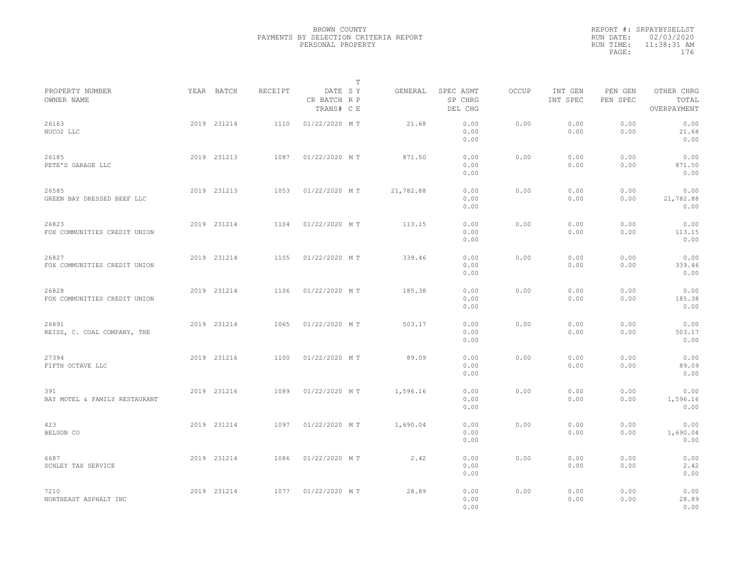BROWN COUNTY
PAYMENTS BY SELECTION CRITERIA REPORT
PERSONAL PROPERTY

REPORT #: SRPAYBYSELLST
RUN DATE: 02/03/2020
RUN TIME: 11:38:31 AM

| PROPERTY NUMBER OWNER NAME | YEAR | BATCH | RECEIPT | DATE CR BATCH TRANS# | T SY RP CE | GENERAL | SPEC ASMT SP CHRG DEL CHG | OCCUP | INT GEN INT SPEC | PEN GEN PEN SPEC | OTHER CHRG TOTAL OVERPAYMENT |
|---|---|---|---|---|---|---|---|---|---|---|---|
| 26163 NUCO2 LLC | 2019 | 231214 | 1110 | 01/22/2020 | M T | 21.68 | 0.00 0.00 0.00 | 0.00 | 0.00 0.00 | 0.00 0.00 | 0.00 21.68 0.00 |
| 26185 PETE'S GARAGE LLC | 2019 | 231213 | 1087 | 01/22/2020 | M T | 871.50 | 0.00 0.00 0.00 | 0.00 | 0.00 0.00 | 0.00 0.00 | 0.00 871.50 0.00 |
| 26585 GREEN BAY DRESSED BEEF LLC | 2019 | 231213 | 1053 | 01/22/2020 | M T | 21,782.88 | 0.00 0.00 0.00 | 0.00 | 0.00 0.00 | 0.00 0.00 | 0.00 21,782.88 0.00 |
| 26823 FOX COMMUNITIES CREDIT UNION | 2019 | 231214 | 1104 | 01/22/2020 | M T | 113.15 | 0.00 0.00 0.00 | 0.00 | 0.00 0.00 | 0.00 0.00 | 0.00 113.15 0.00 |
| 26827 FOX COMMUNITIES CREDIT UNION | 2019 | 231214 | 1105 | 01/22/2020 | M T | 339.46 | 0.00 0.00 0.00 | 0.00 | 0.00 0.00 | 0.00 0.00 | 0.00 339.46 0.00 |
| 26828 FOX COMMUNITIES CREDIT UNION | 2019 | 231214 | 1106 | 01/22/2020 | M T | 185.38 | 0.00 0.00 0.00 | 0.00 | 0.00 0.00 | 0.00 0.00 | 0.00 185.38 0.00 |
| 26891 REISS, C. COAL COMPANY, THE | 2019 | 231214 | 1065 | 01/22/2020 | M T | 503.17 | 0.00 0.00 0.00 | 0.00 | 0.00 0.00 | 0.00 0.00 | 0.00 503.17 0.00 |
| 27394 FIFTH OCTAVE LLC | 2019 | 231216 | 1100 | 01/22/2020 | M T | 89.09 | 0.00 0.00 0.00 | 0.00 | 0.00 0.00 | 0.00 0.00 | 0.00 89.09 0.00 |
| 391 BAY MOTEL & FAMILY RESTAURANT | 2019 | 231216 | 1089 | 01/22/2020 | M T | 1,596.16 | 0.00 0.00 0.00 | 0.00 | 0.00 0.00 | 0.00 0.00 | 0.00 1,596.16 0.00 |
| 423 BELSON CO | 2019 | 231214 | 1097 | 01/22/2020 | M T | 1,690.04 | 0.00 0.00 0.00 | 0.00 | 0.00 0.00 | 0.00 0.00 | 0.00 1,690.04 0.00 |
| 6687 SCHLEY TAX SERVICE | 2019 | 231214 | 1086 | 01/22/2020 | M T | 2.42 | 0.00 0.00 0.00 | 0.00 | 0.00 0.00 | 0.00 0.00 | 0.00 2.42 0.00 |
| 7210 NORTHEAST ASPHALT INC | 2019 | 231214 | 1077 | 01/22/2020 | M T | 28.89 | 0.00 0.00 0.00 | 0.00 | 0.00 0.00 | 0.00 0.00 | 0.00 28.89 0.00 |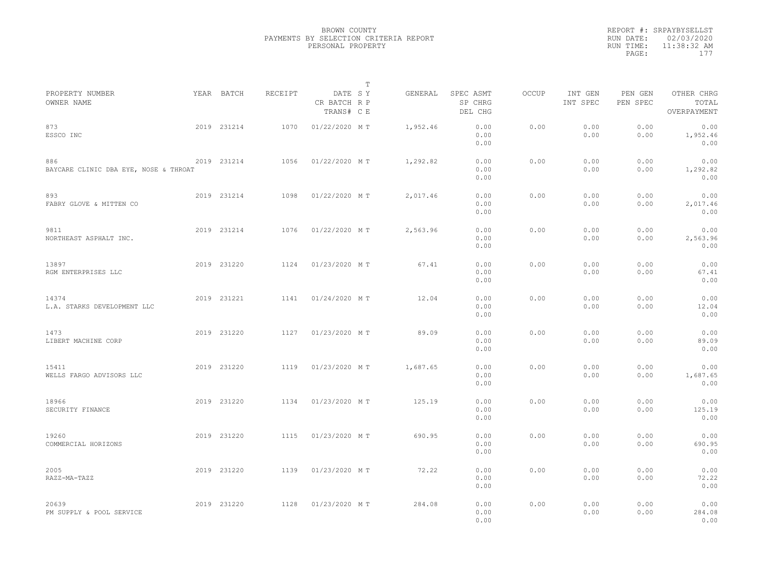BROWN COUNTY
PAYMENTS BY SELECTION CRITERIA REPORT
PERSONAL PROPERTY

REPORT #: SRPAYBYSELLST
RUN DATE: 02/03/2020
RUN TIME: 11:38:32 AM

| PROPERTY NUMBER OWNER NAME | YEAR | BATCH | RECEIPT | DATE CR BATCH TRANS# | T SY RP CE | GENERAL | SPEC ASMT SP CHRG DEL CHG | OCCUP | INT GEN INT SPEC | PEN GEN PEN SPEC | OTHER CHRG TOTAL OVERPAYMENT |
|---|---|---|---|---|---|---|---|---|---|---|---|
| 873 ESSCO INC | 2019 | 231214 | 1070 | 01/22/2020 | M T | 1,952.46 | 0.00 0.00 0.00 | 0.00 | 0.00 0.00 | 0.00 0.00 | 0.00 1,952.46 0.00 |
| 886 BAYCARE CLINIC DBA EYE, NOSE & THROAT | 2019 | 231214 | 1056 | 01/22/2020 | M T | 1,292.82 | 0.00 0.00 0.00 | 0.00 | 0.00 0.00 | 0.00 0.00 | 0.00 1,292.82 0.00 |
| 893 FABRY GLOVE & MITTEN CO | 2019 | 231214 | 1098 | 01/22/2020 | M T | 2,017.46 | 0.00 0.00 0.00 | 0.00 | 0.00 0.00 | 0.00 0.00 | 0.00 2,017.46 0.00 |
| 9811 NORTHEAST ASPHALT INC. | 2019 | 231214 | 1076 | 01/22/2020 | M T | 2,563.96 | 0.00 0.00 0.00 | 0.00 | 0.00 0.00 | 0.00 0.00 | 0.00 2,563.96 0.00 |
| 13897 RGM ENTERPRISES LLC | 2019 | 231220 | 1124 | 01/23/2020 | M T | 67.41 | 0.00 0.00 0.00 | 0.00 | 0.00 0.00 | 0.00 0.00 | 0.00 67.41 0.00 |
| 14374 L.A. STARKS DEVELOPMENT LLC | 2019 | 231221 | 1141 | 01/24/2020 | M T | 12.04 | 0.00 0.00 0.00 | 0.00 | 0.00 0.00 | 0.00 0.00 | 0.00 12.04 0.00 |
| 1473 LIBERT MACHINE CORP | 2019 | 231220 | 1127 | 01/23/2020 | M T | 89.09 | 0.00 0.00 0.00 | 0.00 | 0.00 0.00 | 0.00 0.00 | 0.00 89.09 0.00 |
| 15411 WELLS FARGO ADVISORS LLC | 2019 | 231220 | 1119 | 01/23/2020 | M T | 1,687.65 | 0.00 0.00 0.00 | 0.00 | 0.00 0.00 | 0.00 0.00 | 0.00 1,687.65 0.00 |
| 18966 SECURITY FINANCE | 2019 | 231220 | 1134 | 01/23/2020 | M T | 125.19 | 0.00 0.00 0.00 | 0.00 | 0.00 0.00 | 0.00 0.00 | 0.00 125.19 0.00 |
| 19260 COMMERCIAL HORIZONS | 2019 | 231220 | 1115 | 01/23/2020 | M T | 690.95 | 0.00 0.00 0.00 | 0.00 | 0.00 0.00 | 0.00 0.00 | 0.00 690.95 0.00 |
| 2005 RAZZ-MA-TAZZ | 2019 | 231220 | 1139 | 01/23/2020 | M T | 72.22 | 0.00 0.00 0.00 | 0.00 | 0.00 0.00 | 0.00 0.00 | 0.00 72.22 0.00 |
| 20639 PM SUPPLY & POOL SERVICE | 2019 | 231220 | 1128 | 01/23/2020 | M T | 284.08 | 0.00 0.00 0.00 | 0.00 | 0.00 0.00 | 0.00 0.00 | 0.00 284.08 0.00 |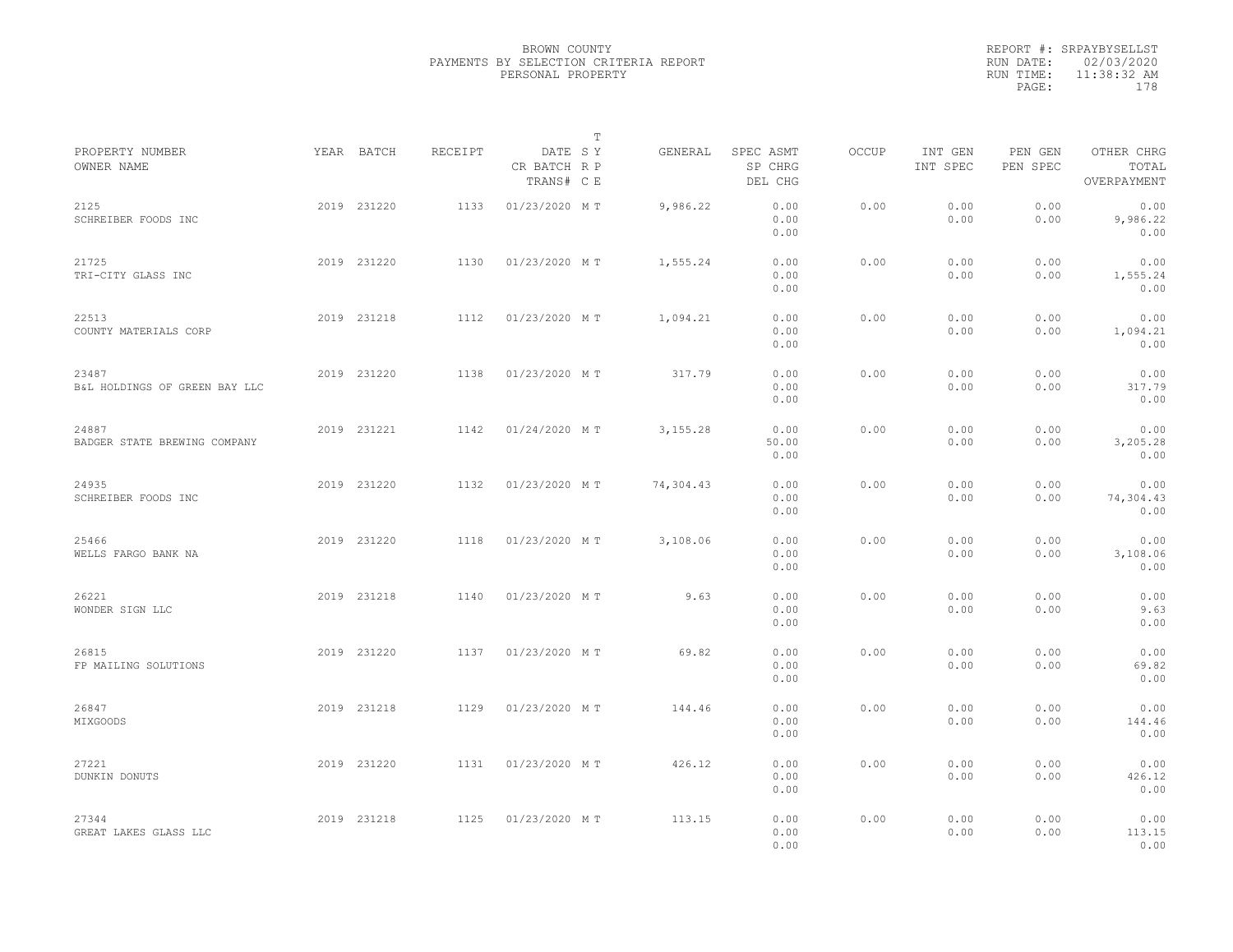BROWN COUNTY
PAYMENTS BY SELECTION CRITERIA REPORT
PERSONAL PROPERTY

REPORT #: SRPAYBYSELLST
RUN DATE: 02/03/2020
RUN TIME: 11:38:32 AM

| PROPERTY NUMBER<br>OWNER NAME | YEAR | BATCH | RECEIPT | DATE<br>CR BATCH<br>TRANS# | T<br>S Y<br>R P<br>C E | GENERAL | SPEC ASMT<br>SP CHRG<br>DEL CHG | OCCUP | INT GEN<br>INT SPEC | PEN GEN<br>PEN SPEC | OTHER CHRG<br>TOTAL<br>OVERPAYMENT |
|---|---|---|---|---|---|---|---|---|---|---|---|
| 2125<br>SCHREIBER FOODS INC | 2019 | 231220 | 1133 | 01/23/2020 | M T | 9,986.22 | 0.00<br>0.00<br>0.00 | 0.00 | 0.00<br>0.00 | 0.00<br>0.00 | 0.00<br>9,986.22<br>0.00 |
| 21725<br>TRI-CITY GLASS INC | 2019 | 231220 | 1130 | 01/23/2020 | M T | 1,555.24 | 0.00<br>0.00<br>0.00 | 0.00 | 0.00<br>0.00 | 0.00<br>0.00 | 0.00<br>1,555.24<br>0.00 |
| 22513<br>COUNTY MATERIALS CORP | 2019 | 231218 | 1112 | 01/23/2020 | M T | 1,094.21 | 0.00<br>0.00<br>0.00 | 0.00 | 0.00<br>0.00 | 0.00<br>0.00 | 0.00<br>1,094.21<br>0.00 |
| 23487<br>B&L HOLDINGS OF GREEN BAY LLC | 2019 | 231220 | 1138 | 01/23/2020 | M T | 317.79 | 0.00<br>0.00<br>0.00 | 0.00 | 0.00<br>0.00 | 0.00<br>0.00 | 0.00<br>317.79<br>0.00 |
| 24887<br>BADGER STATE BREWING COMPANY | 2019 | 231221 | 1142 | 01/24/2020 | M T | 3,155.28 | 0.00<br>50.00<br>0.00 | 0.00 | 0.00<br>0.00 | 0.00<br>0.00 | 0.00<br>3,205.28<br>0.00 |
| 24935<br>SCHREIBER FOODS INC | 2019 | 231220 | 1132 | 01/23/2020 | M T | 74,304.43 | 0.00<br>0.00<br>0.00 | 0.00 | 0.00<br>0.00 | 0.00<br>0.00 | 0.00<br>74,304.43<br>0.00 |
| 25466<br>WELLS FARGO BANK NA | 2019 | 231220 | 1118 | 01/23/2020 | M T | 3,108.06 | 0.00<br>0.00<br>0.00 | 0.00 | 0.00<br>0.00 | 0.00<br>0.00 | 0.00<br>3,108.06<br>0.00 |
| 26221<br>WONDER SIGN LLC | 2019 | 231218 | 1140 | 01/23/2020 | M T | 9.63 | 0.00<br>0.00<br>0.00 | 0.00 | 0.00<br>0.00 | 0.00<br>0.00 | 0.00<br>9.63<br>0.00 |
| 26815<br>FP MAILING SOLUTIONS | 2019 | 231220 | 1137 | 01/23/2020 | M T | 69.82 | 0.00<br>0.00<br>0.00 | 0.00 | 0.00<br>0.00 | 0.00<br>0.00 | 0.00<br>69.82<br>0.00 |
| 26847<br>MIXGOODS | 2019 | 231218 | 1129 | 01/23/2020 | M T | 144.46 | 0.00<br>0.00<br>0.00 | 0.00 | 0.00<br>0.00 | 0.00<br>0.00 | 0.00<br>144.46<br>0.00 |
| 27221<br>DUNKIN DONUTS | 2019 | 231220 | 1131 | 01/23/2020 | M T | 426.12 | 0.00<br>0.00<br>0.00 | 0.00 | 0.00<br>0.00 | 0.00<br>0.00 | 0.00<br>426.12<br>0.00 |
| 27344<br>GREAT LAKES GLASS LLC | 2019 | 231218 | 1125 | 01/23/2020 | M T | 113.15 | 0.00<br>0.00<br>0.00 | 0.00 | 0.00<br>0.00 | 0.00<br>0.00 | 0.00<br>113.15<br>0.00 |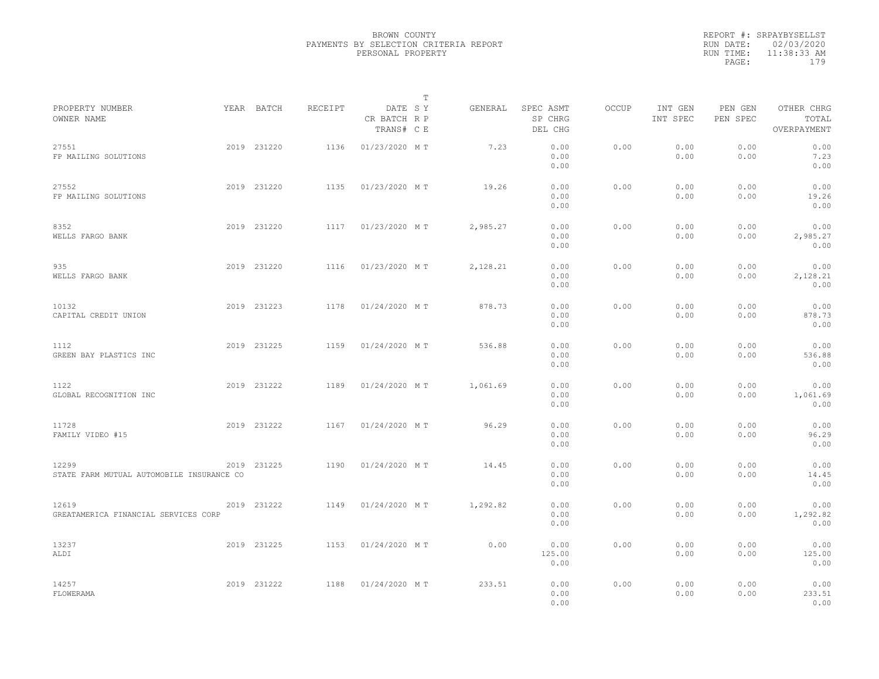BROWN COUNTY
PAYMENTS BY SELECTION CRITERIA REPORT
PERSONAL PROPERTY

REPORT #: SRPAYBYSELLST
RUN DATE: 02/03/2020
RUN TIME: 11:38:33 AM

| PROPERTY NUMBER<br>OWNER NAME | YEAR | BATCH | RECEIPT | DATE<br>CR BATCH<br>TRANS# | T<br>S Y<br>R P<br>C E | GENERAL | SPEC ASMT<br>SP CHRG<br>DEL CHG | OCCUP | INT GEN<br>INT SPEC | PEN GEN<br>PEN SPEC | OTHER CHRG<br>TOTAL<br>OVERPAYMENT |
|---|---|---|---|---|---|---|---|---|---|---|---|
| 27551<br>FP MAILING SOLUTIONS | 2019 | 231220 | 1136 | 01/23/2020 | M T | 7.23 | 0.00<br>0.00<br>0.00 | 0.00 | 0.00<br>0.00 | 0.00<br>0.00 | 0.00<br>7.23<br>0.00 |
| 27552<br>FP MAILING SOLUTIONS | 2019 | 231220 | 1135 | 01/23/2020 | M T | 19.26 | 0.00<br>0.00<br>0.00 | 0.00 | 0.00<br>0.00 | 0.00<br>0.00 | 0.00<br>19.26<br>0.00 |
| 8352<br>WELLS FARGO BANK | 2019 | 231220 | 1117 | 01/23/2020 | M T | 2,985.27 | 0.00<br>0.00<br>0.00 | 0.00 | 0.00<br>0.00 | 0.00<br>0.00 | 0.00<br>2,985.27<br>0.00 |
| 935<br>WELLS FARGO BANK | 2019 | 231220 | 1116 | 01/23/2020 | M T | 2,128.21 | 0.00<br>0.00<br>0.00 | 0.00 | 0.00<br>0.00 | 0.00<br>0.00 | 0.00<br>2,128.21<br>0.00 |
| 10132<br>CAPITAL CREDIT UNION | 2019 | 231223 | 1178 | 01/24/2020 | M T | 878.73 | 0.00<br>0.00<br>0.00 | 0.00 | 0.00<br>0.00 | 0.00<br>0.00 | 0.00<br>878.73<br>0.00 |
| 1112<br>GREEN BAY PLASTICS INC | 2019 | 231225 | 1159 | 01/24/2020 | M T | 536.88 | 0.00<br>0.00<br>0.00 | 0.00 | 0.00<br>0.00 | 0.00<br>0.00 | 0.00<br>536.88<br>0.00 |
| 1122<br>GLOBAL RECOGNITION INC | 2019 | 231222 | 1189 | 01/24/2020 | M T | 1,061.69 | 0.00<br>0.00<br>0.00 | 0.00 | 0.00<br>0.00 | 0.00<br>0.00 | 0.00<br>1,061.69<br>0.00 |
| 11728<br>FAMILY VIDEO #15 | 2019 | 231222 | 1167 | 01/24/2020 | M T | 96.29 | 0.00<br>0.00<br>0.00 | 0.00 | 0.00<br>0.00 | 0.00<br>0.00 | 0.00<br>96.29<br>0.00 |
| 12299<br>STATE FARM MUTUAL AUTOMOBILE INSURANCE CO | 2019 | 231225 | 1190 | 01/24/2020 | M T | 14.45 | 0.00<br>0.00<br>0.00 | 0.00 | 0.00<br>0.00 | 0.00<br>0.00 | 0.00<br>14.45<br>0.00 |
| 12619<br>GREATAMERICA FINANCIAL SERVICES CORP | 2019 | 231222 | 1149 | 01/24/2020 | M T | 1,292.82 | 0.00<br>0.00<br>0.00 | 0.00 | 0.00<br>0.00 | 0.00<br>0.00 | 0.00<br>1,292.82<br>0.00 |
| 13237<br>ALDI | 2019 | 231225 | 1153 | 01/24/2020 | M T | 0.00 | 0.00<br>125.00<br>0.00 | 0.00 | 0.00<br>0.00 | 0.00<br>0.00 | 0.00<br>125.00<br>0.00 |
| 14257<br>FLOWERAMA | 2019 | 231222 | 1188 | 01/24/2020 | M T | 233.51 | 0.00<br>0.00<br>0.00 | 0.00 | 0.00<br>0.00 | 0.00<br>0.00 | 0.00<br>233.51<br>0.00 |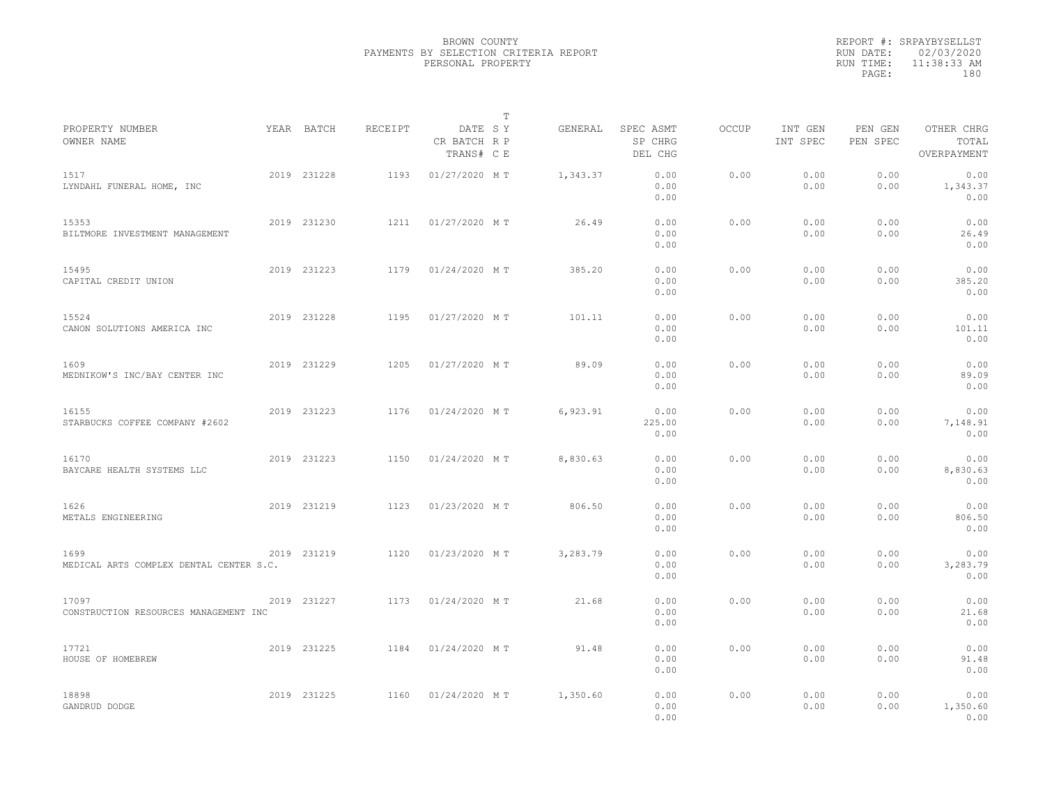BROWN COUNTY
PAYMENTS BY SELECTION CRITERIA REPORT
PERSONAL PROPERTY

REPORT #: SRPAYBYSELLST
RUN DATE: 02/03/2020
RUN TIME: 11:38:33 AM

| PROPERTY NUMBER<br>OWNER NAME | YEAR | BATCH | RECEIPT | DATE<br>CR BATCH<br>TRANS# | T<br>S Y<br>R P<br>C E | GENERAL | SPEC ASMT<br>SP CHRG<br>DEL CHG | OCCUP | INT GEN<br>INT SPEC | PEN GEN<br>PEN SPEC | OTHER CHRG<br>TOTAL<br>OVERPAYMENT |
|---|---|---|---|---|---|---|---|---|---|---|---|
| 1517<br>LYNDAHL FUNERAL HOME, INC | 2019 | 231228 | 1193 | 01/27/2020 | M T | 1,343.37 | 0.00<br>0.00<br>0.00 | 0.00 | 0.00<br>0.00 | 0.00<br>0.00 | 0.00<br>1,343.37<br>0.00 |
| 15353<br>BILTMORE INVESTMENT MANAGEMENT | 2019 | 231230 | 1211 | 01/27/2020 | M T | 26.49 | 0.00<br>0.00<br>0.00 | 0.00 | 0.00<br>0.00 | 0.00<br>0.00 | 0.00<br>26.49<br>0.00 |
| 15495<br>CAPITAL CREDIT UNION | 2019 | 231223 | 1179 | 01/24/2020 | M T | 385.20 | 0.00<br>0.00<br>0.00 | 0.00 | 0.00<br>0.00 | 0.00<br>0.00 | 0.00<br>385.20<br>0.00 |
| 15524<br>CANON SOLUTIONS AMERICA INC | 2019 | 231228 | 1195 | 01/27/2020 | M T | 101.11 | 0.00<br>0.00<br>0.00 | 0.00 | 0.00<br>0.00 | 0.00<br>0.00 | 0.00<br>101.11<br>0.00 |
| 1609<br>MEDNIKOW'S INC/BAY CENTER INC | 2019 | 231229 | 1205 | 01/27/2020 | M T | 89.09 | 0.00<br>0.00<br>0.00 | 0.00 | 0.00<br>0.00 | 0.00<br>0.00 | 0.00<br>89.09<br>0.00 |
| 16155<br>STARBUCKS COFFEE COMPANY #2602 | 2019 | 231223 | 1176 | 01/24/2020 | M T | 6,923.91 | 0.00<br>225.00<br>0.00 | 0.00 | 0.00<br>0.00 | 0.00<br>0.00 | 0.00<br>7,148.91<br>0.00 |
| 16170<br>BAYCARE HEALTH SYSTEMS LLC | 2019 | 231223 | 1150 | 01/24/2020 | M T | 8,830.63 | 0.00<br>0.00<br>0.00 | 0.00 | 0.00<br>0.00 | 0.00<br>0.00 | 0.00<br>8,830.63<br>0.00 |
| 1626<br>METALS ENGINEERING | 2019 | 231219 | 1123 | 01/23/2020 | M T | 806.50 | 0.00<br>0.00<br>0.00 | 0.00 | 0.00<br>0.00 | 0.00<br>0.00 | 0.00<br>806.50<br>0.00 |
| 1699<br>MEDICAL ARTS COMPLEX DENTAL CENTER S.C. | 2019 | 231219 | 1120 | 01/23/2020 | M T | 3,283.79 | 0.00<br>0.00<br>0.00 | 0.00 | 0.00<br>0.00 | 0.00<br>0.00 | 0.00<br>3,283.79<br>0.00 |
| 17097<br>CONSTRUCTION RESOURCES MANAGEMENT INC | 2019 | 231227 | 1173 | 01/24/2020 | M T | 21.68 | 0.00<br>0.00<br>0.00 | 0.00 | 0.00<br>0.00 | 0.00<br>0.00 | 0.00<br>21.68<br>0.00 |
| 17721<br>HOUSE OF HOMEBREW | 2019 | 231225 | 1184 | 01/24/2020 | M T | 91.48 | 0.00<br>0.00<br>0.00 | 0.00 | 0.00<br>0.00 | 0.00<br>0.00 | 0.00<br>91.48<br>0.00 |
| 18898<br>GANDRUD DODGE | 2019 | 231225 | 1160 | 01/24/2020 | M T | 1,350.60 | 0.00<br>0.00<br>0.00 | 0.00 | 0.00<br>0.00 | 0.00<br>0.00 | 0.00<br>1,350.60<br>0.00 |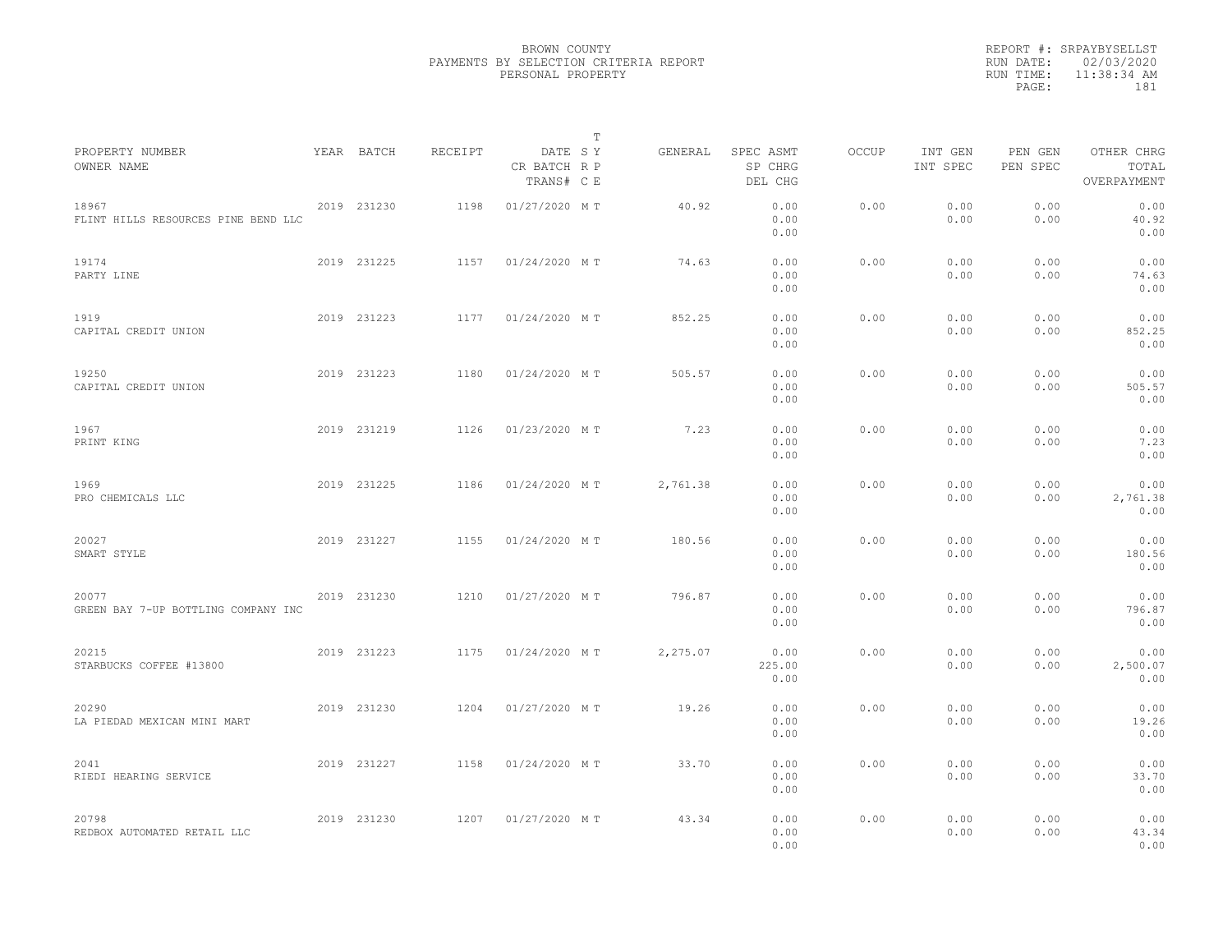BROWN COUNTY
PAYMENTS BY SELECTION CRITERIA REPORT
PERSONAL PROPERTY

REPORT #: SRPAYBYSELLST
RUN DATE: 02/03/2020
RUN TIME: 11:38:34 AM

| PROPERTY NUMBER<br>OWNER NAME | YEAR | BATCH | RECEIPT | DATE<br>CR BATCH<br>TRANS# | T<br>S Y<br>R P<br>C E | GENERAL | SPEC ASMT<br>SP CHRG<br>DEL CHG | OCCUP | INT GEN<br>INT SPEC | PEN GEN<br>PEN SPEC | OTHER CHRG<br>TOTAL<br>OVERPAYMENT |
|---|---|---|---|---|---|---|---|---|---|---|---|
| 18967<br>FLINT HILLS RESOURCES PINE BEND LLC | 2019 | 231230 | 1198 | 01/27/2020 | M T | 40.92 | 0.00<br>0.00<br>0.00 | 0.00 | 0.00<br>0.00 | 0.00<br>0.00 | 0.00<br>40.92<br>0.00 |
| 19174<br>PARTY LINE | 2019 | 231225 | 1157 | 01/24/2020 | M T | 74.63 | 0.00<br>0.00<br>0.00 | 0.00 | 0.00<br>0.00 | 0.00<br>0.00 | 0.00<br>74.63<br>0.00 |
| 1919<br>CAPITAL CREDIT UNION | 2019 | 231223 | 1177 | 01/24/2020 | M T | 852.25 | 0.00<br>0.00<br>0.00 | 0.00 | 0.00<br>0.00 | 0.00<br>0.00 | 0.00<br>852.25<br>0.00 |
| 19250<br>CAPITAL CREDIT UNION | 2019 | 231223 | 1180 | 01/24/2020 | M T | 505.57 | 0.00<br>0.00<br>0.00 | 0.00 | 0.00<br>0.00 | 0.00<br>0.00 | 0.00<br>505.57<br>0.00 |
| 1967<br>PRINT KING | 2019 | 231219 | 1126 | 01/23/2020 | M T | 7.23 | 0.00<br>0.00<br>0.00 | 0.00 | 0.00<br>0.00 | 0.00<br>0.00 | 0.00<br>7.23<br>0.00 |
| 1969<br>PRO CHEMICALS LLC | 2019 | 231225 | 1186 | 01/24/2020 | M T | 2,761.38 | 0.00<br>0.00<br>0.00 | 0.00 | 0.00<br>0.00 | 0.00<br>0.00 | 0.00<br>2,761.38<br>0.00 |
| 20027<br>SMART STYLE | 2019 | 231227 | 1155 | 01/24/2020 | M T | 180.56 | 0.00<br>0.00<br>0.00 | 0.00 | 0.00<br>0.00 | 0.00<br>0.00 | 0.00<br>180.56<br>0.00 |
| 20077<br>GREEN BAY 7-UP BOTTLING COMPANY INC | 2019 | 231230 | 1210 | 01/27/2020 | M T | 796.87 | 0.00<br>0.00<br>0.00 | 0.00 | 0.00<br>0.00 | 0.00<br>0.00 | 0.00<br>796.87<br>0.00 |
| 20215<br>STARBUCKS COFFEE #13800 | 2019 | 231223 | 1175 | 01/24/2020 | M T | 2,275.07 | 0.00<br>225.00<br>0.00 | 0.00 | 0.00<br>0.00 | 0.00<br>0.00 | 0.00<br>2,500.07<br>0.00 |
| 20290<br>LA PIEDAD MEXICAN MINI MART | 2019 | 231230 | 1204 | 01/27/2020 | M T | 19.26 | 0.00<br>0.00<br>0.00 | 0.00 | 0.00<br>0.00 | 0.00<br>0.00 | 0.00<br>19.26<br>0.00 |
| 2041<br>RIEDI HEARING SERVICE | 2019 | 231227 | 1158 | 01/24/2020 | M T | 33.70 | 0.00<br>0.00<br>0.00 | 0.00 | 0.00<br>0.00 | 0.00<br>0.00 | 0.00<br>33.70<br>0.00 |
| 20798<br>REDBOX AUTOMATED RETAIL LLC | 2019 | 231230 | 1207 | 01/27/2020 | M T | 43.34 | 0.00<br>0.00<br>0.00 | 0.00 | 0.00<br>0.00 | 0.00<br>0.00 | 0.00<br>43.34<br>0.00 |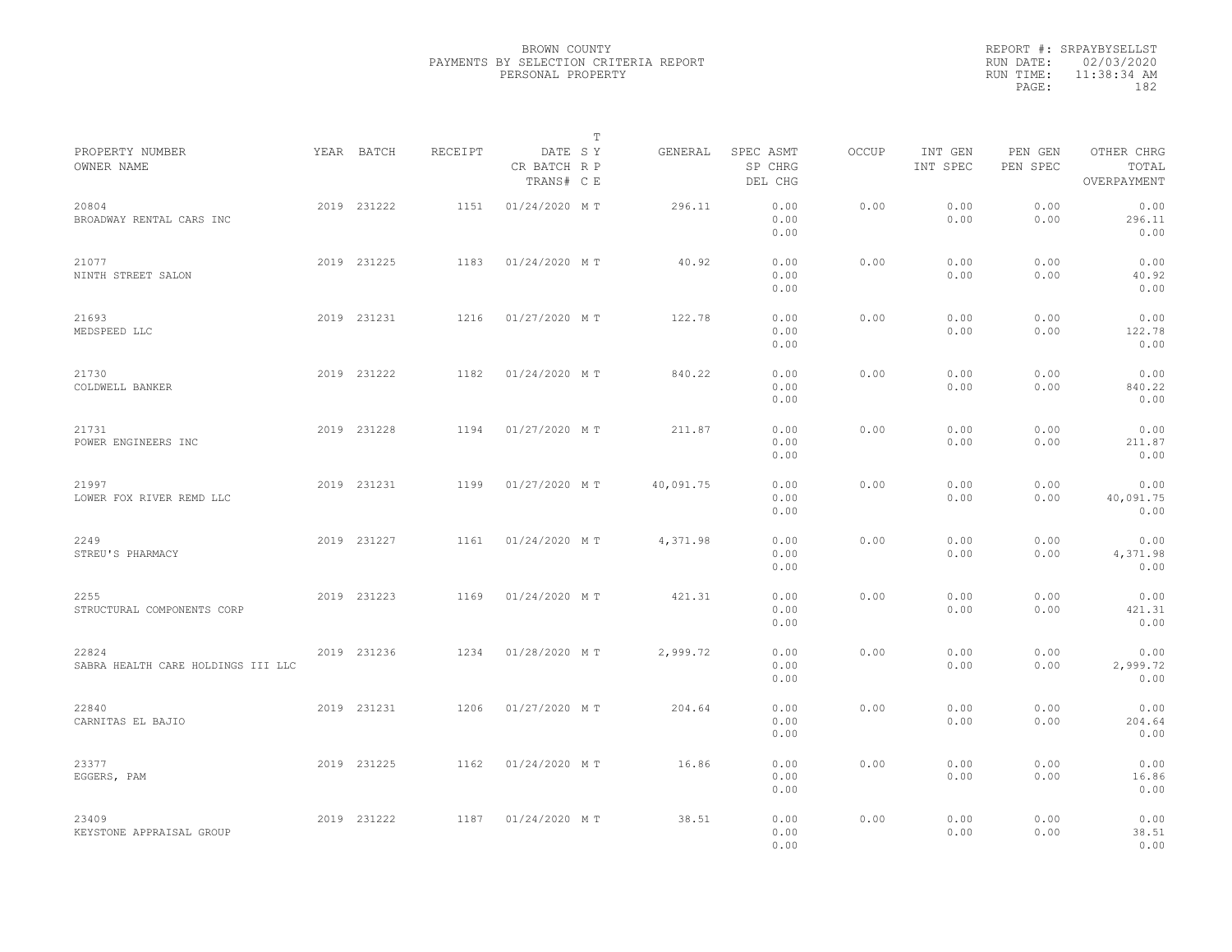BROWN COUNTY
PAYMENTS BY SELECTION CRITERIA REPORT
PERSONAL PROPERTY

REPORT #: SRPAYBYSELLST
RUN DATE: 02/03/2020
RUN TIME: 11:38:34 AM

| PROPERTY NUMBER / OWNER NAME | YEAR | BATCH | RECEIPT | DATE / CR BATCH / TRANS# | T SYP / TYPE | GENERAL | SPEC ASMT / SP CHRG / DEL CHG | OCCUP | INT GEN / INT SPEC | PEN GEN / PEN SPEC | OTHER CHRG / TOTAL / OVERPAYMENT |
|---|---|---|---|---|---|---|---|---|---|---|---|
| 20804 BROADWAY RENTAL CARS INC | 2019 | 231222 | 1151 | 01/24/2020 | M T | 296.11 | 0.00 0.00 0.00 | 0.00 | 0.00 0.00 | 0.00 0.00 | 0.00 296.11 0.00 |
| 21077 NINTH STREET SALON | 2019 | 231225 | 1183 | 01/24/2020 | M T | 40.92 | 0.00 0.00 0.00 | 0.00 | 0.00 0.00 | 0.00 0.00 | 0.00 40.92 0.00 |
| 21693 MEDSPEED LLC | 2019 | 231231 | 1216 | 01/27/2020 | M T | 122.78 | 0.00 0.00 0.00 | 0.00 | 0.00 0.00 | 0.00 0.00 | 0.00 122.78 0.00 |
| 21730 COLDWELL BANKER | 2019 | 231222 | 1182 | 01/24/2020 | M T | 840.22 | 0.00 0.00 0.00 | 0.00 | 0.00 0.00 | 0.00 0.00 | 0.00 840.22 0.00 |
| 21731 POWER ENGINEERS INC | 2019 | 231228 | 1194 | 01/27/2020 | M T | 211.87 | 0.00 0.00 0.00 | 0.00 | 0.00 0.00 | 0.00 0.00 | 0.00 211.87 0.00 |
| 21997 LOWER FOX RIVER REMD LLC | 2019 | 231231 | 1199 | 01/27/2020 | M T | 40,091.75 | 0.00 0.00 0.00 | 0.00 | 0.00 0.00 | 0.00 0.00 | 0.00 40,091.75 0.00 |
| 2249 STREU'S PHARMACY | 2019 | 231227 | 1161 | 01/24/2020 | M T | 4,371.98 | 0.00 0.00 0.00 | 0.00 | 0.00 0.00 | 0.00 0.00 | 0.00 4,371.98 0.00 |
| 2255 STRUCTURAL COMPONENTS CORP | 2019 | 231223 | 1169 | 01/24/2020 | M T | 421.31 | 0.00 0.00 0.00 | 0.00 | 0.00 0.00 | 0.00 0.00 | 0.00 421.31 0.00 |
| 22824 SABRA HEALTH CARE HOLDINGS III LLC | 2019 | 231236 | 1234 | 01/28/2020 | M T | 2,999.72 | 0.00 0.00 0.00 | 0.00 | 0.00 0.00 | 0.00 0.00 | 0.00 2,999.72 0.00 |
| 22840 CARNITAS EL BAJIO | 2019 | 231231 | 1206 | 01/27/2020 | M T | 204.64 | 0.00 0.00 0.00 | 0.00 | 0.00 0.00 | 0.00 0.00 | 0.00 204.64 0.00 |
| 23377 EGGERS, PAM | 2019 | 231225 | 1162 | 01/24/2020 | M T | 16.86 | 0.00 0.00 0.00 | 0.00 | 0.00 0.00 | 0.00 0.00 | 0.00 16.86 0.00 |
| 23409 KEYSTONE APPRAISAL GROUP | 2019 | 231222 | 1187 | 01/24/2020 | M T | 38.51 | 0.00 0.00 0.00 | 0.00 | 0.00 0.00 | 0.00 0.00 | 0.00 38.51 0.00 |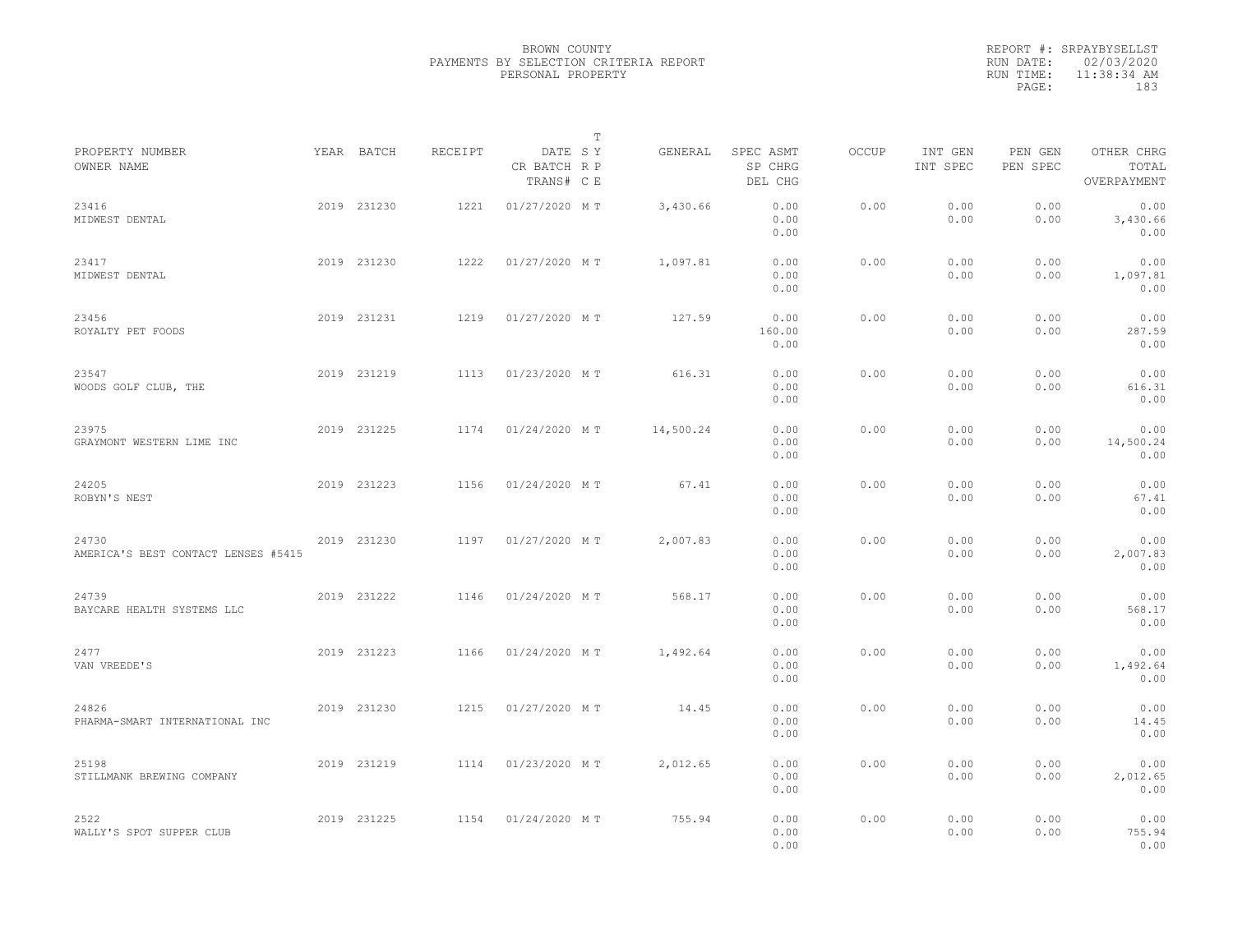BROWN COUNTY
PAYMENTS BY SELECTION CRITERIA REPORT
PERSONAL PROPERTY

REPORT #: SRPAYBYSELLST
RUN DATE: 02/03/2020
RUN TIME: 11:38:34 AM
PAGE: 183

| PROPERTY NUMBER / OWNER NAME | YEAR | BATCH | RECEIPT | DATE / CR BATCH / TRANS# | T SY / RP / CE | GENERAL | SPEC ASMT / SP CHRG / DEL CHG | OCCUP | INT GEN / INT SPEC | PEN GEN / PEN SPEC | OTHER CHRG / TOTAL / OVERPAYMENT |
|---|---|---|---|---|---|---|---|---|---|---|---|
| 23416 MIDWEST DENTAL | 2019 | 231230 | 1221 | 01/27/2020 | M T | 3,430.66 | 0.00 / 0.00 / 0.00 | 0.00 | 0.00 / 0.00 | 0.00 / 0.00 | 0.00 / 3,430.66 / 0.00 |
| 23417 MIDWEST DENTAL | 2019 | 231230 | 1222 | 01/27/2020 | M T | 1,097.81 | 0.00 / 0.00 / 0.00 | 0.00 | 0.00 / 0.00 | 0.00 / 0.00 | 0.00 / 1,097.81 / 0.00 |
| 23456 ROYALTY PET FOODS | 2019 | 231231 | 1219 | 01/27/2020 | M T | 127.59 | 0.00 / 160.00 / 0.00 | 0.00 | 0.00 / 0.00 | 0.00 / 0.00 | 0.00 / 287.59 / 0.00 |
| 23547 WOODS GOLF CLUB, THE | 2019 | 231219 | 1113 | 01/23/2020 | M T | 616.31 | 0.00 / 0.00 / 0.00 | 0.00 | 0.00 / 0.00 | 0.00 / 0.00 | 0.00 / 616.31 / 0.00 |
| 23975 GRAYMONT WESTERN LIME INC | 2019 | 231225 | 1174 | 01/24/2020 | M T | 14,500.24 | 0.00 / 0.00 / 0.00 | 0.00 | 0.00 / 0.00 | 0.00 / 0.00 | 0.00 / 14,500.24 / 0.00 |
| 24205 ROBYN'S NEST | 2019 | 231223 | 1156 | 01/24/2020 | M T | 67.41 | 0.00 / 0.00 / 0.00 | 0.00 | 0.00 / 0.00 | 0.00 / 0.00 | 0.00 / 67.41 / 0.00 |
| 24730 AMERICA'S BEST CONTACT LENSES #5415 | 2019 | 231230 | 1197 | 01/27/2020 | M T | 2,007.83 | 0.00 / 0.00 / 0.00 | 0.00 | 0.00 / 0.00 | 0.00 / 0.00 | 0.00 / 2,007.83 / 0.00 |
| 24739 BAYCARE HEALTH SYSTEMS LLC | 2019 | 231222 | 1146 | 01/24/2020 | M T | 568.17 | 0.00 / 0.00 / 0.00 | 0.00 | 0.00 / 0.00 | 0.00 / 0.00 | 0.00 / 568.17 / 0.00 |
| 2477 VAN VREEDE'S | 2019 | 231223 | 1166 | 01/24/2020 | M T | 1,492.64 | 0.00 / 0.00 / 0.00 | 0.00 | 0.00 / 0.00 | 0.00 / 0.00 | 0.00 / 1,492.64 / 0.00 |
| 24826 PHARMA-SMART INTERNATIONAL INC | 2019 | 231230 | 1215 | 01/27/2020 | M T | 14.45 | 0.00 / 0.00 / 0.00 | 0.00 | 0.00 / 0.00 | 0.00 / 0.00 | 0.00 / 14.45 / 0.00 |
| 25198 STILLMANK BREWING COMPANY | 2019 | 231219 | 1114 | 01/23/2020 | M T | 2,012.65 | 0.00 / 0.00 / 0.00 | 0.00 | 0.00 / 0.00 | 0.00 / 0.00 | 0.00 / 2,012.65 / 0.00 |
| 2522 WALLY'S SPOT SUPPER CLUB | 2019 | 231225 | 1154 | 01/24/2020 | M T | 755.94 | 0.00 / 0.00 / 0.00 | 0.00 | 0.00 / 0.00 | 0.00 / 0.00 | 0.00 / 755.94 / 0.00 |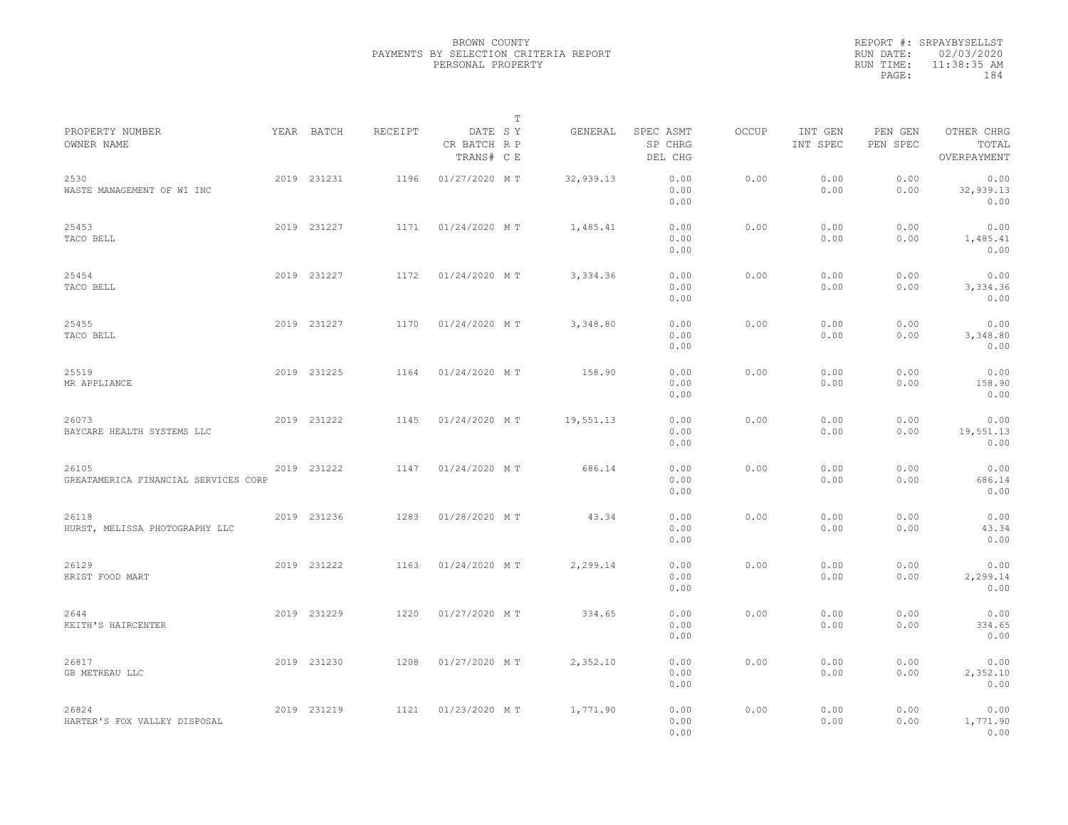BROWN COUNTY
PAYMENTS BY SELECTION CRITERIA REPORT
PERSONAL PROPERTY

REPORT #: SRPAYBYSELLST
RUN DATE: 02/03/2020
RUN TIME: 11:38:35 AM

| PROPERTY NUMBER<br>OWNER NAME | YEAR | BATCH | RECEIPT | DATE<br>CR BATCH<br>TRANS# | T<br>S Y<br>R P<br>C E | GENERAL | SPEC ASMT<br>SP CHRG<br>DEL CHG | OCCUP | INT GEN<br>INT SPEC | PEN GEN<br>PEN SPEC | OTHER CHRG<br>TOTAL<br>OVERPAYMENT |
|---|---|---|---|---|---|---|---|---|---|---|---|
| 2530<br>WASTE MANAGEMENT OF WI INC | 2019 | 231231 | 1196 | 01/27/2020 | M T | 32,939.13 | 0.00<br>0.00<br>0.00 | 0.00 | 0.00<br>0.00 | 0.00<br>0.00 | 0.00<br>32,939.13<br>0.00 |
| 25453<br>TACO BELL | 2019 | 231227 | 1171 | 01/24/2020 | M T | 1,485.41 | 0.00<br>0.00<br>0.00 | 0.00 | 0.00<br>0.00 | 0.00<br>0.00 | 0.00<br>1,485.41<br>0.00 |
| 25454<br>TACO BELL | 2019 | 231227 | 1172 | 01/24/2020 | M T | 3,334.36 | 0.00<br>0.00<br>0.00 | 0.00 | 0.00<br>0.00 | 0.00<br>0.00 | 0.00<br>3,334.36<br>0.00 |
| 25455<br>TACO BELL | 2019 | 231227 | 1170 | 01/24/2020 | M T | 3,348.80 | 0.00<br>0.00<br>0.00 | 0.00 | 0.00<br>0.00 | 0.00<br>0.00 | 0.00<br>3,348.80<br>0.00 |
| 25519<br>MR APPLIANCE | 2019 | 231225 | 1164 | 01/24/2020 | M T | 158.90 | 0.00<br>0.00<br>0.00 | 0.00 | 0.00<br>0.00 | 0.00<br>0.00 | 0.00<br>158.90<br>0.00 |
| 26073<br>BAYCARE HEALTH SYSTEMS LLC | 2019 | 231222 | 1145 | 01/24/2020 | M T | 19,551.13 | 0.00<br>0.00<br>0.00 | 0.00 | 0.00<br>0.00 | 0.00<br>0.00 | 0.00<br>19,551.13<br>0.00 |
| 26105<br>GREATAMERICA FINANCIAL SERVICES CORP | 2019 | 231222 | 1147 | 01/24/2020 | M T | 686.14 | 0.00<br>0.00<br>0.00 | 0.00 | 0.00<br>0.00 | 0.00<br>0.00 | 0.00<br>686.14<br>0.00 |
| 26118<br>HURST, MELISSA PHOTOGRAPHY LLC | 2019 | 231236 | 1283 | 01/28/2020 | M T | 43.34 | 0.00<br>0.00<br>0.00 | 0.00 | 0.00<br>0.00 | 0.00<br>0.00 | 0.00<br>43.34<br>0.00 |
| 26129<br>KRIST FOOD MART | 2019 | 231222 | 1163 | 01/24/2020 | M T | 2,299.14 | 0.00<br>0.00<br>0.00 | 0.00 | 0.00<br>0.00 | 0.00<br>0.00 | 0.00<br>2,299.14<br>0.00 |
| 2644<br>KEITH'S HAIRCENTER | 2019 | 231229 | 1220 | 01/27/2020 | M T | 334.65 | 0.00<br>0.00<br>0.00 | 0.00 | 0.00<br>0.00 | 0.00<br>0.00 | 0.00<br>334.65<br>0.00 |
| 26817<br>GB METREAU LLC | 2019 | 231230 | 1208 | 01/27/2020 | M T | 2,352.10 | 0.00<br>0.00<br>0.00 | 0.00 | 0.00<br>0.00 | 0.00<br>0.00 | 0.00<br>2,352.10<br>0.00 |
| 26824<br>HARTER'S FOX VALLEY DISPOSAL | 2019 | 231219 | 1121 | 01/23/2020 | M T | 1,771.90 | 0.00<br>0.00<br>0.00 | 0.00 | 0.00<br>0.00 | 0.00<br>0.00 | 0.00<br>1,771.90<br>0.00 |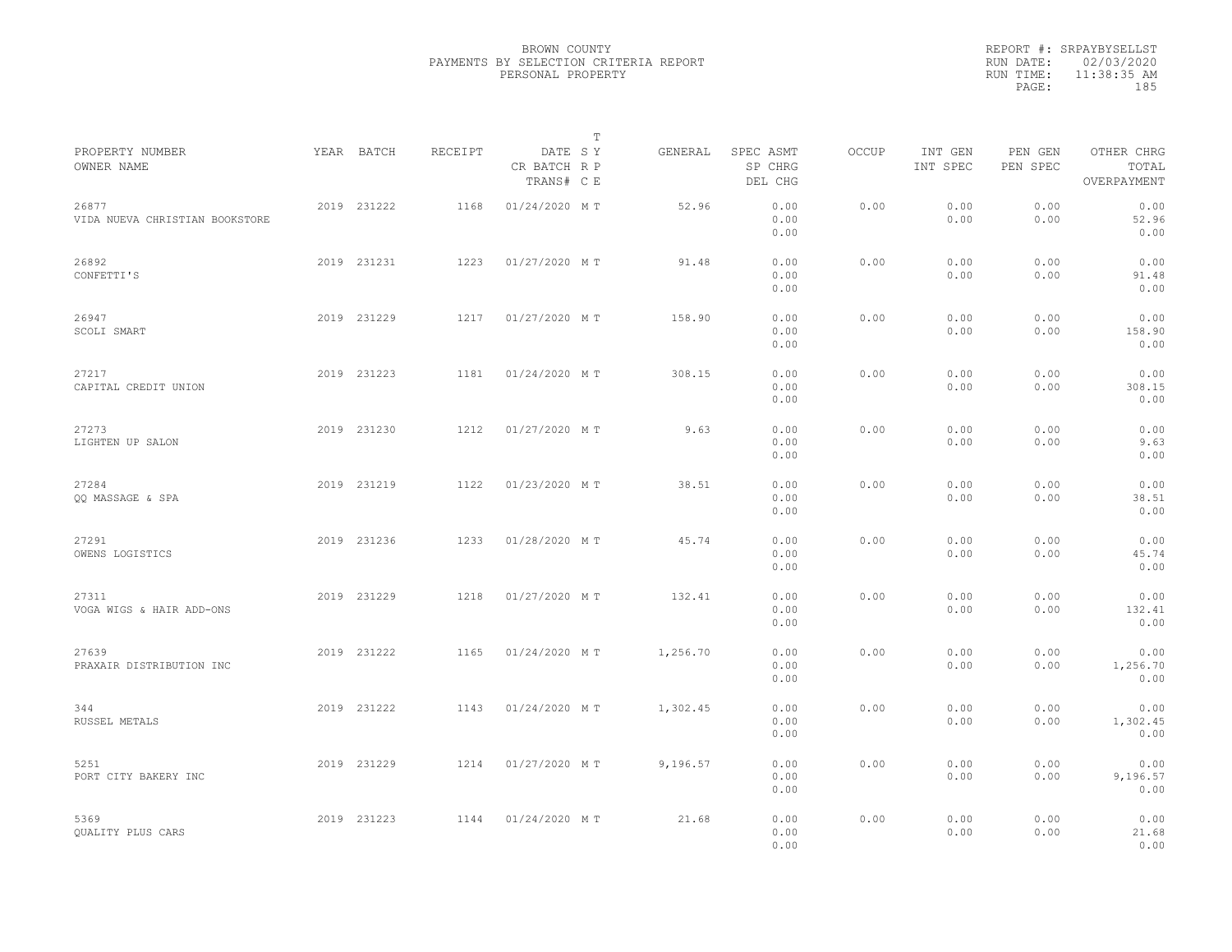BROWN COUNTY
PAYMENTS BY SELECTION CRITERIA REPORT
PERSONAL PROPERTY

REPORT #: SRPAYBYSELLST
RUN DATE: 02/03/2020
RUN TIME: 11:38:35 AM

| PROPERTY NUMBER / OWNER NAME | YEAR | BATCH | RECEIPT | DATE / CR BATCH / TRANS# | T SY RP CE | GENERAL | SPEC ASMT / SP CHRG / DEL CHG | OCCUP | INT GEN / INT SPEC | PEN GEN / PEN SPEC | OTHER CHRG / TOTAL / OVERPAYMENT |
|---|---|---|---|---|---|---|---|---|---|---|---|
| 26877 VIDA NUEVA CHRISTIAN BOOKSTORE | 2019 | 231222 | 1168 | 01/24/2020 | M T | 52.96 | 0.00 0.00 0.00 | 0.00 | 0.00 0.00 | 0.00 0.00 | 0.00 52.96 0.00 |
| 26892 CONFETTI'S | 2019 | 231231 | 1223 | 01/27/2020 | M T | 91.48 | 0.00 0.00 0.00 | 0.00 | 0.00 0.00 | 0.00 0.00 | 0.00 91.48 0.00 |
| 26947 SCOLI SMART | 2019 | 231229 | 1217 | 01/27/2020 | M T | 158.90 | 0.00 0.00 0.00 | 0.00 | 0.00 0.00 | 0.00 0.00 | 0.00 158.90 0.00 |
| 27217 CAPITAL CREDIT UNION | 2019 | 231223 | 1181 | 01/24/2020 | M T | 308.15 | 0.00 0.00 0.00 | 0.00 | 0.00 0.00 | 0.00 0.00 | 0.00 308.15 0.00 |
| 27273 LIGHTEN UP SALON | 2019 | 231230 | 1212 | 01/27/2020 | M T | 9.63 | 0.00 0.00 0.00 | 0.00 | 0.00 0.00 | 0.00 0.00 | 0.00 9.63 0.00 |
| 27284 QQ MASSAGE & SPA | 2019 | 231219 | 1122 | 01/23/2020 | M T | 38.51 | 0.00 0.00 0.00 | 0.00 | 0.00 0.00 | 0.00 0.00 | 0.00 38.51 0.00 |
| 27291 OWENS LOGISTICS | 2019 | 231236 | 1233 | 01/28/2020 | M T | 45.74 | 0.00 0.00 0.00 | 0.00 | 0.00 0.00 | 0.00 0.00 | 0.00 45.74 0.00 |
| 27311 VOGA WIGS & HAIR ADD-ONS | 2019 | 231229 | 1218 | 01/27/2020 | M T | 132.41 | 0.00 0.00 0.00 | 0.00 | 0.00 0.00 | 0.00 0.00 | 0.00 132.41 0.00 |
| 27639 PRAXAIR DISTRIBUTION INC | 2019 | 231222 | 1165 | 01/24/2020 | M T | 1,256.70 | 0.00 0.00 0.00 | 0.00 | 0.00 0.00 | 0.00 0.00 | 0.00 1,256.70 0.00 |
| 344 RUSSEL METALS | 2019 | 231222 | 1143 | 01/24/2020 | M T | 1,302.45 | 0.00 0.00 0.00 | 0.00 | 0.00 0.00 | 0.00 0.00 | 0.00 1,302.45 0.00 |
| 5251 PORT CITY BAKERY INC | 2019 | 231229 | 1214 | 01/27/2020 | M T | 9,196.57 | 0.00 0.00 0.00 | 0.00 | 0.00 0.00 | 0.00 0.00 | 0.00 9,196.57 0.00 |
| 5369 QUALITY PLUS CARS | 2019 | 231223 | 1144 | 01/24/2020 | M T | 21.68 | 0.00 0.00 0.00 | 0.00 | 0.00 0.00 | 0.00 0.00 | 0.00 21.68 0.00 |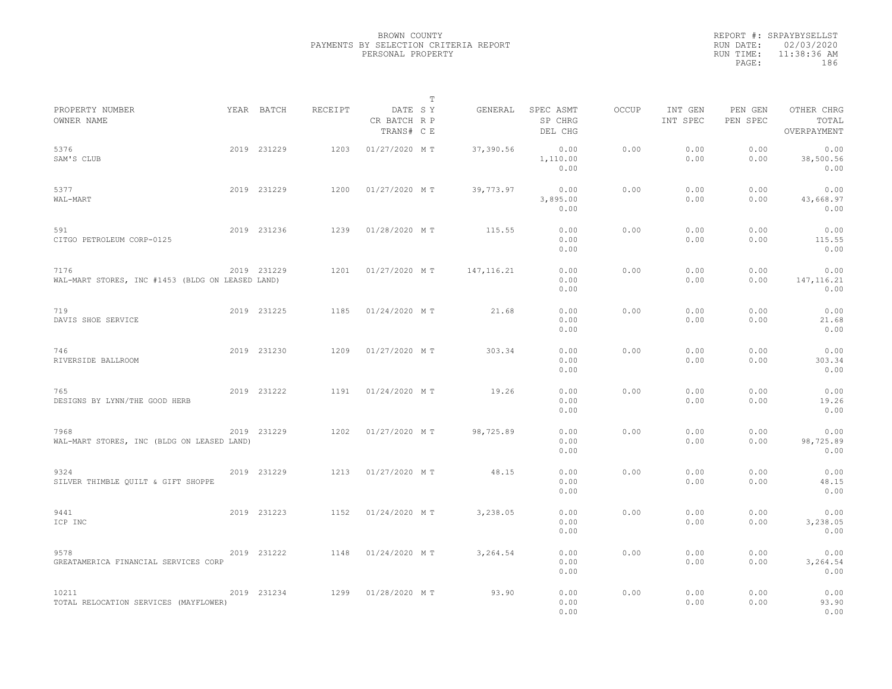BROWN COUNTY
PAYMENTS BY SELECTION CRITERIA REPORT
PERSONAL PROPERTY

REPORT #: SRPAYBYSELLST
RUN DATE: 02/03/2020
RUN TIME: 11:38:36 AM

| PROPERTY NUMBER<br>OWNER NAME | YEAR | BATCH | RECEIPT | DATE<br>CR BATCH<br>TRANS# | T S Y R P C E | GENERAL | SPEC ASMT<br>SP CHRG<br>DEL CHG | OCCUP | INT GEN<br>INT SPEC | PEN GEN<br>PEN SPEC | OTHER CHRG<br>TOTAL<br>OVERPAYMENT |
|---|---|---|---|---|---|---|---|---|---|---|---|
| 5376<br>SAM'S CLUB | 2019 | 231229 | 1203 | 01/27/2020 | M T | 37,390.56 | 0.00<br>1,110.00<br>0.00 | 0.00 | 0.00<br>0.00 | 0.00<br>0.00 | 0.00<br>38,500.56<br>0.00 |
| 5377<br>WAL-MART | 2019 | 231229 | 1200 | 01/27/2020 | M T | 39,773.97 | 0.00<br>3,895.00<br>0.00 | 0.00 | 0.00<br>0.00 | 0.00<br>0.00 | 0.00<br>43,668.97<br>0.00 |
| 591<br>CITGO PETROLEUM CORP-0125 | 2019 | 231236 | 1239 | 01/28/2020 | M T | 115.55 | 0.00<br>0.00<br>0.00 | 0.00 | 0.00<br>0.00 | 0.00<br>0.00 | 0.00<br>115.55<br>0.00 |
| 7176<br>WAL-MART STORES, INC #1453 (BLDG ON LEASED LAND) | 2019 | 231229 | 1201 | 01/27/2020 | M T | 147,116.21 | 0.00<br>0.00<br>0.00 | 0.00 | 0.00<br>0.00 | 0.00<br>0.00 | 0.00<br>147,116.21<br>0.00 |
| 719<br>DAVIS SHOE SERVICE | 2019 | 231225 | 1185 | 01/24/2020 | M T | 21.68 | 0.00<br>0.00<br>0.00 | 0.00 | 0.00<br>0.00 | 0.00<br>0.00 | 0.00<br>21.68<br>0.00 |
| 746<br>RIVERSIDE BALLROOM | 2019 | 231230 | 1209 | 01/27/2020 | M T | 303.34 | 0.00<br>0.00<br>0.00 | 0.00 | 0.00<br>0.00 | 0.00<br>0.00 | 0.00<br>303.34<br>0.00 |
| 765<br>DESIGNS BY LYNN/THE GOOD HERB | 2019 | 231222 | 1191 | 01/24/2020 | M T | 19.26 | 0.00<br>0.00<br>0.00 | 0.00 | 0.00<br>0.00 | 0.00<br>0.00 | 0.00<br>19.26<br>0.00 |
| 7968<br>WAL-MART STORES, INC (BLDG ON LEASED LAND) | 2019 | 231229 | 1202 | 01/27/2020 | M T | 98,725.89 | 0.00<br>0.00<br>0.00 | 0.00 | 0.00<br>0.00 | 0.00<br>0.00 | 0.00<br>98,725.89<br>0.00 |
| 9324<br>SILVER THIMBLE QUILT & GIFT SHOPPE | 2019 | 231229 | 1213 | 01/27/2020 | M T | 48.15 | 0.00<br>0.00<br>0.00 | 0.00 | 0.00<br>0.00 | 0.00<br>0.00 | 0.00<br>48.15<br>0.00 |
| 9441<br>ICP INC | 2019 | 231223 | 1152 | 01/24/2020 | M T | 3,238.05 | 0.00<br>0.00<br>0.00 | 0.00 | 0.00<br>0.00 | 0.00<br>0.00 | 0.00<br>3,238.05<br>0.00 |
| 9578<br>GREATAMERICA FINANCIAL SERVICES CORP | 2019 | 231222 | 1148 | 01/24/2020 | M T | 3,264.54 | 0.00<br>0.00<br>0.00 | 0.00 | 0.00<br>0.00 | 0.00<br>0.00 | 0.00<br>3,264.54<br>0.00 |
| 10211<br>TOTAL RELOCATION SERVICES (MAYFLOWER) | 2019 | 231234 | 1299 | 01/28/2020 | M T | 93.90 | 0.00<br>0.00<br>0.00 | 0.00 | 0.00<br>0.00 | 0.00<br>0.00 | 0.00<br>93.90<br>0.00 |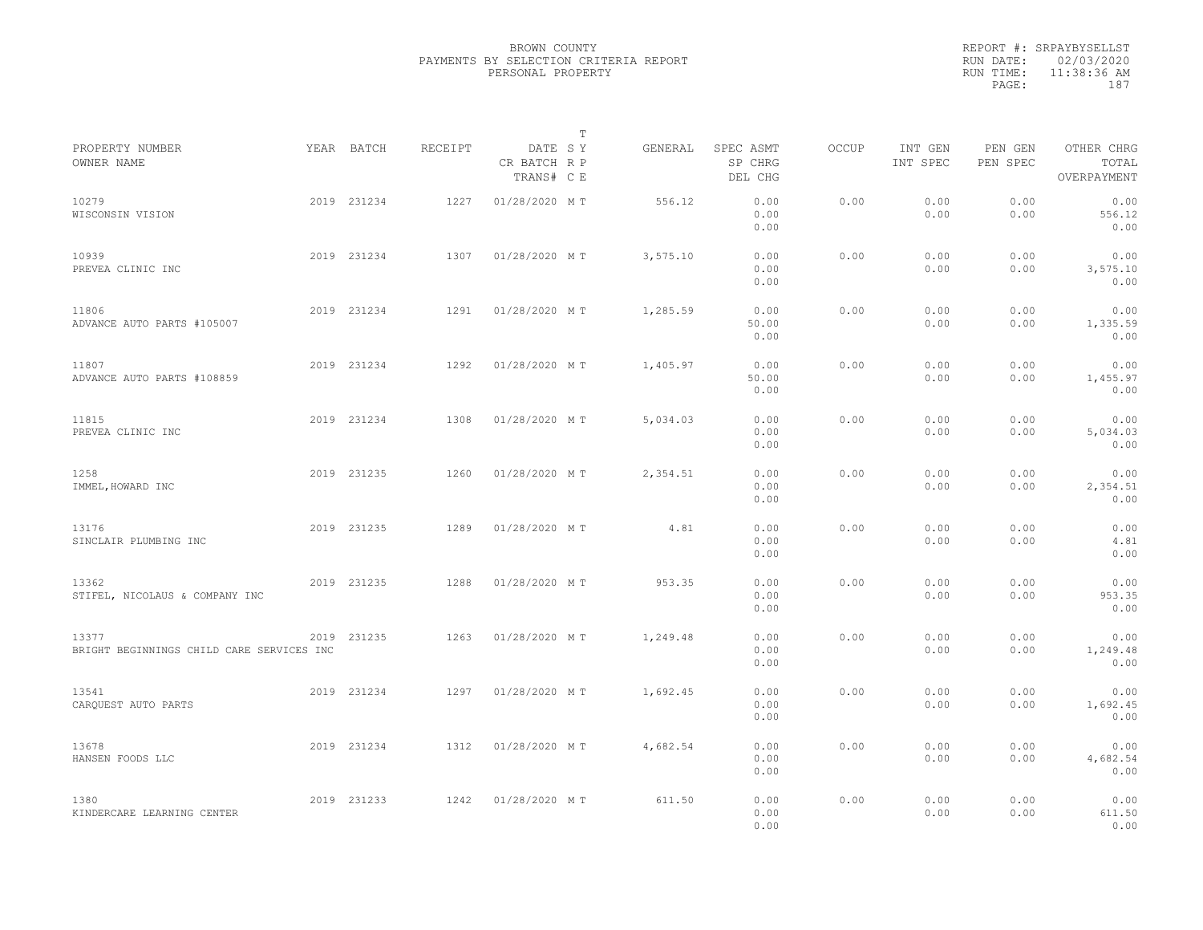BROWN COUNTY
PAYMENTS BY SELECTION CRITERIA REPORT
PERSONAL PROPERTY

REPORT #: SRPAYBYSELLST
RUN DATE: 02/03/2020
RUN TIME: 11:38:36 AM

| PROPERTY NUMBER / OWNER NAME | YEAR | BATCH | RECEIPT | DATE / CR BATCH / TRANS# | T SY RP CE | GENERAL | SPEC ASMT / SP CHRG / DEL CHG | OCCUP | INT GEN / INT SPEC | PEN GEN / PEN SPEC | OTHER CHRG / TOTAL / OVERPAYMENT |
|---|---|---|---|---|---|---|---|---|---|---|---|
| 10279 WISCONSIN VISION | 2019 | 231234 | 1227 | 01/28/2020 | M T | 556.12 | 0.00 / 0.00 / 0.00 | 0.00 | 0.00 / 0.00 | 0.00 / 0.00 | 0.00 / 556.12 / 0.00 |
| 10939 PREVEA CLINIC INC | 2019 | 231234 | 1307 | 01/28/2020 | M T | 3,575.10 | 0.00 / 0.00 / 0.00 | 0.00 | 0.00 / 0.00 | 0.00 / 0.00 | 0.00 / 3,575.10 / 0.00 |
| 11806 ADVANCE AUTO PARTS #105007 | 2019 | 231234 | 1291 | 01/28/2020 | M T | 1,285.59 | 0.00 / 50.00 / 0.00 | 0.00 | 0.00 / 0.00 | 0.00 / 0.00 | 0.00 / 1,335.59 / 0.00 |
| 11807 ADVANCE AUTO PARTS #108859 | 2019 | 231234 | 1292 | 01/28/2020 | M T | 1,405.97 | 0.00 / 50.00 / 0.00 | 0.00 | 0.00 / 0.00 | 0.00 / 0.00 | 0.00 / 1,455.97 / 0.00 |
| 11815 PREVEA CLINIC INC | 2019 | 231234 | 1308 | 01/28/2020 | M T | 5,034.03 | 0.00 / 0.00 / 0.00 | 0.00 | 0.00 / 0.00 | 0.00 / 0.00 | 0.00 / 5,034.03 / 0.00 |
| 1258 IMMEL,HOWARD INC | 2019 | 231235 | 1260 | 01/28/2020 | M T | 2,354.51 | 0.00 / 0.00 / 0.00 | 0.00 | 0.00 / 0.00 | 0.00 / 0.00 | 0.00 / 2,354.51 / 0.00 |
| 13176 SINCLAIR PLUMBING INC | 2019 | 231235 | 1289 | 01/28/2020 | M T | 4.81 | 0.00 / 0.00 / 0.00 | 0.00 | 0.00 / 0.00 | 0.00 / 0.00 | 0.00 / 4.81 / 0.00 |
| 13362 STIFEL, NICOLAUS & COMPANY INC | 2019 | 231235 | 1288 | 01/28/2020 | M T | 953.35 | 0.00 / 0.00 / 0.00 | 0.00 | 0.00 / 0.00 | 0.00 / 0.00 | 0.00 / 953.35 / 0.00 |
| 13377 BRIGHT BEGINNINGS CHILD CARE SERVICES INC | 2019 | 231235 | 1263 | 01/28/2020 | M T | 1,249.48 | 0.00 / 0.00 / 0.00 | 0.00 | 0.00 / 0.00 | 0.00 / 0.00 | 0.00 / 1,249.48 / 0.00 |
| 13541 CARQUEST AUTO PARTS | 2019 | 231234 | 1297 | 01/28/2020 | M T | 1,692.45 | 0.00 / 0.00 / 0.00 | 0.00 | 0.00 / 0.00 | 0.00 / 0.00 | 0.00 / 1,692.45 / 0.00 |
| 13678 HANSEN FOODS LLC | 2019 | 231234 | 1312 | 01/28/2020 | M T | 4,682.54 | 0.00 / 0.00 / 0.00 | 0.00 | 0.00 / 0.00 | 0.00 / 0.00 | 0.00 / 4,682.54 / 0.00 |
| 1380 KINDERCARE LEARNING CENTER | 2019 | 231233 | 1242 | 01/28/2020 | M T | 611.50 | 0.00 / 0.00 / 0.00 | 0.00 | 0.00 / 0.00 | 0.00 / 0.00 | 0.00 / 611.50 / 0.00 |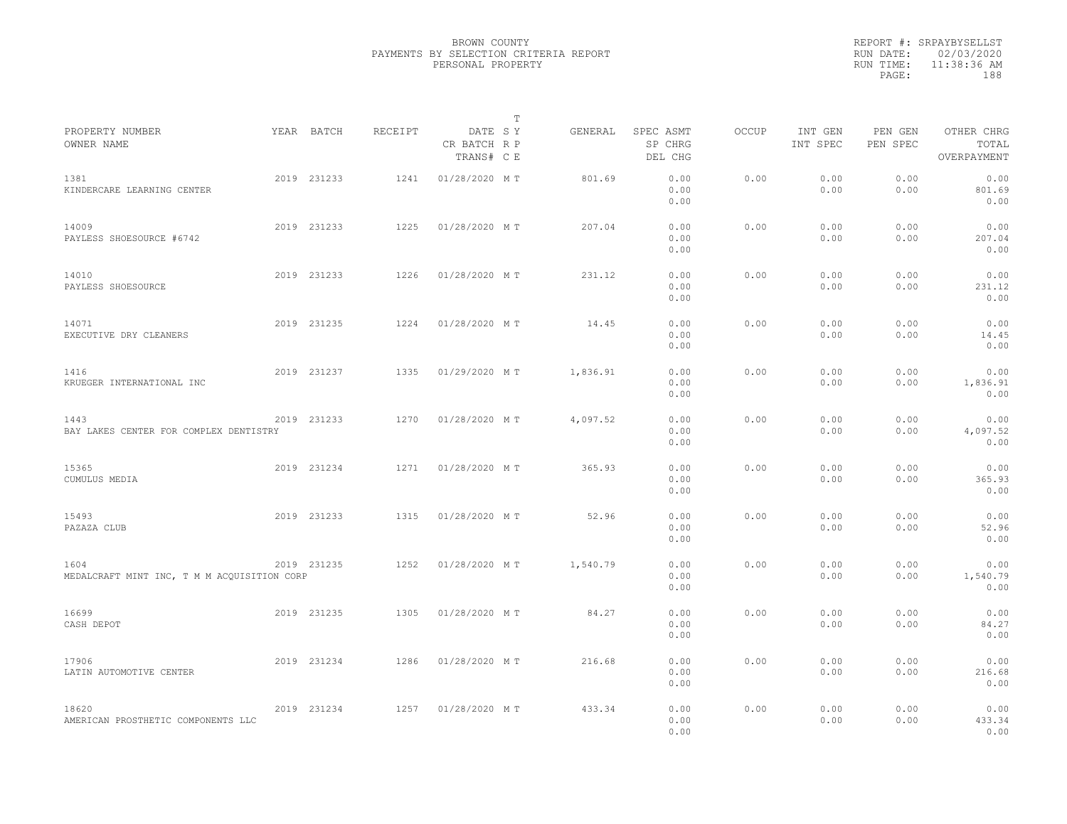BROWN COUNTY
PAYMENTS BY SELECTION CRITERIA REPORT
PERSONAL PROPERTY

REPORT #: SRPAYBYSELLST
RUN DATE: 02/03/2020
RUN TIME: 11:38:36 AM

| PROPERTY NUMBER / OWNER NAME | YEAR | BATCH | RECEIPT | DATE / CR BATCH / TRANS# | T S Y R P C E | GENERAL | SPEC ASMT / SP CHRG / DEL CHG | OCCUP | INT GEN / INT SPEC | PEN GEN / PEN SPEC | OTHER CHRG / TOTAL / OVERPAYMENT |
|---|---|---|---|---|---|---|---|---|---|---|---|
| 1381 KINDERCARE LEARNING CENTER | 2019 | 231233 | 1241 | 01/28/2020 | M T | 801.69 | 0.00 0.00 0.00 | 0.00 | 0.00 0.00 | 0.00 0.00 | 0.00 801.69 0.00 |
| 14009 PAYLESS SHOESOURCE #6742 | 2019 | 231233 | 1225 | 01/28/2020 | M T | 207.04 | 0.00 0.00 0.00 | 0.00 | 0.00 0.00 | 0.00 0.00 | 0.00 207.04 0.00 |
| 14010 PAYLESS SHOESOURCE | 2019 | 231233 | 1226 | 01/28/2020 | M T | 231.12 | 0.00 0.00 0.00 | 0.00 | 0.00 0.00 | 0.00 0.00 | 0.00 231.12 0.00 |
| 14071 EXECUTIVE DRY CLEANERS | 2019 | 231235 | 1224 | 01/28/2020 | M T | 14.45 | 0.00 0.00 0.00 | 0.00 | 0.00 0.00 | 0.00 0.00 | 0.00 14.45 0.00 |
| 1416 KRUEGER INTERNATIONAL INC | 2019 | 231237 | 1335 | 01/29/2020 | M T | 1,836.91 | 0.00 0.00 0.00 | 0.00 | 0.00 0.00 | 0.00 0.00 | 0.00 1,836.91 0.00 |
| 1443 BAY LAKES CENTER FOR COMPLEX DENTISTRY | 2019 | 231233 | 1270 | 01/28/2020 | M T | 4,097.52 | 0.00 0.00 0.00 | 0.00 | 0.00 0.00 | 0.00 0.00 | 0.00 4,097.52 0.00 |
| 15365 CUMULUS MEDIA | 2019 | 231234 | 1271 | 01/28/2020 | M T | 365.93 | 0.00 0.00 0.00 | 0.00 | 0.00 0.00 | 0.00 0.00 | 0.00 365.93 0.00 |
| 15493 PAZAZA CLUB | 2019 | 231233 | 1315 | 01/28/2020 | M T | 52.96 | 0.00 0.00 0.00 | 0.00 | 0.00 0.00 | 0.00 0.00 | 0.00 52.96 0.00 |
| 1604 MEDALCRAFT MINT INC, T M M ACQUISITION CORP | 2019 | 231235 | 1252 | 01/28/2020 | M T | 1,540.79 | 0.00 0.00 0.00 | 0.00 | 0.00 0.00 | 0.00 0.00 | 0.00 1,540.79 0.00 |
| 16699 CASH DEPOT | 2019 | 231235 | 1305 | 01/28/2020 | M T | 84.27 | 0.00 0.00 0.00 | 0.00 | 0.00 0.00 | 0.00 0.00 | 0.00 84.27 0.00 |
| 17906 LATIN AUTOMOTIVE CENTER | 2019 | 231234 | 1286 | 01/28/2020 | M T | 216.68 | 0.00 0.00 0.00 | 0.00 | 0.00 0.00 | 0.00 0.00 | 0.00 216.68 0.00 |
| 18620 AMERICAN PROSTHETIC COMPONENTS LLC | 2019 | 231234 | 1257 | 01/28/2020 | M T | 433.34 | 0.00 0.00 0.00 | 0.00 | 0.00 0.00 | 0.00 0.00 | 0.00 433.34 0.00 |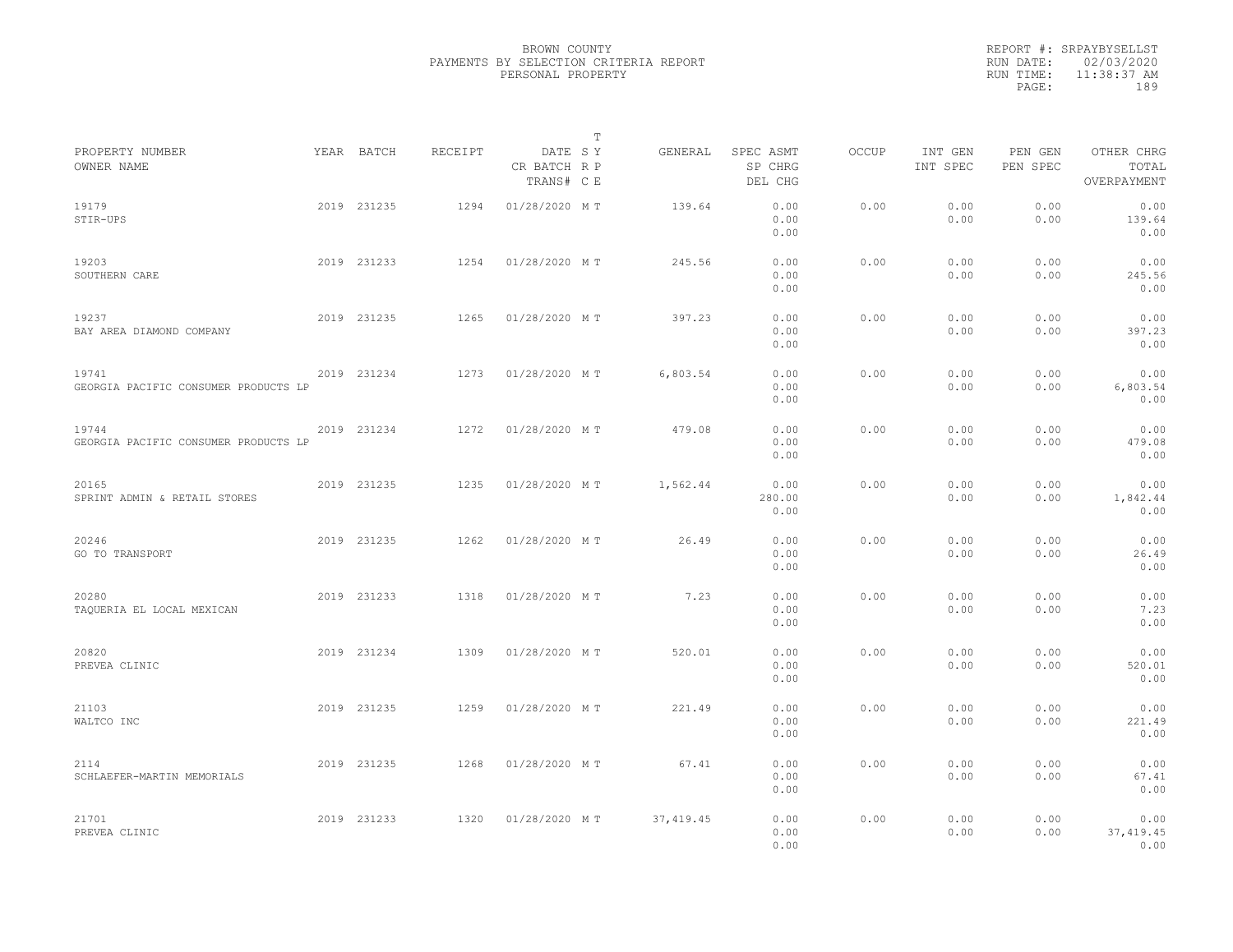BROWN COUNTY
PAYMENTS BY SELECTION CRITERIA REPORT
PERSONAL PROPERTY

REPORT #: SRPAYBYSELLST
RUN DATE: 02/03/2020
RUN TIME: 11:38:37 AM

| PROPERTY NUMBER<br>OWNER NAME | YEAR | BATCH | RECEIPT | DATE<br>CR BATCH<br>TRANS# | T<br>S Y<br>R P<br>C E | GENERAL | SPEC ASMT<br>SP CHRG<br>DEL CHG | OCCUP | INT GEN<br>INT SPEC | PEN GEN<br>PEN SPEC | OTHER CHRG<br>TOTAL<br>OVERPAYMENT |
|---|---|---|---|---|---|---|---|---|---|---|---|
| 19179<br>STIR-UPS | 2019 | 231235 | 1294 | 01/28/2020 | M T | 139.64 | 0.00<br>0.00<br>0.00 | 0.00 | 0.00<br>0.00 | 0.00<br>0.00 | 0.00<br>139.64<br>0.00 |
| 19203<br>SOUTHERN CARE | 2019 | 231233 | 1254 | 01/28/2020 | M T | 245.56 | 0.00<br>0.00<br>0.00 | 0.00 | 0.00<br>0.00 | 0.00<br>0.00 | 0.00<br>245.56<br>0.00 |
| 19237<br>BAY AREA DIAMOND COMPANY | 2019 | 231235 | 1265 | 01/28/2020 | M T | 397.23 | 0.00<br>0.00<br>0.00 | 0.00 | 0.00<br>0.00 | 0.00<br>0.00 | 0.00<br>397.23<br>0.00 |
| 19741<br>GEORGIA PACIFIC CONSUMER PRODUCTS LP | 2019 | 231234 | 1273 | 01/28/2020 | M T | 6,803.54 | 0.00<br>0.00<br>0.00 | 0.00 | 0.00<br>0.00 | 0.00<br>0.00 | 0.00<br>6,803.54<br>0.00 |
| 19744<br>GEORGIA PACIFIC CONSUMER PRODUCTS LP | 2019 | 231234 | 1272 | 01/28/2020 | M T | 479.08 | 0.00<br>0.00<br>0.00 | 0.00 | 0.00<br>0.00 | 0.00<br>0.00 | 0.00<br>479.08<br>0.00 |
| 20165<br>SPRINT ADMIN & RETAIL STORES | 2019 | 231235 | 1235 | 01/28/2020 | M T | 1,562.44 | 0.00<br>280.00<br>0.00 | 0.00 | 0.00<br>0.00 | 0.00<br>0.00 | 0.00<br>1,842.44<br>0.00 |
| 20246<br>GO TO TRANSPORT | 2019 | 231235 | 1262 | 01/28/2020 | M T | 26.49 | 0.00<br>0.00<br>0.00 | 0.00 | 0.00<br>0.00 | 0.00<br>0.00 | 0.00<br>26.49<br>0.00 |
| 20280<br>TAQUERIA EL LOCAL MEXICAN | 2019 | 231233 | 1318 | 01/28/2020 | M T | 7.23 | 0.00<br>0.00<br>0.00 | 0.00 | 0.00<br>0.00 | 0.00<br>0.00 | 0.00<br>7.23<br>0.00 |
| 20820<br>PREVEA CLINIC | 2019 | 231234 | 1309 | 01/28/2020 | M T | 520.01 | 0.00<br>0.00<br>0.00 | 0.00 | 0.00<br>0.00 | 0.00<br>0.00 | 0.00<br>520.01<br>0.00 |
| 21103<br>WALTCO INC | 2019 | 231235 | 1259 | 01/28/2020 | M T | 221.49 | 0.00<br>0.00<br>0.00 | 0.00 | 0.00<br>0.00 | 0.00<br>0.00 | 0.00<br>221.49<br>0.00 |
| 2114<br>SCHLAEFER-MARTIN MEMORIALS | 2019 | 231235 | 1268 | 01/28/2020 | M T | 67.41 | 0.00<br>0.00<br>0.00 | 0.00 | 0.00<br>0.00 | 0.00<br>0.00 | 0.00<br>67.41<br>0.00 |
| 21701<br>PREVEA CLINIC | 2019 | 231233 | 1320 | 01/28/2020 | M T | 37,419.45 | 0.00<br>0.00<br>0.00 | 0.00 | 0.00<br>0.00 | 0.00<br>0.00 | 0.00<br>37,419.45<br>0.00 |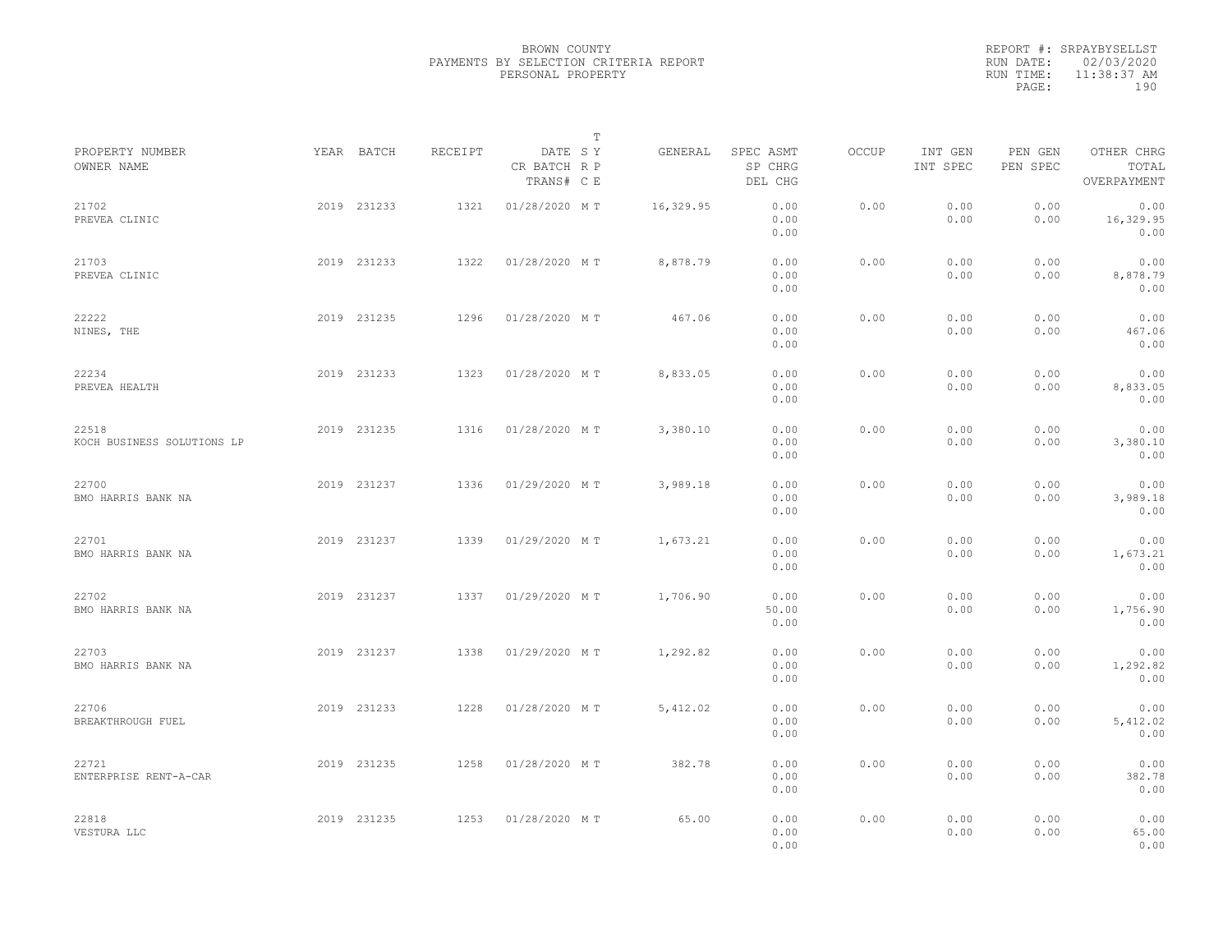BROWN COUNTY
PAYMENTS BY SELECTION CRITERIA REPORT
PERSONAL PROPERTY

REPORT #: SRPAYBYSELLST
RUN DATE: 02/03/2020
RUN TIME: 11:38:37 AM

| PROPERTY NUMBER<br>OWNER NAME | YEAR | BATCH | RECEIPT | DATE<br>CR BATCH<br>TRANS# | T<br>S Y<br>R P<br>C E | GENERAL | SPEC ASMT<br>SP CHRG<br>DEL CHG | OCCUP | INT GEN<br>INT SPEC | PEN GEN<br>PEN SPEC | OTHER CHRG<br>TOTAL<br>OVERPAYMENT |
|---|---|---|---|---|---|---|---|---|---|---|---|
| 21702<br>PREVEA CLINIC | 2019 | 231233 | 1321 | 01/28/2020 | M T | 16,329.95 | 0.00<br>0.00<br>0.00 | 0.00 | 0.00<br>0.00 | 0.00<br>0.00 | 0.00<br>16,329.95<br>0.00 |
| 21703<br>PREVEA CLINIC | 2019 | 231233 | 1322 | 01/28/2020 | M T | 8,878.79 | 0.00<br>0.00<br>0.00 | 0.00 | 0.00<br>0.00 | 0.00<br>0.00 | 0.00<br>8,878.79<br>0.00 |
| 22222<br>NINES, THE | 2019 | 231235 | 1296 | 01/28/2020 | M T | 467.06 | 0.00<br>0.00<br>0.00 | 0.00 | 0.00<br>0.00 | 0.00<br>0.00 | 0.00<br>467.06<br>0.00 |
| 22234<br>PREVEA HEALTH | 2019 | 231233 | 1323 | 01/28/2020 | M T | 8,833.05 | 0.00<br>0.00<br>0.00 | 0.00 | 0.00<br>0.00 | 0.00<br>0.00 | 0.00<br>8,833.05<br>0.00 |
| 22518<br>KOCH BUSINESS SOLUTIONS LP | 2019 | 231235 | 1316 | 01/28/2020 | M T | 3,380.10 | 0.00<br>0.00<br>0.00 | 0.00 | 0.00<br>0.00 | 0.00<br>0.00 | 0.00<br>3,380.10<br>0.00 |
| 22700<br>BMO HARRIS BANK NA | 2019 | 231237 | 1336 | 01/29/2020 | M T | 3,989.18 | 0.00<br>0.00<br>0.00 | 0.00 | 0.00<br>0.00 | 0.00<br>0.00 | 0.00<br>3,989.18<br>0.00 |
| 22701<br>BMO HARRIS BANK NA | 2019 | 231237 | 1339 | 01/29/2020 | M T | 1,673.21 | 0.00<br>0.00<br>0.00 | 0.00 | 0.00<br>0.00 | 0.00<br>0.00 | 0.00<br>1,673.21<br>0.00 |
| 22702<br>BMO HARRIS BANK NA | 2019 | 231237 | 1337 | 01/29/2020 | M T | 1,706.90 | 0.00<br>50.00<br>0.00 | 0.00 | 0.00<br>0.00 | 0.00<br>0.00 | 0.00<br>1,756.90<br>0.00 |
| 22703<br>BMO HARRIS BANK NA | 2019 | 231237 | 1338 | 01/29/2020 | M T | 1,292.82 | 0.00<br>0.00<br>0.00 | 0.00 | 0.00<br>0.00 | 0.00<br>0.00 | 0.00<br>1,292.82<br>0.00 |
| 22706<br>BREAKTHROUGH FUEL | 2019 | 231233 | 1228 | 01/28/2020 | M T | 5,412.02 | 0.00<br>0.00<br>0.00 | 0.00 | 0.00<br>0.00 | 0.00<br>0.00 | 0.00<br>5,412.02<br>0.00 |
| 22721<br>ENTERPRISE RENT-A-CAR | 2019 | 231235 | 1258 | 01/28/2020 | M T | 382.78 | 0.00<br>0.00<br>0.00 | 0.00 | 0.00<br>0.00 | 0.00<br>0.00 | 0.00<br>382.78<br>0.00 |
| 22818<br>VESTURA LLC | 2019 | 231235 | 1253 | 01/28/2020 | M T | 65.00 | 0.00<br>0.00<br>0.00 | 0.00 | 0.00<br>0.00 | 0.00<br>0.00 | 0.00<br>65.00<br>0.00 |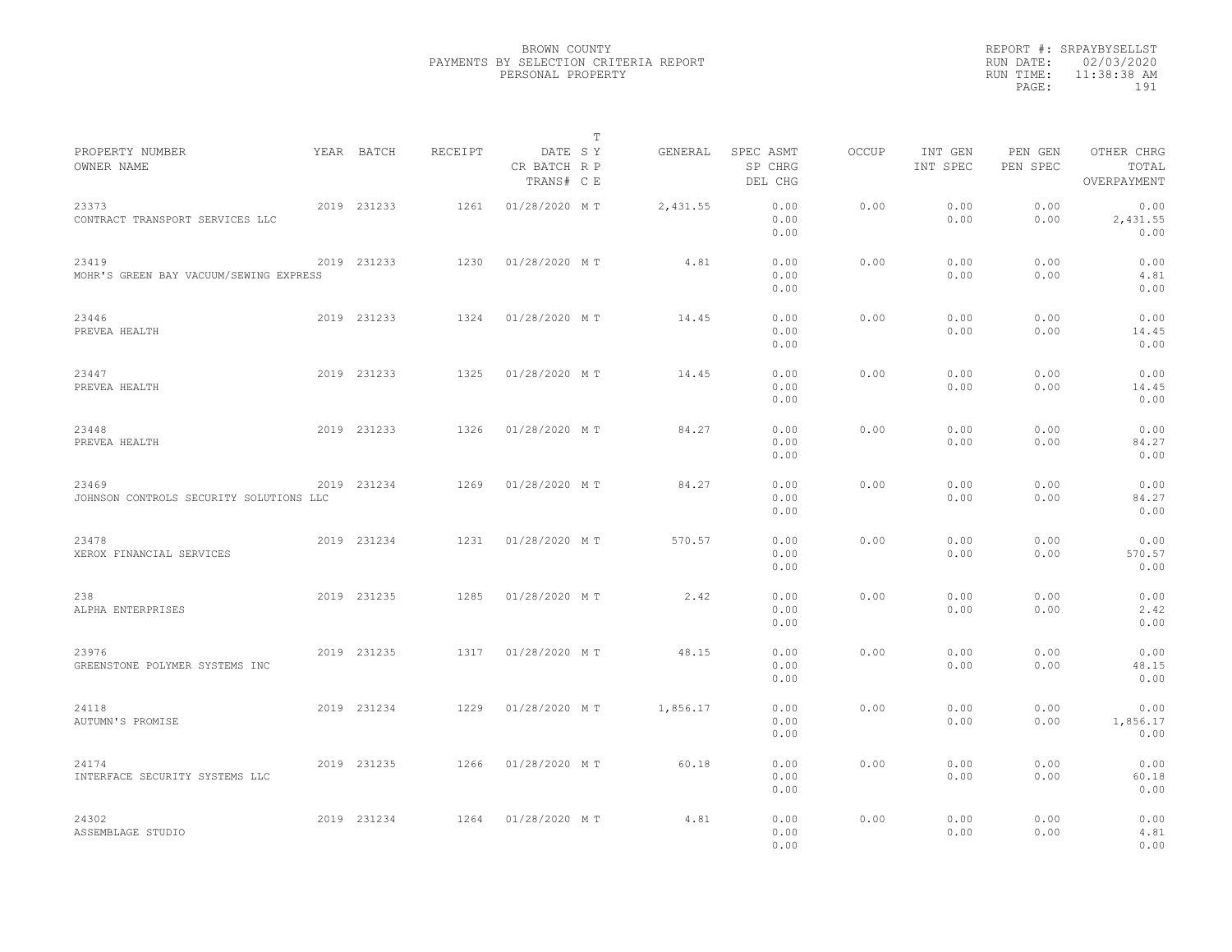BROWN COUNTY
PAYMENTS BY SELECTION CRITERIA REPORT
PERSONAL PROPERTY

REPORT #: SRPAYBYSELLST
RUN DATE: 02/03/2020
RUN TIME: 11:38:38 AM

| PROPERTY NUMBER / OWNER NAME | YEAR | BATCH | RECEIPT | DATE / CR BATCH / TRANS# | T S Y / R P / C E | GENERAL | SPEC ASMT / SP CHRG / DEL CHG | OCCUP | INT GEN / INT SPEC | PEN GEN / PEN SPEC | OTHER CHRG / TOTAL / OVERPAYMENT |
|---|---|---|---|---|---|---|---|---|---|---|---|
| 23373 CONTRACT TRANSPORT SERVICES LLC | 2019 | 231233 | 1261 | 01/28/2020 | M T | 2,431.55 | 0.00 0.00 0.00 | 0.00 | 0.00 0.00 | 0.00 0.00 | 0.00 2,431.55 0.00 |
| 23419 MOHR'S GREEN BAY VACUUM/SEWING EXPRESS | 2019 | 231233 | 1230 | 01/28/2020 | M T | 4.81 | 0.00 0.00 0.00 | 0.00 | 0.00 0.00 | 0.00 0.00 | 0.00 4.81 0.00 |
| 23446 PREVEA HEALTH | 2019 | 231233 | 1324 | 01/28/2020 | M T | 14.45 | 0.00 0.00 0.00 | 0.00 | 0.00 0.00 | 0.00 0.00 | 0.00 14.45 0.00 |
| 23447 PREVEA HEALTH | 2019 | 231233 | 1325 | 01/28/2020 | M T | 14.45 | 0.00 0.00 0.00 | 0.00 | 0.00 0.00 | 0.00 0.00 | 0.00 14.45 0.00 |
| 23448 PREVEA HEALTH | 2019 | 231233 | 1326 | 01/28/2020 | M T | 84.27 | 0.00 0.00 0.00 | 0.00 | 0.00 0.00 | 0.00 0.00 | 0.00 84.27 0.00 |
| 23469 JOHNSON CONTROLS SECURITY SOLUTIONS LLC | 2019 | 231234 | 1269 | 01/28/2020 | M T | 84.27 | 0.00 0.00 0.00 | 0.00 | 0.00 0.00 | 0.00 0.00 | 0.00 84.27 0.00 |
| 23478 XEROX FINANCIAL SERVICES | 2019 | 231234 | 1231 | 01/28/2020 | M T | 570.57 | 0.00 0.00 0.00 | 0.00 | 0.00 0.00 | 0.00 0.00 | 0.00 570.57 0.00 |
| 238 ALPHA ENTERPRISES | 2019 | 231235 | 1285 | 01/28/2020 | M T | 2.42 | 0.00 0.00 0.00 | 0.00 | 0.00 0.00 | 0.00 0.00 | 0.00 2.42 0.00 |
| 23976 GREENSTONE POLYMER SYSTEMS INC | 2019 | 231235 | 1317 | 01/28/2020 | M T | 48.15 | 0.00 0.00 0.00 | 0.00 | 0.00 0.00 | 0.00 0.00 | 0.00 48.15 0.00 |
| 24118 AUTUMN'S PROMISE | 2019 | 231234 | 1229 | 01/28/2020 | M T | 1,856.17 | 0.00 0.00 0.00 | 0.00 | 0.00 0.00 | 0.00 0.00 | 0.00 1,856.17 0.00 |
| 24174 INTERFACE SECURITY SYSTEMS LLC | 2019 | 231235 | 1266 | 01/28/2020 | M T | 60.18 | 0.00 0.00 0.00 | 0.00 | 0.00 0.00 | 0.00 0.00 | 0.00 60.18 0.00 |
| 24302 ASSEMBLAGE STUDIO | 2019 | 231234 | 1264 | 01/28/2020 | M T | 4.81 | 0.00 0.00 0.00 | 0.00 | 0.00 0.00 | 0.00 0.00 | 0.00 4.81 0.00 |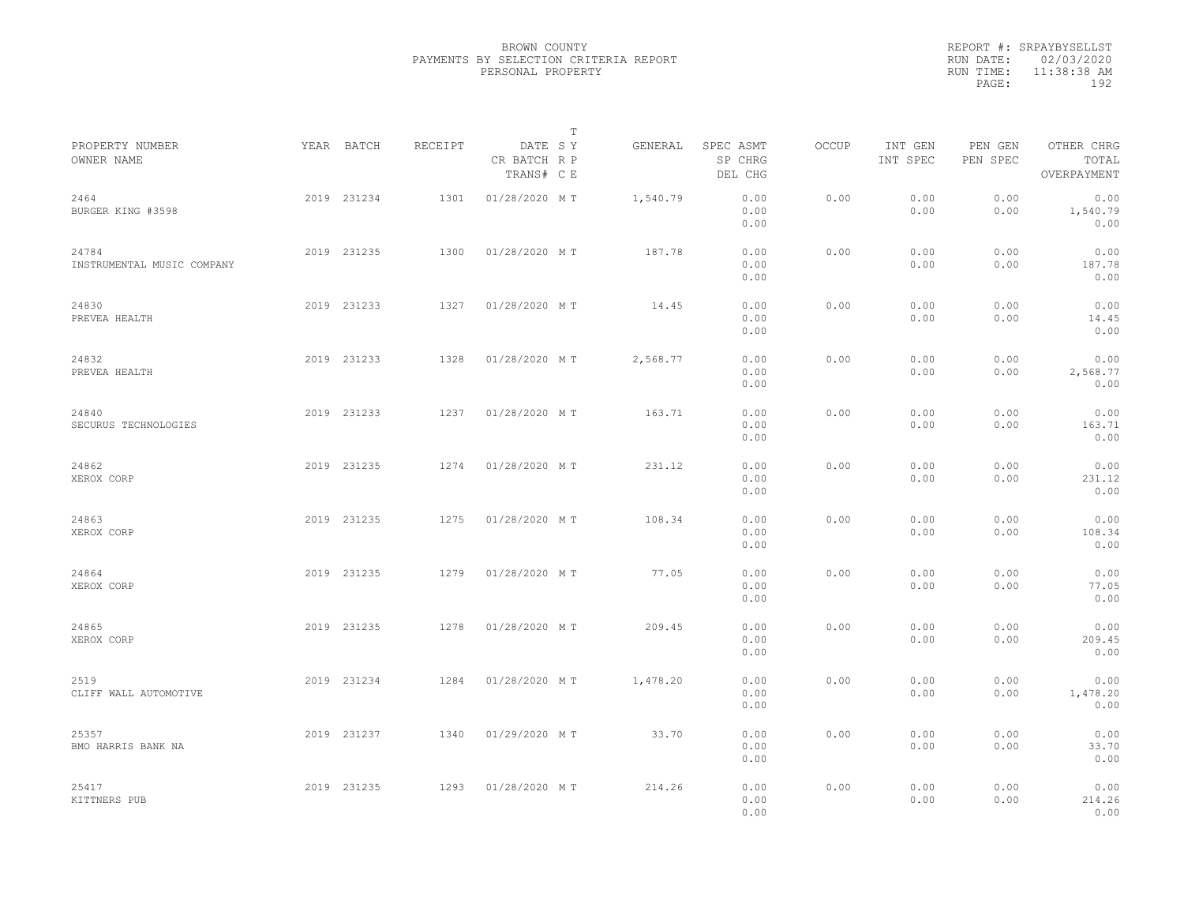BROWN COUNTY
PAYMENTS BY SELECTION CRITERIA REPORT
PERSONAL PROPERTY

REPORT #: SRPAYBYSELLST
RUN DATE: 02/03/2020
RUN TIME: 11:38:38 AM

| PROPERTY NUMBER<br>OWNER NAME | YEAR | BATCH | RECEIPT | DATE<br>CR BATCH<br>TRANS# | T<br>S Y<br>R P<br>C E | GENERAL | SPEC ASMT<br>SP CHRG<br>DEL CHG | OCCUP | INT GEN<br>INT SPEC | PEN GEN<br>PEN SPEC | OTHER CHRG<br>TOTAL<br>OVERPAYMENT |
|---|---|---|---|---|---|---|---|---|---|---|---|
| 2464<br>BURGER KING #3598 | 2019 | 231234 | 1301 | 01/28/2020 | M T | 1,540.79 | 0.00<br>0.00<br>0.00 | 0.00 | 0.00<br>0.00 | 0.00<br>0.00 | 0.00<br>1,540.79<br>0.00 |
| 24784<br>INSTRUMENTAL MUSIC COMPANY | 2019 | 231235 | 1300 | 01/28/2020 | M T | 187.78 | 0.00<br>0.00<br>0.00 | 0.00 | 0.00<br>0.00 | 0.00<br>0.00 | 0.00<br>187.78<br>0.00 |
| 24830<br>PREVEA HEALTH | 2019 | 231233 | 1327 | 01/28/2020 | M T | 14.45 | 0.00<br>0.00<br>0.00 | 0.00 | 0.00<br>0.00 | 0.00<br>0.00 | 0.00<br>14.45<br>0.00 |
| 24832<br>PREVEA HEALTH | 2019 | 231233 | 1328 | 01/28/2020 | M T | 2,568.77 | 0.00<br>0.00<br>0.00 | 0.00 | 0.00<br>0.00 | 0.00<br>0.00 | 0.00<br>2,568.77<br>0.00 |
| 24840<br>SECURUS TECHNOLOGIES | 2019 | 231233 | 1237 | 01/28/2020 | M T | 163.71 | 0.00<br>0.00<br>0.00 | 0.00 | 0.00<br>0.00 | 0.00<br>0.00 | 0.00<br>163.71<br>0.00 |
| 24862<br>XEROX CORP | 2019 | 231235 | 1274 | 01/28/2020 | M T | 231.12 | 0.00<br>0.00<br>0.00 | 0.00 | 0.00<br>0.00 | 0.00<br>0.00 | 0.00<br>231.12<br>0.00 |
| 24863<br>XEROX CORP | 2019 | 231235 | 1275 | 01/28/2020 | M T | 108.34 | 0.00<br>0.00<br>0.00 | 0.00 | 0.00<br>0.00 | 0.00<br>0.00 | 0.00<br>108.34<br>0.00 |
| 24864<br>XEROX CORP | 2019 | 231235 | 1279 | 01/28/2020 | M T | 77.05 | 0.00<br>0.00<br>0.00 | 0.00 | 0.00<br>0.00 | 0.00<br>0.00 | 0.00<br>77.05<br>0.00 |
| 24865<br>XEROX CORP | 2019 | 231235 | 1278 | 01/28/2020 | M T | 209.45 | 0.00<br>0.00<br>0.00 | 0.00 | 0.00<br>0.00 | 0.00<br>0.00 | 0.00<br>209.45<br>0.00 |
| 2519<br>CLIFF WALL AUTOMOTIVE | 2019 | 231234 | 1284 | 01/28/2020 | M T | 1,478.20 | 0.00<br>0.00<br>0.00 | 0.00 | 0.00<br>0.00 | 0.00<br>0.00 | 0.00<br>1,478.20<br>0.00 |
| 25357<br>BMO HARRIS BANK NA | 2019 | 231237 | 1340 | 01/29/2020 | M T | 33.70 | 0.00<br>0.00<br>0.00 | 0.00 | 0.00<br>0.00 | 0.00<br>0.00 | 0.00<br>33.70<br>0.00 |
| 25417<br>KITTNERS PUB | 2019 | 231235 | 1293 | 01/28/2020 | M T | 214.26 | 0.00<br>0.00<br>0.00 | 0.00 | 0.00<br>0.00 | 0.00<br>0.00 | 0.00<br>214.26<br>0.00 |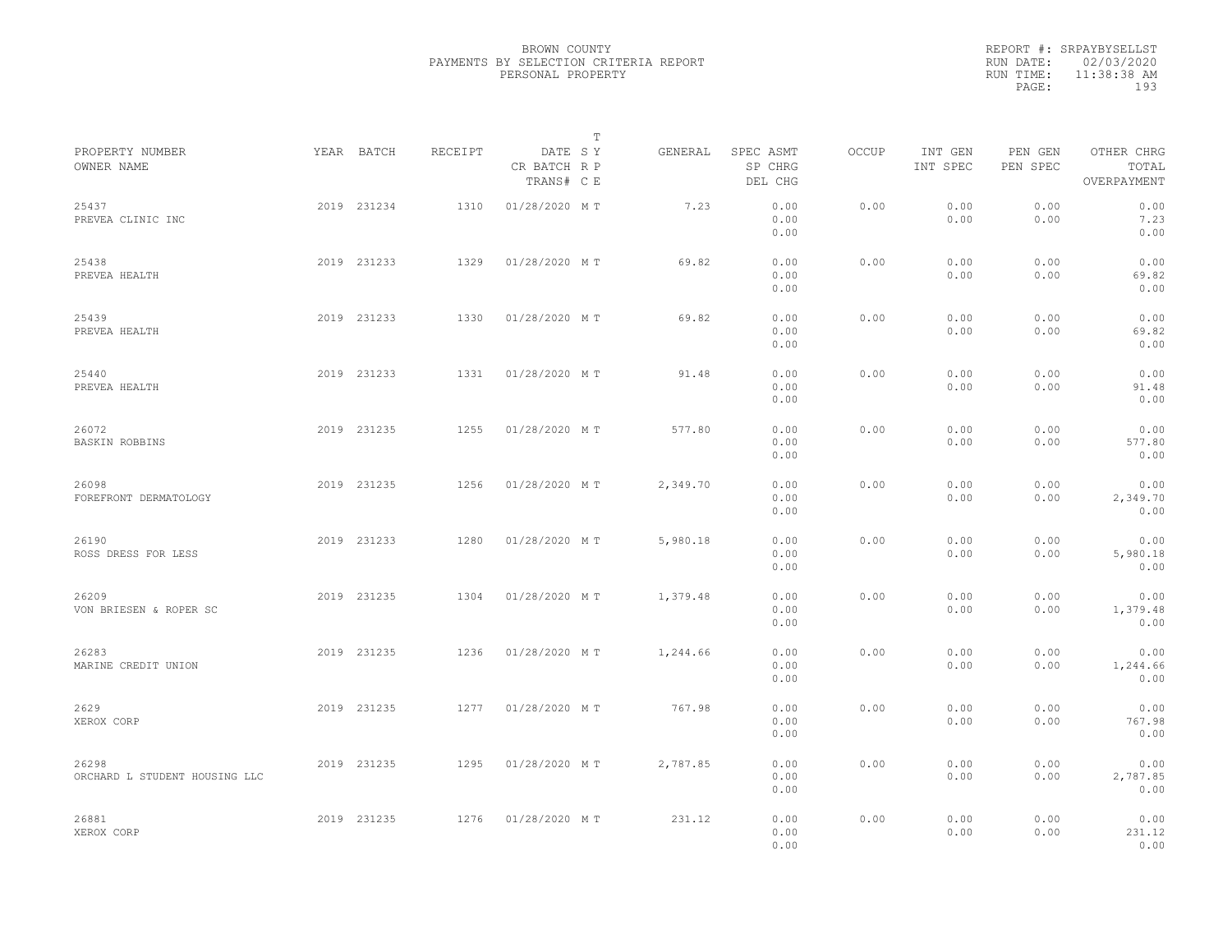BROWN COUNTY
PAYMENTS BY SELECTION CRITERIA REPORT
PERSONAL PROPERTY

REPORT #: SRPAYBYSELLST
RUN DATE: 02/03/2020
RUN TIME: 11:38:38 AM

| PROPERTY NUMBER<br>OWNER NAME | YEAR | BATCH | RECEIPT | DATE<br>CR BATCH<br>TRANS# | T<br>S Y<br>R P<br>C E | GENERAL | SPEC ASMT<br>SP CHRG<br>DEL CHG | OCCUP | INT GEN<br>INT SPEC | PEN GEN<br>PEN SPEC | OTHER CHRG<br>TOTAL<br>OVERPAYMENT |
|---|---|---|---|---|---|---|---|---|---|---|---|
| 25437<br>PREVEA CLINIC INC | 2019 | 231234 | 1310 | 01/28/2020 | M T | 7.23 | 0.00<br>0.00<br>0.00 | 0.00 | 0.00<br>0.00 | 0.00<br>0.00 | 0.00<br>7.23<br>0.00 |
| 25438<br>PREVEA HEALTH | 2019 | 231233 | 1329 | 01/28/2020 | M T | 69.82 | 0.00<br>0.00<br>0.00 | 0.00 | 0.00<br>0.00 | 0.00<br>0.00 | 0.00<br>69.82<br>0.00 |
| 25439<br>PREVEA HEALTH | 2019 | 231233 | 1330 | 01/28/2020 | M T | 69.82 | 0.00<br>0.00<br>0.00 | 0.00 | 0.00<br>0.00 | 0.00<br>0.00 | 0.00<br>69.82<br>0.00 |
| 25440<br>PREVEA HEALTH | 2019 | 231233 | 1331 | 01/28/2020 | M T | 91.48 | 0.00<br>0.00<br>0.00 | 0.00 | 0.00<br>0.00 | 0.00<br>0.00 | 0.00<br>91.48<br>0.00 |
| 26072<br>BASKIN ROBBINS | 2019 | 231235 | 1255 | 01/28/2020 | M T | 577.80 | 0.00<br>0.00<br>0.00 | 0.00 | 0.00<br>0.00 | 0.00<br>0.00 | 0.00<br>577.80<br>0.00 |
| 26098<br>FOREFRONT DERMATOLOGY | 2019 | 231235 | 1256 | 01/28/2020 | M T | 2,349.70 | 0.00<br>0.00<br>0.00 | 0.00 | 0.00<br>0.00 | 0.00<br>0.00 | 0.00<br>2,349.70<br>0.00 |
| 26190<br>ROSS DRESS FOR LESS | 2019 | 231233 | 1280 | 01/28/2020 | M T | 5,980.18 | 0.00<br>0.00<br>0.00 | 0.00 | 0.00<br>0.00 | 0.00<br>0.00 | 0.00<br>5,980.18<br>0.00 |
| 26209<br>VON BRIESEN & ROPER SC | 2019 | 231235 | 1304 | 01/28/2020 | M T | 1,379.48 | 0.00<br>0.00<br>0.00 | 0.00 | 0.00<br>0.00 | 0.00<br>0.00 | 0.00<br>1,379.48<br>0.00 |
| 26283<br>MARINE CREDIT UNION | 2019 | 231235 | 1236 | 01/28/2020 | M T | 1,244.66 | 0.00<br>0.00<br>0.00 | 0.00 | 0.00<br>0.00 | 0.00<br>0.00 | 0.00<br>1,244.66<br>0.00 |
| 2629<br>XEROX CORP | 2019 | 231235 | 1277 | 01/28/2020 | M T | 767.98 | 0.00<br>0.00<br>0.00 | 0.00 | 0.00<br>0.00 | 0.00<br>0.00 | 0.00<br>767.98<br>0.00 |
| 26298<br>ORCHARD L STUDENT HOUSING LLC | 2019 | 231235 | 1295 | 01/28/2020 | M T | 2,787.85 | 0.00<br>0.00<br>0.00 | 0.00 | 0.00<br>0.00 | 0.00<br>0.00 | 0.00<br>2,787.85<br>0.00 |
| 26881<br>XEROX CORP | 2019 | 231235 | 1276 | 01/28/2020 | M T | 231.12 | 0.00<br>0.00<br>0.00 | 0.00 | 0.00<br>0.00 | 0.00<br>0.00 | 0.00<br>231.12<br>0.00 |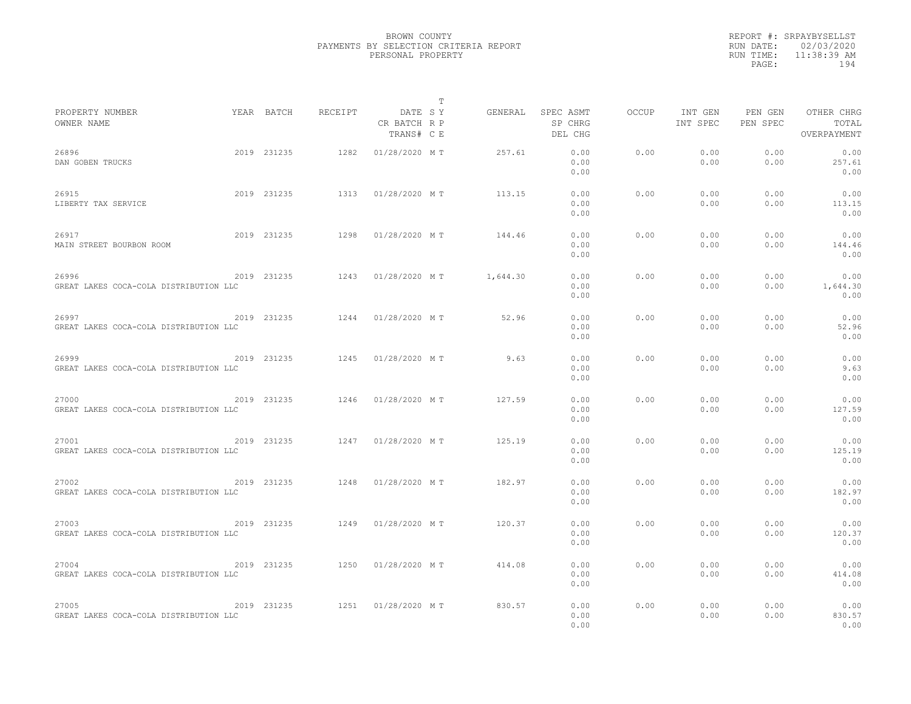BROWN COUNTY
PAYMENTS BY SELECTION CRITERIA REPORT
PERSONAL PROPERTY

REPORT #: SRPAYBYSELLST
RUN DATE: 02/03/2020
RUN TIME: 11:38:39 AM

| PROPERTY NUMBER<br>OWNER NAME | YEAR | BATCH | RECEIPT | DATE<br>CR BATCH<br>TRANS# | T<br>SY<br>RP<br>CE | GENERAL | SPEC ASMT<br>SP CHRG<br>DEL CHG | OCCUP | INT GEN<br>INT SPEC | PEN GEN<br>PEN SPEC | OTHER CHRG<br>TOTAL<br>OVERPAYMENT |
|---|---|---|---|---|---|---|---|---|---|---|---|
| 26896<br>DAN GOBEN TRUCKS | 2019 | 231235 | 1282 | 01/28/2020 | M T | 257.61 | 0.00<br>0.00<br>0.00 | 0.00 | 0.00<br>0.00 | 0.00<br>0.00 | 0.00<br>257.61<br>0.00 |
| 26915<br>LIBERTY TAX SERVICE | 2019 | 231235 | 1313 | 01/28/2020 | M T | 113.15 | 0.00<br>0.00<br>0.00 | 0.00 | 0.00<br>0.00 | 0.00<br>0.00 | 0.00<br>113.15<br>0.00 |
| 26917<br>MAIN STREET BOURBON ROOM | 2019 | 231235 | 1298 | 01/28/2020 | M T | 144.46 | 0.00<br>0.00<br>0.00 | 0.00 | 0.00<br>0.00 | 0.00<br>0.00 | 0.00<br>144.46<br>0.00 |
| 26996<br>GREAT LAKES COCA-COLA DISTRIBUTION LLC | 2019 | 231235 | 1243 | 01/28/2020 | M T | 1,644.30 | 0.00<br>0.00<br>0.00 | 0.00 | 0.00<br>0.00 | 0.00<br>0.00 | 0.00<br>1,644.30<br>0.00 |
| 26997<br>GREAT LAKES COCA-COLA DISTRIBUTION LLC | 2019 | 231235 | 1244 | 01/28/2020 | M T | 52.96 | 0.00<br>0.00<br>0.00 | 0.00 | 0.00<br>0.00 | 0.00<br>0.00 | 0.00<br>52.96<br>0.00 |
| 26999<br>GREAT LAKES COCA-COLA DISTRIBUTION LLC | 2019 | 231235 | 1245 | 01/28/2020 | M T | 9.63 | 0.00<br>0.00<br>0.00 | 0.00 | 0.00<br>0.00 | 0.00<br>0.00 | 0.00<br>9.63<br>0.00 |
| 27000<br>GREAT LAKES COCA-COLA DISTRIBUTION LLC | 2019 | 231235 | 1246 | 01/28/2020 | M T | 127.59 | 0.00<br>0.00<br>0.00 | 0.00 | 0.00<br>0.00 | 0.00<br>0.00 | 0.00<br>127.59<br>0.00 |
| 27001<br>GREAT LAKES COCA-COLA DISTRIBUTION LLC | 2019 | 231235 | 1247 | 01/28/2020 | M T | 125.19 | 0.00<br>0.00<br>0.00 | 0.00 | 0.00<br>0.00 | 0.00<br>0.00 | 0.00<br>125.19<br>0.00 |
| 27002<br>GREAT LAKES COCA-COLA DISTRIBUTION LLC | 2019 | 231235 | 1248 | 01/28/2020 | M T | 182.97 | 0.00<br>0.00<br>0.00 | 0.00 | 0.00<br>0.00 | 0.00<br>0.00 | 0.00<br>182.97<br>0.00 |
| 27003<br>GREAT LAKES COCA-COLA DISTRIBUTION LLC | 2019 | 231235 | 1249 | 01/28/2020 | M T | 120.37 | 0.00<br>0.00<br>0.00 | 0.00 | 0.00<br>0.00 | 0.00<br>0.00 | 0.00<br>120.37<br>0.00 |
| 27004<br>GREAT LAKES COCA-COLA DISTRIBUTION LLC | 2019 | 231235 | 1250 | 01/28/2020 | M T | 414.08 | 0.00<br>0.00<br>0.00 | 0.00 | 0.00<br>0.00 | 0.00<br>0.00 | 0.00<br>414.08<br>0.00 |
| 27005<br>GREAT LAKES COCA-COLA DISTRIBUTION LLC | 2019 | 231235 | 1251 | 01/28/2020 | M T | 830.57 | 0.00<br>0.00<br>0.00 | 0.00 | 0.00<br>0.00 | 0.00<br>0.00 | 0.00<br>830.57<br>0.00 |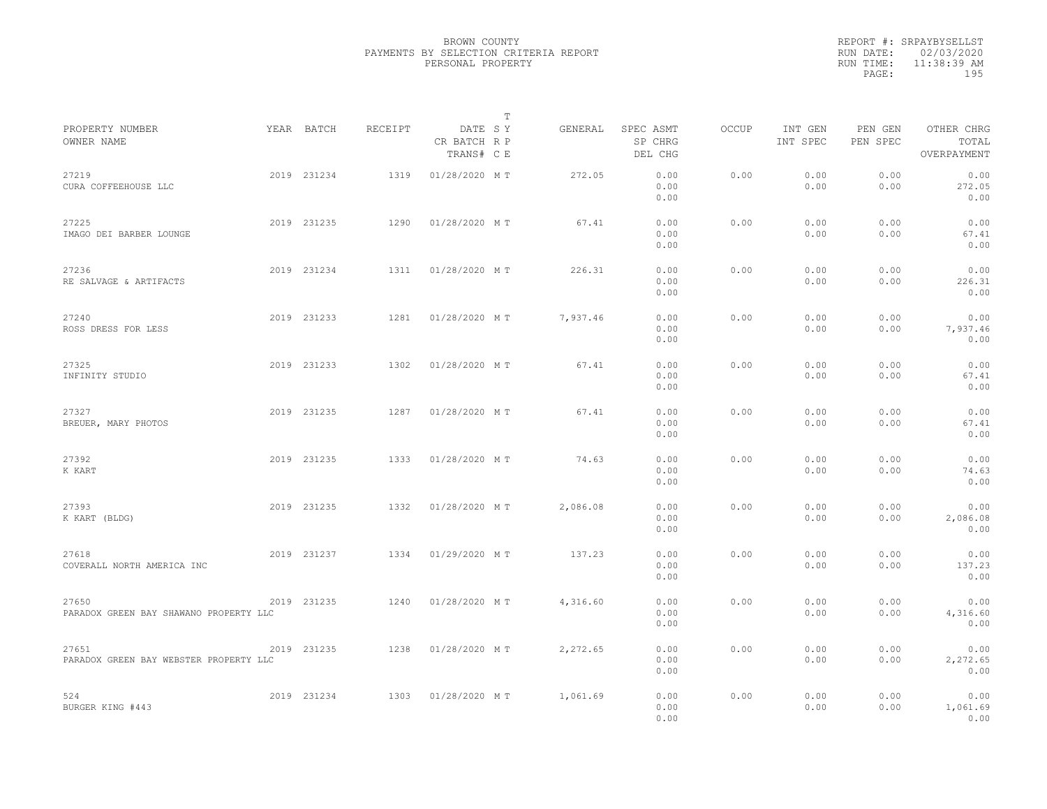BROWN COUNTY
PAYMENTS BY SELECTION CRITERIA REPORT
PERSONAL PROPERTY

REPORT #: SRPAYBYSELLST
RUN DATE: 02/03/2020
RUN TIME: 11:38:39 AM

| PROPERTY NUMBER<br>OWNER NAME | YEAR | BATCH | RECEIPT | DATE<br>CR BATCH<br>TRANS# | T S Y R P C E | GENERAL | SPEC ASMT<br>SP CHRG<br>DEL CHG | OCCUP | INT GEN<br>INT SPEC | PEN GEN<br>PEN SPEC | OTHER CHRG<br>TOTAL<br>OVERPAYMENT |
|---|---|---|---|---|---|---|---|---|---|---|---|
| 27219<br>CURA COFFEEHOUSE LLC | 2019 | 231234 | 1319 | 01/28/2020 | M T | 272.05 | 0.00<br>0.00<br>0.00 | 0.00 | 0.00<br>0.00 | 0.00<br>0.00 | 0.00<br>272.05<br>0.00 |
| 27225<br>IMAGO DEI BARBER LOUNGE | 2019 | 231235 | 1290 | 01/28/2020 | M T | 67.41 | 0.00<br>0.00<br>0.00 | 0.00 | 0.00<br>0.00 | 0.00<br>0.00 | 0.00<br>67.41<br>0.00 |
| 27236<br>RE SALVAGE & ARTIFACTS | 2019 | 231234 | 1311 | 01/28/2020 | M T | 226.31 | 0.00<br>0.00<br>0.00 | 0.00 | 0.00<br>0.00 | 0.00<br>0.00 | 0.00<br>226.31<br>0.00 |
| 27240<br>ROSS DRESS FOR LESS | 2019 | 231233 | 1281 | 01/28/2020 | M T | 7,937.46 | 0.00<br>0.00<br>0.00 | 0.00 | 0.00<br>0.00 | 0.00<br>0.00 | 0.00<br>7,937.46<br>0.00 |
| 27325<br>INFINITY STUDIO | 2019 | 231233 | 1302 | 01/28/2020 | M T | 67.41 | 0.00<br>0.00<br>0.00 | 0.00 | 0.00<br>0.00 | 0.00<br>0.00 | 0.00<br>67.41<br>0.00 |
| 27327<br>BREUER, MARY PHOTOS | 2019 | 231235 | 1287 | 01/28/2020 | M T | 67.41 | 0.00<br>0.00<br>0.00 | 0.00 | 0.00<br>0.00 | 0.00<br>0.00 | 0.00<br>67.41<br>0.00 |
| 27392<br>K KART | 2019 | 231235 | 1333 | 01/28/2020 | M T | 74.63 | 0.00<br>0.00<br>0.00 | 0.00 | 0.00<br>0.00 | 0.00<br>0.00 | 0.00<br>74.63<br>0.00 |
| 27393<br>K KART (BLDG) | 2019 | 231235 | 1332 | 01/28/2020 | M T | 2,086.08 | 0.00<br>0.00<br>0.00 | 0.00 | 0.00<br>0.00 | 0.00<br>0.00 | 0.00<br>2,086.08<br>0.00 |
| 27618<br>COVERALL NORTH AMERICA INC | 2019 | 231237 | 1334 | 01/29/2020 | M T | 137.23 | 0.00<br>0.00<br>0.00 | 0.00 | 0.00<br>0.00 | 0.00<br>0.00 | 0.00<br>137.23<br>0.00 |
| 27650<br>PARADOX GREEN BAY SHAWANO PROPERTY LLC | 2019 | 231235 | 1240 | 01/28/2020 | M T | 4,316.60 | 0.00<br>0.00<br>0.00 | 0.00 | 0.00<br>0.00 | 0.00<br>0.00 | 0.00<br>4,316.60<br>0.00 |
| 27651<br>PARADOX GREEN BAY WEBSTER PROPERTY LLC | 2019 | 231235 | 1238 | 01/28/2020 | M T | 2,272.65 | 0.00<br>0.00<br>0.00 | 0.00 | 0.00<br>0.00 | 0.00<br>0.00 | 0.00<br>2,272.65<br>0.00 |
| 524<br>BURGER KING #443 | 2019 | 231234 | 1303 | 01/28/2020 | M T | 1,061.69 | 0.00<br>0.00<br>0.00 | 0.00 | 0.00<br>0.00 | 0.00<br>0.00 | 0.00<br>1,061.69<br>0.00 |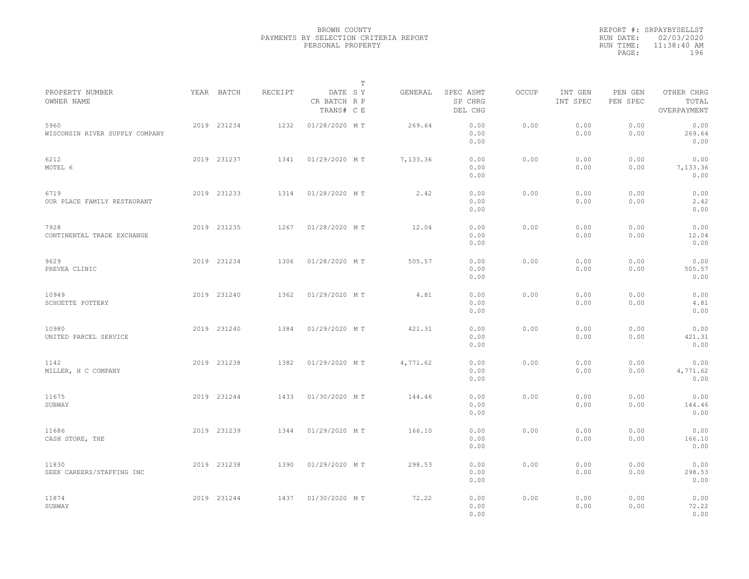BROWN COUNTY
PAYMENTS BY SELECTION CRITERIA REPORT
PERSONAL PROPERTY

REPORT #: SRPAYBYSELLST
RUN DATE: 02/03/2020
RUN TIME: 11:38:40 AM

| PROPERTY NUMBER<br>OWNER NAME | YEAR | BATCH | RECEIPT | DATE<br>CR BATCH<br>TRANS# | T<br>S Y<br>R P<br>C E | GENERAL | SPEC ASMT<br>SP CHRG<br>DEL CHG | OCCUP | INT GEN<br>INT SPEC | PEN GEN<br>PEN SPEC | OTHER CHRG<br>TOTAL<br>OVERPAYMENT |
|---|---|---|---|---|---|---|---|---|---|---|---|
| 5960<br>WISCONSIN RIVER SUPPLY COMPANY | 2019 | 231234 | 1232 | 01/28/2020 | M T | 269.64 | 0.00<br>0.00<br>0.00 | 0.00 | 0.00<br>0.00 | 0.00<br>0.00 | 0.00<br>269.64<br>0.00 |
| 6212<br>MOTEL 6 | 2019 | 231237 | 1341 | 01/29/2020 | M T | 7,133.36 | 0.00<br>0.00<br>0.00 | 0.00 | 0.00<br>0.00 | 0.00<br>0.00 | 0.00<br>7,133.36<br>0.00 |
| 6719<br>OUR PLACE FAMILY RESTAURANT | 2019 | 231233 | 1314 | 01/28/2020 | M T | 2.42 | 0.00<br>0.00<br>0.00 | 0.00 | 0.00<br>0.00 | 0.00<br>0.00 | 0.00<br>2.42<br>0.00 |
| 7928<br>CONTINENTAL TRADE EXCHANGE | 2019 | 231235 | 1267 | 01/28/2020 | M T | 12.04 | 0.00<br>0.00<br>0.00 | 0.00 | 0.00<br>0.00 | 0.00<br>0.00 | 0.00<br>12.04<br>0.00 |
| 9629<br>PREVEA CLINIC | 2019 | 231234 | 1306 | 01/28/2020 | M T | 505.57 | 0.00<br>0.00<br>0.00 | 0.00 | 0.00<br>0.00 | 0.00<br>0.00 | 0.00<br>505.57<br>0.00 |
| 10949<br>SCHUETTE POTTERY | 2019 | 231240 | 1362 | 01/29/2020 | M T | 4.81 | 0.00<br>0.00<br>0.00 | 0.00 | 0.00<br>0.00 | 0.00<br>0.00 | 0.00<br>4.81<br>0.00 |
| 10980<br>UNITED PARCEL SERVICE | 2019 | 231240 | 1384 | 01/29/2020 | M T | 421.31 | 0.00<br>0.00<br>0.00 | 0.00 | 0.00<br>0.00 | 0.00<br>0.00 | 0.00<br>421.31<br>0.00 |
| 1142<br>MILLER, H C COMPANY | 2019 | 231238 | 1382 | 01/29/2020 | M T | 4,771.62 | 0.00<br>0.00<br>0.00 | 0.00 | 0.00<br>0.00 | 0.00<br>0.00 | 0.00<br>4,771.62<br>0.00 |
| 11675<br>SUBWAY | 2019 | 231244 | 1433 | 01/30/2020 | M T | 144.46 | 0.00<br>0.00<br>0.00 | 0.00 | 0.00<br>0.00 | 0.00<br>0.00 | 0.00<br>144.46<br>0.00 |
| 11686<br>CASH STORE, THE | 2019 | 231239 | 1344 | 01/29/2020 | M T | 166.10 | 0.00<br>0.00<br>0.00 | 0.00 | 0.00<br>0.00 | 0.00<br>0.00 | 0.00<br>166.10<br>0.00 |
| 11830<br>SEEK CAREERS/STAFFING INC | 2019 | 231238 | 1390 | 01/29/2020 | M T | 298.53 | 0.00<br>0.00<br>0.00 | 0.00 | 0.00<br>0.00 | 0.00<br>0.00 | 0.00<br>298.53<br>0.00 |
| 11874<br>SUBWAY | 2019 | 231244 | 1437 | 01/30/2020 | M T | 72.22 | 0.00<br>0.00<br>0.00 | 0.00 | 0.00<br>0.00 | 0.00<br>0.00 | 0.00<br>72.22<br>0.00 |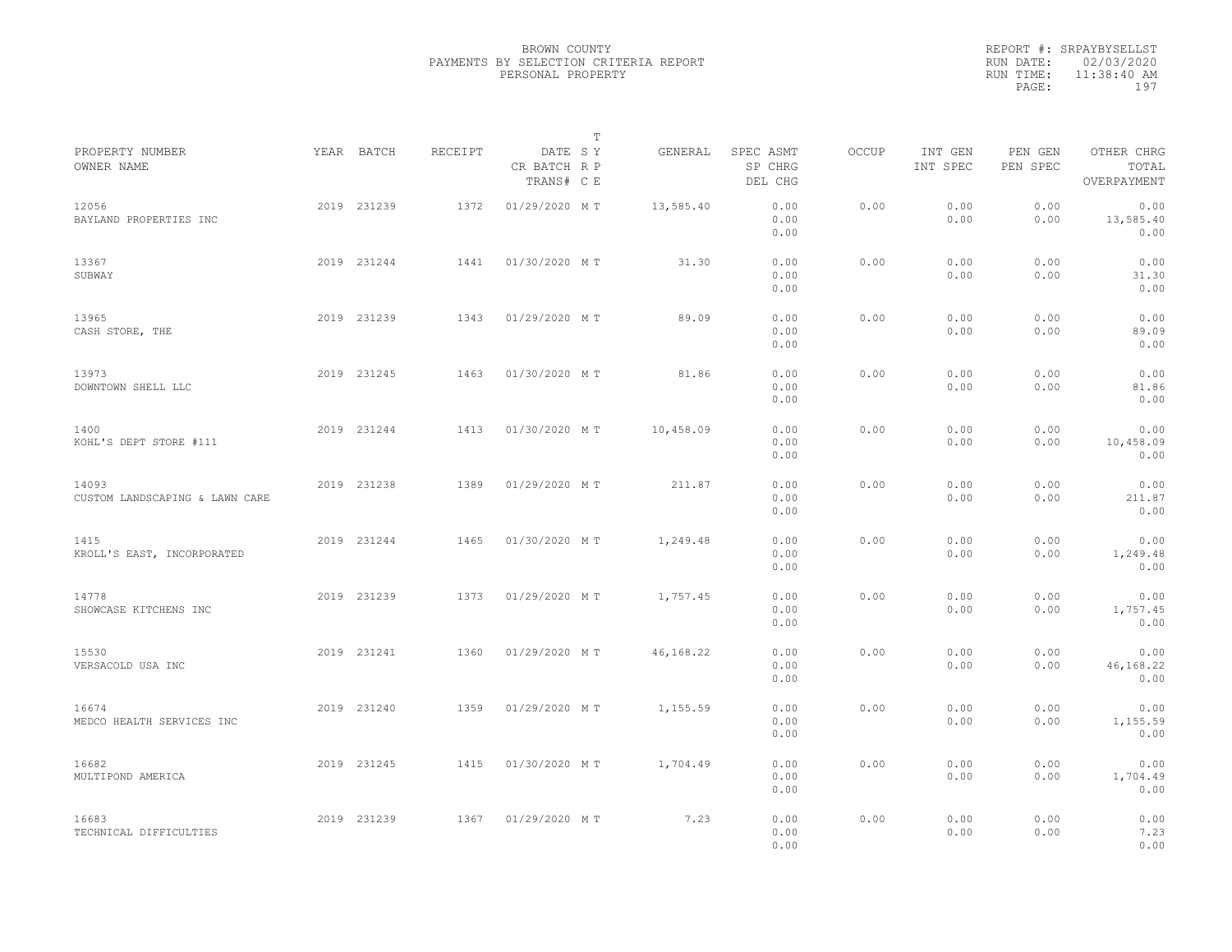BROWN COUNTY
PAYMENTS BY SELECTION CRITERIA REPORT
PERSONAL PROPERTY

REPORT #: SRPAYBYSELLST
RUN DATE: 02/03/2020
RUN TIME: 11:38:40 AM

| PROPERTY NUMBER<br>OWNER NAME | YEAR | BATCH | RECEIPT | DATE<br>CR BATCH<br>TRANS# | T S Y<br>R P<br>C E | GENERAL | SPEC ASMT<br>SP CHRG<br>DEL CHG | OCCUP | INT GEN<br>INT SPEC | PEN GEN<br>PEN SPEC | OTHER CHRG<br>TOTAL<br>OVERPAYMENT |
|---|---|---|---|---|---|---|---|---|---|---|---|
| 12056<br>BAYLAND PROPERTIES INC | 2019 | 231239 | 1372 | 01/29/2020 | M T | 13,585.40 | 0.00<br>0.00<br>0.00 | 0.00 | 0.00<br>0.00 | 0.00<br>0.00 | 0.00<br>13,585.40<br>0.00 |
| 13367<br>SUBWAY | 2019 | 231244 | 1441 | 01/30/2020 | M T | 31.30 | 0.00<br>0.00<br>0.00 | 0.00 | 0.00<br>0.00 | 0.00<br>0.00 | 0.00<br>31.30<br>0.00 |
| 13965<br>CASH STORE, THE | 2019 | 231239 | 1343 | 01/29/2020 | M T | 89.09 | 0.00<br>0.00<br>0.00 | 0.00 | 0.00<br>0.00 | 0.00<br>0.00 | 0.00<br>89.09<br>0.00 |
| 13973<br>DOWNTOWN SHELL LLC | 2019 | 231245 | 1463 | 01/30/2020 | M T | 81.86 | 0.00<br>0.00<br>0.00 | 0.00 | 0.00<br>0.00 | 0.00<br>0.00 | 0.00<br>81.86<br>0.00 |
| 1400<br>KOHL'S DEPT STORE #111 | 2019 | 231244 | 1413 | 01/30/2020 | M T | 10,458.09 | 0.00<br>0.00<br>0.00 | 0.00 | 0.00<br>0.00 | 0.00<br>0.00 | 0.00<br>10,458.09<br>0.00 |
| 14093<br>CUSTOM LANDSCAPING & LAWN CARE | 2019 | 231238 | 1389 | 01/29/2020 | M T | 211.87 | 0.00<br>0.00<br>0.00 | 0.00 | 0.00<br>0.00 | 0.00<br>0.00 | 0.00<br>211.87<br>0.00 |
| 1415<br>KROLL'S EAST, INCORPORATED | 2019 | 231244 | 1465 | 01/30/2020 | M T | 1,249.48 | 0.00<br>0.00<br>0.00 | 0.00 | 0.00<br>0.00 | 0.00<br>0.00 | 0.00<br>1,249.48<br>0.00 |
| 14778<br>SHOWCASE KITCHENS INC | 2019 | 231239 | 1373 | 01/29/2020 | M T | 1,757.45 | 0.00<br>0.00<br>0.00 | 0.00 | 0.00<br>0.00 | 0.00<br>0.00 | 0.00<br>1,757.45<br>0.00 |
| 15530<br>VERSACOLD USA INC | 2019 | 231241 | 1360 | 01/29/2020 | M T | 46,168.22 | 0.00<br>0.00<br>0.00 | 0.00 | 0.00<br>0.00 | 0.00<br>0.00 | 0.00<br>46,168.22<br>0.00 |
| 16674<br>MEDCO HEALTH SERVICES INC | 2019 | 231240 | 1359 | 01/29/2020 | M T | 1,155.59 | 0.00<br>0.00<br>0.00 | 0.00 | 0.00<br>0.00 | 0.00<br>0.00 | 0.00<br>1,155.59<br>0.00 |
| 16682<br>MULTIPOND AMERICA | 2019 | 231245 | 1415 | 01/30/2020 | M T | 1,704.49 | 0.00<br>0.00<br>0.00 | 0.00 | 0.00<br>0.00 | 0.00<br>0.00 | 0.00<br>1,704.49<br>0.00 |
| 16683<br>TECHNICAL DIFFICULTIES | 2019 | 231239 | 1367 | 01/29/2020 | M T | 7.23 | 0.00<br>0.00<br>0.00 | 0.00 | 0.00<br>0.00 | 0.00<br>0.00 | 0.00<br>7.23<br>0.00 |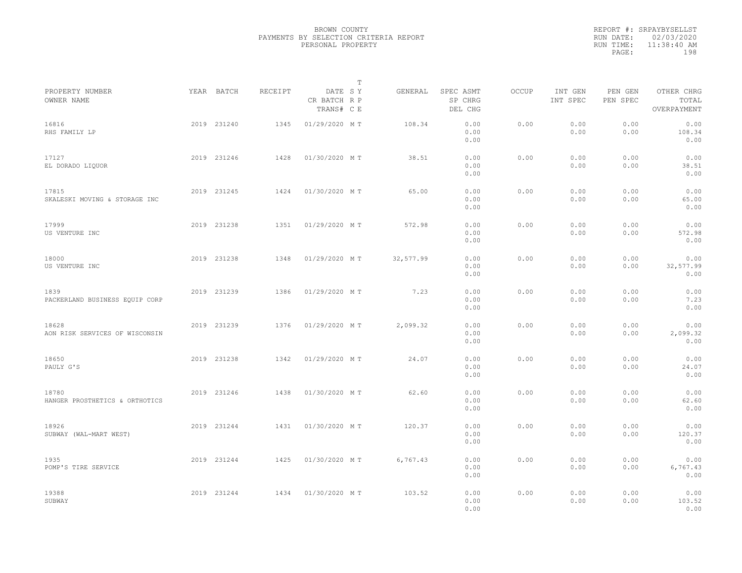BROWN COUNTY
PAYMENTS BY SELECTION CRITERIA REPORT
PERSONAL PROPERTY

REPORT #: SRPAYBYSELLST
RUN DATE: 02/03/2020
RUN TIME: 11:38:40 AM

| PROPERTY NUMBER<br>OWNER NAME | YEAR | BATCH | RECEIPT | DATE<br>CR BATCH<br>TRANS# | T<br>S Y<br>R P<br>C E | GENERAL | SPEC ASMT<br>SP CHRG<br>DEL CHG | OCCUP | INT GEN<br>INT SPEC | PEN GEN<br>PEN SPEC | OTHER CHRG<br>TOTAL<br>OVERPAYMENT |
|---|---|---|---|---|---|---|---|---|---|---|---|
| 16816<br>RHS FAMILY LP | 2019 | 231240 | 1345 | 01/29/2020 | M T | 108.34 | 0.00<br>0.00<br>0.00 | 0.00 | 0.00<br>0.00 | 0.00<br>0.00 | 0.00<br>108.34<br>0.00 |
| 17127<br>EL DORADO LIQUOR | 2019 | 231246 | 1428 | 01/30/2020 | M T | 38.51 | 0.00<br>0.00<br>0.00 | 0.00 | 0.00<br>0.00 | 0.00<br>0.00 | 0.00<br>38.51<br>0.00 |
| 17815<br>SKALESKI MOVING & STORAGE INC | 2019 | 231245 | 1424 | 01/30/2020 | M T | 65.00 | 0.00<br>0.00<br>0.00 | 0.00 | 0.00<br>0.00 | 0.00<br>0.00 | 0.00<br>65.00<br>0.00 |
| 17999<br>US VENTURE INC | 2019 | 231238 | 1351 | 01/29/2020 | M T | 572.98 | 0.00<br>0.00<br>0.00 | 0.00 | 0.00<br>0.00 | 0.00<br>0.00 | 0.00<br>572.98<br>0.00 |
| 18000<br>US VENTURE INC | 2019 | 231238 | 1348 | 01/29/2020 | M T | 32,577.99 | 0.00<br>0.00<br>0.00 | 0.00 | 0.00<br>0.00 | 0.00<br>0.00 | 0.00<br>32,577.99<br>0.00 |
| 1839<br>PACKERLAND BUSINESS EQUIP CORP | 2019 | 231239 | 1386 | 01/29/2020 | M T | 7.23 | 0.00<br>0.00<br>0.00 | 0.00 | 0.00<br>0.00 | 0.00<br>0.00 | 0.00<br>7.23<br>0.00 |
| 18628<br>AON RISK SERVICES OF WISCONSIN | 2019 | 231239 | 1376 | 01/29/2020 | M T | 2,099.32 | 0.00<br>0.00<br>0.00 | 0.00 | 0.00<br>0.00 | 0.00<br>0.00 | 0.00<br>2,099.32<br>0.00 |
| 18650<br>PAULY G'S | 2019 | 231238 | 1342 | 01/29/2020 | M T | 24.07 | 0.00<br>0.00<br>0.00 | 0.00 | 0.00<br>0.00 | 0.00<br>0.00 | 0.00<br>24.07<br>0.00 |
| 18780<br>HANGER PROSTHETICS & ORTHOTICS | 2019 | 231246 | 1438 | 01/30/2020 | M T | 62.60 | 0.00<br>0.00<br>0.00 | 0.00 | 0.00<br>0.00 | 0.00<br>0.00 | 0.00<br>62.60<br>0.00 |
| 18926<br>SUBWAY (WAL-MART WEST) | 2019 | 231244 | 1431 | 01/30/2020 | M T | 120.37 | 0.00<br>0.00<br>0.00 | 0.00 | 0.00<br>0.00 | 0.00<br>0.00 | 0.00<br>120.37<br>0.00 |
| 1935<br>POMP'S TIRE SERVICE | 2019 | 231244 | 1425 | 01/30/2020 | M T | 6,767.43 | 0.00<br>0.00<br>0.00 | 0.00 | 0.00<br>0.00 | 0.00<br>0.00 | 0.00<br>6,767.43<br>0.00 |
| 19388<br>SUBWAY | 2019 | 231244 | 1434 | 01/30/2020 | M T | 103.52 | 0.00<br>0.00<br>0.00 | 0.00 | 0.00<br>0.00 | 0.00<br>0.00 | 0.00<br>103.52<br>0.00 |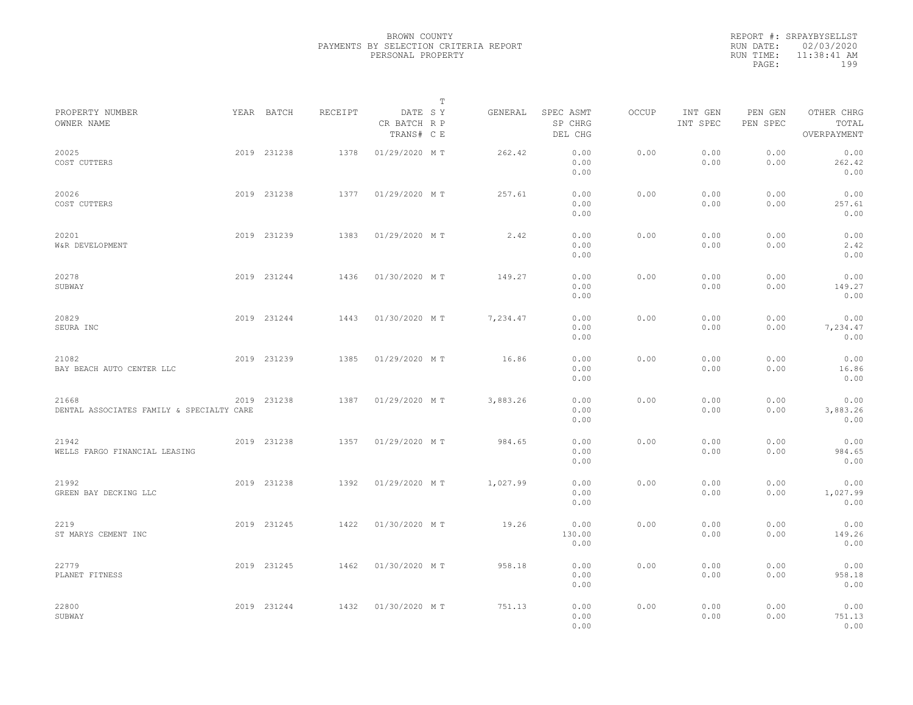BROWN COUNTY
PAYMENTS BY SELECTION CRITERIA REPORT
PERSONAL PROPERTY

REPORT #: SRPAYBYSELLST
RUN DATE: 02/03/2020
RUN TIME: 11:38:41 AM

| PROPERTY NUMBER / OWNER NAME | YEAR | BATCH | RECEIPT | DATE / CR BATCH / TRANS# | T SY RP CE | GENERAL | SPEC ASMT / SP CHRG / DEL CHG | OCCUP | INT GEN / INT SPEC | PEN GEN / PEN SPEC | OTHER CHRG / TOTAL / OVERPAYMENT |
|---|---|---|---|---|---|---|---|---|---|---|---|
| 20025 COST CUTTERS | 2019 | 231238 | 1378 | 01/29/2020 | M T | 262.42 | 0.00 0.00 0.00 | 0.00 | 0.00 0.00 | 0.00 0.00 | 0.00 262.42 0.00 |
| 20026 COST CUTTERS | 2019 | 231238 | 1377 | 01/29/2020 | M T | 257.61 | 0.00 0.00 0.00 | 0.00 | 0.00 0.00 | 0.00 0.00 | 0.00 257.61 0.00 |
| 20201 W&R DEVELOPMENT | 2019 | 231239 | 1383 | 01/29/2020 | M T | 2.42 | 0.00 0.00 0.00 | 0.00 | 0.00 0.00 | 0.00 0.00 | 0.00 2.42 0.00 |
| 20278 SUBWAY | 2019 | 231244 | 1436 | 01/30/2020 | M T | 149.27 | 0.00 0.00 0.00 | 0.00 | 0.00 0.00 | 0.00 0.00 | 0.00 149.27 0.00 |
| 20829 SEURA INC | 2019 | 231244 | 1443 | 01/30/2020 | M T | 7,234.47 | 0.00 0.00 0.00 | 0.00 | 0.00 0.00 | 0.00 0.00 | 0.00 7,234.47 0.00 |
| 21082 BAY BEACH AUTO CENTER LLC | 2019 | 231239 | 1385 | 01/29/2020 | M T | 16.86 | 0.00 0.00 0.00 | 0.00 | 0.00 0.00 | 0.00 0.00 | 0.00 16.86 0.00 |
| 21668 DENTAL ASSOCIATES FAMILY & SPECIALTY CARE | 2019 | 231238 | 1387 | 01/29/2020 | M T | 3,883.26 | 0.00 0.00 0.00 | 0.00 | 0.00 0.00 | 0.00 0.00 | 0.00 3,883.26 0.00 |
| 21942 WELLS FARGO FINANCIAL LEASING | 2019 | 231238 | 1357 | 01/29/2020 | M T | 984.65 | 0.00 0.00 0.00 | 0.00 | 0.00 0.00 | 0.00 0.00 | 0.00 984.65 0.00 |
| 21992 GREEN BAY DECKING LLC | 2019 | 231238 | 1392 | 01/29/2020 | M T | 1,027.99 | 0.00 0.00 0.00 | 0.00 | 0.00 0.00 | 0.00 0.00 | 0.00 1,027.99 0.00 |
| 2219 ST MARYS CEMENT INC | 2019 | 231245 | 1422 | 01/30/2020 | M T | 19.26 | 0.00 130.00 0.00 | 0.00 | 0.00 0.00 | 0.00 0.00 | 0.00 149.26 0.00 |
| 22779 PLANET FITNESS | 2019 | 231245 | 1462 | 01/30/2020 | M T | 958.18 | 0.00 0.00 0.00 | 0.00 | 0.00 0.00 | 0.00 0.00 | 0.00 958.18 0.00 |
| 22800 SUBWAY | 2019 | 231244 | 1432 | 01/30/2020 | M T | 751.13 | 0.00 0.00 0.00 | 0.00 | 0.00 0.00 | 0.00 0.00 | 0.00 751.13 0.00 |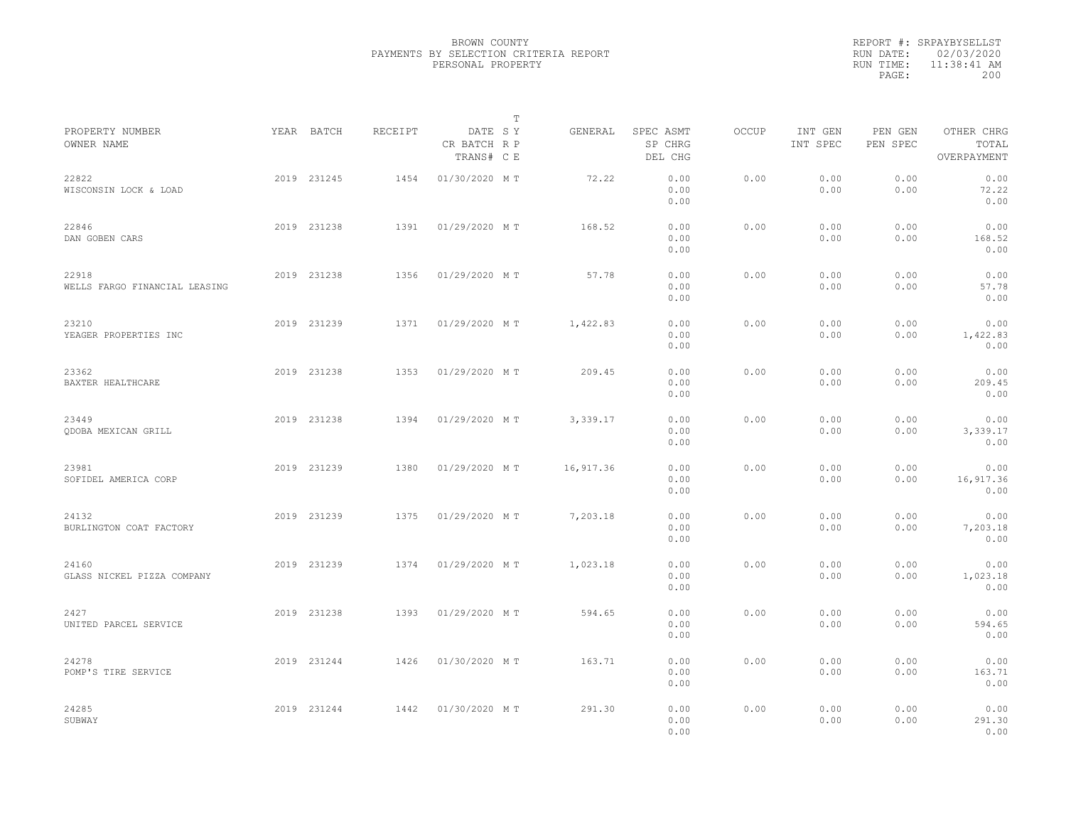BROWN COUNTY
PAYMENTS BY SELECTION CRITERIA REPORT
PERSONAL PROPERTY

REPORT #: SRPAYBYSELLST
RUN DATE: 02/03/2020
RUN TIME: 11:38:41 AM

| PROPERTY NUMBER OWNER NAME | YEAR | BATCH | RECEIPT | DATE CR BATCH TRANS# | T S Y R P C E | GENERAL | SPEC ASMT SP CHRG DEL CHG | OCCUP | INT GEN INT SPEC | PEN GEN PEN SPEC | OTHER CHRG TOTAL OVERPAYMENT |
|---|---|---|---|---|---|---|---|---|---|---|---|
| 22822 WISCONSIN LOCK & LOAD | 2019 | 231245 | 1454 | 01/30/2020 | M T | 72.22 | 0.00 0.00 0.00 | 0.00 | 0.00 0.00 | 0.00 0.00 | 0.00 72.22 0.00 |
| 22846 DAN GOBEN CARS | 2019 | 231238 | 1391 | 01/29/2020 | M T | 168.52 | 0.00 0.00 0.00 | 0.00 | 0.00 0.00 | 0.00 0.00 | 0.00 168.52 0.00 |
| 22918 WELLS FARGO FINANCIAL LEASING | 2019 | 231238 | 1356 | 01/29/2020 | M T | 57.78 | 0.00 0.00 0.00 | 0.00 | 0.00 0.00 | 0.00 0.00 | 0.00 57.78 0.00 |
| 23210 YEAGER PROPERTIES INC | 2019 | 231239 | 1371 | 01/29/2020 | M T | 1,422.83 | 0.00 0.00 0.00 | 0.00 | 0.00 0.00 | 0.00 0.00 | 0.00 1,422.83 0.00 |
| 23362 BAXTER HEALTHCARE | 2019 | 231238 | 1353 | 01/29/2020 | M T | 209.45 | 0.00 0.00 0.00 | 0.00 | 0.00 0.00 | 0.00 0.00 | 0.00 209.45 0.00 |
| 23449 QDOBA MEXICAN GRILL | 2019 | 231238 | 1394 | 01/29/2020 | M T | 3,339.17 | 0.00 0.00 0.00 | 0.00 | 0.00 0.00 | 0.00 0.00 | 0.00 3,339.17 0.00 |
| 23981 SOFIDEL AMERICA CORP | 2019 | 231239 | 1380 | 01/29/2020 | M T | 16,917.36 | 0.00 0.00 0.00 | 0.00 | 0.00 0.00 | 0.00 0.00 | 0.00 16,917.36 0.00 |
| 24132 BURLINGTON COAT FACTORY | 2019 | 231239 | 1375 | 01/29/2020 | M T | 7,203.18 | 0.00 0.00 0.00 | 0.00 | 0.00 0.00 | 0.00 0.00 | 0.00 7,203.18 0.00 |
| 24160 GLASS NICKEL PIZZA COMPANY | 2019 | 231239 | 1374 | 01/29/2020 | M T | 1,023.18 | 0.00 0.00 0.00 | 0.00 | 0.00 0.00 | 0.00 0.00 | 0.00 1,023.18 0.00 |
| 2427 UNITED PARCEL SERVICE | 2019 | 231238 | 1393 | 01/29/2020 | M T | 594.65 | 0.00 0.00 0.00 | 0.00 | 0.00 0.00 | 0.00 0.00 | 0.00 594.65 0.00 |
| 24278 POMP'S TIRE SERVICE | 2019 | 231244 | 1426 | 01/30/2020 | M T | 163.71 | 0.00 0.00 0.00 | 0.00 | 0.00 0.00 | 0.00 0.00 | 0.00 163.71 0.00 |
| 24285 SUBWAY | 2019 | 231244 | 1442 | 01/30/2020 | M T | 291.30 | 0.00 0.00 0.00 | 0.00 | 0.00 0.00 | 0.00 0.00 | 0.00 291.30 0.00 |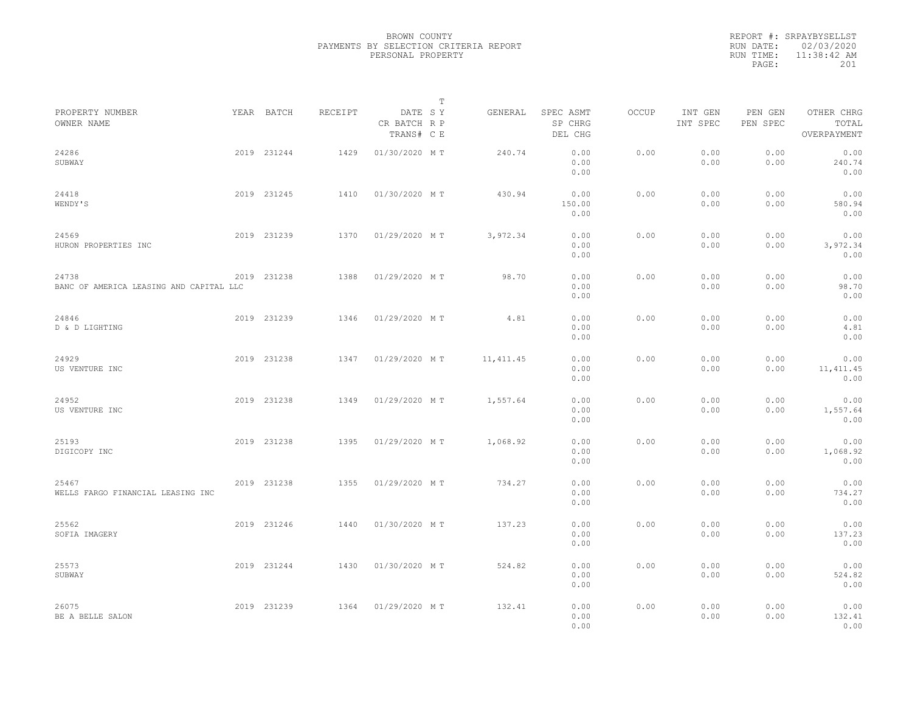BROWN COUNTY
PAYMENTS BY SELECTION CRITERIA REPORT
PERSONAL PROPERTY

REPORT #: SRPAYBYSELLST
RUN DATE: 02/03/2020
RUN TIME: 11:38:42 AM

| PROPERTY NUMBER / OWNER NAME | YEAR | BATCH | RECEIPT | DATE / CR BATCH / TRANS# | T SY / RP / CE | GENERAL | SPEC ASMT / SP CHRG / DEL CHG | OCCUP | INT GEN / INT SPEC | PEN GEN / PEN SPEC | OTHER CHRG / TOTAL / OVERPAYMENT |
|---|---|---|---|---|---|---|---|---|---|---|---|
| 24286 SUBWAY | 2019 | 231244 | 1429 | 01/30/2020 | M T | 240.74 | 0.00 / 0.00 / 0.00 | 0.00 | 0.00 / 0.00 | 0.00 / 0.00 | 0.00 / 240.74 / 0.00 |
| 24418 WENDY'S | 2019 | 231245 | 1410 | 01/30/2020 | M T | 430.94 | 0.00 / 150.00 / 0.00 | 0.00 | 0.00 / 0.00 | 0.00 / 0.00 | 0.00 / 580.94 / 0.00 |
| 24569 HURON PROPERTIES INC | 2019 | 231239 | 1370 | 01/29/2020 | M T | 3,972.34 | 0.00 / 0.00 / 0.00 | 0.00 | 0.00 / 0.00 | 0.00 / 0.00 | 0.00 / 3,972.34 / 0.00 |
| 24738 BANC OF AMERICA LEASING AND CAPITAL LLC | 2019 | 231238 | 1388 | 01/29/2020 | M T | 98.70 | 0.00 / 0.00 / 0.00 | 0.00 | 0.00 / 0.00 | 0.00 / 0.00 | 0.00 / 98.70 / 0.00 |
| 24846 D & D LIGHTING | 2019 | 231239 | 1346 | 01/29/2020 | M T | 4.81 | 0.00 / 0.00 / 0.00 | 0.00 | 0.00 / 0.00 | 0.00 / 0.00 | 0.00 / 4.81 / 0.00 |
| 24929 US VENTURE INC | 2019 | 231238 | 1347 | 01/29/2020 | M T | 11,411.45 | 0.00 / 0.00 / 0.00 | 0.00 | 0.00 / 0.00 | 0.00 / 0.00 | 0.00 / 11,411.45 / 0.00 |
| 24952 US VENTURE INC | 2019 | 231238 | 1349 | 01/29/2020 | M T | 1,557.64 | 0.00 / 0.00 / 0.00 | 0.00 | 0.00 / 0.00 | 0.00 / 0.00 | 0.00 / 1,557.64 / 0.00 |
| 25193 DIGICOPY INC | 2019 | 231238 | 1395 | 01/29/2020 | M T | 1,068.92 | 0.00 / 0.00 / 0.00 | 0.00 | 0.00 / 0.00 | 0.00 / 0.00 | 0.00 / 1,068.92 / 0.00 |
| 25467 WELLS FARGO FINANCIAL LEASING INC | 2019 | 231238 | 1355 | 01/29/2020 | M T | 734.27 | 0.00 / 0.00 / 0.00 | 0.00 | 0.00 / 0.00 | 0.00 / 0.00 | 0.00 / 734.27 / 0.00 |
| 25562 SOFIA IMAGERY | 2019 | 231246 | 1440 | 01/30/2020 | M T | 137.23 | 0.00 / 0.00 / 0.00 | 0.00 | 0.00 / 0.00 | 0.00 / 0.00 | 0.00 / 137.23 / 0.00 |
| 25573 SUBWAY | 2019 | 231244 | 1430 | 01/30/2020 | M T | 524.82 | 0.00 / 0.00 / 0.00 | 0.00 | 0.00 / 0.00 | 0.00 / 0.00 | 0.00 / 524.82 / 0.00 |
| 26075 BE A BELLE SALON | 2019 | 231239 | 1364 | 01/29/2020 | M T | 132.41 | 0.00 / 0.00 / 0.00 | 0.00 | 0.00 / 0.00 | 0.00 / 0.00 | 0.00 / 132.41 / 0.00 |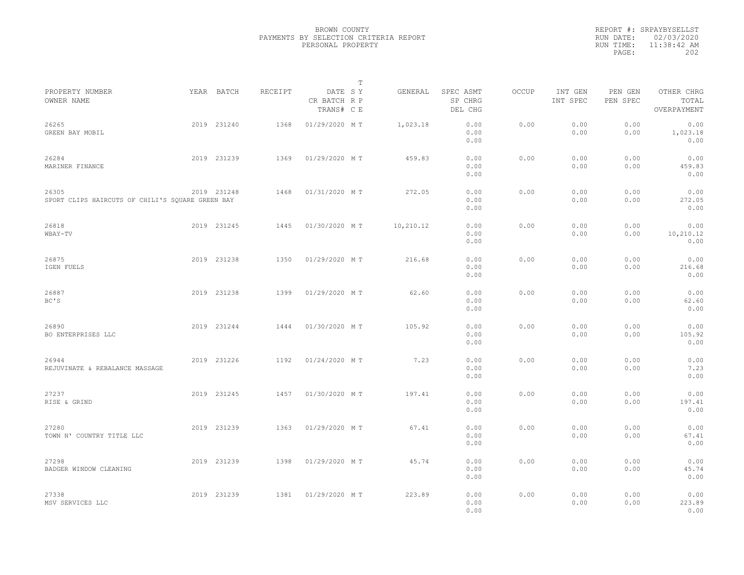BROWN COUNTY
PAYMENTS BY SELECTION CRITERIA REPORT
PERSONAL PROPERTY

REPORT #: SRPAYBYSELLST
RUN DATE: 02/03/2020
RUN TIME: 11:38:42 AM

| PROPERTY NUMBER<br>OWNER NAME | YEAR | BATCH | RECEIPT | DATE<br>CR BATCH<br>TRANS# | T<br>SY<br>RP<br>CE | GENERAL | SPEC ASMT<br>SP CHRG<br>DEL CHG | OCCUP | INT GEN<br>INT SPEC | PEN GEN<br>PEN SPEC | OTHER CHRG<br>TOTAL<br>OVERPAYMENT |
|---|---|---|---|---|---|---|---|---|---|---|---|
| 26265<br>GREEN BAY MOBIL | 2019 | 231240 | 1368 | 01/29/2020 | M T | 1,023.18 | 0.00<br>0.00<br>0.00 | 0.00 | 0.00<br>0.00 | 0.00<br>0.00 | 0.00<br>1,023.18<br>0.00 |
| 26284<br>MARINER FINANCE | 2019 | 231239 | 1369 | 01/29/2020 | M T | 459.83 | 0.00<br>0.00<br>0.00 | 0.00 | 0.00<br>0.00 | 0.00<br>0.00 | 0.00<br>459.83<br>0.00 |
| 26305<br>SPORT CLIPS HAIRCUTS OF CHILI'S SQUARE GREEN BAY | 2019 | 231248 | 1468 | 01/31/2020 | M T | 272.05 | 0.00<br>0.00<br>0.00 | 0.00 | 0.00<br>0.00 | 0.00<br>0.00 | 0.00<br>272.05<br>0.00 |
| 26818<br>WBAY-TV | 2019 | 231245 | 1445 | 01/30/2020 | M T | 10,210.12 | 0.00<br>0.00<br>0.00 | 0.00 | 0.00<br>0.00 | 0.00<br>0.00 | 0.00<br>10,210.12<br>0.00 |
| 26875<br>IGEN FUELS | 2019 | 231238 | 1350 | 01/29/2020 | M T | 216.68 | 0.00<br>0.00<br>0.00 | 0.00 | 0.00<br>0.00 | 0.00<br>0.00 | 0.00<br>216.68<br>0.00 |
| 26887<br>BC'S | 2019 | 231238 | 1399 | 01/29/2020 | M T | 62.60 | 0.00<br>0.00<br>0.00 | 0.00 | 0.00<br>0.00 | 0.00<br>0.00 | 0.00<br>62.60<br>0.00 |
| 26890<br>BO ENTERPRISES LLC | 2019 | 231244 | 1444 | 01/30/2020 | M T | 105.92 | 0.00<br>0.00<br>0.00 | 0.00 | 0.00<br>0.00 | 0.00<br>0.00 | 0.00<br>105.92<br>0.00 |
| 26944<br>REJUVINATE & REBALANCE MASSAGE | 2019 | 231226 | 1192 | 01/24/2020 | M T | 7.23 | 0.00<br>0.00<br>0.00 | 0.00 | 0.00<br>0.00 | 0.00<br>0.00 | 0.00<br>7.23<br>0.00 |
| 27237<br>RISE & GRIND | 2019 | 231245 | 1457 | 01/30/2020 | M T | 197.41 | 0.00<br>0.00<br>0.00 | 0.00 | 0.00<br>0.00 | 0.00<br>0.00 | 0.00<br>197.41<br>0.00 |
| 27280<br>TOWN N' COUNTRY TITLE LLC | 2019 | 231239 | 1363 | 01/29/2020 | M T | 67.41 | 0.00<br>0.00<br>0.00 | 0.00 | 0.00<br>0.00 | 0.00<br>0.00 | 0.00<br>67.41<br>0.00 |
| 27298<br>BADGER WINDOW CLEANING | 2019 | 231239 | 1398 | 01/29/2020 | M T | 45.74 | 0.00<br>0.00<br>0.00 | 0.00 | 0.00<br>0.00 | 0.00<br>0.00 | 0.00<br>45.74<br>0.00 |
| 27338<br>MSV SERVICES LLC | 2019 | 231239 | 1381 | 01/29/2020 | M T | 223.89 | 0.00<br>0.00<br>0.00 | 0.00 | 0.00<br>0.00 | 0.00<br>0.00 | 0.00<br>223.89<br>0.00 |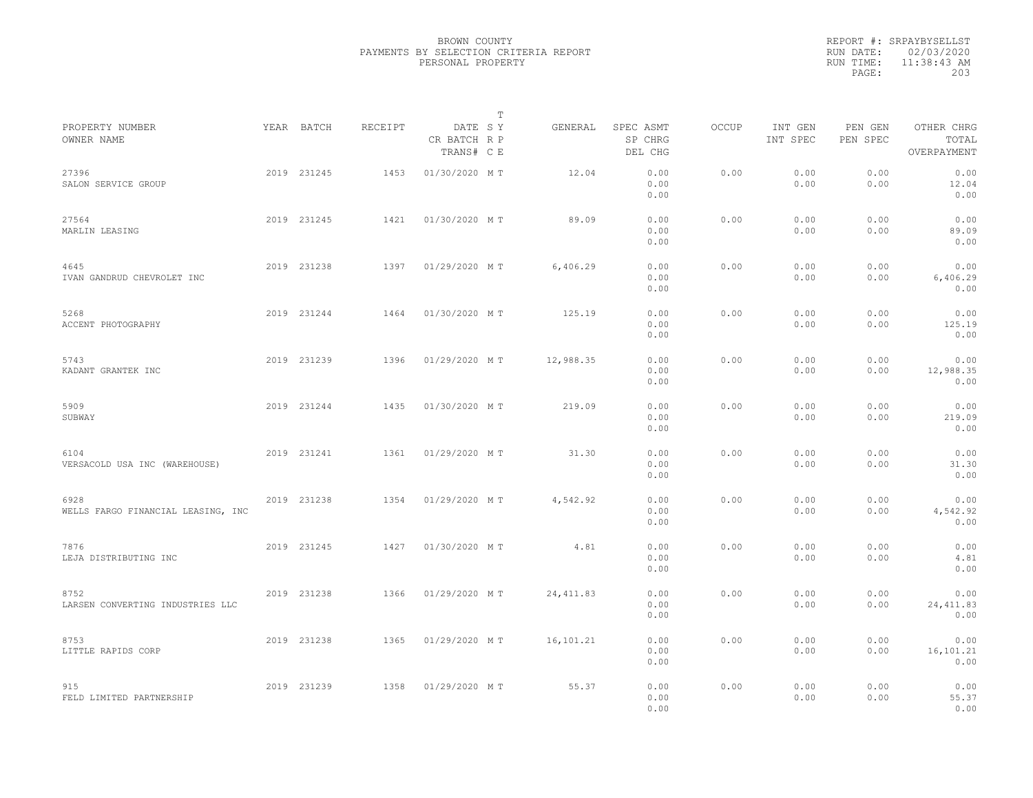BROWN COUNTY
PAYMENTS BY SELECTION CRITERIA REPORT
PERSONAL PROPERTY

REPORT #: SRPAYBYSELLST
RUN DATE: 02/03/2020
RUN TIME: 11:38:43 AM

| PROPERTY NUMBER / OWNER NAME | YEAR | BATCH | RECEIPT | DATE / CR BATCH / TRANS# | T SY / R P / C E | GENERAL | SPEC ASMT / SP CHRG / DEL CHG | OCCUP | INT GEN / INT SPEC | PEN GEN / PEN SPEC | OTHER CHRG / TOTAL / OVERPAYMENT |
|---|---|---|---|---|---|---|---|---|---|---|---|
| 27396 SALON SERVICE GROUP | 2019 | 231245 | 1453 | 01/30/2020 | M T | 12.04 | 0.00 0.00 0.00 | 0.00 | 0.00 0.00 | 0.00 0.00 | 0.00 12.04 0.00 |
| 27564 MARLIN LEASING | 2019 | 231245 | 1421 | 01/30/2020 | M T | 89.09 | 0.00 0.00 0.00 | 0.00 | 0.00 0.00 | 0.00 0.00 | 0.00 89.09 0.00 |
| 4645 IVAN GANDRUD CHEVROLET INC | 2019 | 231238 | 1397 | 01/29/2020 | M T | 6,406.29 | 0.00 0.00 0.00 | 0.00 | 0.00 0.00 | 0.00 0.00 | 0.00 6,406.29 0.00 |
| 5268 ACCENT PHOTOGRAPHY | 2019 | 231244 | 1464 | 01/30/2020 | M T | 125.19 | 0.00 0.00 0.00 | 0.00 | 0.00 0.00 | 0.00 0.00 | 0.00 125.19 0.00 |
| 5743 KADANT GRANTEK INC | 2019 | 231239 | 1396 | 01/29/2020 | M T | 12,988.35 | 0.00 0.00 0.00 | 0.00 | 0.00 0.00 | 0.00 0.00 | 0.00 12,988.35 0.00 |
| 5909 SUBWAY | 2019 | 231244 | 1435 | 01/30/2020 | M T | 219.09 | 0.00 0.00 0.00 | 0.00 | 0.00 0.00 | 0.00 0.00 | 0.00 219.09 0.00 |
| 6104 VERSACOLD USA INC (WAREHOUSE) | 2019 | 231241 | 1361 | 01/29/2020 | M T | 31.30 | 0.00 0.00 0.00 | 0.00 | 0.00 0.00 | 0.00 0.00 | 0.00 31.30 0.00 |
| 6928 WELLS FARGO FINANCIAL LEASING, INC | 2019 | 231238 | 1354 | 01/29/2020 | M T | 4,542.92 | 0.00 0.00 0.00 | 0.00 | 0.00 0.00 | 0.00 0.00 | 0.00 4,542.92 0.00 |
| 7876 LEJA DISTRIBUTING INC | 2019 | 231245 | 1427 | 01/30/2020 | M T | 4.81 | 0.00 0.00 0.00 | 0.00 | 0.00 0.00 | 0.00 0.00 | 0.00 4.81 0.00 |
| 8752 LARSEN CONVERTING INDUSTRIES LLC | 2019 | 231238 | 1366 | 01/29/2020 | M T | 24,411.83 | 0.00 0.00 0.00 | 0.00 | 0.00 0.00 | 0.00 0.00 | 0.00 24,411.83 0.00 |
| 8753 LITTLE RAPIDS CORP | 2019 | 231238 | 1365 | 01/29/2020 | M T | 16,101.21 | 0.00 0.00 0.00 | 0.00 | 0.00 0.00 | 0.00 0.00 | 0.00 16,101.21 0.00 |
| 915 FELD LIMITED PARTNERSHIP | 2019 | 231239 | 1358 | 01/29/2020 | M T | 55.37 | 0.00 0.00 0.00 | 0.00 | 0.00 0.00 | 0.00 0.00 | 0.00 55.37 0.00 |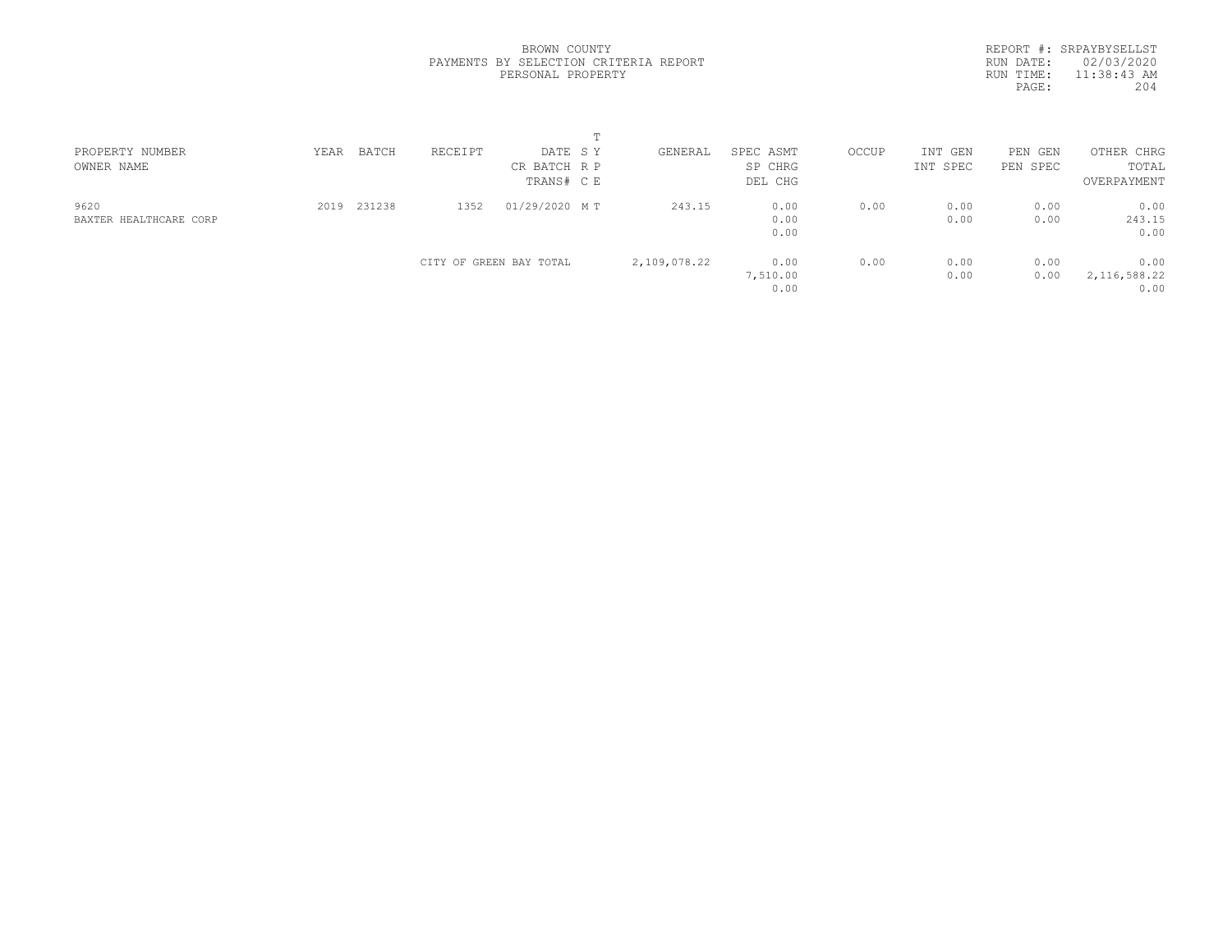BROWN COUNTY
PAYMENTS BY SELECTION CRITERIA REPORT
PERSONAL PROPERTY

REPORT #: SRPAYBYSELLST
RUN DATE: 02/03/2020
RUN TIME: 11:38:43 AM
PAGE: 204

| PROPERTY NUMBER / OWNER NAME | YEAR | BATCH | RECEIPT | DATE / CR BATCH / TRANS# | T SY / RP / CE | GENERAL | SPEC ASMT / SP CHRG / DEL CHG | OCCUP | INT GEN / INT SPEC | PEN GEN / PEN SPEC | OTHER CHRG / TOTAL / OVERPAYMENT |
|---|---|---|---|---|---|---|---|---|---|---|---|
| 9620 | 2019 | 231238 | 1352 | 01/29/2020 | M T | 243.15 | 0.00 | 0.00 | 0.00 | 0.00 | 0.00 |
| BAXTER HEALTHCARE CORP | | | | | | | 0.00 | | 0.00 | 0.00 | 243.15 |
| | | | | | | | 0.00 | | | | 0.00 |
| | | | CITY OF GREEN BAY TOTAL | | | 2,109,078.22 | 0.00 | 0.00 | 0.00 | 0.00 | 0.00 |
| | | | | | | | 7,510.00 | | 0.00 | 0.00 | 2,116,588.22 |
| | | | | | | | 0.00 | | | | 0.00 |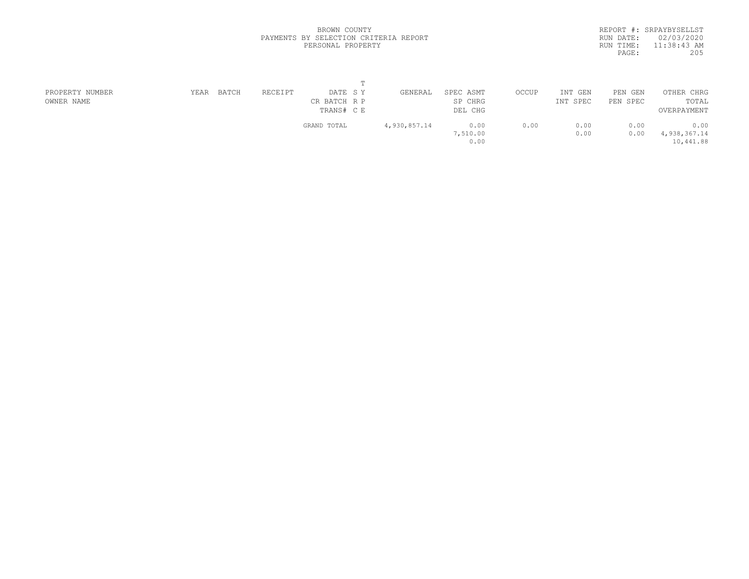BROWN COUNTY
PAYMENTS BY SELECTION CRITERIA REPORT
PERSONAL PROPERTY

REPORT #: SRPAYBYSELLST
RUN DATE: 02/03/2020
RUN TIME: 11:38:43 AM
PAGE: 205

| PROPERTY NUMBER<br>OWNER NAME | YEAR | BATCH | RECEIPT | DATE<br>CR BATCH<br>TRANS# | T<br>S Y<br>R P<br>C E | GENERAL | SPEC ASMT<br>SP CHRG<br>DEL CHG | OCCUP | INT GEN<br>INT SPEC | PEN GEN<br>PEN SPEC | OTHER CHRG<br>TOTAL<br>OVERPAYMENT |
|---|---|---|---|---|---|---|---|---|---|---|---|
| | | | | GRAND TOTAL | | 4,930,857.14 | 0.00<br>7,510.00<br>0.00 | 0.00 | 0.00<br>0.00 | 0.00<br>0.00 | 0.00<br>4,938,367.14<br>10,441.88 |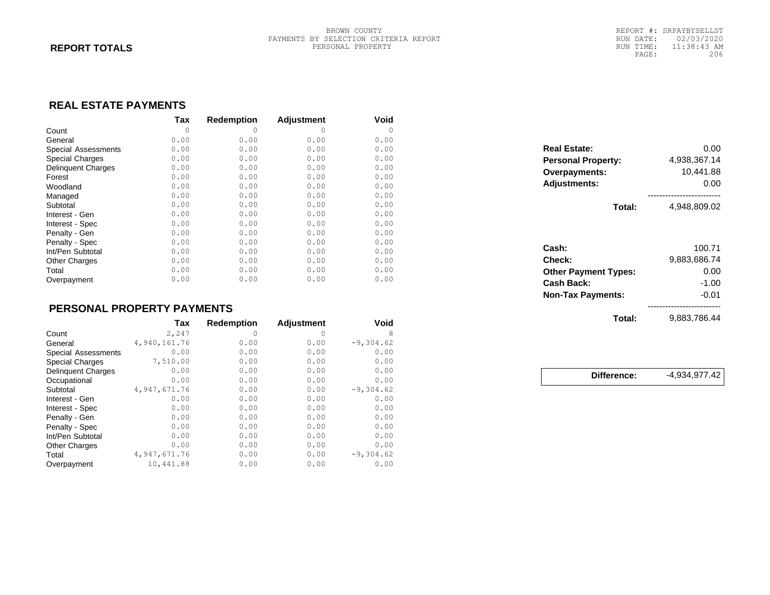BROWN COUNTY
PAYMENTS BY SELECTION CRITERIA REPORT
PERSONAL PROPERTY

REPORT #: SRPAYBYSELLST
RUN DATE: 02/03/2020
RUN TIME: 11:38:43 AM

## REPORT TOTALS

### REAL ESTATE PAYMENTS

| | Tax | Redemption | Adjustment | Void |
|---|---|---|---|---|
| Count | 0 | 0 | 0 | 0 |
| General | 0.00 | 0.00 | 0.00 | 0.00 |
| Special Assessments | 0.00 | 0.00 | 0.00 | 0.00 |
| Special Charges | 0.00 | 0.00 | 0.00 | 0.00 |
| Delinquent Charges | 0.00 | 0.00 | 0.00 | 0.00 |
| Forest | 0.00 | 0.00 | 0.00 | 0.00 |
| Woodland | 0.00 | 0.00 | 0.00 | 0.00 |
| Managed | 0.00 | 0.00 | 0.00 | 0.00 |
| Subtotal | 0.00 | 0.00 | 0.00 | 0.00 |
| Interest - Gen | 0.00 | 0.00 | 0.00 | 0.00 |
| Interest - Spec | 0.00 | 0.00 | 0.00 | 0.00 |
| Penalty - Gen | 0.00 | 0.00 | 0.00 | 0.00 |
| Penalty - Spec | 0.00 | 0.00 | 0.00 | 0.00 |
| Int/Pen Subtotal | 0.00 | 0.00 | 0.00 | 0.00 |
| Other Charges | 0.00 | 0.00 | 0.00 | 0.00 |
| Total | 0.00 | 0.00 | 0.00 | 0.00 |
| Overpayment | 0.00 | 0.00 | 0.00 | 0.00 |

### PERSONAL PROPERTY PAYMENTS

| | Tax | Redemption | Adjustment | Void |
|---|---|---|---|---|
| Count | 2,247 | 0 | 0 | 8 |
| General | 4,940,161.76 | 0.00 | 0.00 | -9,304.62 |
| Special Assessments | 0.00 | 0.00 | 0.00 | 0.00 |
| Special Charges | 7,510.00 | 0.00 | 0.00 | 0.00 |
| Delinquent Charges | 0.00 | 0.00 | 0.00 | 0.00 |
| Occupational | 0.00 | 0.00 | 0.00 | 0.00 |
| Subtotal | 4,947,671.76 | 0.00 | 0.00 | -9,304.62 |
| Interest - Gen | 0.00 | 0.00 | 0.00 | 0.00 |
| Interest - Spec | 0.00 | 0.00 | 0.00 | 0.00 |
| Penalty - Gen | 0.00 | 0.00 | 0.00 | 0.00 |
| Penalty - Spec | 0.00 | 0.00 | 0.00 | 0.00 |
| Int/Pen Subtotal | 0.00 | 0.00 | 0.00 | 0.00 |
| Other Charges | 0.00 | 0.00 | 0.00 | 0.00 |
| Total | 4,947,671.76 | 0.00 | 0.00 | -9,304.62 |
| Overpayment | 10,441.88 | 0.00 | 0.00 | 0.00 |

| | |
|---|---|
| **Real Estate:** | 0.00 |
| **Personal Property:** | 4,938,367.14 |
| **Overpayments:** | 10,441.88 |
| **Adjustments:** | 0.00 |
| **Total:** | 4,948,809.02 |

| | |
|---|---|
| **Cash:** | 100.71 |
| **Check:** | 9,883,686.74 |
| **Other Payment Types:** | 0.00 |
| **Cash Back:** | -1.00 |
| **Non-Tax Payments:** | -0.01 |
| **Total:** | 9,883,786.44 |

| | |
|---|---|
| **Difference:** | -4,934,977.42 |